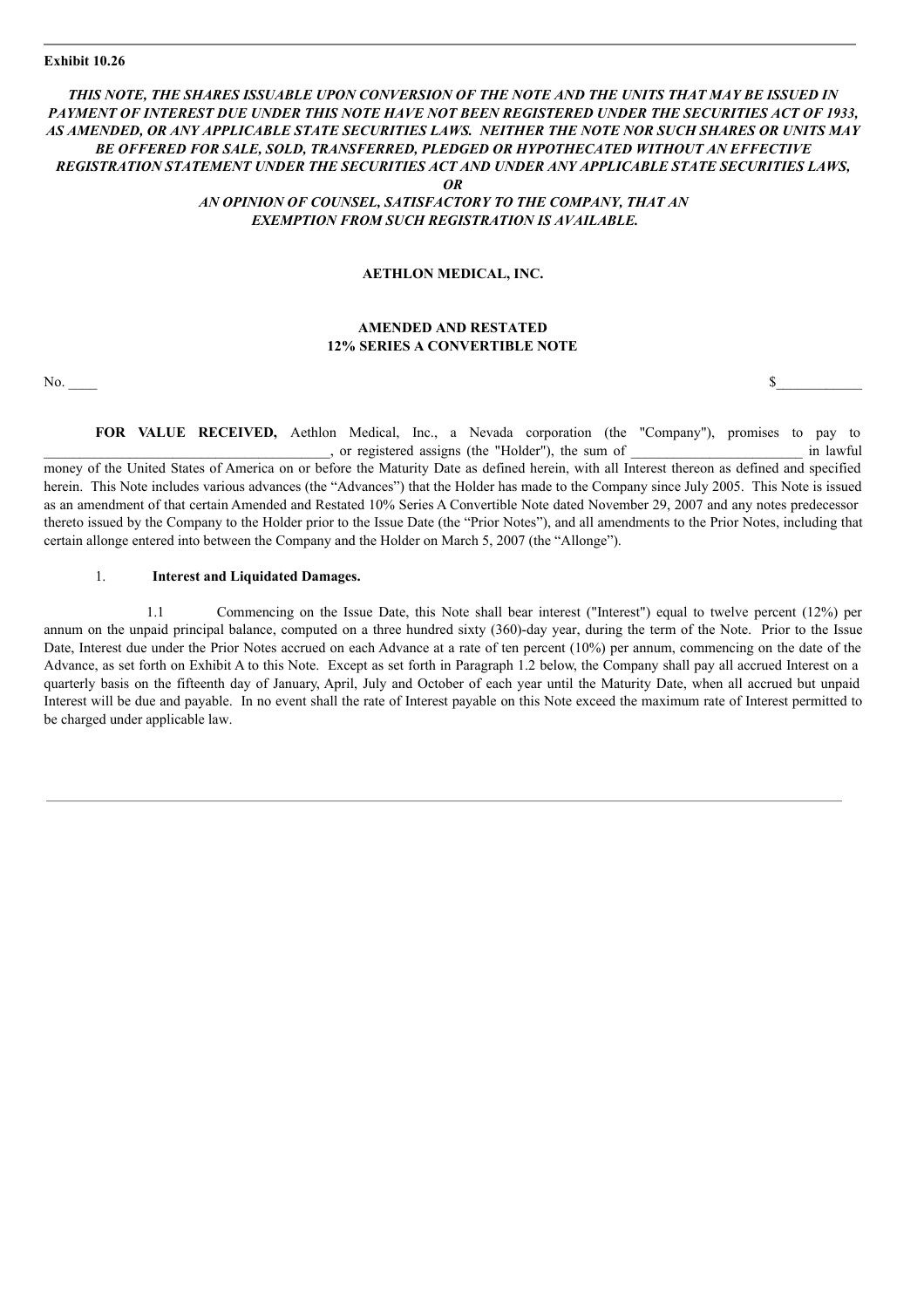Exhibit 10.26

***THIS NOTE, THE SHARES ISSUABLE UPON CONVERSION OF THE NOTE AND THE UNITS THAT MAY BE ISSUED IN PAYMENT OF INTEREST DUE UNDER THIS NOTE HAVE NOT BEEN REGISTERED UNDER THE SECURITIES ACT OF 1933, AS AMENDED, OR ANY APPLICABLE STATE SECURITIES LAWS. NEITHER THE NOTE NOR SUCH SHARES OR UNITS MAY BE OFFERED FOR SALE, SOLD, TRANSFERRED, PLEDGED OR HYPOTHECATED WITHOUT AN EFFECTIVE REGISTRATION STATEMENT UNDER THE SECURITIES ACT AND UNDER ANY APPLICABLE STATE SECURITIES LAWS, OR AN OPINION OF COUNSEL, SATISFACTORY TO THE COMPANY, THAT AN EXEMPTION FROM SUCH REGISTRATION IS AVAILABLE.***

**AETHLON MEDICAL, INC.**

**AMENDED AND RESTATED**
**12% SERIES A CONVERTIBLE NOTE**

No. ____ $____________

**FOR VALUE RECEIVED,** Aethlon Medical, Inc., a Nevada corporation (the "Company"), promises to pay to ________________________________________, or registered assigns (the "Holder"), the sum of ________________________ in lawful money of the United States of America on or before the Maturity Date as defined herein, with all Interest thereon as defined and specified herein. This Note includes various advances (the "Advances") that the Holder has made to the Company since July 2005. This Note is issued as an amendment of that certain Amended and Restated 10% Series A Convertible Note dated November 29, 2007 and any notes predecessor thereto issued by the Company to the Holder prior to the Issue Date (the "Prior Notes"), and all amendments to the Prior Notes, including that certain allonge entered into between the Company and the Holder on March 5, 2007 (the "Allonge").

1. **Interest and Liquidated Damages.**

1.1 Commencing on the Issue Date, this Note shall bear interest ("Interest") equal to twelve percent (12%) per annum on the unpaid principal balance, computed on a three hundred sixty (360)-day year, during the term of the Note. Prior to the Issue Date, Interest due under the Prior Notes accrued on each Advance at a rate of ten percent (10%) per annum, commencing on the date of the Advance, as set forth on Exhibit A to this Note. Except as set forth in Paragraph 1.2 below, the Company shall pay all accrued Interest on a quarterly basis on the fifteenth day of January, April, July and October of each year until the Maturity Date, when all accrued but unpaid Interest will be due and payable. In no event shall the rate of Interest payable on this Note exceed the maximum rate of Interest permitted to be charged under applicable law.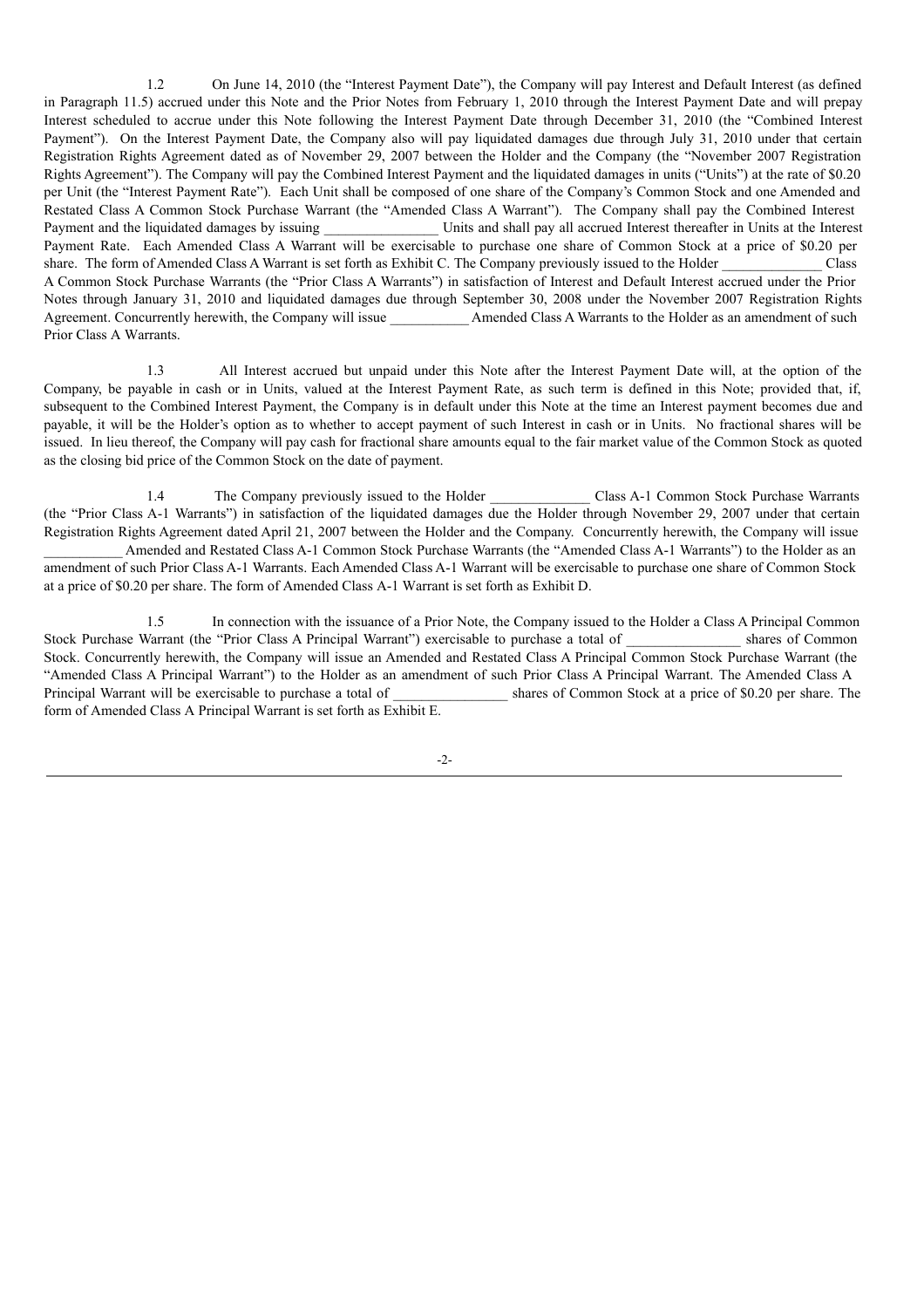1.2 On June 14, 2010 (the "Interest Payment Date"), the Company will pay Interest and Default Interest (as defined in Paragraph 11.5) accrued under this Note and the Prior Notes from February 1, 2010 through the Interest Payment Date and will prepay Interest scheduled to accrue under this Note following the Interest Payment Date through December 31, 2010 (the "Combined Interest Payment"). On the Interest Payment Date, the Company also will pay liquidated damages due through July 31, 2010 under that certain Registration Rights Agreement dated as of November 29, 2007 between the Holder and the Company (the "November 2007 Registration Rights Agreement"). The Company will pay the Combined Interest Payment and the liquidated damages in units ("Units") at the rate of $0.20 per Unit (the "Interest Payment Rate"). Each Unit shall be composed of one share of the Company's Common Stock and one Amended and Restated Class A Common Stock Purchase Warrant (the "Amended Class A Warrant"). The Company shall pay the Combined Interest Payment and the liquidated damages by issuing ________________ Units and shall pay all accrued Interest thereafter in Units at the Interest Payment Rate. Each Amended Class A Warrant will be exercisable to purchase one share of Common Stock at a price of $0.20 per share. The form of Amended Class A Warrant is set forth as Exhibit C. The Company previously issued to the Holder ______________ Class A Common Stock Purchase Warrants (the "Prior Class A Warrants") in satisfaction of Interest and Default Interest accrued under the Prior Notes through January 31, 2010 and liquidated damages due through September 30, 2008 under the November 2007 Registration Rights Agreement. Concurrently herewith, the Company will issue ___________ Amended Class A Warrants to the Holder as an amendment of such Prior Class A Warrants.

1.3 All Interest accrued but unpaid under this Note after the Interest Payment Date will, at the option of the Company, be payable in cash or in Units, valued at the Interest Payment Rate, as such term is defined in this Note; provided that, if, subsequent to the Combined Interest Payment, the Company is in default under this Note at the time an Interest payment becomes due and payable, it will be the Holder's option as to whether to accept payment of such Interest in cash or in Units. No fractional shares will be issued. In lieu thereof, the Company will pay cash for fractional share amounts equal to the fair market value of the Common Stock as quoted as the closing bid price of the Common Stock on the date of payment.

1.4 The Company previously issued to the Holder ______________ Class A-1 Common Stock Purchase Warrants (the "Prior Class A-1 Warrants") in satisfaction of the liquidated damages due the Holder through November 29, 2007 under that certain Registration Rights Agreement dated April 21, 2007 between the Holder and the Company. Concurrently herewith, the Company will issue ___________ Amended and Restated Class A-1 Common Stock Purchase Warrants (the "Amended Class A-1 Warrants") to the Holder as an amendment of such Prior Class A-1 Warrants. Each Amended Class A-1 Warrant will be exercisable to purchase one share of Common Stock at a price of $0.20 per share. The form of Amended Class A-1 Warrant is set forth as Exhibit D.

1.5 In connection with the issuance of a Prior Note, the Company issued to the Holder a Class A Principal Common Stock Purchase Warrant (the "Prior Class A Principal Warrant") exercisable to purchase a total of ________________ shares of Common Stock. Concurrently herewith, the Company will issue an Amended and Restated Class A Principal Common Stock Purchase Warrant (the "Amended Class A Principal Warrant") to the Holder as an amendment of such Prior Class A Principal Warrant. The Amended Class A Principal Warrant will be exercisable to purchase a total of ________________ shares of Common Stock at a price of $0.20 per share. The form of Amended Class A Principal Warrant is set forth as Exhibit E.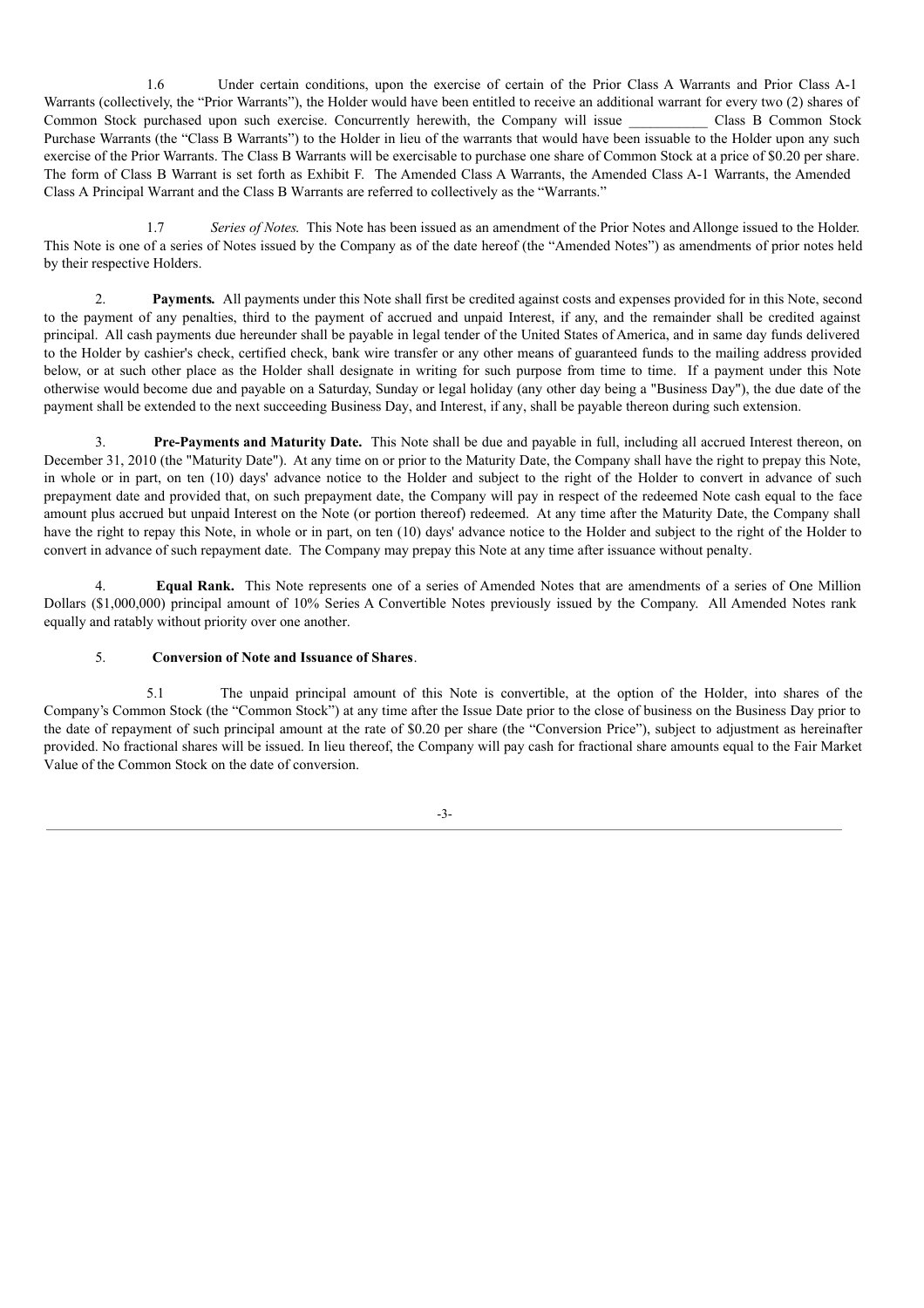1.6 Under certain conditions, upon the exercise of certain of the Prior Class A Warrants and Prior Class A-1 Warrants (collectively, the "Prior Warrants"), the Holder would have been entitled to receive an additional warrant for every two (2) shares of Common Stock purchased upon such exercise. Concurrently herewith, the Company will issue ___________ Class B Common Stock Purchase Warrants (the "Class B Warrants") to the Holder in lieu of the warrants that would have been issuable to the Holder upon any such exercise of the Prior Warrants. The Class B Warrants will be exercisable to purchase one share of Common Stock at a price of $0.20 per share. The form of Class B Warrant is set forth as Exhibit F. The Amended Class A Warrants, the Amended Class A-1 Warrants, the Amended Class A Principal Warrant and the Class B Warrants are referred to collectively as the "Warrants."

1.7 *Series of Notes.* This Note has been issued as an amendment of the Prior Notes and Allonge issued to the Holder. This Note is one of a series of Notes issued by the Company as of the date hereof (the "Amended Notes") as amendments of prior notes held by their respective Holders.

2. **Payments.** All payments under this Note shall first be credited against costs and expenses provided for in this Note, second to the payment of any penalties, third to the payment of accrued and unpaid Interest, if any, and the remainder shall be credited against principal. All cash payments due hereunder shall be payable in legal tender of the United States of America, and in same day funds delivered to the Holder by cashier's check, certified check, bank wire transfer or any other means of guaranteed funds to the mailing address provided below, or at such other place as the Holder shall designate in writing for such purpose from time to time. If a payment under this Note otherwise would become due and payable on a Saturday, Sunday or legal holiday (any other day being a "Business Day"), the due date of the payment shall be extended to the next succeeding Business Day, and Interest, if any, shall be payable thereon during such extension.

3. **Pre-Payments and Maturity Date.** This Note shall be due and payable in full, including all accrued Interest thereon, on December 31, 2010 (the "Maturity Date"). At any time on or prior to the Maturity Date, the Company shall have the right to prepay this Note, in whole or in part, on ten (10) days' advance notice to the Holder and subject to the right of the Holder to convert in advance of such prepayment date and provided that, on such prepayment date, the Company will pay in respect of the redeemed Note cash equal to the face amount plus accrued but unpaid Interest on the Note (or portion thereof) redeemed. At any time after the Maturity Date, the Company shall have the right to repay this Note, in whole or in part, on ten (10) days' advance notice to the Holder and subject to the right of the Holder to convert in advance of such repayment date. The Company may prepay this Note at any time after issuance without penalty.

4. **Equal Rank.** This Note represents one of a series of Amended Notes that are amendments of a series of One Million Dollars ($1,000,000) principal amount of 10% Series A Convertible Notes previously issued by the Company. All Amended Notes rank equally and ratably without priority over one another.

5. **Conversion of Note and Issuance of Shares**.

5.1 The unpaid principal amount of this Note is convertible, at the option of the Holder, into shares of the Company's Common Stock (the "Common Stock") at any time after the Issue Date prior to the close of business on the Business Day prior to the date of repayment of such principal amount at the rate of $0.20 per share (the "Conversion Price"), subject to adjustment as hereinafter provided. No fractional shares will be issued. In lieu thereof, the Company will pay cash for fractional share amounts equal to the Fair Market Value of the Common Stock on the date of conversion.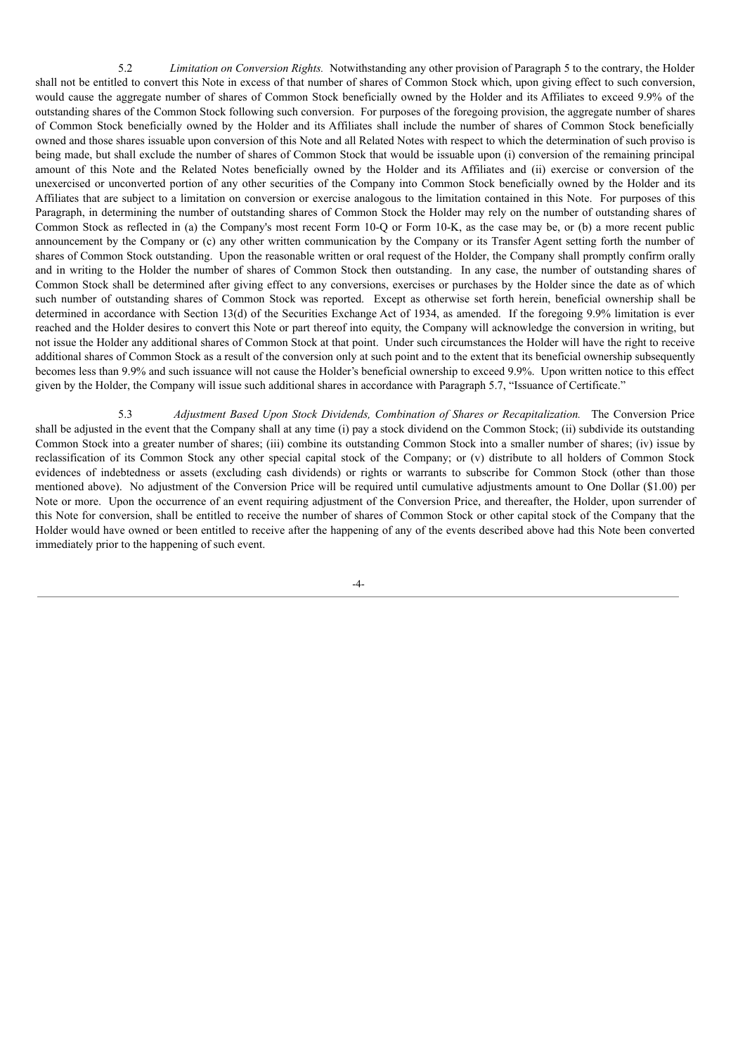5.2 *Limitation on Conversion Rights.* Notwithstanding any other provision of Paragraph 5 to the contrary, the Holder shall not be entitled to convert this Note in excess of that number of shares of Common Stock which, upon giving effect to such conversion, would cause the aggregate number of shares of Common Stock beneficially owned by the Holder and its Affiliates to exceed 9.9% of the outstanding shares of the Common Stock following such conversion. For purposes of the foregoing provision, the aggregate number of shares of Common Stock beneficially owned by the Holder and its Affiliates shall include the number of shares of Common Stock beneficially owned and those shares issuable upon conversion of this Note and all Related Notes with respect to which the determination of such proviso is being made, but shall exclude the number of shares of Common Stock that would be issuable upon (i) conversion of the remaining principal amount of this Note and the Related Notes beneficially owned by the Holder and its Affiliates and (ii) exercise or conversion of the unexercised or unconverted portion of any other securities of the Company into Common Stock beneficially owned by the Holder and its Affiliates that are subject to a limitation on conversion or exercise analogous to the limitation contained in this Note. For purposes of this Paragraph, in determining the number of outstanding shares of Common Stock the Holder may rely on the number of outstanding shares of Common Stock as reflected in (a) the Company's most recent Form 10-Q or Form 10-K, as the case may be, or (b) a more recent public announcement by the Company or (c) any other written communication by the Company or its Transfer Agent setting forth the number of shares of Common Stock outstanding. Upon the reasonable written or oral request of the Holder, the Company shall promptly confirm orally and in writing to the Holder the number of shares of Common Stock then outstanding. In any case, the number of outstanding shares of Common Stock shall be determined after giving effect to any conversions, exercises or purchases by the Holder since the date as of which such number of outstanding shares of Common Stock was reported. Except as otherwise set forth herein, beneficial ownership shall be determined in accordance with Section 13(d) of the Securities Exchange Act of 1934, as amended. If the foregoing 9.9% limitation is ever reached and the Holder desires to convert this Note or part thereof into equity, the Company will acknowledge the conversion in writing, but not issue the Holder any additional shares of Common Stock at that point. Under such circumstances the Holder will have the right to receive additional shares of Common Stock as a result of the conversion only at such point and to the extent that its beneficial ownership subsequently becomes less than 9.9% and such issuance will not cause the Holder's beneficial ownership to exceed 9.9%. Upon written notice to this effect given by the Holder, the Company will issue such additional shares in accordance with Paragraph 5.7, "Issuance of Certificate."

5.3 *Adjustment Based Upon Stock Dividends, Combination of Shares or Recapitalization.* The Conversion Price shall be adjusted in the event that the Company shall at any time (i) pay a stock dividend on the Common Stock; (ii) subdivide its outstanding Common Stock into a greater number of shares; (iii) combine its outstanding Common Stock into a smaller number of shares; (iv) issue by reclassification of its Common Stock any other special capital stock of the Company; or (v) distribute to all holders of Common Stock evidences of indebtedness or assets (excluding cash dividends) or rights or warrants to subscribe for Common Stock (other than those mentioned above). No adjustment of the Conversion Price will be required until cumulative adjustments amount to One Dollar ($1.00) per Note or more. Upon the occurrence of an event requiring adjustment of the Conversion Price, and thereafter, the Holder, upon surrender of this Note for conversion, shall be entitled to receive the number of shares of Common Stock or other capital stock of the Company that the Holder would have owned or been entitled to receive after the happening of any of the events described above had this Note been converted immediately prior to the happening of such event.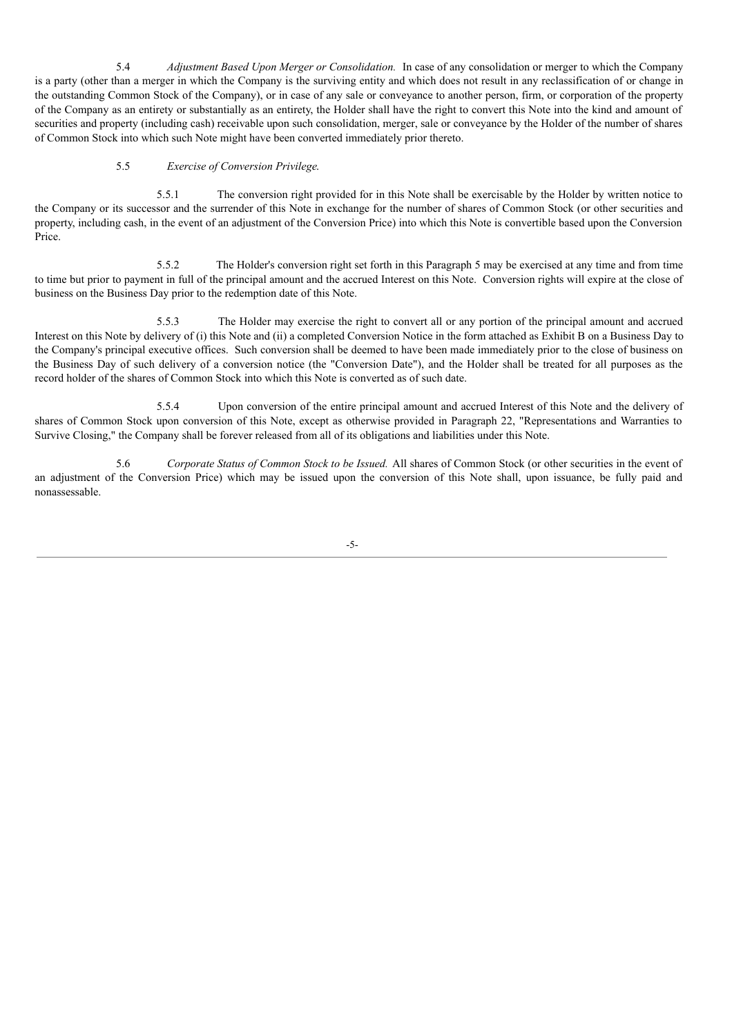5.4 *Adjustment Based Upon Merger or Consolidation.* In case of any consolidation or merger to which the Company is a party (other than a merger in which the Company is the surviving entity and which does not result in any reclassification of or change in the outstanding Common Stock of the Company), or in case of any sale or conveyance to another person, firm, or corporation of the property of the Company as an entirety or substantially as an entirety, the Holder shall have the right to convert this Note into the kind and amount of securities and property (including cash) receivable upon such consolidation, merger, sale or conveyance by the Holder of the number of shares of Common Stock into which such Note might have been converted immediately prior thereto.

5.5 *Exercise of Conversion Privilege.*

5.5.1 The conversion right provided for in this Note shall be exercisable by the Holder by written notice to the Company or its successor and the surrender of this Note in exchange for the number of shares of Common Stock (or other securities and property, including cash, in the event of an adjustment of the Conversion Price) into which this Note is convertible based upon the Conversion Price.

5.5.2 The Holder's conversion right set forth in this Paragraph 5 may be exercised at any time and from time to time but prior to payment in full of the principal amount and the accrued Interest on this Note. Conversion rights will expire at the close of business on the Business Day prior to the redemption date of this Note.

5.5.3 The Holder may exercise the right to convert all or any portion of the principal amount and accrued Interest on this Note by delivery of (i) this Note and (ii) a completed Conversion Notice in the form attached as Exhibit B on a Business Day to the Company's principal executive offices. Such conversion shall be deemed to have been made immediately prior to the close of business on the Business Day of such delivery of a conversion notice (the "Conversion Date"), and the Holder shall be treated for all purposes as the record holder of the shares of Common Stock into which this Note is converted as of such date.

5.5.4 Upon conversion of the entire principal amount and accrued Interest of this Note and the delivery of shares of Common Stock upon conversion of this Note, except as otherwise provided in Paragraph 22, "Representations and Warranties to Survive Closing," the Company shall be forever released from all of its obligations and liabilities under this Note.

5.6 *Corporate Status of Common Stock to be Issued.* All shares of Common Stock (or other securities in the event of an adjustment of the Conversion Price) which may be issued upon the conversion of this Note shall, upon issuance, be fully paid and nonassessable.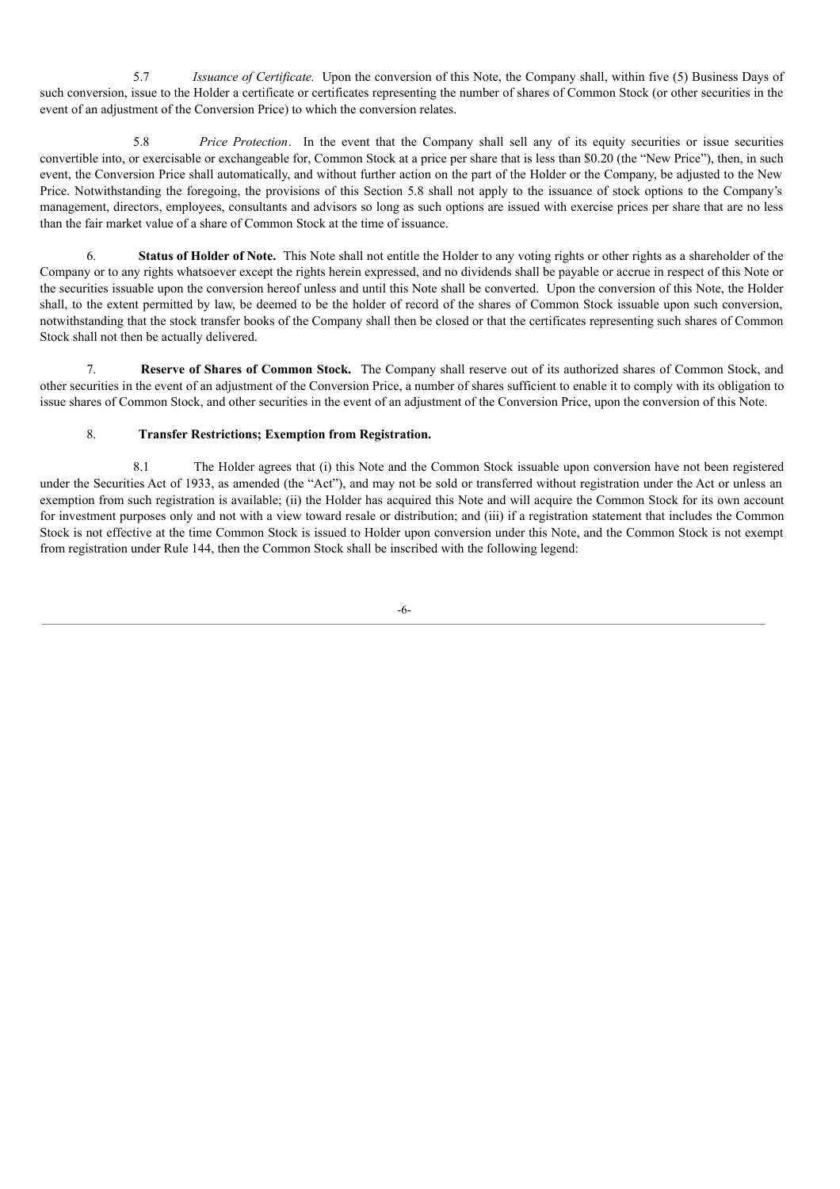5.7 *Issuance of Certificate.* Upon the conversion of this Note, the Company shall, within five (5) Business Days of such conversion, issue to the Holder a certificate or certificates representing the number of shares of Common Stock (or other securities in the event of an adjustment of the Conversion Price) to which the conversion relates.

5.8 *Price Protection*. In the event that the Company shall sell any of its equity securities or issue securities convertible into, or exercisable or exchangeable for, Common Stock at a price per share that is less than $0.20 (the "New Price"), then, in such event, the Conversion Price shall automatically, and without further action on the part of the Holder or the Company, be adjusted to the New Price. Notwithstanding the foregoing, the provisions of this Section 5.8 shall not apply to the issuance of stock options to the Company's management, directors, employees, consultants and advisors so long as such options are issued with exercise prices per share that are no less than the fair market value of a share of Common Stock at the time of issuance.

6. **Status of Holder of Note.** This Note shall not entitle the Holder to any voting rights or other rights as a shareholder of the Company or to any rights whatsoever except the rights herein expressed, and no dividends shall be payable or accrue in respect of this Note or the securities issuable upon the conversion hereof unless and until this Note shall be converted. Upon the conversion of this Note, the Holder shall, to the extent permitted by law, be deemed to be the holder of record of the shares of Common Stock issuable upon such conversion, notwithstanding that the stock transfer books of the Company shall then be closed or that the certificates representing such shares of Common Stock shall not then be actually delivered.

7. **Reserve of Shares of Common Stock.** The Company shall reserve out of its authorized shares of Common Stock, and other securities in the event of an adjustment of the Conversion Price, a number of shares sufficient to enable it to comply with its obligation to issue shares of Common Stock, and other securities in the event of an adjustment of the Conversion Price, upon the conversion of this Note.

8. **Transfer Restrictions; Exemption from Registration.**

8.1 The Holder agrees that (i) this Note and the Common Stock issuable upon conversion have not been registered under the Securities Act of 1933, as amended (the "Act"), and may not be sold or transferred without registration under the Act or unless an exemption from such registration is available; (ii) the Holder has acquired this Note and will acquire the Common Stock for its own account for investment purposes only and not with a view toward resale or distribution; and (iii) if a registration statement that includes the Common Stock is not effective at the time Common Stock is issued to Holder upon conversion under this Note, and the Common Stock is not exempt from registration under Rule 144, then the Common Stock shall be inscribed with the following legend: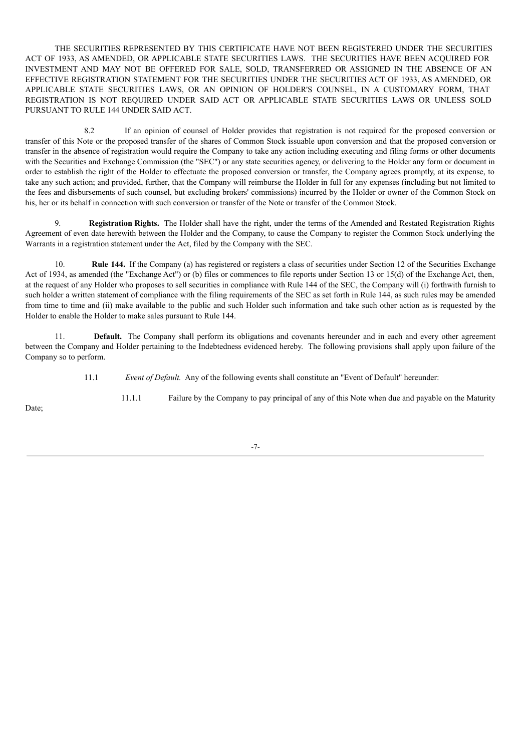THE SECURITIES REPRESENTED BY THIS CERTIFICATE HAVE NOT BEEN REGISTERED UNDER THE SECURITIES ACT OF 1933, AS AMENDED, OR APPLICABLE STATE SECURITIES LAWS. THE SECURITIES HAVE BEEN ACQUIRED FOR INVESTMENT AND MAY NOT BE OFFERED FOR SALE, SOLD, TRANSFERRED OR ASSIGNED IN THE ABSENCE OF AN EFFECTIVE REGISTRATION STATEMENT FOR THE SECURITIES UNDER THE SECURITIES ACT OF 1933, AS AMENDED, OR APPLICABLE STATE SECURITIES LAWS, OR AN OPINION OF HOLDER'S COUNSEL, IN A CUSTOMARY FORM, THAT REGISTRATION IS NOT REQUIRED UNDER SAID ACT OR APPLICABLE STATE SECURITIES LAWS OR UNLESS SOLD PURSUANT TO RULE 144 UNDER SAID ACT.

8.2 If an opinion of counsel of Holder provides that registration is not required for the proposed conversion or transfer of this Note or the proposed transfer of the shares of Common Stock issuable upon conversion and that the proposed conversion or transfer in the absence of registration would require the Company to take any action including executing and filing forms or other documents with the Securities and Exchange Commission (the "SEC") or any state securities agency, or delivering to the Holder any form or document in order to establish the right of the Holder to effectuate the proposed conversion or transfer, the Company agrees promptly, at its expense, to take any such action; and provided, further, that the Company will reimburse the Holder in full for any expenses (including but not limited to the fees and disbursements of such counsel, but excluding brokers' commissions) incurred by the Holder or owner of the Common Stock on his, her or its behalf in connection with such conversion or transfer of the Note or transfer of the Common Stock.

9. **Registration Rights.** The Holder shall have the right, under the terms of the Amended and Restated Registration Rights Agreement of even date herewith between the Holder and the Company, to cause the Company to register the Common Stock underlying the Warrants in a registration statement under the Act, filed by the Company with the SEC.

10. **Rule 144.** If the Company (a) has registered or registers a class of securities under Section 12 of the Securities Exchange Act of 1934, as amended (the "Exchange Act") or (b) files or commences to file reports under Section 13 or 15(d) of the Exchange Act, then, at the request of any Holder who proposes to sell securities in compliance with Rule 144 of the SEC, the Company will (i) forthwith furnish to such holder a written statement of compliance with the filing requirements of the SEC as set forth in Rule 144, as such rules may be amended from time to time and (ii) make available to the public and such Holder such information and take such other action as is requested by the Holder to enable the Holder to make sales pursuant to Rule 144.

11. **Default.** The Company shall perform its obligations and covenants hereunder and in each and every other agreement between the Company and Holder pertaining to the Indebtedness evidenced hereby. The following provisions shall apply upon failure of the Company so to perform.

11.1 *Event of Default.* Any of the following events shall constitute an "Event of Default" hereunder:

11.1.1 Failure by the Company to pay principal of any of this Note when due and payable on the Maturity Date;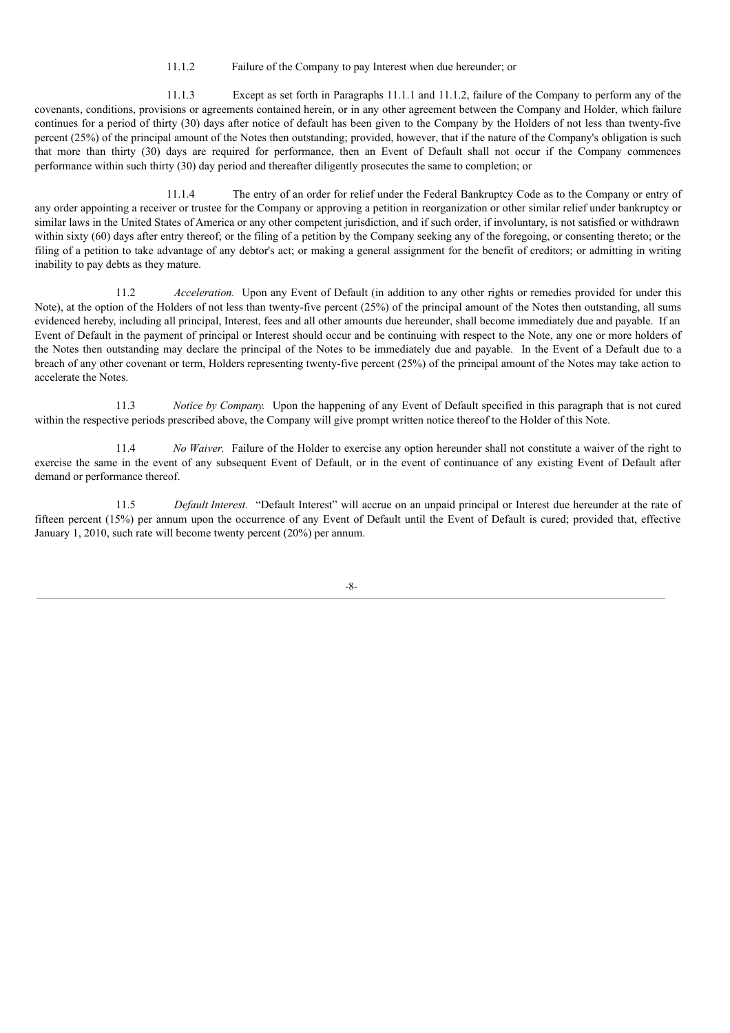11.1.2 Failure of the Company to pay Interest when due hereunder; or

11.1.3 Except as set forth in Paragraphs 11.1.1 and 11.1.2, failure of the Company to perform any of the covenants, conditions, provisions or agreements contained herein, or in any other agreement between the Company and Holder, which failure continues for a period of thirty (30) days after notice of default has been given to the Company by the Holders of not less than twenty-five percent (25%) of the principal amount of the Notes then outstanding; provided, however, that if the nature of the Company's obligation is such that more than thirty (30) days are required for performance, then an Event of Default shall not occur if the Company commences performance within such thirty (30) day period and thereafter diligently prosecutes the same to completion; or

11.1.4 The entry of an order for relief under the Federal Bankruptcy Code as to the Company or entry of any order appointing a receiver or trustee for the Company or approving a petition in reorganization or other similar relief under bankruptcy or similar laws in the United States of America or any other competent jurisdiction, and if such order, if involuntary, is not satisfied or withdrawn within sixty (60) days after entry thereof; or the filing of a petition by the Company seeking any of the foregoing, or consenting thereto; or the filing of a petition to take advantage of any debtor's act; or making a general assignment for the benefit of creditors; or admitting in writing inability to pay debts as they mature.

11.2 *Acceleration.* Upon any Event of Default (in addition to any other rights or remedies provided for under this Note), at the option of the Holders of not less than twenty-five percent (25%) of the principal amount of the Notes then outstanding, all sums evidenced hereby, including all principal, Interest, fees and all other amounts due hereunder, shall become immediately due and payable. If an Event of Default in the payment of principal or Interest should occur and be continuing with respect to the Note, any one or more holders of the Notes then outstanding may declare the principal of the Notes to be immediately due and payable. In the Event of a Default due to a breach of any other covenant or term, Holders representing twenty-five percent (25%) of the principal amount of the Notes may take action to accelerate the Notes.

11.3 *Notice by Company.* Upon the happening of any Event of Default specified in this paragraph that is not cured within the respective periods prescribed above, the Company will give prompt written notice thereof to the Holder of this Note.

11.4 *No Waiver.* Failure of the Holder to exercise any option hereunder shall not constitute a waiver of the right to exercise the same in the event of any subsequent Event of Default, or in the event of continuance of any existing Event of Default after demand or performance thereof.

11.5 *Default Interest.* "Default Interest" will accrue on an unpaid principal or Interest due hereunder at the rate of fifteen percent (15%) per annum upon the occurrence of any Event of Default until the Event of Default is cured; provided that, effective January 1, 2010, such rate will become twenty percent (20%) per annum.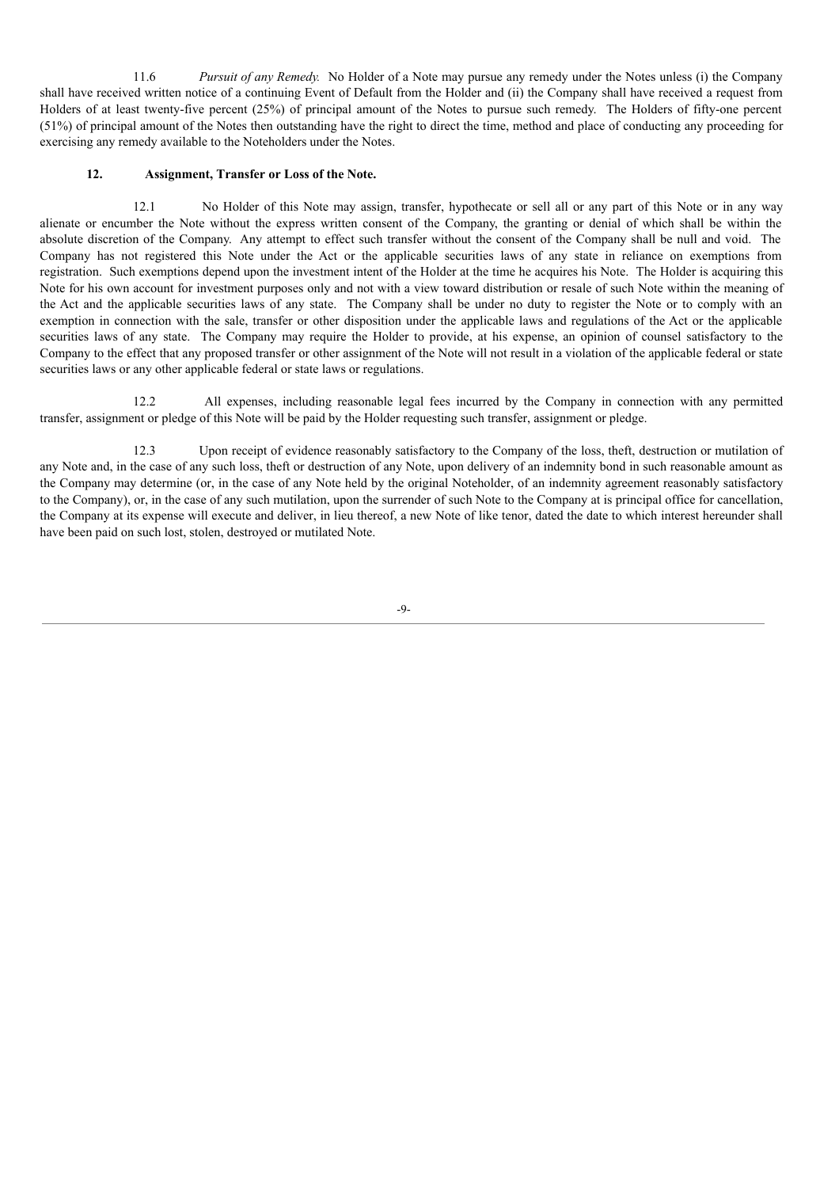11.6 *Pursuit of any Remedy.* No Holder of a Note may pursue any remedy under the Notes unless (i) the Company shall have received written notice of a continuing Event of Default from the Holder and (ii) the Company shall have received a request from Holders of at least twenty-five percent (25%) of principal amount of the Notes to pursue such remedy. The Holders of fifty-one percent (51%) of principal amount of the Notes then outstanding have the right to direct the time, method and place of conducting any proceeding for exercising any remedy available to the Noteholders under the Notes.

**12. Assignment, Transfer or Loss of the Note.**

12.1 No Holder of this Note may assign, transfer, hypothecate or sell all or any part of this Note or in any way alienate or encumber the Note without the express written consent of the Company, the granting or denial of which shall be within the absolute discretion of the Company. Any attempt to effect such transfer without the consent of the Company shall be null and void. The Company has not registered this Note under the Act or the applicable securities laws of any state in reliance on exemptions from registration. Such exemptions depend upon the investment intent of the Holder at the time he acquires his Note. The Holder is acquiring this Note for his own account for investment purposes only and not with a view toward distribution or resale of such Note within the meaning of the Act and the applicable securities laws of any state. The Company shall be under no duty to register the Note or to comply with an exemption in connection with the sale, transfer or other disposition under the applicable laws and regulations of the Act or the applicable securities laws of any state. The Company may require the Holder to provide, at his expense, an opinion of counsel satisfactory to the Company to the effect that any proposed transfer or other assignment of the Note will not result in a violation of the applicable federal or state securities laws or any other applicable federal or state laws or regulations.

12.2 All expenses, including reasonable legal fees incurred by the Company in connection with any permitted transfer, assignment or pledge of this Note will be paid by the Holder requesting such transfer, assignment or pledge.

12.3 Upon receipt of evidence reasonably satisfactory to the Company of the loss, theft, destruction or mutilation of any Note and, in the case of any such loss, theft or destruction of any Note, upon delivery of an indemnity bond in such reasonable amount as the Company may determine (or, in the case of any Note held by the original Noteholder, of an indemnity agreement reasonably satisfactory to the Company), or, in the case of any such mutilation, upon the surrender of such Note to the Company at is principal office for cancellation, the Company at its expense will execute and deliver, in lieu thereof, a new Note of like tenor, dated the date to which interest hereunder shall have been paid on such lost, stolen, destroyed or mutilated Note.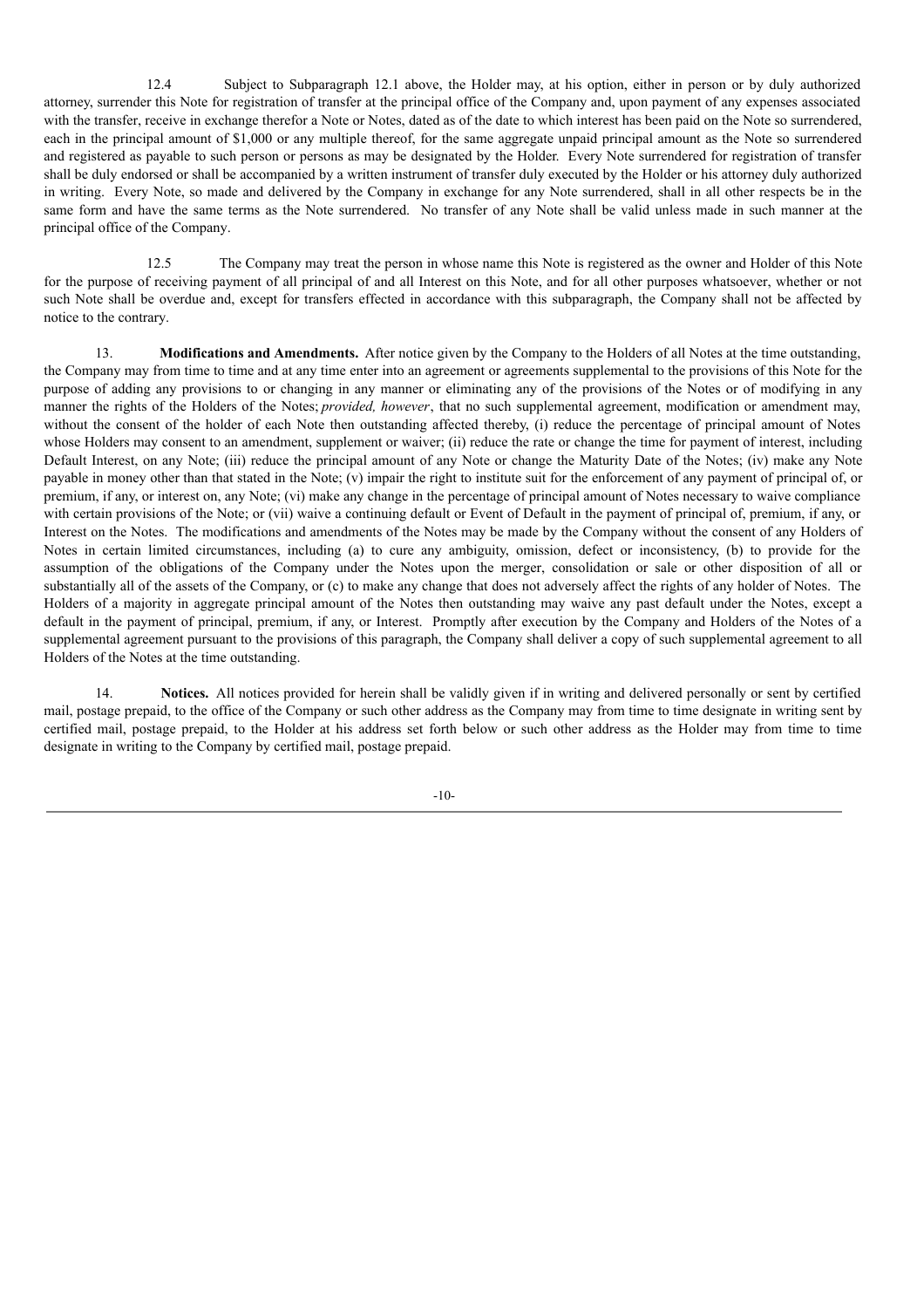12.4 Subject to Subparagraph 12.1 above, the Holder may, at his option, either in person or by duly authorized attorney, surrender this Note for registration of transfer at the principal office of the Company and, upon payment of any expenses associated with the transfer, receive in exchange therefor a Note or Notes, dated as of the date to which interest has been paid on the Note so surrendered, each in the principal amount of $1,000 or any multiple thereof, for the same aggregate unpaid principal amount as the Note so surrendered and registered as payable to such person or persons as may be designated by the Holder. Every Note surrendered for registration of transfer shall be duly endorsed or shall be accompanied by a written instrument of transfer duly executed by the Holder or his attorney duly authorized in writing. Every Note, so made and delivered by the Company in exchange for any Note surrendered, shall in all other respects be in the same form and have the same terms as the Note surrendered. No transfer of any Note shall be valid unless made in such manner at the principal office of the Company.

12.5 The Company may treat the person in whose name this Note is registered as the owner and Holder of this Note for the purpose of receiving payment of all principal of and all Interest on this Note, and for all other purposes whatsoever, whether or not such Note shall be overdue and, except for transfers effected in accordance with this subparagraph, the Company shall not be affected by notice to the contrary.

13. **Modifications and Amendments.** After notice given by the Company to the Holders of all Notes at the time outstanding, the Company may from time to time and at any time enter into an agreement or agreements supplemental to the provisions of this Note for the purpose of adding any provisions to or changing in any manner or eliminating any of the provisions of the Notes or of modifying in any manner the rights of the Holders of the Notes; *provided, however*, that no such supplemental agreement, modification or amendment may, without the consent of the holder of each Note then outstanding affected thereby, (i) reduce the percentage of principal amount of Notes whose Holders may consent to an amendment, supplement or waiver; (ii) reduce the rate or change the time for payment of interest, including Default Interest, on any Note; (iii) reduce the principal amount of any Note or change the Maturity Date of the Notes; (iv) make any Note payable in money other than that stated in the Note; (v) impair the right to institute suit for the enforcement of any payment of principal of, or premium, if any, or interest on, any Note; (vi) make any change in the percentage of principal amount of Notes necessary to waive compliance with certain provisions of the Note; or (vii) waive a continuing default or Event of Default in the payment of principal of, premium, if any, or Interest on the Notes. The modifications and amendments of the Notes may be made by the Company without the consent of any Holders of Notes in certain limited circumstances, including (a) to cure any ambiguity, omission, defect or inconsistency, (b) to provide for the assumption of the obligations of the Company under the Notes upon the merger, consolidation or sale or other disposition of all or substantially all of the assets of the Company, or (c) to make any change that does not adversely affect the rights of any holder of Notes. The Holders of a majority in aggregate principal amount of the Notes then outstanding may waive any past default under the Notes, except a default in the payment of principal, premium, if any, or Interest. Promptly after execution by the Company and Holders of the Notes of a supplemental agreement pursuant to the provisions of this paragraph, the Company shall deliver a copy of such supplemental agreement to all Holders of the Notes at the time outstanding.

14. **Notices.** All notices provided for herein shall be validly given if in writing and delivered personally or sent by certified mail, postage prepaid, to the office of the Company or such other address as the Company may from time to time designate in writing sent by certified mail, postage prepaid, to the Holder at his address set forth below or such other address as the Holder may from time to time designate in writing to the Company by certified mail, postage prepaid.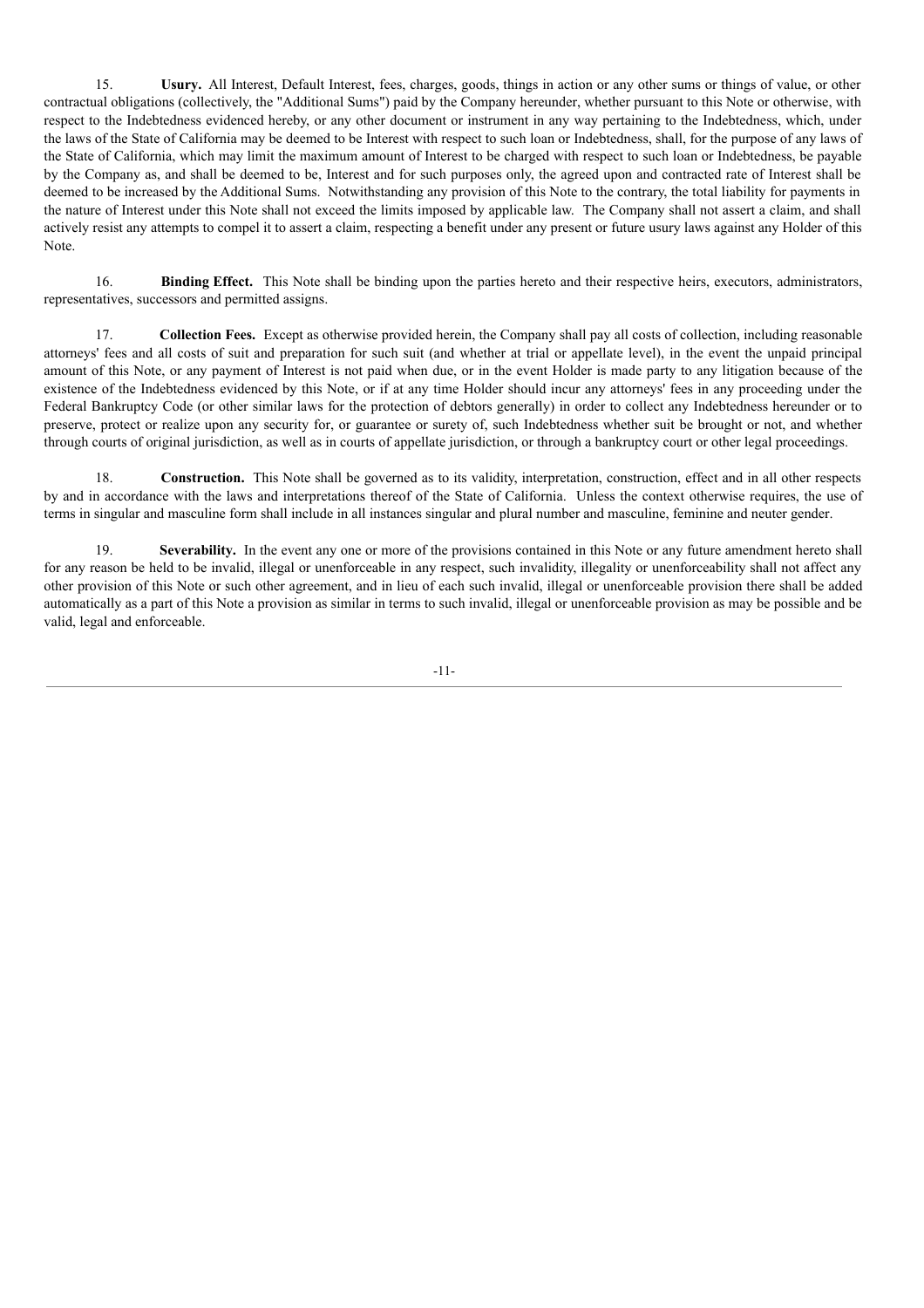15. **Usury.** All Interest, Default Interest, fees, charges, goods, things in action or any other sums or things of value, or other contractual obligations (collectively, the "Additional Sums") paid by the Company hereunder, whether pursuant to this Note or otherwise, with respect to the Indebtedness evidenced hereby, or any other document or instrument in any way pertaining to the Indebtedness, which, under the laws of the State of California may be deemed to be Interest with respect to such loan or Indebtedness, shall, for the purpose of any laws of the State of California, which may limit the maximum amount of Interest to be charged with respect to such loan or Indebtedness, be payable by the Company as, and shall be deemed to be, Interest and for such purposes only, the agreed upon and contracted rate of Interest shall be deemed to be increased by the Additional Sums. Notwithstanding any provision of this Note to the contrary, the total liability for payments in the nature of Interest under this Note shall not exceed the limits imposed by applicable law. The Company shall not assert a claim, and shall actively resist any attempts to compel it to assert a claim, respecting a benefit under any present or future usury laws against any Holder of this Note.

16. **Binding Effect.** This Note shall be binding upon the parties hereto and their respective heirs, executors, administrators, representatives, successors and permitted assigns.

17. **Collection Fees.** Except as otherwise provided herein, the Company shall pay all costs of collection, including reasonable attorneys' fees and all costs of suit and preparation for such suit (and whether at trial or appellate level), in the event the unpaid principal amount of this Note, or any payment of Interest is not paid when due, or in the event Holder is made party to any litigation because of the existence of the Indebtedness evidenced by this Note, or if at any time Holder should incur any attorneys' fees in any proceeding under the Federal Bankruptcy Code (or other similar laws for the protection of debtors generally) in order to collect any Indebtedness hereunder or to preserve, protect or realize upon any security for, or guarantee or surety of, such Indebtedness whether suit be brought or not, and whether through courts of original jurisdiction, as well as in courts of appellate jurisdiction, or through a bankruptcy court or other legal proceedings.

18. **Construction.** This Note shall be governed as to its validity, interpretation, construction, effect and in all other respects by and in accordance with the laws and interpretations thereof of the State of California. Unless the context otherwise requires, the use of terms in singular and masculine form shall include in all instances singular and plural number and masculine, feminine and neuter gender.

19. **Severability.** In the event any one or more of the provisions contained in this Note or any future amendment hereto shall for any reason be held to be invalid, illegal or unenforceable in any respect, such invalidity, illegality or unenforceability shall not affect any other provision of this Note or such other agreement, and in lieu of each such invalid, illegal or unenforceable provision there shall be added automatically as a part of this Note a provision as similar in terms to such invalid, illegal or unenforceable provision as may be possible and be valid, legal and enforceable.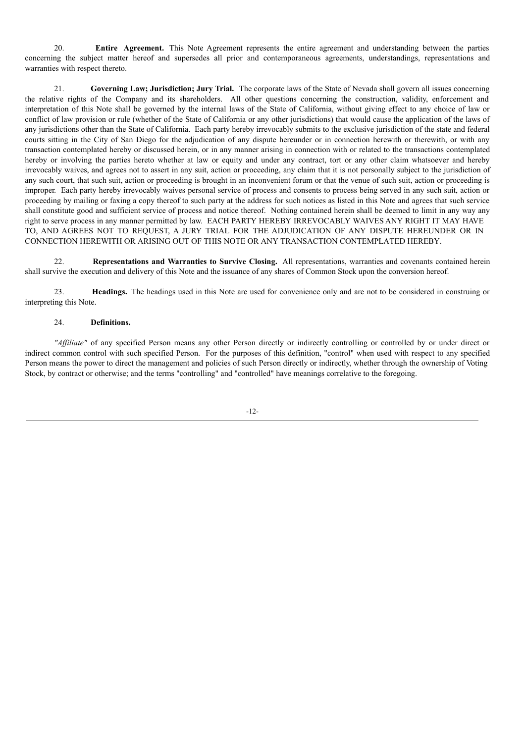20. **Entire Agreement.** This Note Agreement represents the entire agreement and understanding between the parties concerning the subject matter hereof and supersedes all prior and contemporaneous agreements, understandings, representations and warranties with respect thereto.

21. **Governing Law; Jurisdiction; Jury Trial.** The corporate laws of the State of Nevada shall govern all issues concerning the relative rights of the Company and its shareholders. All other questions concerning the construction, validity, enforcement and interpretation of this Note shall be governed by the internal laws of the State of California, without giving effect to any choice of law or conflict of law provision or rule (whether of the State of California or any other jurisdictions) that would cause the application of the laws of any jurisdictions other than the State of California. Each party hereby irrevocably submits to the exclusive jurisdiction of the state and federal courts sitting in the City of San Diego for the adjudication of any dispute hereunder or in connection herewith or therewith, or with any transaction contemplated hereby or discussed herein, or in any manner arising in connection with or related to the transactions contemplated hereby or involving the parties hereto whether at law or equity and under any contract, tort or any other claim whatsoever and hereby irrevocably waives, and agrees not to assert in any suit, action or proceeding, any claim that it is not personally subject to the jurisdiction of any such court, that such suit, action or proceeding is brought in an inconvenient forum or that the venue of such suit, action or proceeding is improper. Each party hereby irrevocably waives personal service of process and consents to process being served in any such suit, action or proceeding by mailing or faxing a copy thereof to such party at the address for such notices as listed in this Note and agrees that such service shall constitute good and sufficient service of process and notice thereof. Nothing contained herein shall be deemed to limit in any way any right to serve process in any manner permitted by law. EACH PARTY HEREBY IRREVOCABLY WAIVES ANY RIGHT IT MAY HAVE TO, AND AGREES NOT TO REQUEST, A JURY TRIAL FOR THE ADJUDICATION OF ANY DISPUTE HEREUNDER OR IN CONNECTION HEREWITH OR ARISING OUT OF THIS NOTE OR ANY TRANSACTION CONTEMPLATED HEREBY.

22. **Representations and Warranties to Survive Closing.** All representations, warranties and covenants contained herein shall survive the execution and delivery of this Note and the issuance of any shares of Common Stock upon the conversion hereof.

23. **Headings.** The headings used in this Note are used for convenience only and are not to be considered in construing or interpreting this Note.

24. **Definitions.**

*"Affiliate"* of any specified Person means any other Person directly or indirectly controlling or controlled by or under direct or indirect common control with such specified Person. For the purposes of this definition, "control" when used with respect to any specified Person means the power to direct the management and policies of such Person directly or indirectly, whether through the ownership of Voting Stock, by contract or otherwise; and the terms "controlling" and "controlled" have meanings correlative to the foregoing.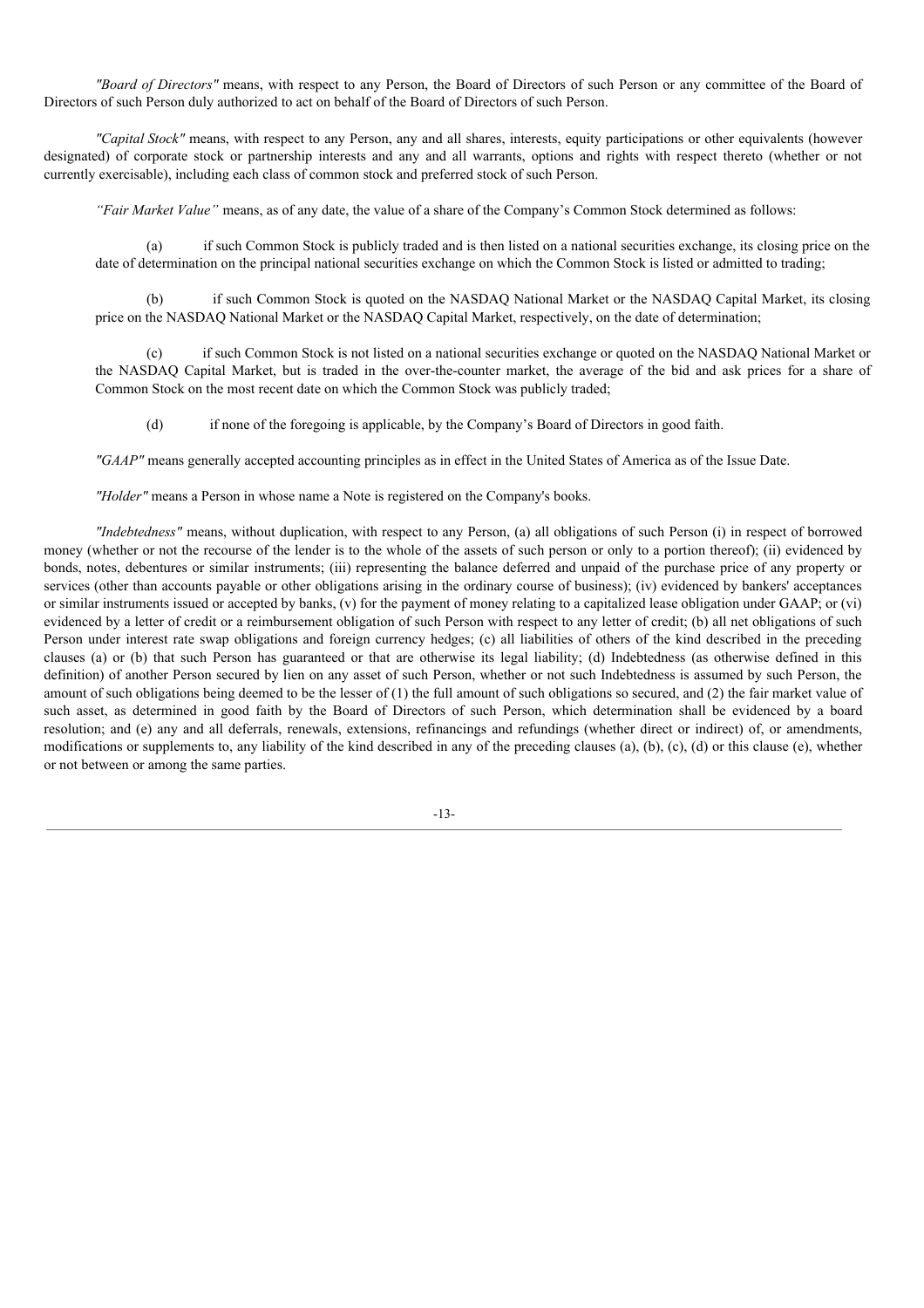*"Board of Directors"* means, with respect to any Person, the Board of Directors of such Person or any committee of the Board of Directors of such Person duly authorized to act on behalf of the Board of Directors of such Person.

*"Capital Stock"* means, with respect to any Person, any and all shares, interests, equity participations or other equivalents (however designated) of corporate stock or partnership interests and any and all warrants, options and rights with respect thereto (whether or not currently exercisable), including each class of common stock and preferred stock of such Person.

*"Fair Market Value"* means, as of any date, the value of a share of the Company's Common Stock determined as follows:

(a) if such Common Stock is publicly traded and is then listed on a national securities exchange, its closing price on the date of determination on the principal national securities exchange on which the Common Stock is listed or admitted to trading;

(b) if such Common Stock is quoted on the NASDAQ National Market or the NASDAQ Capital Market, its closing price on the NASDAQ National Market or the NASDAQ Capital Market, respectively, on the date of determination;

(c) if such Common Stock is not listed on a national securities exchange or quoted on the NASDAQ National Market or the NASDAQ Capital Market, but is traded in the over-the-counter market, the average of the bid and ask prices for a share of Common Stock on the most recent date on which the Common Stock was publicly traded;

(d) if none of the foregoing is applicable, by the Company's Board of Directors in good faith.

*"GAAP"* means generally accepted accounting principles as in effect in the United States of America as of the Issue Date.

*"Holder"* means a Person in whose name a Note is registered on the Company's books.

*"Indebtedness"* means, without duplication, with respect to any Person, (a) all obligations of such Person (i) in respect of borrowed money (whether or not the recourse of the lender is to the whole of the assets of such person or only to a portion thereof); (ii) evidenced by bonds, notes, debentures or similar instruments; (iii) representing the balance deferred and unpaid of the purchase price of any property or services (other than accounts payable or other obligations arising in the ordinary course of business); (iv) evidenced by bankers' acceptances or similar instruments issued or accepted by banks, (v) for the payment of money relating to a capitalized lease obligation under GAAP; or (vi) evidenced by a letter of credit or a reimbursement obligation of such Person with respect to any letter of credit; (b) all net obligations of such Person under interest rate swap obligations and foreign currency hedges; (c) all liabilities of others of the kind described in the preceding clauses (a) or (b) that such Person has guaranteed or that are otherwise its legal liability; (d) Indebtedness (as otherwise defined in this definition) of another Person secured by lien on any asset of such Person, whether or not such Indebtedness is assumed by such Person, the amount of such obligations being deemed to be the lesser of (1) the full amount of such obligations so secured, and (2) the fair market value of such asset, as determined in good faith by the Board of Directors of such Person, which determination shall be evidenced by a board resolution; and (e) any and all deferrals, renewals, extensions, refinancings and refundings (whether direct or indirect) of, or amendments, modifications or supplements to, any liability of the kind described in any of the preceding clauses (a), (b), (c), (d) or this clause (e), whether or not between or among the same parties.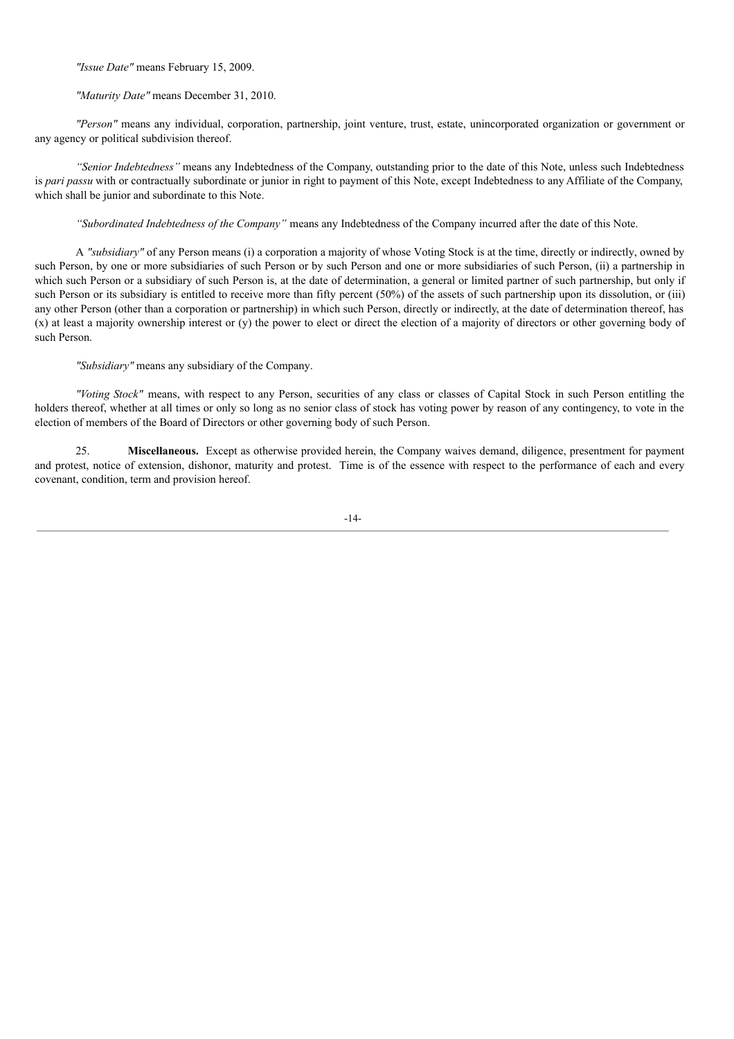*"Issue Date"* means February 15, 2009.

*"Maturity Date"* means December 31, 2010.

*"Person"* means any individual, corporation, partnership, joint venture, trust, estate, unincorporated organization or government or any agency or political subdivision thereof.

*"Senior Indebtedness"* means any Indebtedness of the Company, outstanding prior to the date of this Note, unless such Indebtedness is *pari passu* with or contractually subordinate or junior in right to payment of this Note, except Indebtedness to any Affiliate of the Company, which shall be junior and subordinate to this Note.

*"Subordinated Indebtedness of the Company"* means any Indebtedness of the Company incurred after the date of this Note.

A *"subsidiary"* of any Person means (i) a corporation a majority of whose Voting Stock is at the time, directly or indirectly, owned by such Person, by one or more subsidiaries of such Person or by such Person and one or more subsidiaries of such Person, (ii) a partnership in which such Person or a subsidiary of such Person is, at the date of determination, a general or limited partner of such partnership, but only if such Person or its subsidiary is entitled to receive more than fifty percent (50%) of the assets of such partnership upon its dissolution, or (iii) any other Person (other than a corporation or partnership) in which such Person, directly or indirectly, at the date of determination thereof, has (x) at least a majority ownership interest or (y) the power to elect or direct the election of a majority of directors or other governing body of such Person.

*"Subsidiary"* means any subsidiary of the Company.

*"Voting Stock"* means, with respect to any Person, securities of any class or classes of Capital Stock in such Person entitling the holders thereof, whether at all times or only so long as no senior class of stock has voting power by reason of any contingency, to vote in the election of members of the Board of Directors or other governing body of such Person.

25. **Miscellaneous.** Except as otherwise provided herein, the Company waives demand, diligence, presentment for payment and protest, notice of extension, dishonor, maturity and protest. Time is of the essence with respect to the performance of each and every covenant, condition, term and provision hereof.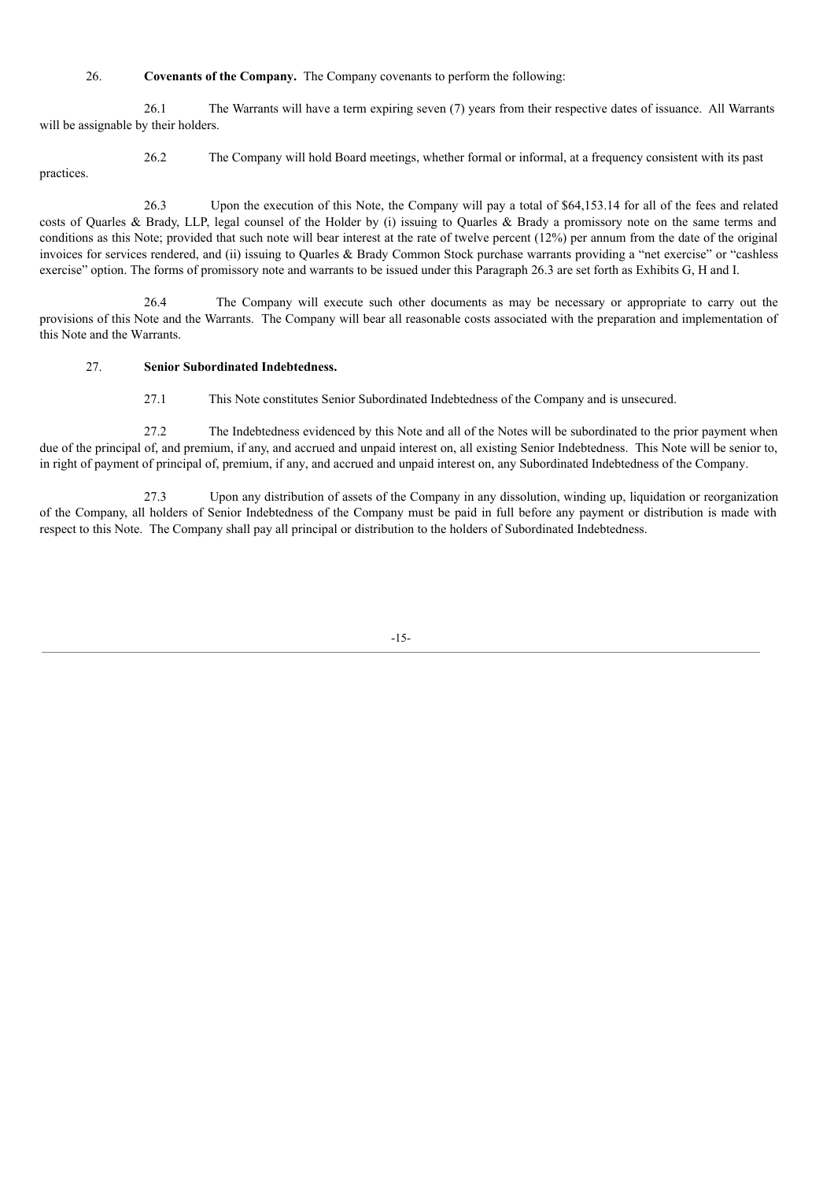26. **Covenants of the Company.** The Company covenants to perform the following:

26.1 The Warrants will have a term expiring seven (7) years from their respective dates of issuance. All Warrants will be assignable by their holders.

26.2 The Company will hold Board meetings, whether formal or informal, at a frequency consistent with its past practices.

26.3 Upon the execution of this Note, the Company will pay a total of $64,153.14 for all of the fees and related costs of Quarles & Brady, LLP, legal counsel of the Holder by (i) issuing to Quarles & Brady a promissory note on the same terms and conditions as this Note; provided that such note will bear interest at the rate of twelve percent (12%) per annum from the date of the original invoices for services rendered, and (ii) issuing to Quarles & Brady Common Stock purchase warrants providing a "net exercise" or "cashless exercise" option. The forms of promissory note and warrants to be issued under this Paragraph 26.3 are set forth as Exhibits G, H and I.

26.4 The Company will execute such other documents as may be necessary or appropriate to carry out the provisions of this Note and the Warrants. The Company will bear all reasonable costs associated with the preparation and implementation of this Note and the Warrants.

27. **Senior Subordinated Indebtedness.**

27.1 This Note constitutes Senior Subordinated Indebtedness of the Company and is unsecured.

27.2 The Indebtedness evidenced by this Note and all of the Notes will be subordinated to the prior payment when due of the principal of, and premium, if any, and accrued and unpaid interest on, all existing Senior Indebtedness. This Note will be senior to, in right of payment of principal of, premium, if any, and accrued and unpaid interest on, any Subordinated Indebtedness of the Company.

27.3 Upon any distribution of assets of the Company in any dissolution, winding up, liquidation or reorganization of the Company, all holders of Senior Indebtedness of the Company must be paid in full before any payment or distribution is made with respect to this Note. The Company shall pay all principal or distribution to the holders of Subordinated Indebtedness.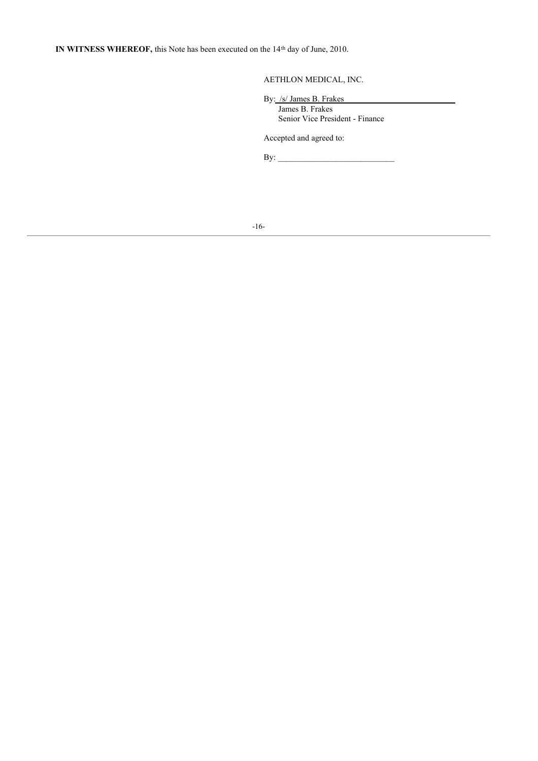**IN WITNESS WHEREOF,** this Note has been executed on the 14th day of June, 2010.

AETHLON MEDICAL, INC.

By: /s/ James B. Frakes
James B. Frakes
Senior Vice President - Finance

Accepted and agreed to:

By: ____________________________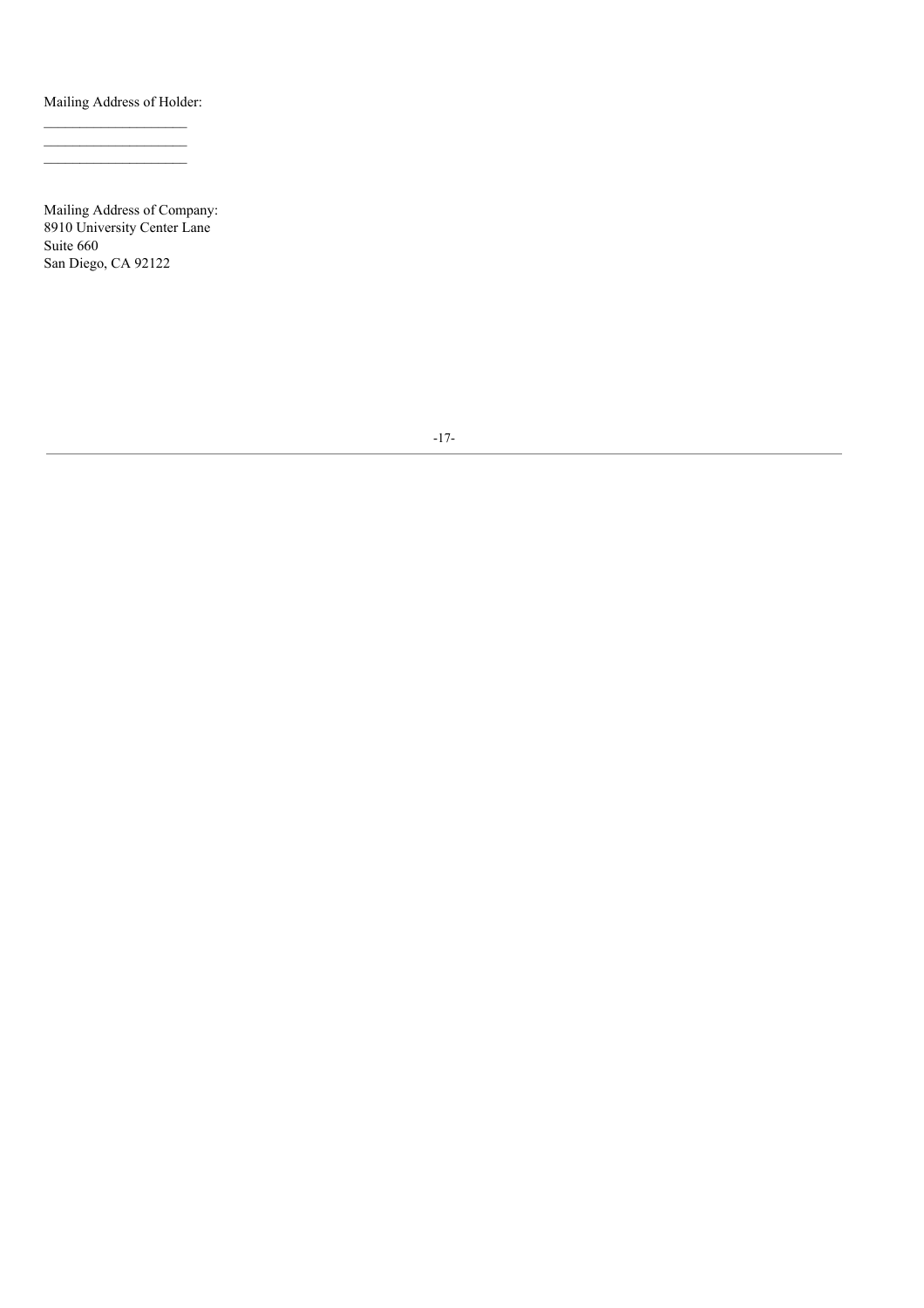Mailing Address of Holder:

\_\_\_\_\_\_\_\_\_\_\_\_\_\_\_\_\_\_\_\_
\_\_\_\_\_\_\_\_\_\_\_\_\_\_\_\_\_\_\_\_
\_\_\_\_\_\_\_\_\_\_\_\_\_\_\_\_\_\_\_\_

Mailing Address of Company:
8910 University Center Lane
Suite 660
San Diego, CA 92122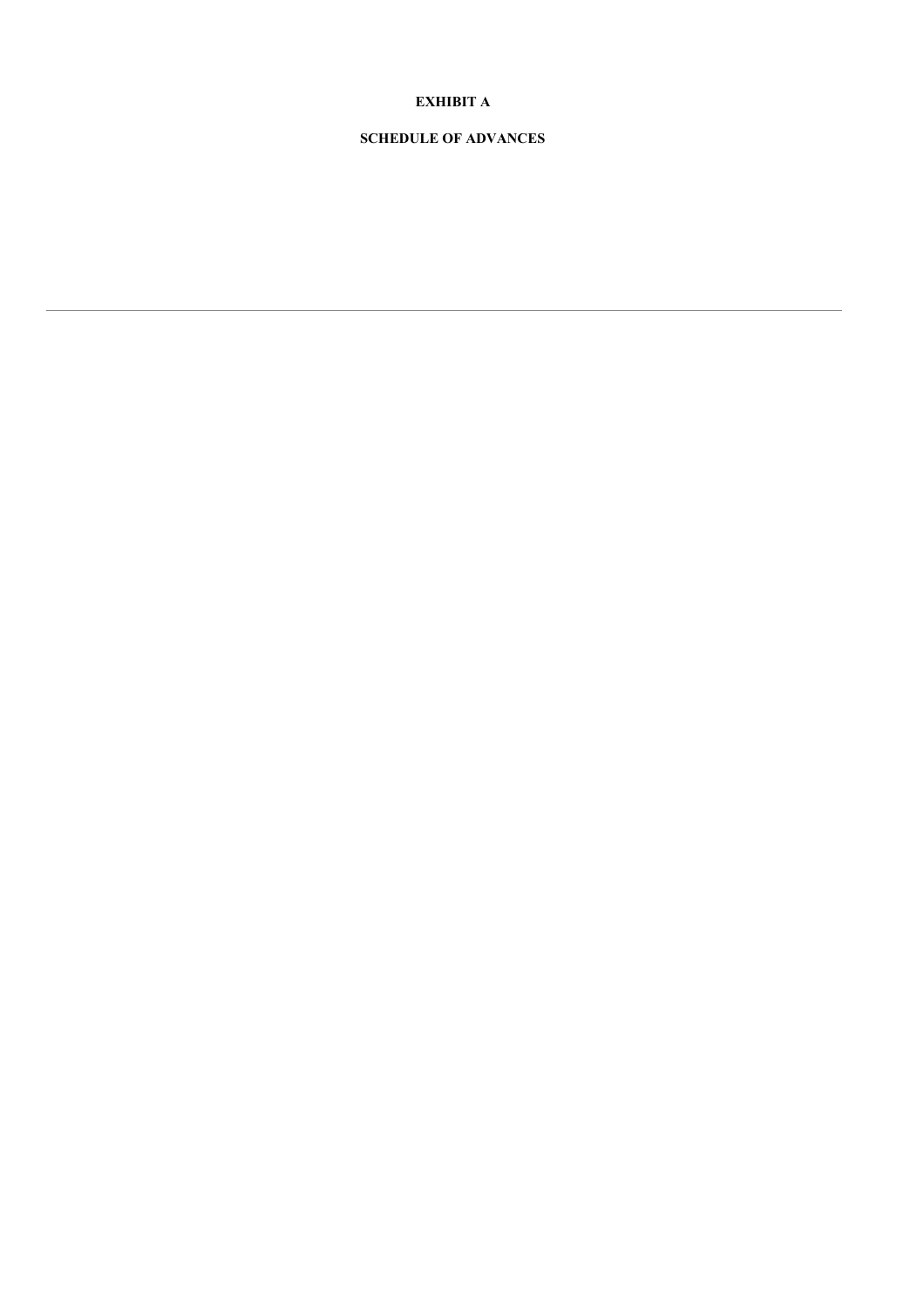**EXHIBIT A**

**SCHEDULE OF ADVANCES**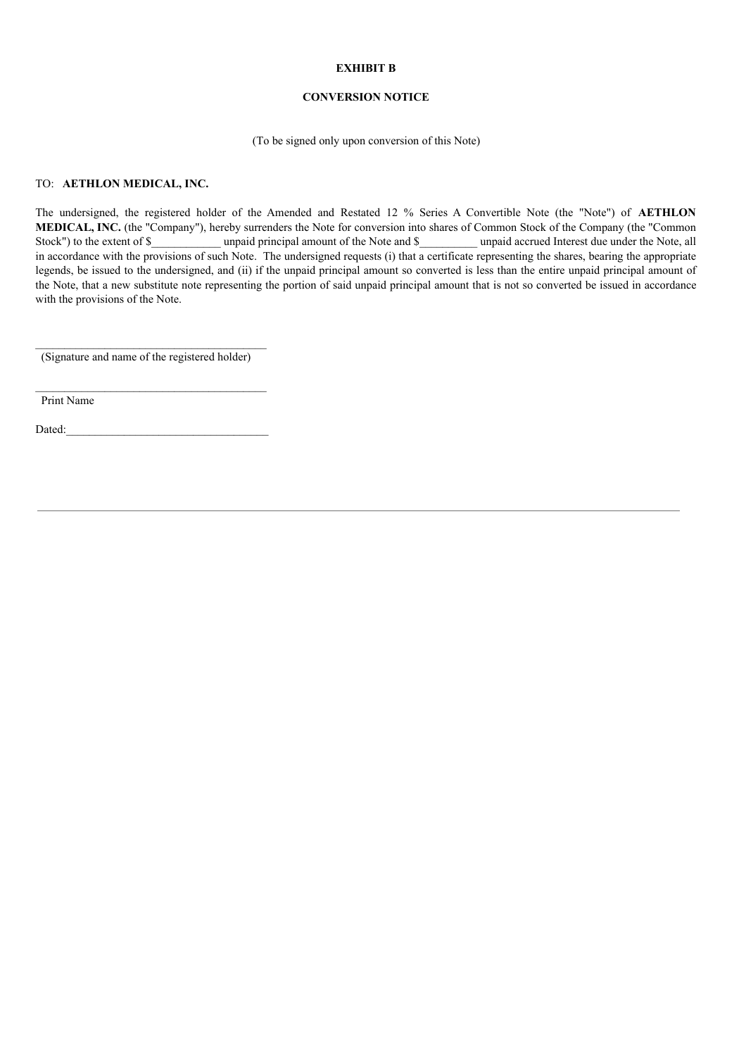**EXHIBIT B**

**CONVERSION NOTICE**

(To be signed only upon conversion of this Note)

TO: **AETHLON MEDICAL, INC.**

The undersigned, the registered holder of the Amended and Restated 12 % Series A Convertible Note (the "Note") of **AETHLON MEDICAL, INC.** (the "Company"), hereby surrenders the Note for conversion into shares of Common Stock of the Company (the "Common Stock") to the extent of $____________ unpaid principal amount of the Note and $__________ unpaid accrued Interest due under the Note, all in accordance with the provisions of such Note. The undersigned requests (i) that a certificate representing the shares, bearing the appropriate legends, be issued to the undersigned, and (ii) if the unpaid principal amount so converted is less than the entire unpaid principal amount of the Note, that a new substitute note representing the portion of said unpaid principal amount that is not so converted be issued in accordance with the provisions of the Note.

_________________________________________
(Signature and name of the registered holder)

_________________________________________
Print Name

Dated:___________________________________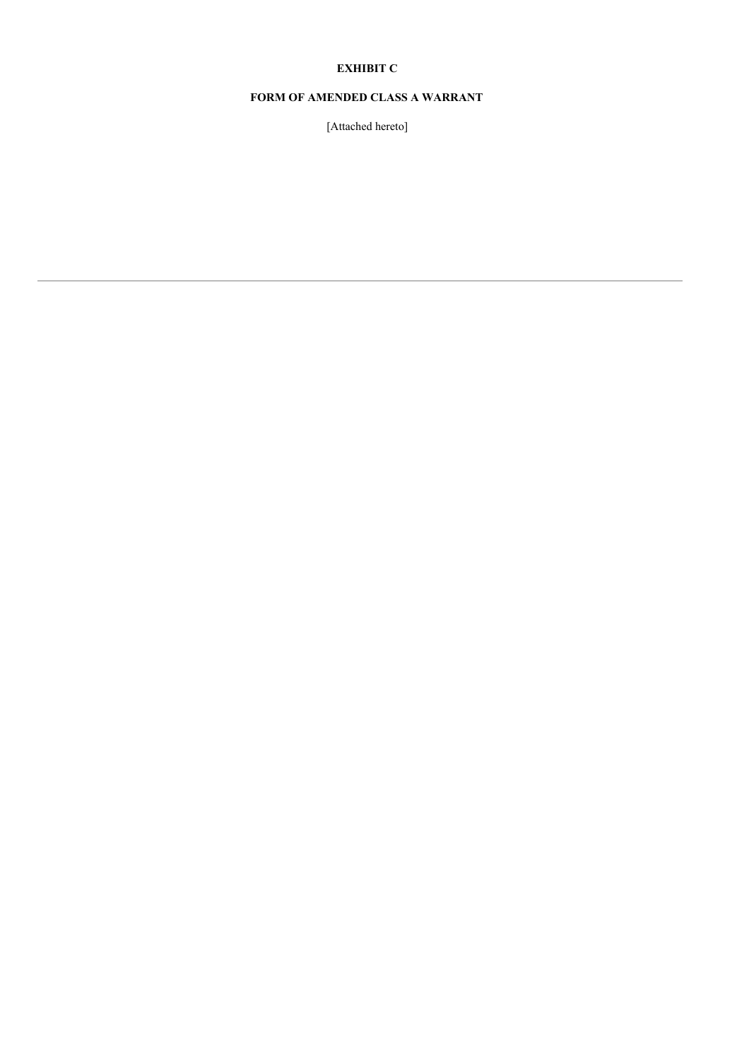**EXHIBIT C**

**FORM OF AMENDED CLASS A WARRANT**

[Attached hereto]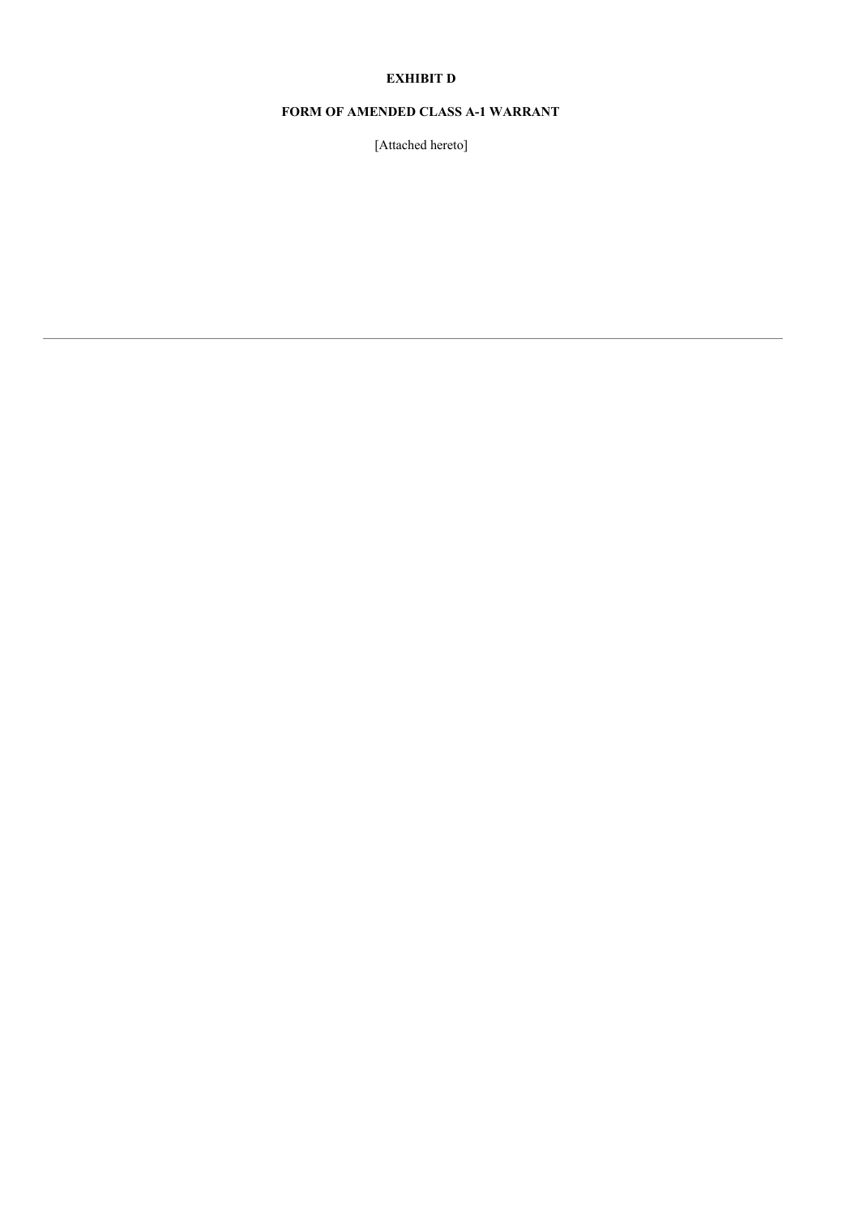**EXHIBIT D**

**FORM OF AMENDED CLASS A-1 WARRANT**

[Attached hereto]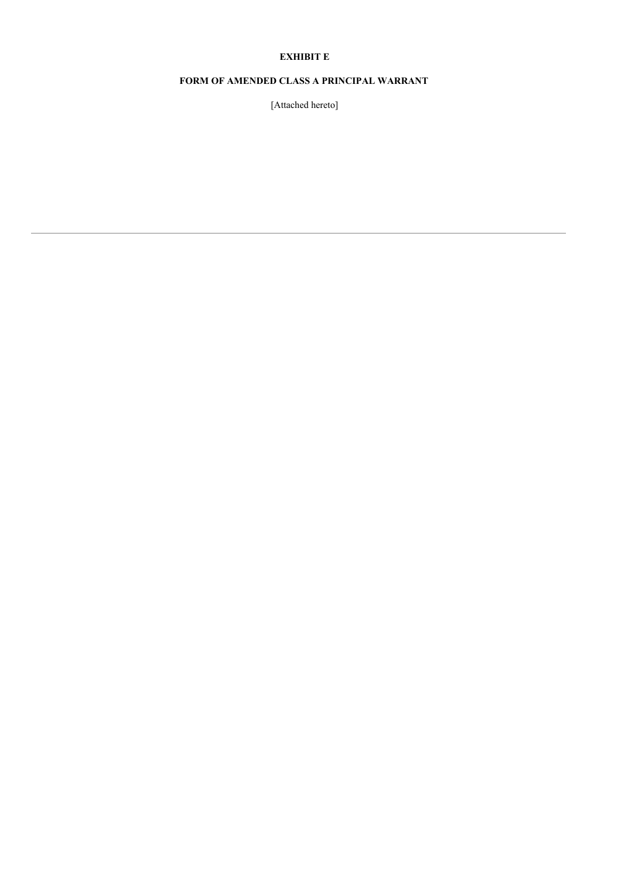**EXHIBIT E**

**FORM OF AMENDED CLASS A PRINCIPAL WARRANT**

[Attached hereto]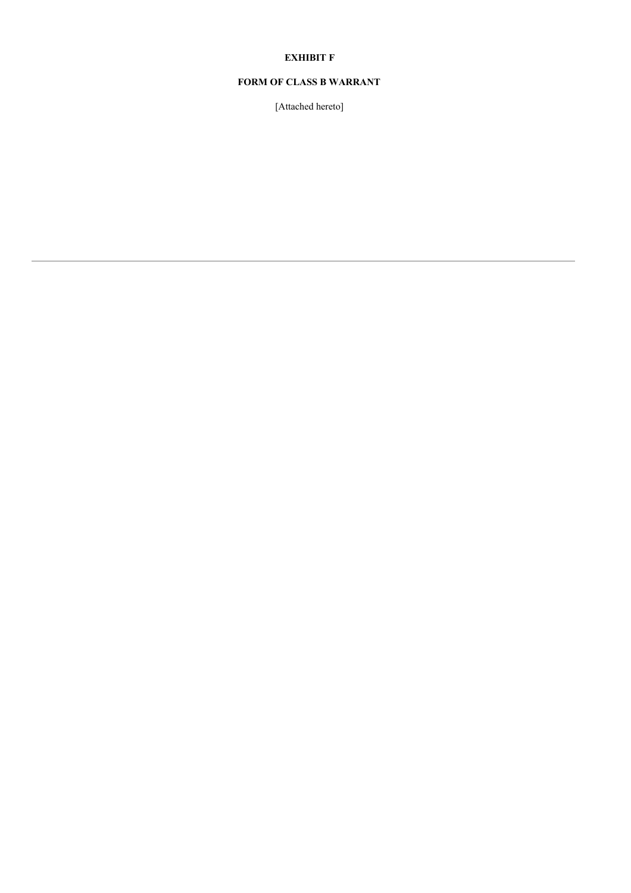**EXHIBIT F**

**FORM OF CLASS B WARRANT**

[Attached hereto]

---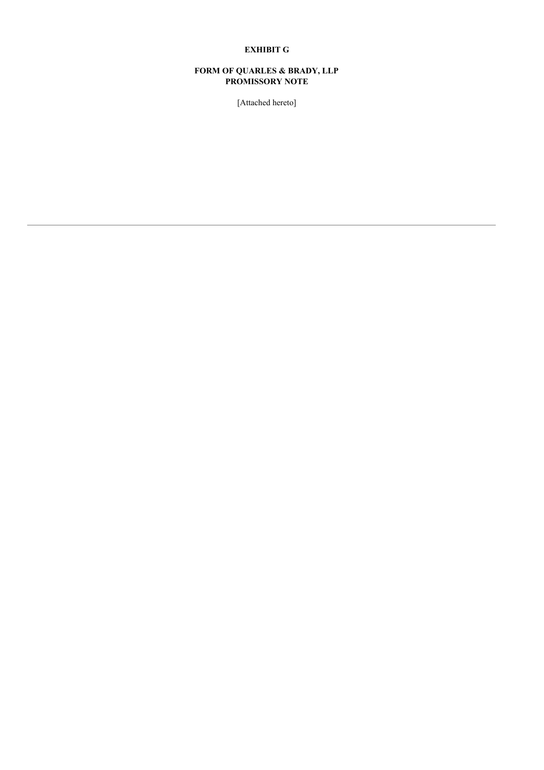**EXHIBIT G**

**FORM OF QUARLES & BRADY, LLP**
**PROMISSORY NOTE**

[Attached hereto]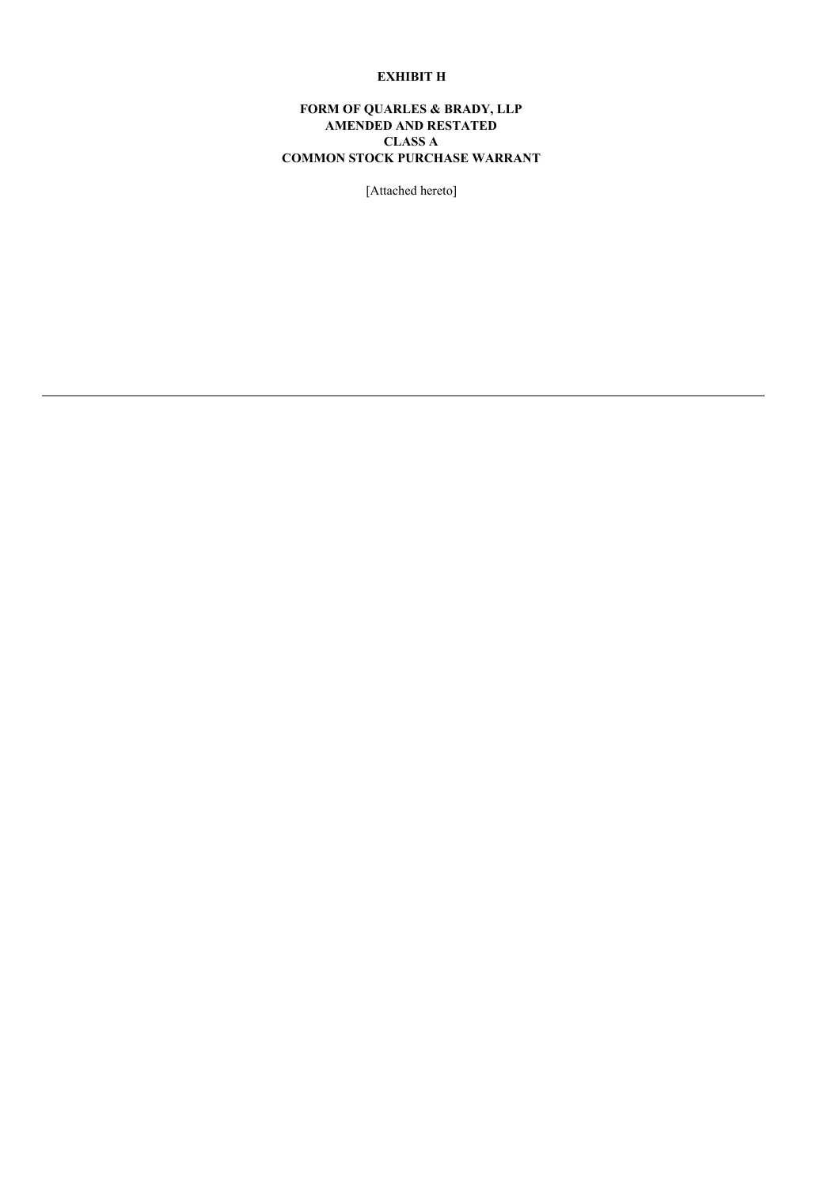**EXHIBIT H**

**FORM OF QUARLES & BRADY, LLP**
**AMENDED AND RESTATED**
**CLASS A**
**COMMON STOCK PURCHASE WARRANT**

[Attached hereto]

---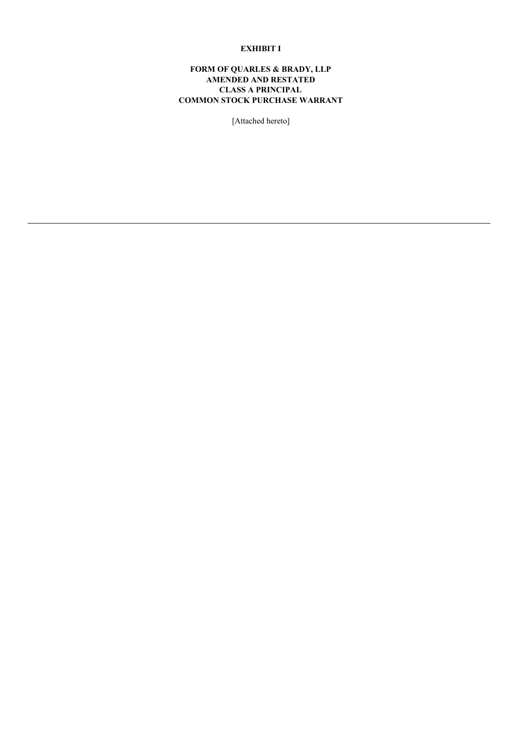**EXHIBIT I**

**FORM OF QUARLES & BRADY, LLP AMENDED AND RESTATED CLASS A PRINCIPAL COMMON STOCK PURCHASE WARRANT**

[Attached hereto]

---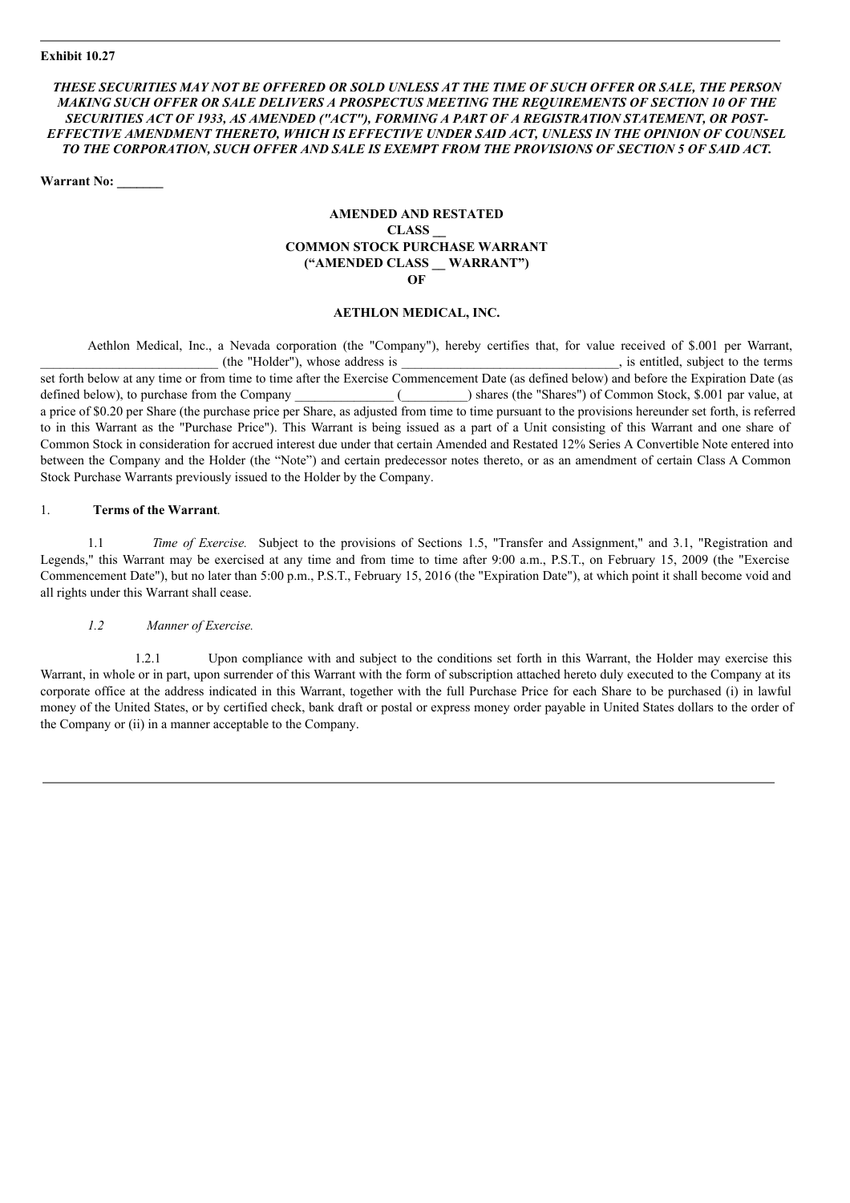**Exhibit 10.27**

***THESE SECURITIES MAY NOT BE OFFERED OR SOLD UNLESS AT THE TIME OF SUCH OFFER OR SALE, THE PERSON MAKING SUCH OFFER OR SALE DELIVERS A PROSPECTUS MEETING THE REQUIREMENTS OF SECTION 10 OF THE SECURITIES ACT OF 1933, AS AMENDED ("ACT"), FORMING A PART OF A REGISTRATION STATEMENT, OR POST-EFFECTIVE AMENDMENT THERETO, WHICH IS EFFECTIVE UNDER SAID ACT, UNLESS IN THE OPINION OF COUNSEL TO THE CORPORATION, SUCH OFFER AND SALE IS EXEMPT FROM THE PROVISIONS OF SECTION 5 OF SAID ACT.***

**Warrant No: _______**

**AMENDED AND RESTATED**
**CLASS __**
**COMMON STOCK PURCHASE WARRANT**
**("AMENDED CLASS __ WARRANT")**
**OF**

**AETHLON MEDICAL, INC.**

Aethlon Medical, Inc., a Nevada corporation (the "Company"), hereby certifies that, for value received of $.001 per Warrant, __________________________ (the "Holder"), whose address is _________________________________, is entitled, subject to the terms set forth below at any time or from time to time after the Exercise Commencement Date (as defined below) and before the Expiration Date (as defined below), to purchase from the Company _______________ (__________) shares (the "Shares") of Common Stock, $.001 par value, at a price of $0.20 per Share (the purchase price per Share, as adjusted from time to time pursuant to the provisions hereunder set forth, is referred to in this Warrant as the "Purchase Price"). This Warrant is being issued as a part of a Unit consisting of this Warrant and one share of Common Stock in consideration for accrued interest due under that certain Amended and Restated 12% Series A Convertible Note entered into between the Company and the Holder (the "Note") and certain predecessor notes thereto, or as an amendment of certain Class A Common Stock Purchase Warrants previously issued to the Holder by the Company.

1. **Terms of the Warrant**.

1.1 *Time of Exercise.* Subject to the provisions of Sections 1.5, "Transfer and Assignment," and 3.1, "Registration and Legends," this Warrant may be exercised at any time and from time to time after 9:00 a.m., P.S.T., on February 15, 2009 (the "Exercise Commencement Date"), but no later than 5:00 p.m., P.S.T., February 15, 2016 (the "Expiration Date"), at which point it shall become void and all rights under this Warrant shall cease.

*1.2 Manner of Exercise.*

1.2.1 Upon compliance with and subject to the conditions set forth in this Warrant, the Holder may exercise this Warrant, in whole or in part, upon surrender of this Warrant with the form of subscription attached hereto duly executed to the Company at its corporate office at the address indicated in this Warrant, together with the full Purchase Price for each Share to be purchased (i) in lawful money of the United States, or by certified check, bank draft or postal or express money order payable in United States dollars to the order of the Company or (ii) in a manner acceptable to the Company.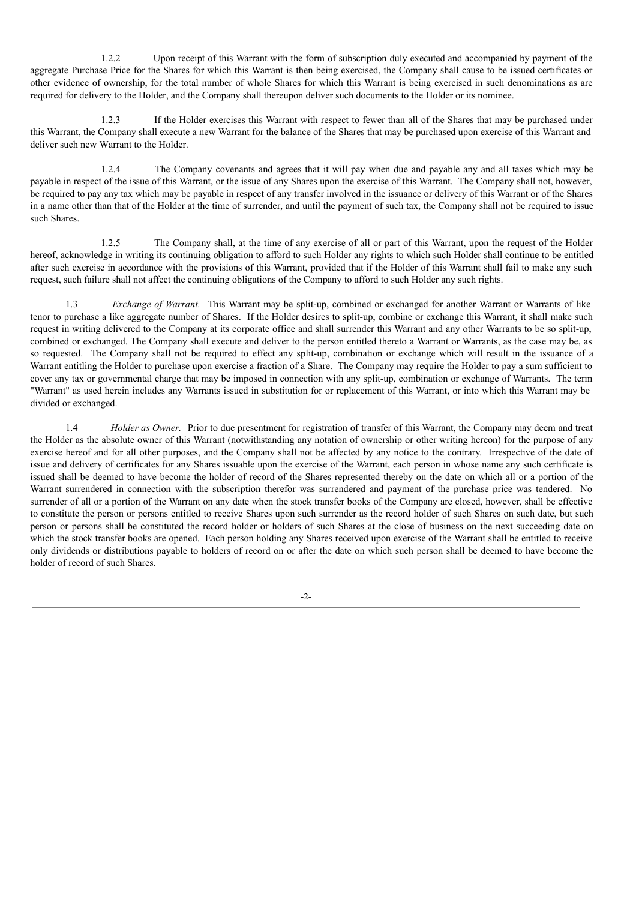1.2.2 Upon receipt of this Warrant with the form of subscription duly executed and accompanied by payment of the aggregate Purchase Price for the Shares for which this Warrant is then being exercised, the Company shall cause to be issued certificates or other evidence of ownership, for the total number of whole Shares for which this Warrant is being exercised in such denominations as are required for delivery to the Holder, and the Company shall thereupon deliver such documents to the Holder or its nominee.

1.2.3 If the Holder exercises this Warrant with respect to fewer than all of the Shares that may be purchased under this Warrant, the Company shall execute a new Warrant for the balance of the Shares that may be purchased upon exercise of this Warrant and deliver such new Warrant to the Holder.

1.2.4 The Company covenants and agrees that it will pay when due and payable any and all taxes which may be payable in respect of the issue of this Warrant, or the issue of any Shares upon the exercise of this Warrant. The Company shall not, however, be required to pay any tax which may be payable in respect of any transfer involved in the issuance or delivery of this Warrant or of the Shares in a name other than that of the Holder at the time of surrender, and until the payment of such tax, the Company shall not be required to issue such Shares.

1.2.5 The Company shall, at the time of any exercise of all or part of this Warrant, upon the request of the Holder hereof, acknowledge in writing its continuing obligation to afford to such Holder any rights to which such Holder shall continue to be entitled after such exercise in accordance with the provisions of this Warrant, provided that if the Holder of this Warrant shall fail to make any such request, such failure shall not affect the continuing obligations of the Company to afford to such Holder any such rights.

1.3 *Exchange of Warrant.* This Warrant may be split-up, combined or exchanged for another Warrant or Warrants of like tenor to purchase a like aggregate number of Shares. If the Holder desires to split-up, combine or exchange this Warrant, it shall make such request in writing delivered to the Company at its corporate office and shall surrender this Warrant and any other Warrants to be so split-up, combined or exchanged. The Company shall execute and deliver to the person entitled thereto a Warrant or Warrants, as the case may be, as so requested. The Company shall not be required to effect any split-up, combination or exchange which will result in the issuance of a Warrant entitling the Holder to purchase upon exercise a fraction of a Share. The Company may require the Holder to pay a sum sufficient to cover any tax or governmental charge that may be imposed in connection with any split-up, combination or exchange of Warrants. The term "Warrant" as used herein includes any Warrants issued in substitution for or replacement of this Warrant, or into which this Warrant may be divided or exchanged.

1.4 *Holder as Owner.* Prior to due presentment for registration of transfer of this Warrant, the Company may deem and treat the Holder as the absolute owner of this Warrant (notwithstanding any notation of ownership or other writing hereon) for the purpose of any exercise hereof and for all other purposes, and the Company shall not be affected by any notice to the contrary. Irrespective of the date of issue and delivery of certificates for any Shares issuable upon the exercise of the Warrant, each person in whose name any such certificate is issued shall be deemed to have become the holder of record of the Shares represented thereby on the date on which all or a portion of the Warrant surrendered in connection with the subscription therefor was surrendered and payment of the purchase price was tendered. No surrender of all or a portion of the Warrant on any date when the stock transfer books of the Company are closed, however, shall be effective to constitute the person or persons entitled to receive Shares upon such surrender as the record holder of such Shares on such date, but such person or persons shall be constituted the record holder or holders of such Shares at the close of business on the next succeeding date on which the stock transfer books are opened. Each person holding any Shares received upon exercise of the Warrant shall be entitled to receive only dividends or distributions payable to holders of record on or after the date on which such person shall be deemed to have become the holder of record of such Shares.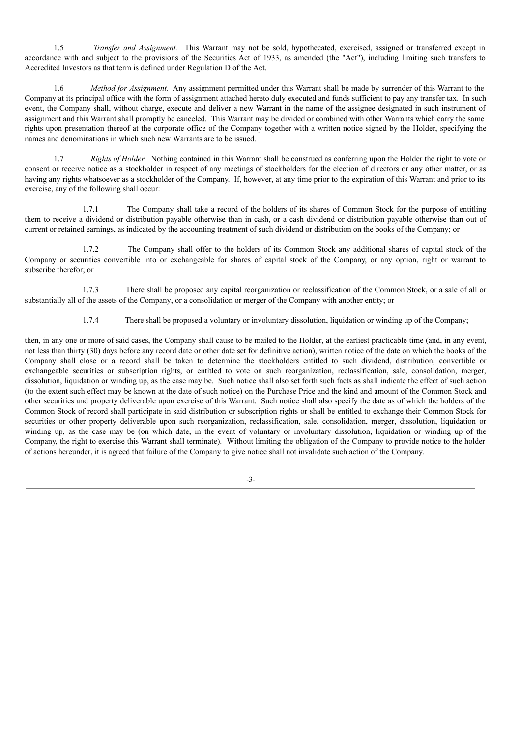1.5 *Transfer and Assignment.* This Warrant may not be sold, hypothecated, exercised, assigned or transferred except in accordance with and subject to the provisions of the Securities Act of 1933, as amended (the "Act"), including limiting such transfers to Accredited Investors as that term is defined under Regulation D of the Act.

1.6 *Method for Assignment.* Any assignment permitted under this Warrant shall be made by surrender of this Warrant to the Company at its principal office with the form of assignment attached hereto duly executed and funds sufficient to pay any transfer tax. In such event, the Company shall, without charge, execute and deliver a new Warrant in the name of the assignee designated in such instrument of assignment and this Warrant shall promptly be canceled. This Warrant may be divided or combined with other Warrants which carry the same rights upon presentation thereof at the corporate office of the Company together with a written notice signed by the Holder, specifying the names and denominations in which such new Warrants are to be issued.

1.7 *Rights of Holder.* Nothing contained in this Warrant shall be construed as conferring upon the Holder the right to vote or consent or receive notice as a stockholder in respect of any meetings of stockholders for the election of directors or any other matter, or as having any rights whatsoever as a stockholder of the Company. If, however, at any time prior to the expiration of this Warrant and prior to its exercise, any of the following shall occur:

1.7.1 The Company shall take a record of the holders of its shares of Common Stock for the purpose of entitling them to receive a dividend or distribution payable otherwise than in cash, or a cash dividend or distribution payable otherwise than out of current or retained earnings, as indicated by the accounting treatment of such dividend or distribution on the books of the Company; or

1.7.2 The Company shall offer to the holders of its Common Stock any additional shares of capital stock of the Company or securities convertible into or exchangeable for shares of capital stock of the Company, or any option, right or warrant to subscribe therefor; or

1.7.3 There shall be proposed any capital reorganization or reclassification of the Common Stock, or a sale of all or substantially all of the assets of the Company, or a consolidation or merger of the Company with another entity; or

1.7.4 There shall be proposed a voluntary or involuntary dissolution, liquidation or winding up of the Company;

then, in any one or more of said cases, the Company shall cause to be mailed to the Holder, at the earliest practicable time (and, in any event, not less than thirty (30) days before any record date or other date set for definitive action), written notice of the date on which the books of the Company shall close or a record shall be taken to determine the stockholders entitled to such dividend, distribution, convertible or exchangeable securities or subscription rights, or entitled to vote on such reorganization, reclassification, sale, consolidation, merger, dissolution, liquidation or winding up, as the case may be. Such notice shall also set forth such facts as shall indicate the effect of such action (to the extent such effect may be known at the date of such notice) on the Purchase Price and the kind and amount of the Common Stock and other securities and property deliverable upon exercise of this Warrant. Such notice shall also specify the date as of which the holders of the Common Stock of record shall participate in said distribution or subscription rights or shall be entitled to exchange their Common Stock for securities or other property deliverable upon such reorganization, reclassification, sale, consolidation, merger, dissolution, liquidation or winding up, as the case may be (on which date, in the event of voluntary or involuntary dissolution, liquidation or winding up of the Company, the right to exercise this Warrant shall terminate). Without limiting the obligation of the Company to provide notice to the holder of actions hereunder, it is agreed that failure of the Company to give notice shall not invalidate such action of the Company.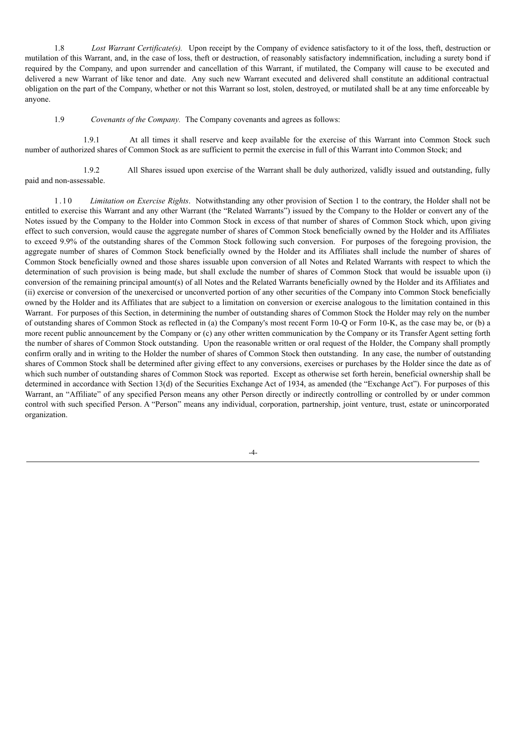1.8 *Lost Warrant Certificate(s).* Upon receipt by the Company of evidence satisfactory to it of the loss, theft, destruction or mutilation of this Warrant, and, in the case of loss, theft or destruction, of reasonably satisfactory indemnification, including a surety bond if required by the Company, and upon surrender and cancellation of this Warrant, if mutilated, the Company will cause to be executed and delivered a new Warrant of like tenor and date. Any such new Warrant executed and delivered shall constitute an additional contractual obligation on the part of the Company, whether or not this Warrant so lost, stolen, destroyed, or mutilated shall be at any time enforceable by anyone.

1.9 *Covenants of the Company.* The Company covenants and agrees as follows:

1.9.1 At all times it shall reserve and keep available for the exercise of this Warrant into Common Stock such number of authorized shares of Common Stock as are sufficient to permit the exercise in full of this Warrant into Common Stock; and

1.9.2 All Shares issued upon exercise of the Warrant shall be duly authorized, validly issued and outstanding, fully paid and non-assessable.

1.10 *Limitation on Exercise Rights*. Notwithstanding any other provision of Section 1 to the contrary, the Holder shall not be entitled to exercise this Warrant and any other Warrant (the "Related Warrants") issued by the Company to the Holder or convert any of the Notes issued by the Company to the Holder into Common Stock in excess of that number of shares of Common Stock which, upon giving effect to such conversion, would cause the aggregate number of shares of Common Stock beneficially owned by the Holder and its Affiliates to exceed 9.9% of the outstanding shares of the Common Stock following such conversion. For purposes of the foregoing provision, the aggregate number of shares of Common Stock beneficially owned by the Holder and its Affiliates shall include the number of shares of Common Stock beneficially owned and those shares issuable upon conversion of all Notes and Related Warrants with respect to which the determination of such provision is being made, but shall exclude the number of shares of Common Stock that would be issuable upon (i) conversion of the remaining principal amount(s) of all Notes and the Related Warrants beneficially owned by the Holder and its Affiliates and (ii) exercise or conversion of the unexercised or unconverted portion of any other securities of the Company into Common Stock beneficially owned by the Holder and its Affiliates that are subject to a limitation on conversion or exercise analogous to the limitation contained in this Warrant. For purposes of this Section, in determining the number of outstanding shares of Common Stock the Holder may rely on the number of outstanding shares of Common Stock as reflected in (a) the Company's most recent Form 10-Q or Form 10-K, as the case may be, or (b) a more recent public announcement by the Company or (c) any other written communication by the Company or its Transfer Agent setting forth the number of shares of Common Stock outstanding. Upon the reasonable written or oral request of the Holder, the Company shall promptly confirm orally and in writing to the Holder the number of shares of Common Stock then outstanding. In any case, the number of outstanding shares of Common Stock shall be determined after giving effect to any conversions, exercises or purchases by the Holder since the date as of which such number of outstanding shares of Common Stock was reported. Except as otherwise set forth herein, beneficial ownership shall be determined in accordance with Section 13(d) of the Securities Exchange Act of 1934, as amended (the "Exchange Act"). For purposes of this Warrant, an "Affiliate" of any specified Person means any other Person directly or indirectly controlling or controlled by or under common control with such specified Person. A "Person" means any individual, corporation, partnership, joint venture, trust, estate or unincorporated organization.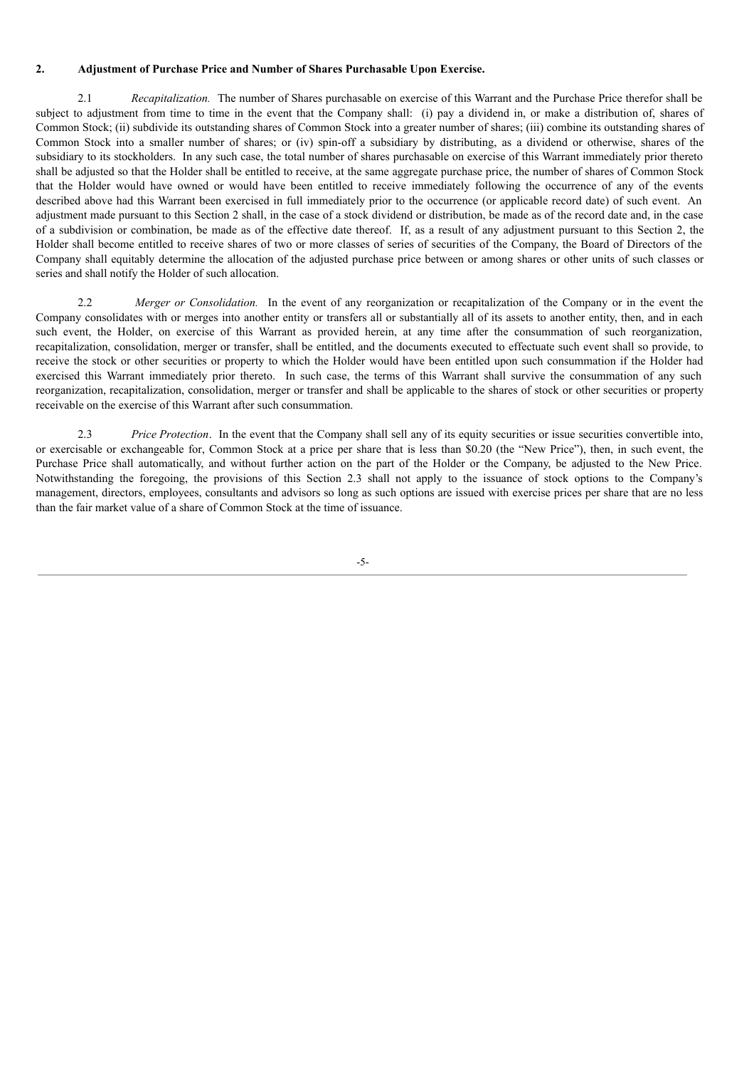**2. Adjustment of Purchase Price and Number of Shares Purchasable Upon Exercise.**

2.1 *Recapitalization.* The number of Shares purchasable on exercise of this Warrant and the Purchase Price therefor shall be subject to adjustment from time to time in the event that the Company shall: (i) pay a dividend in, or make a distribution of, shares of Common Stock; (ii) subdivide its outstanding shares of Common Stock into a greater number of shares; (iii) combine its outstanding shares of Common Stock into a smaller number of shares; or (iv) spin-off a subsidiary by distributing, as a dividend or otherwise, shares of the subsidiary to its stockholders. In any such case, the total number of shares purchasable on exercise of this Warrant immediately prior thereto shall be adjusted so that the Holder shall be entitled to receive, at the same aggregate purchase price, the number of shares of Common Stock that the Holder would have owned or would have been entitled to receive immediately following the occurrence of any of the events described above had this Warrant been exercised in full immediately prior to the occurrence (or applicable record date) of such event. An adjustment made pursuant to this Section 2 shall, in the case of a stock dividend or distribution, be made as of the record date and, in the case of a subdivision or combination, be made as of the effective date thereof. If, as a result of any adjustment pursuant to this Section 2, the Holder shall become entitled to receive shares of two or more classes of series of securities of the Company, the Board of Directors of the Company shall equitably determine the allocation of the adjusted purchase price between or among shares or other units of such classes or series and shall notify the Holder of such allocation.

2.2 *Merger or Consolidation.* In the event of any reorganization or recapitalization of the Company or in the event the Company consolidates with or merges into another entity or transfers all or substantially all of its assets to another entity, then, and in each such event, the Holder, on exercise of this Warrant as provided herein, at any time after the consummation of such reorganization, recapitalization, consolidation, merger or transfer, shall be entitled, and the documents executed to effectuate such event shall so provide, to receive the stock or other securities or property to which the Holder would have been entitled upon such consummation if the Holder had exercised this Warrant immediately prior thereto. In such case, the terms of this Warrant shall survive the consummation of any such reorganization, recapitalization, consolidation, merger or transfer and shall be applicable to the shares of stock or other securities or property receivable on the exercise of this Warrant after such consummation.

2.3 *Price Protection*. In the event that the Company shall sell any of its equity securities or issue securities convertible into, or exercisable or exchangeable for, Common Stock at a price per share that is less than $0.20 (the "New Price"), then, in such event, the Purchase Price shall automatically, and without further action on the part of the Holder or the Company, be adjusted to the New Price. Notwithstanding the foregoing, the provisions of this Section 2.3 shall not apply to the issuance of stock options to the Company's management, directors, employees, consultants and advisors so long as such options are issued with exercise prices per share that are no less than the fair market value of a share of Common Stock at the time of issuance.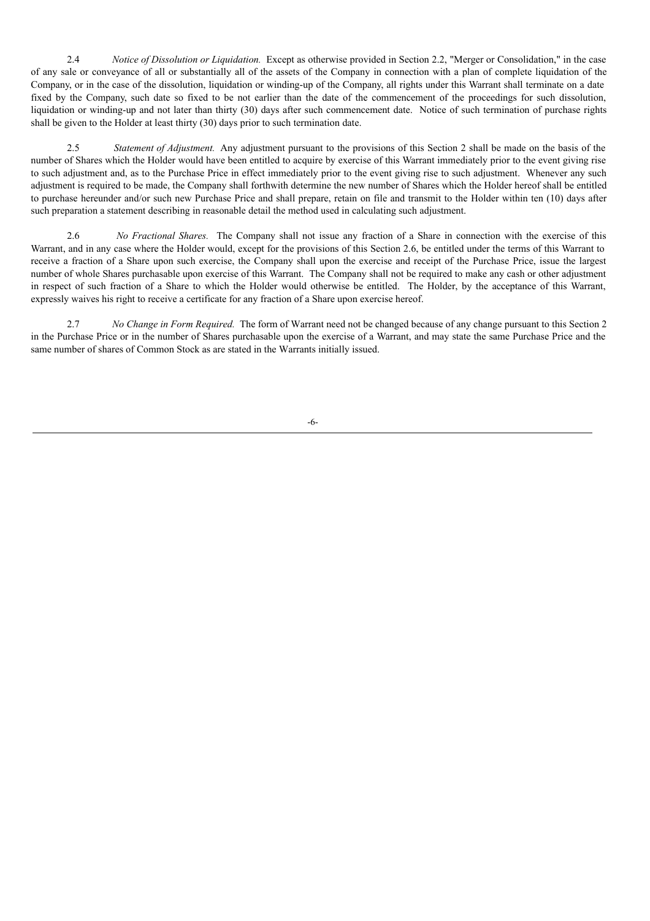2.4 *Notice of Dissolution or Liquidation.* Except as otherwise provided in Section 2.2, "Merger or Consolidation," in the case of any sale or conveyance of all or substantially all of the assets of the Company in connection with a plan of complete liquidation of the Company, or in the case of the dissolution, liquidation or winding-up of the Company, all rights under this Warrant shall terminate on a date fixed by the Company, such date so fixed to be not earlier than the date of the commencement of the proceedings for such dissolution, liquidation or winding-up and not later than thirty (30) days after such commencement date. Notice of such termination of purchase rights shall be given to the Holder at least thirty (30) days prior to such termination date.

2.5 *Statement of Adjustment.* Any adjustment pursuant to the provisions of this Section 2 shall be made on the basis of the number of Shares which the Holder would have been entitled to acquire by exercise of this Warrant immediately prior to the event giving rise to such adjustment and, as to the Purchase Price in effect immediately prior to the event giving rise to such adjustment. Whenever any such adjustment is required to be made, the Company shall forthwith determine the new number of Shares which the Holder hereof shall be entitled to purchase hereunder and/or such new Purchase Price and shall prepare, retain on file and transmit to the Holder within ten (10) days after such preparation a statement describing in reasonable detail the method used in calculating such adjustment.

2.6 *No Fractional Shares.* The Company shall not issue any fraction of a Share in connection with the exercise of this Warrant, and in any case where the Holder would, except for the provisions of this Section 2.6, be entitled under the terms of this Warrant to receive a fraction of a Share upon such exercise, the Company shall upon the exercise and receipt of the Purchase Price, issue the largest number of whole Shares purchasable upon exercise of this Warrant. The Company shall not be required to make any cash or other adjustment in respect of such fraction of a Share to which the Holder would otherwise be entitled. The Holder, by the acceptance of this Warrant, expressly waives his right to receive a certificate for any fraction of a Share upon exercise hereof.

2.7 *No Change in Form Required.* The form of Warrant need not be changed because of any change pursuant to this Section 2 in the Purchase Price or in the number of Shares purchasable upon the exercise of a Warrant, and may state the same Purchase Price and the same number of shares of Common Stock as are stated in the Warrants initially issued.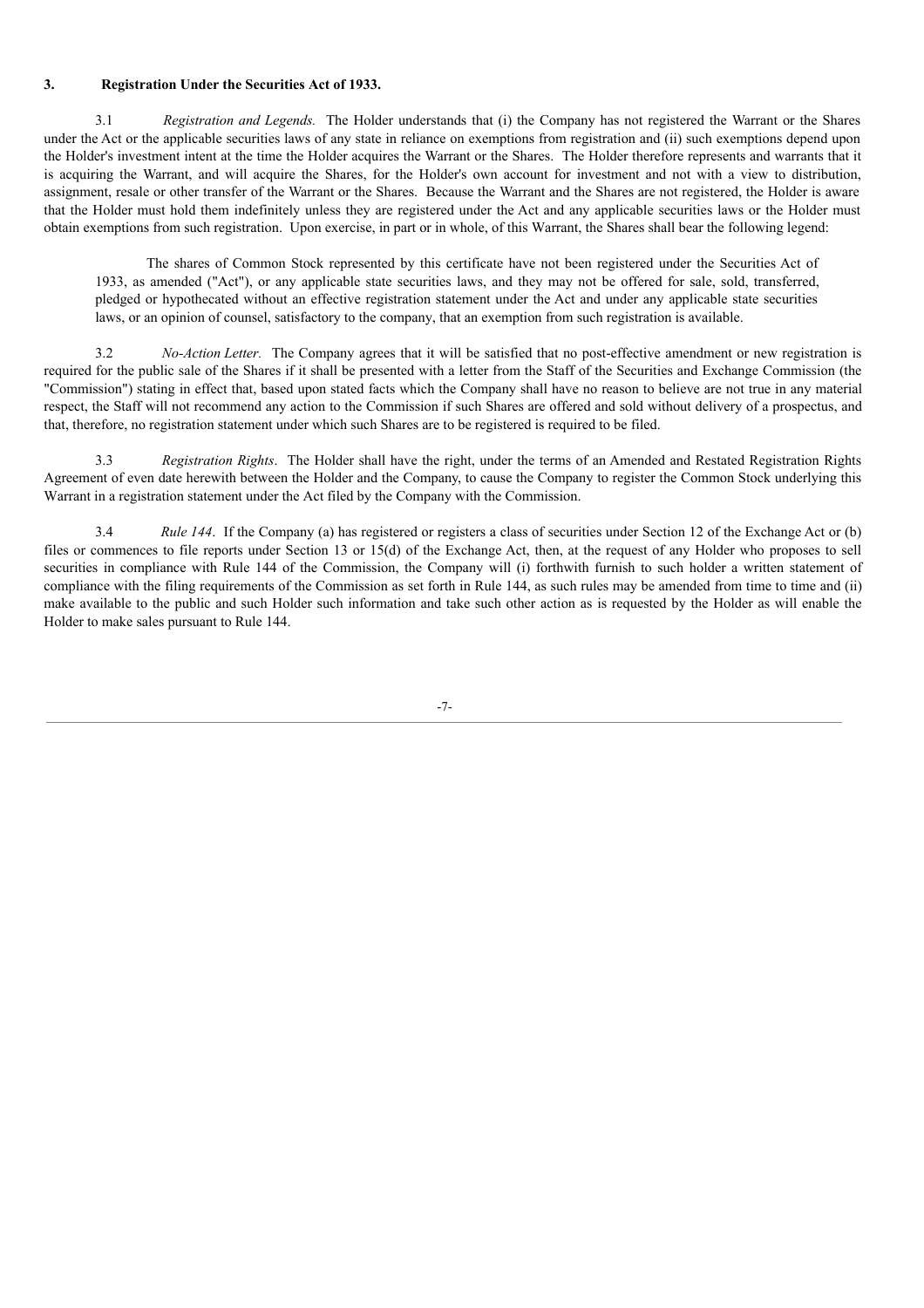**3. Registration Under the Securities Act of 1933.**

3.1 *Registration and Legends.* The Holder understands that (i) the Company has not registered the Warrant or the Shares under the Act or the applicable securities laws of any state in reliance on exemptions from registration and (ii) such exemptions depend upon the Holder's investment intent at the time the Holder acquires the Warrant or the Shares. The Holder therefore represents and warrants that it is acquiring the Warrant, and will acquire the Shares, for the Holder's own account for investment and not with a view to distribution, assignment, resale or other transfer of the Warrant or the Shares. Because the Warrant and the Shares are not registered, the Holder is aware that the Holder must hold them indefinitely unless they are registered under the Act and any applicable securities laws or the Holder must obtain exemptions from such registration. Upon exercise, in part or in whole, of this Warrant, the Shares shall bear the following legend:

> The shares of Common Stock represented by this certificate have not been registered under the Securities Act of 1933, as amended ("Act"), or any applicable state securities laws, and they may not be offered for sale, sold, transferred, pledged or hypothecated without an effective registration statement under the Act and under any applicable state securities laws, or an opinion of counsel, satisfactory to the company, that an exemption from such registration is available.

3.2 *No-Action Letter.* The Company agrees that it will be satisfied that no post-effective amendment or new registration is required for the public sale of the Shares if it shall be presented with a letter from the Staff of the Securities and Exchange Commission (the "Commission") stating in effect that, based upon stated facts which the Company shall have no reason to believe are not true in any material respect, the Staff will not recommend any action to the Commission if such Shares are offered and sold without delivery of a prospectus, and that, therefore, no registration statement under which such Shares are to be registered is required to be filed.

3.3 *Registration Rights*. The Holder shall have the right, under the terms of an Amended and Restated Registration Rights Agreement of even date herewith between the Holder and the Company, to cause the Company to register the Common Stock underlying this Warrant in a registration statement under the Act filed by the Company with the Commission.

3.4 *Rule 144*. If the Company (a) has registered or registers a class of securities under Section 12 of the Exchange Act or (b) files or commences to file reports under Section 13 or 15(d) of the Exchange Act, then, at the request of any Holder who proposes to sell securities in compliance with Rule 144 of the Commission, the Company will (i) forthwith furnish to such holder a written statement of compliance with the filing requirements of the Commission as set forth in Rule 144, as such rules may be amended from time to time and (ii) make available to the public and such Holder such information and take such other action as is requested by the Holder as will enable the Holder to make sales pursuant to Rule 144.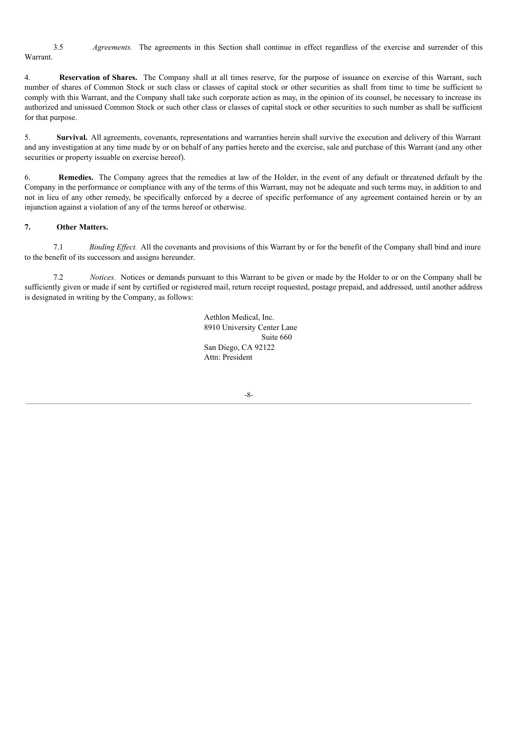3.5 *Agreements.* The agreements in this Section shall continue in effect regardless of the exercise and surrender of this Warrant.

4. **Reservation of Shares.** The Company shall at all times reserve, for the purpose of issuance on exercise of this Warrant, such number of shares of Common Stock or such class or classes of capital stock or other securities as shall from time to time be sufficient to comply with this Warrant, and the Company shall take such corporate action as may, in the opinion of its counsel, be necessary to increase its authorized and unissued Common Stock or such other class or classes of capital stock or other securities to such number as shall be sufficient for that purpose.

5. **Survival.** All agreements, covenants, representations and warranties herein shall survive the execution and delivery of this Warrant and any investigation at any time made by or on behalf of any parties hereto and the exercise, sale and purchase of this Warrant (and any other securities or property issuable on exercise hereof).

6. **Remedies.** The Company agrees that the remedies at law of the Holder, in the event of any default or threatened default by the Company in the performance or compliance with any of the terms of this Warrant, may not be adequate and such terms may, in addition to and not in lieu of any other remedy, be specifically enforced by a decree of specific performance of any agreement contained herein or by an injunction against a violation of any of the terms hereof or otherwise.

**7. Other Matters.**

7.1 *Binding Effect.* All the covenants and provisions of this Warrant by or for the benefit of the Company shall bind and inure to the benefit of its successors and assigns hereunder.

7.2 *Notices.* Notices or demands pursuant to this Warrant to be given or made by the Holder to or on the Company shall be sufficiently given or made if sent by certified or registered mail, return receipt requested, postage prepaid, and addressed, until another address is designated in writing by the Company, as follows:

Aethlon Medical, Inc.
8910 University Center Lane
Suite 660
San Diego, CA 92122
Attn: President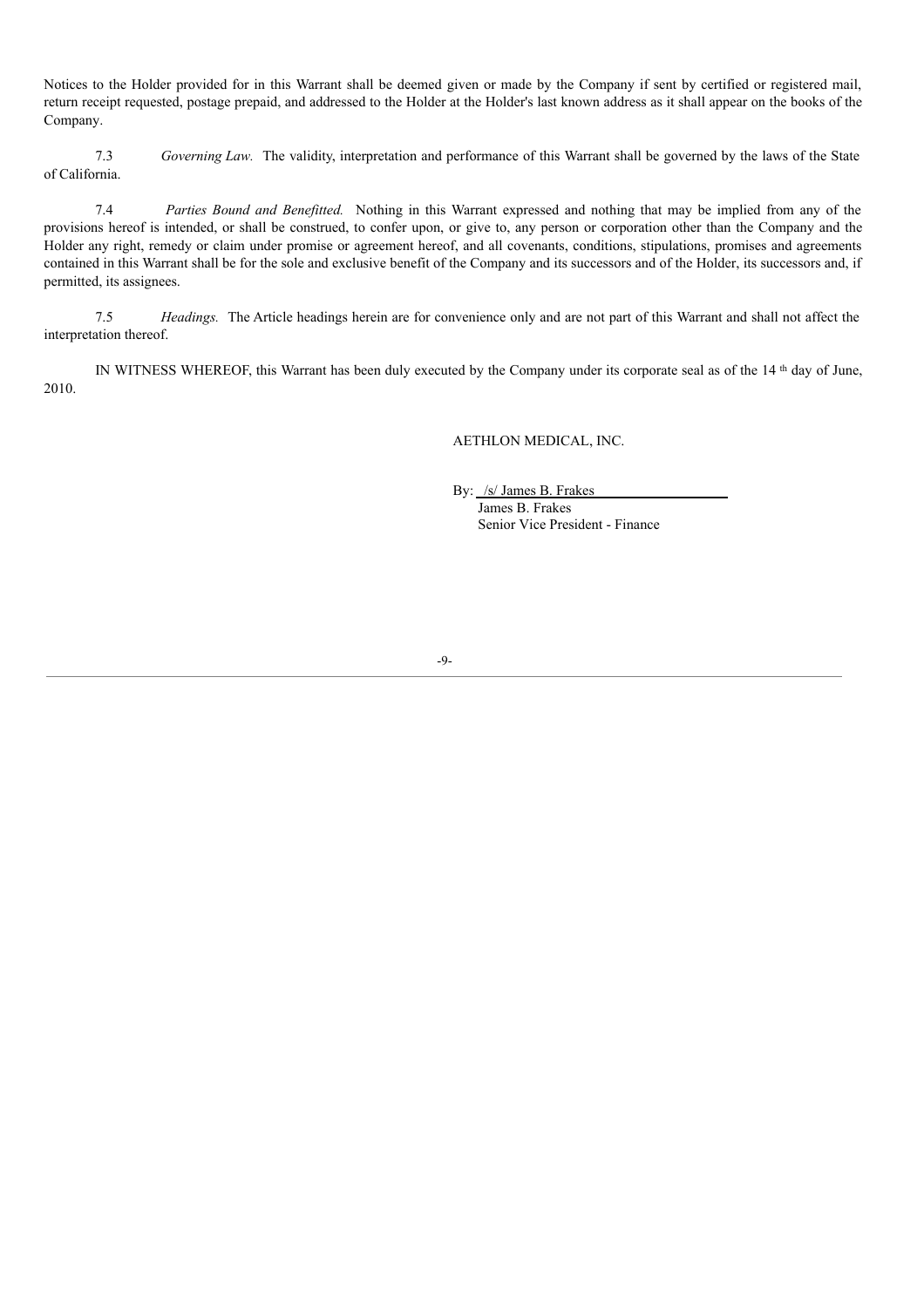Notices to the Holder provided for in this Warrant shall be deemed given or made by the Company if sent by certified or registered mail, return receipt requested, postage prepaid, and addressed to the Holder at the Holder's last known address as it shall appear on the books of the Company.

7.3 *Governing Law.* The validity, interpretation and performance of this Warrant shall be governed by the laws of the State of California.

7.4 *Parties Bound and Benefitted.* Nothing in this Warrant expressed and nothing that may be implied from any of the provisions hereof is intended, or shall be construed, to confer upon, or give to, any person or corporation other than the Company and the Holder any right, remedy or claim under promise or agreement hereof, and all covenants, conditions, stipulations, promises and agreements contained in this Warrant shall be for the sole and exclusive benefit of the Company and its successors and of the Holder, its successors and, if permitted, its assignees.

7.5 *Headings.* The Article headings herein are for convenience only and are not part of this Warrant and shall not affect the interpretation thereof.

IN WITNESS WHEREOF, this Warrant has been duly executed by the Company under its corporate seal as of the 14 th day of June, 2010.

AETHLON MEDICAL, INC.

By: /s/ James B. Frakes
James B. Frakes
Senior Vice President - Finance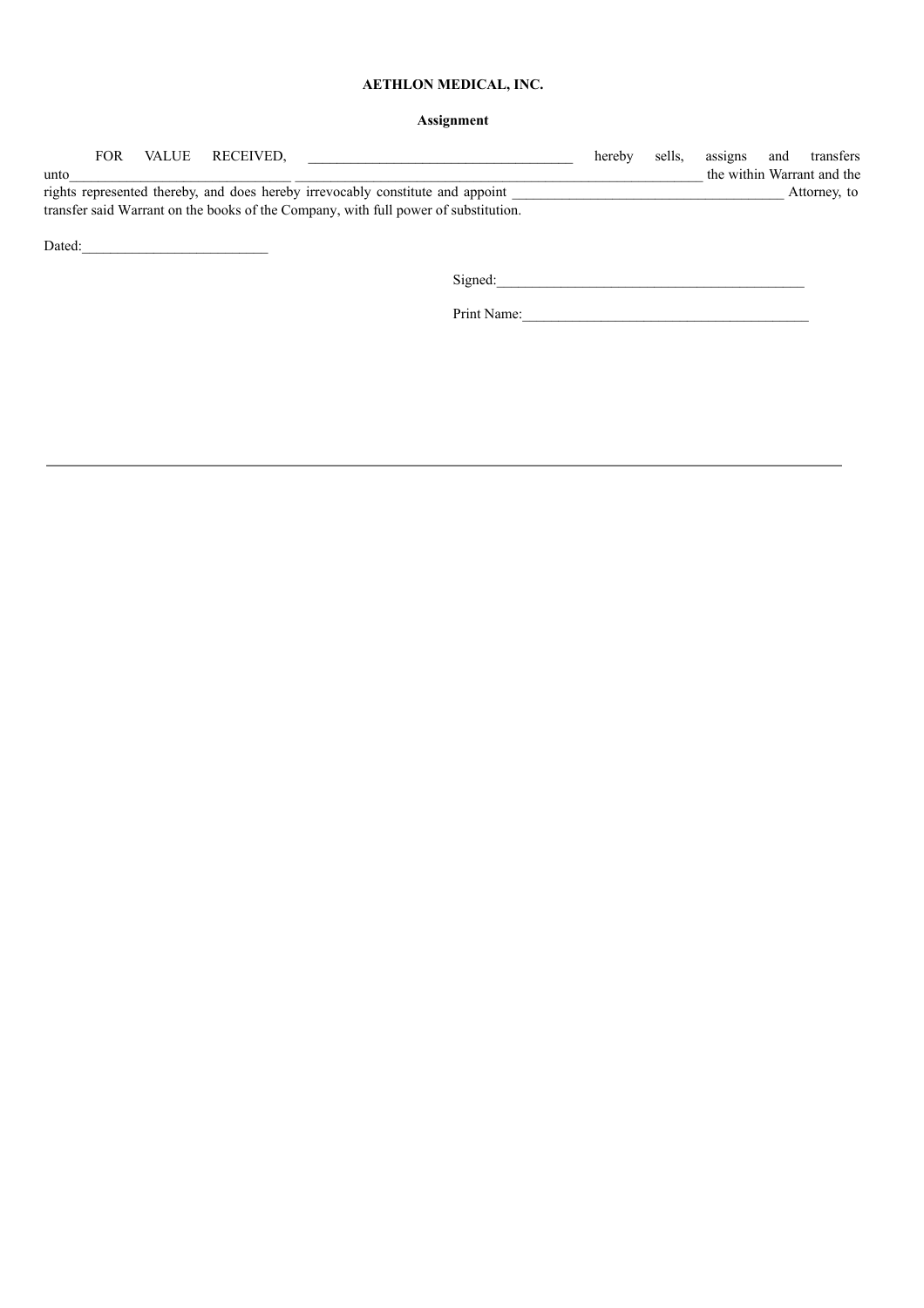**AETHLON MEDICAL, INC.**

**Assignment**

FOR VALUE RECEIVED, ____________________________________ hereby sells, assigns and transfers unto______________________________ ________________________________________________________ the within Warrant and the rights represented thereby, and does hereby irrevocably constitute and appoint _____________________________________ Attorney, to transfer said Warrant on the books of the Company, with full power of substitution.

Dated:_________________________

Signed:__________________________________________

Print Name:_______________________________________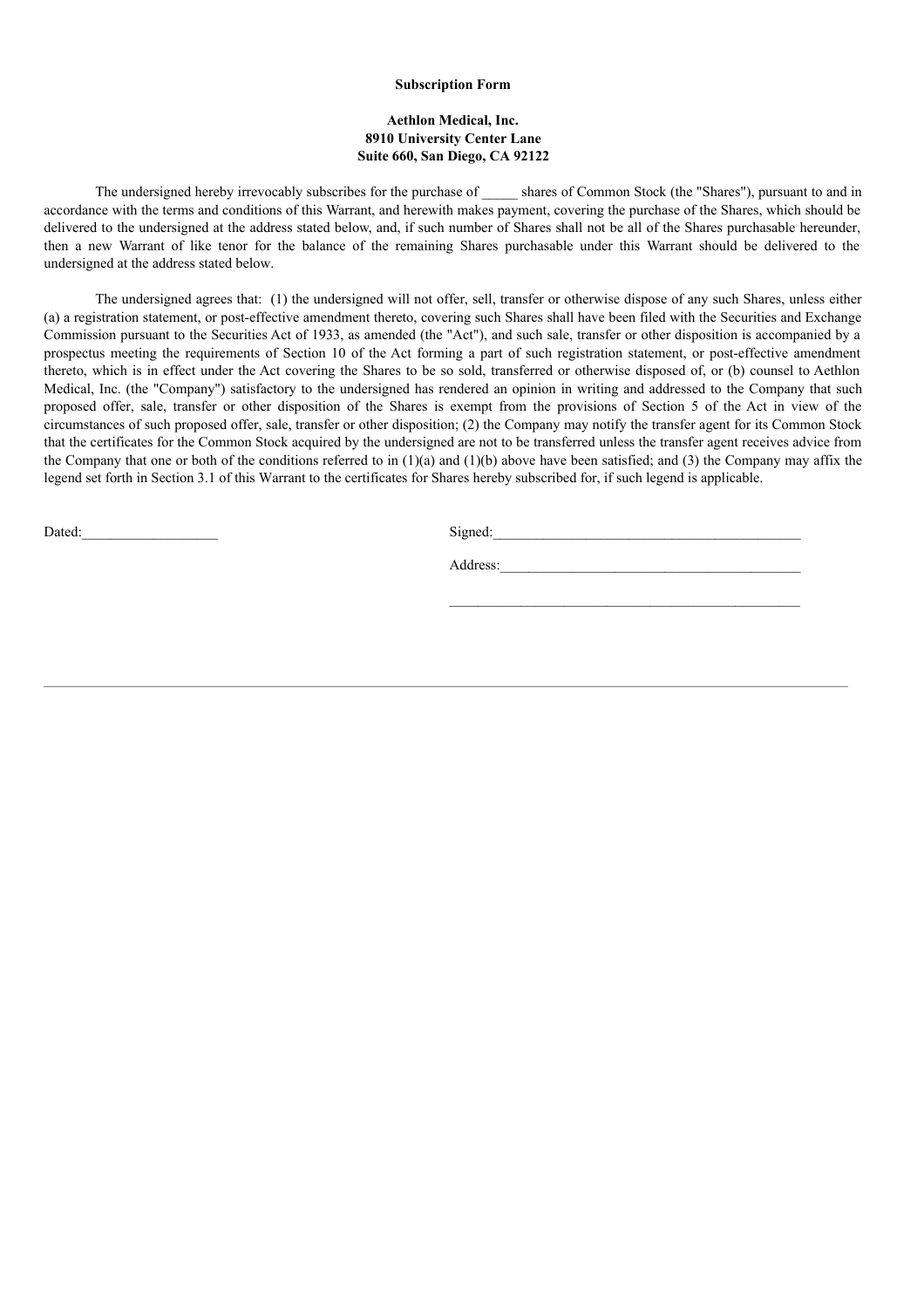**Subscription Form**

**Aethlon Medical, Inc.**
**8910 University Center Lane**
**Suite 660, San Diego, CA 92122**

The undersigned hereby irrevocably subscribes for the purchase of _____ shares of Common Stock (the "Shares"), pursuant to and in accordance with the terms and conditions of this Warrant, and herewith makes payment, covering the purchase of the Shares, which should be delivered to the undersigned at the address stated below, and, if such number of Shares shall not be all of the Shares purchasable hereunder, then a new Warrant of like tenor for the balance of the remaining Shares purchasable under this Warrant should be delivered to the undersigned at the address stated below.

The undersigned agrees that: (1) the undersigned will not offer, sell, transfer or otherwise dispose of any such Shares, unless either (a) a registration statement, or post-effective amendment thereto, covering such Shares shall have been filed with the Securities and Exchange Commission pursuant to the Securities Act of 1933, as amended (the "Act"), and such sale, transfer or other disposition is accompanied by a prospectus meeting the requirements of Section 10 of the Act forming a part of such registration statement, or post-effective amendment thereto, which is in effect under the Act covering the Shares to be so sold, transferred or otherwise disposed of, or (b) counsel to Aethlon Medical, Inc. (the "Company") satisfactory to the undersigned has rendered an opinion in writing and addressed to the Company that such proposed offer, sale, transfer or other disposition of the Shares is exempt from the provisions of Section 5 of the Act in view of the circumstances of such proposed offer, sale, transfer or other disposition; (2) the Company may notify the transfer agent for its Common Stock that the certificates for the Common Stock acquired by the undersigned are not to be transferred unless the transfer agent receives advice from the Company that one or both of the conditions referred to in (1)(a) and (1)(b) above have been satisfied; and (3) the Company may affix the legend set forth in Section 3.1 of this Warrant to the certificates for Shares hereby subscribed for, if such legend is applicable.

Dated:___________________

Signed:___________________________________________

Address:__________________________________________

_________________________________________________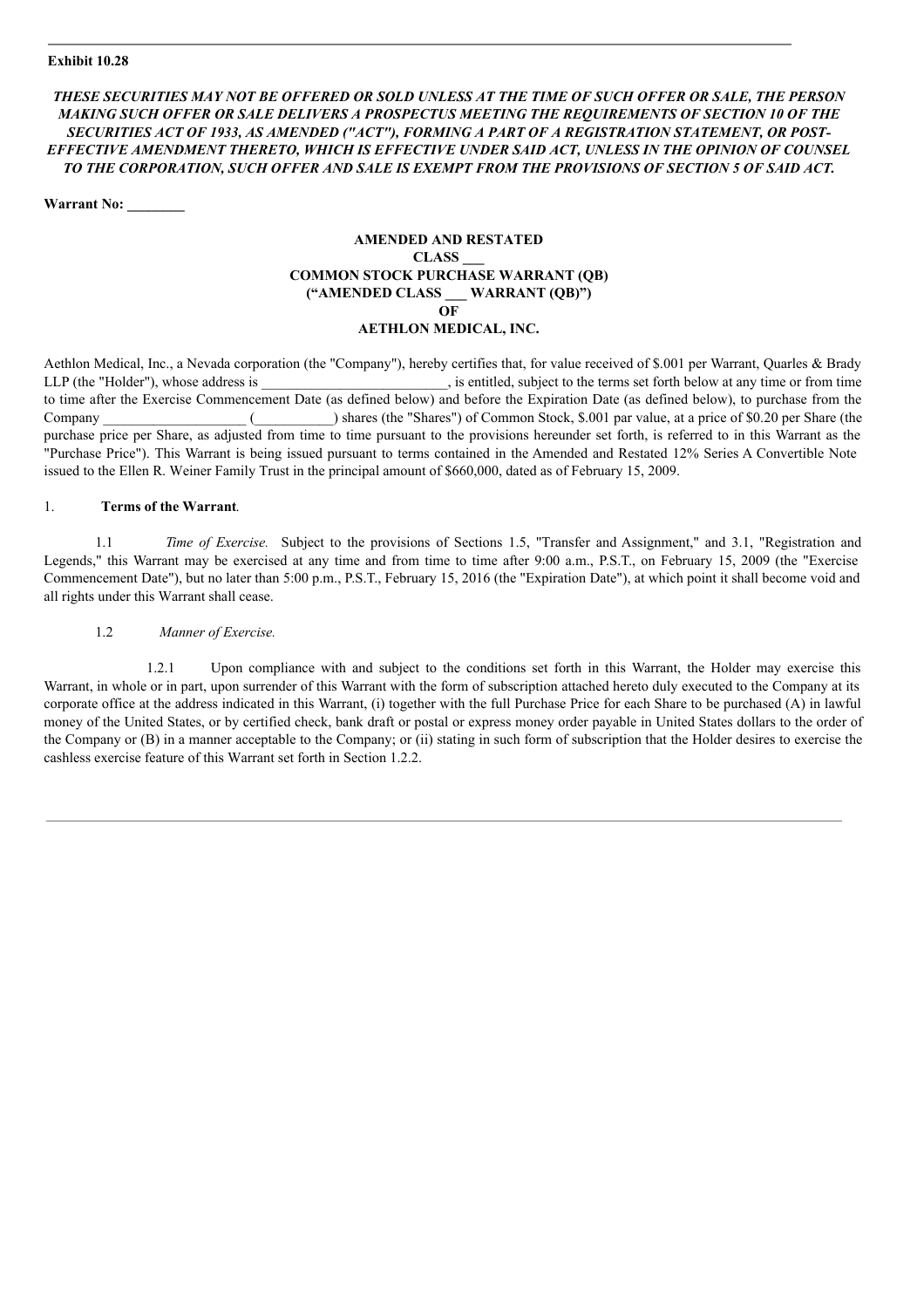**Exhibit 10.28**

***THESE SECURITIES MAY NOT BE OFFERED OR SOLD UNLESS AT THE TIME OF SUCH OFFER OR SALE, THE PERSON MAKING SUCH OFFER OR SALE DELIVERS A PROSPECTUS MEETING THE REQUIREMENTS OF SECTION 10 OF THE SECURITIES ACT OF 1933, AS AMENDED ("ACT"), FORMING A PART OF A REGISTRATION STATEMENT, OR POST-EFFECTIVE AMENDMENT THERETO, WHICH IS EFFECTIVE UNDER SAID ACT, UNLESS IN THE OPINION OF COUNSEL TO THE CORPORATION, SUCH OFFER AND SALE IS EXEMPT FROM THE PROVISIONS OF SECTION 5 OF SAID ACT.***

**Warrant No: ________**

**AMENDED AND RESTATED**
**CLASS ___**
**COMMON STOCK PURCHASE WARRANT (QB)**
**("AMENDED CLASS ___ WARRANT (QB)")**
**OF**
**AETHLON MEDICAL, INC.**

Aethlon Medical, Inc., a Nevada corporation (the "Company"), hereby certifies that, for value received of $.001 per Warrant, Quarles & Brady LLP (the "Holder"), whose address is __________________________, is entitled, subject to the terms set forth below at any time or from time to time after the Exercise Commencement Date (as defined below) and before the Expiration Date (as defined below), to purchase from the Company ____________________ (___________) shares (the "Shares") of Common Stock, $.001 par value, at a price of $0.20 per Share (the purchase price per Share, as adjusted from time to time pursuant to the provisions hereunder set forth, is referred to in this Warrant as the "Purchase Price"). This Warrant is being issued pursuant to terms contained in the Amended and Restated 12% Series A Convertible Note issued to the Ellen R. Weiner Family Trust in the principal amount of $660,000, dated as of February 15, 2009.

1. **Terms of the Warrant**.

1.1 *Time of Exercise.* Subject to the provisions of Sections 1.5, "Transfer and Assignment," and 3.1, "Registration and Legends," this Warrant may be exercised at any time and from time to time after 9:00 a.m., P.S.T., on February 15, 2009 (the "Exercise Commencement Date"), but no later than 5:00 p.m., P.S.T., February 15, 2016 (the "Expiration Date"), at which point it shall become void and all rights under this Warrant shall cease.

1.2 *Manner of Exercise.*

1.2.1 Upon compliance with and subject to the conditions set forth in this Warrant, the Holder may exercise this Warrant, in whole or in part, upon surrender of this Warrant with the form of subscription attached hereto duly executed to the Company at its corporate office at the address indicated in this Warrant, (i) together with the full Purchase Price for each Share to be purchased (A) in lawful money of the United States, or by certified check, bank draft or postal or express money order payable in United States dollars to the order of the Company or (B) in a manner acceptable to the Company; or (ii) stating in such form of subscription that the Holder desires to exercise the cashless exercise feature of this Warrant set forth in Section 1.2.2.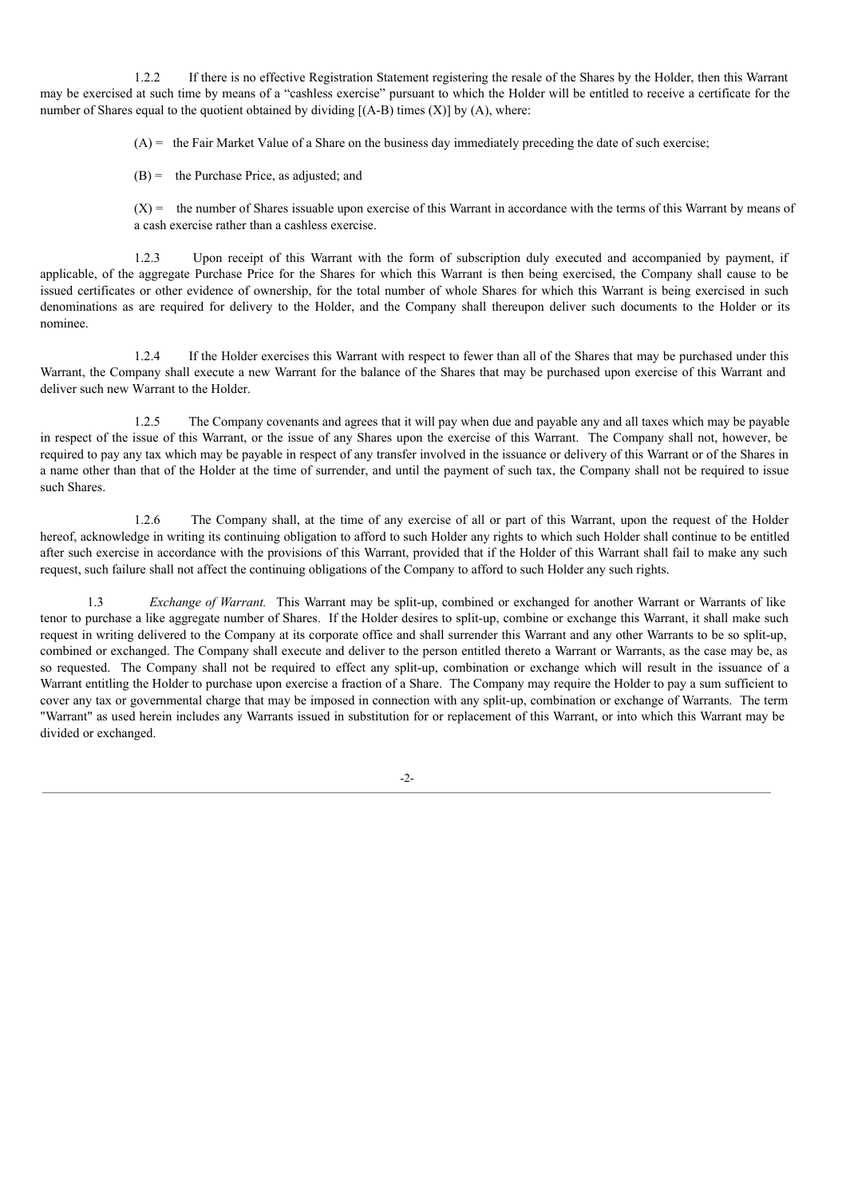1.2.2 If there is no effective Registration Statement registering the resale of the Shares by the Holder, then this Warrant may be exercised at such time by means of a "cashless exercise" pursuant to which the Holder will be entitled to receive a certificate for the number of Shares equal to the quotient obtained by dividing [(A-B) times (X)] by (A), where:

(A) = the Fair Market Value of a Share on the business day immediately preceding the date of such exercise;

(B) = the Purchase Price, as adjusted; and

(X) = the number of Shares issuable upon exercise of this Warrant in accordance with the terms of this Warrant by means of a cash exercise rather than a cashless exercise.

1.2.3 Upon receipt of this Warrant with the form of subscription duly executed and accompanied by payment, if applicable, of the aggregate Purchase Price for the Shares for which this Warrant is then being exercised, the Company shall cause to be issued certificates or other evidence of ownership, for the total number of whole Shares for which this Warrant is being exercised in such denominations as are required for delivery to the Holder, and the Company shall thereupon deliver such documents to the Holder or its nominee.

1.2.4 If the Holder exercises this Warrant with respect to fewer than all of the Shares that may be purchased under this Warrant, the Company shall execute a new Warrant for the balance of the Shares that may be purchased upon exercise of this Warrant and deliver such new Warrant to the Holder.

1.2.5 The Company covenants and agrees that it will pay when due and payable any and all taxes which may be payable in respect of the issue of this Warrant, or the issue of any Shares upon the exercise of this Warrant. The Company shall not, however, be required to pay any tax which may be payable in respect of any transfer involved in the issuance or delivery of this Warrant or of the Shares in a name other than that of the Holder at the time of surrender, and until the payment of such tax, the Company shall not be required to issue such Shares.

1.2.6 The Company shall, at the time of any exercise of all or part of this Warrant, upon the request of the Holder hereof, acknowledge in writing its continuing obligation to afford to such Holder any rights to which such Holder shall continue to be entitled after such exercise in accordance with the provisions of this Warrant, provided that if the Holder of this Warrant shall fail to make any such request, such failure shall not affect the continuing obligations of the Company to afford to such Holder any such rights.

1.3 *Exchange of Warrant.* This Warrant may be split-up, combined or exchanged for another Warrant or Warrants of like tenor to purchase a like aggregate number of Shares. If the Holder desires to split-up, combine or exchange this Warrant, it shall make such request in writing delivered to the Company at its corporate office and shall surrender this Warrant and any other Warrants to be so split-up, combined or exchanged. The Company shall execute and deliver to the person entitled thereto a Warrant or Warrants, as the case may be, as so requested. The Company shall not be required to effect any split-up, combination or exchange which will result in the issuance of a Warrant entitling the Holder to purchase upon exercise a fraction of a Share. The Company may require the Holder to pay a sum sufficient to cover any tax or governmental charge that may be imposed in connection with any split-up, combination or exchange of Warrants. The term "Warrant" as used herein includes any Warrants issued in substitution for or replacement of this Warrant, or into which this Warrant may be divided or exchanged.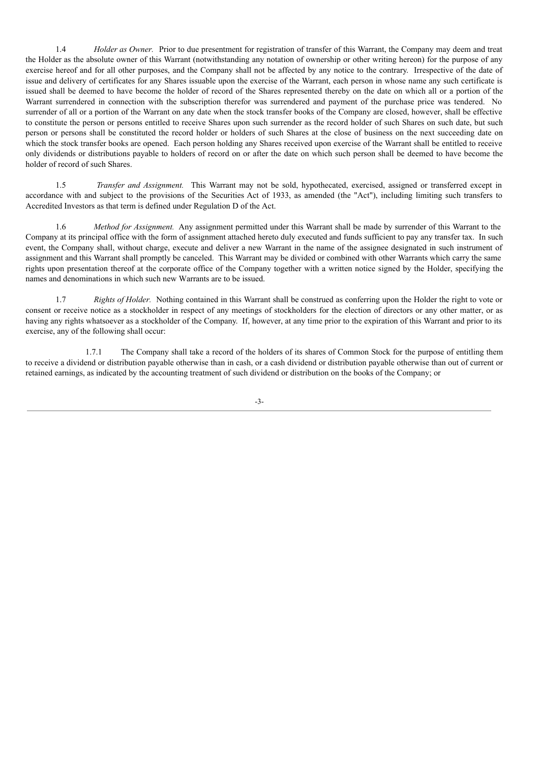1.4 *Holder as Owner.* Prior to due presentment for registration of transfer of this Warrant, the Company may deem and treat the Holder as the absolute owner of this Warrant (notwithstanding any notation of ownership or other writing hereon) for the purpose of any exercise hereof and for all other purposes, and the Company shall not be affected by any notice to the contrary. Irrespective of the date of issue and delivery of certificates for any Shares issuable upon the exercise of the Warrant, each person in whose name any such certificate is issued shall be deemed to have become the holder of record of the Shares represented thereby on the date on which all or a portion of the Warrant surrendered in connection with the subscription therefor was surrendered and payment of the purchase price was tendered. No surrender of all or a portion of the Warrant on any date when the stock transfer books of the Company are closed, however, shall be effective to constitute the person or persons entitled to receive Shares upon such surrender as the record holder of such Shares on such date, but such person or persons shall be constituted the record holder or holders of such Shares at the close of business on the next succeeding date on which the stock transfer books are opened. Each person holding any Shares received upon exercise of the Warrant shall be entitled to receive only dividends or distributions payable to holders of record on or after the date on which such person shall be deemed to have become the holder of record of such Shares.

1.5 *Transfer and Assignment.* This Warrant may not be sold, hypothecated, exercised, assigned or transferred except in accordance with and subject to the provisions of the Securities Act of 1933, as amended (the "Act"), including limiting such transfers to Accredited Investors as that term is defined under Regulation D of the Act.

1.6 *Method for Assignment.* Any assignment permitted under this Warrant shall be made by surrender of this Warrant to the Company at its principal office with the form of assignment attached hereto duly executed and funds sufficient to pay any transfer tax. In such event, the Company shall, without charge, execute and deliver a new Warrant in the name of the assignee designated in such instrument of assignment and this Warrant shall promptly be canceled. This Warrant may be divided or combined with other Warrants which carry the same rights upon presentation thereof at the corporate office of the Company together with a written notice signed by the Holder, specifying the names and denominations in which such new Warrants are to be issued.

1.7 *Rights of Holder.* Nothing contained in this Warrant shall be construed as conferring upon the Holder the right to vote or consent or receive notice as a stockholder in respect of any meetings of stockholders for the election of directors or any other matter, or as having any rights whatsoever as a stockholder of the Company. If, however, at any time prior to the expiration of this Warrant and prior to its exercise, any of the following shall occur:

1.7.1 The Company shall take a record of the holders of its shares of Common Stock for the purpose of entitling them to receive a dividend or distribution payable otherwise than in cash, or a cash dividend or distribution payable otherwise than out of current or retained earnings, as indicated by the accounting treatment of such dividend or distribution on the books of the Company; or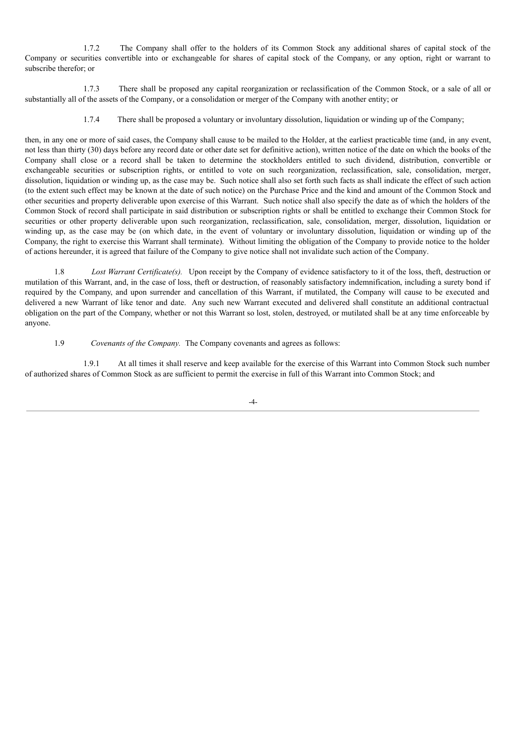1.7.2 The Company shall offer to the holders of its Common Stock any additional shares of capital stock of the Company or securities convertible into or exchangeable for shares of capital stock of the Company, or any option, right or warrant to subscribe therefor; or

1.7.3 There shall be proposed any capital reorganization or reclassification of the Common Stock, or a sale of all or substantially all of the assets of the Company, or a consolidation or merger of the Company with another entity; or

1.7.4 There shall be proposed a voluntary or involuntary dissolution, liquidation or winding up of the Company;

then, in any one or more of said cases, the Company shall cause to be mailed to the Holder, at the earliest practicable time (and, in any event, not less than thirty (30) days before any record date or other date set for definitive action), written notice of the date on which the books of the Company shall close or a record shall be taken to determine the stockholders entitled to such dividend, distribution, convertible or exchangeable securities or subscription rights, or entitled to vote on such reorganization, reclassification, sale, consolidation, merger, dissolution, liquidation or winding up, as the case may be. Such notice shall also set forth such facts as shall indicate the effect of such action (to the extent such effect may be known at the date of such notice) on the Purchase Price and the kind and amount of the Common Stock and other securities and property deliverable upon exercise of this Warrant. Such notice shall also specify the date as of which the holders of the Common Stock of record shall participate in said distribution or subscription rights or shall be entitled to exchange their Common Stock for securities or other property deliverable upon such reorganization, reclassification, sale, consolidation, merger, dissolution, liquidation or winding up, as the case may be (on which date, in the event of voluntary or involuntary dissolution, liquidation or winding up of the Company, the right to exercise this Warrant shall terminate). Without limiting the obligation of the Company to provide notice to the holder of actions hereunder, it is agreed that failure of the Company to give notice shall not invalidate such action of the Company.

1.8 *Lost Warrant Certificate(s).* Upon receipt by the Company of evidence satisfactory to it of the loss, theft, destruction or mutilation of this Warrant, and, in the case of loss, theft or destruction, of reasonably satisfactory indemnification, including a surety bond if required by the Company, and upon surrender and cancellation of this Warrant, if mutilated, the Company will cause to be executed and delivered a new Warrant of like tenor and date. Any such new Warrant executed and delivered shall constitute an additional contractual obligation on the part of the Company, whether or not this Warrant so lost, stolen, destroyed, or mutilated shall be at any time enforceable by anyone.

1.9 *Covenants of the Company.* The Company covenants and agrees as follows:

1.9.1 At all times it shall reserve and keep available for the exercise of this Warrant into Common Stock such number of authorized shares of Common Stock as are sufficient to permit the exercise in full of this Warrant into Common Stock; and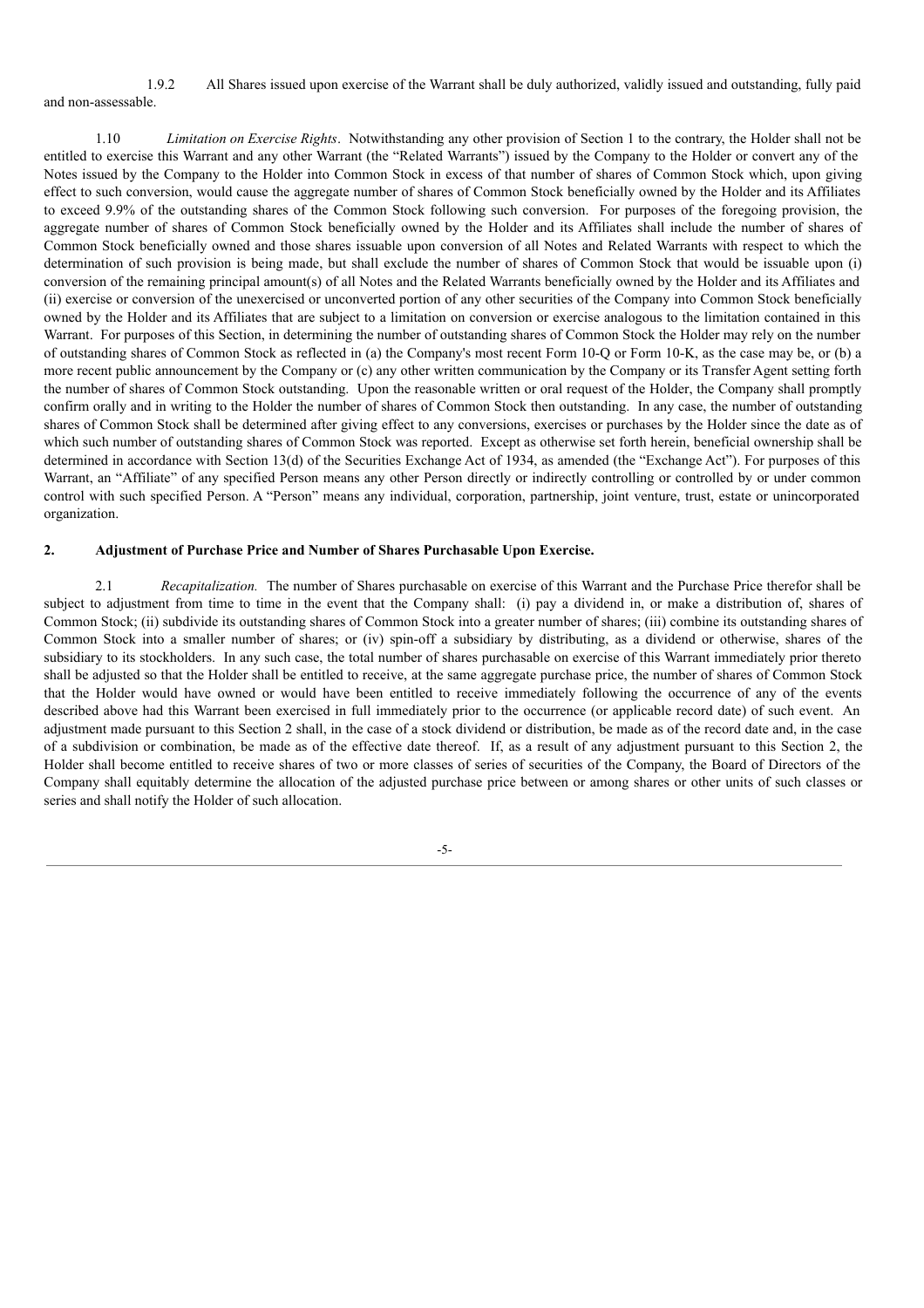1.9.2 All Shares issued upon exercise of the Warrant shall be duly authorized, validly issued and outstanding, fully paid and non-assessable.

1.10 *Limitation on Exercise Rights*. Notwithstanding any other provision of Section 1 to the contrary, the Holder shall not be entitled to exercise this Warrant and any other Warrant (the "Related Warrants") issued by the Company to the Holder or convert any of the Notes issued by the Company to the Holder into Common Stock in excess of that number of shares of Common Stock which, upon giving effect to such conversion, would cause the aggregate number of shares of Common Stock beneficially owned by the Holder and its Affiliates to exceed 9.9% of the outstanding shares of the Common Stock following such conversion. For purposes of the foregoing provision, the aggregate number of shares of Common Stock beneficially owned by the Holder and its Affiliates shall include the number of shares of Common Stock beneficially owned and those shares issuable upon conversion of all Notes and Related Warrants with respect to which the determination of such provision is being made, but shall exclude the number of shares of Common Stock that would be issuable upon (i) conversion of the remaining principal amount(s) of all Notes and the Related Warrants beneficially owned by the Holder and its Affiliates and (ii) exercise or conversion of the unexercised or unconverted portion of any other securities of the Company into Common Stock beneficially owned by the Holder and its Affiliates that are subject to a limitation on conversion or exercise analogous to the limitation contained in this Warrant. For purposes of this Section, in determining the number of outstanding shares of Common Stock the Holder may rely on the number of outstanding shares of Common Stock as reflected in (a) the Company's most recent Form 10-Q or Form 10-K, as the case may be, or (b) a more recent public announcement by the Company or (c) any other written communication by the Company or its Transfer Agent setting forth the number of shares of Common Stock outstanding. Upon the reasonable written or oral request of the Holder, the Company shall promptly confirm orally and in writing to the Holder the number of shares of Common Stock then outstanding. In any case, the number of outstanding shares of Common Stock shall be determined after giving effect to any conversions, exercises or purchases by the Holder since the date as of which such number of outstanding shares of Common Stock was reported. Except as otherwise set forth herein, beneficial ownership shall be determined in accordance with Section 13(d) of the Securities Exchange Act of 1934, as amended (the "Exchange Act"). For purposes of this Warrant, an "Affiliate" of any specified Person means any other Person directly or indirectly controlling or controlled by or under common control with such specified Person. A "Person" means any individual, corporation, partnership, joint venture, trust, estate or unincorporated organization.

**2. Adjustment of Purchase Price and Number of Shares Purchasable Upon Exercise.**

2.1 *Recapitalization.* The number of Shares purchasable on exercise of this Warrant and the Purchase Price therefor shall be subject to adjustment from time to time in the event that the Company shall: (i) pay a dividend in, or make a distribution of, shares of Common Stock; (ii) subdivide its outstanding shares of Common Stock into a greater number of shares; (iii) combine its outstanding shares of Common Stock into a smaller number of shares; or (iv) spin-off a subsidiary by distributing, as a dividend or otherwise, shares of the subsidiary to its stockholders. In any such case, the total number of shares purchasable on exercise of this Warrant immediately prior thereto shall be adjusted so that the Holder shall be entitled to receive, at the same aggregate purchase price, the number of shares of Common Stock that the Holder would have owned or would have been entitled to receive immediately following the occurrence of any of the events described above had this Warrant been exercised in full immediately prior to the occurrence (or applicable record date) of such event. An adjustment made pursuant to this Section 2 shall, in the case of a stock dividend or distribution, be made as of the record date and, in the case of a subdivision or combination, be made as of the effective date thereof. If, as a result of any adjustment pursuant to this Section 2, the Holder shall become entitled to receive shares of two or more classes of series of securities of the Company, the Board of Directors of the Company shall equitably determine the allocation of the adjusted purchase price between or among shares or other units of such classes or series and shall notify the Holder of such allocation.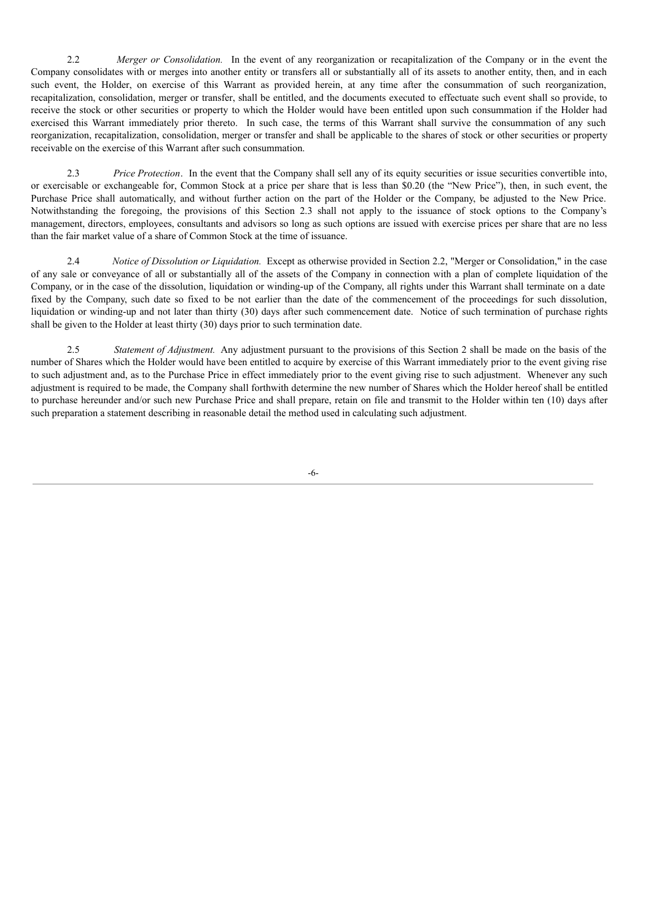2.2 *Merger or Consolidation.* In the event of any reorganization or recapitalization of the Company or in the event the Company consolidates with or merges into another entity or transfers all or substantially all of its assets to another entity, then, and in each such event, the Holder, on exercise of this Warrant as provided herein, at any time after the consummation of such reorganization, recapitalization, consolidation, merger or transfer, shall be entitled, and the documents executed to effectuate such event shall so provide, to receive the stock or other securities or property to which the Holder would have been entitled upon such consummation if the Holder had exercised this Warrant immediately prior thereto. In such case, the terms of this Warrant shall survive the consummation of any such reorganization, recapitalization, consolidation, merger or transfer and shall be applicable to the shares of stock or other securities or property receivable on the exercise of this Warrant after such consummation.

2.3 *Price Protection*. In the event that the Company shall sell any of its equity securities or issue securities convertible into, or exercisable or exchangeable for, Common Stock at a price per share that is less than $0.20 (the "New Price"), then, in such event, the Purchase Price shall automatically, and without further action on the part of the Holder or the Company, be adjusted to the New Price. Notwithstanding the foregoing, the provisions of this Section 2.3 shall not apply to the issuance of stock options to the Company's management, directors, employees, consultants and advisors so long as such options are issued with exercise prices per share that are no less than the fair market value of a share of Common Stock at the time of issuance.

2.4 *Notice of Dissolution or Liquidation.* Except as otherwise provided in Section 2.2, "Merger or Consolidation," in the case of any sale or conveyance of all or substantially all of the assets of the Company in connection with a plan of complete liquidation of the Company, or in the case of the dissolution, liquidation or winding-up of the Company, all rights under this Warrant shall terminate on a date fixed by the Company, such date so fixed to be not earlier than the date of the commencement of the proceedings for such dissolution, liquidation or winding-up and not later than thirty (30) days after such commencement date. Notice of such termination of purchase rights shall be given to the Holder at least thirty (30) days prior to such termination date.

2.5 *Statement of Adjustment.* Any adjustment pursuant to the provisions of this Section 2 shall be made on the basis of the number of Shares which the Holder would have been entitled to acquire by exercise of this Warrant immediately prior to the event giving rise to such adjustment and, as to the Purchase Price in effect immediately prior to the event giving rise to such adjustment. Whenever any such adjustment is required to be made, the Company shall forthwith determine the new number of Shares which the Holder hereof shall be entitled to purchase hereunder and/or such new Purchase Price and shall prepare, retain on file and transmit to the Holder within ten (10) days after such preparation a statement describing in reasonable detail the method used in calculating such adjustment.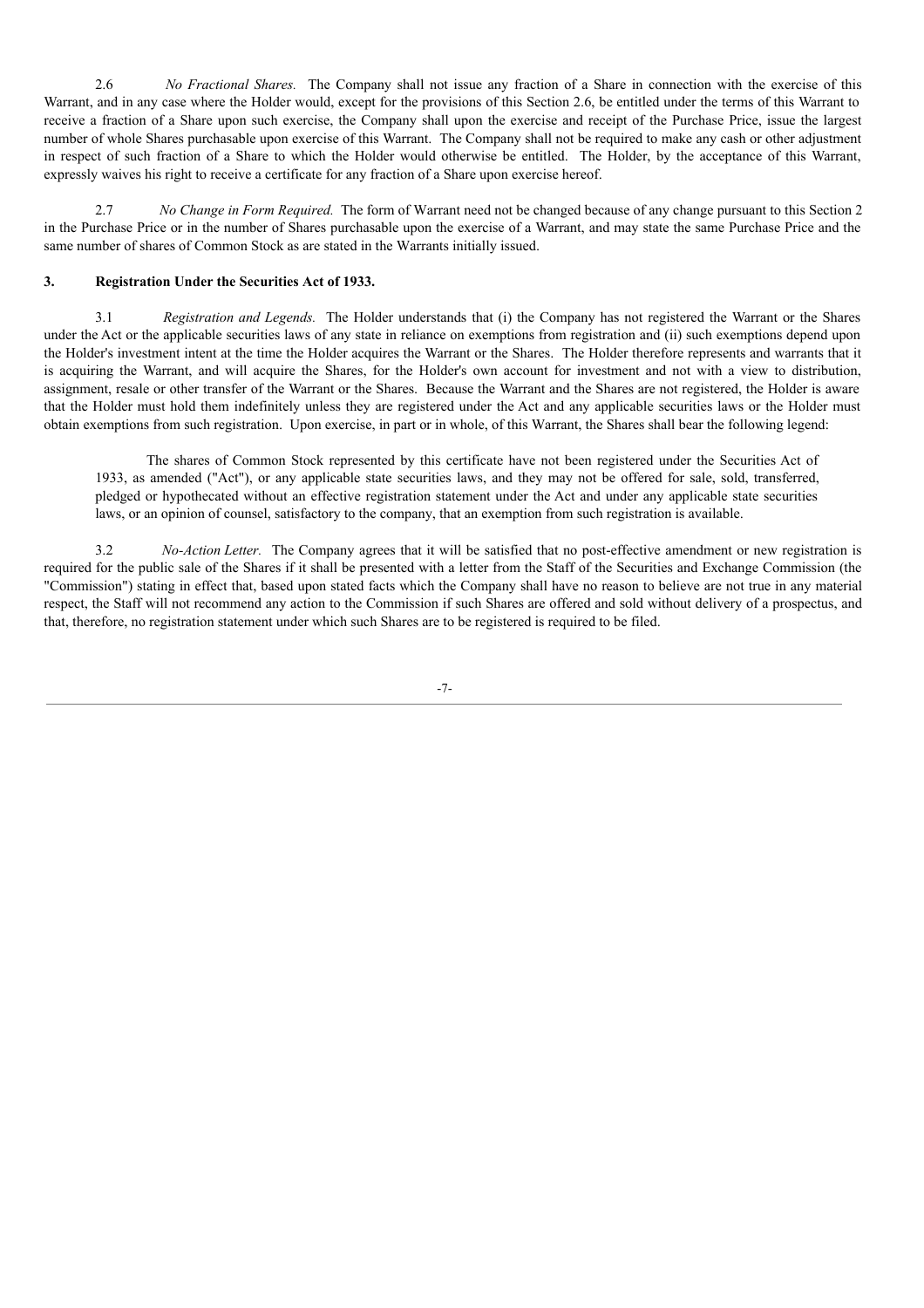2.6 *No Fractional Shares.* The Company shall not issue any fraction of a Share in connection with the exercise of this Warrant, and in any case where the Holder would, except for the provisions of this Section 2.6, be entitled under the terms of this Warrant to receive a fraction of a Share upon such exercise, the Company shall upon the exercise and receipt of the Purchase Price, issue the largest number of whole Shares purchasable upon exercise of this Warrant. The Company shall not be required to make any cash or other adjustment in respect of such fraction of a Share to which the Holder would otherwise be entitled. The Holder, by the acceptance of this Warrant, expressly waives his right to receive a certificate for any fraction of a Share upon exercise hereof.

2.7 *No Change in Form Required.* The form of Warrant need not be changed because of any change pursuant to this Section 2 in the Purchase Price or in the number of Shares purchasable upon the exercise of a Warrant, and may state the same Purchase Price and the same number of shares of Common Stock as are stated in the Warrants initially issued.

**3. Registration Under the Securities Act of 1933.**

3.1 *Registration and Legends.* The Holder understands that (i) the Company has not registered the Warrant or the Shares under the Act or the applicable securities laws of any state in reliance on exemptions from registration and (ii) such exemptions depend upon the Holder's investment intent at the time the Holder acquires the Warrant or the Shares. The Holder therefore represents and warrants that it is acquiring the Warrant, and will acquire the Shares, for the Holder's own account for investment and not with a view to distribution, assignment, resale or other transfer of the Warrant or the Shares. Because the Warrant and the Shares are not registered, the Holder is aware that the Holder must hold them indefinitely unless they are registered under the Act and any applicable securities laws or the Holder must obtain exemptions from such registration. Upon exercise, in part or in whole, of this Warrant, the Shares shall bear the following legend:

> The shares of Common Stock represented by this certificate have not been registered under the Securities Act of 1933, as amended ("Act"), or any applicable state securities laws, and they may not be offered for sale, sold, transferred, pledged or hypothecated without an effective registration statement under the Act and under any applicable state securities laws, or an opinion of counsel, satisfactory to the company, that an exemption from such registration is available.

3.2 *No-Action Letter.* The Company agrees that it will be satisfied that no post-effective amendment or new registration is required for the public sale of the Shares if it shall be presented with a letter from the Staff of the Securities and Exchange Commission (the "Commission") stating in effect that, based upon stated facts which the Company shall have no reason to believe are not true in any material respect, the Staff will not recommend any action to the Commission if such Shares are offered and sold without delivery of a prospectus, and that, therefore, no registration statement under which such Shares are to be registered is required to be filed.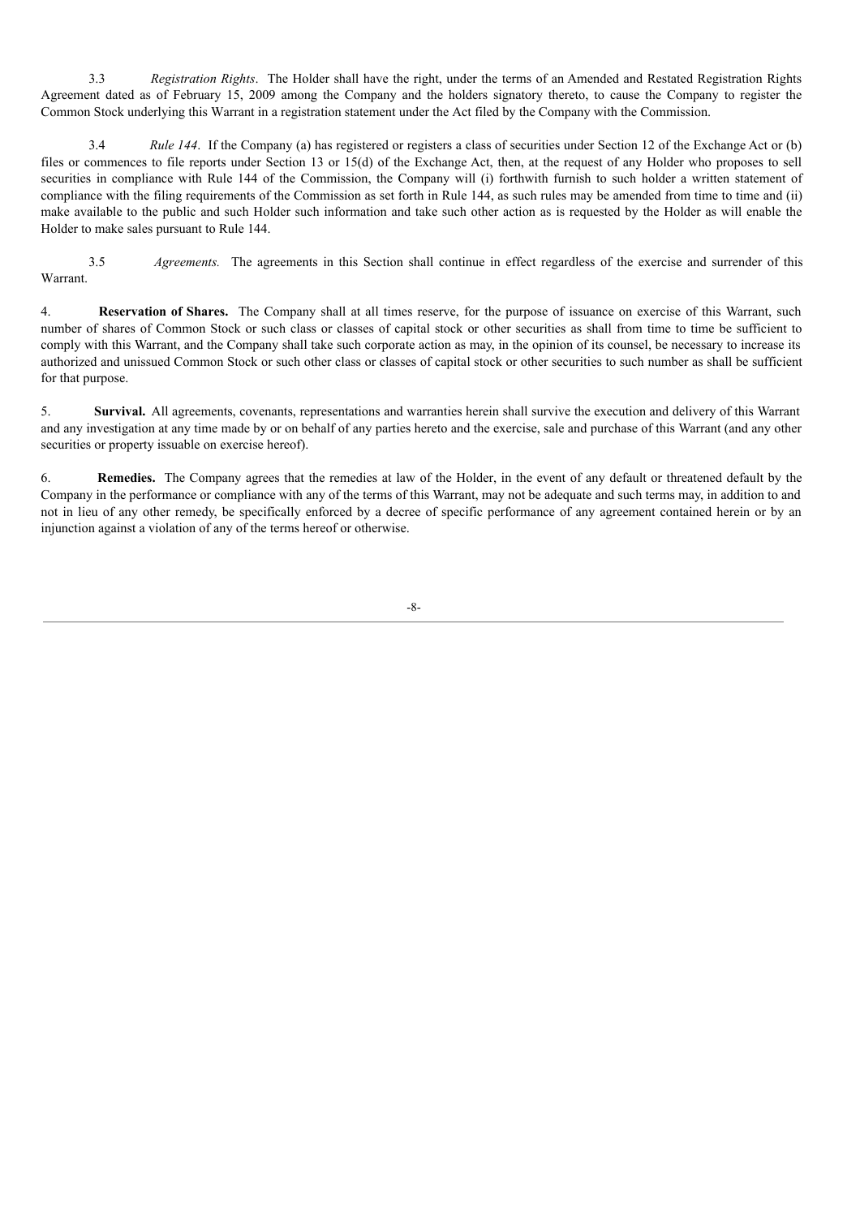3.3 *Registration Rights*. The Holder shall have the right, under the terms of an Amended and Restated Registration Rights Agreement dated as of February 15, 2009 among the Company and the holders signatory thereto, to cause the Company to register the Common Stock underlying this Warrant in a registration statement under the Act filed by the Company with the Commission.

3.4 *Rule 144*. If the Company (a) has registered or registers a class of securities under Section 12 of the Exchange Act or (b) files or commences to file reports under Section 13 or 15(d) of the Exchange Act, then, at the request of any Holder who proposes to sell securities in compliance with Rule 144 of the Commission, the Company will (i) forthwith furnish to such holder a written statement of compliance with the filing requirements of the Commission as set forth in Rule 144, as such rules may be amended from time to time and (ii) make available to the public and such Holder such information and take such other action as is requested by the Holder as will enable the Holder to make sales pursuant to Rule 144.

3.5 *Agreements.* The agreements in this Section shall continue in effect regardless of the exercise and surrender of this Warrant.

4. **Reservation of Shares.** The Company shall at all times reserve, for the purpose of issuance on exercise of this Warrant, such number of shares of Common Stock or such class or classes of capital stock or other securities as shall from time to time be sufficient to comply with this Warrant, and the Company shall take such corporate action as may, in the opinion of its counsel, be necessary to increase its authorized and unissued Common Stock or such other class or classes of capital stock or other securities to such number as shall be sufficient for that purpose.

5. **Survival.** All agreements, covenants, representations and warranties herein shall survive the execution and delivery of this Warrant and any investigation at any time made by or on behalf of any parties hereto and the exercise, sale and purchase of this Warrant (and any other securities or property issuable on exercise hereof).

6. **Remedies.** The Company agrees that the remedies at law of the Holder, in the event of any default or threatened default by the Company in the performance or compliance with any of the terms of this Warrant, may not be adequate and such terms may, in addition to and not in lieu of any other remedy, be specifically enforced by a decree of specific performance of any agreement contained herein or by an injunction against a violation of any of the terms hereof or otherwise.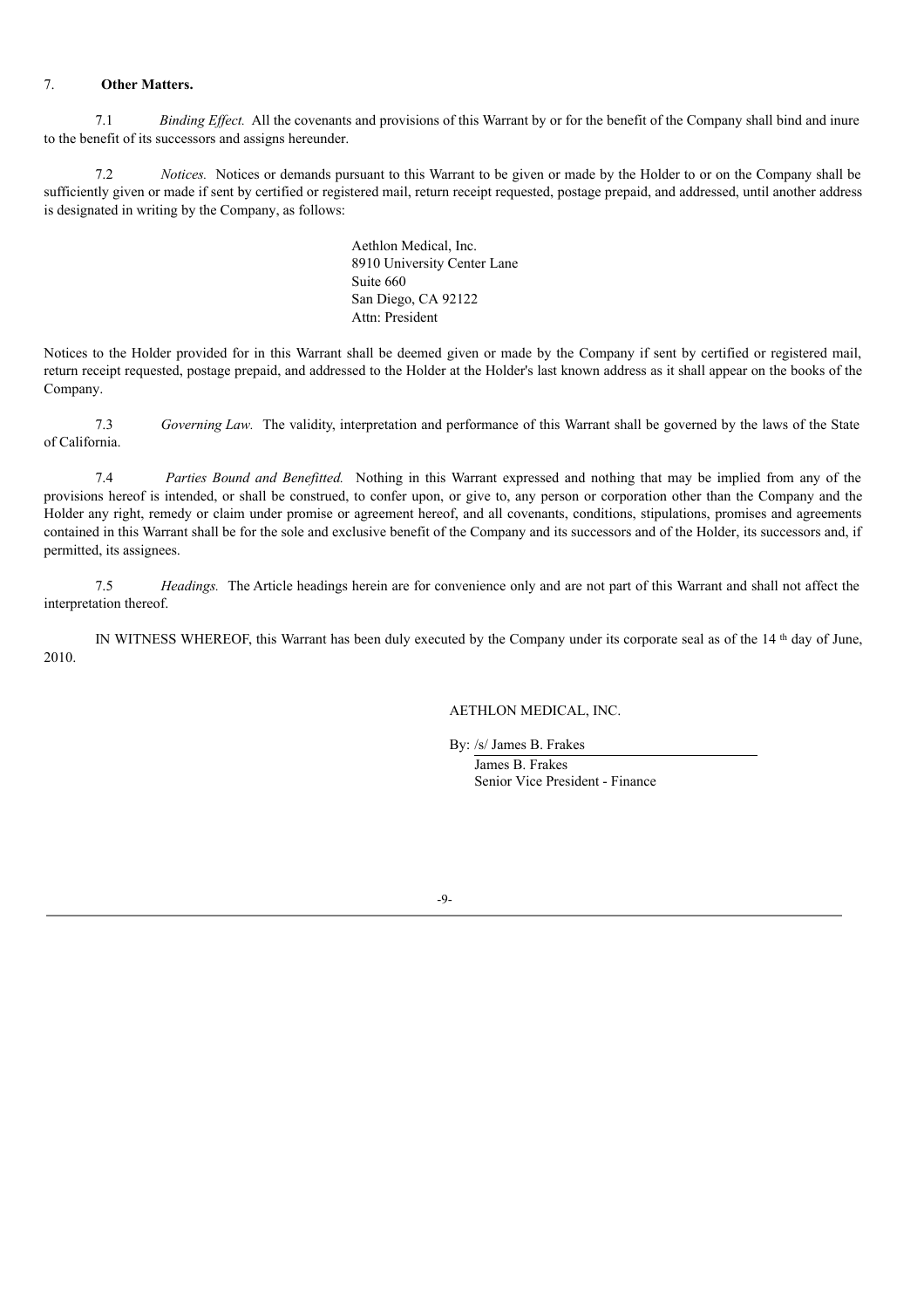7. **Other Matters.**

7.1 *Binding Effect.* All the covenants and provisions of this Warrant by or for the benefit of the Company shall bind and inure to the benefit of its successors and assigns hereunder.

7.2 *Notices.* Notices or demands pursuant to this Warrant to be given or made by the Holder to or on the Company shall be sufficiently given or made if sent by certified or registered mail, return receipt requested, postage prepaid, and addressed, until another address is designated in writing by the Company, as follows:

Aethlon Medical, Inc.
8910 University Center Lane
Suite 660
San Diego, CA 92122
Attn: President

Notices to the Holder provided for in this Warrant shall be deemed given or made by the Company if sent by certified or registered mail, return receipt requested, postage prepaid, and addressed to the Holder at the Holder's last known address as it shall appear on the books of the Company.

7.3 *Governing Law.* The validity, interpretation and performance of this Warrant shall be governed by the laws of the State of California.

7.4 *Parties Bound and Benefitted.* Nothing in this Warrant expressed and nothing that may be implied from any of the provisions hereof is intended, or shall be construed, to confer upon, or give to, any person or corporation other than the Company and the Holder any right, remedy or claim under promise or agreement hereof, and all covenants, conditions, stipulations, promises and agreements contained in this Warrant shall be for the sole and exclusive benefit of the Company and its successors and of the Holder, its successors and, if permitted, its assignees.

7.5 *Headings.* The Article headings herein are for convenience only and are not part of this Warrant and shall not affect the interpretation thereof.

IN WITNESS WHEREOF, this Warrant has been duly executed by the Company under its corporate seal as of the 14 th day of June, 2010.

AETHLON MEDICAL, INC.

By: /s/ James B. Frakes
James B. Frakes
Senior Vice President - Finance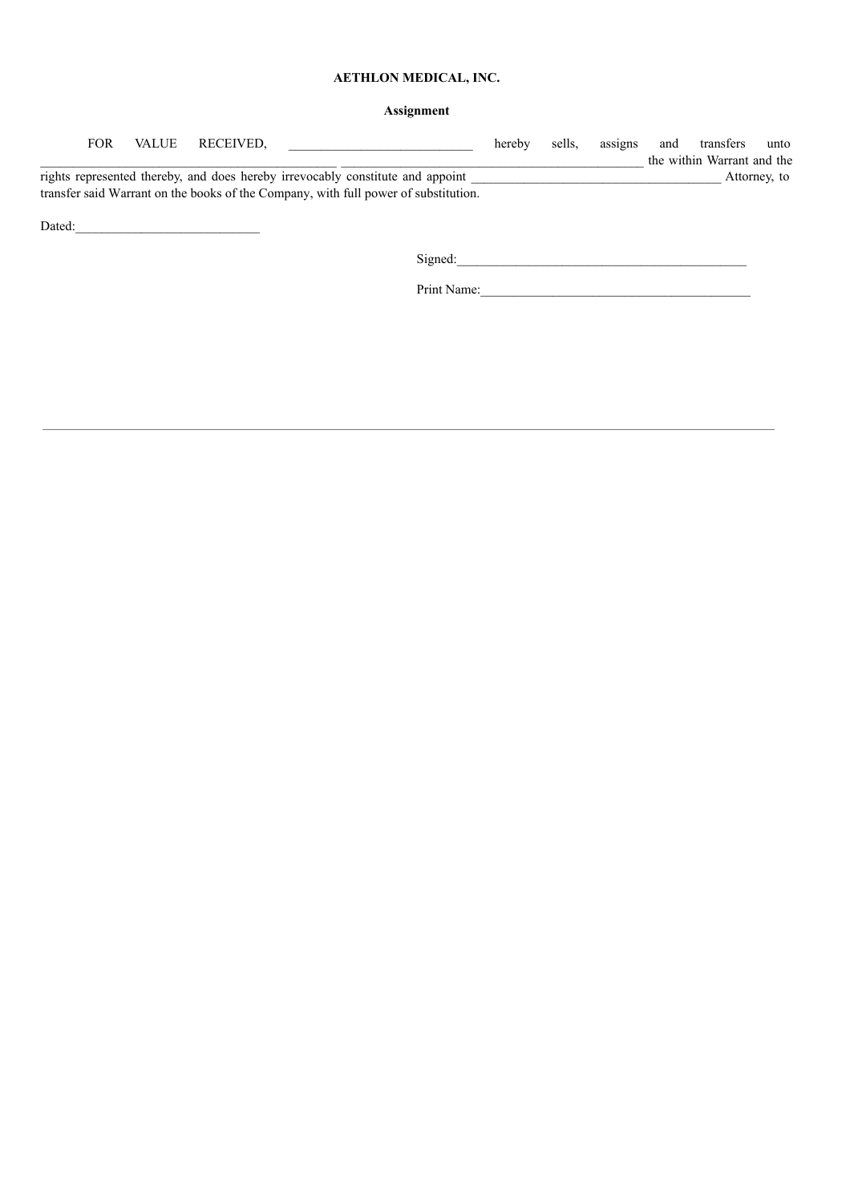**AETHLON MEDICAL, INC.**

**Assignment**

FOR VALUE RECEIVED, ____________________________ hereby sells, assigns and transfers unto _____________________________________________ _____________________________________________ the within Warrant and the rights represented thereby, and does hereby irrevocably constitute and appoint ______________________________________ Attorney, to transfer said Warrant on the books of the Company, with full power of substitution.

Dated:____________________________

Signed:____________________________________________

Print Name:_________________________________________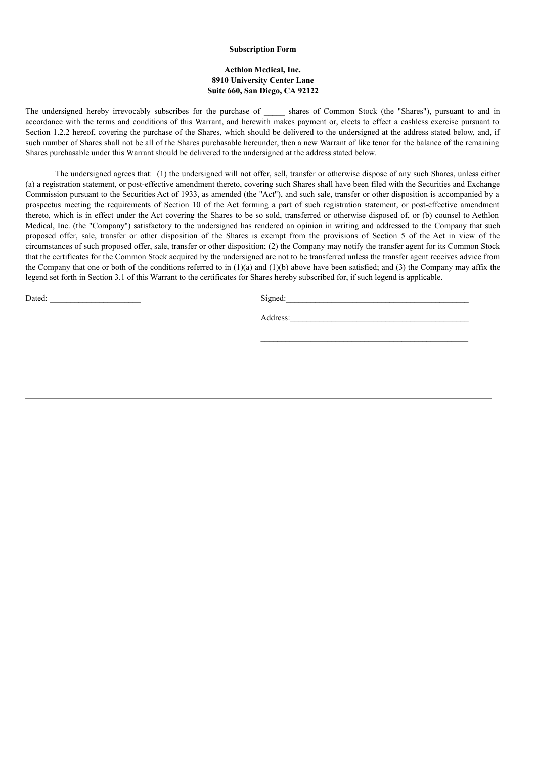**Subscription Form**

**Aethlon Medical, Inc.**
**8910 University Center Lane**
**Suite 660, San Diego, CA 92122**

The undersigned hereby irrevocably subscribes for the purchase of _____ shares of Common Stock (the "Shares"), pursuant to and in accordance with the terms and conditions of this Warrant, and herewith makes payment or, elects to effect a cashless exercise pursuant to Section 1.2.2 hereof, covering the purchase of the Shares, which should be delivered to the undersigned at the address stated below, and, if such number of Shares shall not be all of the Shares purchasable hereunder, then a new Warrant of like tenor for the balance of the remaining Shares purchasable under this Warrant should be delivered to the undersigned at the address stated below.

The undersigned agrees that: (1) the undersigned will not offer, sell, transfer or otherwise dispose of any such Shares, unless either (a) a registration statement, or post-effective amendment thereto, covering such Shares shall have been filed with the Securities and Exchange Commission pursuant to the Securities Act of 1933, as amended (the "Act"), and such sale, transfer or other disposition is accompanied by a prospectus meeting the requirements of Section 10 of the Act forming a part of such registration statement, or post-effective amendment thereto, which is in effect under the Act covering the Shares to be so sold, transferred or otherwise disposed of, or (b) counsel to Aethlon Medical, Inc. (the "Company") satisfactory to the undersigned has rendered an opinion in writing and addressed to the Company that such proposed offer, sale, transfer or other disposition of the Shares is exempt from the provisions of Section 5 of the Act in view of the circumstances of such proposed offer, sale, transfer or other disposition; (2) the Company may notify the transfer agent for its Common Stock that the certificates for the Common Stock acquired by the undersigned are not to be transferred unless the transfer agent receives advice from the Company that one or both of the conditions referred to in (1)(a) and (1)(b) above have been satisfied; and (3) the Company may affix the legend set forth in Section 3.1 of this Warrant to the certificates for Shares hereby subscribed for, if such legend is applicable.

Dated: ______________________

Signed:____________________________________________

Address:___________________________________________

___________________________________________________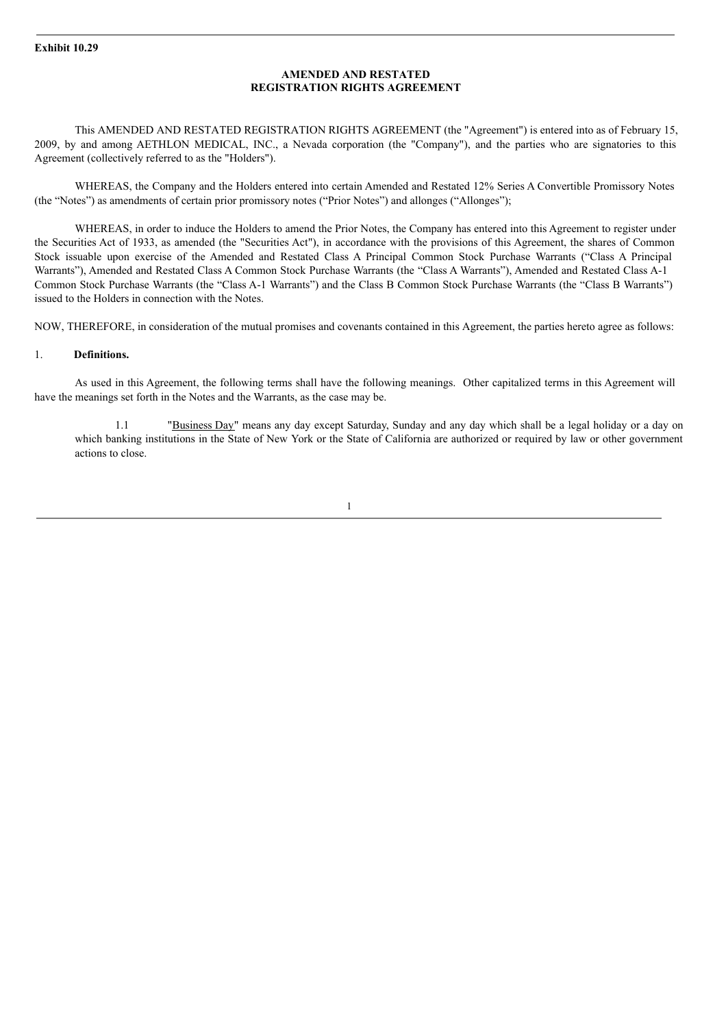**Exhibit 10.29**

**AMENDED AND RESTATED**
**REGISTRATION RIGHTS AGREEMENT**

This AMENDED AND RESTATED REGISTRATION RIGHTS AGREEMENT (the "Agreement") is entered into as of February 15, 2009, by and among AETHLON MEDICAL, INC., a Nevada corporation (the "Company"), and the parties who are signatories to this Agreement (collectively referred to as the "Holders").

WHEREAS, the Company and the Holders entered into certain Amended and Restated 12% Series A Convertible Promissory Notes (the "Notes") as amendments of certain prior promissory notes ("Prior Notes") and allonges ("Allonges");

WHEREAS, in order to induce the Holders to amend the Prior Notes, the Company has entered into this Agreement to register under the Securities Act of 1933, as amended (the "Securities Act"), in accordance with the provisions of this Agreement, the shares of Common Stock issuable upon exercise of the Amended and Restated Class A Principal Common Stock Purchase Warrants ("Class A Principal Warrants"), Amended and Restated Class A Common Stock Purchase Warrants (the "Class A Warrants"), Amended and Restated Class A-1 Common Stock Purchase Warrants (the "Class A-1 Warrants") and the Class B Common Stock Purchase Warrants (the "Class B Warrants") issued to the Holders in connection with the Notes.

NOW, THEREFORE, in consideration of the mutual promises and covenants contained in this Agreement, the parties hereto agree as follows:

1. **Definitions.**

As used in this Agreement, the following terms shall have the following meanings. Other capitalized terms in this Agreement will have the meanings set forth in the Notes and the Warrants, as the case may be.

1.1 "Business Day" means any day except Saturday, Sunday and any day which shall be a legal holiday or a day on which banking institutions in the State of New York or the State of California are authorized or required by law or other government actions to close.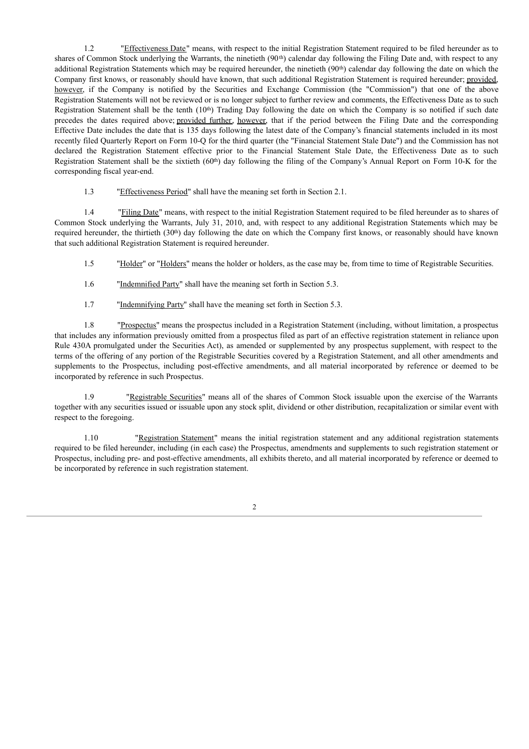1.2 "Effectiveness Date" means, with respect to the initial Registration Statement required to be filed hereunder as to shares of Common Stock underlying the Warrants, the ninetieth (90th) calendar day following the Filing Date and, with respect to any additional Registration Statements which may be required hereunder, the ninetieth (90th) calendar day following the date on which the Company first knows, or reasonably should have known, that such additional Registration Statement is required hereunder; provided, however, if the Company is notified by the Securities and Exchange Commission (the "Commission") that one of the above Registration Statements will not be reviewed or is no longer subject to further review and comments, the Effectiveness Date as to such Registration Statement shall be the tenth (10th) Trading Day following the date on which the Company is so notified if such date precedes the dates required above; provided further, however, that if the period between the Filing Date and the corresponding Effective Date includes the date that is 135 days following the latest date of the Company's financial statements included in its most recently filed Quarterly Report on Form 10-Q for the third quarter (the "Financial Statement Stale Date") and the Commission has not declared the Registration Statement effective prior to the Financial Statement Stale Date, the Effectiveness Date as to such Registration Statement shall be the sixtieth (60th) day following the filing of the Company's Annual Report on Form 10-K for the corresponding fiscal year-end.

1.3 "Effectiveness Period" shall have the meaning set forth in Section 2.1.

1.4 "Filing Date" means, with respect to the initial Registration Statement required to be filed hereunder as to shares of Common Stock underlying the Warrants, July 31, 2010, and, with respect to any additional Registration Statements which may be required hereunder, the thirtieth (30th) day following the date on which the Company first knows, or reasonably should have known that such additional Registration Statement is required hereunder.

1.5 "Holder" or "Holders" means the holder or holders, as the case may be, from time to time of Registrable Securities.

1.6 "Indemnified Party" shall have the meaning set forth in Section 5.3.

1.7 "Indemnifying Party" shall have the meaning set forth in Section 5.3.

1.8 "Prospectus" means the prospectus included in a Registration Statement (including, without limitation, a prospectus that includes any information previously omitted from a prospectus filed as part of an effective registration statement in reliance upon Rule 430A promulgated under the Securities Act), as amended or supplemented by any prospectus supplement, with respect to the terms of the offering of any portion of the Registrable Securities covered by a Registration Statement, and all other amendments and supplements to the Prospectus, including post-effective amendments, and all material incorporated by reference or deemed to be incorporated by reference in such Prospectus.

1.9 "Registrable Securities" means all of the shares of Common Stock issuable upon the exercise of the Warrants together with any securities issued or issuable upon any stock split, dividend or other distribution, recapitalization or similar event with respect to the foregoing.

1.10 "Registration Statement" means the initial registration statement and any additional registration statements required to be filed hereunder, including (in each case) the Prospectus, amendments and supplements to such registration statement or Prospectus, including pre- and post-effective amendments, all exhibits thereto, and all material incorporated by reference or deemed to be incorporated by reference in such registration statement.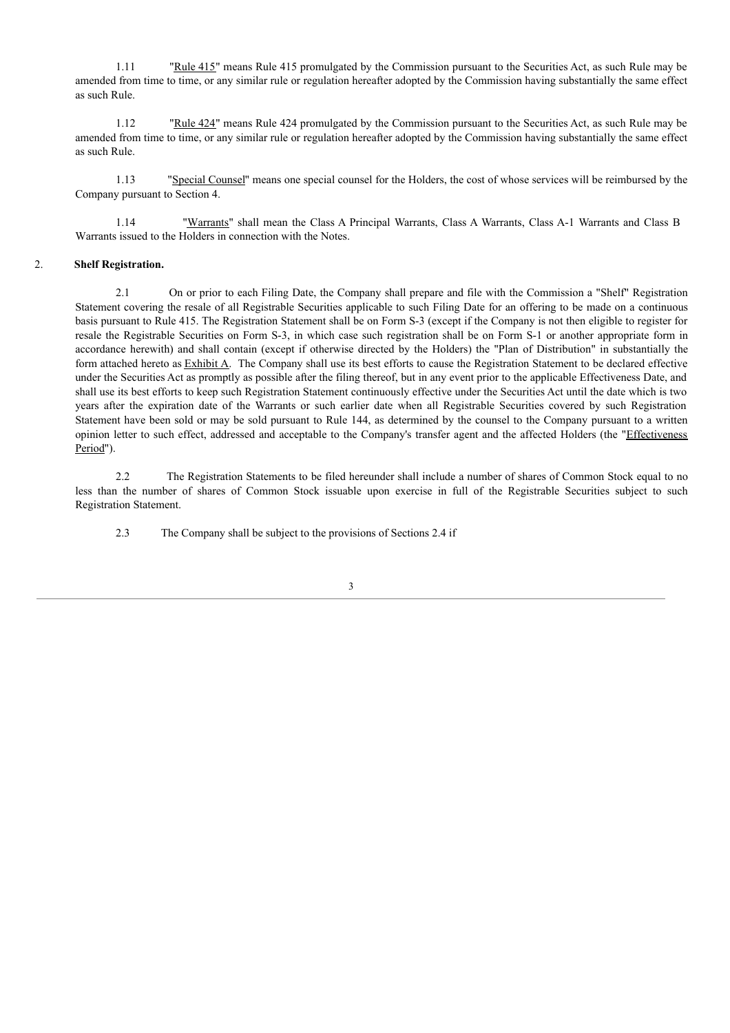1.11 "Rule 415" means Rule 415 promulgated by the Commission pursuant to the Securities Act, as such Rule may be amended from time to time, or any similar rule or regulation hereafter adopted by the Commission having substantially the same effect as such Rule.

1.12 "Rule 424" means Rule 424 promulgated by the Commission pursuant to the Securities Act, as such Rule may be amended from time to time, or any similar rule or regulation hereafter adopted by the Commission having substantially the same effect as such Rule.

1.13 "Special Counsel" means one special counsel for the Holders, the cost of whose services will be reimbursed by the Company pursuant to Section 4.

1.14 "Warrants" shall mean the Class A Principal Warrants, Class A Warrants, Class A-1 Warrants and Class B Warrants issued to the Holders in connection with the Notes.

2. **Shelf Registration.**

2.1 On or prior to each Filing Date, the Company shall prepare and file with the Commission a "Shelf" Registration Statement covering the resale of all Registrable Securities applicable to such Filing Date for an offering to be made on a continuous basis pursuant to Rule 415. The Registration Statement shall be on Form S-3 (except if the Company is not then eligible to register for resale the Registrable Securities on Form S-3, in which case such registration shall be on Form S-1 or another appropriate form in accordance herewith) and shall contain (except if otherwise directed by the Holders) the "Plan of Distribution" in substantially the form attached hereto as Exhibit A. The Company shall use its best efforts to cause the Registration Statement to be declared effective under the Securities Act as promptly as possible after the filing thereof, but in any event prior to the applicable Effectiveness Date, and shall use its best efforts to keep such Registration Statement continuously effective under the Securities Act until the date which is two years after the expiration date of the Warrants or such earlier date when all Registrable Securities covered by such Registration Statement have been sold or may be sold pursuant to Rule 144, as determined by the counsel to the Company pursuant to a written opinion letter to such effect, addressed and acceptable to the Company's transfer agent and the affected Holders (the "Effectiveness Period").

2.2 The Registration Statements to be filed hereunder shall include a number of shares of Common Stock equal to no less than the number of shares of Common Stock issuable upon exercise in full of the Registrable Securities subject to such Registration Statement.

2.3 The Company shall be subject to the provisions of Sections 2.4 if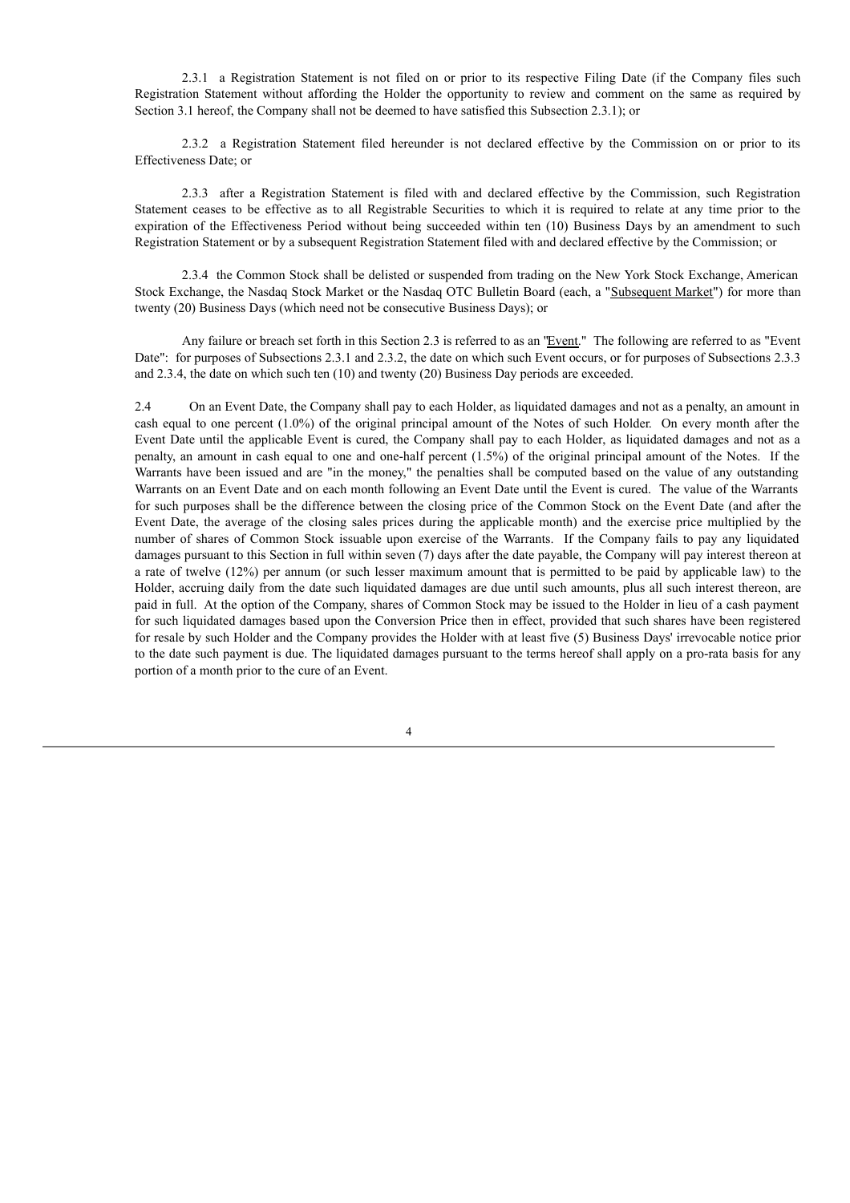2.3.1 a Registration Statement is not filed on or prior to its respective Filing Date (if the Company files such Registration Statement without affording the Holder the opportunity to review and comment on the same as required by Section 3.1 hereof, the Company shall not be deemed to have satisfied this Subsection 2.3.1); or

2.3.2 a Registration Statement filed hereunder is not declared effective by the Commission on or prior to its Effectiveness Date; or

2.3.3 after a Registration Statement is filed with and declared effective by the Commission, such Registration Statement ceases to be effective as to all Registrable Securities to which it is required to relate at any time prior to the expiration of the Effectiveness Period without being succeeded within ten (10) Business Days by an amendment to such Registration Statement or by a subsequent Registration Statement filed with and declared effective by the Commission; or

2.3.4 the Common Stock shall be delisted or suspended from trading on the New York Stock Exchange, American Stock Exchange, the Nasdaq Stock Market or the Nasdaq OTC Bulletin Board (each, a "Subsequent Market") for more than twenty (20) Business Days (which need not be consecutive Business Days); or

Any failure or breach set forth in this Section 2.3 is referred to as an "Event." The following are referred to as "Event Date": for purposes of Subsections 2.3.1 and 2.3.2, the date on which such Event occurs, or for purposes of Subsections 2.3.3 and 2.3.4, the date on which such ten (10) and twenty (20) Business Day periods are exceeded.

2.4 On an Event Date, the Company shall pay to each Holder, as liquidated damages and not as a penalty, an amount in cash equal to one percent (1.0%) of the original principal amount of the Notes of such Holder. On every month after the Event Date until the applicable Event is cured, the Company shall pay to each Holder, as liquidated damages and not as a penalty, an amount in cash equal to one and one-half percent (1.5%) of the original principal amount of the Notes. If the Warrants have been issued and are "in the money," the penalties shall be computed based on the value of any outstanding Warrants on an Event Date and on each month following an Event Date until the Event is cured. The value of the Warrants for such purposes shall be the difference between the closing price of the Common Stock on the Event Date (and after the Event Date, the average of the closing sales prices during the applicable month) and the exercise price multiplied by the number of shares of Common Stock issuable upon exercise of the Warrants. If the Company fails to pay any liquidated damages pursuant to this Section in full within seven (7) days after the date payable, the Company will pay interest thereon at a rate of twelve (12%) per annum (or such lesser maximum amount that is permitted to be paid by applicable law) to the Holder, accruing daily from the date such liquidated damages are due until such amounts, plus all such interest thereon, are paid in full. At the option of the Company, shares of Common Stock may be issued to the Holder in lieu of a cash payment for such liquidated damages based upon the Conversion Price then in effect, provided that such shares have been registered for resale by such Holder and the Company provides the Holder with at least five (5) Business Days' irrevocable notice prior to the date such payment is due. The liquidated damages pursuant to the terms hereof shall apply on a pro-rata basis for any portion of a month prior to the cure of an Event.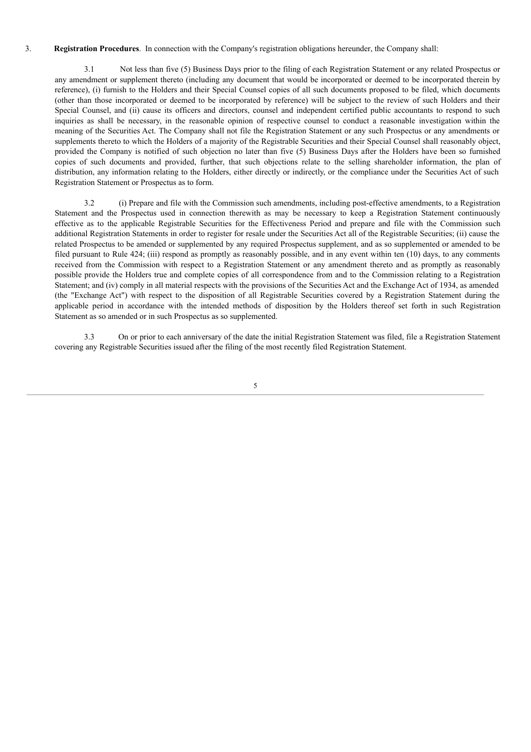3. **Registration Procedures**. In connection with the Company's registration obligations hereunder, the Company shall:

3.1 Not less than five (5) Business Days prior to the filing of each Registration Statement or any related Prospectus or any amendment or supplement thereto (including any document that would be incorporated or deemed to be incorporated therein by reference), (i) furnish to the Holders and their Special Counsel copies of all such documents proposed to be filed, which documents (other than those incorporated or deemed to be incorporated by reference) will be subject to the review of such Holders and their Special Counsel, and (ii) cause its officers and directors, counsel and independent certified public accountants to respond to such inquiries as shall be necessary, in the reasonable opinion of respective counsel to conduct a reasonable investigation within the meaning of the Securities Act. The Company shall not file the Registration Statement or any such Prospectus or any amendments or supplements thereto to which the Holders of a majority of the Registrable Securities and their Special Counsel shall reasonably object, provided the Company is notified of such objection no later than five (5) Business Days after the Holders have been so furnished copies of such documents and provided, further, that such objections relate to the selling shareholder information, the plan of distribution, any information relating to the Holders, either directly or indirectly, or the compliance under the Securities Act of such Registration Statement or Prospectus as to form.

3.2 (i) Prepare and file with the Commission such amendments, including post-effective amendments, to a Registration Statement and the Prospectus used in connection therewith as may be necessary to keep a Registration Statement continuously effective as to the applicable Registrable Securities for the Effectiveness Period and prepare and file with the Commission such additional Registration Statements in order to register for resale under the Securities Act all of the Registrable Securities; (ii) cause the related Prospectus to be amended or supplemented by any required Prospectus supplement, and as so supplemented or amended to be filed pursuant to Rule 424; (iii) respond as promptly as reasonably possible, and in any event within ten (10) days, to any comments received from the Commission with respect to a Registration Statement or any amendment thereto and as promptly as reasonably possible provide the Holders true and complete copies of all correspondence from and to the Commission relating to a Registration Statement; and (iv) comply in all material respects with the provisions of the Securities Act and the Exchange Act of 1934, as amended (the "Exchange Act") with respect to the disposition of all Registrable Securities covered by a Registration Statement during the applicable period in accordance with the intended methods of disposition by the Holders thereof set forth in such Registration Statement as so amended or in such Prospectus as so supplemented.

3.3 On or prior to each anniversary of the date the initial Registration Statement was filed, file a Registration Statement covering any Registrable Securities issued after the filing of the most recently filed Registration Statement.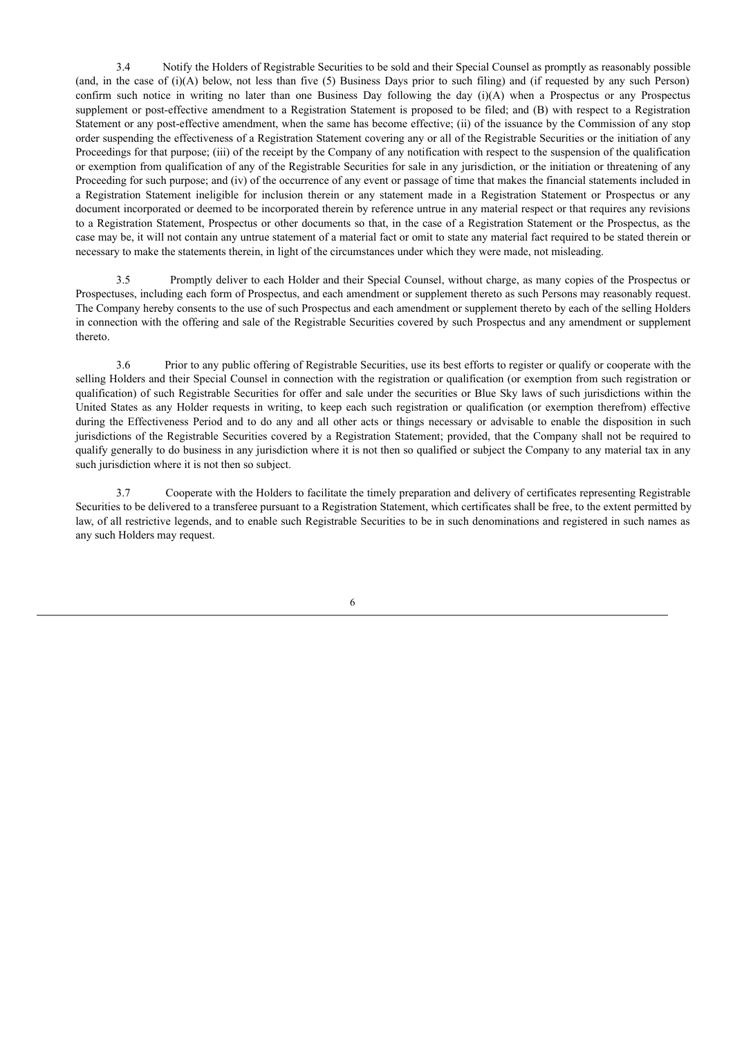3.4 Notify the Holders of Registrable Securities to be sold and their Special Counsel as promptly as reasonably possible (and, in the case of (i)(A) below, not less than five (5) Business Days prior to such filing) and (if requested by any such Person) confirm such notice in writing no later than one Business Day following the day (i)(A) when a Prospectus or any Prospectus supplement or post-effective amendment to a Registration Statement is proposed to be filed; and (B) with respect to a Registration Statement or any post-effective amendment, when the same has become effective; (ii) of the issuance by the Commission of any stop order suspending the effectiveness of a Registration Statement covering any or all of the Registrable Securities or the initiation of any Proceedings for that purpose; (iii) of the receipt by the Company of any notification with respect to the suspension of the qualification or exemption from qualification of any of the Registrable Securities for sale in any jurisdiction, or the initiation or threatening of any Proceeding for such purpose; and (iv) of the occurrence of any event or passage of time that makes the financial statements included in a Registration Statement ineligible for inclusion therein or any statement made in a Registration Statement or Prospectus or any document incorporated or deemed to be incorporated therein by reference untrue in any material respect or that requires any revisions to a Registration Statement, Prospectus or other documents so that, in the case of a Registration Statement or the Prospectus, as the case may be, it will not contain any untrue statement of a material fact or omit to state any material fact required to be stated therein or necessary to make the statements therein, in light of the circumstances under which they were made, not misleading.

3.5 Promptly deliver to each Holder and their Special Counsel, without charge, as many copies of the Prospectus or Prospectuses, including each form of Prospectus, and each amendment or supplement thereto as such Persons may reasonably request. The Company hereby consents to the use of such Prospectus and each amendment or supplement thereto by each of the selling Holders in connection with the offering and sale of the Registrable Securities covered by such Prospectus and any amendment or supplement thereto.

3.6 Prior to any public offering of Registrable Securities, use its best efforts to register or qualify or cooperate with the selling Holders and their Special Counsel in connection with the registration or qualification (or exemption from such registration or qualification) of such Registrable Securities for offer and sale under the securities or Blue Sky laws of such jurisdictions within the United States as any Holder requests in writing, to keep each such registration or qualification (or exemption therefrom) effective during the Effectiveness Period and to do any and all other acts or things necessary or advisable to enable the disposition in such jurisdictions of the Registrable Securities covered by a Registration Statement; provided, that the Company shall not be required to qualify generally to do business in any jurisdiction where it is not then so qualified or subject the Company to any material tax in any such jurisdiction where it is not then so subject.

3.7 Cooperate with the Holders to facilitate the timely preparation and delivery of certificates representing Registrable Securities to be delivered to a transferee pursuant to a Registration Statement, which certificates shall be free, to the extent permitted by law, of all restrictive legends, and to enable such Registrable Securities to be in such denominations and registered in such names as any such Holders may request.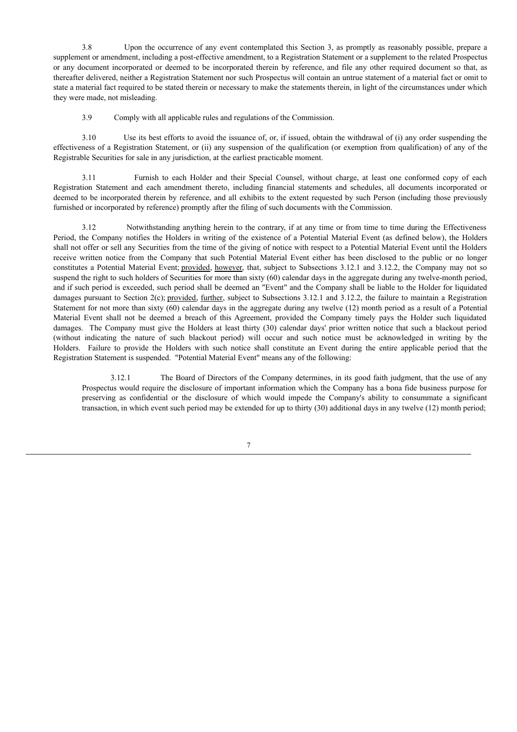3.8 Upon the occurrence of any event contemplated this Section 3, as promptly as reasonably possible, prepare a supplement or amendment, including a post-effective amendment, to a Registration Statement or a supplement to the related Prospectus or any document incorporated or deemed to be incorporated therein by reference, and file any other required document so that, as thereafter delivered, neither a Registration Statement nor such Prospectus will contain an untrue statement of a material fact or omit to state a material fact required to be stated therein or necessary to make the statements therein, in light of the circumstances under which they were made, not misleading.

3.9 Comply with all applicable rules and regulations of the Commission.

3.10 Use its best efforts to avoid the issuance of, or, if issued, obtain the withdrawal of (i) any order suspending the effectiveness of a Registration Statement, or (ii) any suspension of the qualification (or exemption from qualification) of any of the Registrable Securities for sale in any jurisdiction, at the earliest practicable moment.

3.11 Furnish to each Holder and their Special Counsel, without charge, at least one conformed copy of each Registration Statement and each amendment thereto, including financial statements and schedules, all documents incorporated or deemed to be incorporated therein by reference, and all exhibits to the extent requested by such Person (including those previously furnished or incorporated by reference) promptly after the filing of such documents with the Commission.

3.12 Notwithstanding anything herein to the contrary, if at any time or from time to time during the Effectiveness Period, the Company notifies the Holders in writing of the existence of a Potential Material Event (as defined below), the Holders shall not offer or sell any Securities from the time of the giving of notice with respect to a Potential Material Event until the Holders receive written notice from the Company that such Potential Material Event either has been disclosed to the public or no longer constitutes a Potential Material Event; provided, however, that, subject to Subsections 3.12.1 and 3.12.2, the Company may not so suspend the right to such holders of Securities for more than sixty (60) calendar days in the aggregate during any twelve-month period, and if such period is exceeded, such period shall be deemed an "Event" and the Company shall be liable to the Holder for liquidated damages pursuant to Section 2(c); provided, further, subject to Subsections 3.12.1 and 3.12.2, the failure to maintain a Registration Statement for not more than sixty (60) calendar days in the aggregate during any twelve (12) month period as a result of a Potential Material Event shall not be deemed a breach of this Agreement, provided the Company timely pays the Holder such liquidated damages. The Company must give the Holders at least thirty (30) calendar days' prior written notice that such a blackout period (without indicating the nature of such blackout period) will occur and such notice must be acknowledged in writing by the Holders. Failure to provide the Holders with such notice shall constitute an Event during the entire applicable period that the Registration Statement is suspended. "Potential Material Event" means any of the following:

3.12.1 The Board of Directors of the Company determines, in its good faith judgment, that the use of any Prospectus would require the disclosure of important information which the Company has a bona fide business purpose for preserving as confidential or the disclosure of which would impede the Company's ability to consummate a significant transaction, in which event such period may be extended for up to thirty (30) additional days in any twelve (12) month period;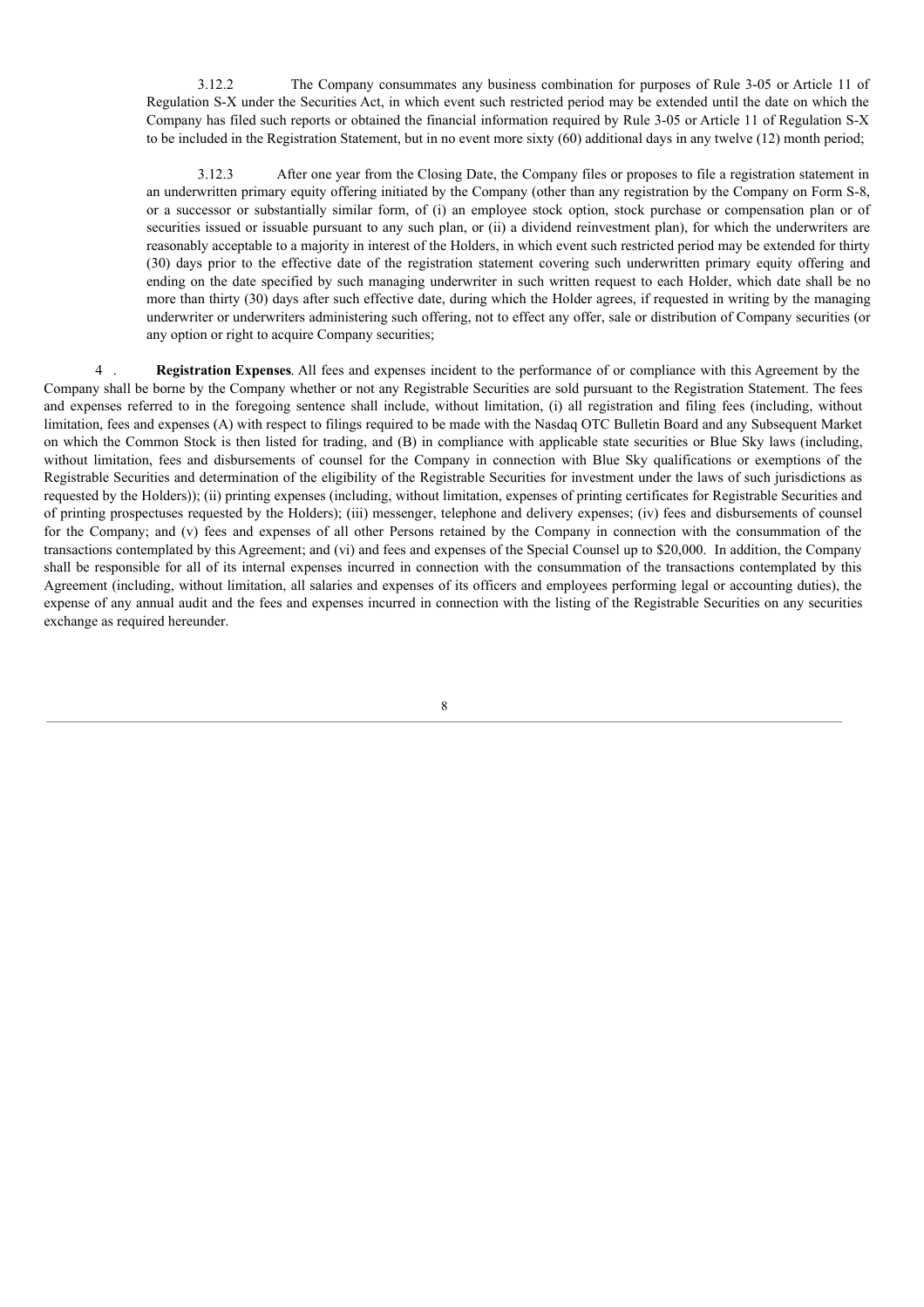3.12.2 The Company consummates any business combination for purposes of Rule 3-05 or Article 11 of Regulation S-X under the Securities Act, in which event such restricted period may be extended until the date on which the Company has filed such reports or obtained the financial information required by Rule 3-05 or Article 11 of Regulation S-X to be included in the Registration Statement, but in no event more sixty (60) additional days in any twelve (12) month period;

3.12.3 After one year from the Closing Date, the Company files or proposes to file a registration statement in an underwritten primary equity offering initiated by the Company (other than any registration by the Company on Form S-8, or a successor or substantially similar form, of (i) an employee stock option, stock purchase or compensation plan or of securities issued or issuable pursuant to any such plan, or (ii) a dividend reinvestment plan), for which the underwriters are reasonably acceptable to a majority in interest of the Holders, in which event such restricted period may be extended for thirty (30) days prior to the effective date of the registration statement covering such underwritten primary equity offering and ending on the date specified by such managing underwriter in such written request to each Holder, which date shall be no more than thirty (30) days after such effective date, during which the Holder agrees, if requested in writing by the managing underwriter or underwriters administering such offering, not to effect any offer, sale or distribution of Company securities (or any option or right to acquire Company securities;

4 . **Registration Expenses**. All fees and expenses incident to the performance of or compliance with this Agreement by the Company shall be borne by the Company whether or not any Registrable Securities are sold pursuant to the Registration Statement. The fees and expenses referred to in the foregoing sentence shall include, without limitation, (i) all registration and filing fees (including, without limitation, fees and expenses (A) with respect to filings required to be made with the Nasdaq OTC Bulletin Board and any Subsequent Market on which the Common Stock is then listed for trading, and (B) in compliance with applicable state securities or Blue Sky laws (including, without limitation, fees and disbursements of counsel for the Company in connection with Blue Sky qualifications or exemptions of the Registrable Securities and determination of the eligibility of the Registrable Securities for investment under the laws of such jurisdictions as requested by the Holders)); (ii) printing expenses (including, without limitation, expenses of printing certificates for Registrable Securities and of printing prospectuses requested by the Holders); (iii) messenger, telephone and delivery expenses; (iv) fees and disbursements of counsel for the Company; and (v) fees and expenses of all other Persons retained by the Company in connection with the consummation of the transactions contemplated by this Agreement; and (vi) and fees and expenses of the Special Counsel up to $20,000. In addition, the Company shall be responsible for all of its internal expenses incurred in connection with the consummation of the transactions contemplated by this Agreement (including, without limitation, all salaries and expenses of its officers and employees performing legal or accounting duties), the expense of any annual audit and the fees and expenses incurred in connection with the listing of the Registrable Securities on any securities exchange as required hereunder.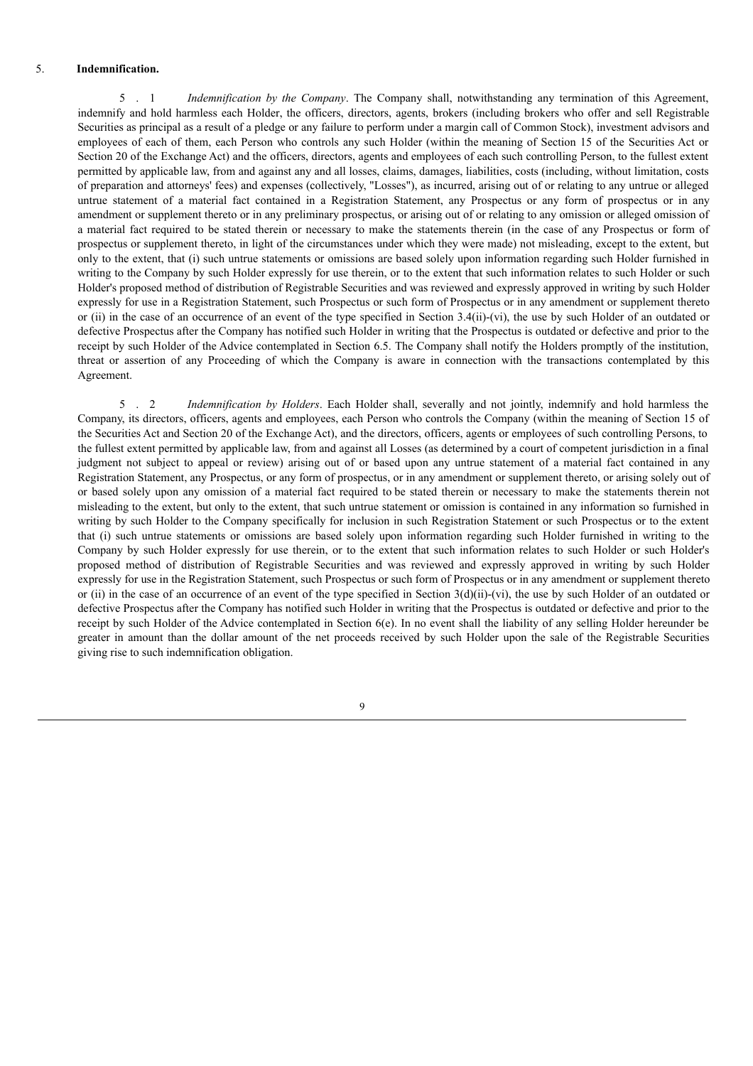5. **Indemnification.**

5 . 1 *Indemnification by the Company*. The Company shall, notwithstanding any termination of this Agreement, indemnify and hold harmless each Holder, the officers, directors, agents, brokers (including brokers who offer and sell Registrable Securities as principal as a result of a pledge or any failure to perform under a margin call of Common Stock), investment advisors and employees of each of them, each Person who controls any such Holder (within the meaning of Section 15 of the Securities Act or Section 20 of the Exchange Act) and the officers, directors, agents and employees of each such controlling Person, to the fullest extent permitted by applicable law, from and against any and all losses, claims, damages, liabilities, costs (including, without limitation, costs of preparation and attorneys' fees) and expenses (collectively, "Losses"), as incurred, arising out of or relating to any untrue or alleged untrue statement of a material fact contained in a Registration Statement, any Prospectus or any form of prospectus or in any amendment or supplement thereto or in any preliminary prospectus, or arising out of or relating to any omission or alleged omission of a material fact required to be stated therein or necessary to make the statements therein (in the case of any Prospectus or form of prospectus or supplement thereto, in light of the circumstances under which they were made) not misleading, except to the extent, but only to the extent, that (i) such untrue statements or omissions are based solely upon information regarding such Holder furnished in writing to the Company by such Holder expressly for use therein, or to the extent that such information relates to such Holder or such Holder's proposed method of distribution of Registrable Securities and was reviewed and expressly approved in writing by such Holder expressly for use in a Registration Statement, such Prospectus or such form of Prospectus or in any amendment or supplement thereto or (ii) in the case of an occurrence of an event of the type specified in Section 3.4(ii)-(vi), the use by such Holder of an outdated or defective Prospectus after the Company has notified such Holder in writing that the Prospectus is outdated or defective and prior to the receipt by such Holder of the Advice contemplated in Section 6.5. The Company shall notify the Holders promptly of the institution, threat or assertion of any Proceeding of which the Company is aware in connection with the transactions contemplated by this Agreement.

5 . 2 *Indemnification by Holders*. Each Holder shall, severally and not jointly, indemnify and hold harmless the Company, its directors, officers, agents and employees, each Person who controls the Company (within the meaning of Section 15 of the Securities Act and Section 20 of the Exchange Act), and the directors, officers, agents or employees of such controlling Persons, to the fullest extent permitted by applicable law, from and against all Losses (as determined by a court of competent jurisdiction in a final judgment not subject to appeal or review) arising out of or based upon any untrue statement of a material fact contained in any Registration Statement, any Prospectus, or any form of prospectus, or in any amendment or supplement thereto, or arising solely out of or based solely upon any omission of a material fact required to be stated therein or necessary to make the statements therein not misleading to the extent, but only to the extent, that such untrue statement or omission is contained in any information so furnished in writing by such Holder to the Company specifically for inclusion in such Registration Statement or such Prospectus or to the extent that (i) such untrue statements or omissions are based solely upon information regarding such Holder furnished in writing to the Company by such Holder expressly for use therein, or to the extent that such information relates to such Holder or such Holder's proposed method of distribution of Registrable Securities and was reviewed and expressly approved in writing by such Holder expressly for use in the Registration Statement, such Prospectus or such form of Prospectus or in any amendment or supplement thereto or (ii) in the case of an occurrence of an event of the type specified in Section 3(d)(ii)-(vi), the use by such Holder of an outdated or defective Prospectus after the Company has notified such Holder in writing that the Prospectus is outdated or defective and prior to the receipt by such Holder of the Advice contemplated in Section 6(e). In no event shall the liability of any selling Holder hereunder be greater in amount than the dollar amount of the net proceeds received by such Holder upon the sale of the Registrable Securities giving rise to such indemnification obligation.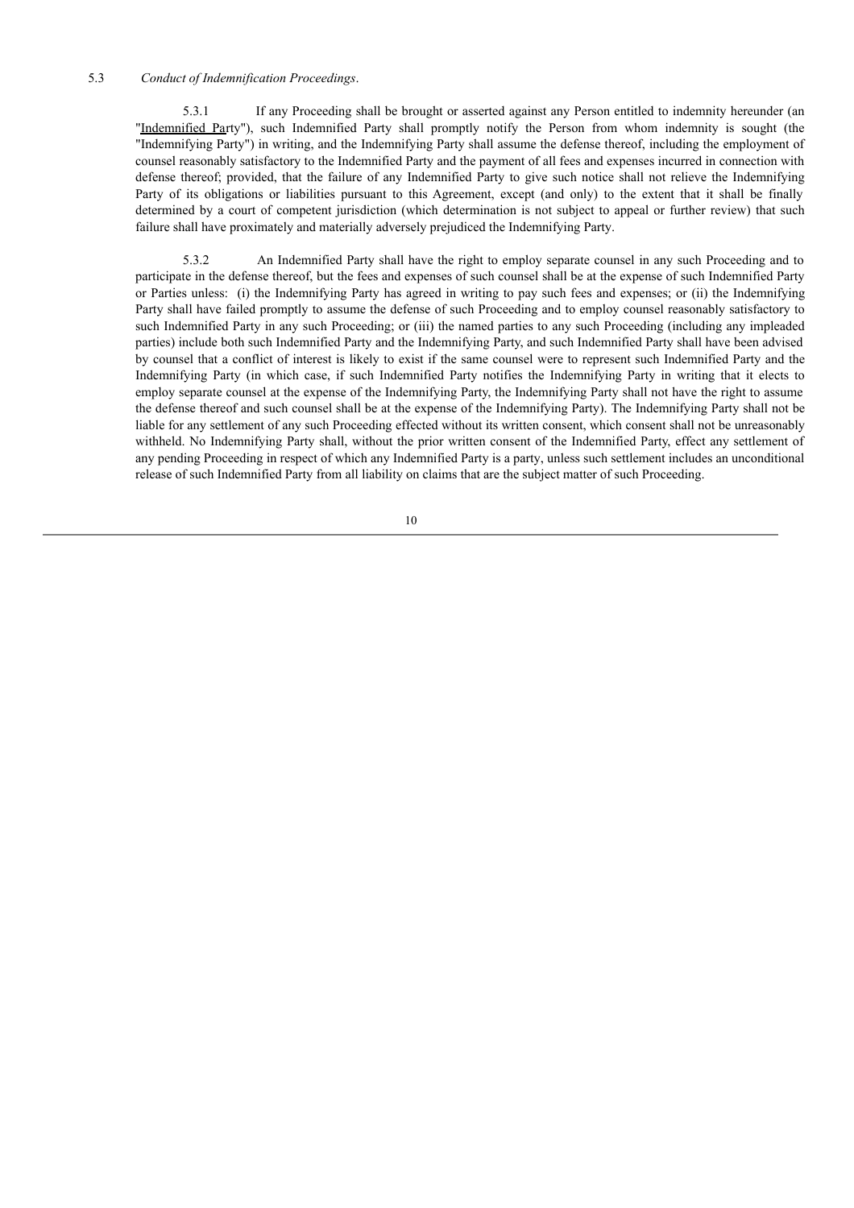5.3 *Conduct of Indemnification Proceedings*.

5.3.1 If any Proceeding shall be brought or asserted against any Person entitled to indemnity hereunder (an "Indemnified Party"), such Indemnified Party shall promptly notify the Person from whom indemnity is sought (the "Indemnifying Party") in writing, and the Indemnifying Party shall assume the defense thereof, including the employment of counsel reasonably satisfactory to the Indemnified Party and the payment of all fees and expenses incurred in connection with defense thereof; provided, that the failure of any Indemnified Party to give such notice shall not relieve the Indemnifying Party of its obligations or liabilities pursuant to this Agreement, except (and only) to the extent that it shall be finally determined by a court of competent jurisdiction (which determination is not subject to appeal or further review) that such failure shall have proximately and materially adversely prejudiced the Indemnifying Party.

5.3.2 An Indemnified Party shall have the right to employ separate counsel in any such Proceeding and to participate in the defense thereof, but the fees and expenses of such counsel shall be at the expense of such Indemnified Party or Parties unless: (i) the Indemnifying Party has agreed in writing to pay such fees and expenses; or (ii) the Indemnifying Party shall have failed promptly to assume the defense of such Proceeding and to employ counsel reasonably satisfactory to such Indemnified Party in any such Proceeding; or (iii) the named parties to any such Proceeding (including any impleaded parties) include both such Indemnified Party and the Indemnifying Party, and such Indemnified Party shall have been advised by counsel that a conflict of interest is likely to exist if the same counsel were to represent such Indemnified Party and the Indemnifying Party (in which case, if such Indemnified Party notifies the Indemnifying Party in writing that it elects to employ separate counsel at the expense of the Indemnifying Party, the Indemnifying Party shall not have the right to assume the defense thereof and such counsel shall be at the expense of the Indemnifying Party). The Indemnifying Party shall not be liable for any settlement of any such Proceeding effected without its written consent, which consent shall not be unreasonably withheld. No Indemnifying Party shall, without the prior written consent of the Indemnified Party, effect any settlement of any pending Proceeding in respect of which any Indemnified Party is a party, unless such settlement includes an unconditional release of such Indemnified Party from all liability on claims that are the subject matter of such Proceeding.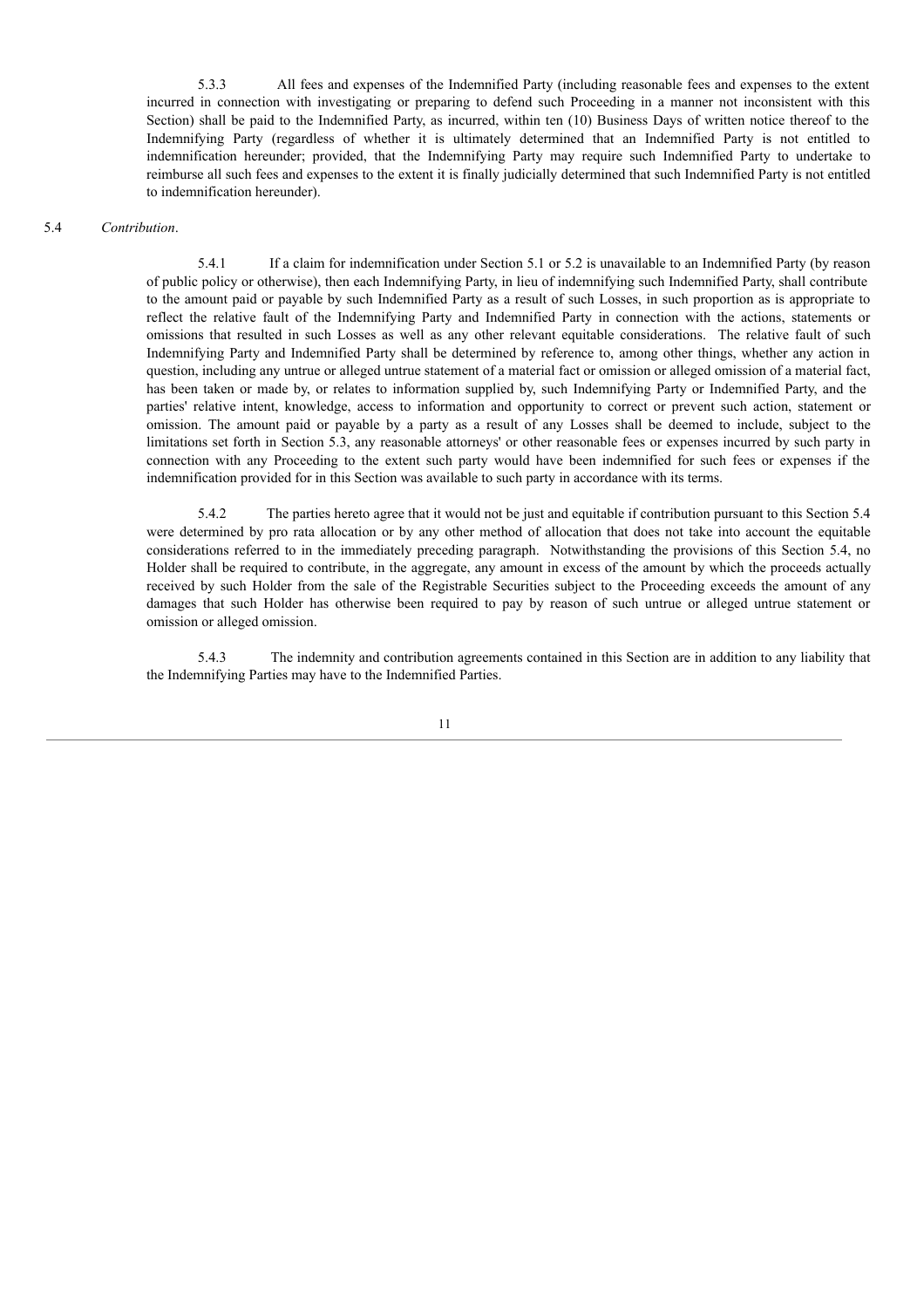5.3.3 All fees and expenses of the Indemnified Party (including reasonable fees and expenses to the extent incurred in connection with investigating or preparing to defend such Proceeding in a manner not inconsistent with this Section) shall be paid to the Indemnified Party, as incurred, within ten (10) Business Days of written notice thereof to the Indemnifying Party (regardless of whether it is ultimately determined that an Indemnified Party is not entitled to indemnification hereunder; provided, that the Indemnifying Party may require such Indemnified Party to undertake to reimburse all such fees and expenses to the extent it is finally judicially determined that such Indemnified Party is not entitled to indemnification hereunder).

5.4 *Contribution*.

5.4.1 If a claim for indemnification under Section 5.1 or 5.2 is unavailable to an Indemnified Party (by reason of public policy or otherwise), then each Indemnifying Party, in lieu of indemnifying such Indemnified Party, shall contribute to the amount paid or payable by such Indemnified Party as a result of such Losses, in such proportion as is appropriate to reflect the relative fault of the Indemnifying Party and Indemnified Party in connection with the actions, statements or omissions that resulted in such Losses as well as any other relevant equitable considerations. The relative fault of such Indemnifying Party and Indemnified Party shall be determined by reference to, among other things, whether any action in question, including any untrue or alleged untrue statement of a material fact or omission or alleged omission of a material fact, has been taken or made by, or relates to information supplied by, such Indemnifying Party or Indemnified Party, and the parties' relative intent, knowledge, access to information and opportunity to correct or prevent such action, statement or omission. The amount paid or payable by a party as a result of any Losses shall be deemed to include, subject to the limitations set forth in Section 5.3, any reasonable attorneys' or other reasonable fees or expenses incurred by such party in connection with any Proceeding to the extent such party would have been indemnified for such fees or expenses if the indemnification provided for in this Section was available to such party in accordance with its terms.

5.4.2 The parties hereto agree that it would not be just and equitable if contribution pursuant to this Section 5.4 were determined by pro rata allocation or by any other method of allocation that does not take into account the equitable considerations referred to in the immediately preceding paragraph. Notwithstanding the provisions of this Section 5.4, no Holder shall be required to contribute, in the aggregate, any amount in excess of the amount by which the proceeds actually received by such Holder from the sale of the Registrable Securities subject to the Proceeding exceeds the amount of any damages that such Holder has otherwise been required to pay by reason of such untrue or alleged untrue statement or omission or alleged omission.

5.4.3 The indemnity and contribution agreements contained in this Section are in addition to any liability that the Indemnifying Parties may have to the Indemnified Parties.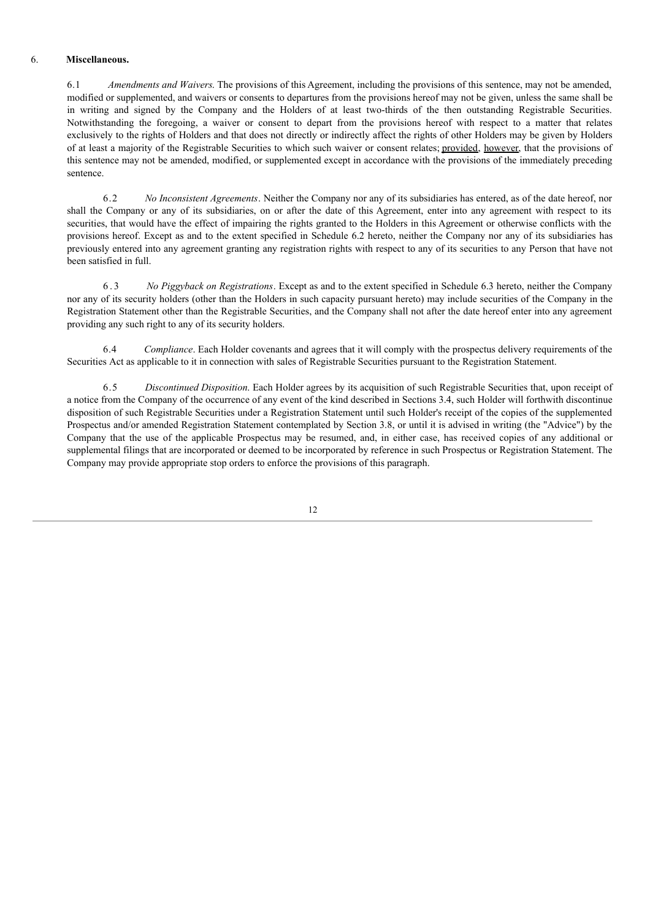6. **Miscellaneous.**

6.1 *Amendments and Waivers.* The provisions of this Agreement, including the provisions of this sentence, may not be amended, modified or supplemented, and waivers or consents to departures from the provisions hereof may not be given, unless the same shall be in writing and signed by the Company and the Holders of at least two-thirds of the then outstanding Registrable Securities. Notwithstanding the foregoing, a waiver or consent to depart from the provisions hereof with respect to a matter that relates exclusively to the rights of Holders and that does not directly or indirectly affect the rights of other Holders may be given by Holders of at least a majority of the Registrable Securities to which such waiver or consent relates; provided, however, that the provisions of this sentence may not be amended, modified, or supplemented except in accordance with the provisions of the immediately preceding sentence.

6.2 *No Inconsistent Agreements*. Neither the Company nor any of its subsidiaries has entered, as of the date hereof, nor shall the Company or any of its subsidiaries, on or after the date of this Agreement, enter into any agreement with respect to its securities, that would have the effect of impairing the rights granted to the Holders in this Agreement or otherwise conflicts with the provisions hereof. Except as and to the extent specified in Schedule 6.2 hereto, neither the Company nor any of its subsidiaries has previously entered into any agreement granting any registration rights with respect to any of its securities to any Person that have not been satisfied in full.

6.3 *No Piggyback on Registrations*. Except as and to the extent specified in Schedule 6.3 hereto, neither the Company nor any of its security holders (other than the Holders in such capacity pursuant hereto) may include securities of the Company in the Registration Statement other than the Registrable Securities, and the Company shall not after the date hereof enter into any agreement providing any such right to any of its security holders.

6.4 *Compliance*. Each Holder covenants and agrees that it will comply with the prospectus delivery requirements of the Securities Act as applicable to it in connection with sales of Registrable Securities pursuant to the Registration Statement.

6.5 *Discontinued Disposition.* Each Holder agrees by its acquisition of such Registrable Securities that, upon receipt of a notice from the Company of the occurrence of any event of the kind described in Sections 3.4, such Holder will forthwith discontinue disposition of such Registrable Securities under a Registration Statement until such Holder's receipt of the copies of the supplemented Prospectus and/or amended Registration Statement contemplated by Section 3.8, or until it is advised in writing (the "Advice") by the Company that the use of the applicable Prospectus may be resumed, and, in either case, has received copies of any additional or supplemental filings that are incorporated or deemed to be incorporated by reference in such Prospectus or Registration Statement. The Company may provide appropriate stop orders to enforce the provisions of this paragraph.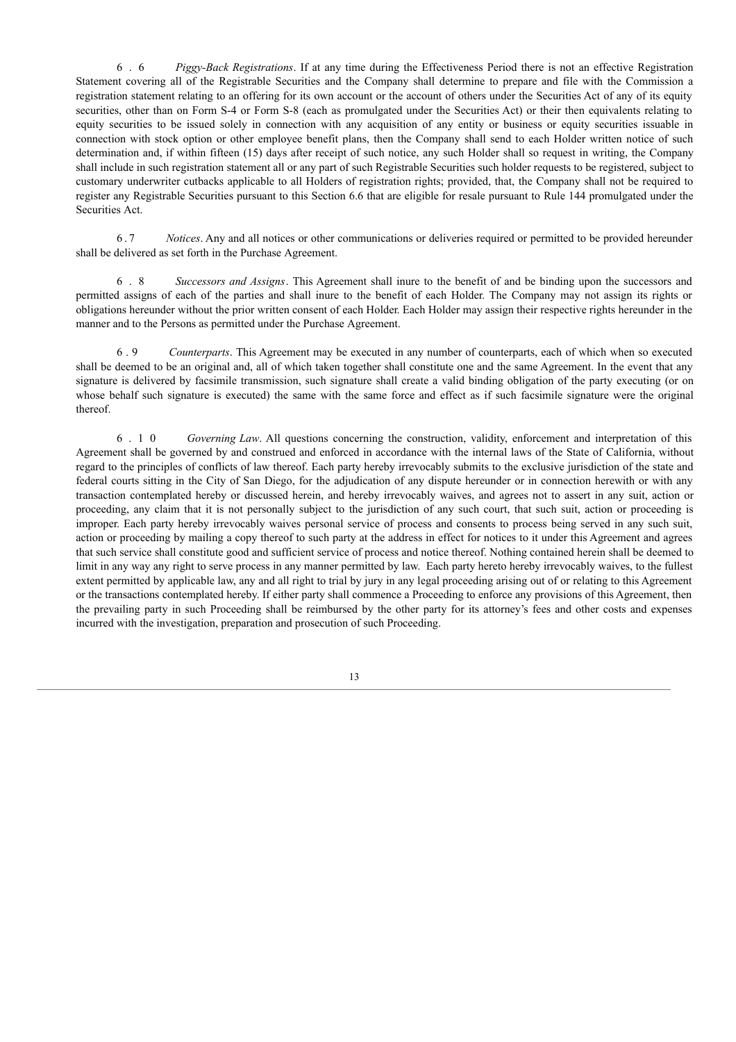6.6 *Piggy-Back Registrations*. If at any time during the Effectiveness Period there is not an effective Registration Statement covering all of the Registrable Securities and the Company shall determine to prepare and file with the Commission a registration statement relating to an offering for its own account or the account of others under the Securities Act of any of its equity securities, other than on Form S-4 or Form S-8 (each as promulgated under the Securities Act) or their then equivalents relating to equity securities to be issued solely in connection with any acquisition of any entity or business or equity securities issuable in connection with stock option or other employee benefit plans, then the Company shall send to each Holder written notice of such determination and, if within fifteen (15) days after receipt of such notice, any such Holder shall so request in writing, the Company shall include in such registration statement all or any part of such Registrable Securities such holder requests to be registered, subject to customary underwriter cutbacks applicable to all Holders of registration rights; provided, that, the Company shall not be required to register any Registrable Securities pursuant to this Section 6.6 that are eligible for resale pursuant to Rule 144 promulgated under the Securities Act.

6.7 *Notices*. Any and all notices or other communications or deliveries required or permitted to be provided hereunder shall be delivered as set forth in the Purchase Agreement.

6.8 *Successors and Assigns*. This Agreement shall inure to the benefit of and be binding upon the successors and permitted assigns of each of the parties and shall inure to the benefit of each Holder. The Company may not assign its rights or obligations hereunder without the prior written consent of each Holder. Each Holder may assign their respective rights hereunder in the manner and to the Persons as permitted under the Purchase Agreement.

6.9 *Counterparts*. This Agreement may be executed in any number of counterparts, each of which when so executed shall be deemed to be an original and, all of which taken together shall constitute one and the same Agreement. In the event that any signature is delivered by facsimile transmission, such signature shall create a valid binding obligation of the party executing (or on whose behalf such signature is executed) the same with the same force and effect as if such facsimile signature were the original thereof.

6.10 *Governing Law*. All questions concerning the construction, validity, enforcement and interpretation of this Agreement shall be governed by and construed and enforced in accordance with the internal laws of the State of California, without regard to the principles of conflicts of law thereof. Each party hereby irrevocably submits to the exclusive jurisdiction of the state and federal courts sitting in the City of San Diego, for the adjudication of any dispute hereunder or in connection herewith or with any transaction contemplated hereby or discussed herein, and hereby irrevocably waives, and agrees not to assert in any suit, action or proceeding, any claim that it is not personally subject to the jurisdiction of any such court, that such suit, action or proceeding is improper. Each party hereby irrevocably waives personal service of process and consents to process being served in any such suit, action or proceeding by mailing a copy thereof to such party at the address in effect for notices to it under this Agreement and agrees that such service shall constitute good and sufficient service of process and notice thereof. Nothing contained herein shall be deemed to limit in any way any right to serve process in any manner permitted by law. Each party hereto hereby irrevocably waives, to the fullest extent permitted by applicable law, any and all right to trial by jury in any legal proceeding arising out of or relating to this Agreement or the transactions contemplated hereby. If either party shall commence a Proceeding to enforce any provisions of this Agreement, then the prevailing party in such Proceeding shall be reimbursed by the other party for its attorney's fees and other costs and expenses incurred with the investigation, preparation and prosecution of such Proceeding.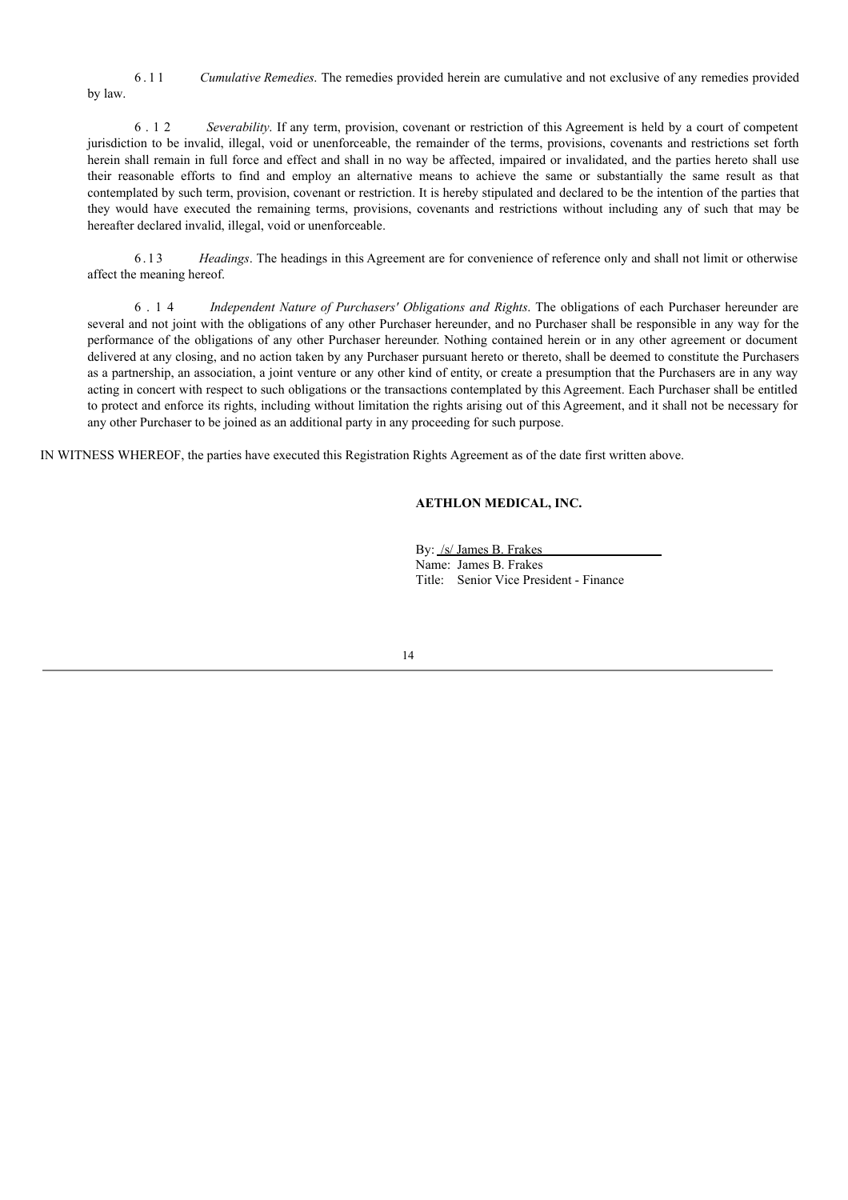6.11 *Cumulative Remedies*. The remedies provided herein are cumulative and not exclusive of any remedies provided by law.

6.12 *Severability*. If any term, provision, covenant or restriction of this Agreement is held by a court of competent jurisdiction to be invalid, illegal, void or unenforceable, the remainder of the terms, provisions, covenants and restrictions set forth herein shall remain in full force and effect and shall in no way be affected, impaired or invalidated, and the parties hereto shall use their reasonable efforts to find and employ an alternative means to achieve the same or substantially the same result as that contemplated by such term, provision, covenant or restriction. It is hereby stipulated and declared to be the intention of the parties that they would have executed the remaining terms, provisions, covenants and restrictions without including any of such that may be hereafter declared invalid, illegal, void or unenforceable.

6.13 *Headings*. The headings in this Agreement are for convenience of reference only and shall not limit or otherwise affect the meaning hereof.

6.14 *Independent Nature of Purchasers' Obligations and Rights*. The obligations of each Purchaser hereunder are several and not joint with the obligations of any other Purchaser hereunder, and no Purchaser shall be responsible in any way for the performance of the obligations of any other Purchaser hereunder. Nothing contained herein or in any other agreement or document delivered at any closing, and no action taken by any Purchaser pursuant hereto or thereto, shall be deemed to constitute the Purchasers as a partnership, an association, a joint venture or any other kind of entity, or create a presumption that the Purchasers are in any way acting in concert with respect to such obligations or the transactions contemplated by this Agreement. Each Purchaser shall be entitled to protect and enforce its rights, including without limitation the rights arising out of this Agreement, and it shall not be necessary for any other Purchaser to be joined as an additional party in any proceeding for such purpose.

IN WITNESS WHEREOF, the parties have executed this Registration Rights Agreement as of the date first written above.

**AETHLON MEDICAL, INC.**

By: /s/ James B. Frakes
Name: James B. Frakes
Title: Senior Vice President - Finance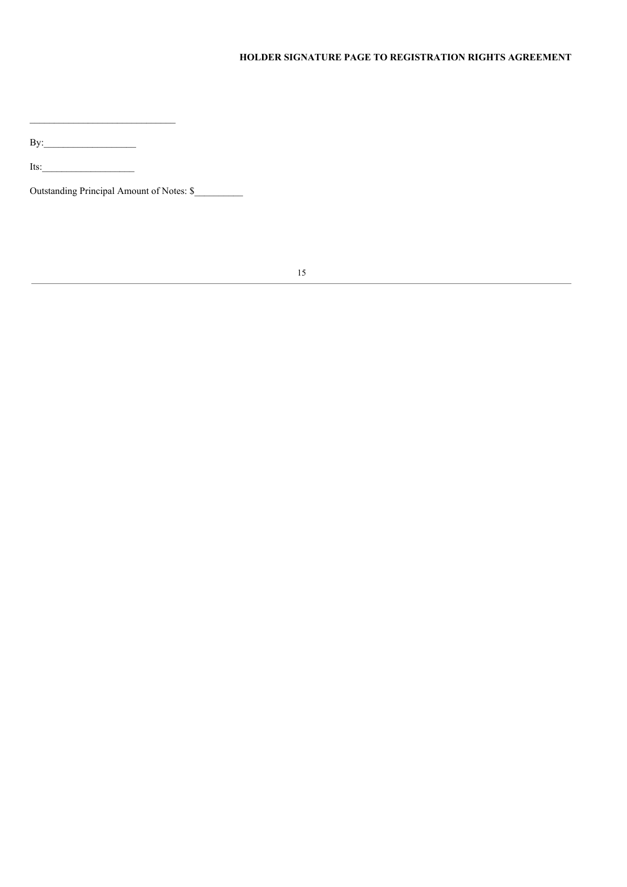**HOLDER SIGNATURE PAGE TO REGISTRATION RIGHTS AGREEMENT**

_____________________________

By:___________________

Its:___________________

Outstanding Principal Amount of Notes: $__________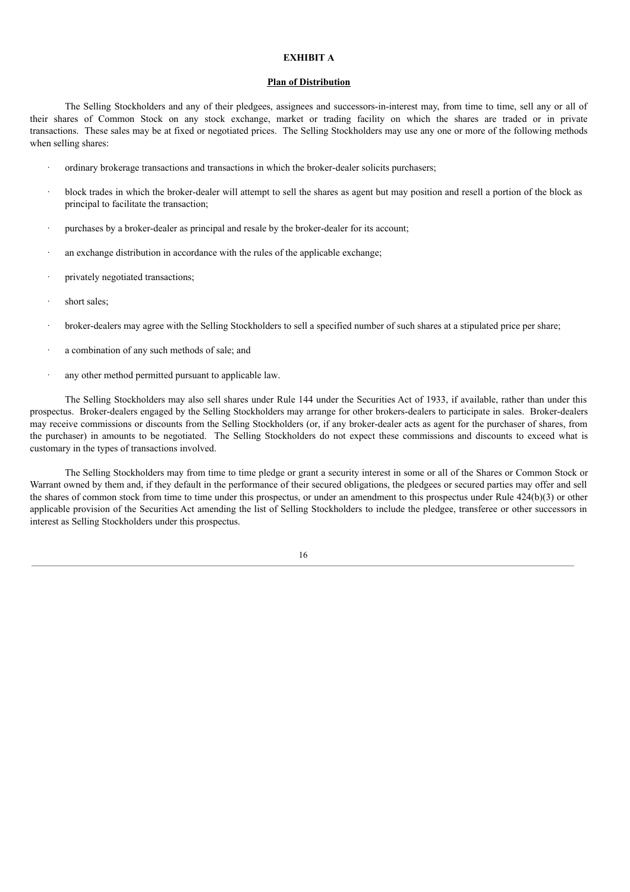**EXHIBIT A**

**Plan of Distribution**

The Selling Stockholders and any of their pledgees, assignees and successors-in-interest may, from time to time, sell any or all of their shares of Common Stock on any stock exchange, market or trading facility on which the shares are traded or in private transactions. These sales may be at fixed or negotiated prices. The Selling Stockholders may use any one or more of the following methods when selling shares:

- ordinary brokerage transactions and transactions in which the broker-dealer solicits purchasers;
- block trades in which the broker-dealer will attempt to sell the shares as agent but may position and resell a portion of the block as principal to facilitate the transaction;
- purchases by a broker-dealer as principal and resale by the broker-dealer for its account;
- an exchange distribution in accordance with the rules of the applicable exchange;
- privately negotiated transactions;
- short sales;
- broker-dealers may agree with the Selling Stockholders to sell a specified number of such shares at a stipulated price per share;
- a combination of any such methods of sale; and
- any other method permitted pursuant to applicable law.

The Selling Stockholders may also sell shares under Rule 144 under the Securities Act of 1933, if available, rather than under this prospectus. Broker-dealers engaged by the Selling Stockholders may arrange for other brokers-dealers to participate in sales. Broker-dealers may receive commissions or discounts from the Selling Stockholders (or, if any broker-dealer acts as agent for the purchaser of shares, from the purchaser) in amounts to be negotiated. The Selling Stockholders do not expect these commissions and discounts to exceed what is customary in the types of transactions involved.

The Selling Stockholders may from time to time pledge or grant a security interest in some or all of the Shares or Common Stock or Warrant owned by them and, if they default in the performance of their secured obligations, the pledgees or secured parties may offer and sell the shares of common stock from time to time under this prospectus, or under an amendment to this prospectus under Rule 424(b)(3) or other applicable provision of the Securities Act amending the list of Selling Stockholders to include the pledgee, transferee or other successors in interest as Selling Stockholders under this prospectus.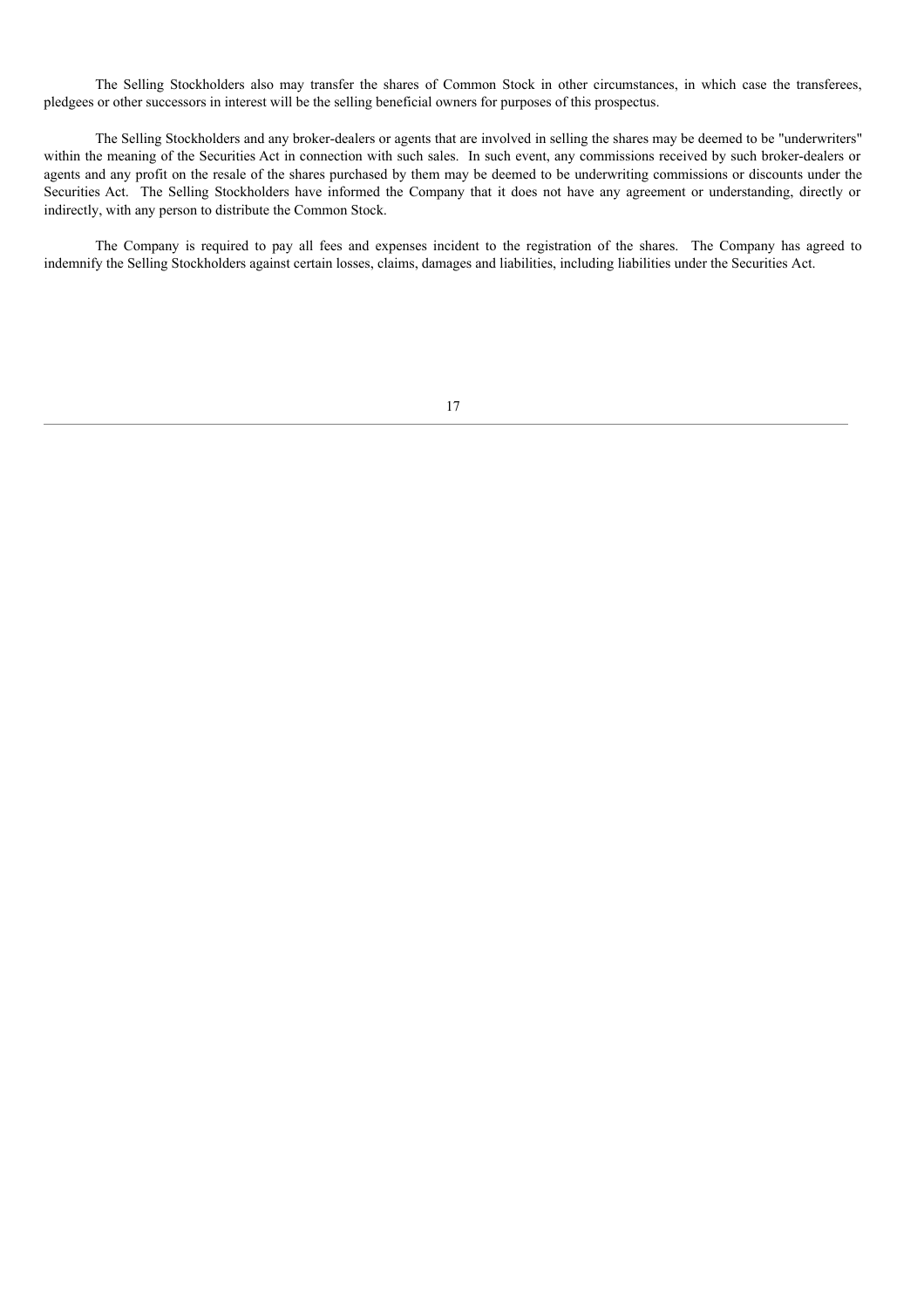The Selling Stockholders also may transfer the shares of Common Stock in other circumstances, in which case the transferees, pledgees or other successors in interest will be the selling beneficial owners for purposes of this prospectus.

The Selling Stockholders and any broker-dealers or agents that are involved in selling the shares may be deemed to be "underwriters" within the meaning of the Securities Act in connection with such sales. In such event, any commissions received by such broker-dealers or agents and any profit on the resale of the shares purchased by them may be deemed to be underwriting commissions or discounts under the Securities Act. The Selling Stockholders have informed the Company that it does not have any agreement or understanding, directly or indirectly, with any person to distribute the Common Stock.

The Company is required to pay all fees and expenses incident to the registration of the shares. The Company has agreed to indemnify the Selling Stockholders against certain losses, claims, damages and liabilities, including liabilities under the Securities Act.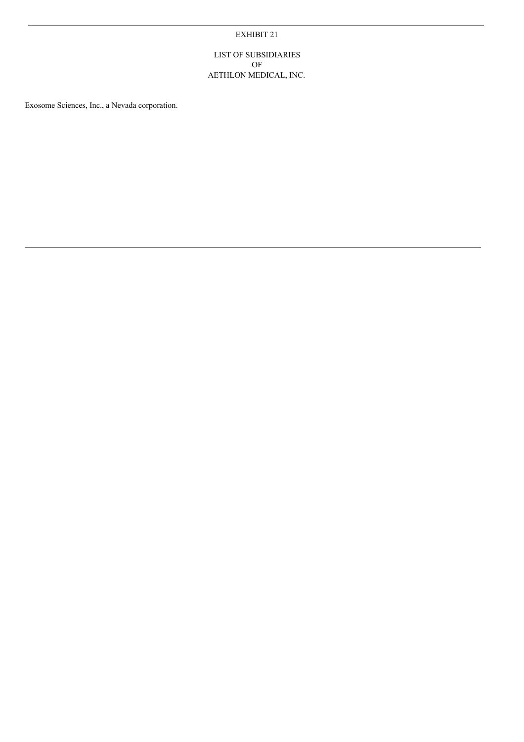EXHIBIT 21

LIST OF SUBSIDIARIES
OF
AETHLON MEDICAL, INC.

Exosome Sciences, Inc., a Nevada corporation.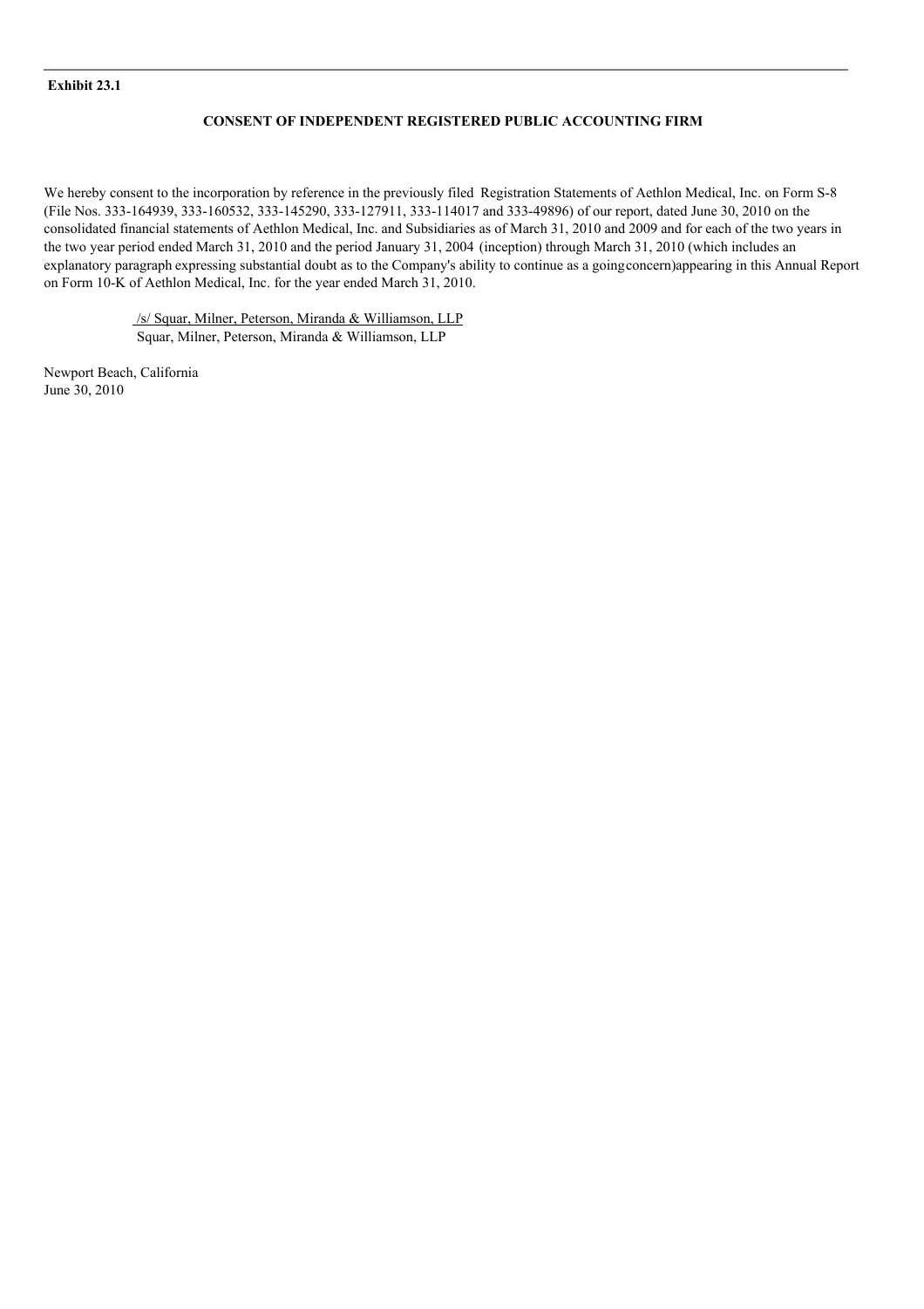**Exhibit 23.1**

**CONSENT OF INDEPENDENT REGISTERED PUBLIC ACCOUNTING FIRM**

We hereby consent to the incorporation by reference in the previously filed Registration Statements of Aethlon Medical, Inc. on Form S-8 (File Nos. 333-164939, 333-160532, 333-145290, 333-127911, 333-114017 and 333-49896) of our report, dated June 30, 2010 on the consolidated financial statements of Aethlon Medical, Inc. and Subsidiaries as of March 31, 2010 and 2009 and for each of the two years in the two year period ended March 31, 2010 and the period January 31, 2004 (inception) through March 31, 2010 (which includes an explanatory paragraph expressing substantial doubt as to the Company's ability to continue as a going concern) appearing in this Annual Report on Form 10-K of Aethlon Medical, Inc. for the year ended March 31, 2010.

/s/ Squar, Milner, Peterson, Miranda & Williamson, LLP
Squar, Milner, Peterson, Miranda & Williamson, LLP

Newport Beach, California
June 30, 2010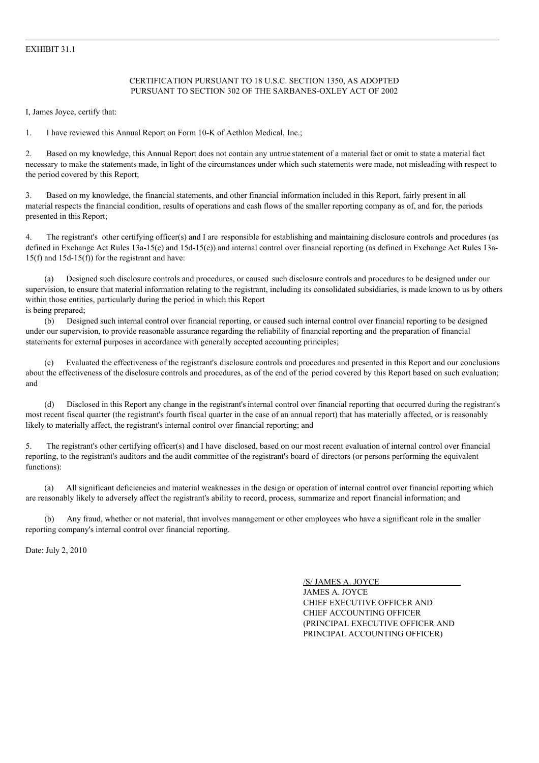EXHIBIT 31.1

CERTIFICATION PURSUANT TO 18 U.S.C. SECTION 1350, AS ADOPTED PURSUANT TO SECTION 302 OF THE SARBANES-OXLEY ACT OF 2002

I, James Joyce, certify that:

1. I have reviewed this Annual Report on Form 10-K of Aethlon Medical, Inc.;

2. Based on my knowledge, this Annual Report does not contain any untrue statement of a material fact or omit to state a material fact necessary to make the statements made, in light of the circumstances under which such statements were made, not misleading with respect to the period covered by this Report;

3. Based on my knowledge, the financial statements, and other financial information included in this Report, fairly present in all material respects the financial condition, results of operations and cash flows of the smaller reporting company as of, and for, the periods presented in this Report;

4. The registrant's other certifying officer(s) and I are responsible for establishing and maintaining disclosure controls and procedures (as defined in Exchange Act Rules 13a-15(e) and 15d-15(e)) and internal control over financial reporting (as defined in Exchange Act Rules 13a-15(f) and 15d-15(f)) for the registrant and have:

(a) Designed such disclosure controls and procedures, or caused such disclosure controls and procedures to be designed under our supervision, to ensure that material information relating to the registrant, including its consolidated subsidiaries, is made known to us by others within those entities, particularly during the period in which this Report is being prepared;

(b) Designed such internal control over financial reporting, or caused such internal control over financial reporting to be designed under our supervision, to provide reasonable assurance regarding the reliability of financial reporting and the preparation of financial statements for external purposes in accordance with generally accepted accounting principles;

(c) Evaluated the effectiveness of the registrant's disclosure controls and procedures and presented in this Report and our conclusions about the effectiveness of the disclosure controls and procedures, as of the end of the period covered by this Report based on such evaluation; and

(d) Disclosed in this Report any change in the registrant's internal control over financial reporting that occurred during the registrant's most recent fiscal quarter (the registrant's fourth fiscal quarter in the case of an annual report) that has materially affected, or is reasonably likely to materially affect, the registrant's internal control over financial reporting; and

5. The registrant's other certifying officer(s) and I have disclosed, based on our most recent evaluation of internal control over financial reporting, to the registrant's auditors and the audit committee of the registrant's board of directors (or persons performing the equivalent functions):

(a) All significant deficiencies and material weaknesses in the design or operation of internal control over financial reporting which are reasonably likely to adversely affect the registrant's ability to record, process, summarize and report financial information; and

(b) Any fraud, whether or not material, that involves management or other employees who have a significant role in the smaller reporting company's internal control over financial reporting.

Date: July 2, 2010

/S/ JAMES A. JOYCE
JAMES A. JOYCE
CHIEF EXECUTIVE OFFICER AND
CHIEF ACCOUNTING OFFICER
(PRINCIPAL EXECUTIVE OFFICER AND
PRINCIPAL ACCOUNTING OFFICER)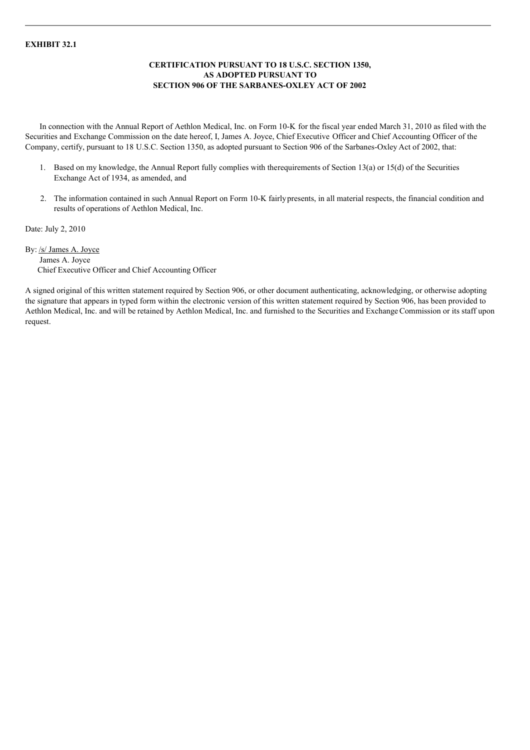**EXHIBIT 32.1**

**CERTIFICATION PURSUANT TO 18 U.S.C. SECTION 1350,
AS ADOPTED PURSUANT TO
SECTION 906 OF THE SARBANES-OXLEY ACT OF 2002**

In connection with the Annual Report of Aethlon Medical, Inc. on Form 10-K for the fiscal year ended March 31, 2010 as filed with the Securities and Exchange Commission on the date hereof, I, James A. Joyce, Chief Executive Officer and Chief Accounting Officer of the Company, certify, pursuant to 18 U.S.C. Section 1350, as adopted pursuant to Section 906 of the Sarbanes-Oxley Act of 2002, that:

1. Based on my knowledge, the Annual Report fully complies with therequirements of Section 13(a) or 15(d) of the Securities Exchange Act of 1934, as amended, and
2. The information contained in such Annual Report on Form 10-K fairlypresents, in all material respects, the financial condition and results of operations of Aethlon Medical, Inc.

Date: July 2, 2010

By: /s/ James A. Joyce
James A. Joyce
Chief Executive Officer and Chief Accounting Officer

A signed original of this written statement required by Section 906, or other document authenticating, acknowledging, or otherwise adopting the signature that appears in typed form within the electronic version of this written statement required by Section 906, has been provided to Aethlon Medical, Inc. and will be retained by Aethlon Medical, Inc. and furnished to the Securities and Exchange Commission or its staff upon request.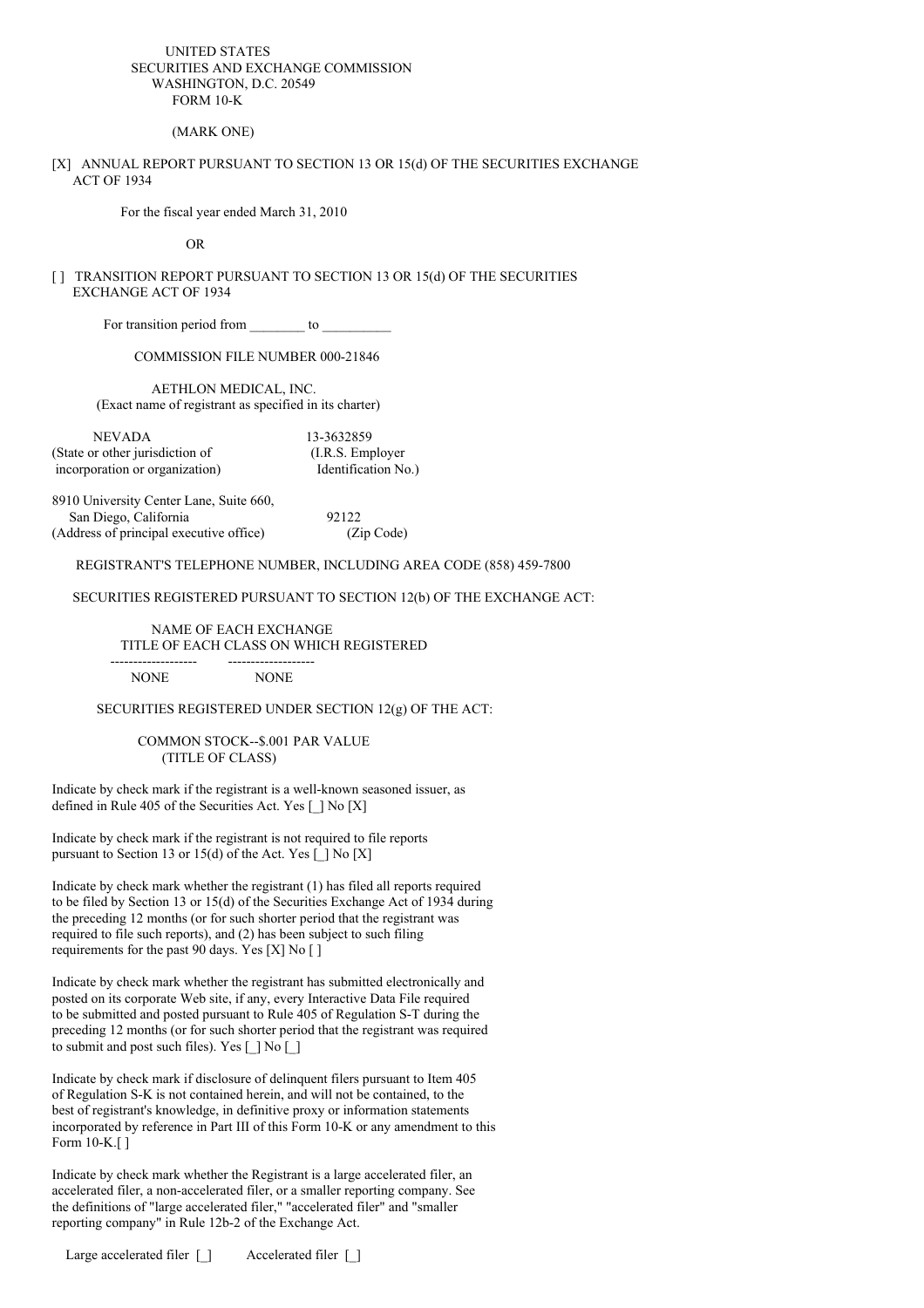UNITED STATES
SECURITIES AND EXCHANGE COMMISSION
WASHINGTON, D.C. 20549
FORM 10-K

(MARK ONE)

[X] ANNUAL REPORT PURSUANT TO SECTION 13 OR 15(d) OF THE SECURITIES EXCHANGE ACT OF 1934

For the fiscal year ended March 31, 2010

OR

[ ] TRANSITION REPORT PURSUANT TO SECTION 13 OR 15(d) OF THE SECURITIES EXCHANGE ACT OF 1934

For transition period from ________ to __________

COMMISSION FILE NUMBER 000-21846

AETHLON MEDICAL, INC.
(Exact name of registrant as specified in its charter)

| NEVADA | 13-3632859 |
|---|---|
| (State or other jurisdiction of incorporation or organization) | (I.R.S. Employer Identification No.) |

| 8910 University Center Lane, Suite 660, San Diego, California | 92122 |
|---|---|
| (Address of principal executive office) | (Zip Code) |

REGISTRANT'S TELEPHONE NUMBER, INCLUDING AREA CODE (858) 459-7800

SECURITIES REGISTERED PURSUANT TO SECTION 12(b) OF THE EXCHANGE ACT:

| TITLE OF EACH CLASS | NAME OF EACH EXCHANGE ON WHICH REGISTERED |
|---|---|
| NONE | NONE |

SECURITIES REGISTERED UNDER SECTION 12(g) OF THE ACT:

COMMON STOCK--$.001 PAR VALUE
(TITLE OF CLASS)

Indicate by check mark if the registrant is a well-known seasoned issuer, as defined in Rule 405 of the Securities Act. Yes [_] No [X]

Indicate by check mark if the registrant is not required to file reports pursuant to Section 13 or 15(d) of the Act. Yes [_] No [X]

Indicate by check mark whether the registrant (1) has filed all reports required to be filed by Section 13 or 15(d) of the Securities Exchange Act of 1934 during the preceding 12 months (or for such shorter period that the registrant was required to file such reports), and (2) has been subject to such filing requirements for the past 90 days. Yes [X] No [ ]

Indicate by check mark whether the registrant has submitted electronically and posted on its corporate Web site, if any, every Interactive Data File required to be submitted and posted pursuant to Rule 405 of Regulation S-T during the preceding 12 months (or for such shorter period that the registrant was required to submit and post such files). Yes [_] No [_]

Indicate by check mark if disclosure of delinquent filers pursuant to Item 405 of Regulation S-K is not contained herein, and will not be contained, to the best of registrant's knowledge, in definitive proxy or information statements incorporated by reference in Part III of this Form 10-K or any amendment to this Form 10-K.[ ]

Indicate by check mark whether the Registrant is a large accelerated filer, an accelerated filer, a non-accelerated filer, or a smaller reporting company. See the definitions of "large accelerated filer," "accelerated filer" and "smaller reporting company" in Rule 12b-2 of the Exchange Act.

Large accelerated filer [_]     Accelerated filer [_]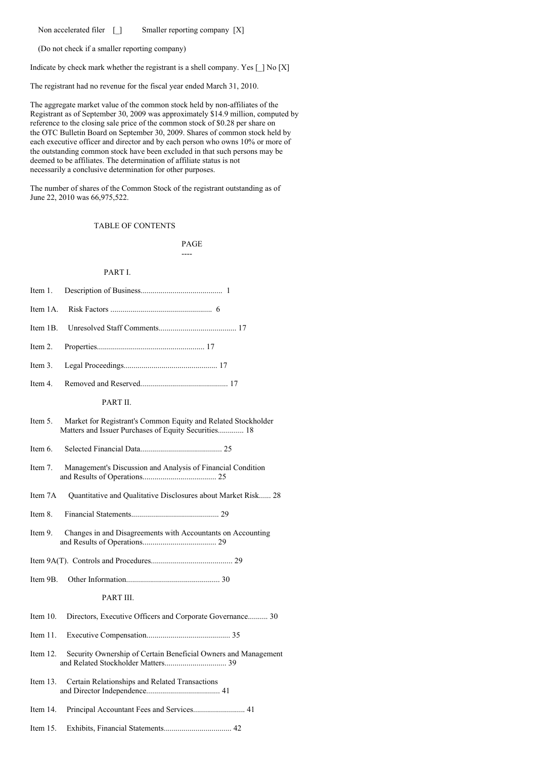Non accelerated filer [_] Smaller reporting company [X]

(Do not check if a smaller reporting company)

Indicate by check mark whether the registrant is a shell company. Yes [_] No [X]

The registrant had no revenue for the fiscal year ended March 31, 2010.

The aggregate market value of the common stock held by non-affiliates of the Registrant as of September 30, 2009 was approximately $14.9 million, computed by reference to the closing sale price of the common stock of $0.28 per share on the OTC Bulletin Board on September 30, 2009. Shares of common stock held by each executive officer and director and by each person who owns 10% or more of the outstanding common stock have been excluded in that such persons may be deemed to be affiliates. The determination of affiliate status is not necessarily a conclusive determination for other purposes.

The number of shares of the Common Stock of the registrant outstanding as of June 22, 2010 was 66,975,522.

TABLE OF CONTENTS

| | | PAGE |
|---|---|---|
| | **PART I.** | |
| Item 1. | Description of Business | 1 |
| Item 1A. | Risk Factors | 6 |
| Item 1B. | Unresolved Staff Comments | 17 |
| Item 2. | Properties | 17 |
| Item 3. | Legal Proceedings | 17 |
| Item 4. | Removed and Reserved | 17 |
| | **PART II.** | |
| Item 5. | Market for Registrant's Common Equity and Related Stockholder Matters and Issuer Purchases of Equity Securities | 18 |
| Item 6. | Selected Financial Data | 25 |
| Item 7. | Management's Discussion and Analysis of Financial Condition and Results of Operations | 25 |
| Item 7A | Quantitative and Qualitative Disclosures about Market Risk | 28 |
| Item 8. | Financial Statements | 29 |
| Item 9. | Changes in and Disagreements with Accountants on Accounting and Results of Operations | 29 |
| Item 9A(T). | Controls and Procedures | 29 |
| Item 9B. | Other Information | 30 |
| | **PART III.** | |
| Item 10. | Directors, Executive Officers and Corporate Governance | 30 |
| Item 11. | Executive Compensation | 35 |
| Item 12. | Security Ownership of Certain Beneficial Owners and Management and Related Stockholder Matters | 39 |
| Item 13. | Certain Relationships and Related Transactions and Director Independence | 41 |
| Item 14. | Principal Accountant Fees and Services | 41 |
| Item 15. | Exhibits, Financial Statements | 42 |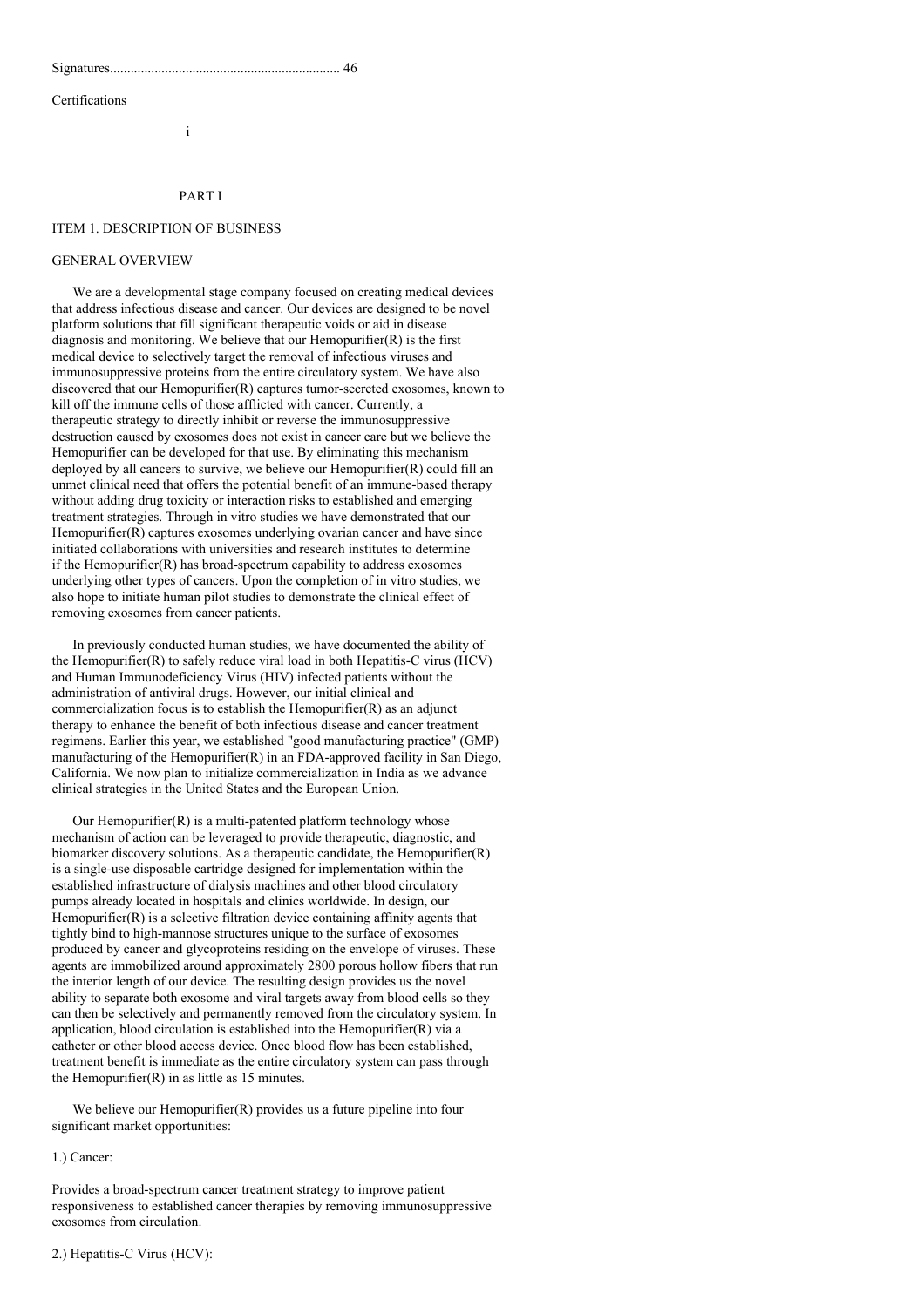Signatures.................................................................. 46

Certifications

## PART I

### ITEM 1. DESCRIPTION OF BUSINESS

#### GENERAL OVERVIEW

We are a developmental stage company focused on creating medical devices that address infectious disease and cancer. Our devices are designed to be novel platform solutions that fill significant therapeutic voids or aid in disease diagnosis and monitoring. We believe that our Hemopurifier(R) is the first medical device to selectively target the removal of infectious viruses and immunosuppressive proteins from the entire circulatory system. We have also discovered that our Hemopurifier(R) captures tumor-secreted exosomes, known to kill off the immune cells of those afflicted with cancer. Currently, a therapeutic strategy to directly inhibit or reverse the immunosuppressive destruction caused by exosomes does not exist in cancer care but we believe the Hemopurifier can be developed for that use. By eliminating this mechanism deployed by all cancers to survive, we believe our Hemopurifier(R) could fill an unmet clinical need that offers the potential benefit of an immune-based therapy without adding drug toxicity or interaction risks to established and emerging treatment strategies. Through in vitro studies we have demonstrated that our Hemopurifier(R) captures exosomes underlying ovarian cancer and have since initiated collaborations with universities and research institutes to determine if the Hemopurifier(R) has broad-spectrum capability to address exosomes underlying other types of cancers. Upon the completion of in vitro studies, we also hope to initiate human pilot studies to demonstrate the clinical effect of removing exosomes from cancer patients.

In previously conducted human studies, we have documented the ability of the Hemopurifier(R) to safely reduce viral load in both Hepatitis-C virus (HCV) and Human Immunodeficiency Virus (HIV) infected patients without the administration of antiviral drugs. However, our initial clinical and commercialization focus is to establish the Hemopurifier(R) as an adjunct therapy to enhance the benefit of both infectious disease and cancer treatment regimens. Earlier this year, we established "good manufacturing practice" (GMP) manufacturing of the Hemopurifier(R) in an FDA-approved facility in San Diego, California. We now plan to initialize commercialization in India as we advance clinical strategies in the United States and the European Union.

Our Hemopurifier(R) is a multi-patented platform technology whose mechanism of action can be leveraged to provide therapeutic, diagnostic, and biomarker discovery solutions. As a therapeutic candidate, the Hemopurifier(R) is a single-use disposable cartridge designed for implementation within the established infrastructure of dialysis machines and other blood circulatory pumps already located in hospitals and clinics worldwide. In design, our Hemopurifier(R) is a selective filtration device containing affinity agents that tightly bind to high-mannose structures unique to the surface of exosomes produced by cancer and glycoproteins residing on the envelope of viruses. These agents are immobilized around approximately 2800 porous hollow fibers that run the interior length of our device. The resulting design provides us the novel ability to separate both exosome and viral targets away from blood cells so they can then be selectively and permanently removed from the circulatory system. In application, blood circulation is established into the Hemopurifier(R) via a catheter or other blood access device. Once blood flow has been established, treatment benefit is immediate as the entire circulatory system can pass through the Hemopurifier(R) in as little as 15 minutes.

We believe our Hemopurifier(R) provides us a future pipeline into four significant market opportunities:

1.) Cancer:

Provides a broad-spectrum cancer treatment strategy to improve patient responsiveness to established cancer therapies by removing immunosuppressive exosomes from circulation.

2.) Hepatitis-C Virus (HCV):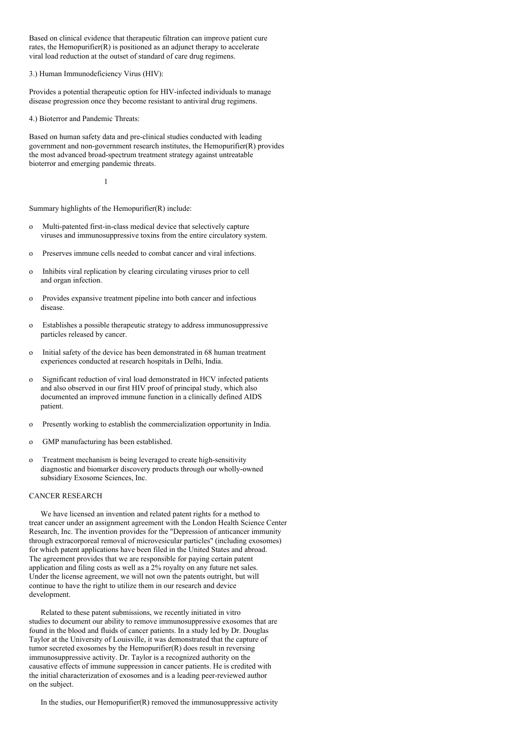Based on clinical evidence that therapeutic filtration can improve patient cure rates, the Hemopurifier(R) is positioned as an adjunct therapy to accelerate viral load reduction at the outset of standard of care drug regimens.

3.) Human Immunodeficiency Virus (HIV):

Provides a potential therapeutic option for HIV-infected individuals to manage disease progression once they become resistant to antiviral drug regimens.

4.) Bioterror and Pandemic Threats:

Based on human safety data and pre-clinical studies conducted with leading government and non-government research institutes, the Hemopurifier(R) provides the most advanced broad-spectrum treatment strategy against untreatable bioterror and emerging pandemic threats.

Summary highlights of the Hemopurifier(R) include:

- Multi-patented first-in-class medical device that selectively capture viruses and immunosuppressive toxins from the entire circulatory system.
- Preserves immune cells needed to combat cancer and viral infections.
- Inhibits viral replication by clearing circulating viruses prior to cell and organ infection.
- Provides expansive treatment pipeline into both cancer and infectious disease.
- Establishes a possible therapeutic strategy to address immunosuppressive particles released by cancer.
- Initial safety of the device has been demonstrated in 68 human treatment experiences conducted at research hospitals in Delhi, India.
- Significant reduction of viral load demonstrated in HCV infected patients and also observed in our first HIV proof of principal study, which also documented an improved immune function in a clinically defined AIDS patient.
- Presently working to establish the commercialization opportunity in India.
- GMP manufacturing has been established.
- Treatment mechanism is being leveraged to create high-sensitivity diagnostic and biomarker discovery products through our wholly-owned subsidiary Exosome Sciences, Inc.

## CANCER RESEARCH

We have licensed an invention and related patent rights for a method to treat cancer under an assignment agreement with the London Health Science Center Research, Inc. The invention provides for the "Depression of anticancer immunity through extracorporeal removal of microvesicular particles" (including exosomes) for which patent applications have been filed in the United States and abroad. The agreement provides that we are responsible for paying certain patent application and filing costs as well as a 2% royalty on any future net sales. Under the license agreement, we will not own the patents outright, but will continue to have the right to utilize them in our research and device development.

Related to these patent submissions, we recently initiated in vitro studies to document our ability to remove immunosuppressive exosomes that are found in the blood and fluids of cancer patients. In a study led by Dr. Douglas Taylor at the University of Louisville, it was demonstrated that the capture of tumor secreted exosomes by the Hemopurifier(R) does result in reversing immunosuppressive activity. Dr. Taylor is a recognized authority on the causative effects of immune suppression in cancer patients. He is credited with the initial characterization of exosomes and is a leading peer-reviewed author on the subject.

In the studies, our Hemopurifier(R) removed the immunosuppressive activity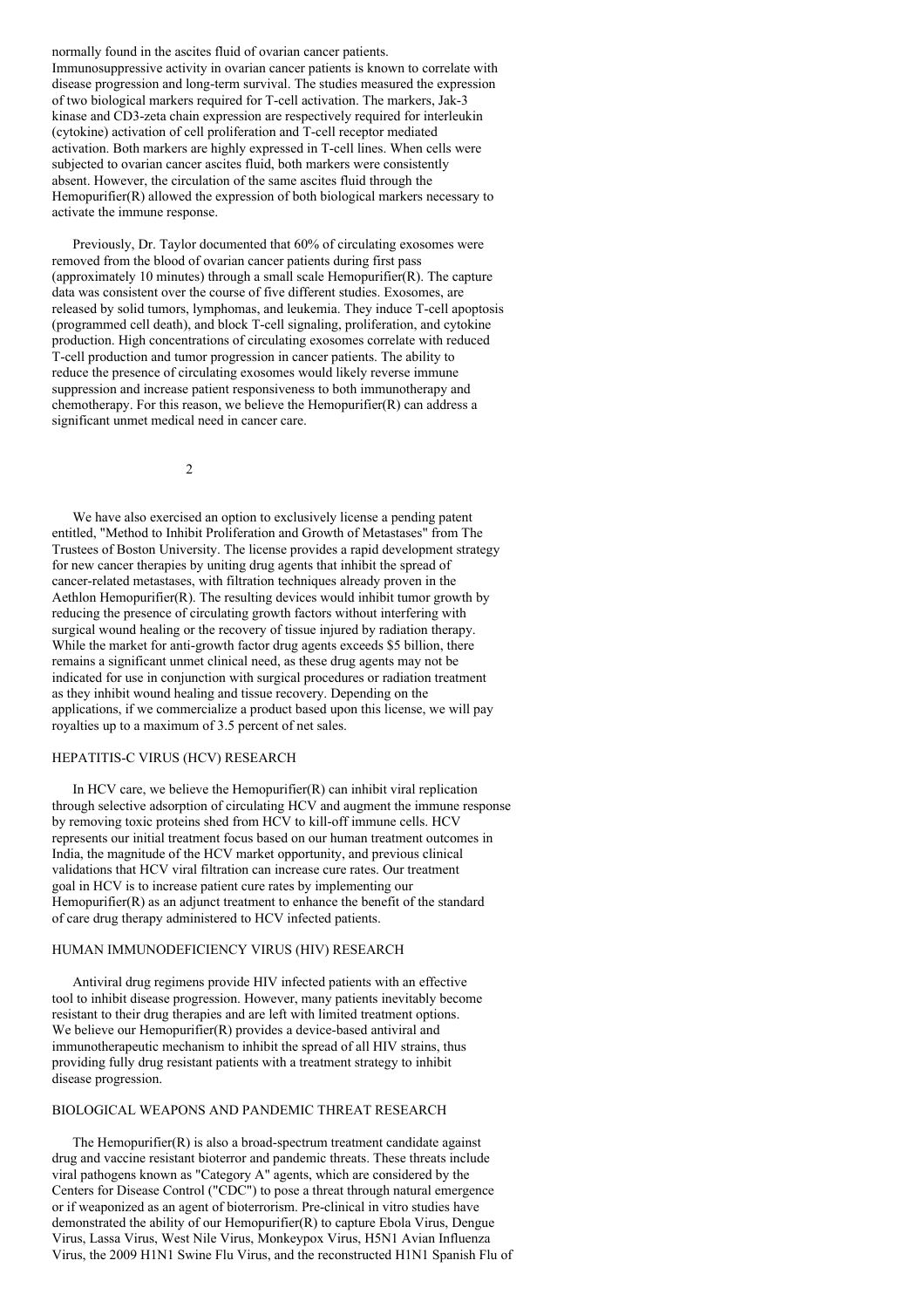normally found in the ascites fluid of ovarian cancer patients. Immunosuppressive activity in ovarian cancer patients is known to correlate with disease progression and long-term survival. The studies measured the expression of two biological markers required for T-cell activation. The markers, Jak-3 kinase and CD3-zeta chain expression are respectively required for interleukin (cytokine) activation of cell proliferation and T-cell receptor mediated activation. Both markers are highly expressed in T-cell lines. When cells were subjected to ovarian cancer ascites fluid, both markers were consistently absent. However, the circulation of the same ascites fluid through the Hemopurifier(R) allowed the expression of both biological markers necessary to activate the immune response.

Previously, Dr. Taylor documented that 60% of circulating exosomes were removed from the blood of ovarian cancer patients during first pass (approximately 10 minutes) through a small scale Hemopurifier(R). The capture data was consistent over the course of five different studies. Exosomes, are released by solid tumors, lymphomas, and leukemia. They induce T-cell apoptosis (programmed cell death), and block T-cell signaling, proliferation, and cytokine production. High concentrations of circulating exosomes correlate with reduced T-cell production and tumor progression in cancer patients. The ability to reduce the presence of circulating exosomes would likely reverse immune suppression and increase patient responsiveness to both immunotherapy and chemotherapy. For this reason, we believe the Hemopurifier(R) can address a significant unmet medical need in cancer care.

We have also exercised an option to exclusively license a pending patent entitled, "Method to Inhibit Proliferation and Growth of Metastases" from The Trustees of Boston University. The license provides a rapid development strategy for new cancer therapies by uniting drug agents that inhibit the spread of cancer-related metastases, with filtration techniques already proven in the Aethlon Hemopurifier(R). The resulting devices would inhibit tumor growth by reducing the presence of circulating growth factors without interfering with surgical wound healing or the recovery of tissue injured by radiation therapy. While the market for anti-growth factor drug agents exceeds $5 billion, there remains a significant unmet clinical need, as these drug agents may not be indicated for use in conjunction with surgical procedures or radiation treatment as they inhibit wound healing and tissue recovery. Depending on the applications, if we commercialize a product based upon this license, we will pay royalties up to a maximum of 3.5 percent of net sales.

## HEPATITIS-C VIRUS (HCV) RESEARCH

In HCV care, we believe the Hemopurifier(R) can inhibit viral replication through selective adsorption of circulating HCV and augment the immune response by removing toxic proteins shed from HCV to kill-off immune cells. HCV represents our initial treatment focus based on our human treatment outcomes in India, the magnitude of the HCV market opportunity, and previous clinical validations that HCV viral filtration can increase cure rates. Our treatment goal in HCV is to increase patient cure rates by implementing our Hemopurifier(R) as an adjunct treatment to enhance the benefit of the standard of care drug therapy administered to HCV infected patients.

## HUMAN IMMUNODEFICIENCY VIRUS (HIV) RESEARCH

Antiviral drug regimens provide HIV infected patients with an effective tool to inhibit disease progression. However, many patients inevitably become resistant to their drug therapies and are left with limited treatment options. We believe our Hemopurifier(R) provides a device-based antiviral and immunotherapeutic mechanism to inhibit the spread of all HIV strains, thus providing fully drug resistant patients with a treatment strategy to inhibit disease progression.

## BIOLOGICAL WEAPONS AND PANDEMIC THREAT RESEARCH

The Hemopurifier(R) is also a broad-spectrum treatment candidate against drug and vaccine resistant bioterror and pandemic threats. These threats include viral pathogens known as "Category A" agents, which are considered by the Centers for Disease Control ("CDC") to pose a threat through natural emergence or if weaponized as an agent of bioterrorism. Pre-clinical in vitro studies have demonstrated the ability of our Hemopurifier(R) to capture Ebola Virus, Dengue Virus, Lassa Virus, West Nile Virus, Monkeypox Virus, H5N1 Avian Influenza Virus, the 2009 H1N1 Swine Flu Virus, and the reconstructed H1N1 Spanish Flu of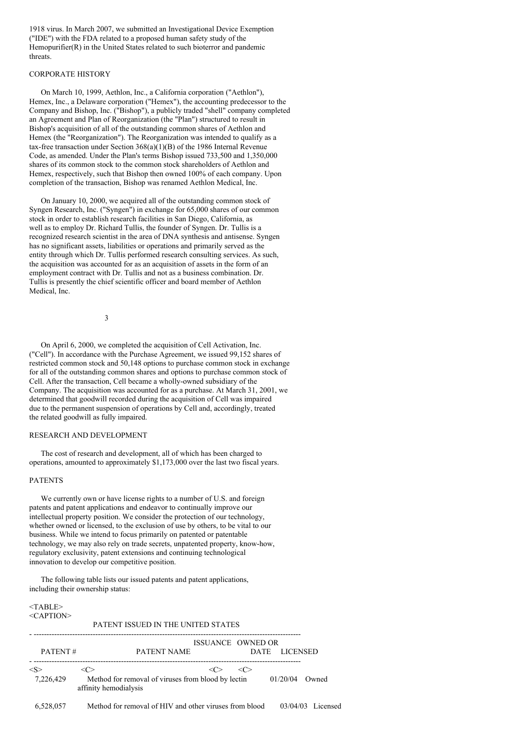1918 virus. In March 2007, we submitted an Investigational Device Exemption ("IDE") with the FDA related to a proposed human safety study of the Hemopurifier(R) in the United States related to such bioterror and pandemic threats.

## CORPORATE HISTORY

On March 10, 1999, Aethlon, Inc., a California corporation ("Aethlon"), Hemex, Inc., a Delaware corporation ("Hemex"), the accounting predecessor to the Company and Bishop, Inc. ("Bishop"), a publicly traded "shell" company completed an Agreement and Plan of Reorganization (the "Plan") structured to result in Bishop's acquisition of all of the outstanding common shares of Aethlon and Hemex (the "Reorganization"). The Reorganization was intended to qualify as a tax-free transaction under Section 368(a)(1)(B) of the 1986 Internal Revenue Code, as amended. Under the Plan's terms Bishop issued 733,500 and 1,350,000 shares of its common stock to the common stock shareholders of Aethlon and Hemex, respectively, such that Bishop then owned 100% of each company. Upon completion of the transaction, Bishop was renamed Aethlon Medical, Inc.

On January 10, 2000, we acquired all of the outstanding common stock of Syngen Research, Inc. ("Syngen") in exchange for 65,000 shares of our common stock in order to establish research facilities in San Diego, California, as well as to employ Dr. Richard Tullis, the founder of Syngen. Dr. Tullis is a recognized research scientist in the area of DNA synthesis and antisense. Syngen has no significant assets, liabilities or operations and primarily served as the entity through which Dr. Tullis performed research consulting services. As such, the acquisition was accounted for as an acquisition of assets in the form of an employment contract with Dr. Tullis and not as a business combination. Dr. Tullis is presently the chief scientific officer and board member of Aethlon Medical, Inc.

On April 6, 2000, we completed the acquisition of Cell Activation, Inc. ("Cell"). In accordance with the Purchase Agreement, we issued 99,152 shares of restricted common stock and 50,148 options to purchase common stock in exchange for all of the outstanding common shares and options to purchase common stock of Cell. After the transaction, Cell became a wholly-owned subsidiary of the Company. The acquisition was accounted for as a purchase. At March 31, 2001, we determined that goodwill recorded during the acquisition of Cell was impaired due to the permanent suspension of operations by Cell and, accordingly, treated the related goodwill as fully impaired.

## RESEARCH AND DEVELOPMENT

The cost of research and development, all of which has been charged to operations, amounted to approximately $1,173,000 over the last two fiscal years.

## PATENTS

We currently own or have license rights to a number of U.S. and foreign patents and patent applications and endeavor to continually improve our intellectual property position. We consider the protection of our technology, whether owned or licensed, to the exclusion of use by others, to be vital to our business. While we intend to focus primarily on patented or patentable technology, we may also rely on trade secrets, unpatented property, know-how, regulatory exclusivity, patent extensions and continuing technological innovation to develop our competitive position.

The following table lists our issued patents and patent applications, including their ownership status:

PATENT ISSUED IN THE UNITED STATES

| PATENT # | PATENT NAME | ISSUANCE DATE | OWNED OR LICENSED |
|---|---|---|---|
| 7,226,429 | Method for removal of viruses from blood by lectin affinity hemodialysis | 01/20/04 | Owned |
| 6,528,057 | Method for removal of HIV and other viruses from blood | 03/04/03 | Licensed |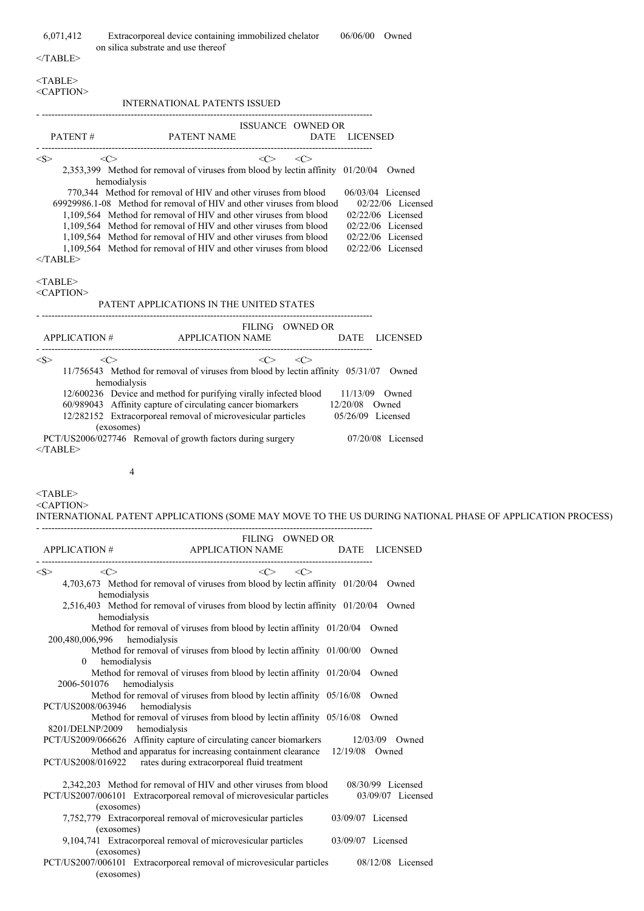| | | | |
|---|---|---|---|
| 6,071,412 | Extracorporeal device containing immobilized chelator on silica substrate and use thereof | 06/06/00 | Owned |

INTERNATIONAL PATENTS ISSUED

| PATENT # | PATENT NAME | ISSUANCE DATE | OWNED OR LICENSED |
|---|---|---|---|
| 2,353,399 | Method for removal of viruses from blood by lectin affinity hemodialysis | 01/20/04 | Owned |
| 770,344 | Method for removal of HIV and other viruses from blood | 06/03/04 | Licensed |
| 69929986.1-08 | Method for removal of HIV and other viruses from blood | 02/22/06 | Licensed |
| 1,109,564 | Method for removal of HIV and other viruses from blood | 02/22/06 | Licensed |
| 1,109,564 | Method for removal of HIV and other viruses from blood | 02/22/06 | Licensed |
| 1,109,564 | Method for removal of HIV and other viruses from blood | 02/22/06 | Licensed |
| 1,109,564 | Method for removal of HIV and other viruses from blood | 02/22/06 | Licensed |

PATENT APPLICATIONS IN THE UNITED STATES

| APPLICATION # | APPLICATION NAME | FILING DATE | OWNED OR LICENSED |
|---|---|---|---|
| 11/756543 | Method for removal of viruses from blood by lectin affinity hemodialysis | 05/31/07 | Owned |
| 12/600236 | Device and method for purifying virally infected blood | 11/13/09 | Owned |
| 60/989043 | Affinity capture of circulating cancer biomarkers | 12/20/08 | Owned |
| 12/282152 | Extracorporeal removal of microvesicular particles (exosomes) | 05/26/09 | Licensed |
| PCT/US2006/027746 | Removal of growth factors during surgery | 07/20/08 | Licensed |

INTERNATIONAL PATENT APPLICATIONS (SOME MAY MOVE TO THE US DURING NATIONAL PHASE OF APPLICATION PROCESS)

| APPLICATION # | APPLICATION NAME | FILING DATE | OWNED OR LICENSED |
|---|---|---|---|
| 4,703,673 | Method for removal of viruses from blood by lectin affinity hemodialysis | 01/20/04 | Owned |
| 2,516,403 | Method for removal of viruses from blood by lectin affinity hemodialysis | 01/20/04 | Owned |
| 200,480,006,996 | Method for removal of viruses from blood by lectin affinity hemodialysis | 01/20/04 | Owned |
| 0 | Method for removal of viruses from blood by lectin affinity hemodialysis | 01/00/00 | Owned |
| 2006-501076 | Method for removal of viruses from blood by lectin affinity hemodialysis | 01/20/04 | Owned |
| PCT/US2008/063946 | Method for removal of viruses from blood by lectin affinity hemodialysis | 05/16/08 | Owned |
| 8201/DELNP/2009 | Method for removal of viruses from blood by lectin affinity hemodialysis | 05/16/08 | Owned |
| PCT/US2009/066626 | Affinity capture of circulating cancer biomarkers | 12/03/09 | Owned |
| PCT/US2008/016922 | Method and apparatus for increasing containment clearance rates during extracorporeal fluid treatment | 12/19/08 | Owned |
| 2,342,203 | Method for removal of HIV and other viruses from blood | 08/30/99 | Licensed |
| PCT/US2007/006101 | Extracorporeal removal of microvesicular particles (exosomes) | 03/09/07 | Licensed |
| 7,752,779 | Extracorporeal removal of microvesicular particles (exosomes) | 03/09/07 | Licensed |
| 9,104,741 | Extracorporeal removal of microvesicular particles (exosomes) | 03/09/07 | Licensed |
| PCT/US2007/006101 | Extracorporeal removal of microvesicular particles (exosomes) | 08/12/08 | Licensed |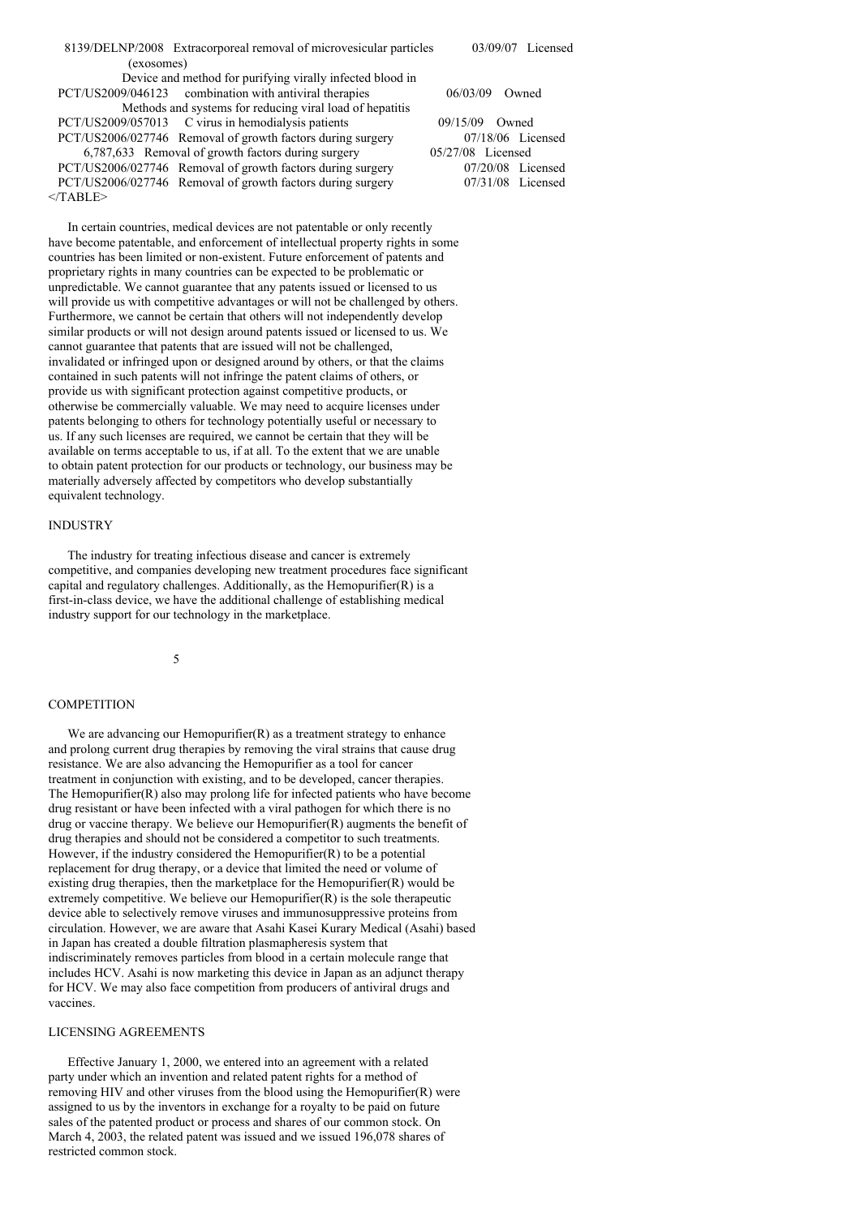| | | | |
|---|---|---|---|
| 8139/DELNP/2008 | Extracorporeal removal of microvesicular particles (exosomes) | 03/09/07 | Licensed |
| PCT/US2009/046123 | Device and method for purifying virally infected blood in combination with antiviral therapies | 06/03/09 | Owned |
| PCT/US2009/057013 | Methods and systems for reducing viral load of hepatitis C virus in hemodialysis patients | 09/15/09 | Owned |
| PCT/US2006/027746 | Removal of growth factors during surgery | 07/18/06 | Licensed |
| 6,787,633 | Removal of growth factors during surgery | 05/27/08 | Licensed |
| PCT/US2006/027746 | Removal of growth factors during surgery | 07/20/08 | Licensed |
| PCT/US2006/027746 | Removal of growth factors during surgery | 07/31/08 | Licensed |

In certain countries, medical devices are not patentable or only recently have become patentable, and enforcement of intellectual property rights in some countries has been limited or non-existent. Future enforcement of patents and proprietary rights in many countries can be expected to be problematic or unpredictable. We cannot guarantee that any patents issued or licensed to us will provide us with competitive advantages or will not be challenged by others. Furthermore, we cannot be certain that others will not independently develop similar products or will not design around patents issued or licensed to us. We cannot guarantee that patents that are issued will not be challenged, invalidated or infringed upon or designed around by others, or that the claims contained in such patents will not infringe the patent claims of others, or provide us with significant protection against competitive products, or otherwise be commercially valuable. We may need to acquire licenses under patents belonging to others for technology potentially useful or necessary to us. If any such licenses are required, we cannot be certain that they will be available on terms acceptable to us, if at all. To the extent that we are unable to obtain patent protection for our products or technology, our business may be materially adversely affected by competitors who develop substantially equivalent technology.

## INDUSTRY

The industry for treating infectious disease and cancer is extremely competitive, and companies developing new treatment procedures face significant capital and regulatory challenges. Additionally, as the Hemopurifier(R) is a first-in-class device, we have the additional challenge of establishing medical industry support for our technology in the marketplace.

## COMPETITION

We are advancing our Hemopurifier(R) as a treatment strategy to enhance and prolong current drug therapies by removing the viral strains that cause drug resistance. We are also advancing the Hemopurifier as a tool for cancer treatment in conjunction with existing, and to be developed, cancer therapies. The Hemopurifier(R) also may prolong life for infected patients who have become drug resistant or have been infected with a viral pathogen for which there is no drug or vaccine therapy. We believe our Hemopurifier(R) augments the benefit of drug therapies and should not be considered a competitor to such treatments. However, if the industry considered the Hemopurifier(R) to be a potential replacement for drug therapy, or a device that limited the need or volume of existing drug therapies, then the marketplace for the Hemopurifier(R) would be extremely competitive. We believe our Hemopurifier(R) is the sole therapeutic device able to selectively remove viruses and immunosuppressive proteins from circulation. However, we are aware that Asahi Kasei Kurary Medical (Asahi) based in Japan has created a double filtration plasmapheresis system that indiscriminately removes particles from blood in a certain molecule range that includes HCV. Asahi is now marketing this device in Japan as an adjunct therapy for HCV. We may also face competition from producers of antiviral drugs and vaccines.

## LICENSING AGREEMENTS

Effective January 1, 2000, we entered into an agreement with a related party under which an invention and related patent rights for a method of removing HIV and other viruses from the blood using the Hemopurifier(R) were assigned to us by the inventors in exchange for a royalty to be paid on future sales of the patented product or process and shares of our common stock. On March 4, 2003, the related patent was issued and we issued 196,078 shares of restricted common stock.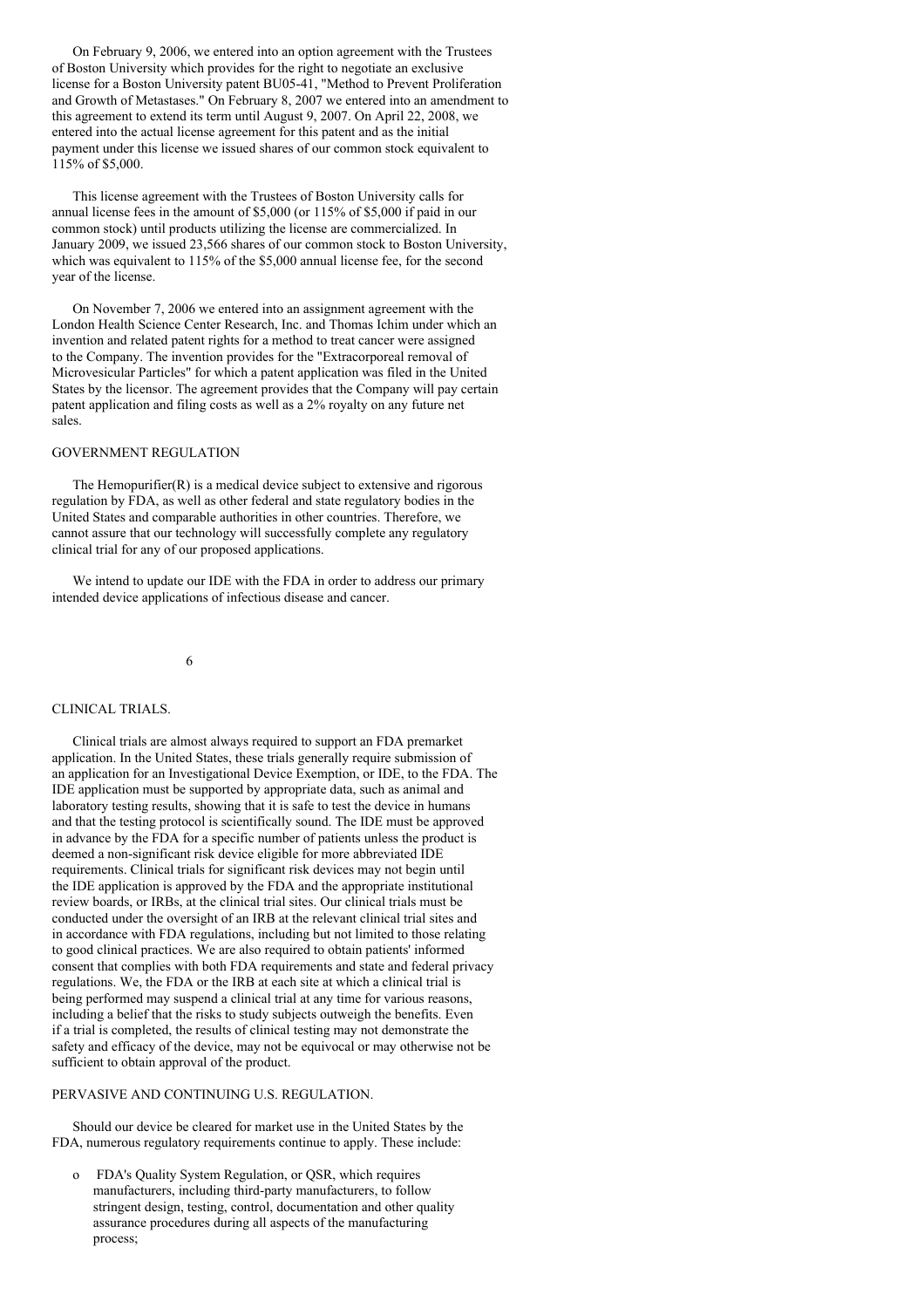On February 9, 2006, we entered into an option agreement with the Trustees of Boston University which provides for the right to negotiate an exclusive license for a Boston University patent BU05-41, "Method to Prevent Proliferation and Growth of Metastases." On February 8, 2007 we entered into an amendment to this agreement to extend its term until August 9, 2007. On April 22, 2008, we entered into the actual license agreement for this patent and as the initial payment under this license we issued shares of our common stock equivalent to 115% of $5,000.

This license agreement with the Trustees of Boston University calls for annual license fees in the amount of $5,000 (or 115% of $5,000 if paid in our common stock) until products utilizing the license are commercialized. In January 2009, we issued 23,566 shares of our common stock to Boston University, which was equivalent to 115% of the $5,000 annual license fee, for the second year of the license.

On November 7, 2006 we entered into an assignment agreement with the London Health Science Center Research, Inc. and Thomas Ichim under which an invention and related patent rights for a method to treat cancer were assigned to the Company. The invention provides for the "Extracorporeal removal of Microvesicular Particles" for which a patent application was filed in the United States by the licensor. The agreement provides that the Company will pay certain patent application and filing costs as well as a 2% royalty on any future net sales.

## GOVERNMENT REGULATION

The Hemopurifier(R) is a medical device subject to extensive and rigorous regulation by FDA, as well as other federal and state regulatory bodies in the United States and comparable authorities in other countries. Therefore, we cannot assure that our technology will successfully complete any regulatory clinical trial for any of our proposed applications.

We intend to update our IDE with the FDA in order to address our primary intended device applications of infectious disease and cancer.

## CLINICAL TRIALS.

Clinical trials are almost always required to support an FDA premarket application. In the United States, these trials generally require submission of an application for an Investigational Device Exemption, or IDE, to the FDA. The IDE application must be supported by appropriate data, such as animal and laboratory testing results, showing that it is safe to test the device in humans and that the testing protocol is scientifically sound. The IDE must be approved in advance by the FDA for a specific number of patients unless the product is deemed a non-significant risk device eligible for more abbreviated IDE requirements. Clinical trials for significant risk devices may not begin until the IDE application is approved by the FDA and the appropriate institutional review boards, or IRBs, at the clinical trial sites. Our clinical trials must be conducted under the oversight of an IRB at the relevant clinical trial sites and in accordance with FDA regulations, including but not limited to those relating to good clinical practices. We are also required to obtain patients' informed consent that complies with both FDA requirements and state and federal privacy regulations. We, the FDA or the IRB at each site at which a clinical trial is being performed may suspend a clinical trial at any time for various reasons, including a belief that the risks to study subjects outweigh the benefits. Even if a trial is completed, the results of clinical testing may not demonstrate the safety and efficacy of the device, may not be equivocal or may otherwise not be sufficient to obtain approval of the product.

## PERVASIVE AND CONTINUING U.S. REGULATION.

Should our device be cleared for market use in the United States by the FDA, numerous regulatory requirements continue to apply. These include:

- FDA's Quality System Regulation, or QSR, which requires manufacturers, including third-party manufacturers, to follow stringent design, testing, control, documentation and other quality assurance procedures during all aspects of the manufacturing process;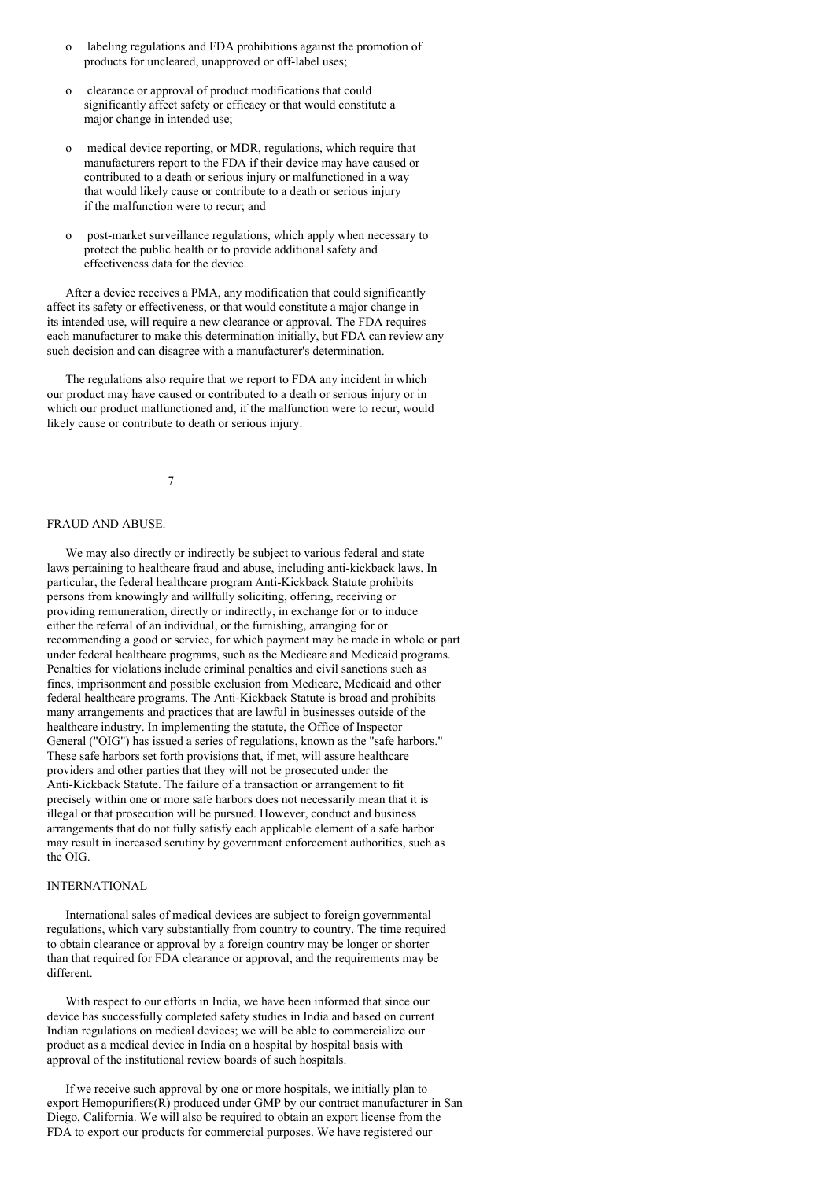- labeling regulations and FDA prohibitions against the promotion of products for uncleared, unapproved or off-label uses;

- clearance or approval of product modifications that could significantly affect safety or efficacy or that would constitute a major change in intended use;

- medical device reporting, or MDR, regulations, which require that manufacturers report to the FDA if their device may have caused or contributed to a death or serious injury or malfunctioned in a way that would likely cause or contribute to a death or serious injury if the malfunction were to recur; and

- post-market surveillance regulations, which apply when necessary to protect the public health or to provide additional safety and effectiveness data for the device.

After a device receives a PMA, any modification that could significantly affect its safety or effectiveness, or that would constitute a major change in its intended use, will require a new clearance or approval. The FDA requires each manufacturer to make this determination initially, but FDA can review any such decision and can disagree with a manufacturer's determination.

The regulations also require that we report to FDA any incident in which our product may have caused or contributed to a death or serious injury or in which our product malfunctioned and, if the malfunction were to recur, would likely cause or contribute to death or serious injury.

FRAUD AND ABUSE.

We may also directly or indirectly be subject to various federal and state laws pertaining to healthcare fraud and abuse, including anti-kickback laws. In particular, the federal healthcare program Anti-Kickback Statute prohibits persons from knowingly and willfully soliciting, offering, receiving or providing remuneration, directly or indirectly, in exchange for or to induce either the referral of an individual, or the furnishing, arranging for or recommending a good or service, for which payment may be made in whole or part under federal healthcare programs, such as the Medicare and Medicaid programs. Penalties for violations include criminal penalties and civil sanctions such as fines, imprisonment and possible exclusion from Medicare, Medicaid and other federal healthcare programs. The Anti-Kickback Statute is broad and prohibits many arrangements and practices that are lawful in businesses outside of the healthcare industry. In implementing the statute, the Office of Inspector General ("OIG") has issued a series of regulations, known as the "safe harbors." These safe harbors set forth provisions that, if met, will assure healthcare providers and other parties that they will not be prosecuted under the Anti-Kickback Statute. The failure of a transaction or arrangement to fit precisely within one or more safe harbors does not necessarily mean that it is illegal or that prosecution will be pursued. However, conduct and business arrangements that do not fully satisfy each applicable element of a safe harbor may result in increased scrutiny by government enforcement authorities, such as the OIG.

INTERNATIONAL

International sales of medical devices are subject to foreign governmental regulations, which vary substantially from country to country. The time required to obtain clearance or approval by a foreign country may be longer or shorter than that required for FDA clearance or approval, and the requirements may be different.

With respect to our efforts in India, we have been informed that since our device has successfully completed safety studies in India and based on current Indian regulations on medical devices; we will be able to commercialize our product as a medical device in India on a hospital by hospital basis with approval of the institutional review boards of such hospitals.

If we receive such approval by one or more hospitals, we initially plan to export Hemopurifiers(R) produced under GMP by our contract manufacturer in San Diego, California. We will also be required to obtain an export license from the FDA to export our products for commercial purposes. We have registered our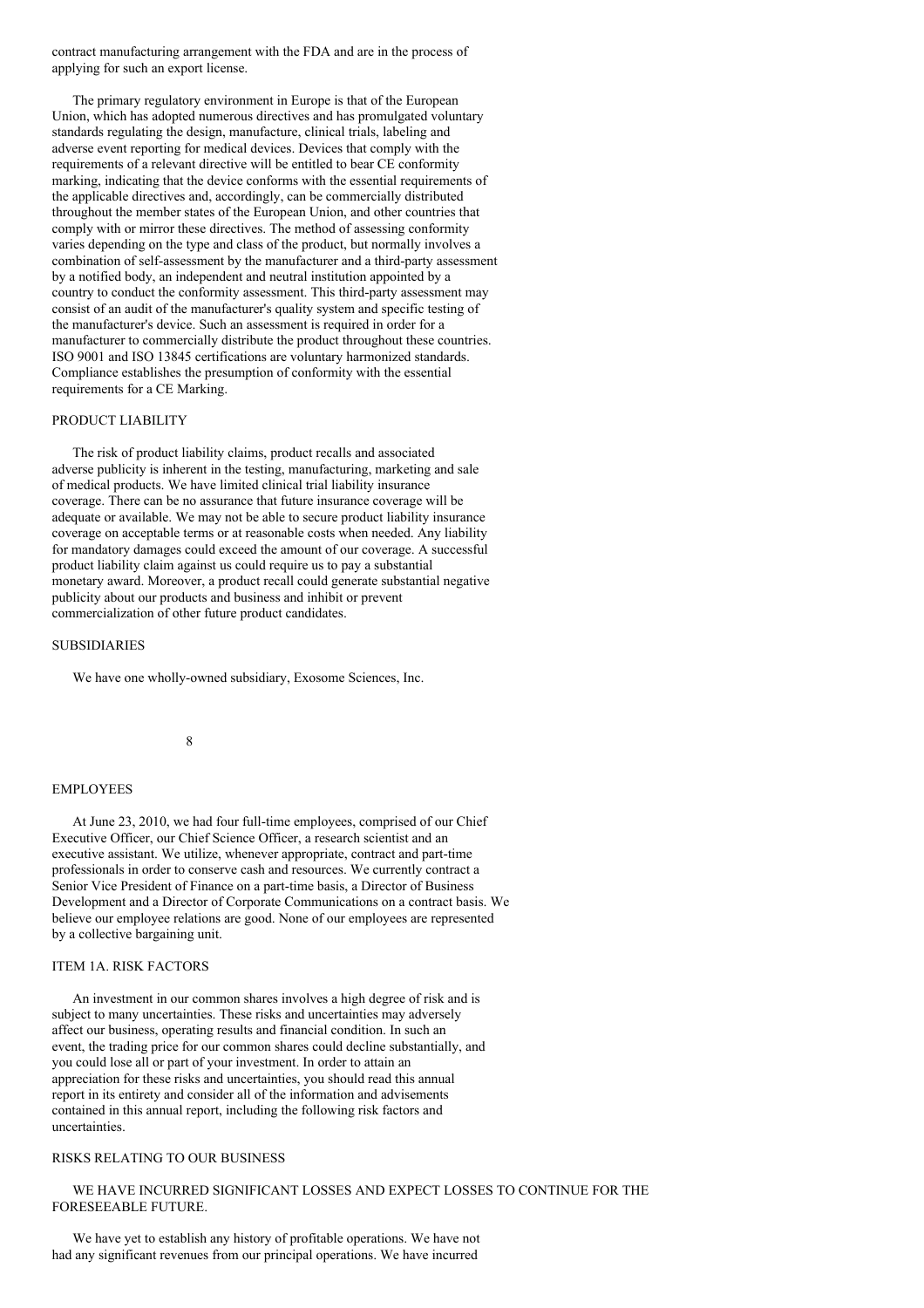contract manufacturing arrangement with the FDA and are in the process of applying for such an export license.

The primary regulatory environment in Europe is that of the European Union, which has adopted numerous directives and has promulgated voluntary standards regulating the design, manufacture, clinical trials, labeling and adverse event reporting for medical devices. Devices that comply with the requirements of a relevant directive will be entitled to bear CE conformity marking, indicating that the device conforms with the essential requirements of the applicable directives and, accordingly, can be commercially distributed throughout the member states of the European Union, and other countries that comply with or mirror these directives. The method of assessing conformity varies depending on the type and class of the product, but normally involves a combination of self-assessment by the manufacturer and a third-party assessment by a notified body, an independent and neutral institution appointed by a country to conduct the conformity assessment. This third-party assessment may consist of an audit of the manufacturer's quality system and specific testing of the manufacturer's device. Such an assessment is required in order for a manufacturer to commercially distribute the product throughout these countries. ISO 9001 and ISO 13845 certifications are voluntary harmonized standards. Compliance establishes the presumption of conformity with the essential requirements for a CE Marking.

## PRODUCT LIABILITY

The risk of product liability claims, product recalls and associated adverse publicity is inherent in the testing, manufacturing, marketing and sale of medical products. We have limited clinical trial liability insurance coverage. There can be no assurance that future insurance coverage will be adequate or available. We may not be able to secure product liability insurance coverage on acceptable terms or at reasonable costs when needed. Any liability for mandatory damages could exceed the amount of our coverage. A successful product liability claim against us could require us to pay a substantial monetary award. Moreover, a product recall could generate substantial negative publicity about our products and business and inhibit or prevent commercialization of other future product candidates.

## SUBSIDIARIES

We have one wholly-owned subsidiary, Exosome Sciences, Inc.

## EMPLOYEES

At June 23, 2010, we had four full-time employees, comprised of our Chief Executive Officer, our Chief Science Officer, a research scientist and an executive assistant. We utilize, whenever appropriate, contract and part-time professionals in order to conserve cash and resources. We currently contract a Senior Vice President of Finance on a part-time basis, a Director of Business Development and a Director of Corporate Communications on a contract basis. We believe our employee relations are good. None of our employees are represented by a collective bargaining unit.

## ITEM 1A. RISK FACTORS

An investment in our common shares involves a high degree of risk and is subject to many uncertainties. These risks and uncertainties may adversely affect our business, operating results and financial condition. In such an event, the trading price for our common shares could decline substantially, and you could lose all or part of your investment. In order to attain an appreciation for these risks and uncertainties, you should read this annual report in its entirety and consider all of the information and advisements contained in this annual report, including the following risk factors and uncertainties.

### RISKS RELATING TO OUR BUSINESS

WE HAVE INCURRED SIGNIFICANT LOSSES AND EXPECT LOSSES TO CONTINUE FOR THE FORESEEABLE FUTURE.

We have yet to establish any history of profitable operations. We have not had any significant revenues from our principal operations. We have incurred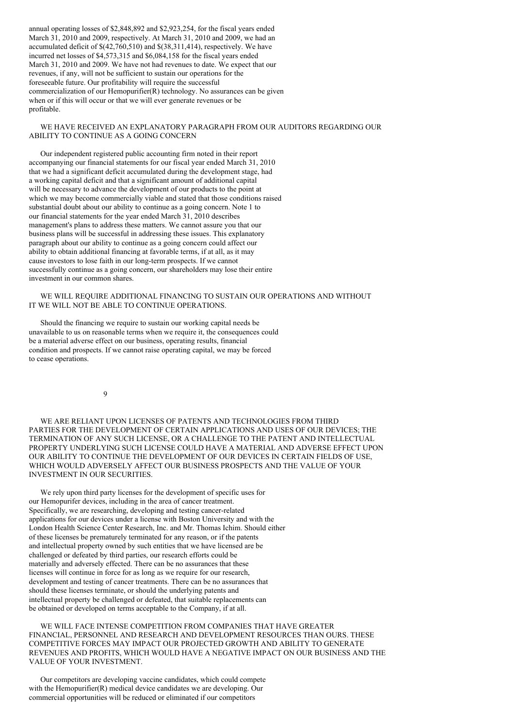annual operating losses of $2,848,892 and $2,923,254, for the fiscal years ended March 31, 2010 and 2009, respectively. At March 31, 2010 and 2009, we had an accumulated deficit of $(42,760,510) and $(38,311,414), respectively. We have incurred net losses of $4,573,315 and $6,084,158 for the fiscal years ended March 31, 2010 and 2009. We have not had revenues to date. We expect that our revenues, if any, will not be sufficient to sustain our operations for the foreseeable future. Our profitability will require the successful commercialization of our Hemopurifier(R) technology. No assurances can be given when or if this will occur or that we will ever generate revenues or be profitable.

WE HAVE RECEIVED AN EXPLANATORY PARAGRAPH FROM OUR AUDITORS REGARDING OUR ABILITY TO CONTINUE AS A GOING CONCERN

Our independent registered public accounting firm noted in their report accompanying our financial statements for our fiscal year ended March 31, 2010 that we had a significant deficit accumulated during the development stage, had a working capital deficit and that a significant amount of additional capital will be necessary to advance the development of our products to the point at which we may become commercially viable and stated that those conditions raised substantial doubt about our ability to continue as a going concern. Note 1 to our financial statements for the year ended March 31, 2010 describes management's plans to address these matters. We cannot assure you that our business plans will be successful in addressing these issues. This explanatory paragraph about our ability to continue as a going concern could affect our ability to obtain additional financing at favorable terms, if at all, as it may cause investors to lose faith in our long-term prospects. If we cannot successfully continue as a going concern, our shareholders may lose their entire investment in our common shares.

WE WILL REQUIRE ADDITIONAL FINANCING TO SUSTAIN OUR OPERATIONS AND WITHOUT IT WE WILL NOT BE ABLE TO CONTINUE OPERATIONS.

Should the financing we require to sustain our working capital needs be unavailable to us on reasonable terms when we require it, the consequences could be a material adverse effect on our business, operating results, financial condition and prospects. If we cannot raise operating capital, we may be forced to cease operations.

WE ARE RELIANT UPON LICENSES OF PATENTS AND TECHNOLOGIES FROM THIRD PARTIES FOR THE DEVELOPMENT OF CERTAIN APPLICATIONS AND USES OF OUR DEVICES; THE TERMINATION OF ANY SUCH LICENSE, OR A CHALLENGE TO THE PATENT AND INTELLECTUAL PROPERTY UNDERLYING SUCH LICENSE COULD HAVE A MATERIAL AND ADVERSE EFFECT UPON OUR ABILITY TO CONTINUE THE DEVELOPMENT OF OUR DEVICES IN CERTAIN FIELDS OF USE, WHICH WOULD ADVERSELY AFFECT OUR BUSINESS PROSPECTS AND THE VALUE OF YOUR INVESTMENT IN OUR SECURITIES.

We rely upon third party licenses for the development of specific uses for our Hemopurifer devices, including in the area of cancer treatment. Specifically, we are researching, developing and testing cancer-related applications for our devices under a license with Boston University and with the London Health Science Center Research, Inc. and Mr. Thomas Ichim. Should either of these licenses be prematurely terminated for any reason, or if the patents and intellectual property owned by such entities that we have licensed are be challenged or defeated by third parties, our research efforts could be materially and adversely effected. There can be no assurances that these licenses will continue in force for as long as we require for our research, development and testing of cancer treatments. There can be no assurances that should these licenses terminate, or should the underlying patents and intellectual property be challenged or defeated, that suitable replacements can be obtained or developed on terms acceptable to the Company, if at all.

WE WILL FACE INTENSE COMPETITION FROM COMPANIES THAT HAVE GREATER FINANCIAL, PERSONNEL AND RESEARCH AND DEVELOPMENT RESOURCES THAN OURS. THESE COMPETITIVE FORCES MAY IMPACT OUR PROJECTED GROWTH AND ABILITY TO GENERATE REVENUES AND PROFITS, WHICH WOULD HAVE A NEGATIVE IMPACT ON OUR BUSINESS AND THE VALUE OF YOUR INVESTMENT.

Our competitors are developing vaccine candidates, which could compete with the Hemopurifier(R) medical device candidates we are developing. Our commercial opportunities will be reduced or eliminated if our competitors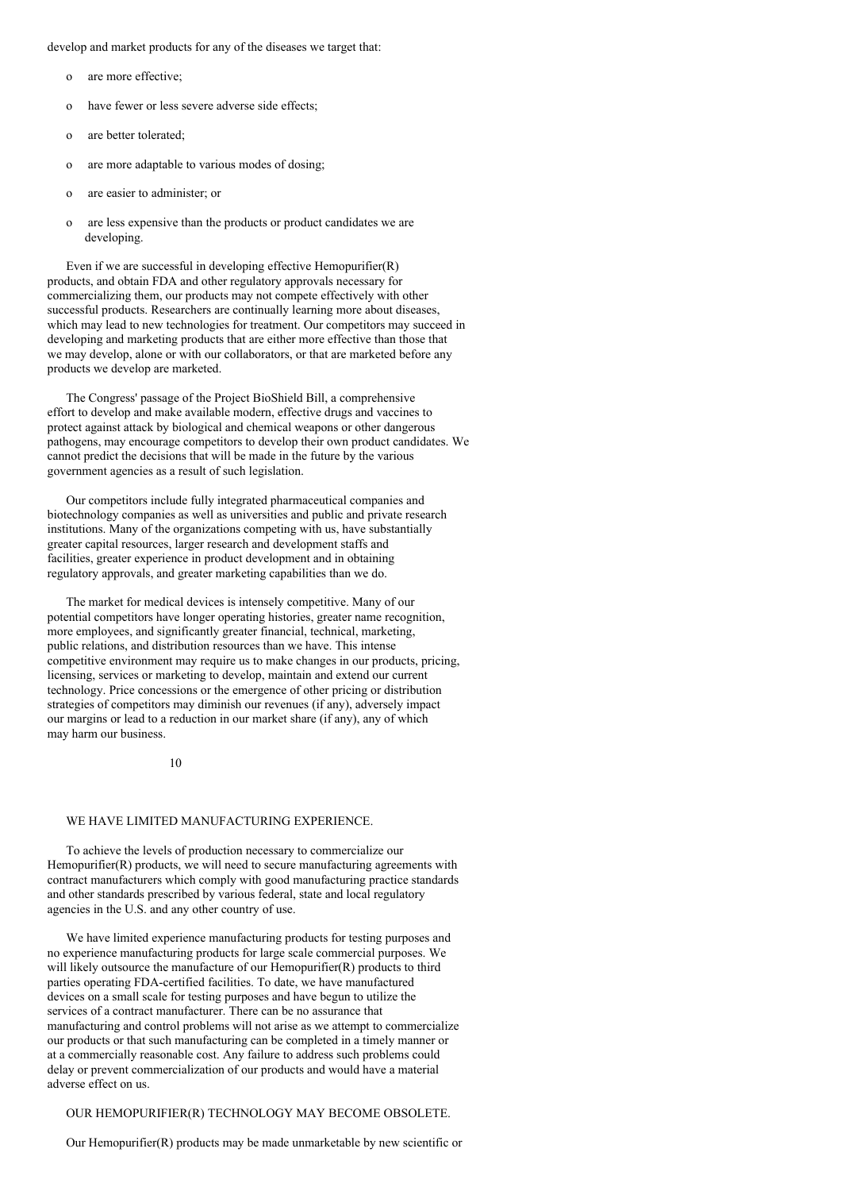develop and market products for any of the diseases we target that:

- are more effective;
- have fewer or less severe adverse side effects;
- are better tolerated;
- are more adaptable to various modes of dosing;
- are easier to administer; or
- are less expensive than the products or product candidates we are developing.

Even if we are successful in developing effective Hemopurifier(R) products, and obtain FDA and other regulatory approvals necessary for commercializing them, our products may not compete effectively with other successful products. Researchers are continually learning more about diseases, which may lead to new technologies for treatment. Our competitors may succeed in developing and marketing products that are either more effective than those that we may develop, alone or with our collaborators, or that are marketed before any products we develop are marketed.

The Congress' passage of the Project BioShield Bill, a comprehensive effort to develop and make available modern, effective drugs and vaccines to protect against attack by biological and chemical weapons or other dangerous pathogens, may encourage competitors to develop their own product candidates. We cannot predict the decisions that will be made in the future by the various government agencies as a result of such legislation.

Our competitors include fully integrated pharmaceutical companies and biotechnology companies as well as universities and public and private research institutions. Many of the organizations competing with us, have substantially greater capital resources, larger research and development staffs and facilities, greater experience in product development and in obtaining regulatory approvals, and greater marketing capabilities than we do.

The market for medical devices is intensely competitive. Many of our potential competitors have longer operating histories, greater name recognition, more employees, and significantly greater financial, technical, marketing, public relations, and distribution resources than we have. This intense competitive environment may require us to make changes in our products, pricing, licensing, services or marketing to develop, maintain and extend our current technology. Price concessions or the emergence of other pricing or distribution strategies of competitors may diminish our revenues (if any), adversely impact our margins or lead to a reduction in our market share (if any), any of which may harm our business.

## WE HAVE LIMITED MANUFACTURING EXPERIENCE.

To achieve the levels of production necessary to commercialize our Hemopurifier(R) products, we will need to secure manufacturing agreements with contract manufacturers which comply with good manufacturing practice standards and other standards prescribed by various federal, state and local regulatory agencies in the U.S. and any other country of use.

We have limited experience manufacturing products for testing purposes and no experience manufacturing products for large scale commercial purposes. We will likely outsource the manufacture of our Hemopurifier(R) products to third parties operating FDA-certified facilities. To date, we have manufactured devices on a small scale for testing purposes and have begun to utilize the services of a contract manufacturer. There can be no assurance that manufacturing and control problems will not arise as we attempt to commercialize our products or that such manufacturing can be completed in a timely manner or at a commercially reasonable cost. Any failure to address such problems could delay or prevent commercialization of our products and would have a material adverse effect on us.

## OUR HEMOPURIFIER(R) TECHNOLOGY MAY BECOME OBSOLETE.

Our Hemopurifier(R) products may be made unmarketable by new scientific or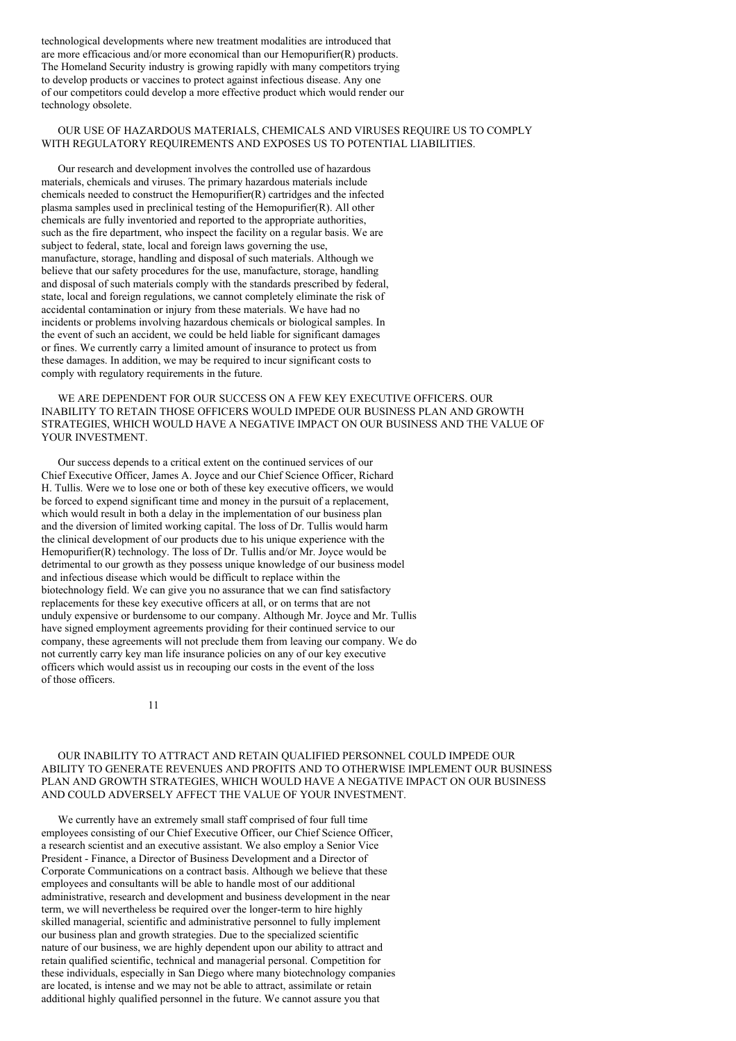technological developments where new treatment modalities are introduced that are more efficacious and/or more economical than our Hemopurifier(R) products. The Homeland Security industry is growing rapidly with many competitors trying to develop products or vaccines to protect against infectious disease. Any one of our competitors could develop a more effective product which would render our technology obsolete.

OUR USE OF HAZARDOUS MATERIALS, CHEMICALS AND VIRUSES REQUIRE US TO COMPLY WITH REGULATORY REQUIREMENTS AND EXPOSES US TO POTENTIAL LIABILITIES.

Our research and development involves the controlled use of hazardous materials, chemicals and viruses. The primary hazardous materials include chemicals needed to construct the Hemopurifier(R) cartridges and the infected plasma samples used in preclinical testing of the Hemopurifier(R). All other chemicals are fully inventoried and reported to the appropriate authorities, such as the fire department, who inspect the facility on a regular basis. We are subject to federal, state, local and foreign laws governing the use, manufacture, storage, handling and disposal of such materials. Although we believe that our safety procedures for the use, manufacture, storage, handling and disposal of such materials comply with the standards prescribed by federal, state, local and foreign regulations, we cannot completely eliminate the risk of accidental contamination or injury from these materials. We have had no incidents or problems involving hazardous chemicals or biological samples. In the event of such an accident, we could be held liable for significant damages or fines. We currently carry a limited amount of insurance to protect us from these damages. In addition, we may be required to incur significant costs to comply with regulatory requirements in the future.

WE ARE DEPENDENT FOR OUR SUCCESS ON A FEW KEY EXECUTIVE OFFICERS. OUR INABILITY TO RETAIN THOSE OFFICERS WOULD IMPEDE OUR BUSINESS PLAN AND GROWTH STRATEGIES, WHICH WOULD HAVE A NEGATIVE IMPACT ON OUR BUSINESS AND THE VALUE OF YOUR INVESTMENT.

Our success depends to a critical extent on the continued services of our Chief Executive Officer, James A. Joyce and our Chief Science Officer, Richard H. Tullis. Were we to lose one or both of these key executive officers, we would be forced to expend significant time and money in the pursuit of a replacement, which would result in both a delay in the implementation of our business plan and the diversion of limited working capital. The loss of Dr. Tullis would harm the clinical development of our products due to his unique experience with the Hemopurifier(R) technology. The loss of Dr. Tullis and/or Mr. Joyce would be detrimental to our growth as they possess unique knowledge of our business model and infectious disease which would be difficult to replace within the biotechnology field. We can give you no assurance that we can find satisfactory replacements for these key executive officers at all, or on terms that are not unduly expensive or burdensome to our company. Although Mr. Joyce and Mr. Tullis have signed employment agreements providing for their continued service to our company, these agreements will not preclude them from leaving our company. We do not currently carry key man life insurance policies on any of our key executive officers which would assist us in recouping our costs in the event of the loss of those officers.

OUR INABILITY TO ATTRACT AND RETAIN QUALIFIED PERSONNEL COULD IMPEDE OUR ABILITY TO GENERATE REVENUES AND PROFITS AND TO OTHERWISE IMPLEMENT OUR BUSINESS PLAN AND GROWTH STRATEGIES, WHICH WOULD HAVE A NEGATIVE IMPACT ON OUR BUSINESS AND COULD ADVERSELY AFFECT THE VALUE OF YOUR INVESTMENT.

We currently have an extremely small staff comprised of four full time employees consisting of our Chief Executive Officer, our Chief Science Officer, a research scientist and an executive assistant. We also employ a Senior Vice President - Finance, a Director of Business Development and a Director of Corporate Communications on a contract basis. Although we believe that these employees and consultants will be able to handle most of our additional administrative, research and development and business development in the near term, we will nevertheless be required over the longer-term to hire highly skilled managerial, scientific and administrative personnel to fully implement our business plan and growth strategies. Due to the specialized scientific nature of our business, we are highly dependent upon our ability to attract and retain qualified scientific, technical and managerial personal. Competition for these individuals, especially in San Diego where many biotechnology companies are located, is intense and we may not be able to attract, assimilate or retain additional highly qualified personnel in the future. We cannot assure you that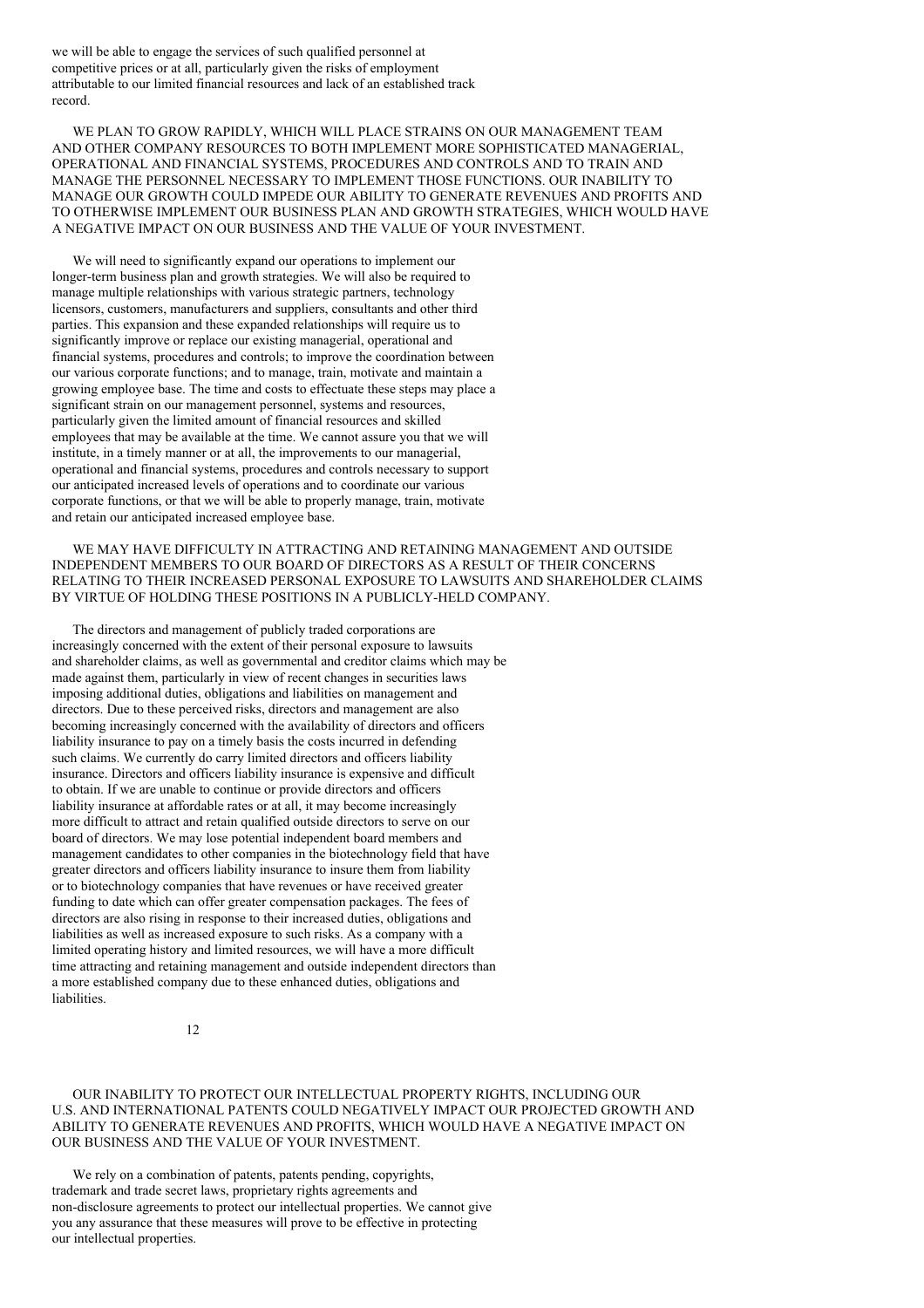we will be able to engage the services of such qualified personnel at competitive prices or at all, particularly given the risks of employment attributable to our limited financial resources and lack of an established track record.

WE PLAN TO GROW RAPIDLY, WHICH WILL PLACE STRAINS ON OUR MANAGEMENT TEAM AND OTHER COMPANY RESOURCES TO BOTH IMPLEMENT MORE SOPHISTICATED MANAGERIAL, OPERATIONAL AND FINANCIAL SYSTEMS, PROCEDURES AND CONTROLS AND TO TRAIN AND MANAGE THE PERSONNEL NECESSARY TO IMPLEMENT THOSE FUNCTIONS. OUR INABILITY TO MANAGE OUR GROWTH COULD IMPEDE OUR ABILITY TO GENERATE REVENUES AND PROFITS AND TO OTHERWISE IMPLEMENT OUR BUSINESS PLAN AND GROWTH STRATEGIES, WHICH WOULD HAVE A NEGATIVE IMPACT ON OUR BUSINESS AND THE VALUE OF YOUR INVESTMENT.

We will need to significantly expand our operations to implement our longer-term business plan and growth strategies. We will also be required to manage multiple relationships with various strategic partners, technology licensors, customers, manufacturers and suppliers, consultants and other third parties. This expansion and these expanded relationships will require us to significantly improve or replace our existing managerial, operational and financial systems, procedures and controls; to improve the coordination between our various corporate functions; and to manage, train, motivate and maintain a growing employee base. The time and costs to effectuate these steps may place a significant strain on our management personnel, systems and resources, particularly given the limited amount of financial resources and skilled employees that may be available at the time. We cannot assure you that we will institute, in a timely manner or at all, the improvements to our managerial, operational and financial systems, procedures and controls necessary to support our anticipated increased levels of operations and to coordinate our various corporate functions, or that we will be able to properly manage, train, motivate and retain our anticipated increased employee base.

WE MAY HAVE DIFFICULTY IN ATTRACTING AND RETAINING MANAGEMENT AND OUTSIDE INDEPENDENT MEMBERS TO OUR BOARD OF DIRECTORS AS A RESULT OF THEIR CONCERNS RELATING TO THEIR INCREASED PERSONAL EXPOSURE TO LAWSUITS AND SHAREHOLDER CLAIMS BY VIRTUE OF HOLDING THESE POSITIONS IN A PUBLICLY-HELD COMPANY.

The directors and management of publicly traded corporations are increasingly concerned with the extent of their personal exposure to lawsuits and shareholder claims, as well as governmental and creditor claims which may be made against them, particularly in view of recent changes in securities laws imposing additional duties, obligations and liabilities on management and directors. Due to these perceived risks, directors and management are also becoming increasingly concerned with the availability of directors and officers liability insurance to pay on a timely basis the costs incurred in defending such claims. We currently do carry limited directors and officers liability insurance. Directors and officers liability insurance is expensive and difficult to obtain. If we are unable to continue or provide directors and officers liability insurance at affordable rates or at all, it may become increasingly more difficult to attract and retain qualified outside directors to serve on our board of directors. We may lose potential independent board members and management candidates to other companies in the biotechnology field that have greater directors and officers liability insurance to insure them from liability or to biotechnology companies that have revenues or have received greater funding to date which can offer greater compensation packages. The fees of directors are also rising in response to their increased duties, obligations and liabilities as well as increased exposure to such risks. As a company with a limited operating history and limited resources, we will have a more difficult time attracting and retaining management and outside independent directors than a more established company due to these enhanced duties, obligations and liabilities.

OUR INABILITY TO PROTECT OUR INTELLECTUAL PROPERTY RIGHTS, INCLUDING OUR U.S. AND INTERNATIONAL PATENTS COULD NEGATIVELY IMPACT OUR PROJECTED GROWTH AND ABILITY TO GENERATE REVENUES AND PROFITS, WHICH WOULD HAVE A NEGATIVE IMPACT ON OUR BUSINESS AND THE VALUE OF YOUR INVESTMENT.

We rely on a combination of patents, patents pending, copyrights, trademark and trade secret laws, proprietary rights agreements and non-disclosure agreements to protect our intellectual properties. We cannot give you any assurance that these measures will prove to be effective in protecting our intellectual properties.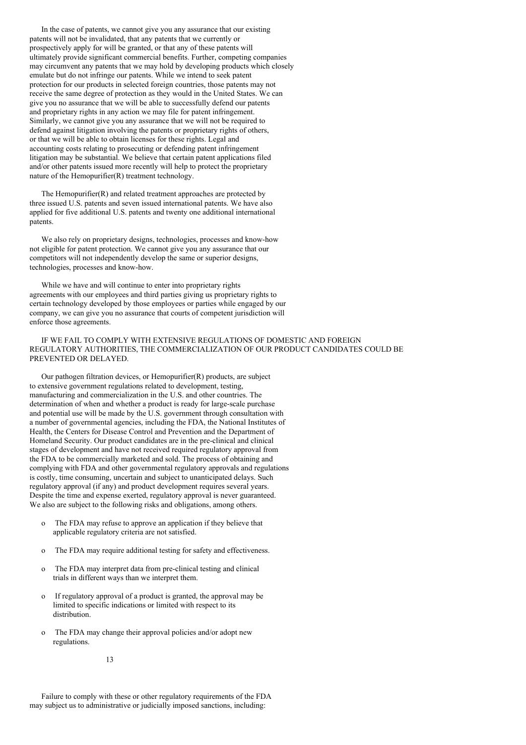In the case of patents, we cannot give you any assurance that our existing patents will not be invalidated, that any patents that we currently or prospectively apply for will be granted, or that any of these patents will ultimately provide significant commercial benefits. Further, competing companies may circumvent any patents that we may hold by developing products which closely emulate but do not infringe our patents. While we intend to seek patent protection for our products in selected foreign countries, those patents may not receive the same degree of protection as they would in the United States. We can give you no assurance that we will be able to successfully defend our patents and proprietary rights in any action we may file for patent infringement. Similarly, we cannot give you any assurance that we will not be required to defend against litigation involving the patents or proprietary rights of others, or that we will be able to obtain licenses for these rights. Legal and accounting costs relating to prosecuting or defending patent infringement litigation may be substantial. We believe that certain patent applications filed and/or other patents issued more recently will help to protect the proprietary nature of the Hemopurifier(R) treatment technology.

The Hemopurifier(R) and related treatment approaches are protected by three issued U.S. patents and seven issued international patents. We have also applied for five additional U.S. patents and twenty one additional international patents.

We also rely on proprietary designs, technologies, processes and know-how not eligible for patent protection. We cannot give you any assurance that our competitors will not independently develop the same or superior designs, technologies, processes and know-how.

While we have and will continue to enter into proprietary rights agreements with our employees and third parties giving us proprietary rights to certain technology developed by those employees or parties while engaged by our company, we can give you no assurance that courts of competent jurisdiction will enforce those agreements.

IF WE FAIL TO COMPLY WITH EXTENSIVE REGULATIONS OF DOMESTIC AND FOREIGN REGULATORY AUTHORITIES, THE COMMERCIALIZATION OF OUR PRODUCT CANDIDATES COULD BE PREVENTED OR DELAYED.

Our pathogen filtration devices, or Hemopurifier(R) products, are subject to extensive government regulations related to development, testing, manufacturing and commercialization in the U.S. and other countries. The determination of when and whether a product is ready for large-scale purchase and potential use will be made by the U.S. government through consultation with a number of governmental agencies, including the FDA, the National Institutes of Health, the Centers for Disease Control and Prevention and the Department of Homeland Security. Our product candidates are in the pre-clinical and clinical stages of development and have not received required regulatory approval from the FDA to be commercially marketed and sold. The process of obtaining and complying with FDA and other governmental regulatory approvals and regulations is costly, time consuming, uncertain and subject to unanticipated delays. Such regulatory approval (if any) and product development requires several years. Despite the time and expense exerted, regulatory approval is never guaranteed. We also are subject to the following risks and obligations, among others.

- The FDA may refuse to approve an application if they believe that applicable regulatory criteria are not satisfied.
- The FDA may require additional testing for safety and effectiveness.
- The FDA may interpret data from pre-clinical testing and clinical trials in different ways than we interpret them.
- If regulatory approval of a product is granted, the approval may be limited to specific indications or limited with respect to its distribution.
- The FDA may change their approval policies and/or adopt new regulations.

Failure to comply with these or other regulatory requirements of the FDA may subject us to administrative or judicially imposed sanctions, including: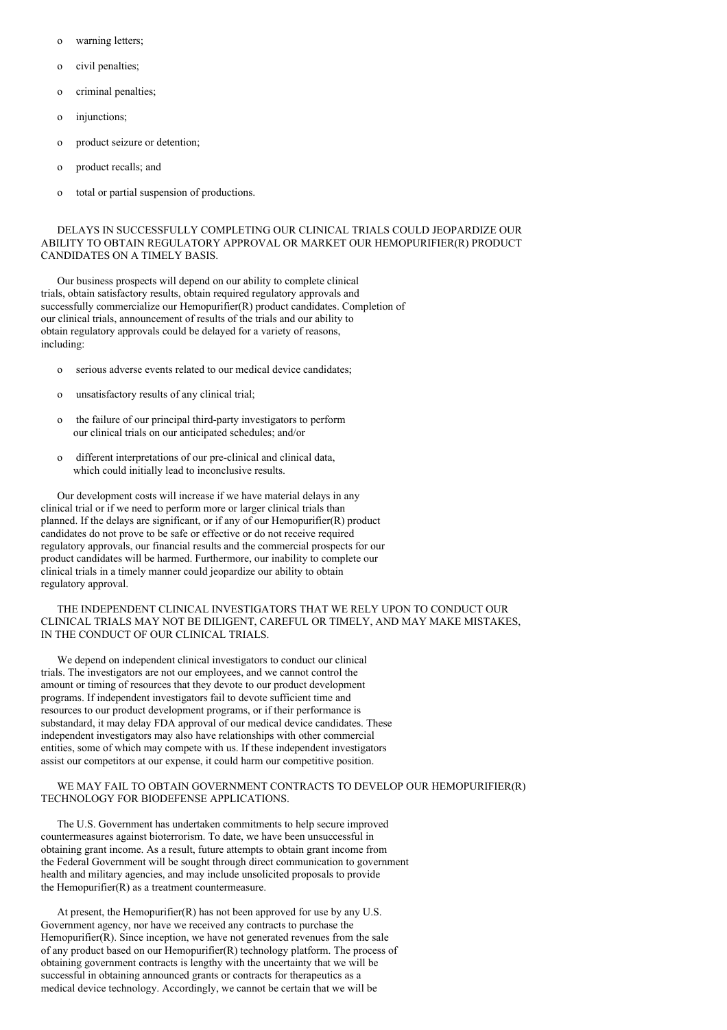- warning letters;
- civil penalties;
- criminal penalties;
- injunctions;
- product seizure or detention;
- product recalls; and
- total or partial suspension of productions.

### DELAYS IN SUCCESSFULLY COMPLETING OUR CLINICAL TRIALS COULD JEOPARDIZE OUR ABILITY TO OBTAIN REGULATORY APPROVAL OR MARKET OUR HEMOPURIFIER(R) PRODUCT CANDIDATES ON A TIMELY BASIS.

Our business prospects will depend on our ability to complete clinical trials, obtain satisfactory results, obtain required regulatory approvals and successfully commercialize our Hemopurifier(R) product candidates. Completion of our clinical trials, announcement of results of the trials and our ability to obtain regulatory approvals could be delayed for a variety of reasons, including:

- serious adverse events related to our medical device candidates;
- unsatisfactory results of any clinical trial;
- the failure of our principal third-party investigators to perform our clinical trials on our anticipated schedules; and/or
- different interpretations of our pre-clinical and clinical data, which could initially lead to inconclusive results.

Our development costs will increase if we have material delays in any clinical trial or if we need to perform more or larger clinical trials than planned. If the delays are significant, or if any of our Hemopurifier(R) product candidates do not prove to be safe or effective or do not receive required regulatory approvals, our financial results and the commercial prospects for our product candidates will be harmed. Furthermore, our inability to complete our clinical trials in a timely manner could jeopardize our ability to obtain regulatory approval.

### THE INDEPENDENT CLINICAL INVESTIGATORS THAT WE RELY UPON TO CONDUCT OUR CLINICAL TRIALS MAY NOT BE DILIGENT, CAREFUL OR TIMELY, AND MAY MAKE MISTAKES, IN THE CONDUCT OF OUR CLINICAL TRIALS.

We depend on independent clinical investigators to conduct our clinical trials. The investigators are not our employees, and we cannot control the amount or timing of resources that they devote to our product development programs. If independent investigators fail to devote sufficient time and resources to our product development programs, or if their performance is substandard, it may delay FDA approval of our medical device candidates. These independent investigators may also have relationships with other commercial entities, some of which may compete with us. If these independent investigators assist our competitors at our expense, it could harm our competitive position.

### WE MAY FAIL TO OBTAIN GOVERNMENT CONTRACTS TO DEVELOP OUR HEMOPURIFIER(R) TECHNOLOGY FOR BIODEFENSE APPLICATIONS.

The U.S. Government has undertaken commitments to help secure improved countermeasures against bioterrorism. To date, we have been unsuccessful in obtaining grant income. As a result, future attempts to obtain grant income from the Federal Government will be sought through direct communication to government health and military agencies, and may include unsolicited proposals to provide the Hemopurifier(R) as a treatment countermeasure.

At present, the Hemopurifier(R) has not been approved for use by any U.S. Government agency, nor have we received any contracts to purchase the Hemopurifier(R). Since inception, we have not generated revenues from the sale of any product based on our Hemopurifier(R) technology platform. The process of obtaining government contracts is lengthy with the uncertainty that we will be successful in obtaining announced grants or contracts for therapeutics as a medical device technology. Accordingly, we cannot be certain that we will be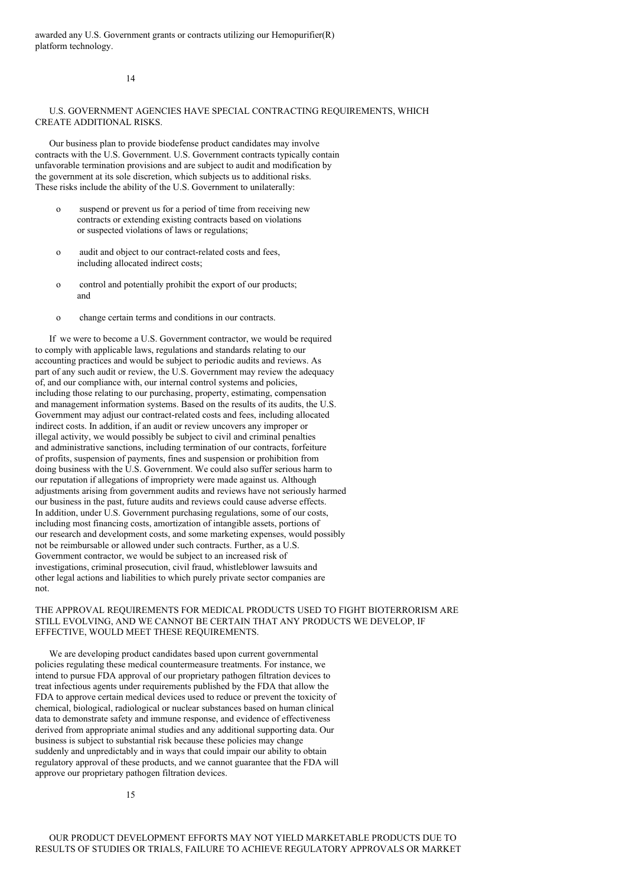awarded any U.S. Government grants or contracts utilizing our Hemopurifier(R) platform technology.

## U.S. GOVERNMENT AGENCIES HAVE SPECIAL CONTRACTING REQUIREMENTS, WHICH CREATE ADDITIONAL RISKS.

Our business plan to provide biodefense product candidates may involve contracts with the U.S. Government. U.S. Government contracts typically contain unfavorable termination provisions and are subject to audit and modification by the government at its sole discretion, which subjects us to additional risks. These risks include the ability of the U.S. Government to unilaterally:

- suspend or prevent us for a period of time from receiving new contracts or extending existing contracts based on violations or suspected violations of laws or regulations;
- audit and object to our contract-related costs and fees, including allocated indirect costs;
- control and potentially prohibit the export of our products; and
- change certain terms and conditions in our contracts.

If we were to become a U.S. Government contractor, we would be required to comply with applicable laws, regulations and standards relating to our accounting practices and would be subject to periodic audits and reviews. As part of any such audit or review, the U.S. Government may review the adequacy of, and our compliance with, our internal control systems and policies, including those relating to our purchasing, property, estimating, compensation and management information systems. Based on the results of its audits, the U.S. Government may adjust our contract-related costs and fees, including allocated indirect costs. In addition, if an audit or review uncovers any improper or illegal activity, we would possibly be subject to civil and criminal penalties and administrative sanctions, including termination of our contracts, forfeiture of profits, suspension of payments, fines and suspension or prohibition from doing business with the U.S. Government. We could also suffer serious harm to our reputation if allegations of impropriety were made against us. Although adjustments arising from government audits and reviews have not seriously harmed our business in the past, future audits and reviews could cause adverse effects. In addition, under U.S. Government purchasing regulations, some of our costs, including most financing costs, amortization of intangible assets, portions of our research and development costs, and some marketing expenses, would possibly not be reimbursable or allowed under such contracts. Further, as a U.S. Government contractor, we would be subject to an increased risk of investigations, criminal prosecution, civil fraud, whistleblower lawsuits and other legal actions and liabilities to which purely private sector companies are not.

## THE APPROVAL REQUIREMENTS FOR MEDICAL PRODUCTS USED TO FIGHT BIOTERRORISM ARE STILL EVOLVING, AND WE CANNOT BE CERTAIN THAT ANY PRODUCTS WE DEVELOP, IF EFFECTIVE, WOULD MEET THESE REQUIREMENTS.

We are developing product candidates based upon current governmental policies regulating these medical countermeasure treatments. For instance, we intend to pursue FDA approval of our proprietary pathogen filtration devices to treat infectious agents under requirements published by the FDA that allow the FDA to approve certain medical devices used to reduce or prevent the toxicity of chemical, biological, radiological or nuclear substances based on human clinical data to demonstrate safety and immune response, and evidence of effectiveness derived from appropriate animal studies and any additional supporting data. Our business is subject to substantial risk because these policies may change suddenly and unpredictably and in ways that could impair our ability to obtain regulatory approval of these products, and we cannot guarantee that the FDA will approve our proprietary pathogen filtration devices.

## OUR PRODUCT DEVELOPMENT EFFORTS MAY NOT YIELD MARKETABLE PRODUCTS DUE TO RESULTS OF STUDIES OR TRIALS, FAILURE TO ACHIEVE REGULATORY APPROVALS OR MARKET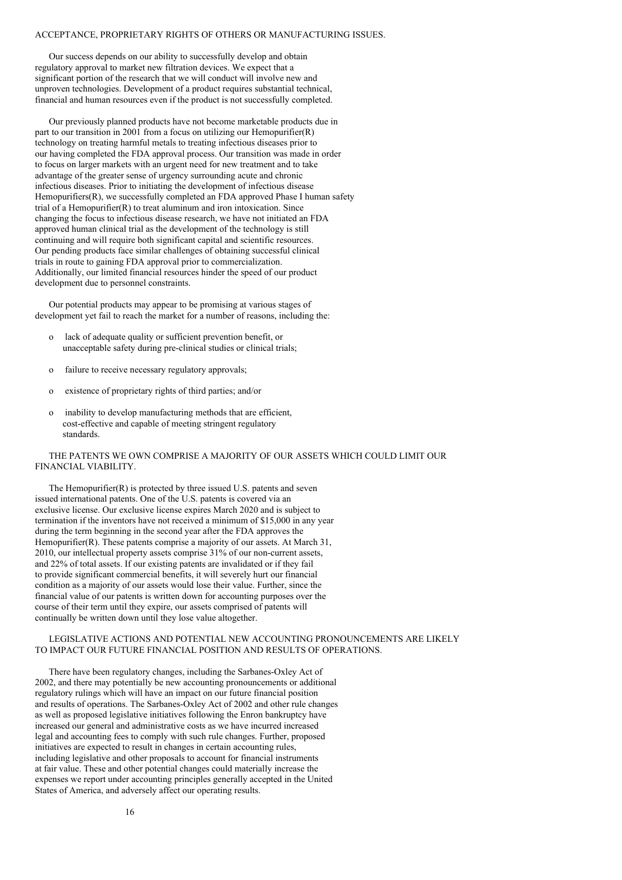ACCEPTANCE, PROPRIETARY RIGHTS OF OTHERS OR MANUFACTURING ISSUES.

Our success depends on our ability to successfully develop and obtain regulatory approval to market new filtration devices. We expect that a significant portion of the research that we will conduct will involve new and unproven technologies. Development of a product requires substantial technical, financial and human resources even if the product is not successfully completed.

Our previously planned products have not become marketable products due in part to our transition in 2001 from a focus on utilizing our Hemopurifier(R) technology on treating harmful metals to treating infectious diseases prior to our having completed the FDA approval process. Our transition was made in order to focus on larger markets with an urgent need for new treatment and to take advantage of the greater sense of urgency surrounding acute and chronic infectious diseases. Prior to initiating the development of infectious disease Hemopurifiers(R), we successfully completed an FDA approved Phase I human safety trial of a Hemopurifier(R) to treat aluminum and iron intoxication. Since changing the focus to infectious disease research, we have not initiated an FDA approved human clinical trial as the development of the technology is still continuing and will require both significant capital and scientific resources. Our pending products face similar challenges of obtaining successful clinical trials in route to gaining FDA approval prior to commercialization. Additionally, our limited financial resources hinder the speed of our product development due to personnel constraints.

Our potential products may appear to be promising at various stages of development yet fail to reach the market for a number of reasons, including the:

- lack of adequate quality or sufficient prevention benefit, or unacceptable safety during pre-clinical studies or clinical trials;
- failure to receive necessary regulatory approvals;
- existence of proprietary rights of third parties; and/or
- inability to develop manufacturing methods that are efficient, cost-effective and capable of meeting stringent regulatory standards.

THE PATENTS WE OWN COMPRISE A MAJORITY OF OUR ASSETS WHICH COULD LIMIT OUR FINANCIAL VIABILITY.

The Hemopurifier(R) is protected by three issued U.S. patents and seven issued international patents. One of the U.S. patents is covered via an exclusive license. Our exclusive license expires March 2020 and is subject to termination if the inventors have not received a minimum of $15,000 in any year during the term beginning in the second year after the FDA approves the Hemopurifier(R). These patents comprise a majority of our assets. At March 31, 2010, our intellectual property assets comprise 31% of our non-current assets, and 22% of total assets. If our existing patents are invalidated or if they fail to provide significant commercial benefits, it will severely hurt our financial condition as a majority of our assets would lose their value. Further, since the financial value of our patents is written down for accounting purposes over the course of their term until they expire, our assets comprised of patents will continually be written down until they lose value altogether.

LEGISLATIVE ACTIONS AND POTENTIAL NEW ACCOUNTING PRONOUNCEMENTS ARE LIKELY TO IMPACT OUR FUTURE FINANCIAL POSITION AND RESULTS OF OPERATIONS.

There have been regulatory changes, including the Sarbanes-Oxley Act of 2002, and there may potentially be new accounting pronouncements or additional regulatory rulings which will have an impact on our future financial position and results of operations. The Sarbanes-Oxley Act of 2002 and other rule changes as well as proposed legislative initiatives following the Enron bankruptcy have increased our general and administrative costs as we have incurred increased legal and accounting fees to comply with such rule changes. Further, proposed initiatives are expected to result in changes in certain accounting rules, including legislative and other proposals to account for financial instruments at fair value. These and other potential changes could materially increase the expenses we report under accounting principles generally accepted in the United States of America, and adversely affect our operating results.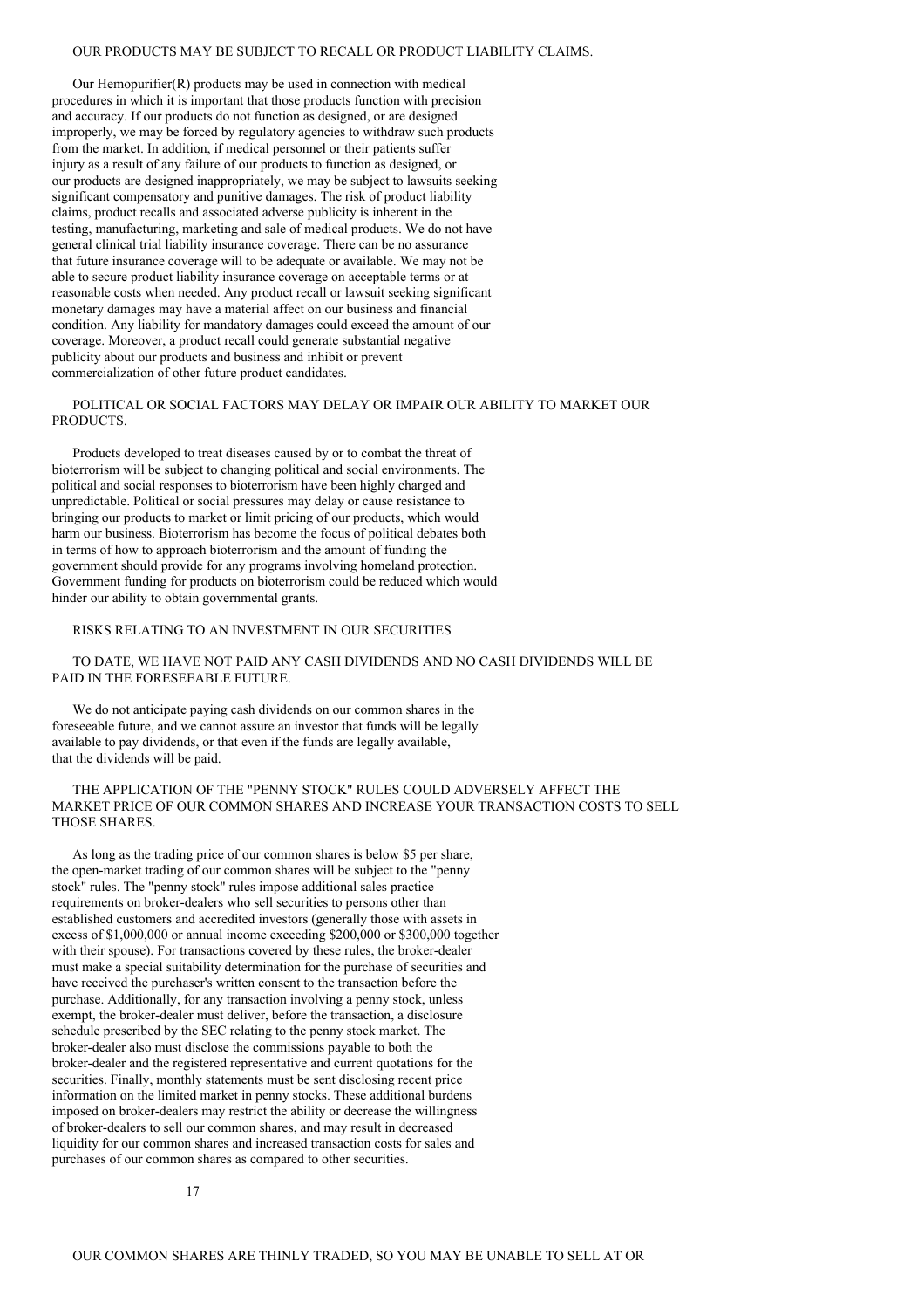### OUR PRODUCTS MAY BE SUBJECT TO RECALL OR PRODUCT LIABILITY CLAIMS.

Our Hemopurifier(R) products may be used in connection with medical procedures in which it is important that those products function with precision and accuracy. If our products do not function as designed, or are designed improperly, we may be forced by regulatory agencies to withdraw such products from the market. In addition, if medical personnel or their patients suffer injury as a result of any failure of our products to function as designed, or our products are designed inappropriately, we may be subject to lawsuits seeking significant compensatory and punitive damages. The risk of product liability claims, product recalls and associated adverse publicity is inherent in the testing, manufacturing, marketing and sale of medical products. We do not have general clinical trial liability insurance coverage. There can be no assurance that future insurance coverage will to be adequate or available. We may not be able to secure product liability insurance coverage on acceptable terms or at reasonable costs when needed. Any product recall or lawsuit seeking significant monetary damages may have a material affect on our business and financial condition. Any liability for mandatory damages could exceed the amount of our coverage. Moreover, a product recall could generate substantial negative publicity about our products and business and inhibit or prevent commercialization of other future product candidates.

### POLITICAL OR SOCIAL FACTORS MAY DELAY OR IMPAIR OUR ABILITY TO MARKET OUR PRODUCTS.

Products developed to treat diseases caused by or to combat the threat of bioterrorism will be subject to changing political and social environments. The political and social responses to bioterrorism have been highly charged and unpredictable. Political or social pressures may delay or cause resistance to bringing our products to market or limit pricing of our products, which would harm our business. Bioterrorism has become the focus of political debates both in terms of how to approach bioterrorism and the amount of funding the government should provide for any programs involving homeland protection. Government funding for products on bioterrorism could be reduced which would hinder our ability to obtain governmental grants.

## RISKS RELATING TO AN INVESTMENT IN OUR SECURITIES

### TO DATE, WE HAVE NOT PAID ANY CASH DIVIDENDS AND NO CASH DIVIDENDS WILL BE PAID IN THE FORESEEABLE FUTURE.

We do not anticipate paying cash dividends on our common shares in the foreseeable future, and we cannot assure an investor that funds will be legally available to pay dividends, or that even if the funds are legally available, that the dividends will be paid.

### THE APPLICATION OF THE "PENNY STOCK" RULES COULD ADVERSELY AFFECT THE MARKET PRICE OF OUR COMMON SHARES AND INCREASE YOUR TRANSACTION COSTS TO SELL THOSE SHARES.

As long as the trading price of our common shares is below $5 per share, the open-market trading of our common shares will be subject to the "penny stock" rules. The "penny stock" rules impose additional sales practice requirements on broker-dealers who sell securities to persons other than established customers and accredited investors (generally those with assets in excess of $1,000,000 or annual income exceeding $200,000 or $300,000 together with their spouse). For transactions covered by these rules, the broker-dealer must make a special suitability determination for the purchase of securities and have received the purchaser's written consent to the transaction before the purchase. Additionally, for any transaction involving a penny stock, unless exempt, the broker-dealer must deliver, before the transaction, a disclosure schedule prescribed by the SEC relating to the penny stock market. The broker-dealer also must disclose the commissions payable to both the broker-dealer and the registered representative and current quotations for the securities. Finally, monthly statements must be sent disclosing recent price information on the limited market in penny stocks. These additional burdens imposed on broker-dealers may restrict the ability or decrease the willingness of broker-dealers to sell our common shares, and may result in decreased liquidity for our common shares and increased transaction costs for sales and purchases of our common shares as compared to other securities.

### OUR COMMON SHARES ARE THINLY TRADED, SO YOU MAY BE UNABLE TO SELL AT OR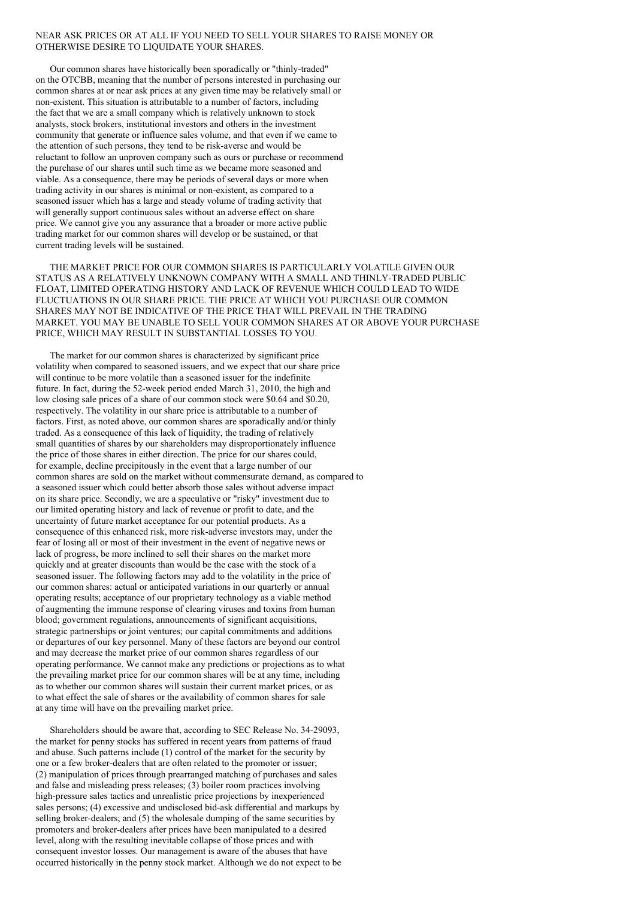NEAR ASK PRICES OR AT ALL IF YOU NEED TO SELL YOUR SHARES TO RAISE MONEY OR OTHERWISE DESIRE TO LIQUIDATE YOUR SHARES.

Our common shares have historically been sporadically or "thinly-traded" on the OTCBB, meaning that the number of persons interested in purchasing our common shares at or near ask prices at any given time may be relatively small or non-existent. This situation is attributable to a number of factors, including the fact that we are a small company which is relatively unknown to stock analysts, stock brokers, institutional investors and others in the investment community that generate or influence sales volume, and that even if we came to the attention of such persons, they tend to be risk-averse and would be reluctant to follow an unproven company such as ours or purchase or recommend the purchase of our shares until such time as we became more seasoned and viable. As a consequence, there may be periods of several days or more when trading activity in our shares is minimal or non-existent, as compared to a seasoned issuer which has a large and steady volume of trading activity that will generally support continuous sales without an adverse effect on share price. We cannot give you any assurance that a broader or more active public trading market for our common shares will develop or be sustained, or that current trading levels will be sustained.

THE MARKET PRICE FOR OUR COMMON SHARES IS PARTICULARLY VOLATILE GIVEN OUR STATUS AS A RELATIVELY UNKNOWN COMPANY WITH A SMALL AND THINLY-TRADED PUBLIC FLOAT, LIMITED OPERATING HISTORY AND LACK OF REVENUE WHICH COULD LEAD TO WIDE FLUCTUATIONS IN OUR SHARE PRICE. THE PRICE AT WHICH YOU PURCHASE OUR COMMON SHARES MAY NOT BE INDICATIVE OF THE PRICE THAT WILL PREVAIL IN THE TRADING MARKET. YOU MAY BE UNABLE TO SELL YOUR COMMON SHARES AT OR ABOVE YOUR PURCHASE PRICE, WHICH MAY RESULT IN SUBSTANTIAL LOSSES TO YOU.

The market for our common shares is characterized by significant price volatility when compared to seasoned issuers, and we expect that our share price will continue to be more volatile than a seasoned issuer for the indefinite future. In fact, during the 52-week period ended March 31, 2010, the high and low closing sale prices of a share of our common stock were $0.64 and $0.20, respectively. The volatility in our share price is attributable to a number of factors. First, as noted above, our common shares are sporadically and/or thinly traded. As a consequence of this lack of liquidity, the trading of relatively small quantities of shares by our shareholders may disproportionately influence the price of those shares in either direction. The price for our shares could, for example, decline precipitously in the event that a large number of our common shares are sold on the market without commensurate demand, as compared to a seasoned issuer which could better absorb those sales without adverse impact on its share price. Secondly, we are a speculative or "risky" investment due to our limited operating history and lack of revenue or profit to date, and the uncertainty of future market acceptance for our potential products. As a consequence of this enhanced risk, more risk-adverse investors may, under the fear of losing all or most of their investment in the event of negative news or lack of progress, be more inclined to sell their shares on the market more quickly and at greater discounts than would be the case with the stock of a seasoned issuer. The following factors may add to the volatility in the price of our common shares: actual or anticipated variations in our quarterly or annual operating results; acceptance of our proprietary technology as a viable method of augmenting the immune response of clearing viruses and toxins from human blood; government regulations, announcements of significant acquisitions, strategic partnerships or joint ventures; our capital commitments and additions or departures of our key personnel. Many of these factors are beyond our control and may decrease the market price of our common shares regardless of our operating performance. We cannot make any predictions or projections as to what the prevailing market price for our common shares will be at any time, including as to whether our common shares will sustain their current market prices, or as to what effect the sale of shares or the availability of common shares for sale at any time will have on the prevailing market price.

Shareholders should be aware that, according to SEC Release No. 34-29093, the market for penny stocks has suffered in recent years from patterns of fraud and abuse. Such patterns include (1) control of the market for the security by one or a few broker-dealers that are often related to the promoter or issuer; (2) manipulation of prices through prearranged matching of purchases and sales and false and misleading press releases; (3) boiler room practices involving high-pressure sales tactics and unrealistic price projections by inexperienced sales persons; (4) excessive and undisclosed bid-ask differential and markups by selling broker-dealers; and (5) the wholesale dumping of the same securities by promoters and broker-dealers after prices have been manipulated to a desired level, along with the resulting inevitable collapse of those prices and with consequent investor losses. Our management is aware of the abuses that have occurred historically in the penny stock market. Although we do not expect to be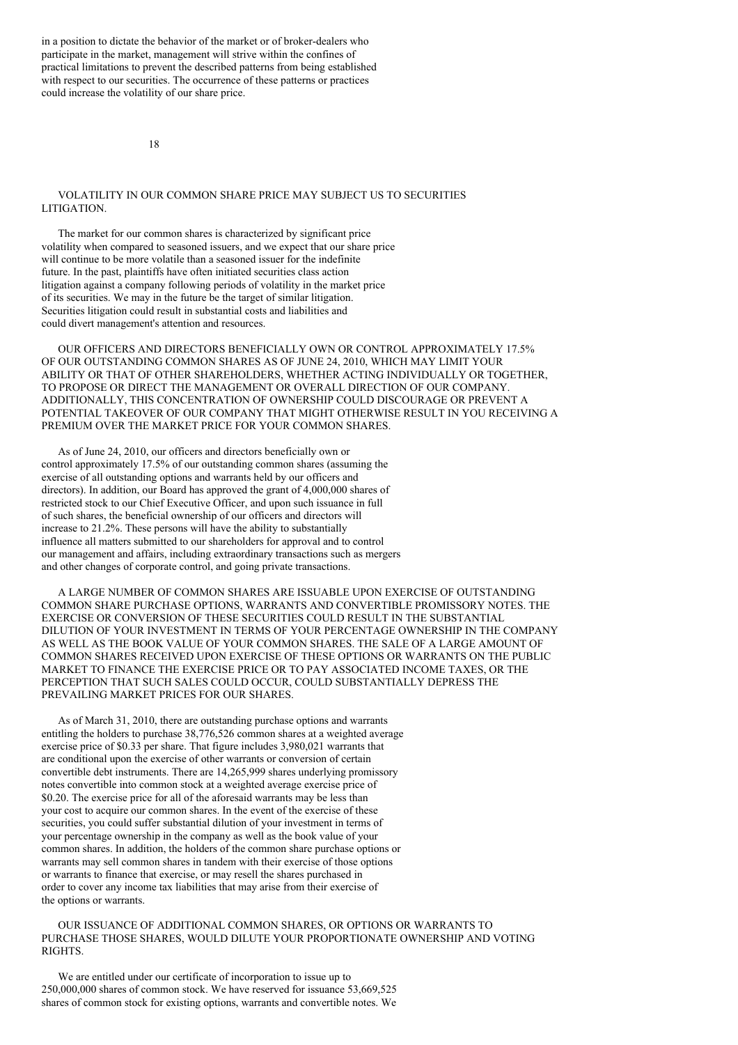in a position to dictate the behavior of the market or of broker-dealers who participate in the market, management will strive within the confines of practical limitations to prevent the described patterns from being established with respect to our securities. The occurrence of these patterns or practices could increase the volatility of our share price.

VOLATILITY IN OUR COMMON SHARE PRICE MAY SUBJECT US TO SECURITIES LITIGATION.

The market for our common shares is characterized by significant price volatility when compared to seasoned issuers, and we expect that our share price will continue to be more volatile than a seasoned issuer for the indefinite future. In the past, plaintiffs have often initiated securities class action litigation against a company following periods of volatility in the market price of its securities. We may in the future be the target of similar litigation. Securities litigation could result in substantial costs and liabilities and could divert management's attention and resources.

OUR OFFICERS AND DIRECTORS BENEFICIALLY OWN OR CONTROL APPROXIMATELY 17.5% OF OUR OUTSTANDING COMMON SHARES AS OF JUNE 24, 2010, WHICH MAY LIMIT YOUR ABILITY OR THAT OF OTHER SHAREHOLDERS, WHETHER ACTING INDIVIDUALLY OR TOGETHER, TO PROPOSE OR DIRECT THE MANAGEMENT OR OVERALL DIRECTION OF OUR COMPANY. ADDITIONALLY, THIS CONCENTRATION OF OWNERSHIP COULD DISCOURAGE OR PREVENT A POTENTIAL TAKEOVER OF OUR COMPANY THAT MIGHT OTHERWISE RESULT IN YOU RECEIVING A PREMIUM OVER THE MARKET PRICE FOR YOUR COMMON SHARES.

As of June 24, 2010, our officers and directors beneficially own or control approximately 17.5% of our outstanding common shares (assuming the exercise of all outstanding options and warrants held by our officers and directors). In addition, our Board has approved the grant of 4,000,000 shares of restricted stock to our Chief Executive Officer, and upon such issuance in full of such shares, the beneficial ownership of our officers and directors will increase to 21.2%. These persons will have the ability to substantially influence all matters submitted to our shareholders for approval and to control our management and affairs, including extraordinary transactions such as mergers and other changes of corporate control, and going private transactions.

A LARGE NUMBER OF COMMON SHARES ARE ISSUABLE UPON EXERCISE OF OUTSTANDING COMMON SHARE PURCHASE OPTIONS, WARRANTS AND CONVERTIBLE PROMISSORY NOTES. THE EXERCISE OR CONVERSION OF THESE SECURITIES COULD RESULT IN THE SUBSTANTIAL DILUTION OF YOUR INVESTMENT IN TERMS OF YOUR PERCENTAGE OWNERSHIP IN THE COMPANY AS WELL AS THE BOOK VALUE OF YOUR COMMON SHARES. THE SALE OF A LARGE AMOUNT OF COMMON SHARES RECEIVED UPON EXERCISE OF THESE OPTIONS OR WARRANTS ON THE PUBLIC MARKET TO FINANCE THE EXERCISE PRICE OR TO PAY ASSOCIATED INCOME TAXES, OR THE PERCEPTION THAT SUCH SALES COULD OCCUR, COULD SUBSTANTIALLY DEPRESS THE PREVAILING MARKET PRICES FOR OUR SHARES.

As of March 31, 2010, there are outstanding purchase options and warrants entitling the holders to purchase 38,776,526 common shares at a weighted average exercise price of $0.33 per share. That figure includes 3,980,021 warrants that are conditional upon the exercise of other warrants or conversion of certain convertible debt instruments. There are 14,265,999 shares underlying promissory notes convertible into common stock at a weighted average exercise price of $0.20. The exercise price for all of the aforesaid warrants may be less than your cost to acquire our common shares. In the event of the exercise of these securities, you could suffer substantial dilution of your investment in terms of your percentage ownership in the company as well as the book value of your common shares. In addition, the holders of the common share purchase options or warrants may sell common shares in tandem with their exercise of those options or warrants to finance that exercise, or may resell the shares purchased in order to cover any income tax liabilities that may arise from their exercise of the options or warrants.

OUR ISSUANCE OF ADDITIONAL COMMON SHARES, OR OPTIONS OR WARRANTS TO PURCHASE THOSE SHARES, WOULD DILUTE YOUR PROPORTIONATE OWNERSHIP AND VOTING RIGHTS.

We are entitled under our certificate of incorporation to issue up to 250,000,000 shares of common stock. We have reserved for issuance 53,669,525 shares of common stock for existing options, warrants and convertible notes. We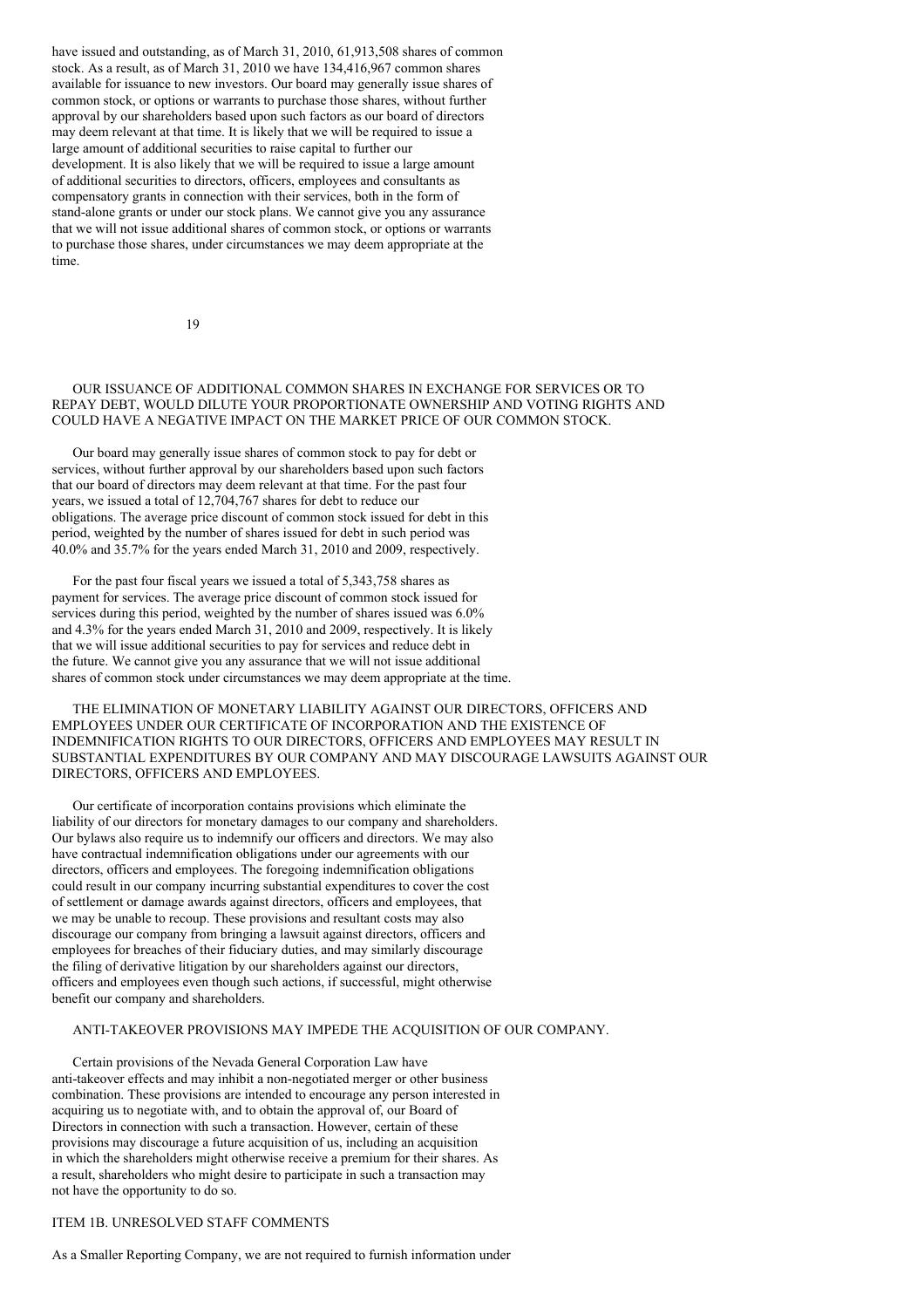have issued and outstanding, as of March 31, 2010, 61,913,508 shares of common stock. As a result, as of March 31, 2010 we have 134,416,967 common shares available for issuance to new investors. Our board may generally issue shares of common stock, or options or warrants to purchase those shares, without further approval by our shareholders based upon such factors as our board of directors may deem relevant at that time. It is likely that we will be required to issue a large amount of additional securities to raise capital to further our development. It is also likely that we will be required to issue a large amount of additional securities to directors, officers, employees and consultants as compensatory grants in connection with their services, both in the form of stand-alone grants or under our stock plans. We cannot give you any assurance that we will not issue additional shares of common stock, or options or warrants to purchase those shares, under circumstances we may deem appropriate at the time.

### OUR ISSUANCE OF ADDITIONAL COMMON SHARES IN EXCHANGE FOR SERVICES OR TO REPAY DEBT, WOULD DILUTE YOUR PROPORTIONATE OWNERSHIP AND VOTING RIGHTS AND COULD HAVE A NEGATIVE IMPACT ON THE MARKET PRICE OF OUR COMMON STOCK.

Our board may generally issue shares of common stock to pay for debt or services, without further approval by our shareholders based upon such factors that our board of directors may deem relevant at that time. For the past four years, we issued a total of 12,704,767 shares for debt to reduce our obligations. The average price discount of common stock issued for debt in this period, weighted by the number of shares issued for debt in such period was 40.0% and 35.7% for the years ended March 31, 2010 and 2009, respectively.

For the past four fiscal years we issued a total of 5,343,758 shares as payment for services. The average price discount of common stock issued for services during this period, weighted by the number of shares issued was 6.0% and 4.3% for the years ended March 31, 2010 and 2009, respectively. It is likely that we will issue additional securities to pay for services and reduce debt in the future. We cannot give you any assurance that we will not issue additional shares of common stock under circumstances we may deem appropriate at the time.

### THE ELIMINATION OF MONETARY LIABILITY AGAINST OUR DIRECTORS, OFFICERS AND EMPLOYEES UNDER OUR CERTIFICATE OF INCORPORATION AND THE EXISTENCE OF INDEMNIFICATION RIGHTS TO OUR DIRECTORS, OFFICERS AND EMPLOYEES MAY RESULT IN SUBSTANTIAL EXPENDITURES BY OUR COMPANY AND MAY DISCOURAGE LAWSUITS AGAINST OUR DIRECTORS, OFFICERS AND EMPLOYEES.

Our certificate of incorporation contains provisions which eliminate the liability of our directors for monetary damages to our company and shareholders. Our bylaws also require us to indemnify our officers and directors. We may also have contractual indemnification obligations under our agreements with our directors, officers and employees. The foregoing indemnification obligations could result in our company incurring substantial expenditures to cover the cost of settlement or damage awards against directors, officers and employees, that we may be unable to recoup. These provisions and resultant costs may also discourage our company from bringing a lawsuit against directors, officers and employees for breaches of their fiduciary duties, and may similarly discourage the filing of derivative litigation by our shareholders against our directors, officers and employees even though such actions, if successful, might otherwise benefit our company and shareholders.

### ANTI-TAKEOVER PROVISIONS MAY IMPEDE THE ACQUISITION OF OUR COMPANY.

Certain provisions of the Nevada General Corporation Law have anti-takeover effects and may inhibit a non-negotiated merger or other business combination. These provisions are intended to encourage any person interested in acquiring us to negotiate with, and to obtain the approval of, our Board of Directors in connection with such a transaction. However, certain of these provisions may discourage a future acquisition of us, including an acquisition in which the shareholders might otherwise receive a premium for their shares. As a result, shareholders who might desire to participate in such a transaction may not have the opportunity to do so.

## ITEM 1B. UNRESOLVED STAFF COMMENTS

As a Smaller Reporting Company, we are not required to furnish information under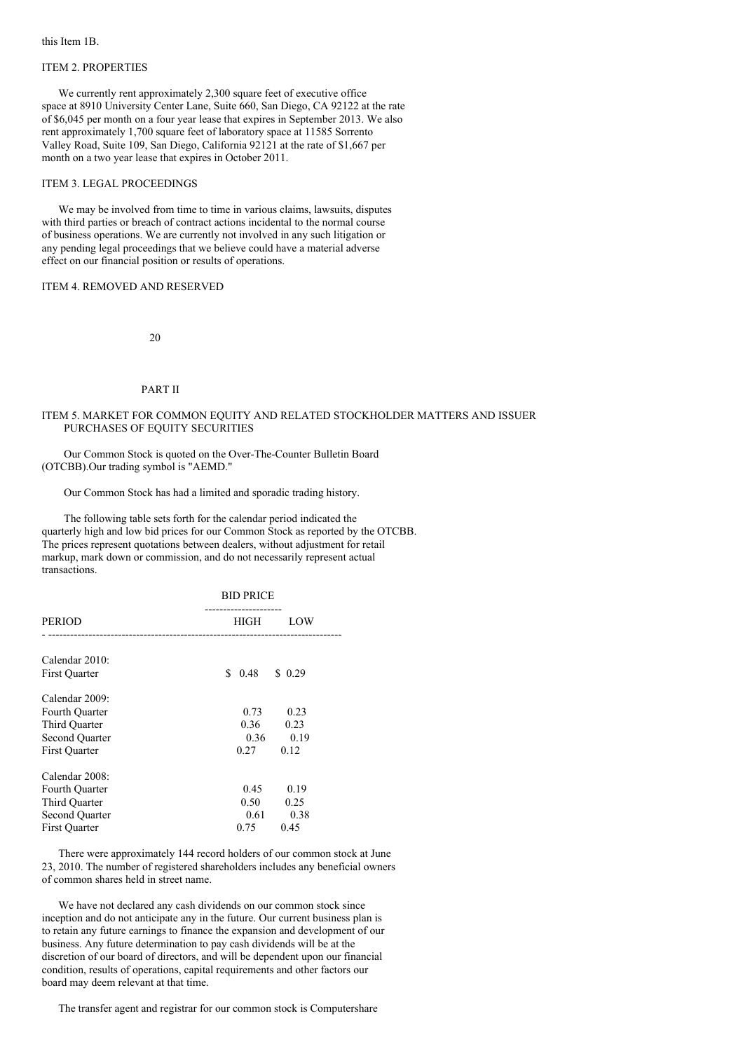this Item 1B.

## ITEM 2. PROPERTIES

We currently rent approximately 2,300 square feet of executive office space at 8910 University Center Lane, Suite 660, San Diego, CA 92122 at the rate of $6,045 per month on a four year lease that expires in September 2013. We also rent approximately 1,700 square feet of laboratory space at 11585 Sorrento Valley Road, Suite 109, San Diego, California 92121 at the rate of $1,667 per month on a two year lease that expires in October 2011.

## ITEM 3. LEGAL PROCEEDINGS

We may be involved from time to time in various claims, lawsuits, disputes with third parties or breach of contract actions incidental to the normal course of business operations. We are currently not involved in any such litigation or any pending legal proceedings that we believe could have a material adverse effect on our financial position or results of operations.

## ITEM 4. REMOVED AND RESERVED

# PART II

## ITEM 5. MARKET FOR COMMON EQUITY AND RELATED STOCKHOLDER MATTERS AND ISSUER PURCHASES OF EQUITY SECURITIES

Our Common Stock is quoted on the Over-The-Counter Bulletin Board (OTCBB).Our trading symbol is "AEMD."

Our Common Stock has had a limited and sporadic trading history.

The following table sets forth for the calendar period indicated the quarterly high and low bid prices for our Common Stock as reported by the OTCBB. The prices represent quotations between dealers, without adjustment for retail markup, mark down or commission, and do not necessarily represent actual transactions.

| | BID PRICE | |
|---|---|---|
| PERIOD | HIGH | LOW |
| Calendar 2010: | | |
| First Quarter | $ 0.48 | $ 0.29 |
| Calendar 2009: | | |
| Fourth Quarter | 0.73 | 0.23 |
| Third Quarter | 0.36 | 0.23 |
| Second Quarter | 0.36 | 0.19 |
| First Quarter | 0.27 | 0.12 |
| Calendar 2008: | | |
| Fourth Quarter | 0.45 | 0.19 |
| Third Quarter | 0.50 | 0.25 |
| Second Quarter | 0.61 | 0.38 |
| First Quarter | 0.75 | 0.45 |

There were approximately 144 record holders of our common stock at June 23, 2010. The number of registered shareholders includes any beneficial owners of common shares held in street name.

We have not declared any cash dividends on our common stock since inception and do not anticipate any in the future. Our current business plan is to retain any future earnings to finance the expansion and development of our business. Any future determination to pay cash dividends will be at the discretion of our board of directors, and will be dependent upon our financial condition, results of operations, capital requirements and other factors our board may deem relevant at that time.

The transfer agent and registrar for our common stock is Computershare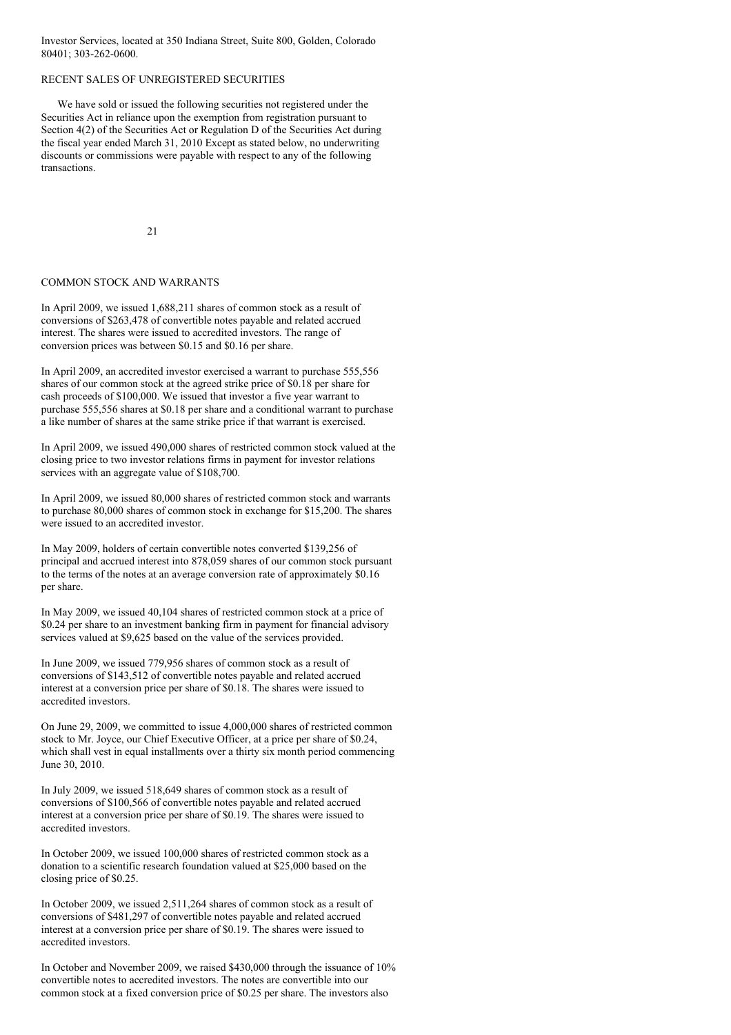Investor Services, located at 350 Indiana Street, Suite 800, Golden, Colorado 80401; 303-262-0600.

## RECENT SALES OF UNREGISTERED SECURITIES

We have sold or issued the following securities not registered under the Securities Act in reliance upon the exemption from registration pursuant to Section 4(2) of the Securities Act or Regulation D of the Securities Act during the fiscal year ended March 31, 2010 Except as stated below, no underwriting discounts or commissions were payable with respect to any of the following transactions.

## COMMON STOCK AND WARRANTS

In April 2009, we issued 1,688,211 shares of common stock as a result of conversions of $263,478 of convertible notes payable and related accrued interest. The shares were issued to accredited investors. The range of conversion prices was between $0.15 and $0.16 per share.

In April 2009, an accredited investor exercised a warrant to purchase 555,556 shares of our common stock at the agreed strike price of $0.18 per share for cash proceeds of $100,000. We issued that investor a five year warrant to purchase 555,556 shares at $0.18 per share and a conditional warrant to purchase a like number of shares at the same strike price if that warrant is exercised.

In April 2009, we issued 490,000 shares of restricted common stock valued at the closing price to two investor relations firms in payment for investor relations services with an aggregate value of $108,700.

In April 2009, we issued 80,000 shares of restricted common stock and warrants to purchase 80,000 shares of common stock in exchange for $15,200. The shares were issued to an accredited investor.

In May 2009, holders of certain convertible notes converted $139,256 of principal and accrued interest into 878,059 shares of our common stock pursuant to the terms of the notes at an average conversion rate of approximately $0.16 per share.

In May 2009, we issued 40,104 shares of restricted common stock at a price of $0.24 per share to an investment banking firm in payment for financial advisory services valued at $9,625 based on the value of the services provided.

In June 2009, we issued 779,956 shares of common stock as a result of conversions of $143,512 of convertible notes payable and related accrued interest at a conversion price per share of $0.18. The shares were issued to accredited investors.

On June 29, 2009, we committed to issue 4,000,000 shares of restricted common stock to Mr. Joyce, our Chief Executive Officer, at a price per share of $0.24, which shall vest in equal installments over a thirty six month period commencing June 30, 2010.

In July 2009, we issued 518,649 shares of common stock as a result of conversions of $100,566 of convertible notes payable and related accrued interest at a conversion price per share of $0.19. The shares were issued to accredited investors.

In October 2009, we issued 100,000 shares of restricted common stock as a donation to a scientific research foundation valued at $25,000 based on the closing price of $0.25.

In October 2009, we issued 2,511,264 shares of common stock as a result of conversions of $481,297 of convertible notes payable and related accrued interest at a conversion price per share of $0.19. The shares were issued to accredited investors.

In October and November 2009, we raised $430,000 through the issuance of 10% convertible notes to accredited investors. The notes are convertible into our common stock at a fixed conversion price of $0.25 per share. The investors also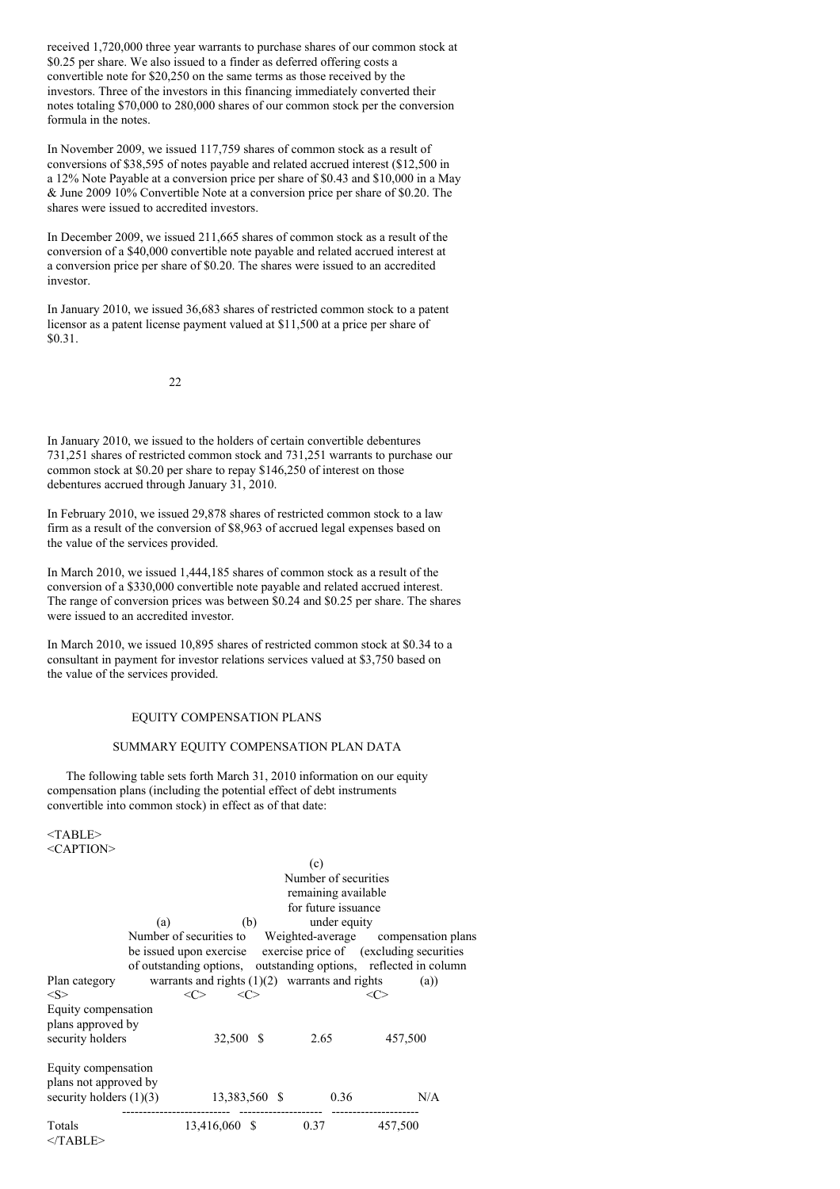received 1,720,000 three year warrants to purchase shares of our common stock at $0.25 per share. We also issued to a finder as deferred offering costs a convertible note for $20,250 on the same terms as those received by the investors. Three of the investors in this financing immediately converted their notes totaling $70,000 to 280,000 shares of our common stock per the conversion formula in the notes.

In November 2009, we issued 117,759 shares of common stock as a result of conversions of $38,595 of notes payable and related accrued interest ($12,500 in a 12% Note Payable at a conversion price per share of $0.43 and $10,000 in a May & June 2009 10% Convertible Note at a conversion price per share of $0.20. The shares were issued to accredited investors.

In December 2009, we issued 211,665 shares of common stock as a result of the conversion of a $40,000 convertible note payable and related accrued interest at a conversion price per share of $0.20. The shares were issued to an accredited investor.

In January 2010, we issued 36,683 shares of restricted common stock to a patent licensor as a patent license payment valued at $11,500 at a price per share of $0.31.

In January 2010, we issued to the holders of certain convertible debentures 731,251 shares of restricted common stock and 731,251 warrants to purchase our common stock at $0.20 per share to repay $146,250 of interest on those debentures accrued through January 31, 2010.

In February 2010, we issued 29,878 shares of restricted common stock to a law firm as a result of the conversion of $8,963 of accrued legal expenses based on the value of the services provided.

In March 2010, we issued 1,444,185 shares of common stock as a result of the conversion of a $330,000 convertible note payable and related accrued interest. The range of conversion prices was between $0.24 and $0.25 per share. The shares were issued to an accredited investor.

In March 2010, we issued 10,895 shares of restricted common stock at $0.34 to a consultant in payment for investor relations services valued at $3,750 based on the value of the services provided.

## EQUITY COMPENSATION PLANS

### SUMMARY EQUITY COMPENSATION PLAN DATA

The following table sets forth March 31, 2010 information on our equity compensation plans (including the potential effect of debt instruments convertible into common stock) in effect as of that date:

| Plan category | (a) Number of securities to be issued upon exercise of outstanding options, warrants and rights (1)(2) | (b) Weighted-average exercise price of outstanding options, warrants and rights | (c) Number of securities remaining available for future issuance under equity compensation plans (excluding securities reflected in column (a)) |
|---|---|---|---|
| Equity compensation plans approved by security holders | 32,500 | $ 2.65 | 457,500 |
| Equity compensation plans not approved by security holders (1)(3) | 13,383,560 | $ 0.36 | N/A |
| Totals | 13,416,060 | $ 0.37 | 457,500 |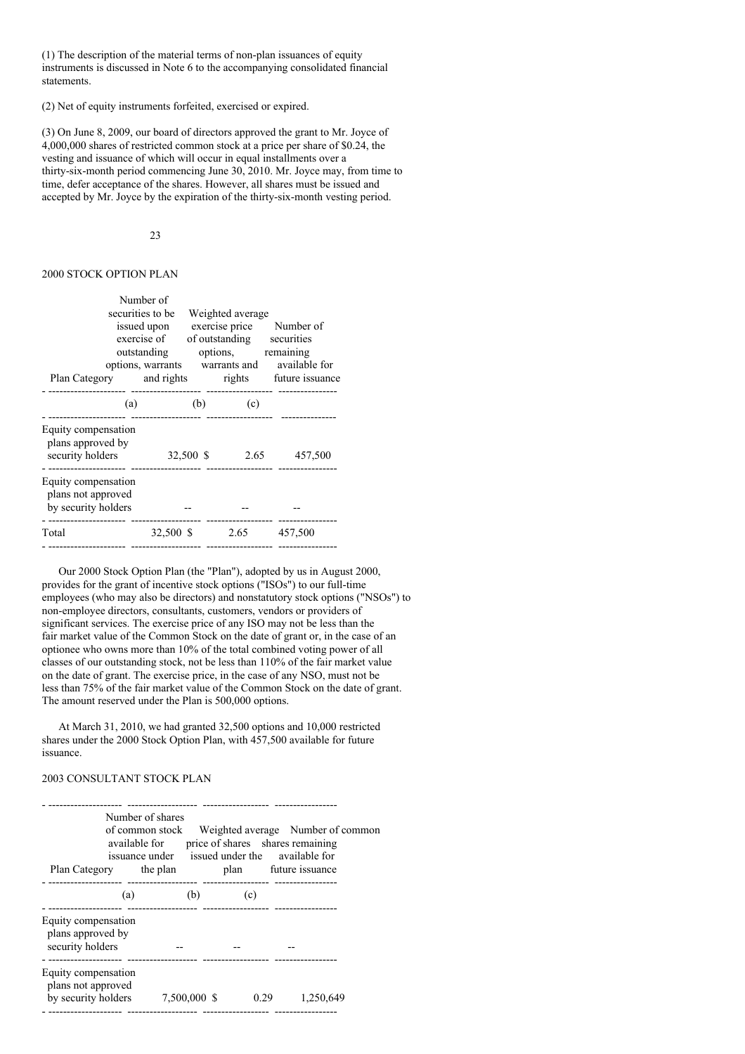(1) The description of the material terms of non-plan issuances of equity instruments is discussed in Note 6 to the accompanying consolidated financial statements.

(2) Net of equity instruments forfeited, exercised or expired.

(3) On June 8, 2009, our board of directors approved the grant to Mr. Joyce of 4,000,000 shares of restricted common stock at a price per share of $0.24, the vesting and issuance of which will occur in equal installments over a thirty-six-month period commencing June 30, 2010. Mr. Joyce may, from time to time, defer acceptance of the shares. However, all shares must be issued and accepted by Mr. Joyce by the expiration of the thirty-six-month vesting period.

## 2000 STOCK OPTION PLAN

| Plan Category | Number of securities to be issued upon exercise of outstanding options, warrants and rights | Weighted average exercise price of outstanding options, warrants and rights | Number of securities remaining available for future issuance |
|---|---|---|---|
| | (a) | (b) | (c) |
| Equity compensation plans approved by security holders | 32,500 | $ 2.65 | 457,500 |
| Equity compensation plans not approved by security holders | -- | -- | -- |
| Total | 32,500 | $ 2.65 | 457,500 |

Our 2000 Stock Option Plan (the "Plan"), adopted by us in August 2000, provides for the grant of incentive stock options ("ISOs") to our full-time employees (who may also be directors) and nonstatutory stock options ("NSOs") to non-employee directors, consultants, customers, vendors or providers of significant services. The exercise price of any ISO may not be less than the fair market value of the Common Stock on the date of grant or, in the case of an optionee who owns more than 10% of the total combined voting power of all classes of our outstanding stock, not be less than 110% of the fair market value on the date of grant. The exercise price, in the case of any NSO, must not be less than 75% of the fair market value of the Common Stock on the date of grant. The amount reserved under the Plan is 500,000 options.

At March 31, 2010, we had granted 32,500 options and 10,000 restricted shares under the 2000 Stock Option Plan, with 457,500 available for future issuance.

## 2003 CONSULTANT STOCK PLAN

| Plan Category | Number of shares of common stock available for issuance under the plan | Weighted average price of shares issued under the plan | Number of common shares remaining available for future issuance |
|---|---|---|---|
| | (a) | (b) | (c) |
| Equity compensation plans approved by security holders | -- | -- | -- |
| Equity compensation plans not approved by security holders | 7,500,000 | $ 0.29 | 1,250,649 |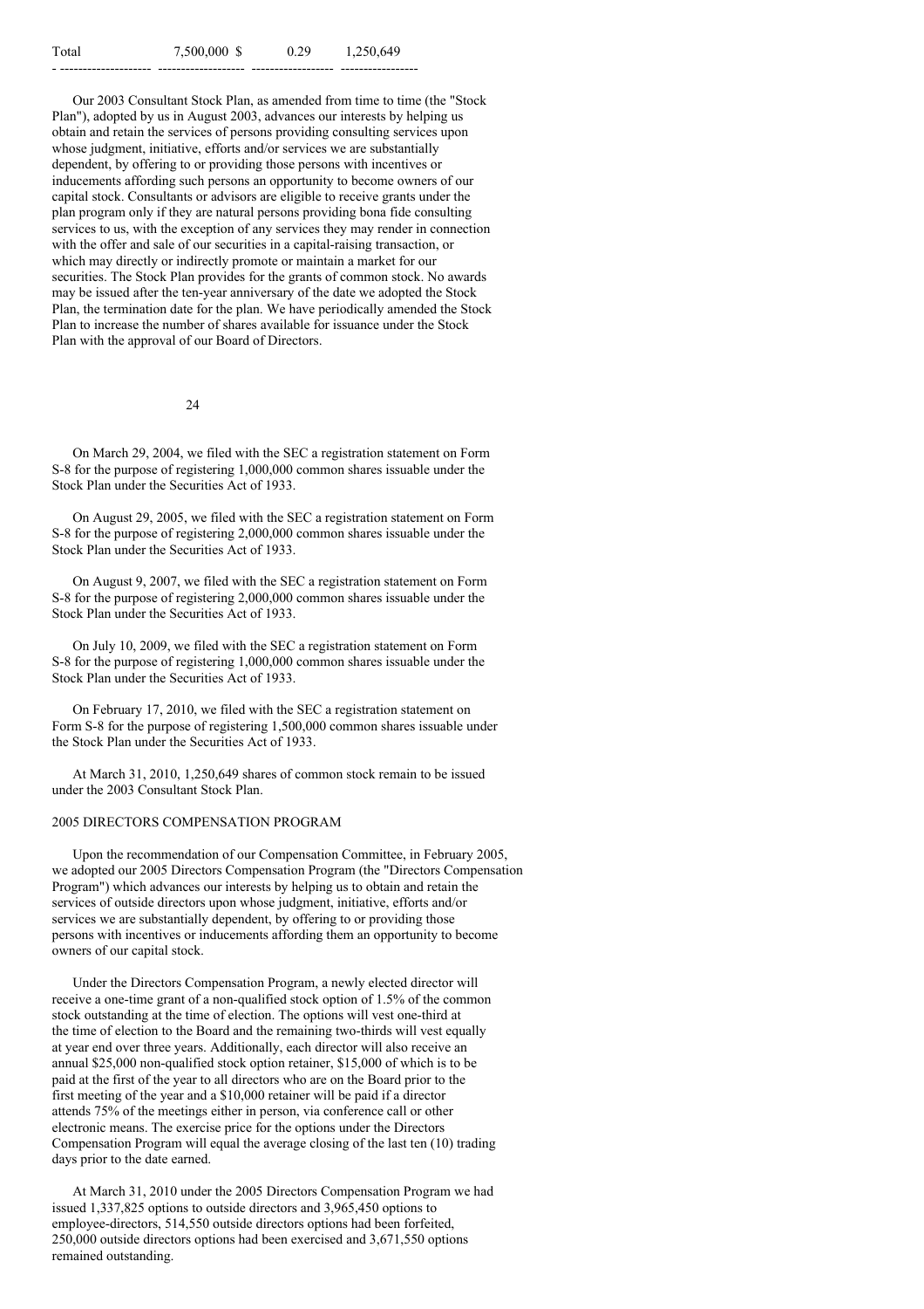| Total | 7,500,000 $ | 0.29 | 1,250,649 |
| --- | --- | --- | --- |

Our 2003 Consultant Stock Plan, as amended from time to time (the "Stock Plan"), adopted by us in August 2003, advances our interests by helping us obtain and retain the services of persons providing consulting services upon whose judgment, initiative, efforts and/or services we are substantially dependent, by offering to or providing those persons with incentives or inducements affording such persons an opportunity to become owners of our capital stock. Consultants or advisors are eligible to receive grants under the plan program only if they are natural persons providing bona fide consulting services to us, with the exception of any services they may render in connection with the offer and sale of our securities in a capital-raising transaction, or which may directly or indirectly promote or maintain a market for our securities. The Stock Plan provides for the grants of common stock. No awards may be issued after the ten-year anniversary of the date we adopted the Stock Plan, the termination date for the plan. We have periodically amended the Stock Plan to increase the number of shares available for issuance under the Stock Plan with the approval of our Board of Directors.

On March 29, 2004, we filed with the SEC a registration statement on Form S-8 for the purpose of registering 1,000,000 common shares issuable under the Stock Plan under the Securities Act of 1933.

On August 29, 2005, we filed with the SEC a registration statement on Form S-8 for the purpose of registering 2,000,000 common shares issuable under the Stock Plan under the Securities Act of 1933.

On August 9, 2007, we filed with the SEC a registration statement on Form S-8 for the purpose of registering 2,000,000 common shares issuable under the Stock Plan under the Securities Act of 1933.

On July 10, 2009, we filed with the SEC a registration statement on Form S-8 for the purpose of registering 1,000,000 common shares issuable under the Stock Plan under the Securities Act of 1933.

On February 17, 2010, we filed with the SEC a registration statement on Form S-8 for the purpose of registering 1,500,000 common shares issuable under the Stock Plan under the Securities Act of 1933.

At March 31, 2010, 1,250,649 shares of common stock remain to be issued under the 2003 Consultant Stock Plan.

## 2005 DIRECTORS COMPENSATION PROGRAM

Upon the recommendation of our Compensation Committee, in February 2005, we adopted our 2005 Directors Compensation Program (the "Directors Compensation Program") which advances our interests by helping us to obtain and retain the services of outside directors upon whose judgment, initiative, efforts and/or services we are substantially dependent, by offering to or providing those persons with incentives or inducements affording them an opportunity to become owners of our capital stock.

Under the Directors Compensation Program, a newly elected director will receive a one-time grant of a non-qualified stock option of 1.5% of the common stock outstanding at the time of election. The options will vest one-third at the time of election to the Board and the remaining two-thirds will vest equally at year end over three years. Additionally, each director will also receive an annual $25,000 non-qualified stock option retainer, $15,000 of which is to be paid at the first of the year to all directors who are on the Board prior to the first meeting of the year and a $10,000 retainer will be paid if a director attends 75% of the meetings either in person, via conference call or other electronic means. The exercise price for the options under the Directors Compensation Program will equal the average closing of the last ten (10) trading days prior to the date earned.

At March 31, 2010 under the 2005 Directors Compensation Program we had issued 1,337,825 options to outside directors and 3,965,450 options to employee-directors, 514,550 outside directors options had been forfeited, 250,000 outside directors options had been exercised and 3,671,550 options remained outstanding.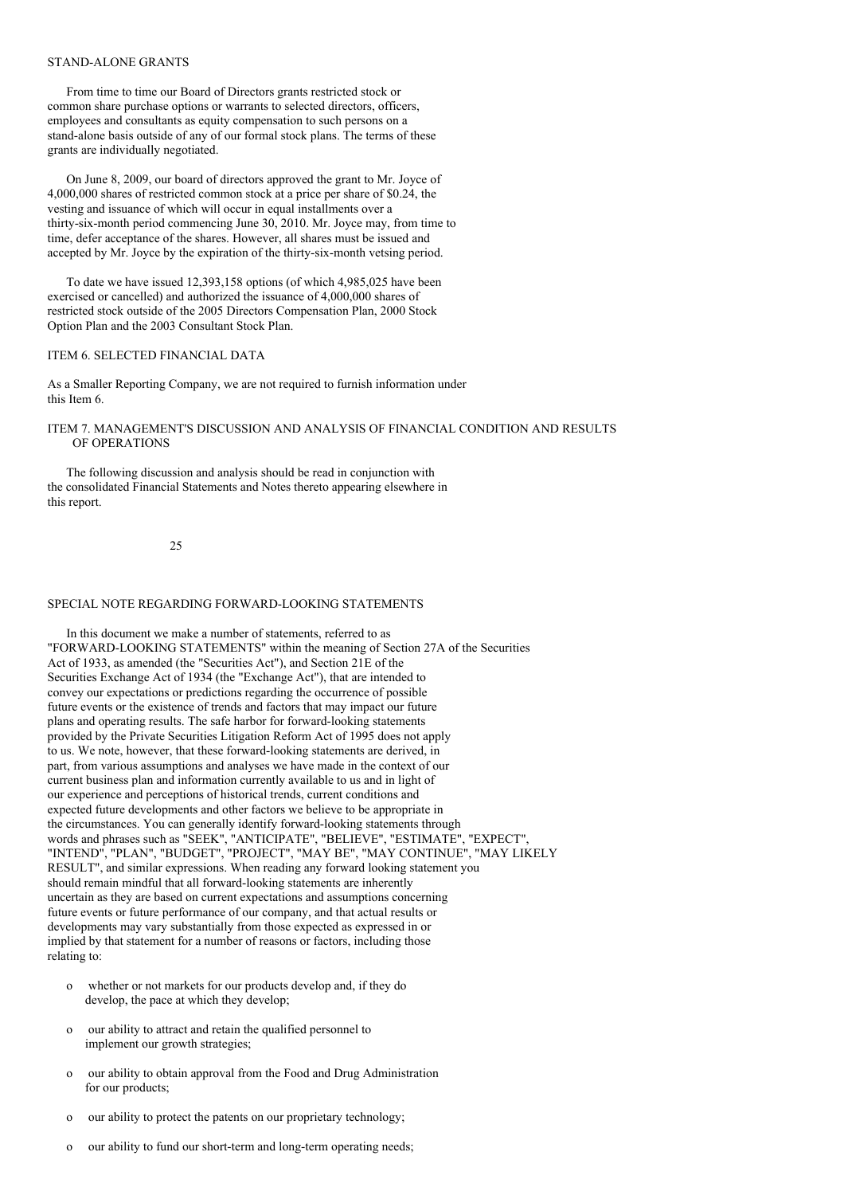STAND-ALONE GRANTS

From time to time our Board of Directors grants restricted stock or common share purchase options or warrants to selected directors, officers, employees and consultants as equity compensation to such persons on a stand-alone basis outside of any of our formal stock plans. The terms of these grants are individually negotiated.

On June 8, 2009, our board of directors approved the grant to Mr. Joyce of 4,000,000 shares of restricted common stock at a price per share of $0.24, the vesting and issuance of which will occur in equal installments over a thirty-six-month period commencing June 30, 2010. Mr. Joyce may, from time to time, defer acceptance of the shares. However, all shares must be issued and accepted by Mr. Joyce by the expiration of the thirty-six-month vetsing period.

To date we have issued 12,393,158 options (of which 4,985,025 have been exercised or cancelled) and authorized the issuance of 4,000,000 shares of restricted stock outside of the 2005 Directors Compensation Plan, 2000 Stock Option Plan and the 2003 Consultant Stock Plan.

ITEM 6. SELECTED FINANCIAL DATA

As a Smaller Reporting Company, we are not required to furnish information under this Item 6.

ITEM 7. MANAGEMENT'S DISCUSSION AND ANALYSIS OF FINANCIAL CONDITION AND RESULTS OF OPERATIONS

The following discussion and analysis should be read in conjunction with the consolidated Financial Statements and Notes thereto appearing elsewhere in this report.

SPECIAL NOTE REGARDING FORWARD-LOOKING STATEMENTS

In this document we make a number of statements, referred to as "FORWARD-LOOKING STATEMENTS" within the meaning of Section 27A of the Securities Act of 1933, as amended (the "Securities Act"), and Section 21E of the Securities Exchange Act of 1934 (the "Exchange Act"), that are intended to convey our expectations or predictions regarding the occurrence of possible future events or the existence of trends and factors that may impact our future plans and operating results. The safe harbor for forward-looking statements provided by the Private Securities Litigation Reform Act of 1995 does not apply to us. We note, however, that these forward-looking statements are derived, in part, from various assumptions and analyses we have made in the context of our current business plan and information currently available to us and in light of our experience and perceptions of historical trends, current conditions and expected future developments and other factors we believe to be appropriate in the circumstances. You can generally identify forward-looking statements through words and phrases such as "SEEK", "ANTICIPATE", "BELIEVE", "ESTIMATE", "EXPECT", "INTEND", "PLAN", "BUDGET", "PROJECT", "MAY BE", "MAY CONTINUE", "MAY LIKELY RESULT", and similar expressions. When reading any forward looking statement you should remain mindful that all forward-looking statements are inherently uncertain as they are based on current expectations and assumptions concerning future events or future performance of our company, and that actual results or developments may vary substantially from those expected as expressed in or implied by that statement for a number of reasons or factors, including those relating to:

- whether or not markets for our products develop and, if they do develop, the pace at which they develop;
- our ability to attract and retain the qualified personnel to implement our growth strategies;
- our ability to obtain approval from the Food and Drug Administration for our products;
- our ability to protect the patents on our proprietary technology;
- our ability to fund our short-term and long-term operating needs;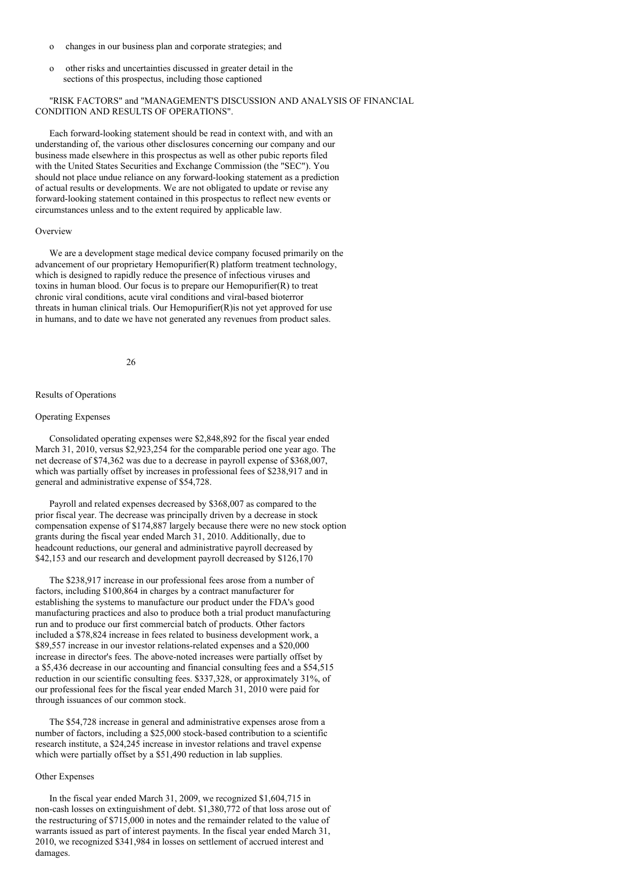- o changes in our business plan and corporate strategies; and
- o other risks and uncertainties discussed in greater detail in the sections of this prospectus, including those captioned

"RISK FACTORS" and "MANAGEMENT'S DISCUSSION AND ANALYSIS OF FINANCIAL CONDITION AND RESULTS OF OPERATIONS".

Each forward-looking statement should be read in context with, and with an understanding of, the various other disclosures concerning our company and our business made elsewhere in this prospectus as well as other pubic reports filed with the United States Securities and Exchange Commission (the "SEC"). You should not place undue reliance on any forward-looking statement as a prediction of actual results or developments. We are not obligated to update or revise any forward-looking statement contained in this prospectus to reflect new events or circumstances unless and to the extent required by applicable law.

## Overview

We are a development stage medical device company focused primarily on the advancement of our proprietary Hemopurifier(R) platform treatment technology, which is designed to rapidly reduce the presence of infectious viruses and toxins in human blood. Our focus is to prepare our Hemopurifier(R) to treat chronic viral conditions, acute viral conditions and viral-based bioterror threats in human clinical trials. Our Hemopurifier(R)is not yet approved for use in humans, and to date we have not generated any revenues from product sales.

## Results of Operations

### Operating Expenses

Consolidated operating expenses were $2,848,892 for the fiscal year ended March 31, 2010, versus $2,923,254 for the comparable period one year ago. The net decrease of $74,362 was due to a decrease in payroll expense of $368,007, which was partially offset by increases in professional fees of $238,917 and in general and administrative expense of $54,728.

Payroll and related expenses decreased by $368,007 as compared to the prior fiscal year. The decrease was principally driven by a decrease in stock compensation expense of $174,887 largely because there were no new stock option grants during the fiscal year ended March 31, 2010. Additionally, due to headcount reductions, our general and administrative payroll decreased by $42,153 and our research and development payroll decreased by $126,170

The $238,917 increase in our professional fees arose from a number of factors, including $100,864 in charges by a contract manufacturer for establishing the systems to manufacture our product under the FDA's good manufacturing practices and also to produce both a trial product manufacturing run and to produce our first commercial batch of products. Other factors included a $78,824 increase in fees related to business development work, a $89,557 increase in our investor relations-related expenses and a $20,000 increase in director's fees. The above-noted increases were partially offset by a $5,436 decrease in our accounting and financial consulting fees and a $54,515 reduction in our scientific consulting fees. $337,328, or approximately 31%, of our professional fees for the fiscal year ended March 31, 2010 were paid for through issuances of our common stock.

The $54,728 increase in general and administrative expenses arose from a number of factors, including a $25,000 stock-based contribution to a scientific research institute, a $24,245 increase in investor relations and travel expense which were partially offset by a $51,490 reduction in lab supplies.

### Other Expenses

In the fiscal year ended March 31, 2009, we recognized $1,604,715 in non-cash losses on extinguishment of debt. $1,380,772 of that loss arose out of the restructuring of $715,000 in notes and the remainder related to the value of warrants issued as part of interest payments. In the fiscal year ended March 31, 2010, we recognized $341,984 in losses on settlement of accrued interest and damages.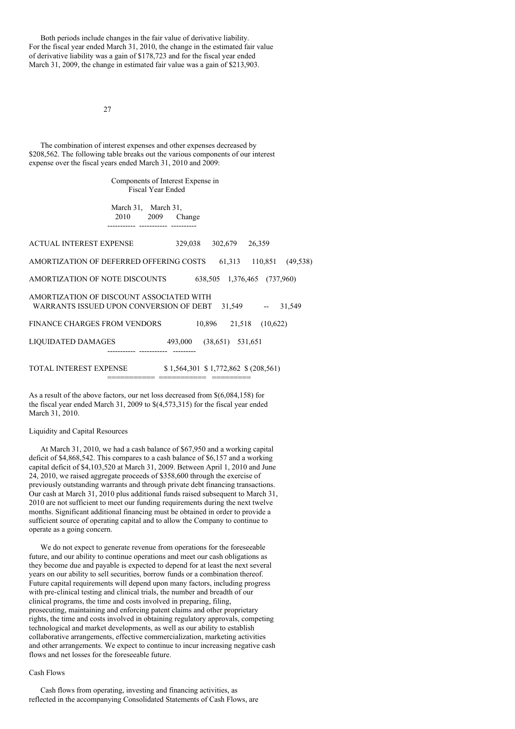Both periods include changes in the fair value of derivative liability. For the fiscal year ended March 31, 2010, the change in the estimated fair value of derivative liability was a gain of $178,723 and for the fiscal year ended March 31, 2009, the change in estimated fair value was a gain of $213,903.

The combination of interest expenses and other expenses decreased by $208,562. The following table breaks out the various components of our interest expense over the fiscal years ended March 31, 2010 and 2009:

| | Components of Interest Expense in Fiscal Year Ended | | |
|---|---|---|---|
| | March 31, 2010 | March 31, 2009 | Change |
| ACTUAL INTEREST EXPENSE | 329,038 | 302,679 | 26,359 |
| AMORTIZATION OF DEFERRED OFFERING COSTS | 61,313 | 110,851 | (49,538) |
| AMORTIZATION OF NOTE DISCOUNTS | 638,505 | 1,376,465 | (737,960) |
| AMORTIZATION OF DISCOUNT ASSOCIATED WITH WARRANTS ISSUED UPON CONVERSION OF DEBT | 31,549 | -- | 31,549 |
| FINANCE CHARGES FROM VENDORS | 10,896 | 21,518 | (10,622) |
| LIQUIDATED DAMAGES | 493,000 | (38,651) | 531,651 |
| TOTAL INTEREST EXPENSE | $ 1,564,301 | $ 1,772,862 | $ (208,561) |

As a result of the above factors, our net loss decreased from $(6,084,158) for the fiscal year ended March 31, 2009 to $(4,573,315) for the fiscal year ended March 31, 2010.

Liquidity and Capital Resources

At March 31, 2010, we had a cash balance of $67,950 and a working capital deficit of $4,868,542. This compares to a cash balance of $6,157 and a working capital deficit of $4,103,520 at March 31, 2009. Between April 1, 2010 and June 24, 2010, we raised aggregate proceeds of $358,600 through the exercise of previously outstanding warrants and through private debt financing transactions. Our cash at March 31, 2010 plus additional funds raised subsequent to March 31, 2010 are not sufficient to meet our funding requirements during the next twelve months. Significant additional financing must be obtained in order to provide a sufficient source of operating capital and to allow the Company to continue to operate as a going concern.

We do not expect to generate revenue from operations for the foreseeable future, and our ability to continue operations and meet our cash obligations as they become due and payable is expected to depend for at least the next several years on our ability to sell securities, borrow funds or a combination thereof. Future capital requirements will depend upon many factors, including progress with pre-clinical testing and clinical trials, the number and breadth of our clinical programs, the time and costs involved in preparing, filing, prosecuting, maintaining and enforcing patent claims and other proprietary rights, the time and costs involved in obtaining regulatory approvals, competing technological and market developments, as well as our ability to establish collaborative arrangements, effective commercialization, marketing activities and other arrangements. We expect to continue to incur increasing negative cash flows and net losses for the foreseeable future.

Cash Flows

Cash flows from operating, investing and financing activities, as reflected in the accompanying Consolidated Statements of Cash Flows, are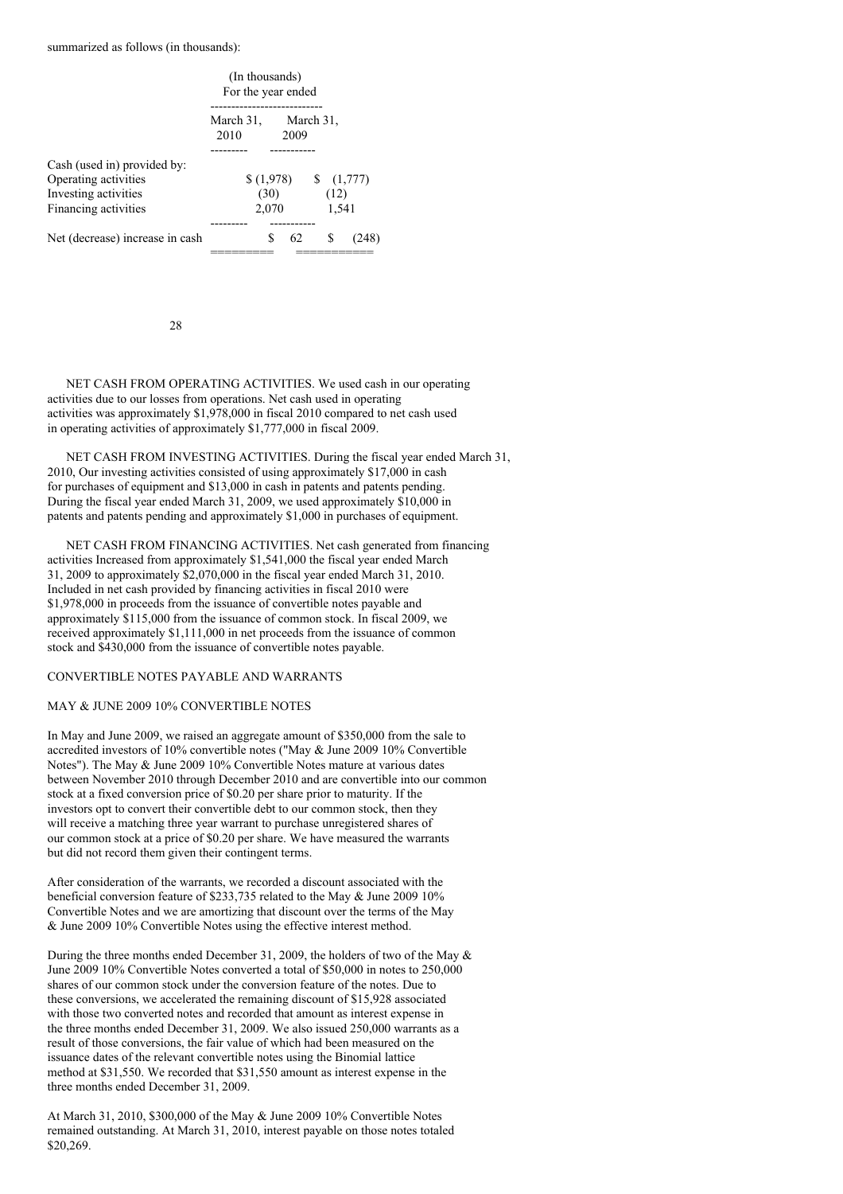summarized as follows (in thousands):

| | (In thousands) For the year ended | |
|---|---|---|
| | March 31, 2010 | March 31, 2009 |
| Cash (used in) provided by: | | |
| Operating activities | $ (1,978) | $ (1,777) |
| Investing activities | (30) | (12) |
| Financing activities | 2,070 | 1,541 |
| Net (decrease) increase in cash | $ 62 | $ (248) |

NET CASH FROM OPERATING ACTIVITIES. We used cash in our operating activities due to our losses from operations. Net cash used in operating activities was approximately $1,978,000 in fiscal 2010 compared to net cash used in operating activities of approximately $1,777,000 in fiscal 2009.

NET CASH FROM INVESTING ACTIVITIES. During the fiscal year ended March 31, 2010, Our investing activities consisted of using approximately $17,000 in cash for purchases of equipment and $13,000 in cash in patents and patents pending. During the fiscal year ended March 31, 2009, we used approximately $10,000 in patents and patents pending and approximately $1,000 in purchases of equipment.

NET CASH FROM FINANCING ACTIVITIES. Net cash generated from financing activities Increased from approximately $1,541,000 the fiscal year ended March 31, 2009 to approximately $2,070,000 in the fiscal year ended March 31, 2010. Included in net cash provided by financing activities in fiscal 2010 were $1,978,000 in proceeds from the issuance of convertible notes payable and approximately $115,000 from the issuance of common stock. In fiscal 2009, we received approximately $1,111,000 in net proceeds from the issuance of common stock and $430,000 from the issuance of convertible notes payable.

## CONVERTIBLE NOTES PAYABLE AND WARRANTS

### MAY & JUNE 2009 10% CONVERTIBLE NOTES

In May and June 2009, we raised an aggregate amount of $350,000 from the sale to accredited investors of 10% convertible notes ("May & June 2009 10% Convertible Notes"). The May & June 2009 10% Convertible Notes mature at various dates between November 2010 through December 2010 and are convertible into our common stock at a fixed conversion price of $0.20 per share prior to maturity. If the investors opt to convert their convertible debt to our common stock, then they will receive a matching three year warrant to purchase unregistered shares of our common stock at a price of $0.20 per share. We have measured the warrants but did not record them given their contingent terms.

After consideration of the warrants, we recorded a discount associated with the beneficial conversion feature of $233,735 related to the May & June 2009 10% Convertible Notes and we are amortizing that discount over the terms of the May & June 2009 10% Convertible Notes using the effective interest method.

During the three months ended December 31, 2009, the holders of two of the May & June 2009 10% Convertible Notes converted a total of $50,000 in notes to 250,000 shares of our common stock under the conversion feature of the notes. Due to these conversions, we accelerated the remaining discount of $15,928 associated with those two converted notes and recorded that amount as interest expense in the three months ended December 31, 2009. We also issued 250,000 warrants as a result of those conversions, the fair value of which had been measured on the issuance dates of the relevant convertible notes using the Binomial lattice method at $31,550. We recorded that $31,550 amount as interest expense in the three months ended December 31, 2009.

At March 31, 2010, $300,000 of the May & June 2009 10% Convertible Notes remained outstanding. At March 31, 2010, interest payable on those notes totaled $20,269.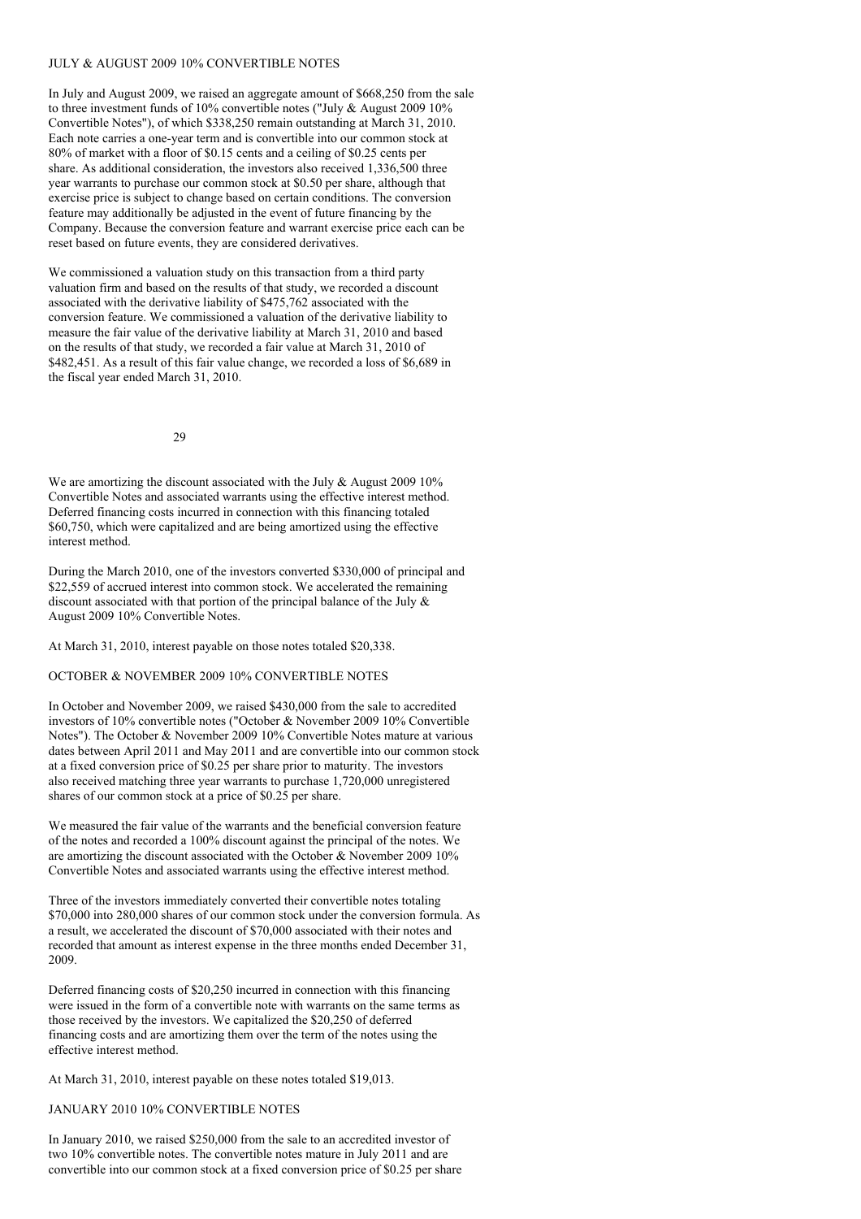## JULY & AUGUST 2009 10% CONVERTIBLE NOTES

In July and August 2009, we raised an aggregate amount of $668,250 from the sale to three investment funds of 10% convertible notes ("July & August 2009 10% Convertible Notes"), of which $338,250 remain outstanding at March 31, 2010. Each note carries a one-year term and is convertible into our common stock at 80% of market with a floor of $0.15 cents and a ceiling of $0.25 cents per share. As additional consideration, the investors also received 1,336,500 three year warrants to purchase our common stock at $0.50 per share, although that exercise price is subject to change based on certain conditions. The conversion feature may additionally be adjusted in the event of future financing by the Company. Because the conversion feature and warrant exercise price each can be reset based on future events, they are considered derivatives.

We commissioned a valuation study on this transaction from a third party valuation firm and based on the results of that study, we recorded a discount associated with the derivative liability of $475,762 associated with the conversion feature. We commissioned a valuation of the derivative liability to measure the fair value of the derivative liability at March 31, 2010 and based on the results of that study, we recorded a fair value at March 31, 2010 of $482,451. As a result of this fair value change, we recorded a loss of $6,689 in the fiscal year ended March 31, 2010.

We are amortizing the discount associated with the July & August 2009 10% Convertible Notes and associated warrants using the effective interest method. Deferred financing costs incurred in connection with this financing totaled $60,750, which were capitalized and are being amortized using the effective interest method.

During the March 2010, one of the investors converted $330,000 of principal and $22,559 of accrued interest into common stock. We accelerated the remaining discount associated with that portion of the principal balance of the July & August 2009 10% Convertible Notes.

At March 31, 2010, interest payable on those notes totaled $20,338.

## OCTOBER & NOVEMBER 2009 10% CONVERTIBLE NOTES

In October and November 2009, we raised $430,000 from the sale to accredited investors of 10% convertible notes ("October & November 2009 10% Convertible Notes"). The October & November 2009 10% Convertible Notes mature at various dates between April 2011 and May 2011 and are convertible into our common stock at a fixed conversion price of $0.25 per share prior to maturity. The investors also received matching three year warrants to purchase 1,720,000 unregistered shares of our common stock at a price of $0.25 per share.

We measured the fair value of the warrants and the beneficial conversion feature of the notes and recorded a 100% discount against the principal of the notes. We are amortizing the discount associated with the October & November 2009 10% Convertible Notes and associated warrants using the effective interest method.

Three of the investors immediately converted their convertible notes totaling $70,000 into 280,000 shares of our common stock under the conversion formula. As a result, we accelerated the discount of $70,000 associated with their notes and recorded that amount as interest expense in the three months ended December 31, 2009.

Deferred financing costs of $20,250 incurred in connection with this financing were issued in the form of a convertible note with warrants on the same terms as those received by the investors. We capitalized the $20,250 of deferred financing costs and are amortizing them over the term of the notes using the effective interest method.

At March 31, 2010, interest payable on these notes totaled $19,013.

## JANUARY 2010 10% CONVERTIBLE NOTES

In January 2010, we raised $250,000 from the sale to an accredited investor of two 10% convertible notes. The convertible notes mature in July 2011 and are convertible into our common stock at a fixed conversion price of $0.25 per share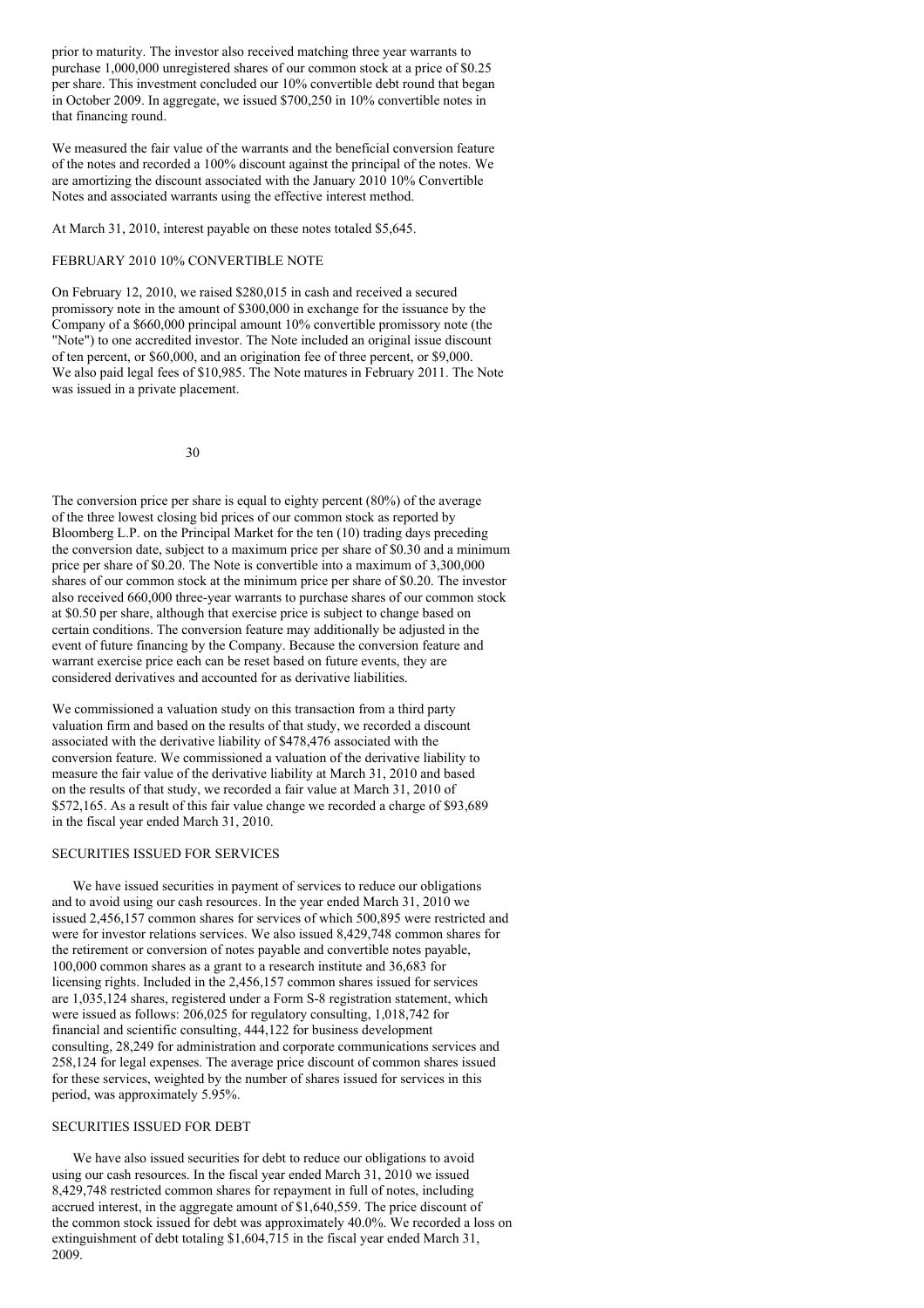prior to maturity. The investor also received matching three year warrants to purchase 1,000,000 unregistered shares of our common stock at a price of $0.25 per share. This investment concluded our 10% convertible debt round that began in October 2009. In aggregate, we issued $700,250 in 10% convertible notes in that financing round.

We measured the fair value of the warrants and the beneficial conversion feature of the notes and recorded a 100% discount against the principal of the notes. We are amortizing the discount associated with the January 2010 10% Convertible Notes and associated warrants using the effective interest method.

At March 31, 2010, interest payable on these notes totaled $5,645.

### FEBRUARY 2010 10% CONVERTIBLE NOTE

On February 12, 2010, we raised $280,015 in cash and received a secured promissory note in the amount of $300,000 in exchange for the issuance by the Company of a $660,000 principal amount 10% convertible promissory note (the "Note") to one accredited investor. The Note included an original issue discount of ten percent, or $60,000, and an origination fee of three percent, or $9,000. We also paid legal fees of $10,985. The Note matures in February 2011. The Note was issued in a private placement.

The conversion price per share is equal to eighty percent (80%) of the average of the three lowest closing bid prices of our common stock as reported by Bloomberg L.P. on the Principal Market for the ten (10) trading days preceding the conversion date, subject to a maximum price per share of $0.30 and a minimum price per share of $0.20. The Note is convertible into a maximum of 3,300,000 shares of our common stock at the minimum price per share of $0.20. The investor also received 660,000 three-year warrants to purchase shares of our common stock at $0.50 per share, although that exercise price is subject to change based on certain conditions. The conversion feature may additionally be adjusted in the event of future financing by the Company. Because the conversion feature and warrant exercise price each can be reset based on future events, they are considered derivatives and accounted for as derivative liabilities.

We commissioned a valuation study on this transaction from a third party valuation firm and based on the results of that study, we recorded a discount associated with the derivative liability of $478,476 associated with the conversion feature. We commissioned a valuation of the derivative liability to measure the fair value of the derivative liability at March 31, 2010 and based on the results of that study, we recorded a fair value at March 31, 2010 of $572,165. As a result of this fair value change we recorded a charge of $93,689 in the fiscal year ended March 31, 2010.

### SECURITIES ISSUED FOR SERVICES

We have issued securities in payment of services to reduce our obligations and to avoid using our cash resources. In the year ended March 31, 2010 we issued 2,456,157 common shares for services of which 500,895 were restricted and were for investor relations services. We also issued 8,429,748 common shares for the retirement or conversion of notes payable and convertible notes payable, 100,000 common shares as a grant to a research institute and 36,683 for licensing rights. Included in the 2,456,157 common shares issued for services are 1,035,124 shares, registered under a Form S-8 registration statement, which were issued as follows: 206,025 for regulatory consulting, 1,018,742 for financial and scientific consulting, 444,122 for business development consulting, 28,249 for administration and corporate communications services and 258,124 for legal expenses. The average price discount of common shares issued for these services, weighted by the number of shares issued for services in this period, was approximately 5.95%.

### SECURITIES ISSUED FOR DEBT

We have also issued securities for debt to reduce our obligations to avoid using our cash resources. In the fiscal year ended March 31, 2010 we issued 8,429,748 restricted common shares for repayment in full of notes, including accrued interest, in the aggregate amount of $1,640,559. The price discount of the common stock issued for debt was approximately 40.0%. We recorded a loss on extinguishment of debt totaling $1,604,715 in the fiscal year ended March 31, 2009.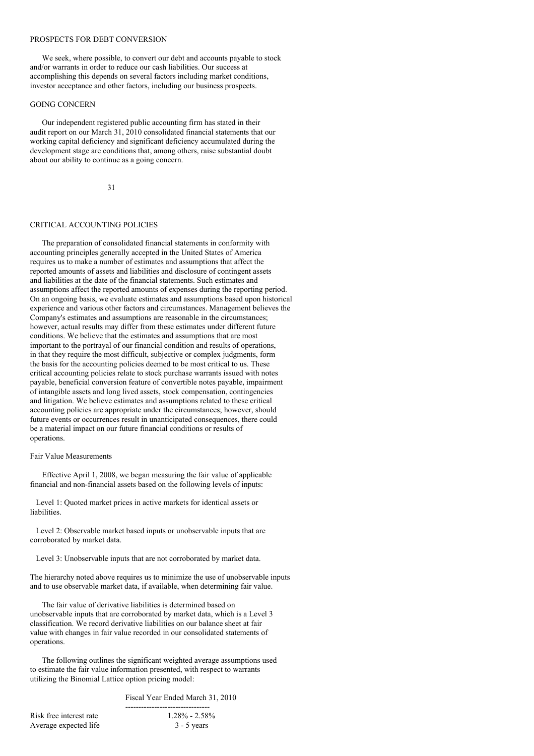## PROSPECTS FOR DEBT CONVERSION

We seek, where possible, to convert our debt and accounts payable to stock and/or warrants in order to reduce our cash liabilities. Our success at accomplishing this depends on several factors including market conditions, investor acceptance and other factors, including our business prospects.

## GOING CONCERN

Our independent registered public accounting firm has stated in their audit report on our March 31, 2010 consolidated financial statements that our working capital deficiency and significant deficiency accumulated during the development stage are conditions that, among others, raise substantial doubt about our ability to continue as a going concern.

## CRITICAL ACCOUNTING POLICIES

The preparation of consolidated financial statements in conformity with accounting principles generally accepted in the United States of America requires us to make a number of estimates and assumptions that affect the reported amounts of assets and liabilities and disclosure of contingent assets and liabilities at the date of the financial statements. Such estimates and assumptions affect the reported amounts of expenses during the reporting period. On an ongoing basis, we evaluate estimates and assumptions based upon historical experience and various other factors and circumstances. Management believes the Company's estimates and assumptions are reasonable in the circumstances; however, actual results may differ from these estimates under different future conditions. We believe that the estimates and assumptions that are most important to the portrayal of our financial condition and results of operations, in that they require the most difficult, subjective or complex judgments, form the basis for the accounting policies deemed to be most critical to us. These critical accounting policies relate to stock purchase warrants issued with notes payable, beneficial conversion feature of convertible notes payable, impairment of intangible assets and long lived assets, stock compensation, contingencies and litigation. We believe estimates and assumptions related to these critical accounting policies are appropriate under the circumstances; however, should future events or occurrences result in unanticipated consequences, there could be a material impact on our future financial conditions or results of operations.

### Fair Value Measurements

Effective April 1, 2008, we began measuring the fair value of applicable financial and non-financial assets based on the following levels of inputs:

Level 1: Quoted market prices in active markets for identical assets or liabilities.

Level 2: Observable market based inputs or unobservable inputs that are corroborated by market data.

Level 3: Unobservable inputs that are not corroborated by market data.

The hierarchy noted above requires us to minimize the use of unobservable inputs and to use observable market data, if available, when determining fair value.

The fair value of derivative liabilities is determined based on unobservable inputs that are corroborated by market data, which is a Level 3 classification. We record derivative liabilities on our balance sheet at fair value with changes in fair value recorded in our consolidated statements of operations.

The following outlines the significant weighted average assumptions used to estimate the fair value information presented, with respect to warrants utilizing the Binomial Lattice option pricing model:

| | Fiscal Year Ended March 31, 2010 |
|---|---|
| Risk free interest rate | 1.28% - 2.58% |
| Average expected life | 3 - 5 years |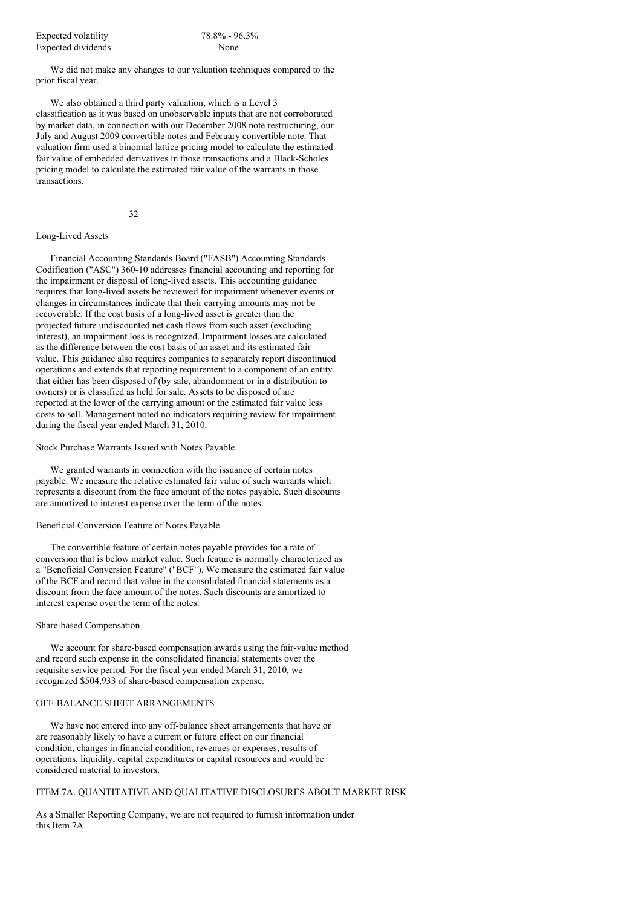| | |
|---|---|
| Expected volatility | 78.8% - 96.3% |
| Expected dividends | None |

We did not make any changes to our valuation techniques compared to the prior fiscal year.

We also obtained a third party valuation, which is a Level 3 classification as it was based on unobservable inputs that are not corroborated by market data, in connection with our December 2008 note restructuring, our July and August 2009 convertible notes and February convertible note. That valuation firm used a binomial lattice pricing model to calculate the estimated fair value of embedded derivatives in those transactions and a Black-Scholes pricing model to calculate the estimated fair value of the warrants in those transactions.

Long-Lived Assets

Financial Accounting Standards Board ("FASB") Accounting Standards Codification ("ASC") 360-10 addresses financial accounting and reporting for the impairment or disposal of long-lived assets. This accounting guidance requires that long-lived assets be reviewed for impairment whenever events or changes in circumstances indicate that their carrying amounts may not be recoverable. If the cost basis of a long-lived asset is greater than the projected future undiscounted net cash flows from such asset (excluding interest), an impairment loss is recognized. Impairment losses are calculated as the difference between the cost basis of an asset and its estimated fair value. This guidance also requires companies to separately report discontinued operations and extends that reporting requirement to a component of an entity that either has been disposed of (by sale, abandonment or in a distribution to owners) or is classified as held for sale. Assets to be disposed of are reported at the lower of the carrying amount or the estimated fair value less costs to sell. Management noted no indicators requiring review for impairment during the fiscal year ended March 31, 2010.

Stock Purchase Warrants Issued with Notes Payable

We granted warrants in connection with the issuance of certain notes payable. We measure the relative estimated fair value of such warrants which represents a discount from the face amount of the notes payable. Such discounts are amortized to interest expense over the term of the notes.

Beneficial Conversion Feature of Notes Payable

The convertible feature of certain notes payable provides for a rate of conversion that is below market value. Such feature is normally characterized as a "Beneficial Conversion Feature" ("BCF"). We measure the estimated fair value of the BCF and record that value in the consolidated financial statements as a discount from the face amount of the notes. Such discounts are amortized to interest expense over the term of the notes.

Share-based Compensation

We account for share-based compensation awards using the fair-value method and record such expense in the consolidated financial statements over the requisite service period. For the fiscal year ended March 31, 2010, we recognized $504,933 of share-based compensation expense.

OFF-BALANCE SHEET ARRANGEMENTS

We have not entered into any off-balance sheet arrangements that have or are reasonably likely to have a current or future effect on our financial condition, changes in financial condition, revenues or expenses, results of operations, liquidity, capital expenditures or capital resources and would be considered material to investors.

ITEM 7A. QUANTITATIVE AND QUALITATIVE DISCLOSURES ABOUT MARKET RISK

As a Smaller Reporting Company, we are not required to furnish information under this Item 7A.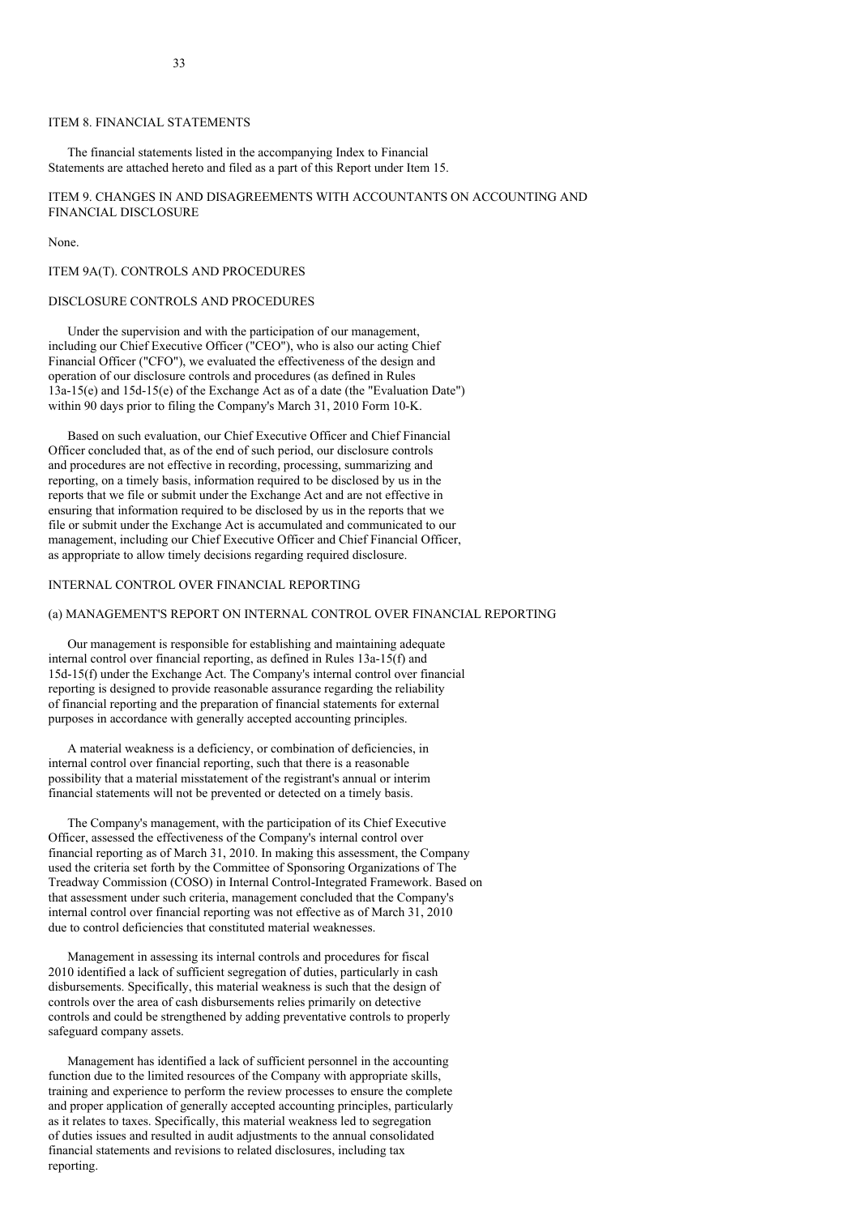## ITEM 8. FINANCIAL STATEMENTS

The financial statements listed in the accompanying Index to Financial Statements are attached hereto and filed as a part of this Report under Item 15.

## ITEM 9. CHANGES IN AND DISAGREEMENTS WITH ACCOUNTANTS ON ACCOUNTING AND FINANCIAL DISCLOSURE

None.

## ITEM 9A(T). CONTROLS AND PROCEDURES

### DISCLOSURE CONTROLS AND PROCEDURES

Under the supervision and with the participation of our management, including our Chief Executive Officer ("CEO"), who is also our acting Chief Financial Officer ("CFO"), we evaluated the effectiveness of the design and operation of our disclosure controls and procedures (as defined in Rules 13a-15(e) and 15d-15(e) of the Exchange Act as of a date (the "Evaluation Date") within 90 days prior to filing the Company's March 31, 2010 Form 10-K.

Based on such evaluation, our Chief Executive Officer and Chief Financial Officer concluded that, as of the end of such period, our disclosure controls and procedures are not effective in recording, processing, summarizing and reporting, on a timely basis, information required to be disclosed by us in the reports that we file or submit under the Exchange Act and are not effective in ensuring that information required to be disclosed by us in the reports that we file or submit under the Exchange Act is accumulated and communicated to our management, including our Chief Executive Officer and Chief Financial Officer, as appropriate to allow timely decisions regarding required disclosure.

### INTERNAL CONTROL OVER FINANCIAL REPORTING

#### (a) MANAGEMENT'S REPORT ON INTERNAL CONTROL OVER FINANCIAL REPORTING

Our management is responsible for establishing and maintaining adequate internal control over financial reporting, as defined in Rules 13a-15(f) and 15d-15(f) under the Exchange Act. The Company's internal control over financial reporting is designed to provide reasonable assurance regarding the reliability of financial reporting and the preparation of financial statements for external purposes in accordance with generally accepted accounting principles.

A material weakness is a deficiency, or combination of deficiencies, in internal control over financial reporting, such that there is a reasonable possibility that a material misstatement of the registrant's annual or interim financial statements will not be prevented or detected on a timely basis.

The Company's management, with the participation of its Chief Executive Officer, assessed the effectiveness of the Company's internal control over financial reporting as of March 31, 2010. In making this assessment, the Company used the criteria set forth by the Committee of Sponsoring Organizations of The Treadway Commission (COSO) in Internal Control-Integrated Framework. Based on that assessment under such criteria, management concluded that the Company's internal control over financial reporting was not effective as of March 31, 2010 due to control deficiencies that constituted material weaknesses.

Management in assessing its internal controls and procedures for fiscal 2010 identified a lack of sufficient segregation of duties, particularly in cash disbursements. Specifically, this material weakness is such that the design of controls over the area of cash disbursements relies primarily on detective controls and could be strengthened by adding preventative controls to properly safeguard company assets.

Management has identified a lack of sufficient personnel in the accounting function due to the limited resources of the Company with appropriate skills, training and experience to perform the review processes to ensure the complete and proper application of generally accepted accounting principles, particularly as it relates to taxes. Specifically, this material weakness led to segregation of duties issues and resulted in audit adjustments to the annual consolidated financial statements and revisions to related disclosures, including tax reporting.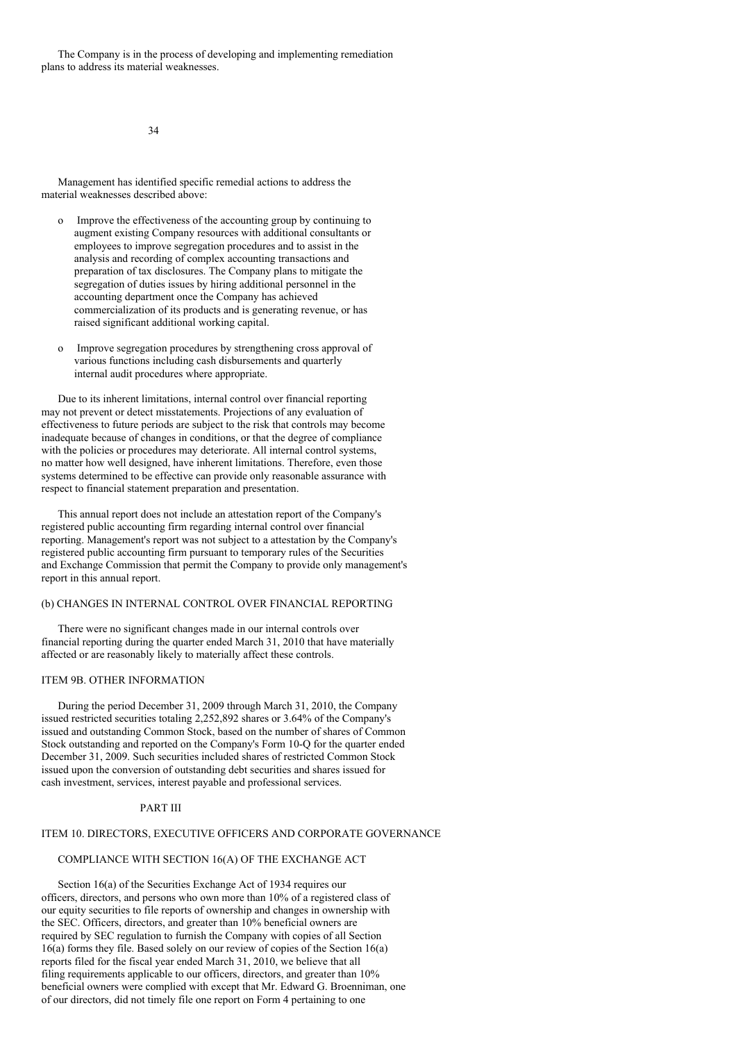The Company is in the process of developing and implementing remediation plans to address its material weaknesses.

Management has identified specific remedial actions to address the material weaknesses described above:

- Improve the effectiveness of the accounting group by continuing to augment existing Company resources with additional consultants or employees to improve segregation procedures and to assist in the analysis and recording of complex accounting transactions and preparation of tax disclosures. The Company plans to mitigate the segregation of duties issues by hiring additional personnel in the accounting department once the Company has achieved commercialization of its products and is generating revenue, or has raised significant additional working capital.

- Improve segregation procedures by strengthening cross approval of various functions including cash disbursements and quarterly internal audit procedures where appropriate.

Due to its inherent limitations, internal control over financial reporting may not prevent or detect misstatements. Projections of any evaluation of effectiveness to future periods are subject to the risk that controls may become inadequate because of changes in conditions, or that the degree of compliance with the policies or procedures may deteriorate. All internal control systems, no matter how well designed, have inherent limitations. Therefore, even those systems determined to be effective can provide only reasonable assurance with respect to financial statement preparation and presentation.

This annual report does not include an attestation report of the Company's registered public accounting firm regarding internal control over financial reporting. Management's report was not subject to a attestation by the Company's registered public accounting firm pursuant to temporary rules of the Securities and Exchange Commission that permit the Company to provide only management's report in this annual report.

(b) CHANGES IN INTERNAL CONTROL OVER FINANCIAL REPORTING

There were no significant changes made in our internal controls over financial reporting during the quarter ended March 31, 2010 that have materially affected or are reasonably likely to materially affect these controls.

## ITEM 9B. OTHER INFORMATION

During the period December 31, 2009 through March 31, 2010, the Company issued restricted securities totaling 2,252,892 shares or 3.64% of the Company's issued and outstanding Common Stock, based on the number of shares of Common Stock outstanding and reported on the Company's Form 10-Q for the quarter ended December 31, 2009. Such securities included shares of restricted Common Stock issued upon the conversion of outstanding debt securities and shares issued for cash investment, services, interest payable and professional services.

# PART III

## ITEM 10. DIRECTORS, EXECUTIVE OFFICERS AND CORPORATE GOVERNANCE

COMPLIANCE WITH SECTION 16(A) OF THE EXCHANGE ACT

Section 16(a) of the Securities Exchange Act of 1934 requires our officers, directors, and persons who own more than 10% of a registered class of our equity securities to file reports of ownership and changes in ownership with the SEC. Officers, directors, and greater than 10% beneficial owners are required by SEC regulation to furnish the Company with copies of all Section 16(a) forms they file. Based solely on our review of copies of the Section 16(a) reports filed for the fiscal year ended March 31, 2010, we believe that all filing requirements applicable to our officers, directors, and greater than 10% beneficial owners were complied with except that Mr. Edward G. Broenniman, one of our directors, did not timely file one report on Form 4 pertaining to one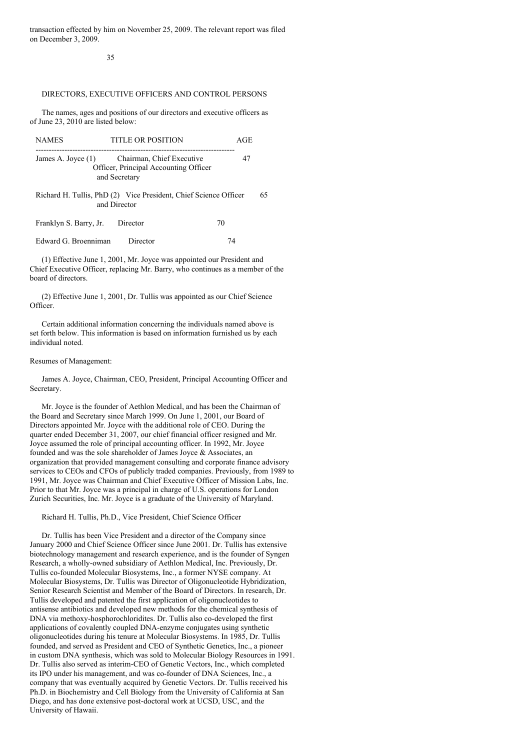transaction effected by him on November 25, 2009. The relevant report was filed on December 3, 2009.

## DIRECTORS, EXECUTIVE OFFICERS AND CONTROL PERSONS

The names, ages and positions of our directors and executive officers as of June 23, 2010 are listed below:

| NAMES | TITLE OR POSITION | AGE |
| --- | --- | --- |
| James A. Joyce (1) | Chairman, Chief Executive Officer, Principal Accounting Officer and Secretary | 47 |
| Richard H. Tullis, PhD (2) | Vice President, Chief Science Officer and Director | 65 |
| Franklyn S. Barry, Jr. | Director | 70 |
| Edward G. Broenniman | Director | 74 |

(1) Effective June 1, 2001, Mr. Joyce was appointed our President and Chief Executive Officer, replacing Mr. Barry, who continues as a member of the board of directors.

(2) Effective June 1, 2001, Dr. Tullis was appointed as our Chief Science Officer.

Certain additional information concerning the individuals named above is set forth below. This information is based on information furnished us by each individual noted.

Resumes of Management:

James A. Joyce, Chairman, CEO, President, Principal Accounting Officer and Secretary.

Mr. Joyce is the founder of Aethlon Medical, and has been the Chairman of the Board and Secretary since March 1999. On June 1, 2001, our Board of Directors appointed Mr. Joyce with the additional role of CEO. During the quarter ended December 31, 2007, our chief financial officer resigned and Mr. Joyce assumed the role of principal accounting officer. In 1992, Mr. Joyce founded and was the sole shareholder of James Joyce & Associates, an organization that provided management consulting and corporate finance advisory services to CEOs and CFOs of publicly traded companies. Previously, from 1989 to 1991, Mr. Joyce was Chairman and Chief Executive Officer of Mission Labs, Inc. Prior to that Mr. Joyce was a principal in charge of U.S. operations for London Zurich Securities, Inc. Mr. Joyce is a graduate of the University of Maryland.

Richard H. Tullis, Ph.D., Vice President, Chief Science Officer

Dr. Tullis has been Vice President and a director of the Company since January 2000 and Chief Science Officer since June 2001. Dr. Tullis has extensive biotechnology management and research experience, and is the founder of Syngen Research, a wholly-owned subsidiary of Aethlon Medical, Inc. Previously, Dr. Tullis co-founded Molecular Biosystems, Inc., a former NYSE company. At Molecular Biosystems, Dr. Tullis was Director of Oligonucleotide Hybridization, Senior Research Scientist and Member of the Board of Directors. In research, Dr. Tullis developed and patented the first application of oligonucleotides to antisense antibiotics and developed new methods for the chemical synthesis of DNA via methoxy-hosphorochloridites. Dr. Tullis also co-developed the first applications of covalently coupled DNA-enzyme conjugates using synthetic oligonucleotides during his tenure at Molecular Biosystems. In 1985, Dr. Tullis founded, and served as President and CEO of Synthetic Genetics, Inc., a pioneer in custom DNA synthesis, which was sold to Molecular Biology Resources in 1991. Dr. Tullis also served as interim-CEO of Genetic Vectors, Inc., which completed its IPO under his management, and was co-founder of DNA Sciences, Inc., a company that was eventually acquired by Genetic Vectors. Dr. Tullis received his Ph.D. in Biochemistry and Cell Biology from the University of California at San Diego, and has done extensive post-doctoral work at UCSD, USC, and the University of Hawaii.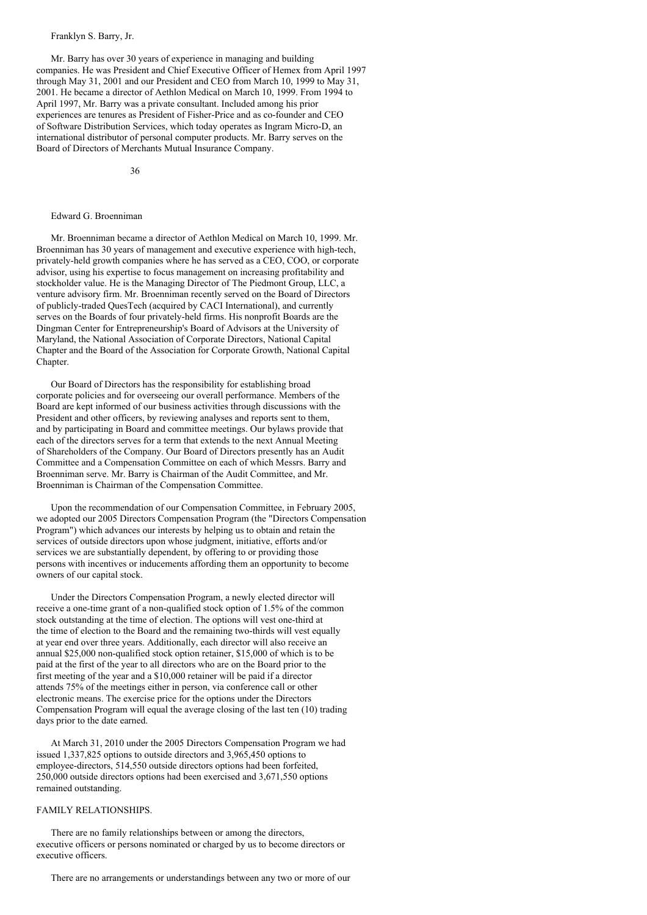Franklyn S. Barry, Jr.

Mr. Barry has over 30 years of experience in managing and building companies. He was President and Chief Executive Officer of Hemex from April 1997 through May 31, 2001 and our President and CEO from March 10, 1999 to May 31, 2001. He became a director of Aethlon Medical on March 10, 1999. From 1994 to April 1997, Mr. Barry was a private consultant. Included among his prior experiences are tenures as President of Fisher-Price and as co-founder and CEO of Software Distribution Services, which today operates as Ingram Micro-D, an international distributor of personal computer products. Mr. Barry serves on the Board of Directors of Merchants Mutual Insurance Company.

Edward G. Broenniman

Mr. Broenniman became a director of Aethlon Medical on March 10, 1999. Mr. Broenniman has 30 years of management and executive experience with high-tech, privately-held growth companies where he has served as a CEO, COO, or corporate advisor, using his expertise to focus management on increasing profitability and stockholder value. He is the Managing Director of The Piedmont Group, LLC, a venture advisory firm. Mr. Broenniman recently served on the Board of Directors of publicly-traded QuesTech (acquired by CACI International), and currently serves on the Boards of four privately-held firms. His nonprofit Boards are the Dingman Center for Entrepreneurship's Board of Advisors at the University of Maryland, the National Association of Corporate Directors, National Capital Chapter and the Board of the Association for Corporate Growth, National Capital Chapter.

Our Board of Directors has the responsibility for establishing broad corporate policies and for overseeing our overall performance. Members of the Board are kept informed of our business activities through discussions with the President and other officers, by reviewing analyses and reports sent to them, and by participating in Board and committee meetings. Our bylaws provide that each of the directors serves for a term that extends to the next Annual Meeting of Shareholders of the Company. Our Board of Directors presently has an Audit Committee and a Compensation Committee on each of which Messrs. Barry and Broenniman serve. Mr. Barry is Chairman of the Audit Committee, and Mr. Broenniman is Chairman of the Compensation Committee.

Upon the recommendation of our Compensation Committee, in February 2005, we adopted our 2005 Directors Compensation Program (the "Directors Compensation Program") which advances our interests by helping us to obtain and retain the services of outside directors upon whose judgment, initiative, efforts and/or services we are substantially dependent, by offering to or providing those persons with incentives or inducements affording them an opportunity to become owners of our capital stock.

Under the Directors Compensation Program, a newly elected director will receive a one-time grant of a non-qualified stock option of 1.5% of the common stock outstanding at the time of election. The options will vest one-third at the time of election to the Board and the remaining two-thirds will vest equally at year end over three years. Additionally, each director will also receive an annual $25,000 non-qualified stock option retainer, $15,000 of which is to be paid at the first of the year to all directors who are on the Board prior to the first meeting of the year and a $10,000 retainer will be paid if a director attends 75% of the meetings either in person, via conference call or other electronic means. The exercise price for the options under the Directors Compensation Program will equal the average closing of the last ten (10) trading days prior to the date earned.

At March 31, 2010 under the 2005 Directors Compensation Program we had issued 1,337,825 options to outside directors and 3,965,450 options to employee-directors, 514,550 outside directors options had been forfeited, 250,000 outside directors options had been exercised and 3,671,550 options remained outstanding.

## FAMILY RELATIONSHIPS.

There are no family relationships between or among the directors, executive officers or persons nominated or charged by us to become directors or executive officers.

There are no arrangements or understandings between any two or more of our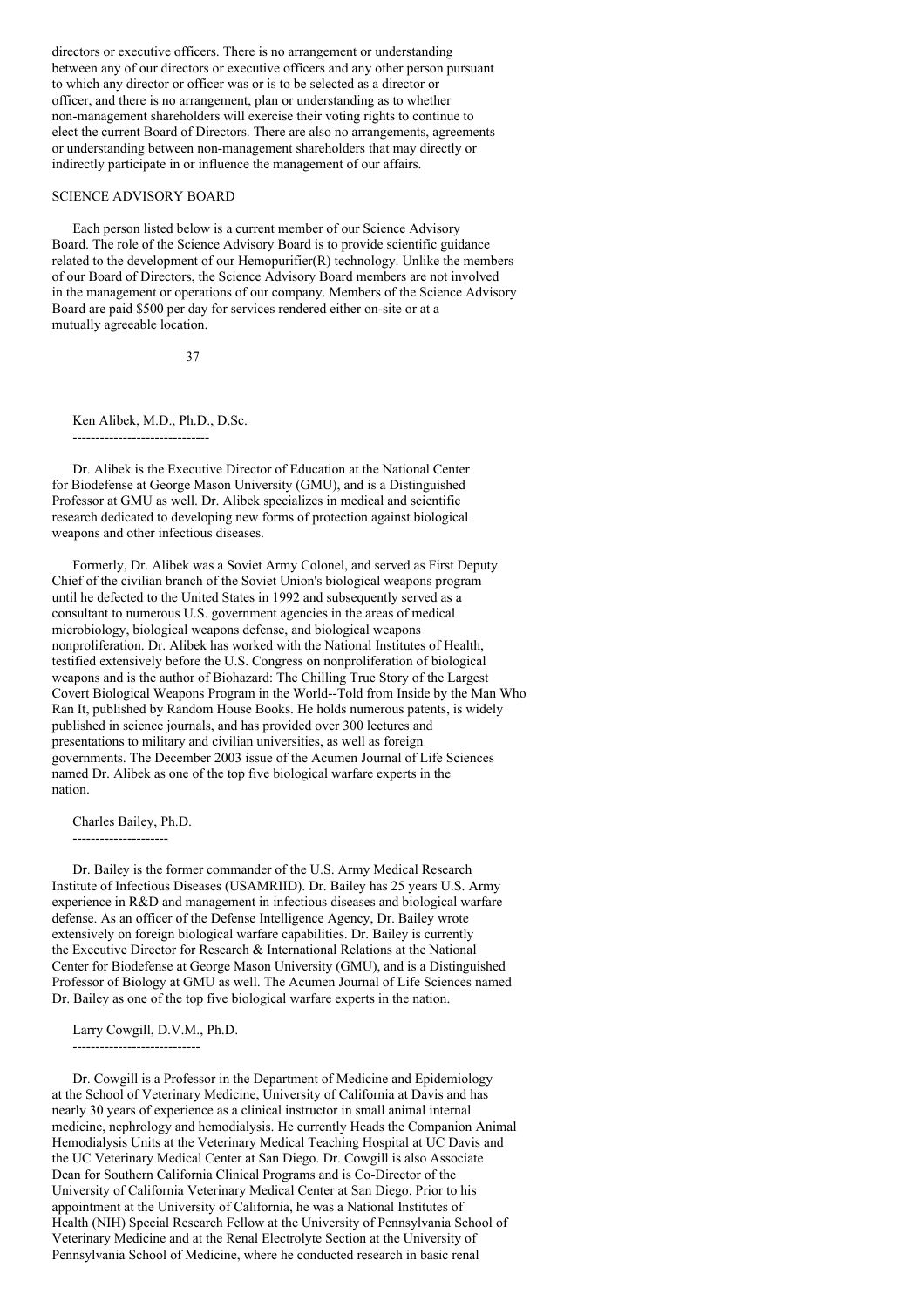directors or executive officers. There is no arrangement or understanding between any of our directors or executive officers and any other person pursuant to which any director or officer was or is to be selected as a director or officer, and there is no arrangement, plan or understanding as to whether non-management shareholders will exercise their voting rights to continue to elect the current Board of Directors. There are also no arrangements, agreements or understanding between non-management shareholders that may directly or indirectly participate in or influence the management of our affairs.

## SCIENCE ADVISORY BOARD

Each person listed below is a current member of our Science Advisory Board. The role of the Science Advisory Board is to provide scientific guidance related to the development of our Hemopurifier(R) technology. Unlike the members of our Board of Directors, the Science Advisory Board members are not involved in the management or operations of our company. Members of the Science Advisory Board are paid $500 per day for services rendered either on-site or at a mutually agreeable location.

### Ken Alibek, M.D., Ph.D., D.Sc.

Dr. Alibek is the Executive Director of Education at the National Center for Biodefense at George Mason University (GMU), and is a Distinguished Professor at GMU as well. Dr. Alibek specializes in medical and scientific research dedicated to developing new forms of protection against biological weapons and other infectious diseases.

Formerly, Dr. Alibek was a Soviet Army Colonel, and served as First Deputy Chief of the civilian branch of the Soviet Union's biological weapons program until he defected to the United States in 1992 and subsequently served as a consultant to numerous U.S. government agencies in the areas of medical microbiology, biological weapons defense, and biological weapons nonproliferation. Dr. Alibek has worked with the National Institutes of Health, testified extensively before the U.S. Congress on nonproliferation of biological weapons and is the author of Biohazard: The Chilling True Story of the Largest Covert Biological Weapons Program in the World--Told from Inside by the Man Who Ran It, published by Random House Books. He holds numerous patents, is widely published in science journals, and has provided over 300 lectures and presentations to military and civilian universities, as well as foreign governments. The December 2003 issue of the Acumen Journal of Life Sciences named Dr. Alibek as one of the top five biological warfare experts in the nation.

### Charles Bailey, Ph.D.

Dr. Bailey is the former commander of the U.S. Army Medical Research Institute of Infectious Diseases (USAMRIID). Dr. Bailey has 25 years U.S. Army experience in R&D and management in infectious diseases and biological warfare defense. As an officer of the Defense Intelligence Agency, Dr. Bailey wrote extensively on foreign biological warfare capabilities. Dr. Bailey is currently the Executive Director for Research & International Relations at the National Center for Biodefense at George Mason University (GMU), and is a Distinguished Professor of Biology at GMU as well. The Acumen Journal of Life Sciences named Dr. Bailey as one of the top five biological warfare experts in the nation.

### Larry Cowgill, D.V.M., Ph.D.

Dr. Cowgill is a Professor in the Department of Medicine and Epidemiology at the School of Veterinary Medicine, University of California at Davis and has nearly 30 years of experience as a clinical instructor in small animal internal medicine, nephrology and hemodialysis. He currently Heads the Companion Animal Hemodialysis Units at the Veterinary Medical Teaching Hospital at UC Davis and the UC Veterinary Medical Center at San Diego. Dr. Cowgill is also Associate Dean for Southern California Clinical Programs and is Co-Director of the University of California Veterinary Medical Center at San Diego. Prior to his appointment at the University of California, he was a National Institutes of Health (NIH) Special Research Fellow at the University of Pennsylvania School of Veterinary Medicine and at the Renal Electrolyte Section at the University of Pennsylvania School of Medicine, where he conducted research in basic renal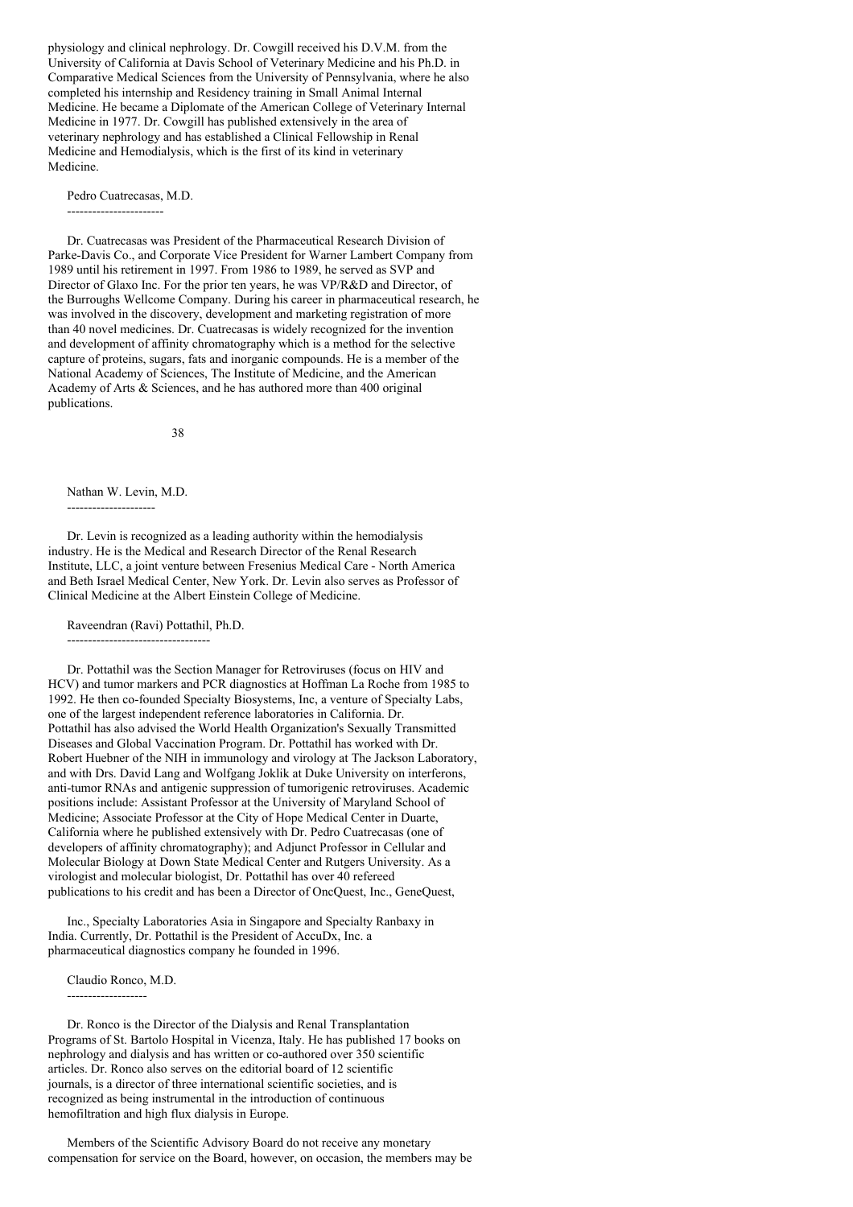physiology and clinical nephrology. Dr. Cowgill received his D.V.M. from the University of California at Davis School of Veterinary Medicine and his Ph.D. in Comparative Medical Sciences from the University of Pennsylvania, where he also completed his internship and Residency training in Small Animal Internal Medicine. He became a Diplomate of the American College of Veterinary Internal Medicine in 1977. Dr. Cowgill has published extensively in the area of veterinary nephrology and has established a Clinical Fellowship in Renal Medicine and Hemodialysis, which is the first of its kind in veterinary Medicine.

Pedro Cuatrecasas, M.D.

Dr. Cuatrecasas was President of the Pharmaceutical Research Division of Parke-Davis Co., and Corporate Vice President for Warner Lambert Company from 1989 until his retirement in 1997. From 1986 to 1989, he served as SVP and Director of Glaxo Inc. For the prior ten years, he was VP/R&D and Director, of the Burroughs Wellcome Company. During his career in pharmaceutical research, he was involved in the discovery, development and marketing registration of more than 40 novel medicines. Dr. Cuatrecasas is widely recognized for the invention and development of affinity chromatography which is a method for the selective capture of proteins, sugars, fats and inorganic compounds. He is a member of the National Academy of Sciences, The Institute of Medicine, and the American Academy of Arts & Sciences, and he has authored more than 400 original publications.

Nathan W. Levin, M.D.

Dr. Levin is recognized as a leading authority within the hemodialysis industry. He is the Medical and Research Director of the Renal Research Institute, LLC, a joint venture between Fresenius Medical Care - North America and Beth Israel Medical Center, New York. Dr. Levin also serves as Professor of Clinical Medicine at the Albert Einstein College of Medicine.

Raveendran (Ravi) Pottathil, Ph.D.

Dr. Pottathil was the Section Manager for Retroviruses (focus on HIV and HCV) and tumor markers and PCR diagnostics at Hoffman La Roche from 1985 to 1992. He then co-founded Specialty Biosystems, Inc, a venture of Specialty Labs, one of the largest independent reference laboratories in California. Dr. Pottathil has also advised the World Health Organization's Sexually Transmitted Diseases and Global Vaccination Program. Dr. Pottathil has worked with Dr. Robert Huebner of the NIH in immunology and virology at The Jackson Laboratory, and with Drs. David Lang and Wolfgang Joklik at Duke University on interferons, anti-tumor RNAs and antigenic suppression of tumorigenic retroviruses. Academic positions include: Assistant Professor at the University of Maryland School of Medicine; Associate Professor at the City of Hope Medical Center in Duarte, California where he published extensively with Dr. Pedro Cuatrecasas (one of developers of affinity chromatography); and Adjunct Professor in Cellular and Molecular Biology at Down State Medical Center and Rutgers University. As a virologist and molecular biologist, Dr. Pottathil has over 40 refereed publications to his credit and has been a Director of OncQuest, Inc., GeneQuest, Inc., Specialty Laboratories Asia in Singapore and Specialty Ranbaxy in India. Currently, Dr. Pottathil is the President of AccuDx, Inc. a pharmaceutical diagnostics company he founded in 1996.

Claudio Ronco, M.D.

Dr. Ronco is the Director of the Dialysis and Renal Transplantation Programs of St. Bartolo Hospital in Vicenza, Italy. He has published 17 books on nephrology and dialysis and has written or co-authored over 350 scientific articles. Dr. Ronco also serves on the editorial board of 12 scientific journals, is a director of three international scientific societies, and is recognized as being instrumental in the introduction of continuous hemofiltration and high flux dialysis in Europe.

Members of the Scientific Advisory Board do not receive any monetary compensation for service on the Board, however, on occasion, the members may be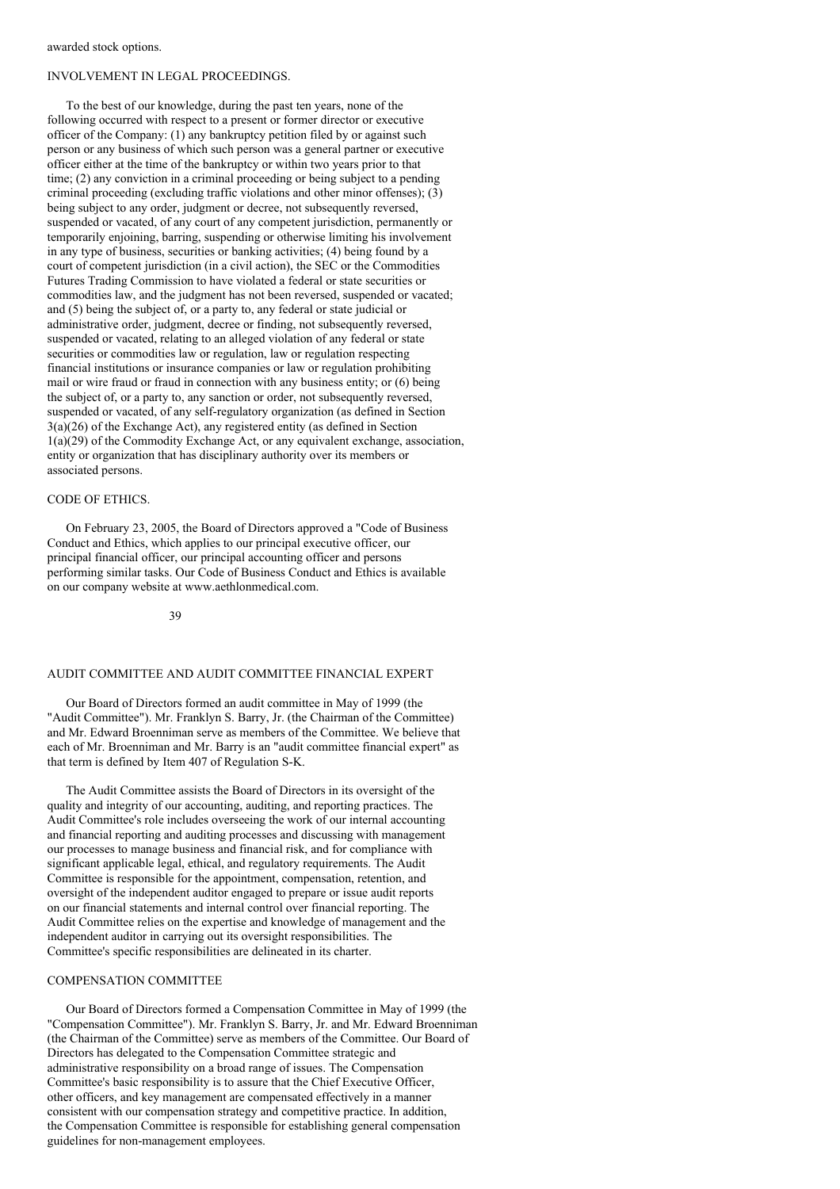awarded stock options.

## INVOLVEMENT IN LEGAL PROCEEDINGS.

To the best of our knowledge, during the past ten years, none of the following occurred with respect to a present or former director or executive officer of the Company: (1) any bankruptcy petition filed by or against such person or any business of which such person was a general partner or executive officer either at the time of the bankruptcy or within two years prior to that time; (2) any conviction in a criminal proceeding or being subject to a pending criminal proceeding (excluding traffic violations and other minor offenses); (3) being subject to any order, judgment or decree, not subsequently reversed, suspended or vacated, of any court of any competent jurisdiction, permanently or temporarily enjoining, barring, suspending or otherwise limiting his involvement in any type of business, securities or banking activities; (4) being found by a court of competent jurisdiction (in a civil action), the SEC or the Commodities Futures Trading Commission to have violated a federal or state securities or commodities law, and the judgment has not been reversed, suspended or vacated; and (5) being the subject of, or a party to, any federal or state judicial or administrative order, judgment, decree or finding, not subsequently reversed, suspended or vacated, relating to an alleged violation of any federal or state securities or commodities law or regulation, law or regulation respecting financial institutions or insurance companies or law or regulation prohibiting mail or wire fraud or fraud in connection with any business entity; or (6) being the subject of, or a party to, any sanction or order, not subsequently reversed, suspended or vacated, of any self-regulatory organization (as defined in Section 3(a)(26) of the Exchange Act), any registered entity (as defined in Section 1(a)(29) of the Commodity Exchange Act, or any equivalent exchange, association, entity or organization that has disciplinary authority over its members or associated persons.

## CODE OF ETHICS.

On February 23, 2005, the Board of Directors approved a "Code of Business Conduct and Ethics, which applies to our principal executive officer, our principal financial officer, our principal accounting officer and persons performing similar tasks. Our Code of Business Conduct and Ethics is available on our company website at www.aethlonmedical.com.

## AUDIT COMMITTEE AND AUDIT COMMITTEE FINANCIAL EXPERT

Our Board of Directors formed an audit committee in May of 1999 (the "Audit Committee"). Mr. Franklyn S. Barry, Jr. (the Chairman of the Committee) and Mr. Edward Broenniman serve as members of the Committee. We believe that each of Mr. Broenniman and Mr. Barry is an "audit committee financial expert" as that term is defined by Item 407 of Regulation S-K.

The Audit Committee assists the Board of Directors in its oversight of the quality and integrity of our accounting, auditing, and reporting practices. The Audit Committee's role includes overseeing the work of our internal accounting and financial reporting and auditing processes and discussing with management our processes to manage business and financial risk, and for compliance with significant applicable legal, ethical, and regulatory requirements. The Audit Committee is responsible for the appointment, compensation, retention, and oversight of the independent auditor engaged to prepare or issue audit reports on our financial statements and internal control over financial reporting. The Audit Committee relies on the expertise and knowledge of management and the independent auditor in carrying out its oversight responsibilities. The Committee's specific responsibilities are delineated in its charter.

## COMPENSATION COMMITTEE

Our Board of Directors formed a Compensation Committee in May of 1999 (the "Compensation Committee"). Mr. Franklyn S. Barry, Jr. and Mr. Edward Broenniman (the Chairman of the Committee) serve as members of the Committee. Our Board of Directors has delegated to the Compensation Committee strategic and administrative responsibility on a broad range of issues. The Compensation Committee's basic responsibility is to assure that the Chief Executive Officer, other officers, and key management are compensated effectively in a manner consistent with our compensation strategy and competitive practice. In addition, the Compensation Committee is responsible for establishing general compensation guidelines for non-management employees.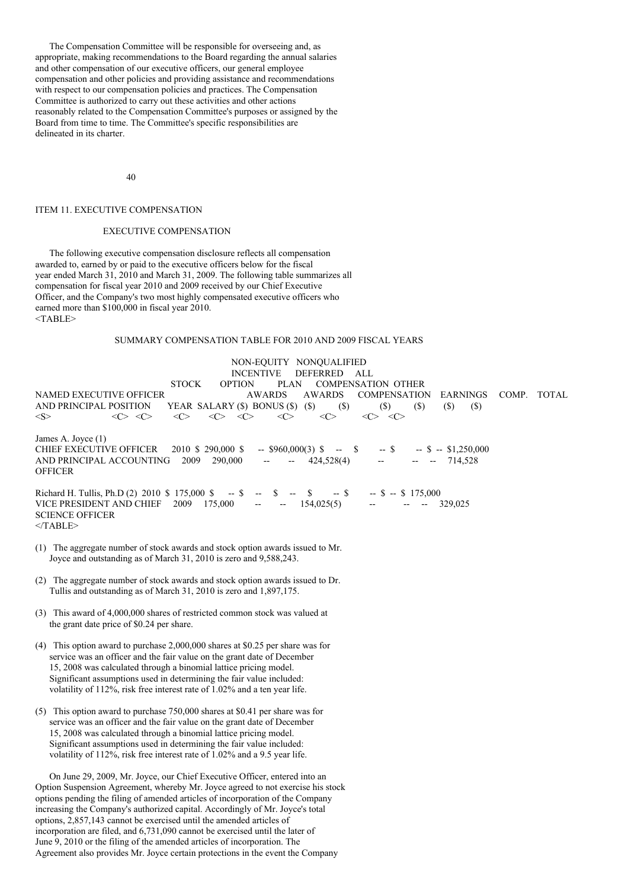The Compensation Committee will be responsible for overseeing and, as appropriate, making recommendations to the Board regarding the annual salaries and other compensation of our executive officers, our general employee compensation and other policies and providing assistance and recommendations with respect to our compensation policies and practices. The Compensation Committee is authorized to carry out these activities and other actions reasonably related to the Compensation Committee's purposes or assigned by the Board from time to time. The Committee's specific responsibilities are delineated in its charter.

## ITEM 11. EXECUTIVE COMPENSATION

### EXECUTIVE COMPENSATION

The following executive compensation disclosure reflects all compensation awarded to, earned by or paid to the executive officers below for the fiscal year ended March 31, 2010 and March 31, 2009. The following table summarizes all compensation for fiscal year 2010 and 2009 received by our Chief Executive Officer, and the Company's two most highly compensated executive officers who earned more than $100,000 in fiscal year 2010.

SUMMARY COMPENSATION TABLE FOR 2010 AND 2009 FISCAL YEARS

| NAMED EXECUTIVE OFFICER AND PRINCIPAL POSITION | YEAR | SALARY ($) | BONUS ($) | STOCK AWARDS ($) | OPTION AWARDS ($) | NON-EQUITY INCENTIVE PLAN COMPENSATION ($) | NONQUALIFIED DEFERRED COMPENSATION EARNINGS ($) | ALL OTHER COMP. ($) | TOTAL |
|---|---|---|---|---|---|---|---|---|---|
| James A. Joyce (1) CHIEF EXECUTIVE OFFICER AND PRINCIPAL ACCOUNTING OFFICER | 2010 | $ 290,000 | $ -- | $960,000(3) | $ -- | $ -- | $ -- | $ -- | $1,250,000 |
| | 2009 | 290,000 | -- | -- | 424,528(4) | -- | -- | -- | 714,528 |
| Richard H. Tullis, Ph.D (2) VICE PRESIDENT AND CHIEF SCIENCE OFFICER | 2010 | $ 175,000 | $ -- | $ -- | $ -- | $ -- | $ -- | $ -- | $ 175,000 |
| | 2009 | 175,000 | -- | -- | 154,025(5) | -- | -- | -- | 329,025 |

(1) The aggregate number of stock awards and stock option awards issued to Mr. Joyce and outstanding as of March 31, 2010 is zero and 9,588,243.

(2) The aggregate number of stock awards and stock option awards issued to Dr. Tullis and outstanding as of March 31, 2010 is zero and 1,897,175.

(3) This award of 4,000,000 shares of restricted common stock was valued at the grant date price of $0.24 per share.

(4) This option award to purchase 2,000,000 shares at $0.25 per share was for service was an officer and the fair value on the grant date of December 15, 2008 was calculated through a binomial lattice pricing model. Significant assumptions used in determining the fair value included: volatility of 112%, risk free interest rate of 1.02% and a ten year life.

(5) This option award to purchase 750,000 shares at $0.41 per share was for service was an officer and the fair value on the grant date of December 15, 2008 was calculated through a binomial lattice pricing model. Significant assumptions used in determining the fair value included: volatility of 112%, risk free interest rate of 1.02% and a 9.5 year life.

On June 29, 2009, Mr. Joyce, our Chief Executive Officer, entered into an Option Suspension Agreement, whereby Mr. Joyce agreed to not exercise his stock options pending the filing of amended articles of incorporation of the Company increasing the Company's authorized capital. Accordingly of Mr. Joyce's total options, 2,857,143 cannot be exercised until the amended articles of incorporation are filed, and 6,731,090 cannot be exercised until the later of June 9, 2010 or the filing of the amended articles of incorporation. The Agreement also provides Mr. Joyce certain protections in the event the Company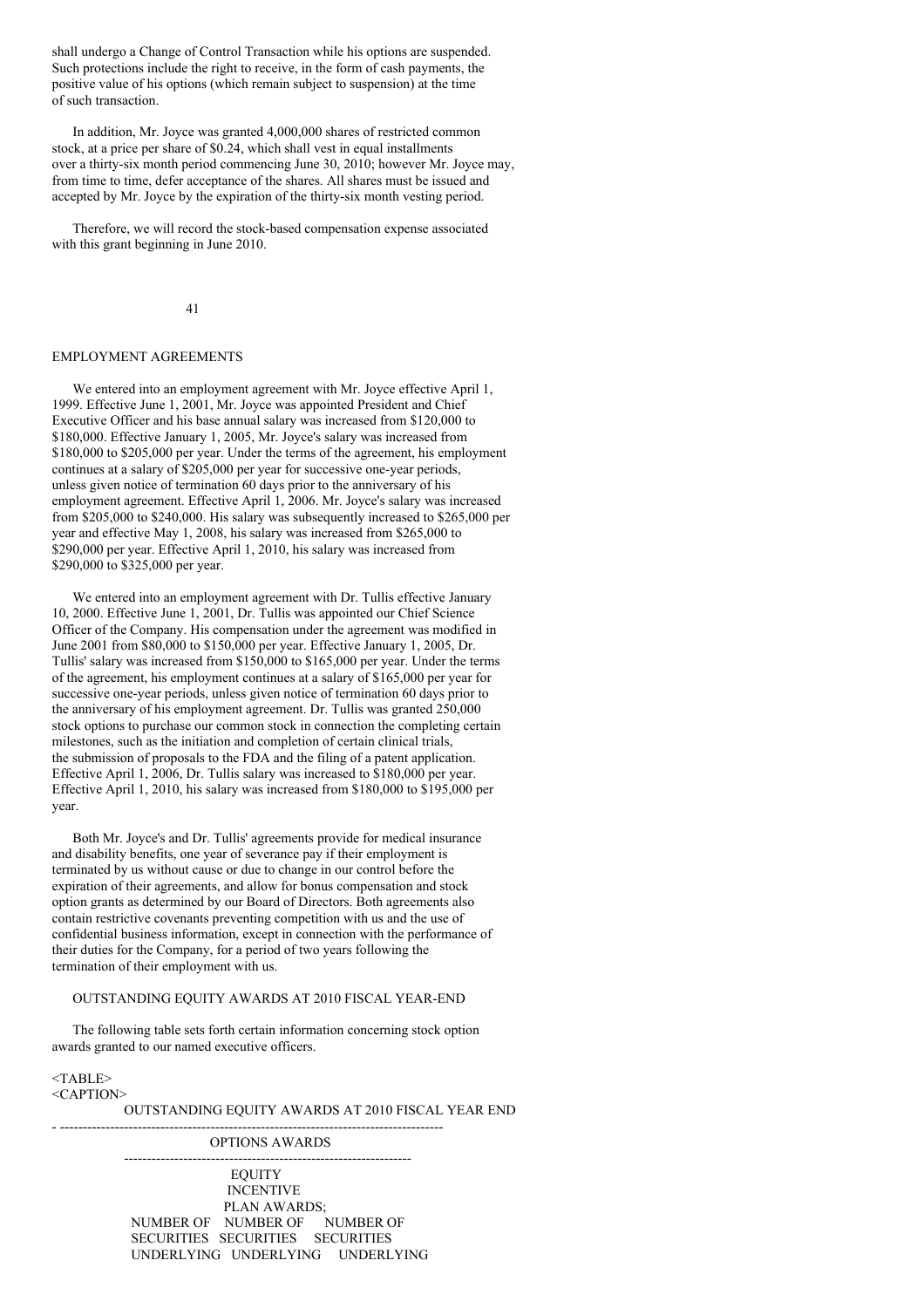shall undergo a Change of Control Transaction while his options are suspended. Such protections include the right to receive, in the form of cash payments, the positive value of his options (which remain subject to suspension) at the time of such transaction.

In addition, Mr. Joyce was granted 4,000,000 shares of restricted common stock, at a price per share of $0.24, which shall vest in equal installments over a thirty-six month period commencing June 30, 2010; however Mr. Joyce may, from time to time, defer acceptance of the shares. All shares must be issued and accepted by Mr. Joyce by the expiration of the thirty-six month vesting period.

Therefore, we will record the stock-based compensation expense associated with this grant beginning in June 2010.

## EMPLOYMENT AGREEMENTS

We entered into an employment agreement with Mr. Joyce effective April 1, 1999. Effective June 1, 2001, Mr. Joyce was appointed President and Chief Executive Officer and his base annual salary was increased from $120,000 to $180,000. Effective January 1, 2005, Mr. Joyce's salary was increased from $180,000 to $205,000 per year. Under the terms of the agreement, his employment continues at a salary of $205,000 per year for successive one-year periods, unless given notice of termination 60 days prior to the anniversary of his employment agreement. Effective April 1, 2006. Mr. Joyce's salary was increased from $205,000 to $240,000. His salary was subsequently increased to $265,000 per year and effective May 1, 2008, his salary was increased from $265,000 to $290,000 per year. Effective April 1, 2010, his salary was increased from $290,000 to $325,000 per year.

We entered into an employment agreement with Dr. Tullis effective January 10, 2000. Effective June 1, 2001, Dr. Tullis was appointed our Chief Science Officer of the Company. His compensation under the agreement was modified in June 2001 from $80,000 to $150,000 per year. Effective January 1, 2005, Dr. Tullis' salary was increased from $150,000 to $165,000 per year. Under the terms of the agreement, his employment continues at a salary of $165,000 per year for successive one-year periods, unless given notice of termination 60 days prior to the anniversary of his employment agreement. Dr. Tullis was granted 250,000 stock options to purchase our common stock in connection the completing certain milestones, such as the initiation and completion of certain clinical trials, the submission of proposals to the FDA and the filing of a patent application. Effective April 1, 2006, Dr. Tullis salary was increased to $180,000 per year. Effective April 1, 2010, his salary was increased from $180,000 to $195,000 per year.

Both Mr. Joyce's and Dr. Tullis' agreements provide for medical insurance and disability benefits, one year of severance pay if their employment is terminated by us without cause or due to change in our control before the expiration of their agreements, and allow for bonus compensation and stock option grants as determined by our Board of Directors. Both agreements also contain restrictive covenants preventing competition with us and the use of confidential business information, except in connection with the performance of their duties for the Company, for a period of two years following the termination of their employment with us.

### OUTSTANDING EQUITY AWARDS AT 2010 FISCAL YEAR-END

The following table sets forth certain information concerning stock option awards granted to our named executive officers.

OUTSTANDING EQUITY AWARDS AT 2010 FISCAL YEAR END

| OPTIONS AWARDS | | |
|---|---|---|
| NUMBER OF SECURITIES UNDERLYING | NUMBER OF SECURITIES UNDERLYING | EQUITY INCENTIVE PLAN AWARDS; NUMBER OF SECURITIES UNDERLYING |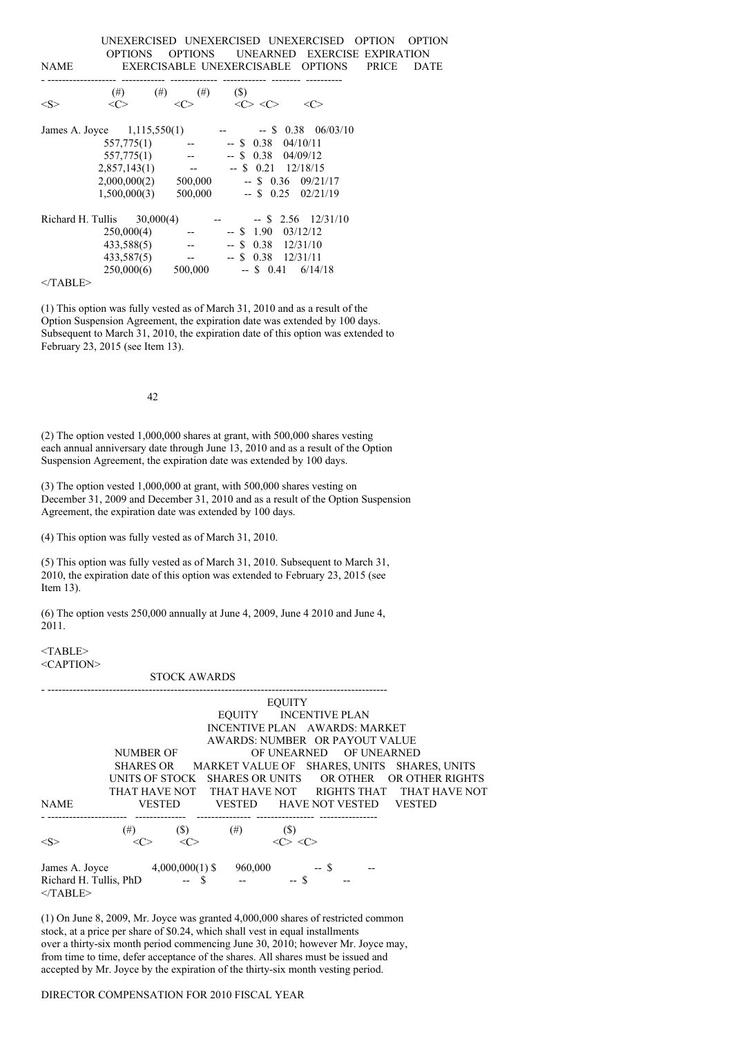| NAME | UNEXERCISED OPTIONS EXERCISABLE (#) | UNEXERCISED OPTIONS UNEXERCISABLE (#) | UNEXERCISED UNEARNED OPTIONS (#) | OPTION EXERCISE PRICE ($) | OPTION EXPIRATION DATE |
|---|---|---|---|---|---|
| James A. Joyce | 1,115,550(1) | -- | -- | $ 0.38 | 06/03/10 |
| | 557,775(1) | -- | -- | $ 0.38 | 04/10/11 |
| | 557,775(1) | -- | -- | $ 0.38 | 04/09/12 |
| | 2,857,143(1) | -- | -- | $ 0.21 | 12/18/15 |
| | 2,000,000(2) | 500,000 | -- | $ 0.36 | 09/21/17 |
| | 1,500,000(3) | 500,000 | -- | $ 0.25 | 02/21/19 |
| Richard H. Tullis | 30,000(4) | -- | -- | $ 2.56 | 12/31/10 |
| | 250,000(4) | -- | -- | $ 1.90 | 03/12/12 |
| | 433,588(5) | -- | -- | $ 0.38 | 12/31/10 |
| | 433,587(5) | -- | -- | $ 0.38 | 12/31/11 |
| | 250,000(6) | 500,000 | -- | $ 0.41 | 6/14/18 |

(1) This option was fully vested as of March 31, 2010 and as a result of the Option Suspension Agreement, the expiration date was extended by 100 days. Subsequent to March 31, 2010, the expiration date of this option was extended to February 23, 2015 (see Item 13).

(2) The option vested 1,000,000 shares at grant, with 500,000 shares vesting each annual anniversary date through June 13, 2010 and as a result of the Option Suspension Agreement, the expiration date was extended by 100 days.

(3) The option vested 1,000,000 at grant, with 500,000 shares vesting on December 31, 2009 and December 31, 2010 and as a result of the Option Suspension Agreement, the expiration date was extended by 100 days.

(4) This option was fully vested as of March 31, 2010.

(5) This option was fully vested as of March 31, 2010. Subsequent to March 31, 2010, the expiration date of this option was extended to February 23, 2015 (see Item 13).

(6) The option vests 250,000 annually at June 4, 2009, June 4 2010 and June 4, 2011.

STOCK AWARDS

| NAME | NUMBER OF SHARES OR UNITS OF STOCK THAT HAVE NOT VESTED (#) | MARKET VALUE OF SHARES OR UNITS THAT HAVE NOT VESTED ($) | EQUITY INCENTIVE PLAN AWARDS: NUMBER OF UNEARNED SHARES, UNITS OR OTHER RIGHTS THAT HAVE NOT VESTED (#) | EQUITY INCENTIVE PLAN AWARDS: MARKET OR PAYOUT VALUE OF UNEARNED SHARES, UNITS OR OTHER RIGHTS THAT HAVE NOT VESTED ($) |
|---|---|---|---|---|
| James A. Joyce | 4,000,000(1) | $ 960,000 | -- | $ -- |
| Richard H. Tullis, PhD | -- | $ -- | -- | $ -- |

(1) On June 8, 2009, Mr. Joyce was granted 4,000,000 shares of restricted common stock, at a price per share of $0.24, which shall vest in equal installments over a thirty-six month period commencing June 30, 2010; however Mr. Joyce may, from time to time, defer acceptance of the shares. All shares must be issued and accepted by Mr. Joyce by the expiration of the thirty-six month vesting period.

DIRECTOR COMPENSATION FOR 2010 FISCAL YEAR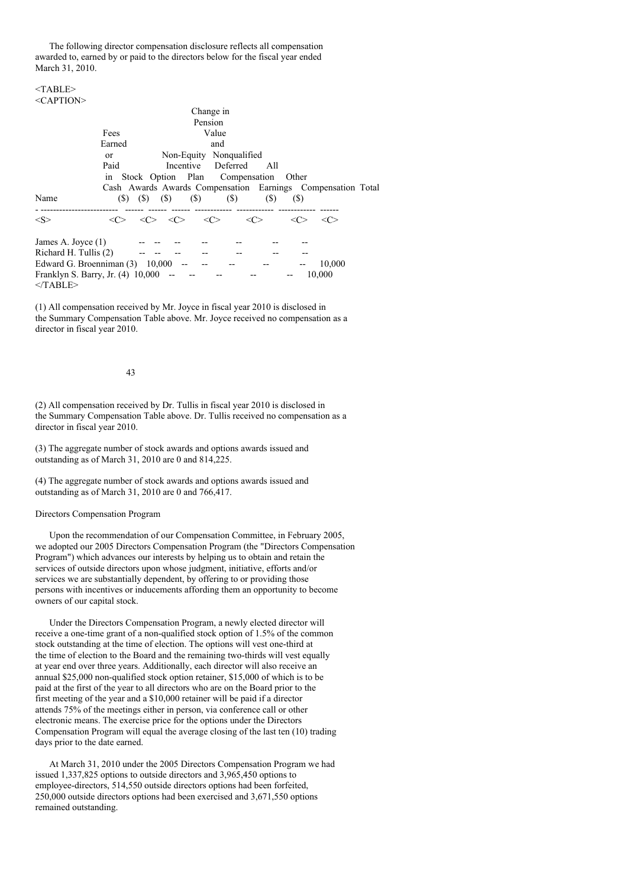The following director compensation disclosure reflects all compensation awarded to, earned by or paid to the directors below for the fiscal year ended March 31, 2010.

| Name | Fees Earned or Paid in Cash ($) | Stock Awards ($) | Option Awards ($) | Non-Equity Incentive Plan Compensation ($) | Change in Pension Value and Nonqualified Deferred Compensation Earnings ($) | All Other Compensation ($) | Total ($) |
|---|---|---|---|---|---|---|---|
| James A. Joyce (1) | -- | -- | -- | -- | -- | -- | -- |
| Richard H. Tullis (2) | -- | -- | -- | -- | -- | -- | -- |
| Edward G. Broenniman (3) | 10,000 | -- | -- | -- | -- | -- | 10,000 |
| Franklyn S. Barry, Jr. (4) | 10,000 | -- | -- | -- | -- | -- | 10,000 |

(1) All compensation received by Mr. Joyce in fiscal year 2010 is disclosed in the Summary Compensation Table above. Mr. Joyce received no compensation as a director in fiscal year 2010.

(2) All compensation received by Dr. Tullis in fiscal year 2010 is disclosed in the Summary Compensation Table above. Dr. Tullis received no compensation as a director in fiscal year 2010.

(3) The aggregate number of stock awards and options awards issued and outstanding as of March 31, 2010 are 0 and 814,225.

(4) The aggregate number of stock awards and options awards issued and outstanding as of March 31, 2010 are 0 and 766,417.

Directors Compensation Program

Upon the recommendation of our Compensation Committee, in February 2005, we adopted our 2005 Directors Compensation Program (the "Directors Compensation Program") which advances our interests by helping us to obtain and retain the services of outside directors upon whose judgment, initiative, efforts and/or services we are substantially dependent, by offering to or providing those persons with incentives or inducements affording them an opportunity to become owners of our capital stock.

Under the Directors Compensation Program, a newly elected director will receive a one-time grant of a non-qualified stock option of 1.5% of the common stock outstanding at the time of election. The options will vest one-third at the time of election to the Board and the remaining two-thirds will vest equally at year end over three years. Additionally, each director will also receive an annual $25,000 non-qualified stock option retainer, $15,000 of which is to be paid at the first of the year to all directors who are on the Board prior to the first meeting of the year and a $10,000 retainer will be paid if a director attends 75% of the meetings either in person, via conference call or other electronic means. The exercise price for the options under the Directors Compensation Program will equal the average closing of the last ten (10) trading days prior to the date earned.

At March 31, 2010 under the 2005 Directors Compensation Program we had issued 1,337,825 options to outside directors and 3,965,450 options to employee-directors, 514,550 outside directors options had been forfeited, 250,000 outside directors options had been exercised and 3,671,550 options remained outstanding.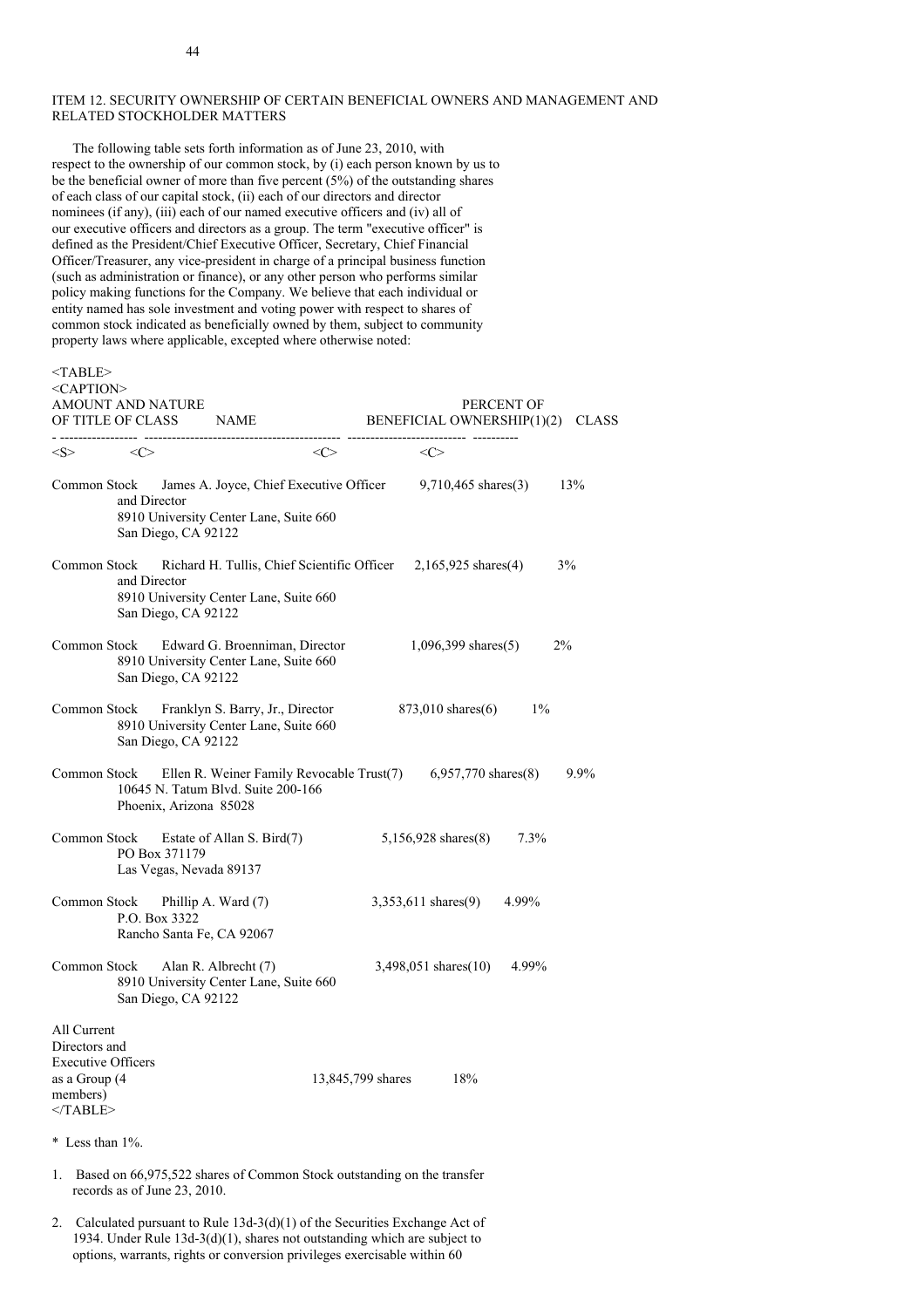## ITEM 12. SECURITY OWNERSHIP OF CERTAIN BENEFICIAL OWNERS AND MANAGEMENT AND RELATED STOCKHOLDER MATTERS

The following table sets forth information as of June 23, 2010, with respect to the ownership of our common stock, by (i) each person known by us to be the beneficial owner of more than five percent (5%) of the outstanding shares of each class of our capital stock, (ii) each of our directors and director nominees (if any), (iii) each of our named executive officers and (iv) all of our executive officers and directors as a group. The term "executive officer" is defined as the President/Chief Executive Officer, Secretary, Chief Financial Officer/Treasurer, any vice-president in charge of a principal business function (such as administration or finance), or any other person who performs similar policy making functions for the Company. We believe that each individual or entity named has sole investment and voting power with respect to shares of common stock indicated as beneficially owned by them, subject to community property laws where applicable, excepted where otherwise noted:

| TITLE OF CLASS | NAME | AMOUNT AND NATURE OF BENEFICIAL OWNERSHIP(1)(2) | PERCENT OF CLASS |
|---|---|---|---|
| Common Stock | James A. Joyce, Chief Executive Officer and Director<br>8910 University Center Lane, Suite 660<br>San Diego, CA 92122 | 9,710,465 shares(3) | 13% |
| Common Stock | Richard H. Tullis, Chief Scientific Officer and Director<br>8910 University Center Lane, Suite 660<br>San Diego, CA 92122 | 2,165,925 shares(4) | 3% |
| Common Stock | Edward G. Broenniman, Director<br>8910 University Center Lane, Suite 660<br>San Diego, CA 92122 | 1,096,399 shares(5) | 2% |
| Common Stock | Franklyn S. Barry, Jr., Director<br>8910 University Center Lane, Suite 660<br>San Diego, CA 92122 | 873,010 shares(6) | 1% |
| Common Stock | Ellen R. Weiner Family Revocable Trust(7)<br>10645 N. Tatum Blvd. Suite 200-166<br>Phoenix, Arizona 85028 | 6,957,770 shares(8) | 9.9% |
| Common Stock | Estate of Allan S. Bird(7)<br>PO Box 371179<br>Las Vegas, Nevada 89137 | 5,156,928 shares(8) | 7.3% |
| Common Stock | Phillip A. Ward (7)<br>P.O. Box 3322<br>Rancho Santa Fe, CA 92067 | 3,353,611 shares(9) | 4.99% |
| Common Stock | Alan R. Albrecht (7)<br>8910 University Center Lane, Suite 660<br>San Diego, CA 92122 | 3,498,051 shares(10) | 4.99% |
| All Current Directors and Executive Officers as a Group (4 members) | | 13,845,799 shares | 18% |

\* Less than 1%.

1. Based on 66,975,522 shares of Common Stock outstanding on the transfer records as of June 23, 2010.
2. Calculated pursuant to Rule 13d-3(d)(1) of the Securities Exchange Act of 1934. Under Rule 13d-3(d)(1), shares not outstanding which are subject to options, warrants, rights or conversion privileges exercisable within 60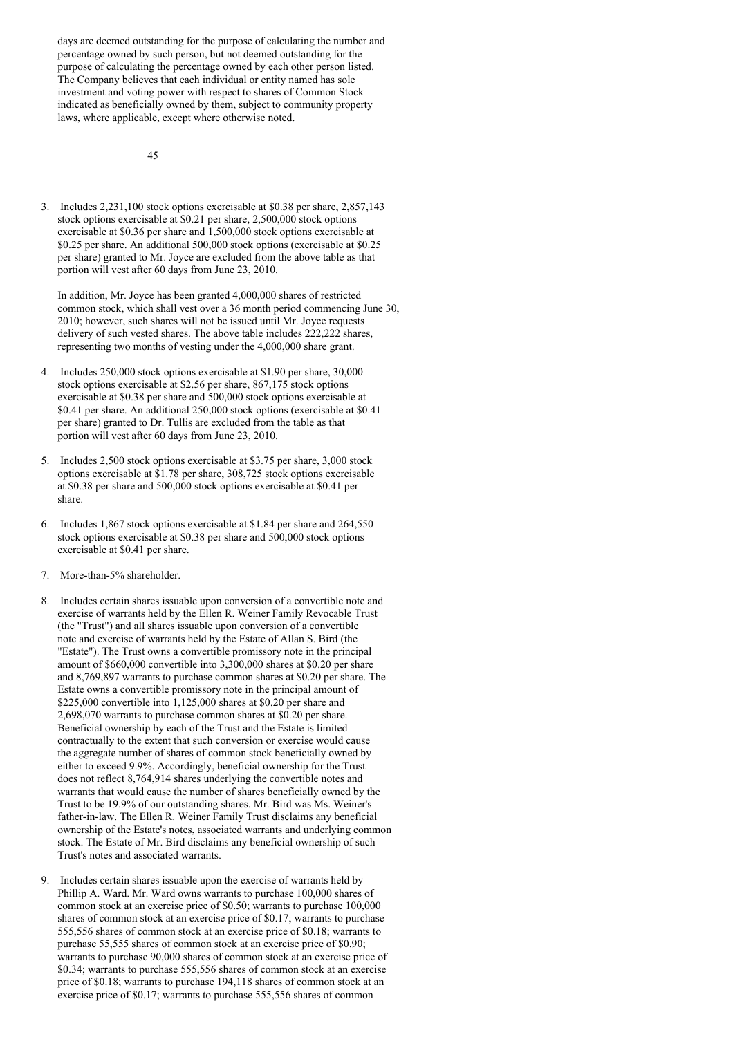days are deemed outstanding for the purpose of calculating the number and percentage owned by such person, but not deemed outstanding for the purpose of calculating the percentage owned by each other person listed. The Company believes that each individual or entity named has sole investment and voting power with respect to shares of Common Stock indicated as beneficially owned by them, subject to community property laws, where applicable, except where otherwise noted.

3. Includes 2,231,100 stock options exercisable at $0.38 per share, 2,857,143 stock options exercisable at $0.21 per share, 2,500,000 stock options exercisable at $0.36 per share and 1,500,000 stock options exercisable at $0.25 per share. An additional 500,000 stock options (exercisable at $0.25 per share) granted to Mr. Joyce are excluded from the above table as that portion will vest after 60 days from June 23, 2010.

   In addition, Mr. Joyce has been granted 4,000,000 shares of restricted common stock, which shall vest over a 36 month period commencing June 30, 2010; however, such shares will not be issued until Mr. Joyce requests delivery of such vested shares. The above table includes 222,222 shares, representing two months of vesting under the 4,000,000 share grant.

4. Includes 250,000 stock options exercisable at $1.90 per share, 30,000 stock options exercisable at $2.56 per share, 867,175 stock options exercisable at $0.38 per share and 500,000 stock options exercisable at $0.41 per share. An additional 250,000 stock options (exercisable at $0.41 per share) granted to Dr. Tullis are excluded from the table as that portion will vest after 60 days from June 23, 2010.

5. Includes 2,500 stock options exercisable at $3.75 per share, 3,000 stock options exercisable at $1.78 per share, 308,725 stock options exercisable at $0.38 per share and 500,000 stock options exercisable at $0.41 per share.

6. Includes 1,867 stock options exercisable at $1.84 per share and 264,550 stock options exercisable at $0.38 per share and 500,000 stock options exercisable at $0.41 per share.

7. More-than-5% shareholder.

8. Includes certain shares issuable upon conversion of a convertible note and exercise of warrants held by the Ellen R. Weiner Family Revocable Trust (the "Trust") and all shares issuable upon conversion of a convertible note and exercise of warrants held by the Estate of Allan S. Bird (the "Estate"). The Trust owns a convertible promissory note in the principal amount of $660,000 convertible into 3,300,000 shares at $0.20 per share and 8,769,897 warrants to purchase common shares at $0.20 per share. The Estate owns a convertible promissory note in the principal amount of $225,000 convertible into 1,125,000 shares at $0.20 per share and 2,698,070 warrants to purchase common shares at $0.20 per share. Beneficial ownership by each of the Trust and the Estate is limited contractually to the extent that such conversion or exercise would cause the aggregate number of shares of common stock beneficially owned by either to exceed 9.9%. Accordingly, beneficial ownership for the Trust does not reflect 8,764,914 shares underlying the convertible notes and warrants that would cause the number of shares beneficially owned by the Trust to be 19.9% of our outstanding shares. Mr. Bird was Ms. Weiner's father-in-law. The Ellen R. Weiner Family Trust disclaims any beneficial ownership of the Estate's notes, associated warrants and underlying common stock. The Estate of Mr. Bird disclaims any beneficial ownership of such Trust's notes and associated warrants.

9. Includes certain shares issuable upon the exercise of warrants held by Phillip A. Ward. Mr. Ward owns warrants to purchase 100,000 shares of common stock at an exercise price of $0.50; warrants to purchase 100,000 shares of common stock at an exercise price of $0.17; warrants to purchase 555,556 shares of common stock at an exercise price of $0.18; warrants to purchase 55,555 shares of common stock at an exercise price of $0.90; warrants to purchase 90,000 shares of common stock at an exercise price of $0.34; warrants to purchase 555,556 shares of common stock at an exercise price of $0.18; warrants to purchase 194,118 shares of common stock at an exercise price of $0.17; warrants to purchase 555,556 shares of common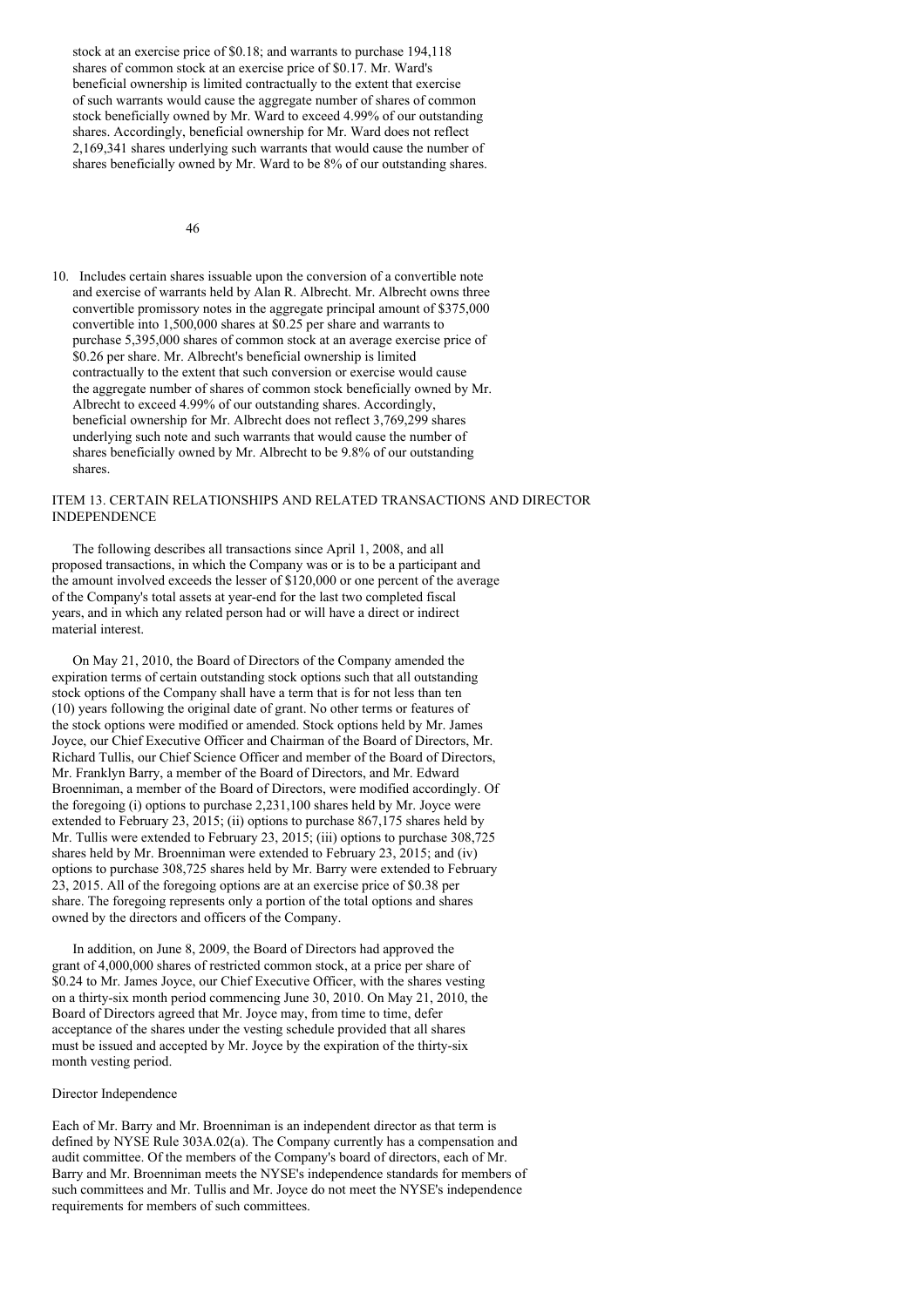stock at an exercise price of $0.18; and warrants to purchase 194,118 shares of common stock at an exercise price of $0.17. Mr. Ward's beneficial ownership is limited contractually to the extent that exercise of such warrants would cause the aggregate number of shares of common stock beneficially owned by Mr. Ward to exceed 4.99% of our outstanding shares. Accordingly, beneficial ownership for Mr. Ward does not reflect 2,169,341 shares underlying such warrants that would cause the number of shares beneficially owned by Mr. Ward to be 8% of our outstanding shares.

10. Includes certain shares issuable upon the conversion of a convertible note and exercise of warrants held by Alan R. Albrecht. Mr. Albrecht owns three convertible promissory notes in the aggregate principal amount of $375,000 convertible into 1,500,000 shares at $0.25 per share and warrants to purchase 5,395,000 shares of common stock at an average exercise price of $0.26 per share. Mr. Albrecht's beneficial ownership is limited contractually to the extent that such conversion or exercise would cause the aggregate number of shares of common stock beneficially owned by Mr. Albrecht to exceed 4.99% of our outstanding shares. Accordingly, beneficial ownership for Mr. Albrecht does not reflect 3,769,299 shares underlying such note and such warrants that would cause the number of shares beneficially owned by Mr. Albrecht to be 9.8% of our outstanding shares.

## ITEM 13. CERTAIN RELATIONSHIPS AND RELATED TRANSACTIONS AND DIRECTOR INDEPENDENCE

The following describes all transactions since April 1, 2008, and all proposed transactions, in which the Company was or is to be a participant and the amount involved exceeds the lesser of $120,000 or one percent of the average of the Company's total assets at year-end for the last two completed fiscal years, and in which any related person had or will have a direct or indirect material interest.

On May 21, 2010, the Board of Directors of the Company amended the expiration terms of certain outstanding stock options such that all outstanding stock options of the Company shall have a term that is for not less than ten (10) years following the original date of grant. No other terms or features of the stock options were modified or amended. Stock options held by Mr. James Joyce, our Chief Executive Officer and Chairman of the Board of Directors, Mr. Richard Tullis, our Chief Science Officer and member of the Board of Directors, Mr. Franklyn Barry, a member of the Board of Directors, and Mr. Edward Broenniman, a member of the Board of Directors, were modified accordingly. Of the foregoing (i) options to purchase 2,231,100 shares held by Mr. Joyce were extended to February 23, 2015; (ii) options to purchase 867,175 shares held by Mr. Tullis were extended to February 23, 2015; (iii) options to purchase 308,725 shares held by Mr. Broenniman were extended to February 23, 2015; and (iv) options to purchase 308,725 shares held by Mr. Barry were extended to February 23, 2015. All of the foregoing options are at an exercise price of $0.38 per share. The foregoing represents only a portion of the total options and shares owned by the directors and officers of the Company.

In addition, on June 8, 2009, the Board of Directors had approved the grant of 4,000,000 shares of restricted common stock, at a price per share of $0.24 to Mr. James Joyce, our Chief Executive Officer, with the shares vesting on a thirty-six month period commencing June 30, 2010. On May 21, 2010, the Board of Directors agreed that Mr. Joyce may, from time to time, defer acceptance of the shares under the vesting schedule provided that all shares must be issued and accepted by Mr. Joyce by the expiration of the thirty-six month vesting period.

### Director Independence

Each of Mr. Barry and Mr. Broenniman is an independent director as that term is defined by NYSE Rule 303A.02(a). The Company currently has a compensation and audit committee. Of the members of the Company's board of directors, each of Mr. Barry and Mr. Broenniman meets the NYSE's independence standards for members of such committees and Mr. Tullis and Mr. Joyce do not meet the NYSE's independence requirements for members of such committees.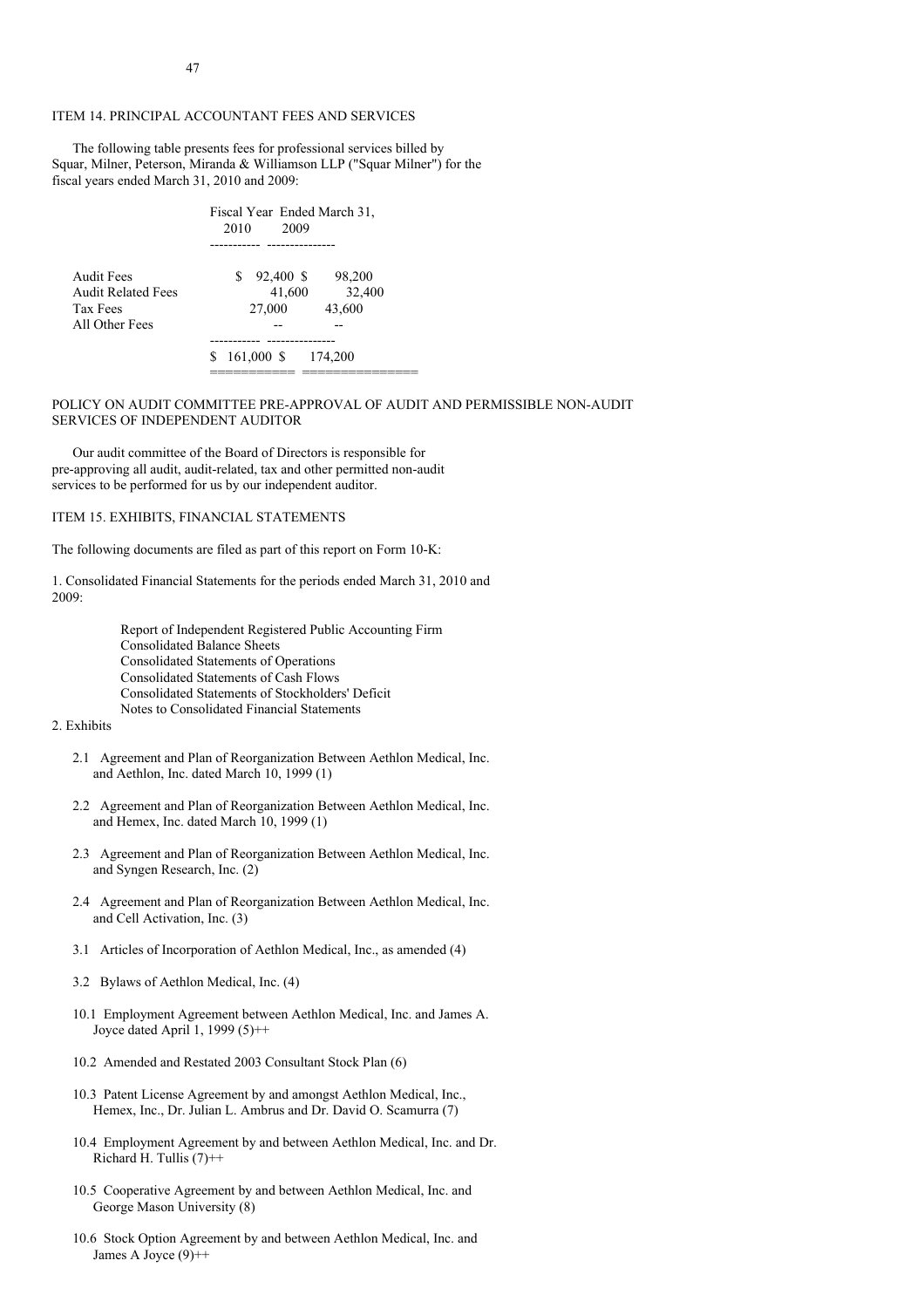ITEM 14. PRINCIPAL ACCOUNTANT FEES AND SERVICES

The following table presents fees for professional services billed by Squar, Milner, Peterson, Miranda & Williamson LLP ("Squar Milner") for the fiscal years ended March 31, 2010 and 2009:

| | Fiscal Year Ended March 31, 2010 | 2009 |
|---|---|---|
| Audit Fees | $ 92,400 | $ 98,200 |
| Audit Related Fees | 41,600 | 32,400 |
| Tax Fees | 27,000 | 43,600 |
| All Other Fees | -- | -- |
| | $ 161,000 | $ 174,200 |

POLICY ON AUDIT COMMITTEE PRE-APPROVAL OF AUDIT AND PERMISSIBLE NON-AUDIT SERVICES OF INDEPENDENT AUDITOR

Our audit committee of the Board of Directors is responsible for pre-approving all audit, audit-related, tax and other permitted non-audit services to be performed for us by our independent auditor.

ITEM 15. EXHIBITS, FINANCIAL STATEMENTS

The following documents are filed as part of this report on Form 10-K:

1. Consolidated Financial Statements for the periods ended March 31, 2010 and 2009:

   Report of Independent Registered Public Accounting Firm
   Consolidated Balance Sheets
   Consolidated Statements of Operations
   Consolidated Statements of Cash Flows
   Consolidated Statements of Stockholders' Deficit
   Notes to Consolidated Financial Statements

2. Exhibits

   2.1 Agreement and Plan of Reorganization Between Aethlon Medical, Inc. and Aethlon, Inc. dated March 10, 1999 (1)

   2.2 Agreement and Plan of Reorganization Between Aethlon Medical, Inc. and Hemex, Inc. dated March 10, 1999 (1)

   2.3 Agreement and Plan of Reorganization Between Aethlon Medical, Inc. and Syngen Research, Inc. (2)

   2.4 Agreement and Plan of Reorganization Between Aethlon Medical, Inc. and Cell Activation, Inc. (3)

   3.1 Articles of Incorporation of Aethlon Medical, Inc., as amended (4)

   3.2 Bylaws of Aethlon Medical, Inc. (4)

   10.1 Employment Agreement between Aethlon Medical, Inc. and James A. Joyce dated April 1, 1999 (5)++

   10.2 Amended and Restated 2003 Consultant Stock Plan (6)

   10.3 Patent License Agreement by and amongst Aethlon Medical, Inc., Hemex, Inc., Dr. Julian L. Ambrus and Dr. David O. Scamurra (7)

   10.4 Employment Agreement by and between Aethlon Medical, Inc. and Dr. Richard H. Tullis (7)++

   10.5 Cooperative Agreement by and between Aethlon Medical, Inc. and George Mason University (8)

   10.6 Stock Option Agreement by and between Aethlon Medical, Inc. and James A Joyce (9)++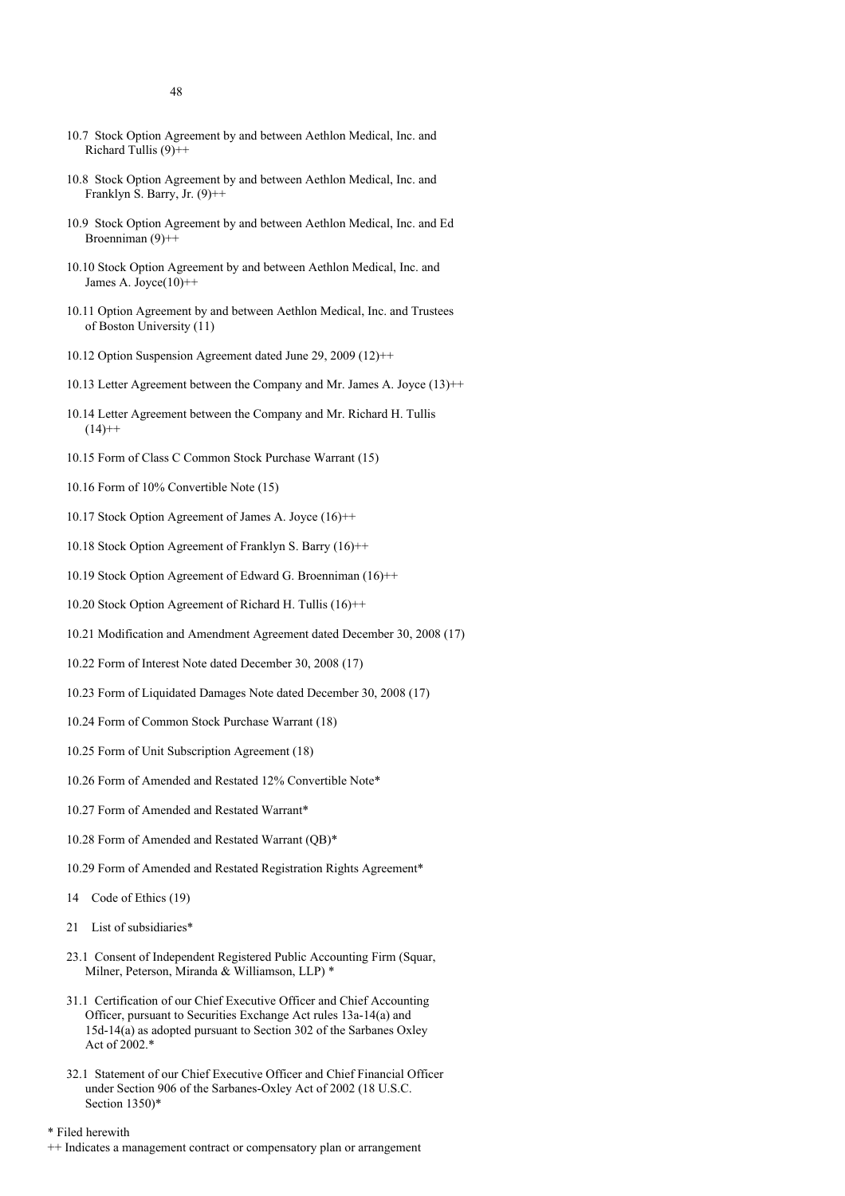10.7 Stock Option Agreement by and between Aethlon Medical, Inc. and Richard Tullis (9)++

10.8 Stock Option Agreement by and between Aethlon Medical, Inc. and Franklyn S. Barry, Jr. (9)++

10.9 Stock Option Agreement by and between Aethlon Medical, Inc. and Ed Broenniman (9)++

10.10 Stock Option Agreement by and between Aethlon Medical, Inc. and James A. Joyce(10)++

10.11 Option Agreement by and between Aethlon Medical, Inc. and Trustees of Boston University (11)

10.12 Option Suspension Agreement dated June 29, 2009 (12)++

10.13 Letter Agreement between the Company and Mr. James A. Joyce (13)++

10.14 Letter Agreement between the Company and Mr. Richard H. Tullis (14)++

10.15 Form of Class C Common Stock Purchase Warrant (15)

10.16 Form of 10% Convertible Note (15)

10.17 Stock Option Agreement of James A. Joyce (16)++

10.18 Stock Option Agreement of Franklyn S. Barry (16)++

10.19 Stock Option Agreement of Edward G. Broenniman (16)++

10.20 Stock Option Agreement of Richard H. Tullis (16)++

10.21 Modification and Amendment Agreement dated December 30, 2008 (17)

10.22 Form of Interest Note dated December 30, 2008 (17)

10.23 Form of Liquidated Damages Note dated December 30, 2008 (17)

10.24 Form of Common Stock Purchase Warrant (18)

10.25 Form of Unit Subscription Agreement (18)

10.26 Form of Amended and Restated 12% Convertible Note*

10.27 Form of Amended and Restated Warrant*

10.28 Form of Amended and Restated Warrant (QB)*

10.29 Form of Amended and Restated Registration Rights Agreement*

14 Code of Ethics (19)

21 List of subsidiaries*

23.1 Consent of Independent Registered Public Accounting Firm (Squar, Milner, Peterson, Miranda & Williamson, LLP) *

31.1 Certification of our Chief Executive Officer and Chief Accounting Officer, pursuant to Securities Exchange Act rules 13a-14(a) and 15d-14(a) as adopted pursuant to Section 302 of the Sarbanes Oxley Act of 2002.*

32.1 Statement of our Chief Executive Officer and Chief Financial Officer under Section 906 of the Sarbanes-Oxley Act of 2002 (18 U.S.C. Section 1350)*

* Filed herewith

++ Indicates a management contract or compensatory plan or arrangement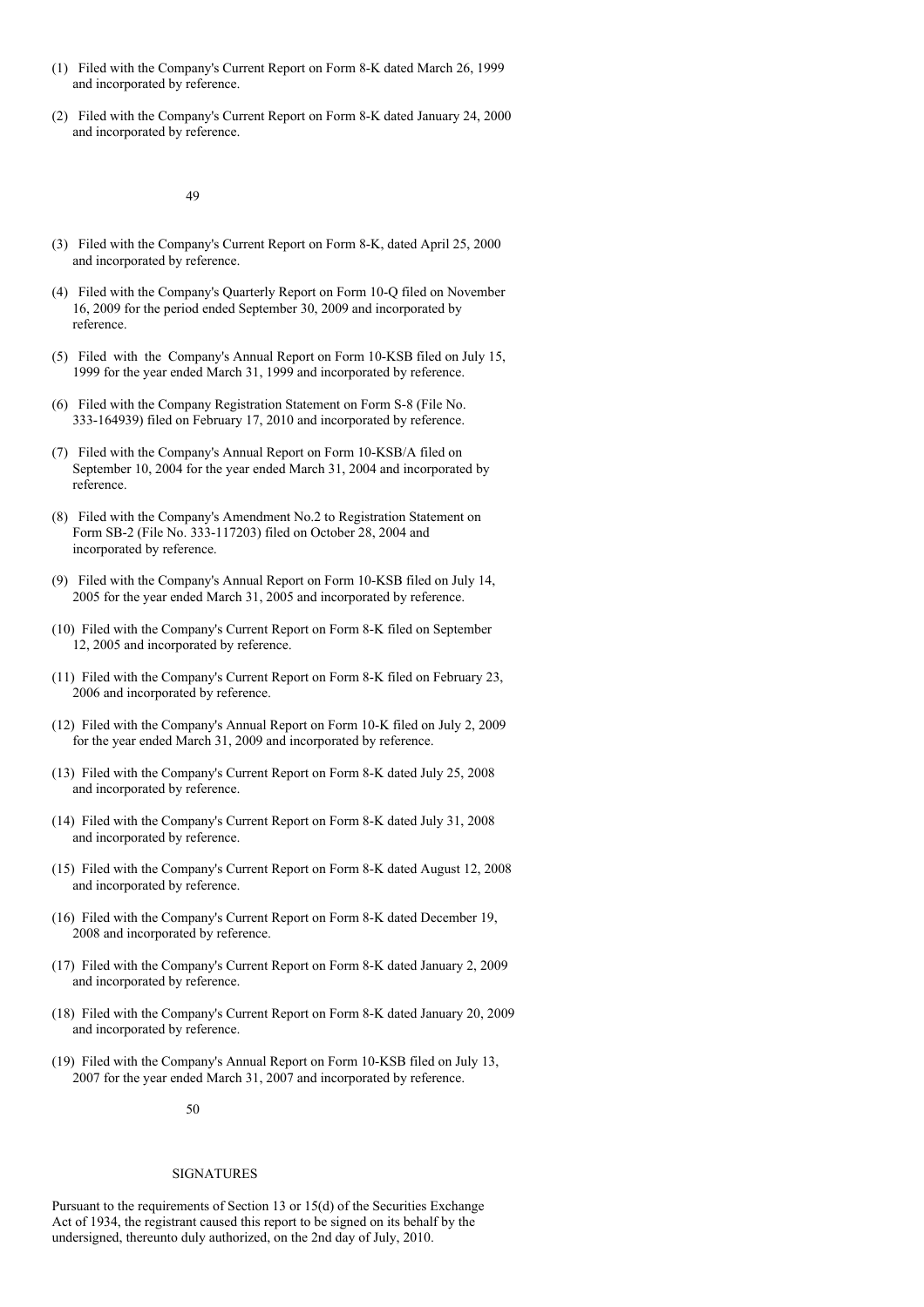(1) Filed with the Company's Current Report on Form 8-K dated March 26, 1999 and incorporated by reference.

(2) Filed with the Company's Current Report on Form 8-K dated January 24, 2000 and incorporated by reference.

(3) Filed with the Company's Current Report on Form 8-K, dated April 25, 2000 and incorporated by reference.

(4) Filed with the Company's Quarterly Report on Form 10-Q filed on November 16, 2009 for the period ended September 30, 2009 and incorporated by reference.

(5) Filed with the Company's Annual Report on Form 10-KSB filed on July 15, 1999 for the year ended March 31, 1999 and incorporated by reference.

(6) Filed with the Company Registration Statement on Form S-8 (File No. 333-164939) filed on February 17, 2010 and incorporated by reference.

(7) Filed with the Company's Annual Report on Form 10-KSB/A filed on September 10, 2004 for the year ended March 31, 2004 and incorporated by reference.

(8) Filed with the Company's Amendment No.2 to Registration Statement on Form SB-2 (File No. 333-117203) filed on October 28, 2004 and incorporated by reference.

(9) Filed with the Company's Annual Report on Form 10-KSB filed on July 14, 2005 for the year ended March 31, 2005 and incorporated by reference.

(10) Filed with the Company's Current Report on Form 8-K filed on September 12, 2005 and incorporated by reference.

(11) Filed with the Company's Current Report on Form 8-K filed on February 23, 2006 and incorporated by reference.

(12) Filed with the Company's Annual Report on Form 10-K filed on July 2, 2009 for the year ended March 31, 2009 and incorporated by reference.

(13) Filed with the Company's Current Report on Form 8-K dated July 25, 2008 and incorporated by reference.

(14) Filed with the Company's Current Report on Form 8-K dated July 31, 2008 and incorporated by reference.

(15) Filed with the Company's Current Report on Form 8-K dated August 12, 2008 and incorporated by reference.

(16) Filed with the Company's Current Report on Form 8-K dated December 19, 2008 and incorporated by reference.

(17) Filed with the Company's Current Report on Form 8-K dated January 2, 2009 and incorporated by reference.

(18) Filed with the Company's Current Report on Form 8-K dated January 20, 2009 and incorporated by reference.

(19) Filed with the Company's Annual Report on Form 10-KSB filed on July 13, 2007 for the year ended March 31, 2007 and incorporated by reference.

## SIGNATURES

Pursuant to the requirements of Section 13 or 15(d) of the Securities Exchange Act of 1934, the registrant caused this report to be signed on its behalf by the undersigned, thereunto duly authorized, on the 2nd day of July, 2010.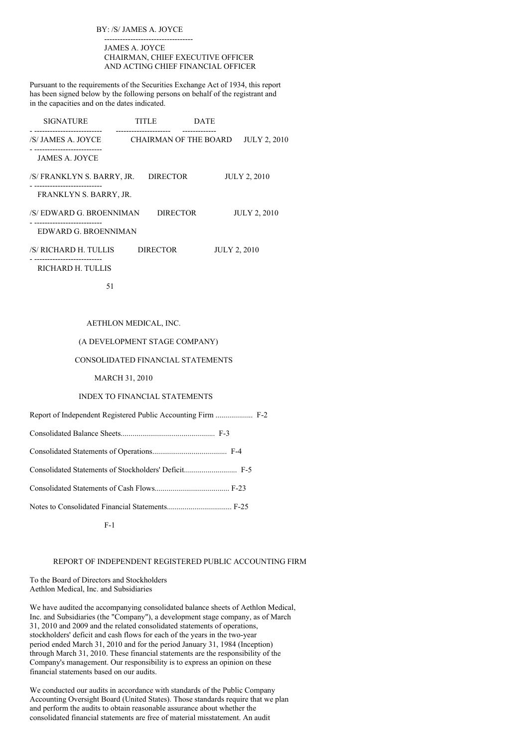BY: /S/ JAMES A. JOYCE

JAMES A. JOYCE
CHAIRMAN, CHIEF EXECUTIVE OFFICER
AND ACTING CHIEF FINANCIAL OFFICER

Pursuant to the requirements of the Securities Exchange Act of 1934, this report has been signed below by the following persons on behalf of the registrant and in the capacities and on the dates indicated.

| SIGNATURE | TITLE | DATE |
|---|---|---|
| /S/ JAMES A. JOYCE<br>JAMES A. JOYCE | CHAIRMAN OF THE BOARD | JULY 2, 2010 |
| /S/ FRANKLYN S. BARRY, JR.<br>FRANKLYN S. BARRY, JR. | DIRECTOR | JULY 2, 2010 |
| /S/ EDWARD G. BROENNIMAN<br>EDWARD G. BROENNIMAN | DIRECTOR | JULY 2, 2010 |
| /S/ RICHARD H. TULLIS<br>RICHARD H. TULLIS | DIRECTOR | JULY 2, 2010 |

AETHLON MEDICAL, INC.

(A DEVELOPMENT STAGE COMPANY)

CONSOLIDATED FINANCIAL STATEMENTS

MARCH 31, 2010

INDEX TO FINANCIAL STATEMENTS

Report of Independent Registered Public Accounting Firm ................... F-2

Consolidated Balance Sheets................................................ F-3

Consolidated Statements of Operations...................................... F-4

Consolidated Statements of Stockholders' Deficit........................... F-5

Consolidated Statements of Cash Flows...................................... F-23

Notes to Consolidated Financial Statements................................. F-25

## REPORT OF INDEPENDENT REGISTERED PUBLIC ACCOUNTING FIRM

To the Board of Directors and Stockholders
Aethlon Medical, Inc. and Subsidiaries

We have audited the accompanying consolidated balance sheets of Aethlon Medical, Inc. and Subsidiaries (the "Company"), a development stage company, as of March 31, 2010 and 2009 and the related consolidated statements of operations, stockholders' deficit and cash flows for each of the years in the two-year period ended March 31, 2010 and for the period January 31, 1984 (Inception) through March 31, 2010. These financial statements are the responsibility of the Company's management. Our responsibility is to express an opinion on these financial statements based on our audits.

We conducted our audits in accordance with standards of the Public Company Accounting Oversight Board (United States). Those standards require that we plan and perform the audits to obtain reasonable assurance about whether the consolidated financial statements are free of material misstatement. An audit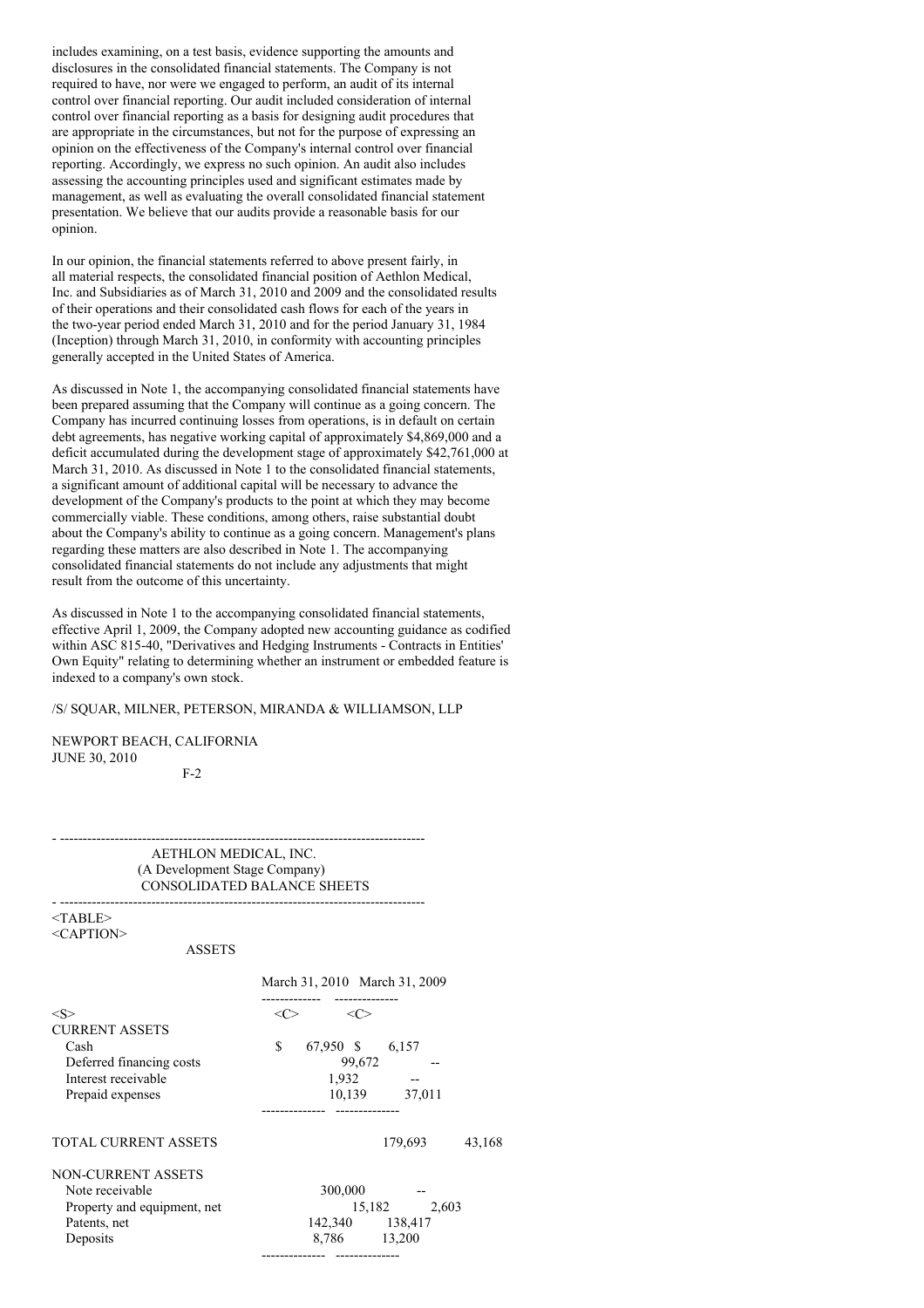includes examining, on a test basis, evidence supporting the amounts and disclosures in the consolidated financial statements. The Company is not required to have, nor were we engaged to perform, an audit of its internal control over financial reporting. Our audit included consideration of internal control over financial reporting as a basis for designing audit procedures that are appropriate in the circumstances, but not for the purpose of expressing an opinion on the effectiveness of the Company's internal control over financial reporting. Accordingly, we express no such opinion. An audit also includes assessing the accounting principles used and significant estimates made by management, as well as evaluating the overall consolidated financial statement presentation. We believe that our audits provide a reasonable basis for our opinion.

In our opinion, the financial statements referred to above present fairly, in all material respects, the consolidated financial position of Aethlon Medical, Inc. and Subsidiaries as of March 31, 2010 and 2009 and the consolidated results of their operations and their consolidated cash flows for each of the years in the two-year period ended March 31, 2010 and for the period January 31, 1984 (Inception) through March 31, 2010, in conformity with accounting principles generally accepted in the United States of America.

As discussed in Note 1, the accompanying consolidated financial statements have been prepared assuming that the Company will continue as a going concern. The Company has incurred continuing losses from operations, is in default on certain debt agreements, has negative working capital of approximately $4,869,000 and a deficit accumulated during the development stage of approximately $42,761,000 at March 31, 2010. As discussed in Note 1 to the consolidated financial statements, a significant amount of additional capital will be necessary to advance the development of the Company's products to the point at which they may become commercially viable. These conditions, among others, raise substantial doubt about the Company's ability to continue as a going concern. Management's plans regarding these matters are also described in Note 1. The accompanying consolidated financial statements do not include any adjustments that might result from the outcome of this uncertainty.

As discussed in Note 1 to the accompanying consolidated financial statements, effective April 1, 2009, the Company adopted new accounting guidance as codified within ASC 815-40, "Derivatives and Hedging Instruments - Contracts in Entities' Own Equity" relating to determining whether an instrument or embedded feature is indexed to a company's own stock.

/S/ SQUAR, MILNER, PETERSON, MIRANDA & WILLIAMSON, LLP

NEWPORT BEACH, CALIFORNIA
JUNE 30, 2010

AETHLON MEDICAL, INC.
(A Development Stage Company)
CONSOLIDATED BALANCE SHEETS

ASSETS

| | March 31, 2010 | March 31, 2009 |
|---|---|---|
| CURRENT ASSETS | | |
| Cash | $ 67,950 | $ 6,157 |
| Deferred financing costs | 99,672 | -- |
| Interest receivable | 1,932 | -- |
| Prepaid expenses | 10,139 | 37,011 |
| TOTAL CURRENT ASSETS | 179,693 | 43,168 |
| NON-CURRENT ASSETS | | |
| Note receivable | 300,000 | -- |
| Property and equipment, net | 15,182 | 2,603 |
| Patents, net | 142,340 | 138,417 |
| Deposits | 8,786 | 13,200 |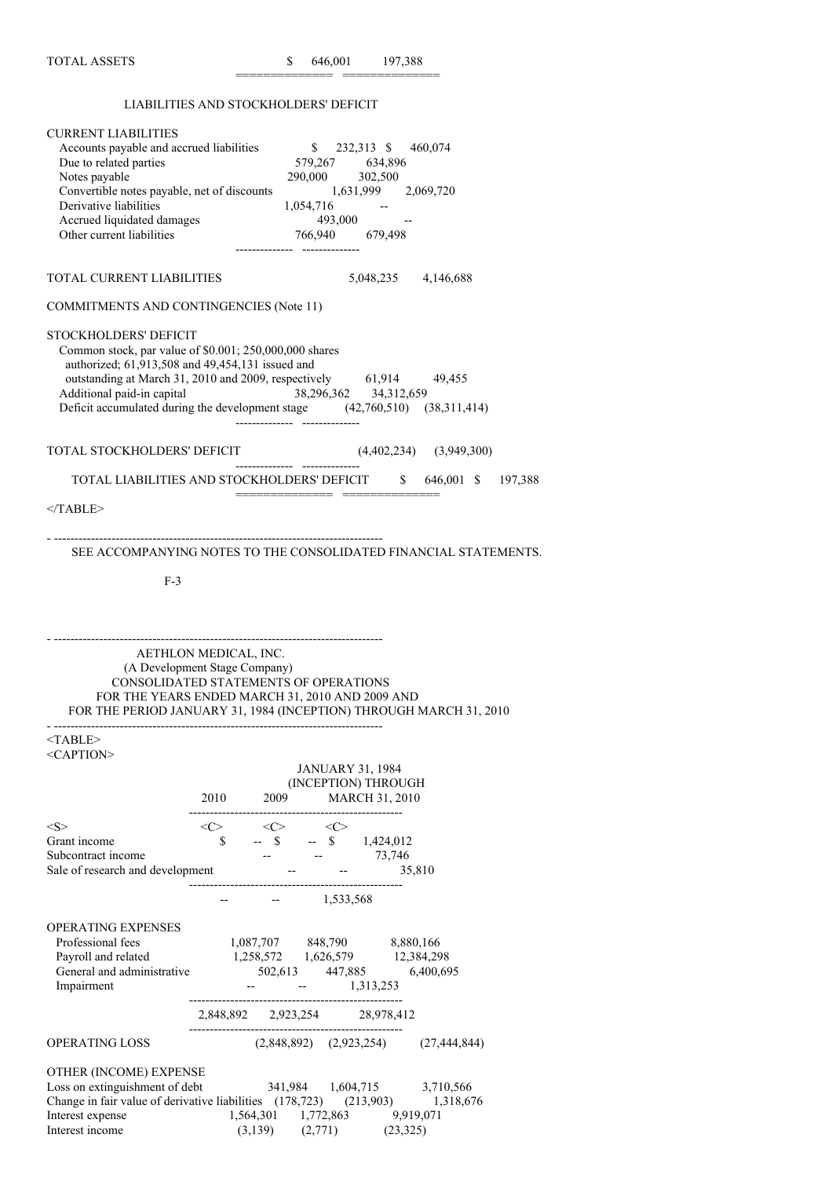| | | |
|---|---|---|
| TOTAL ASSETS | $ 646,001 | 197,388 |

LIABILITIES AND STOCKHOLDERS' DEFICIT

| | 2010 | 2009 |
|---|---|---|
| CURRENT LIABILITIES | | |
| Accounts payable and accrued liabilities | $ 232,313 | $ 460,074 |
| Due to related parties | 579,267 | 634,896 |
| Notes payable | 290,000 | 302,500 |
| Convertible notes payable, net of discounts | 1,631,999 | 2,069,720 |
| Derivative liabilities | 1,054,716 | -- |
| Accrued liquidated damages | 493,000 | -- |
| Other current liabilities | 766,940 | 679,498 |
| TOTAL CURRENT LIABILITIES | 5,048,235 | 4,146,688 |
| COMMITMENTS AND CONTINGENCIES (Note 11) | | |
| STOCKHOLDERS' DEFICIT | | |
| Common stock, par value of $0.001; 250,000,000 shares authorized; 61,913,508 and 49,454,131 issued and outstanding at March 31, 2010 and 2009, respectively | 61,914 | 49,455 |
| Additional paid-in capital | 38,296,362 | 34,312,659 |
| Deficit accumulated during the development stage | (42,760,510) | (38,311,414) |
| TOTAL STOCKHOLDERS' DEFICIT | (4,402,234) | (3,949,300) |
| TOTAL LIABILITIES AND STOCKHOLDERS' DEFICIT | $ 646,001 | $ 197,388 |

SEE ACCOMPANYING NOTES TO THE CONSOLIDATED FINANCIAL STATEMENTS.

AETHLON MEDICAL, INC.
(A Development Stage Company)
CONSOLIDATED STATEMENTS OF OPERATIONS
FOR THE YEARS ENDED MARCH 31, 2010 AND 2009 AND
FOR THE PERIOD JANUARY 31, 1984 (INCEPTION) THROUGH MARCH 31, 2010

| | 2010 | 2009 | JANUARY 31, 1984 (INCEPTION) THROUGH MARCH 31, 2010 |
|---|---|---|---|
| Grant income | $ -- | $ -- | $ 1,424,012 |
| Subcontract income | -- | -- | 73,746 |
| Sale of research and development | -- | -- | 35,810 |
| | -- | -- | 1,533,568 |
| OPERATING EXPENSES | | | |
| Professional fees | 1,087,707 | 848,790 | 8,880,166 |
| Payroll and related | 1,258,572 | 1,626,579 | 12,384,298 |
| General and administrative | 502,613 | 447,885 | 6,400,695 |
| Impairment | -- | -- | 1,313,253 |
| | 2,848,892 | 2,923,254 | 28,978,412 |
| OPERATING LOSS | (2,848,892) | (2,923,254) | (27,444,844) |
| OTHER (INCOME) EXPENSE | | | |
| Loss on extinguishment of debt | 341,984 | 1,604,715 | 3,710,566 |
| Change in fair value of derivative liabilities | (178,723) | (213,903) | 1,318,676 |
| Interest expense | 1,564,301 | 1,772,863 | 9,919,071 |
| Interest income | (3,139) | (2,771) | (23,325) |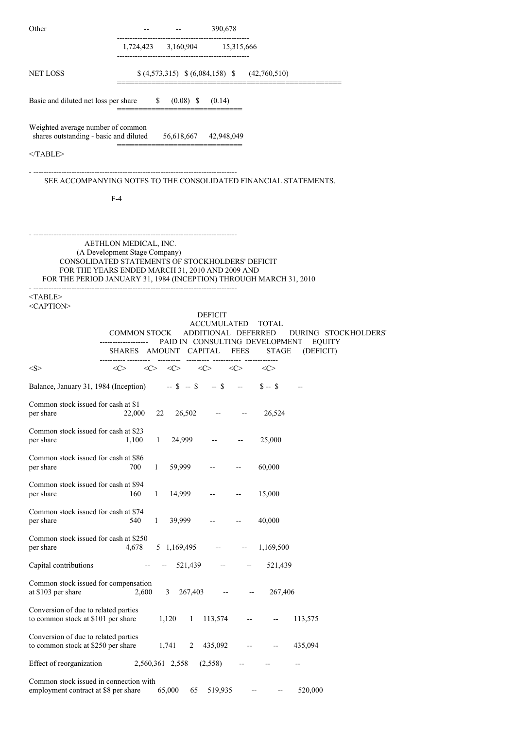| | | | |
|---|---|---|---|
| Other | -- | -- | 390,678 |
| | 1,724,423 | 3,160,904 | 15,315,666 |
| NET LOSS | $ (4,573,315) | $ (6,084,158) | $ (42,760,510) |
| Basic and diluted net loss per share | $ (0.08) | $ (0.14) | |
| Weighted average number of common shares outstanding - basic and diluted | 56,618,667 | 42,948,049 | |

SEE ACCOMPANYING NOTES TO THE CONSOLIDATED FINANCIAL STATEMENTS.

AETHLON MEDICAL, INC.
(A Development Stage Company)
CONSOLIDATED STATEMENTS OF STOCKHOLDERS' DEFICIT
FOR THE YEARS ENDED MARCH 31, 2010 AND 2009 AND
FOR THE PERIOD JANUARY 31, 1984 (INCEPTION) THROUGH MARCH 31, 2010

| | COMMON STOCK | | ADDITIONAL | DEFERRED | DEFICIT ACCUMULATED DURING | TOTAL STOCKHOLDERS' |
|---|---|---|---|---|---|---|
| | SHARES | AMOUNT | PAID IN CAPITAL | CONSULTING FEES | DEVELOPMENT STAGE | EQUITY (DEFICIT) |
| Balance, January 31, 1984 (Inception) | -- | $ -- | $ -- | $ -- | $ -- | $ -- |
| Common stock issued for cash at $1 per share | 22,000 | 22 | 26,502 | -- | -- | 26,524 |
| Common stock issued for cash at $23 per share | 1,100 | 1 | 24,999 | -- | -- | 25,000 |
| Common stock issued for cash at $86 per share | 700 | 1 | 59,999 | -- | -- | 60,000 |
| Common stock issued for cash at $94 per share | 160 | 1 | 14,999 | -- | -- | 15,000 |
| Common stock issued for cash at $74 per share | 540 | 1 | 39,999 | -- | -- | 40,000 |
| Common stock issued for cash at $250 per share | 4,678 | 5 | 1,169,495 | -- | -- | 1,169,500 |
| Capital contributions | -- | -- | 521,439 | -- | -- | 521,439 |
| Common stock issued for compensation at $103 per share | 2,600 | 3 | 267,403 | -- | -- | 267,406 |
| Conversion of due to related parties to common stock at $101 per share | 1,120 | 1 | 113,574 | -- | -- | 113,575 |
| Conversion of due to related parties to common stock at $250 per share | 1,741 | 2 | 435,092 | -- | -- | 435,094 |
| Effect of reorganization | 2,560,361 | 2,558 | (2,558) | -- | -- | -- |
| Common stock issued in connection with employment contract at $8 per share | 65,000 | 65 | 519,935 | -- | -- | 520,000 |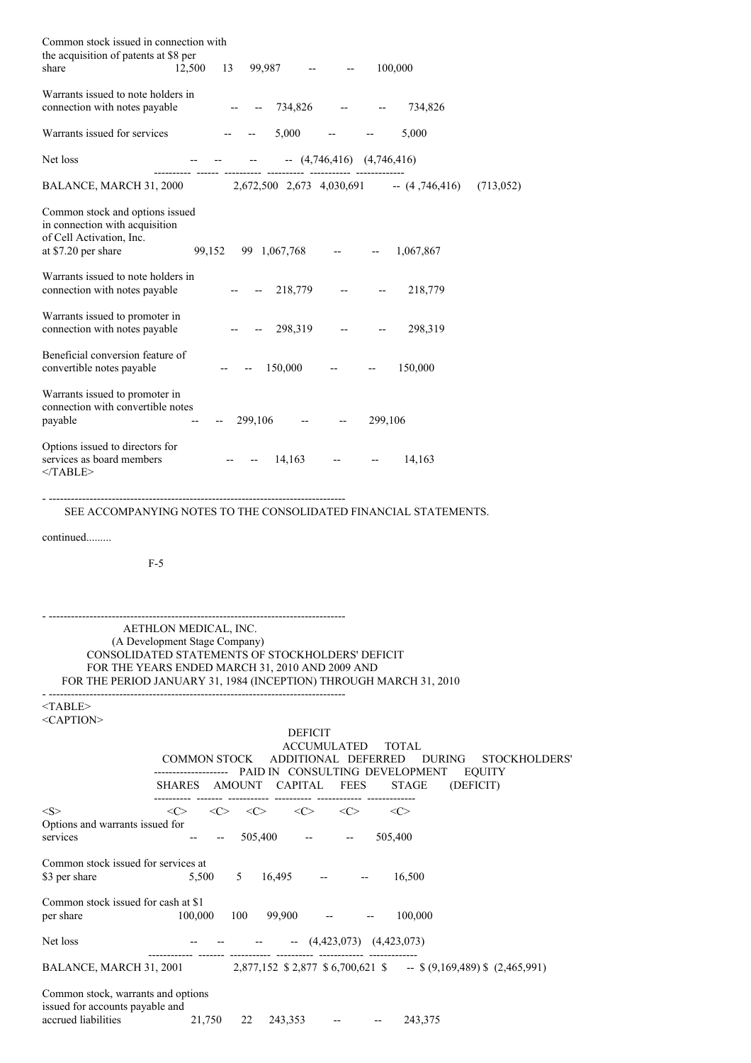| | | | | | | |
|---|---|---|---|---|---|---|
| Common stock issued in connection with the acquisition of patents at $8 per share | 12,500 | 13 | 99,987 | -- | -- | 100,000 |
| Warrants issued to note holders in connection with notes payable | -- | -- | 734,826 | -- | -- | 734,826 |
| Warrants issued for services | -- | -- | 5,000 | -- | -- | 5,000 |
| Net loss | -- | -- | -- | -- | (4,746,416) | (4,746,416) |
| BALANCE, MARCH 31, 2000 | 2,672,500 | 2,673 | 4,030,691 | -- | (4 ,746,416) | (713,052) |
| Common stock and options issued in connection with acquisition of Cell Activation, Inc. at $7.20 per share | 99,152 | 99 | 1,067,768 | -- | -- | 1,067,867 |
| Warrants issued to note holders in connection with notes payable | -- | -- | 218,779 | -- | -- | 218,779 |
| Warrants issued to promoter in connection with notes payable | -- | -- | 298,319 | -- | -- | 298,319 |
| Beneficial conversion feature of convertible notes payable | -- | -- | 150,000 | -- | -- | 150,000 |
| Warrants issued to promoter in connection with convertible notes payable | -- | -- | 299,106 | -- | -- | 299,106 |
| Options issued to directors for services as board members | -- | -- | 14,163 | -- | -- | 14,163 |

SEE ACCOMPANYING NOTES TO THE CONSOLIDATED FINANCIAL STATEMENTS.

continued.........

AETHLON MEDICAL, INC.
(A Development Stage Company)
CONSOLIDATED STATEMENTS OF STOCKHOLDERS' DEFICIT
FOR THE YEARS ENDED MARCH 31, 2010 AND 2009 AND
FOR THE PERIOD JANUARY 31, 1984 (INCEPTION) THROUGH MARCH 31, 2010

| | COMMON STOCK | | ADDITIONAL | DEFERRED | DEFICIT ACCUMULATED | TOTAL |
|---|---|---|---|---|---|---|
| | SHARES | AMOUNT | PAID IN CAPITAL | CONSULTING FEES | DURING DEVELOPMENT STAGE | STOCKHOLDERS' EQUITY (DEFICIT) |
| Options and warrants issued for services | -- | -- | 505,400 | -- | -- | 505,400 |
| Common stock issued for services at $3 per share | 5,500 | 5 | 16,495 | -- | -- | 16,500 |
| Common stock issued for cash at $1 per share | 100,000 | 100 | 99,900 | -- | -- | 100,000 |
| Net loss | -- | -- | -- | -- | (4,423,073) | (4,423,073) |
| BALANCE, MARCH 31, 2001 | 2,877,152 | $ 2,877 | $ 6,700,621 | $ -- | $ (9,169,489) | $ (2,465,991) |
| Common stock, warrants and options issued for accounts payable and accrued liabilities | 21,750 | 22 | 243,353 | -- | -- | 243,375 |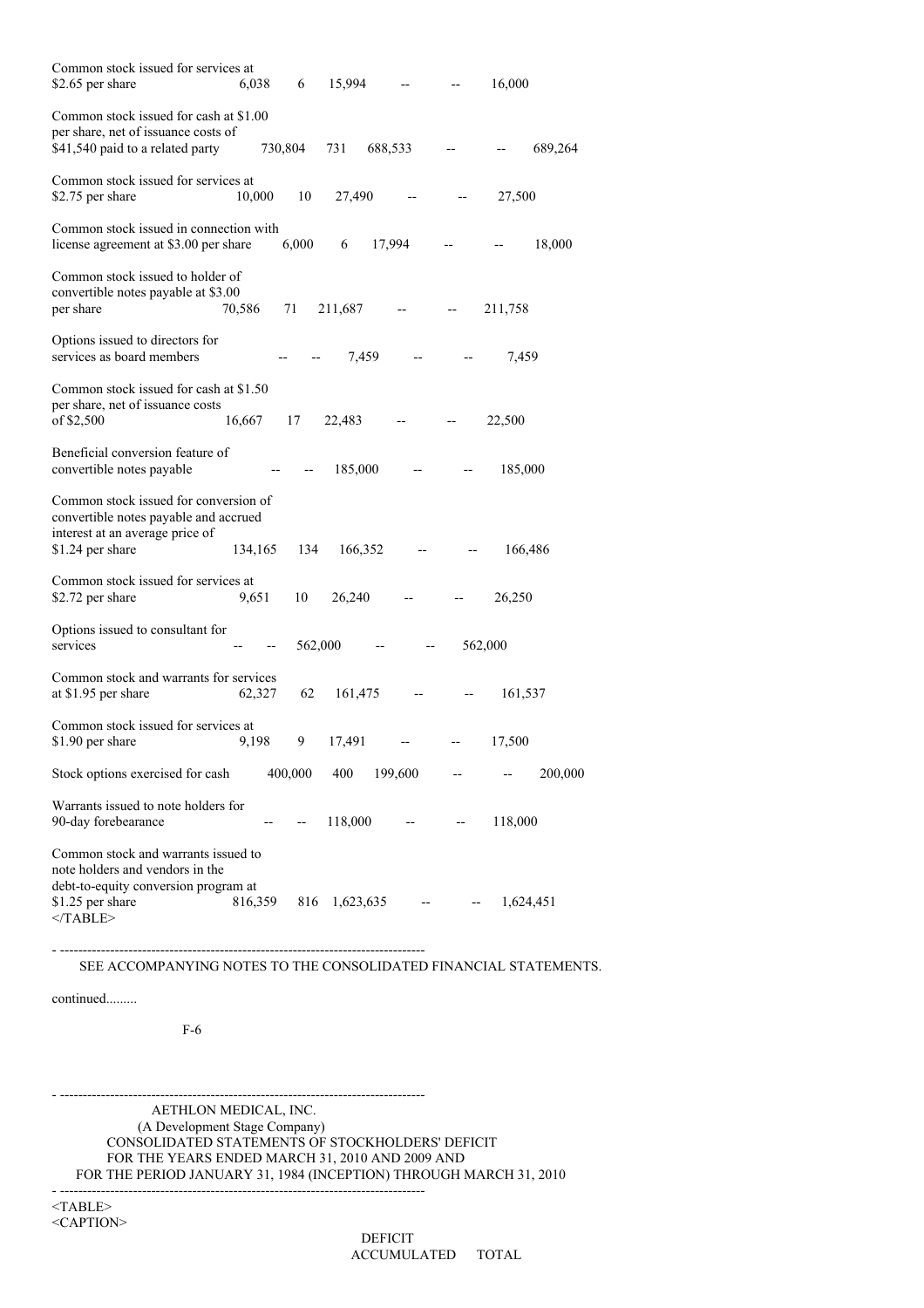| | | | | | | |
|---|---|---|---|---|---|---|
| Common stock issued for services at $2.65 per share | 6,038 | 6 | 15,994 | -- | -- | 16,000 |
| Common stock issued for cash at $1.00 per share, net of issuance costs of $41,540 paid to a related party | 730,804 | 731 | 688,533 | -- | -- | 689,264 |
| Common stock issued for services at $2.75 per share | 10,000 | 10 | 27,490 | -- | -- | 27,500 |
| Common stock issued in connection with license agreement at $3.00 per share | 6,000 | 6 | 17,994 | -- | -- | 18,000 |
| Common stock issued to holder of convertible notes payable at $3.00 per share | 70,586 | 71 | 211,687 | -- | -- | 211,758 |
| Options issued to directors for services as board members | -- | -- | 7,459 | -- | -- | 7,459 |
| Common stock issued for cash at $1.50 per share, net of issuance costs of $2,500 | 16,667 | 17 | 22,483 | -- | -- | 22,500 |
| Beneficial conversion feature of convertible notes payable | -- | -- | 185,000 | -- | -- | 185,000 |
| Common stock issued for conversion of convertible notes payable and accrued interest at an average price of $1.24 per share | 134,165 | 134 | 166,352 | -- | -- | 166,486 |
| Common stock issued for services at $2.72 per share | 9,651 | 10 | 26,240 | -- | -- | 26,250 |
| Options issued to consultant for services | -- | -- | 562,000 | -- | -- | 562,000 |
| Common stock and warrants for services at $1.95 per share | 62,327 | 62 | 161,475 | -- | -- | 161,537 |
| Common stock issued for services at $1.90 per share | 9,198 | 9 | 17,491 | -- | -- | 17,500 |
| Stock options exercised for cash | 400,000 | 400 | 199,600 | -- | -- | 200,000 |
| Warrants issued to note holders for 90-day forebearance | -- | -- | 118,000 | -- | -- | 118,000 |
| Common stock and warrants issued to note holders and vendors in the debt-to-equity conversion program at $1.25 per share | 816,359 | 816 | 1,623,635 | -- | -- | 1,624,451 |

SEE ACCOMPANYING NOTES TO THE CONSOLIDATED FINANCIAL STATEMENTS.

continued.........

AETHLON MEDICAL, INC.
(A Development Stage Company)
CONSOLIDATED STATEMENTS OF STOCKHOLDERS' DEFICIT
FOR THE YEARS ENDED MARCH 31, 2010 AND 2009 AND
FOR THE PERIOD JANUARY 31, 1984 (INCEPTION) THROUGH MARCH 31, 2010

| DEFICIT ACCUMULATED | TOTAL |
|---|---|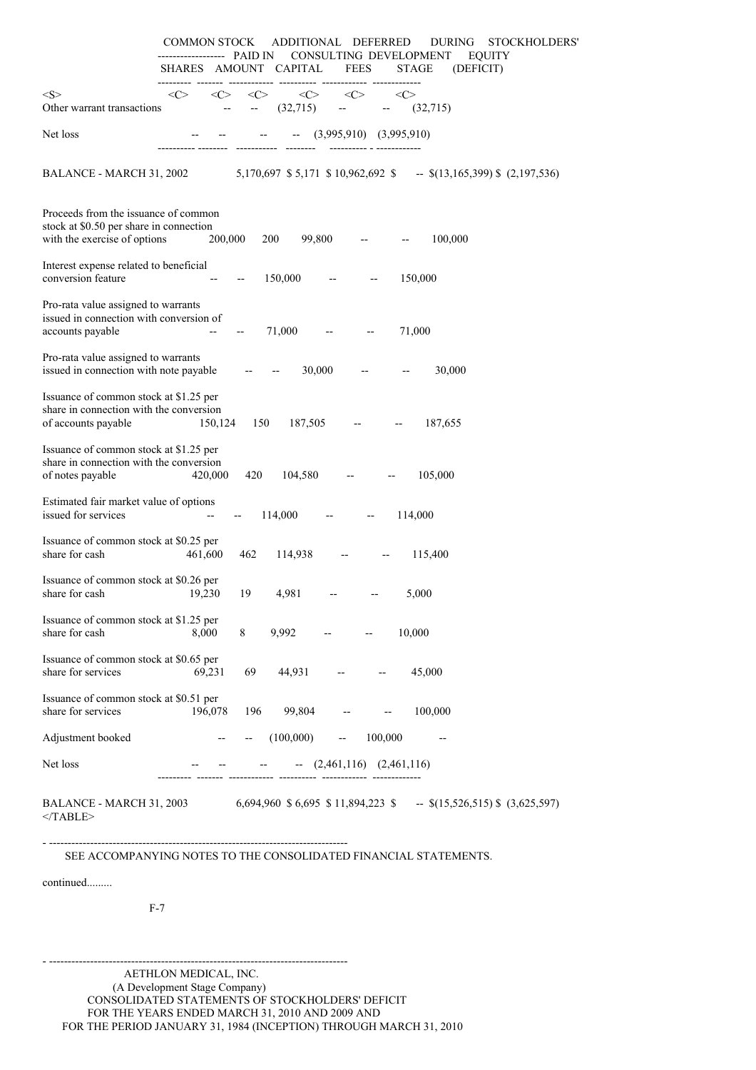| | COMMON STOCK SHARES | AMOUNT | ADDITIONAL PAID IN CAPITAL | DEFERRED CONSULTING FEES | DURING DEVELOPMENT STAGE | STOCKHOLDERS' EQUITY (DEFICIT) |
|---|---|---|---|---|---|---|
| Other warrant transactions | -- | -- | (32,715) | -- | -- | (32,715) |
| Net loss | -- | -- | -- | -- | (3,995,910) | (3,995,910) |
| BALANCE - MARCH 31, 2002 | 5,170,697 | $ 5,171 | $ 10,962,692 | $ -- | $(13,165,399) | $ (2,197,536) |
| Proceeds from the issuance of common stock at $0.50 per share in connection with the exercise of options | 200,000 | 200 | 99,800 | -- | -- | 100,000 |
| Interest expense related to beneficial conversion feature | -- | -- | 150,000 | -- | -- | 150,000 |
| Pro-rata value assigned to warrants issued in connection with conversion of accounts payable | -- | -- | 71,000 | -- | -- | 71,000 |
| Pro-rata value assigned to warrants issued in connection with note payable | -- | -- | 30,000 | -- | -- | 30,000 |
| Issuance of common stock at $1.25 per share in connection with the conversion of accounts payable | 150,124 | 150 | 187,505 | -- | -- | 187,655 |
| Issuance of common stock at $1.25 per share in connection with the conversion of notes payable | 420,000 | 420 | 104,580 | -- | -- | 105,000 |
| Estimated fair market value of options issued for services | -- | -- | 114,000 | -- | -- | 114,000 |
| Issuance of common stock at $0.25 per share for cash | 461,600 | 462 | 114,938 | -- | -- | 115,400 |
| Issuance of common stock at $0.26 per share for cash | 19,230 | 19 | 4,981 | -- | -- | 5,000 |
| Issuance of common stock at $1.25 per share for cash | 8,000 | 8 | 9,992 | -- | -- | 10,000 |
| Issuance of common stock at $0.65 per share for services | 69,231 | 69 | 44,931 | -- | -- | 45,000 |
| Issuance of common stock at $0.51 per share for services | 196,078 | 196 | 99,804 | -- | -- | 100,000 |
| Adjustment booked | -- | -- | (100,000) | -- | 100,000 | -- |
| Net loss | -- | -- | -- | -- | (2,461,116) | (2,461,116) |
| BALANCE - MARCH 31, 2003 | 6,694,960 | $ 6,695 | $ 11,894,223 | $ -- | $(15,526,515) | $ (3,625,597) |

SEE ACCOMPANYING NOTES TO THE CONSOLIDATED FINANCIAL STATEMENTS.

continued.........

AETHLON MEDICAL, INC.
(A Development Stage Company)
CONSOLIDATED STATEMENTS OF STOCKHOLDERS' DEFICIT
FOR THE YEARS ENDED MARCH 31, 2010 AND 2009 AND
FOR THE PERIOD JANUARY 31, 1984 (INCEPTION) THROUGH MARCH 31, 2010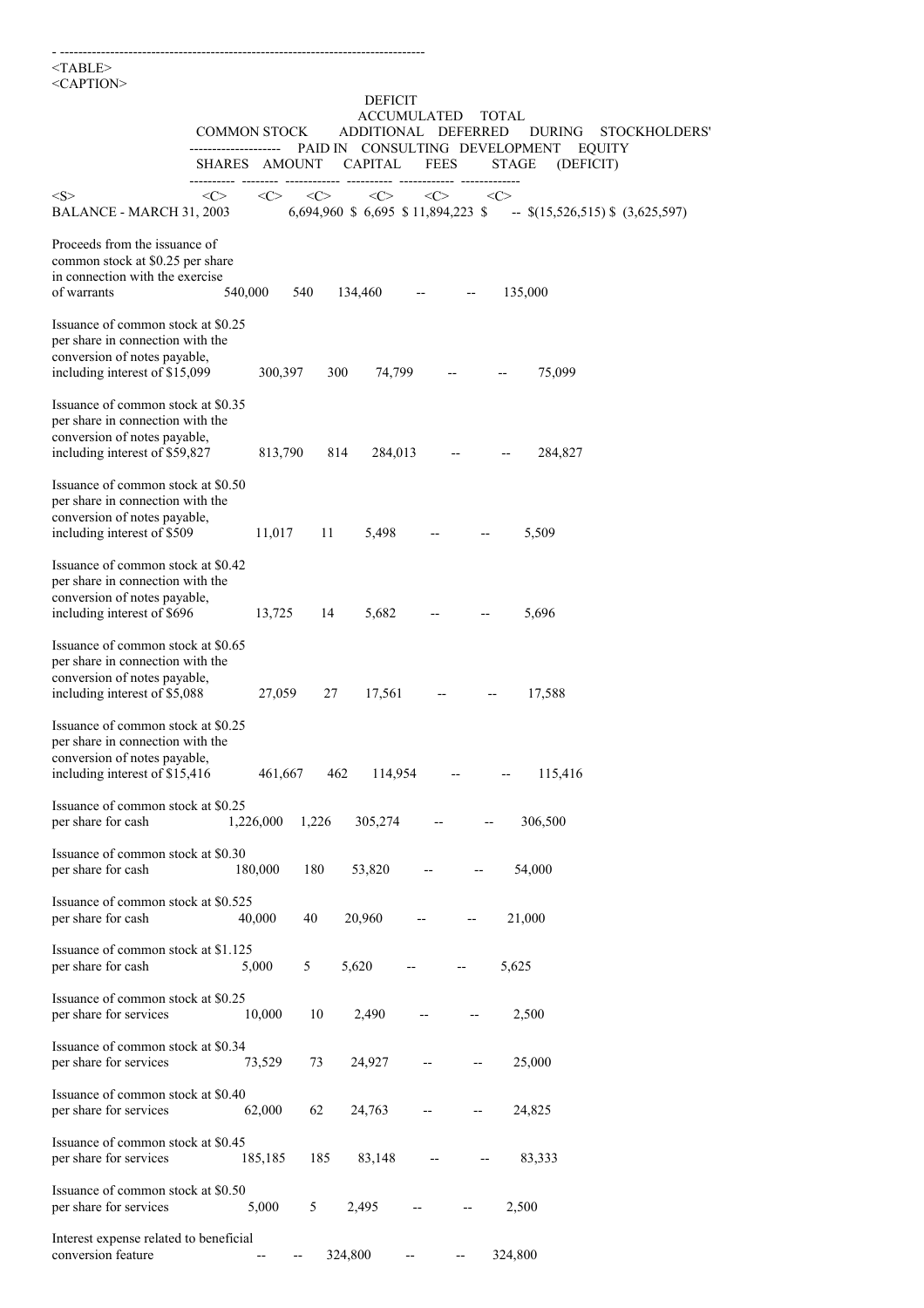| | COMMON STOCK SHARES | COMMON STOCK AMOUNT | ADDITIONAL PAID IN CAPITAL | DEFERRED CONSULTING FEES | DEFICIT ACCUMULATED DURING DEVELOPMENT STAGE | TOTAL STOCKHOLDERS' EQUITY (DEFICIT) |
|---|---|---|---|---|---|---|
| BALANCE - MARCH 31, 2003 | 6,694,960 | $ 6,695 | $ 11,894,223 | $ -- | $(15,526,515) | $ (3,625,597) |
| Proceeds from the issuance of common stock at $0.25 per share in connection with the exercise of warrants | 540,000 | 540 | 134,460 | -- | -- | 135,000 |
| Issuance of common stock at $0.25 per share in connection with the conversion of notes payable, including interest of $15,099 | 300,397 | 300 | 74,799 | -- | -- | 75,099 |
| Issuance of common stock at $0.35 per share in connection with the conversion of notes payable, including interest of $59,827 | 813,790 | 814 | 284,013 | -- | -- | 284,827 |
| Issuance of common stock at $0.50 per share in connection with the conversion of notes payable, including interest of $509 | 11,017 | 11 | 5,498 | -- | -- | 5,509 |
| Issuance of common stock at $0.42 per share in connection with the conversion of notes payable, including interest of $696 | 13,725 | 14 | 5,682 | -- | -- | 5,696 |
| Issuance of common stock at $0.65 per share in connection with the conversion of notes payable, including interest of $5,088 | 27,059 | 27 | 17,561 | -- | -- | 17,588 |
| Issuance of common stock at $0.25 per share in connection with the conversion of notes payable, including interest of $15,416 | 461,667 | 462 | 114,954 | -- | -- | 115,416 |
| Issuance of common stock at $0.25 per share for cash | 1,226,000 | 1,226 | 305,274 | -- | -- | 306,500 |
| Issuance of common stock at $0.30 per share for cash | 180,000 | 180 | 53,820 | -- | -- | 54,000 |
| Issuance of common stock at $0.525 per share for cash | 40,000 | 40 | 20,960 | -- | -- | 21,000 |
| Issuance of common stock at $1.125 per share for cash | 5,000 | 5 | 5,620 | -- | -- | 5,625 |
| Issuance of common stock at $0.25 per share for services | 10,000 | 10 | 2,490 | -- | -- | 2,500 |
| Issuance of common stock at $0.34 per share for services | 73,529 | 73 | 24,927 | -- | -- | 25,000 |
| Issuance of common stock at $0.40 per share for services | 62,000 | 62 | 24,763 | -- | -- | 24,825 |
| Issuance of common stock at $0.45 per share for services | 185,185 | 185 | 83,148 | -- | -- | 83,333 |
| Issuance of common stock at $0.50 per share for services | 5,000 | 5 | 2,495 | -- | -- | 2,500 |
| Interest expense related to beneficial conversion feature | -- | -- | 324,800 | -- | -- | 324,800 |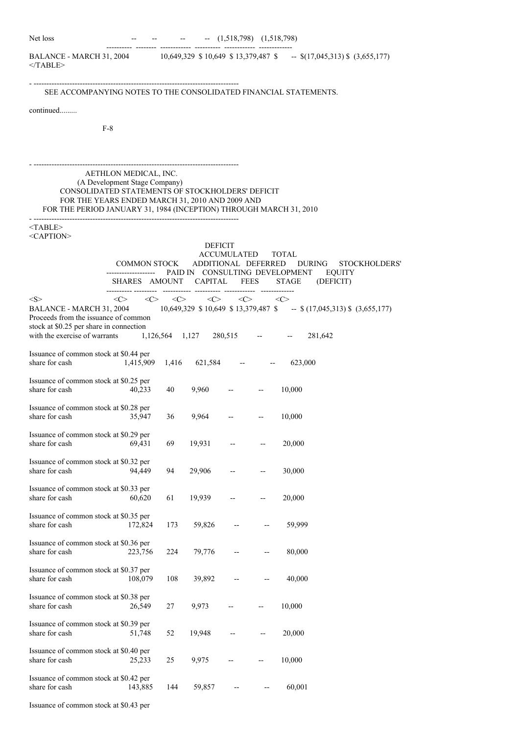| | | | | | | |
|---|---|---|---|---|---|---|
| Net loss | -- | -- | -- | -- | (1,518,798) | (1,518,798) |
| BALANCE - MARCH 31, 2004 | 10,649,329 | $ 10,649 | $ 13,379,487 | $ -- | $(17,045,313) | $ (3,655,177) |

SEE ACCOMPANYING NOTES TO THE CONSOLIDATED FINANCIAL STATEMENTS.

continued.........

AETHLON MEDICAL, INC.
(A Development Stage Company)
CONSOLIDATED STATEMENTS OF STOCKHOLDERS' DEFICIT
FOR THE YEARS ENDED MARCH 31, 2010 AND 2009 AND
FOR THE PERIOD JANUARY 31, 1984 (INCEPTION) THROUGH MARCH 31, 2010

| | COMMON STOCK SHARES | COMMON STOCK AMOUNT | ADDITIONAL PAID IN CAPITAL | DEFERRED CONSULTING FEES | DEFICIT ACCUMULATED DURING DEVELOPMENT STAGE | TOTAL STOCKHOLDERS' EQUITY (DEFICIT) |
|---|---|---|---|---|---|---|
| BALANCE - MARCH 31, 2004 | 10,649,329 | $ 10,649 | $ 13,379,487 | $ -- | $ (17,045,313) | $ (3,655,177) |
| Proceeds from the issuance of common stock at $0.25 per share in connection with the exercise of warrants | 1,126,564 | 1,127 | 280,515 | -- | -- | 281,642 |
| Issuance of common stock at $0.44 per share for cash | 1,415,909 | 1,416 | 621,584 | -- | -- | 623,000 |
| Issuance of common stock at $0.25 per share for cash | 40,233 | 40 | 9,960 | -- | -- | 10,000 |
| Issuance of common stock at $0.28 per share for cash | 35,947 | 36 | 9,964 | -- | -- | 10,000 |
| Issuance of common stock at $0.29 per share for cash | 69,431 | 69 | 19,931 | -- | -- | 20,000 |
| Issuance of common stock at $0.32 per share for cash | 94,449 | 94 | 29,906 | -- | -- | 30,000 |
| Issuance of common stock at $0.33 per share for cash | 60,620 | 61 | 19,939 | -- | -- | 20,000 |
| Issuance of common stock at $0.35 per share for cash | 172,824 | 173 | 59,826 | -- | -- | 59,999 |
| Issuance of common stock at $0.36 per share for cash | 223,756 | 224 | 79,776 | -- | -- | 80,000 |
| Issuance of common stock at $0.37 per share for cash | 108,079 | 108 | 39,892 | -- | -- | 40,000 |
| Issuance of common stock at $0.38 per share for cash | 26,549 | 27 | 9,973 | -- | -- | 10,000 |
| Issuance of common stock at $0.39 per share for cash | 51,748 | 52 | 19,948 | -- | -- | 20,000 |
| Issuance of common stock at $0.40 per share for cash | 25,233 | 25 | 9,975 | -- | -- | 10,000 |
| Issuance of common stock at $0.42 per share for cash | 143,885 | 144 | 59,857 | -- | -- | 60,001 |
| Issuance of common stock at $0.43 per | | | | | | |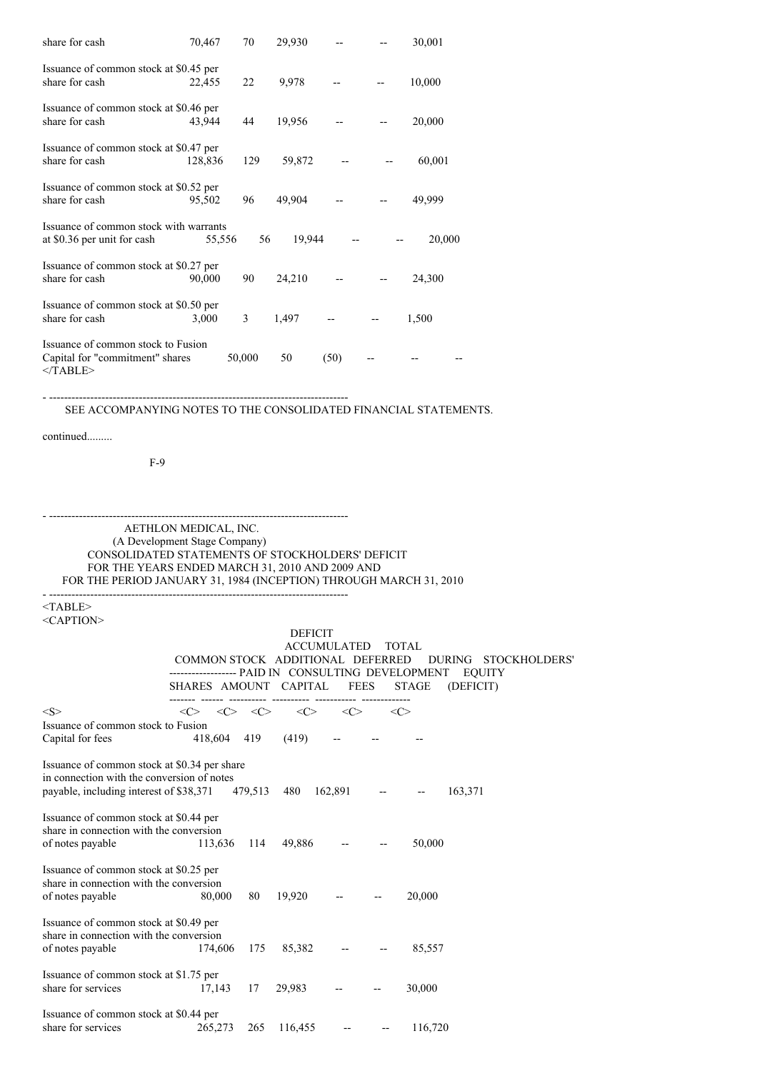| | | | | | | |
|---|---|---|---|---|---|---|
| Issuance of common stock at ... per share for cash | 70,467 | 70 | 29,930 | -- | -- | 30,001 |
| Issuance of common stock at $0.45 per share for cash | 22,455 | 22 | 9,978 | -- | -- | 10,000 |
| Issuance of common stock at $0.46 per share for cash | 43,944 | 44 | 19,956 | -- | -- | 20,000 |
| Issuance of common stock at $0.47 per share for cash | 128,836 | 129 | 59,872 | -- | -- | 60,001 |
| Issuance of common stock at $0.52 per share for cash | 95,502 | 96 | 49,904 | -- | -- | 49,999 |
| Issuance of common stock with warrants at $0.36 per unit for cash | 55,556 | 56 | 19,944 | -- | -- | 20,000 |
| Issuance of common stock at $0.27 per share for cash | 90,000 | 90 | 24,210 | -- | -- | 24,300 |
| Issuance of common stock at $0.50 per share for cash | 3,000 | 3 | 1,497 | -- | -- | 1,500 |
| Issuance of common stock to Fusion Capital for "commitment" shares | 50,000 | 50 | (50) | -- | -- | -- |

SEE ACCOMPANYING NOTES TO THE CONSOLIDATED FINANCIAL STATEMENTS.

continued.........

AETHLON MEDICAL, INC.
(A Development Stage Company)
CONSOLIDATED STATEMENTS OF STOCKHOLDERS' DEFICIT
FOR THE YEARS ENDED MARCH 31, 2010 AND 2009 AND
FOR THE PERIOD JANUARY 31, 1984 (INCEPTION) THROUGH MARCH 31, 2010

| | COMMON STOCK | | ADDITIONAL PAID IN | DEFERRED CONSULTING | DEFICIT ACCUMULATED DURING DEVELOPMENT | TOTAL STOCKHOLDERS' EQUITY |
|---|---|---|---|---|---|---|
| | SHARES | AMOUNT | CAPITAL | FEES | STAGE | (DEFICIT) |
| Issuance of common stock to Fusion Capital for fees | 418,604 | 419 | (419) | -- | -- | -- |
| Issuance of common stock at $0.34 per share in connection with the conversion of notes payable, including interest of $38,371 | 479,513 | 480 | 162,891 | -- | -- | 163,371 |
| Issuance of common stock at $0.44 per share in connection with the conversion of notes payable | 113,636 | 114 | 49,886 | -- | -- | 50,000 |
| Issuance of common stock at $0.25 per share in connection with the conversion of notes payable | 80,000 | 80 | 19,920 | -- | -- | 20,000 |
| Issuance of common stock at $0.49 per share in connection with the conversion of notes payable | 174,606 | 175 | 85,382 | -- | -- | 85,557 |
| Issuance of common stock at $1.75 per share for services | 17,143 | 17 | 29,983 | -- | -- | 30,000 |
| Issuance of common stock at $0.44 per share for services | 265,273 | 265 | 116,455 | -- | -- | 116,720 |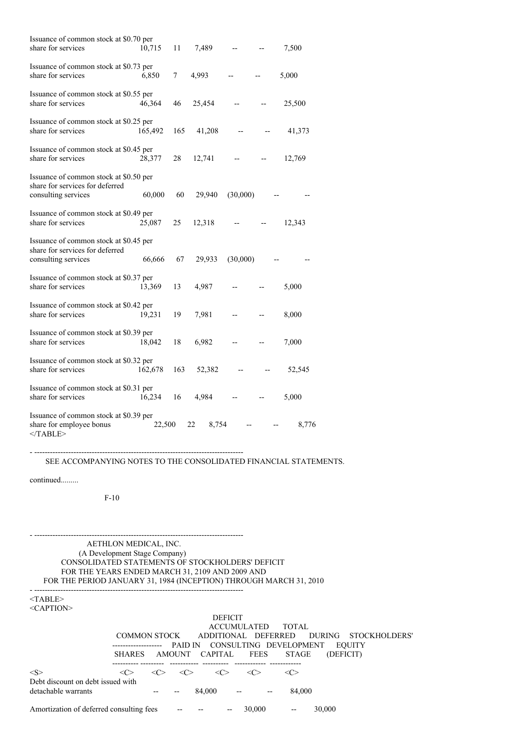| | | | | | | |
|---|---|---|---|---|---|---|
| Issuance of common stock at $0.70 per share for services | 10,715 | 11 | 7,489 | -- | -- | 7,500 |
| Issuance of common stock at $0.73 per share for services | 6,850 | 7 | 4,993 | -- | -- | 5,000 |
| Issuance of common stock at $0.55 per share for services | 46,364 | 46 | 25,454 | -- | -- | 25,500 |
| Issuance of common stock at $0.25 per share for services | 165,492 | 165 | 41,208 | -- | -- | 41,373 |
| Issuance of common stock at $0.45 per share for services | 28,377 | 28 | 12,741 | -- | -- | 12,769 |
| Issuance of common stock at $0.50 per share for services for deferred consulting services | 60,000 | 60 | 29,940 | (30,000) | -- | -- |
| Issuance of common stock at $0.49 per share for services | 25,087 | 25 | 12,318 | -- | -- | 12,343 |
| Issuance of common stock at $0.45 per share for services for deferred consulting services | 66,666 | 67 | 29,933 | (30,000) | -- | -- |
| Issuance of common stock at $0.37 per share for services | 13,369 | 13 | 4,987 | -- | -- | 5,000 |
| Issuance of common stock at $0.42 per share for services | 19,231 | 19 | 7,981 | -- | -- | 8,000 |
| Issuance of common stock at $0.39 per share for services | 18,042 | 18 | 6,982 | -- | -- | 7,000 |
| Issuance of common stock at $0.32 per share for services | 162,678 | 163 | 52,382 | -- | -- | 52,545 |
| Issuance of common stock at $0.31 per share for services | 16,234 | 16 | 4,984 | -- | -- | 5,000 |
| Issuance of common stock at $0.39 per share for employee bonus | 22,500 | 22 | 8,754 | -- | -- | 8,776 |

SEE ACCOMPANYING NOTES TO THE CONSOLIDATED FINANCIAL STATEMENTS.

continued.........

AETHLON MEDICAL, INC.
(A Development Stage Company)
CONSOLIDATED STATEMENTS OF STOCKHOLDERS' DEFICIT
FOR THE YEARS ENDED MARCH 31, 2109 AND 2009 AND
FOR THE PERIOD JANUARY 31, 1984 (INCEPTION) THROUGH MARCH 31, 2010

| | COMMON STOCK | | ADDITIONAL PAID IN | DEFERRED CONSULTING | DEFICIT ACCUMULATED DURING DEVELOPMENT | TOTAL STOCKHOLDERS' EQUITY |
|---|---|---|---|---|---|---|
| | SHARES | AMOUNT | CAPITAL | FEES | STAGE | (DEFICIT) |
| Debt discount on debt issued with detachable warrants | -- | -- | 84,000 | -- | -- | 84,000 |
| Amortization of deferred consulting fees | -- | -- | -- | 30,000 | -- | 30,000 |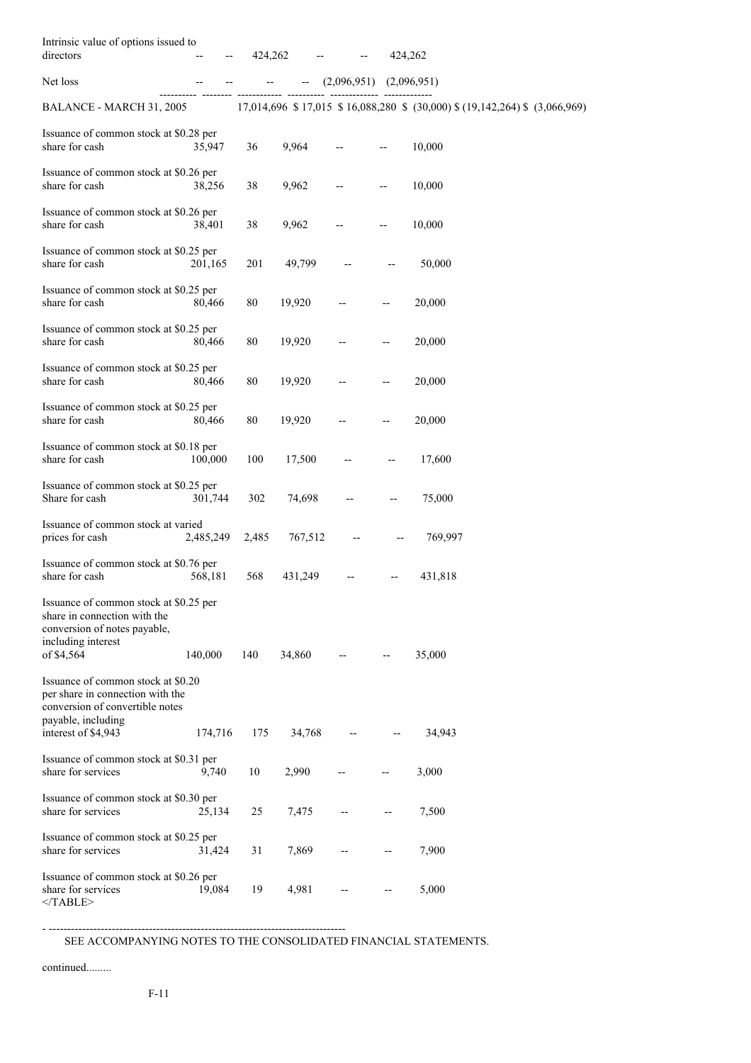| | Shares | Amount | Additional Paid-in Capital | Subscription Receivable | Accumulated Deficit | Total |
|---|---|---|---|---|---|---|
| Intrinsic value of options issued to directors | -- | -- | 424,262 | -- | -- | 424,262 |
| Net loss | -- | -- | -- | -- | (2,096,951) | (2,096,951) |
| BALANCE - MARCH 31, 2005 | 17,014,696 | $ 17,015 | $ 16,088,280 | $ (30,000) | $ (19,142,264) | $ (3,066,969) |
| Issuance of common stock at $0.28 per share for cash | 35,947 | 36 | 9,964 | -- | -- | 10,000 |
| Issuance of common stock at $0.26 per share for cash | 38,256 | 38 | 9,962 | -- | -- | 10,000 |
| Issuance of common stock at $0.26 per share for cash | 38,401 | 38 | 9,962 | -- | -- | 10,000 |
| Issuance of common stock at $0.25 per share for cash | 201,165 | 201 | 49,799 | -- | -- | 50,000 |
| Issuance of common stock at $0.25 per share for cash | 80,466 | 80 | 19,920 | -- | -- | 20,000 |
| Issuance of common stock at $0.25 per share for cash | 80,466 | 80 | 19,920 | -- | -- | 20,000 |
| Issuance of common stock at $0.25 per share for cash | 80,466 | 80 | 19,920 | -- | -- | 20,000 |
| Issuance of common stock at $0.25 per share for cash | 80,466 | 80 | 19,920 | -- | -- | 20,000 |
| Issuance of common stock at $0.18 per share for cash | 100,000 | 100 | 17,500 | -- | -- | 17,600 |
| Issuance of common stock at $0.25 per Share for cash | 301,744 | 302 | 74,698 | -- | -- | 75,000 |
| Issuance of common stock at varied prices for cash | 2,485,249 | 2,485 | 767,512 | -- | -- | 769,997 |
| Issuance of common stock at $0.76 per share for cash | 568,181 | 568 | 431,249 | -- | -- | 431,818 |
| Issuance of common stock at $0.25 per share in connection with the conversion of notes payable, including interest of $4,564 | 140,000 | 140 | 34,860 | -- | -- | 35,000 |
| Issuance of common stock at $0.20 per share in connection with the conversion of convertible notes payable, including interest of $4,943 | 174,716 | 175 | 34,768 | -- | -- | 34,943 |
| Issuance of common stock at $0.31 per share for services | 9,740 | 10 | 2,990 | -- | -- | 3,000 |
| Issuance of common stock at $0.30 per share for services | 25,134 | 25 | 7,475 | -- | -- | 7,500 |
| Issuance of common stock at $0.25 per share for services | 31,424 | 31 | 7,869 | -- | -- | 7,900 |
| Issuance of common stock at $0.26 per share for services | 19,084 | 19 | 4,981 | -- | -- | 5,000 |

SEE ACCOMPANYING NOTES TO THE CONSOLIDATED FINANCIAL STATEMENTS.

continued.........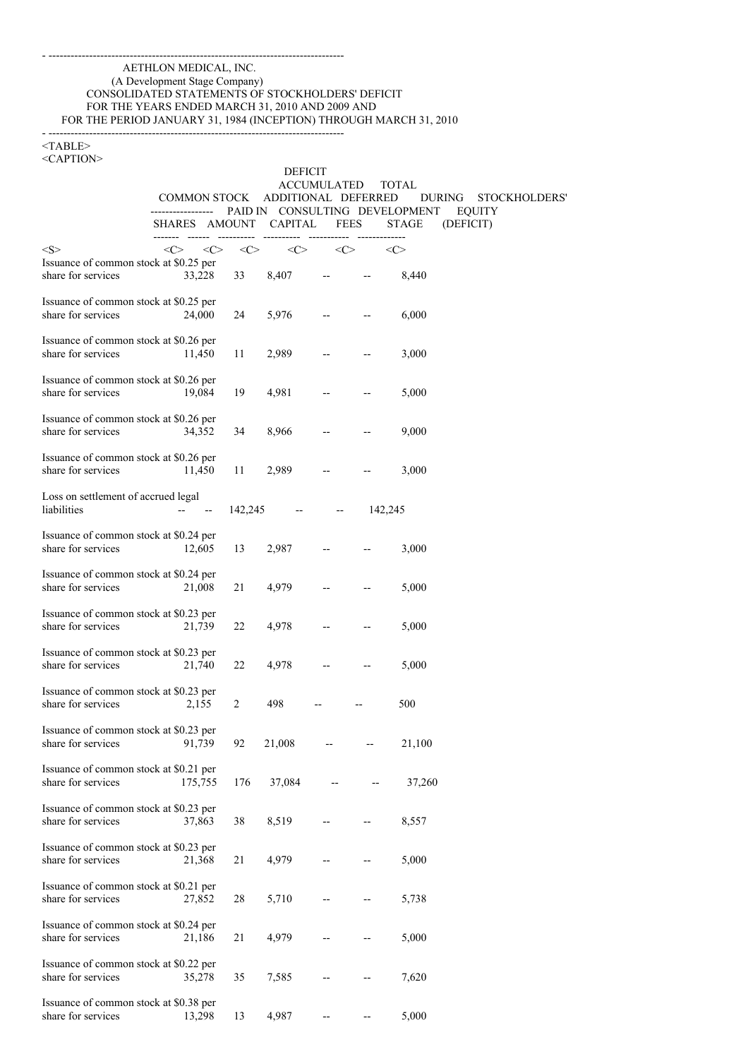AETHLON MEDICAL, INC.
(A Development Stage Company)
CONSOLIDATED STATEMENTS OF STOCKHOLDERS' DEFICIT
FOR THE YEARS ENDED MARCH 31, 2010 AND 2009 AND
FOR THE PERIOD JANUARY 31, 1984 (INCEPTION) THROUGH MARCH 31, 2010

| | COMMON STOCK | | ADDITIONAL PAID IN CAPITAL | DEFERRED CONSULTING FEES | DEFICIT ACCUMULATED DURING DEVELOPMENT STAGE | TOTAL STOCKHOLDERS' EQUITY (DEFICIT) |
|---|---|---|---|---|---|---|
| | SHARES | AMOUNT | | | | |
| Issuance of common stock at $0.25 per share for services | 33,228 | 33 | 8,407 | -- | -- | 8,440 |
| Issuance of common stock at $0.25 per share for services | 24,000 | 24 | 5,976 | -- | -- | 6,000 |
| Issuance of common stock at $0.26 per share for services | 11,450 | 11 | 2,989 | -- | -- | 3,000 |
| Issuance of common stock at $0.26 per share for services | 19,084 | 19 | 4,981 | -- | -- | 5,000 |
| Issuance of common stock at $0.26 per share for services | 34,352 | 34 | 8,966 | -- | -- | 9,000 |
| Issuance of common stock at $0.26 per share for services | 11,450 | 11 | 2,989 | -- | -- | 3,000 |
| Loss on settlement of accrued legal liabilities | -- | -- | 142,245 | -- | -- | 142,245 |
| Issuance of common stock at $0.24 per share for services | 12,605 | 13 | 2,987 | -- | -- | 3,000 |
| Issuance of common stock at $0.24 per share for services | 21,008 | 21 | 4,979 | -- | -- | 5,000 |
| Issuance of common stock at $0.23 per share for services | 21,739 | 22 | 4,978 | -- | -- | 5,000 |
| Issuance of common stock at $0.23 per share for services | 21,740 | 22 | 4,978 | -- | -- | 5,000 |
| Issuance of common stock at $0.23 per share for services | 2,155 | 2 | 498 | -- | -- | 500 |
| Issuance of common stock at $0.23 per share for services | 91,739 | 92 | 21,008 | -- | -- | 21,100 |
| Issuance of common stock at $0.21 per share for services | 175,755 | 176 | 37,084 | -- | -- | 37,260 |
| Issuance of common stock at $0.23 per share for services | 37,863 | 38 | 8,519 | -- | -- | 8,557 |
| Issuance of common stock at $0.23 per share for services | 21,368 | 21 | 4,979 | -- | -- | 5,000 |
| Issuance of common stock at $0.21 per share for services | 27,852 | 28 | 5,710 | -- | -- | 5,738 |
| Issuance of common stock at $0.24 per share for services | 21,186 | 21 | 4,979 | -- | -- | 5,000 |
| Issuance of common stock at $0.22 per share for services | 35,278 | 35 | 7,585 | -- | -- | 7,620 |
| Issuance of common stock at $0.38 per share for services | 13,298 | 13 | 4,987 | -- | -- | 5,000 |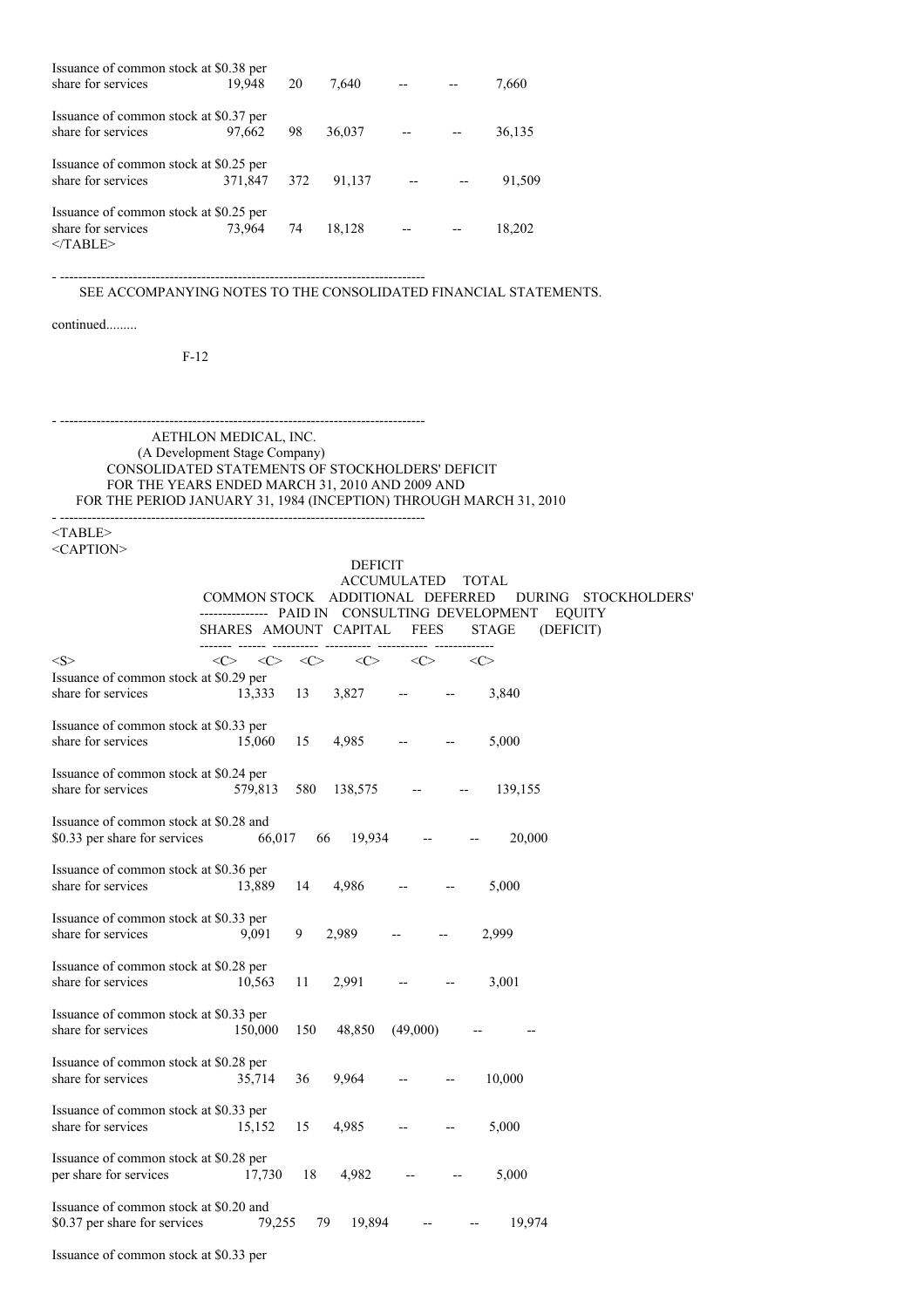| | | | | | | |
|---|---|---|---|---|---|---|
| Issuance of common stock at $0.38 per share for services | 19,948 | 20 | 7,640 | -- | -- | 7,660 |
| Issuance of common stock at $0.37 per share for services | 97,662 | 98 | 36,037 | -- | -- | 36,135 |
| Issuance of common stock at $0.25 per share for services | 371,847 | 372 | 91,137 | -- | -- | 91,509 |
| Issuance of common stock at $0.25 per share for services | 73,964 | 74 | 18,128 | -- | -- | 18,202 |

SEE ACCOMPANYING NOTES TO THE CONSOLIDATED FINANCIAL STATEMENTS.

continued.........

AETHLON MEDICAL, INC.
(A Development Stage Company)
CONSOLIDATED STATEMENTS OF STOCKHOLDERS' DEFICIT
FOR THE YEARS ENDED MARCH 31, 2010 AND 2009 AND
FOR THE PERIOD JANUARY 31, 1984 (INCEPTION) THROUGH MARCH 31, 2010

| | COMMON STOCK | | ADDITIONAL PAID IN CAPITAL | DEFERRED CONSULTING FEES | DEFICIT ACCUMULATED DURING DEVELOPMENT STAGE | TOTAL STOCKHOLDERS' EQUITY (DEFICIT) |
|---|---|---|---|---|---|---|
| | SHARES | AMOUNT | | | | |
| Issuance of common stock at $0.29 per share for services | 13,333 | 13 | 3,827 | -- | -- | 3,840 |
| Issuance of common stock at $0.33 per share for services | 15,060 | 15 | 4,985 | -- | -- | 5,000 |
| Issuance of common stock at $0.24 per share for services | 579,813 | 580 | 138,575 | -- | -- | 139,155 |
| Issuance of common stock at $0.28 and $0.33 per share for services | 66,017 | 66 | 19,934 | -- | -- | 20,000 |
| Issuance of common stock at $0.36 per share for services | 13,889 | 14 | 4,986 | -- | -- | 5,000 |
| Issuance of common stock at $0.33 per share for services | 9,091 | 9 | 2,989 | -- | -- | 2,999 |
| Issuance of common stock at $0.28 per share for services | 10,563 | 11 | 2,991 | -- | -- | 3,001 |
| Issuance of common stock at $0.33 per share for services | 150,000 | 150 | 48,850 | (49,000) | -- | -- |
| Issuance of common stock at $0.28 per share for services | 35,714 | 36 | 9,964 | -- | -- | 10,000 |
| Issuance of common stock at $0.33 per share for services | 15,152 | 15 | 4,985 | -- | -- | 5,000 |
| Issuance of common stock at $0.28 per per share for services | 17,730 | 18 | 4,982 | -- | -- | 5,000 |
| Issuance of common stock at $0.20 and $0.37 per share for services | 79,255 | 79 | 19,894 | -- | -- | 19,974 |
| Issuance of common stock at $0.33 per | | | | | | |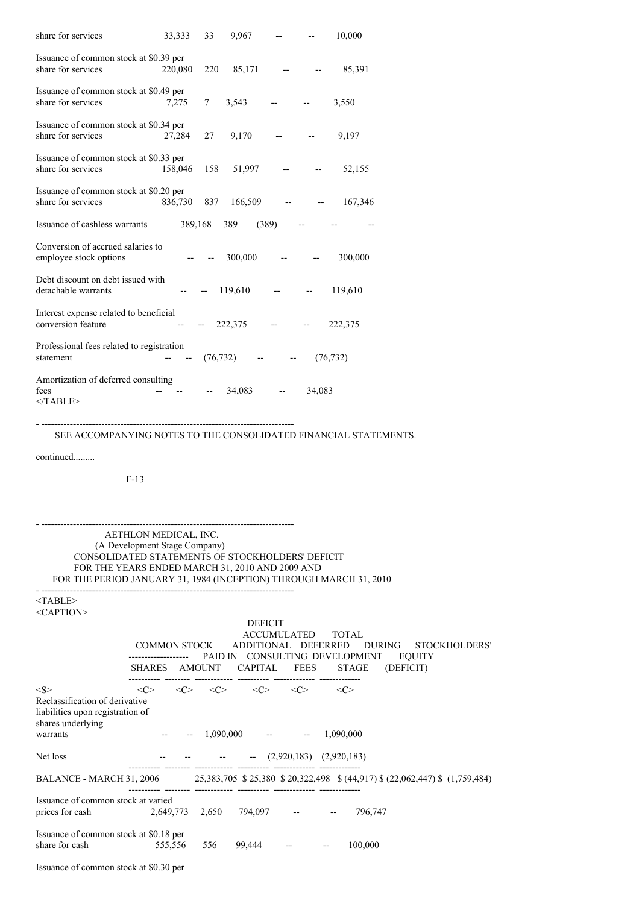| | SHARES | AMOUNT | ADDITIONAL PAID IN CAPITAL | DEFERRED CONSULTING FEES | DEFICIT ACCUMULATED DURING DEVELOPMENT STAGE | TOTAL STOCKHOLDERS' EQUITY (DEFICIT) |
|---|---|---|---|---|---|---|
| share for services | 33,333 | 33 | 9,967 | -- | -- | 10,000 |
| Issuance of common stock at $0.39 per share for services | 220,080 | 220 | 85,171 | -- | -- | 85,391 |
| Issuance of common stock at $0.49 per share for services | 7,275 | 7 | 3,543 | -- | -- | 3,550 |
| Issuance of common stock at $0.34 per share for services | 27,284 | 27 | 9,170 | -- | -- | 9,197 |
| Issuance of common stock at $0.33 per share for services | 158,046 | 158 | 51,997 | -- | -- | 52,155 |
| Issuance of common stock at $0.20 per share for services | 836,730 | 837 | 166,509 | -- | -- | 167,346 |
| Issuance of cashless warrants | 389,168 | 389 | (389) | -- | -- | -- |
| Conversion of accrued salaries to employee stock options | -- | -- | 300,000 | -- | -- | 300,000 |
| Debt discount on debt issued with detachable warrants | -- | -- | 119,610 | -- | -- | 119,610 |
| Interest expense related to beneficial conversion feature | -- | -- | 222,375 | -- | -- | 222,375 |
| Professional fees related to registration statement | -- | -- | (76,732) | -- | -- | (76,732) |
| Amortization of deferred consulting fees | -- | -- | -- | 34,083 | -- | 34,083 |

SEE ACCOMPANYING NOTES TO THE CONSOLIDATED FINANCIAL STATEMENTS.

continued.........

AETHLON MEDICAL, INC.
(A Development Stage Company)
CONSOLIDATED STATEMENTS OF STOCKHOLDERS' DEFICIT
FOR THE YEARS ENDED MARCH 31, 2010 AND 2009 AND
FOR THE PERIOD JANUARY 31, 1984 (INCEPTION) THROUGH MARCH 31, 2010

| | COMMON STOCK | | | | | |
|---|---|---|---|---|---|---|
| | SHARES | AMOUNT | ADDITIONAL PAID IN CAPITAL | DEFERRED CONSULTING FEES | DEFICIT ACCUMULATED DURING DEVELOPMENT STAGE | TOTAL STOCKHOLDERS' EQUITY (DEFICIT) |
| Reclassification of derivative liabilities upon registration of shares underlying warrants | -- | -- | 1,090,000 | -- | -- | 1,090,000 |
| Net loss | -- | -- | -- | -- | (2,920,183) | (2,920,183) |
| BALANCE - MARCH 31, 2006 | 25,383,705 | $ 25,380 | $ 20,322,498 | $ (44,917) | $ (22,062,447) | $ (1,759,484) |
| Issuance of common stock at varied prices for cash | 2,649,773 | 2,650 | 794,097 | -- | -- | 796,747 |
| Issuance of common stock at $0.18 per share for cash | 555,556 | 556 | 99,444 | -- | -- | 100,000 |
| Issuance of common stock at $0.30 per | | | | | | |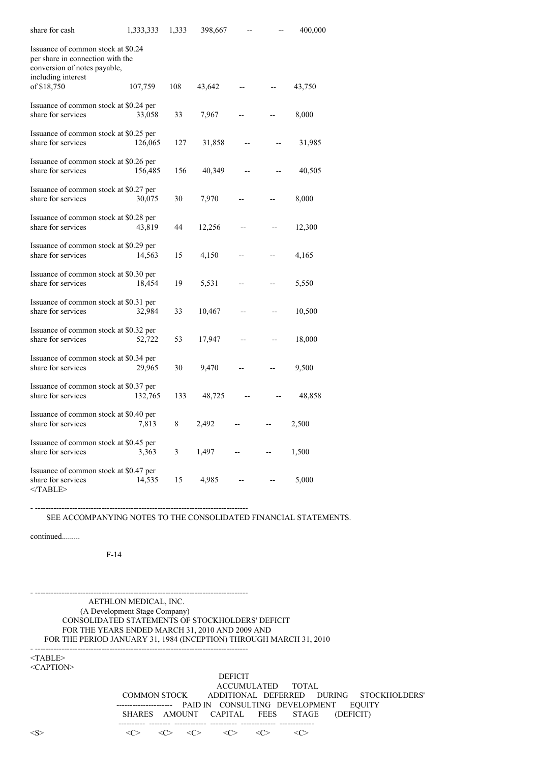| | | | | | | |
|---|---|---|---|---|---|---|
| share for cash | 1,333,333 | 1,333 | 398,667 | -- | -- | 400,000 |
| Issuance of common stock at $0.24 per share in connection with the conversion of notes payable, including interest of $18,750 | 107,759 | 108 | 43,642 | -- | -- | 43,750 |
| Issuance of common stock at $0.24 per share for services | 33,058 | 33 | 7,967 | -- | -- | 8,000 |
| Issuance of common stock at $0.25 per share for services | 126,065 | 127 | 31,858 | -- | -- | 31,985 |
| Issuance of common stock at $0.26 per share for services | 156,485 | 156 | 40,349 | -- | -- | 40,505 |
| Issuance of common stock at $0.27 per share for services | 30,075 | 30 | 7,970 | -- | -- | 8,000 |
| Issuance of common stock at $0.28 per share for services | 43,819 | 44 | 12,256 | -- | -- | 12,300 |
| Issuance of common stock at $0.29 per share for services | 14,563 | 15 | 4,150 | -- | -- | 4,165 |
| Issuance of common stock at $0.30 per share for services | 18,454 | 19 | 5,531 | -- | -- | 5,550 |
| Issuance of common stock at $0.31 per share for services | 32,984 | 33 | 10,467 | -- | -- | 10,500 |
| Issuance of common stock at $0.32 per share for services | 52,722 | 53 | 17,947 | -- | -- | 18,000 |
| Issuance of common stock at $0.34 per share for services | 29,965 | 30 | 9,470 | -- | -- | 9,500 |
| Issuance of common stock at $0.37 per share for services | 132,765 | 133 | 48,725 | -- | -- | 48,858 |
| Issuance of common stock at $0.40 per share for services | 7,813 | 8 | 2,492 | -- | -- | 2,500 |
| Issuance of common stock at $0.45 per share for services | 3,363 | 3 | 1,497 | -- | -- | 1,500 |
| Issuance of common stock at $0.47 per share for services | 14,535 | 15 | 4,985 | -- | -- | 5,000 |

SEE ACCOMPANYING NOTES TO THE CONSOLIDATED FINANCIAL STATEMENTS.

continued.........

AETHLON MEDICAL, INC.
(A Development Stage Company)
CONSOLIDATED STATEMENTS OF STOCKHOLDERS' DEFICIT
FOR THE YEARS ENDED MARCH 31, 2010 AND 2009 AND
FOR THE PERIOD JANUARY 31, 1984 (INCEPTION) THROUGH MARCH 31, 2010

| | COMMON STOCK | | ADDITIONAL PAID IN | DEFERRED CONSULTING | DEFICIT ACCUMULATED DURING DEVELOPMENT | TOTAL STOCKHOLDERS' EQUITY |
|---|---|---|---|---|---|---|
| | SHARES | AMOUNT | CAPITAL | FEES | STAGE | (DEFICIT) |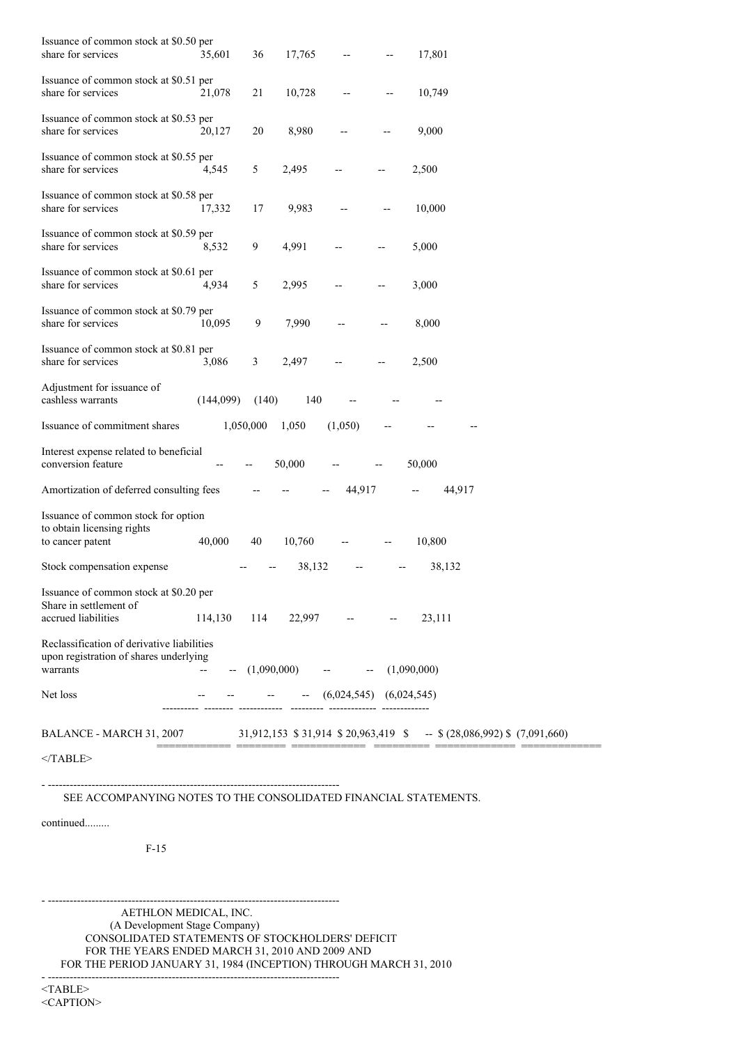| | Shares | Amount | Additional Paid-in Capital | Deferred Compensation | Deficit Accumulated During Development Stage | Total |
|---|---|---|---|---|---|---|
| Issuance of common stock at $0.50 per share for services | 35,601 | 36 | 17,765 | -- | -- | 17,801 |
| Issuance of common stock at $0.51 per share for services | 21,078 | 21 | 10,728 | -- | -- | 10,749 |
| Issuance of common stock at $0.53 per share for services | 20,127 | 20 | 8,980 | -- | -- | 9,000 |
| Issuance of common stock at $0.55 per share for services | 4,545 | 5 | 2,495 | -- | -- | 2,500 |
| Issuance of common stock at $0.58 per share for services | 17,332 | 17 | 9,983 | -- | -- | 10,000 |
| Issuance of common stock at $0.59 per share for services | 8,532 | 9 | 4,991 | -- | -- | 5,000 |
| Issuance of common stock at $0.61 per share for services | 4,934 | 5 | 2,995 | -- | -- | 3,000 |
| Issuance of common stock at $0.79 per share for services | 10,095 | 9 | 7,990 | -- | -- | 8,000 |
| Issuance of common stock at $0.81 per share for services | 3,086 | 3 | 2,497 | -- | -- | 2,500 |
| Adjustment for issuance of cashless warrants | (144,099) | (140) | 140 | -- | -- | -- |
| Issuance of commitment shares | 1,050,000 | 1,050 | (1,050) | -- | -- | -- |
| Interest expense related to beneficial conversion feature | -- | -- | 50,000 | -- | -- | 50,000 |
| Amortization of deferred consulting fees | -- | -- | -- | 44,917 | -- | 44,917 |
| Issuance of common stock for option to obtain licensing rights to cancer patent | 40,000 | 40 | 10,760 | -- | -- | 10,800 |
| Stock compensation expense | -- | -- | 38,132 | -- | -- | 38,132 |
| Issuance of common stock at $0.20 per Share in settlement of accrued liabilities | 114,130 | 114 | 22,997 | -- | -- | 23,111 |
| Reclassification of derivative liabilities upon registration of shares underlying warrants | -- | -- | (1,090,000) | -- | -- | (1,090,000) |
| Net loss | -- | -- | -- | -- | (6,024,545) | (6,024,545) |
| BALANCE - MARCH 31, 2007 | 31,912,153 | $ 31,914 | $ 20,963,419 | $ -- | $ (28,086,992) | $ (7,091,660) |

</TABLE>

SEE ACCOMPANYING NOTES TO THE CONSOLIDATED FINANCIAL STATEMENTS.

continued.........

AETHLON MEDICAL, INC.
(A Development Stage Company)
CONSOLIDATED STATEMENTS OF STOCKHOLDERS' DEFICIT
FOR THE YEARS ENDED MARCH 31, 2010 AND 2009 AND
FOR THE PERIOD JANUARY 31, 1984 (INCEPTION) THROUGH MARCH 31, 2010

<TABLE>
<CAPTION>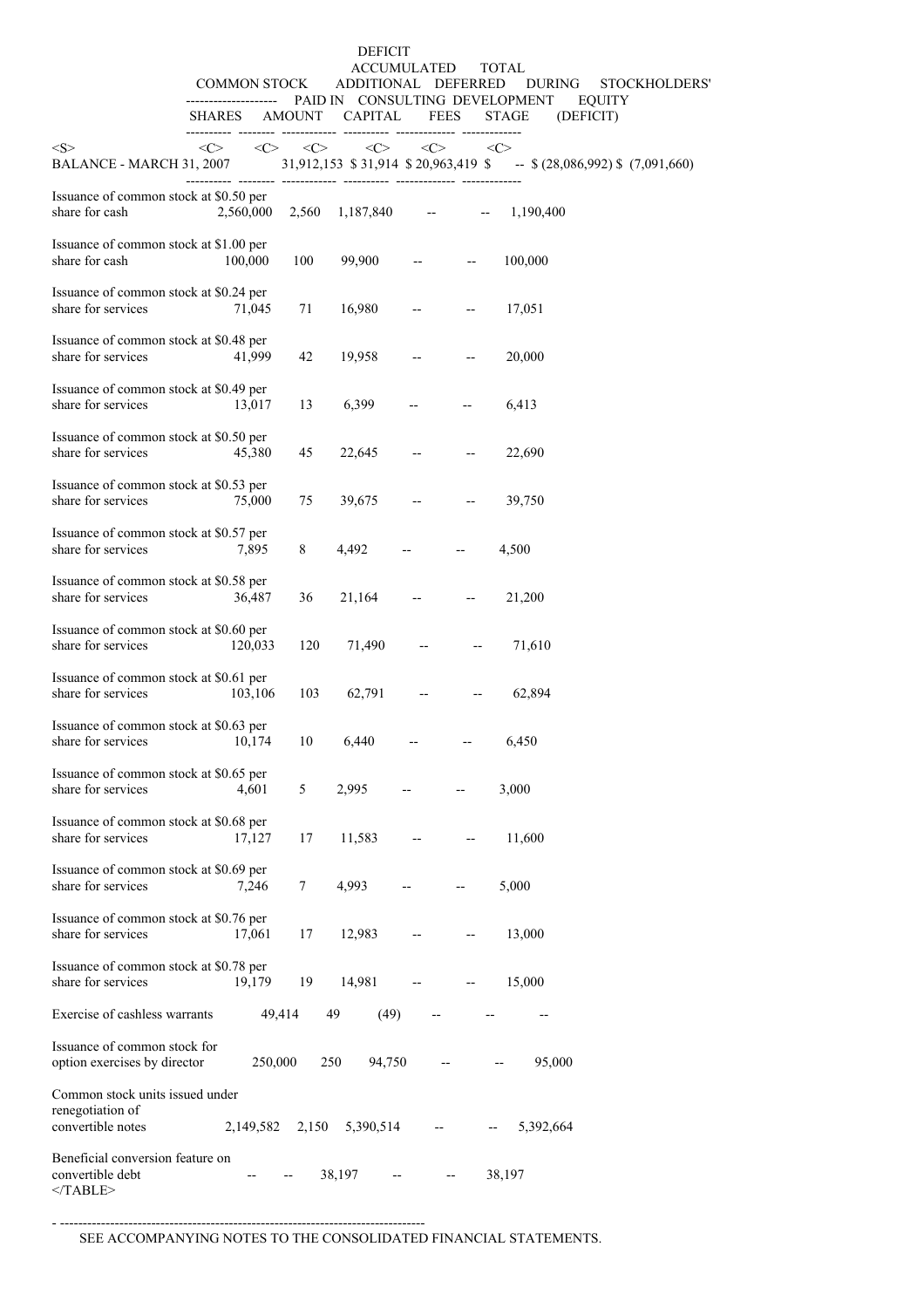| | COMMON STOCK | | ADDITIONAL PAID IN CAPITAL | DEFERRED CONSULTING FEES | DEFICIT ACCUMULATED DURING DEVELOPMENT STAGE | TOTAL STOCKHOLDERS' EQUITY (DEFICIT) |
|---|---|---|---|---|---|---|
| | SHARES | AMOUNT | | | | |
| BALANCE - MARCH 31, 2007 | 31,912,153 | $ 31,914 | $ 20,963,419 | $ -- | $ (28,086,992) | $ (7,091,660) |
| Issuance of common stock at $0.50 per share for cash | 2,560,000 | 2,560 | 1,187,840 | -- | -- | 1,190,400 |
| Issuance of common stock at $1.00 per share for cash | 100,000 | 100 | 99,900 | -- | -- | 100,000 |
| Issuance of common stock at $0.24 per share for services | 71,045 | 71 | 16,980 | -- | -- | 17,051 |
| Issuance of common stock at $0.48 per share for services | 41,999 | 42 | 19,958 | -- | -- | 20,000 |
| Issuance of common stock at $0.49 per share for services | 13,017 | 13 | 6,399 | -- | -- | 6,413 |
| Issuance of common stock at $0.50 per share for services | 45,380 | 45 | 22,645 | -- | -- | 22,690 |
| Issuance of common stock at $0.53 per share for services | 75,000 | 75 | 39,675 | -- | -- | 39,750 |
| Issuance of common stock at $0.57 per share for services | 7,895 | 8 | 4,492 | -- | -- | 4,500 |
| Issuance of common stock at $0.58 per share for services | 36,487 | 36 | 21,164 | -- | -- | 21,200 |
| Issuance of common stock at $0.60 per share for services | 120,033 | 120 | 71,490 | -- | -- | 71,610 |
| Issuance of common stock at $0.61 per share for services | 103,106 | 103 | 62,791 | -- | -- | 62,894 |
| Issuance of common stock at $0.63 per share for services | 10,174 | 10 | 6,440 | -- | -- | 6,450 |
| Issuance of common stock at $0.65 per share for services | 4,601 | 5 | 2,995 | -- | -- | 3,000 |
| Issuance of common stock at $0.68 per share for services | 17,127 | 17 | 11,583 | -- | -- | 11,600 |
| Issuance of common stock at $0.69 per share for services | 7,246 | 7 | 4,993 | -- | -- | 5,000 |
| Issuance of common stock at $0.76 per share for services | 17,061 | 17 | 12,983 | -- | -- | 13,000 |
| Issuance of common stock at $0.78 per share for services | 19,179 | 19 | 14,981 | -- | -- | 15,000 |
| Exercise of cashless warrants | 49,414 | 49 | (49) | -- | -- | -- |
| Issuance of common stock for option exercises by director | 250,000 | 250 | 94,750 | -- | -- | 95,000 |
| Common stock units issued under renegotiation of convertible notes | 2,149,582 | 2,150 | 5,390,514 | -- | -- | 5,392,664 |
| Beneficial conversion feature on convertible debt | -- | -- | 38,197 | -- | -- | 38,197 |

SEE ACCOMPANYING NOTES TO THE CONSOLIDATED FINANCIAL STATEMENTS.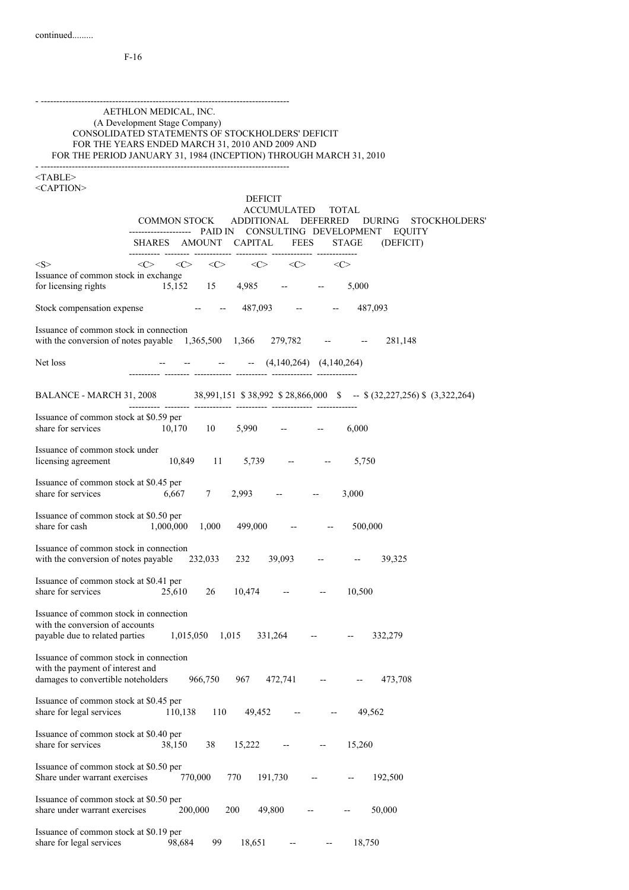continued.........

# AETHLON MEDICAL, INC.

(A Development Stage Company)

CONSOLIDATED STATEMENTS OF STOCKHOLDERS' DEFICIT

FOR THE YEARS ENDED MARCH 31, 2010 AND 2009 AND

FOR THE PERIOD JANUARY 31, 1984 (INCEPTION) THROUGH MARCH 31, 2010

| | COMMON STOCK SHARES | COMMON STOCK AMOUNT | ADDITIONAL PAID IN CAPITAL | DEFERRED CONSULTING FEES | DEFICIT ACCUMULATED DURING DEVELOPMENT STAGE | TOTAL STOCKHOLDERS' EQUITY (DEFICIT) |
|---|---|---|---|---|---|---|
| Issuance of common stock in exchange for licensing rights | 15,152 | 15 | 4,985 | -- | -- | 5,000 |
| Stock compensation expense | -- | -- | 487,093 | -- | -- | 487,093 |
| Issuance of common stock in connection with the conversion of notes payable | 1,365,500 | 1,366 | 279,782 | -- | -- | 281,148 |
| Net loss | -- | -- | -- | -- | (4,140,264) | (4,140,264) |
| BALANCE - MARCH 31, 2008 | 38,991,151 | $ 38,992 | $ 28,866,000 | $ -- | $ (32,227,256) | $ (3,322,264) |
| Issuance of common stock at $0.59 per share for services | 10,170 | 10 | 5,990 | -- | -- | 6,000 |
| Issuance of common stock under licensing agreement | 10,849 | 11 | 5,739 | -- | -- | 5,750 |
| Issuance of common stock at $0.45 per share for services | 6,667 | 7 | 2,993 | -- | -- | 3,000 |
| Issuance of common stock at $0.50 per share for cash | 1,000,000 | 1,000 | 499,000 | -- | -- | 500,000 |
| Issuance of common stock in connection with the conversion of notes payable | 232,033 | 232 | 39,093 | -- | -- | 39,325 |
| Issuance of common stock at $0.41 per share for services | 25,610 | 26 | 10,474 | -- | -- | 10,500 |
| Issuance of common stock in connection with the conversion of accounts payable due to related parties | 1,015,050 | 1,015 | 331,264 | -- | -- | 332,279 |
| Issuance of common stock in connection with the payment of interest and damages to convertible noteholders | 966,750 | 967 | 472,741 | -- | -- | 473,708 |
| Issuance of common stock at $0.45 per share for legal services | 110,138 | 110 | 49,452 | -- | -- | 49,562 |
| Issuance of common stock at $0.40 per share for services | 38,150 | 38 | 15,222 | -- | -- | 15,260 |
| Issuance of common stock at $0.50 per Share under warrant exercises | 770,000 | 770 | 191,730 | -- | -- | 192,500 |
| Issuance of common stock at $0.50 per share under warrant exercises | 200,000 | 200 | 49,800 | -- | -- | 50,000 |
| Issuance of common stock at $0.19 per share for legal services | 98,684 | 99 | 18,651 | -- | -- | 18,750 |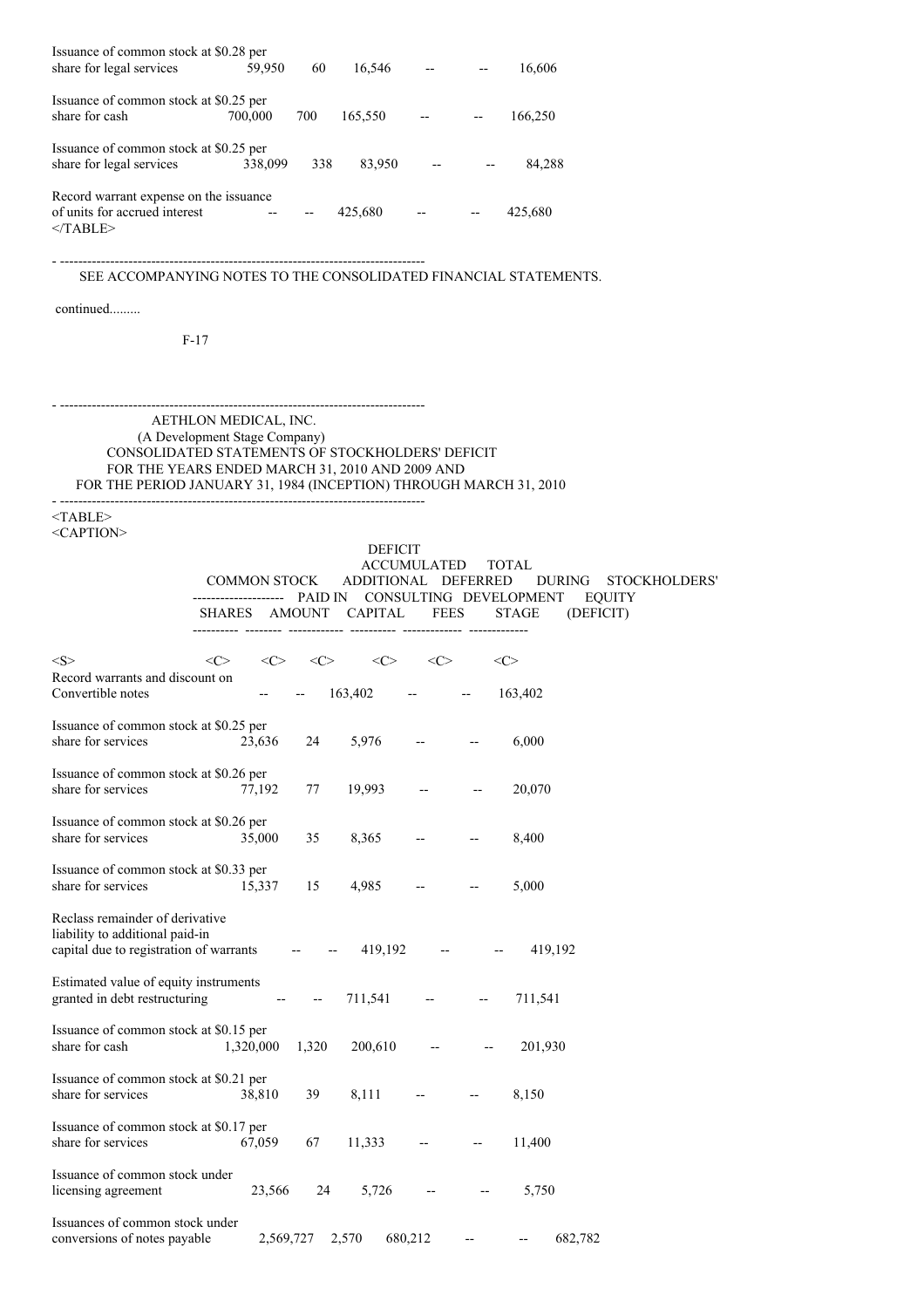| | | | | | | |
|---|---|---|---|---|---|---|
| Issuance of common stock at $0.28 per share for legal services | 59,950 | 60 | 16,546 | -- | -- | 16,606 |
| Issuance of common stock at $0.25 per share for cash | 700,000 | 700 | 165,550 | -- | -- | 166,250 |
| Issuance of common stock at $0.25 per share for legal services | 338,099 | 338 | 83,950 | -- | -- | 84,288 |
| Record warrant expense on the issuance of units for accrued interest | -- | -- | 425,680 | -- | -- | 425,680 |

SEE ACCOMPANYING NOTES TO THE CONSOLIDATED FINANCIAL STATEMENTS.

continued.........

AETHLON MEDICAL, INC.
(A Development Stage Company)
CONSOLIDATED STATEMENTS OF STOCKHOLDERS' DEFICIT
FOR THE YEARS ENDED MARCH 31, 2010 AND 2009 AND
FOR THE PERIOD JANUARY 31, 1984 (INCEPTION) THROUGH MARCH 31, 2010

| | COMMON STOCK | | ADDITIONAL PAID IN CAPITAL | DEFERRED CONSULTING FEES | DEFICIT ACCUMULATED DURING DEVELOPMENT STAGE | TOTAL STOCKHOLDERS' EQUITY (DEFICIT) |
|---|---|---|---|---|---|---|
| | SHARES | AMOUNT | | | | |
| Record warrants and discount on Convertible notes | -- | -- | 163,402 | -- | -- | 163,402 |
| Issuance of common stock at $0.25 per share for services | 23,636 | 24 | 5,976 | -- | -- | 6,000 |
| Issuance of common stock at $0.26 per share for services | 77,192 | 77 | 19,993 | -- | -- | 20,070 |
| Issuance of common stock at $0.26 per share for services | 35,000 | 35 | 8,365 | -- | -- | 8,400 |
| Issuance of common stock at $0.33 per share for services | 15,337 | 15 | 4,985 | -- | -- | 5,000 |
| Reclass remainder of derivative liability to additional paid-in capital due to registration of warrants | -- | -- | 419,192 | -- | -- | 419,192 |
| Estimated value of equity instruments granted in debt restructuring | -- | -- | 711,541 | -- | -- | 711,541 |
| Issuance of common stock at $0.15 per share for cash | 1,320,000 | 1,320 | 200,610 | -- | -- | 201,930 |
| Issuance of common stock at $0.21 per share for services | 38,810 | 39 | 8,111 | -- | -- | 8,150 |
| Issuance of common stock at $0.17 per share for services | 67,059 | 67 | 11,333 | -- | -- | 11,400 |
| Issuance of common stock under licensing agreement | 23,566 | 24 | 5,726 | -- | -- | 5,750 |
| Issuances of common stock under conversions of notes payable | 2,569,727 | 2,570 | 680,212 | -- | -- | 682,782 |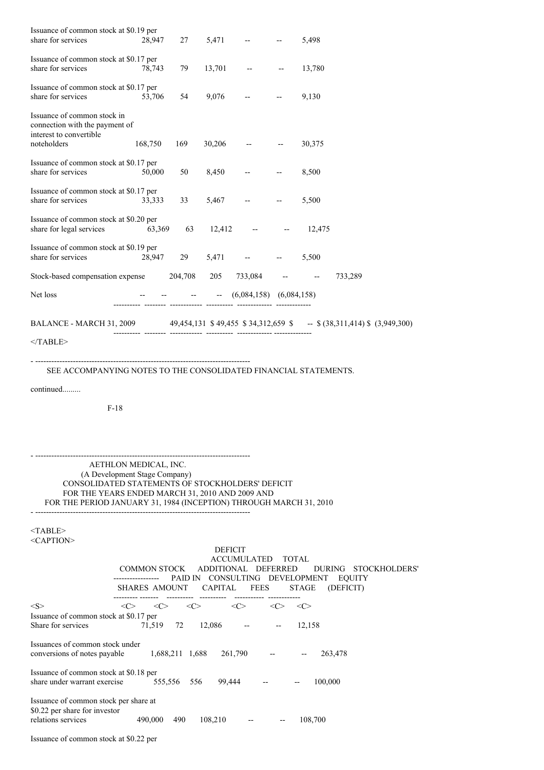| | | | | | | |
|---|---|---|---|---|---|---|
| Issuance of common stock at $0.19 per share for services | 28,947 | 27 | 5,471 | -- | -- | 5,498 |
| Issuance of common stock at $0.17 per share for services | 78,743 | 79 | 13,701 | -- | -- | 13,780 |
| Issuance of common stock at $0.17 per share for services | 53,706 | 54 | 9,076 | -- | -- | 9,130 |
| Issuance of common stock in connection with the payment of interest to convertible noteholders | 168,750 | 169 | 30,206 | -- | -- | 30,375 |
| Issuance of common stock at $0.17 per share for services | 50,000 | 50 | 8,450 | -- | -- | 8,500 |
| Issuance of common stock at $0.17 per share for services | 33,333 | 33 | 5,467 | -- | -- | 5,500 |
| Issuance of common stock at $0.20 per share for legal services | 63,369 | 63 | 12,412 | -- | -- | 12,475 |
| Issuance of common stock at $0.19 per share for services | 28,947 | 29 | 5,471 | -- | -- | 5,500 |
| Stock-based compensation expense | 204,708 | 205 | 733,084 | -- | -- | 733,289 |
| Net loss | -- | -- | -- | -- | (6,084,158) | (6,084,158) |
| BALANCE - MARCH 31, 2009 | 49,454,131 | $ 49,455 | $ 34,312,659 | $ -- | $ (38,311,414) | $ (3,949,300) |

SEE ACCOMPANYING NOTES TO THE CONSOLIDATED FINANCIAL STATEMENTS.

continued.........

AETHLON MEDICAL, INC.
(A Development Stage Company)
CONSOLIDATED STATEMENTS OF STOCKHOLDERS' DEFICIT
FOR THE YEARS ENDED MARCH 31, 2010 AND 2009 AND
FOR THE PERIOD JANUARY 31, 1984 (INCEPTION) THROUGH MARCH 31, 2010

| | COMMON STOCK SHARES | COMMON STOCK AMOUNT | ADDITIONAL PAID IN CAPITAL | DEFERRED CONSULTING FEES | DEFICIT ACCUMULATED DURING DEVELOPMENT STAGE | TOTAL STOCKHOLDERS' EQUITY (DEFICIT) |
|---|---|---|---|---|---|---|
| Issuance of common stock at $0.17 per Share for services | 71,519 | 72 | 12,086 | -- | -- | 12,158 |
| Issuances of common stock under conversions of notes payable | 1,688,211 | 1,688 | 261,790 | -- | -- | 263,478 |
| Issuance of common stock at $0.18 per share under warrant exercise | 555,556 | 556 | 99,444 | -- | -- | 100,000 |
| Issuance of common stock per share at $0.22 per share for investor relations services | 490,000 | 490 | 108,210 | -- | -- | 108,700 |
| Issuance of common stock at $0.22 per | | | | | | |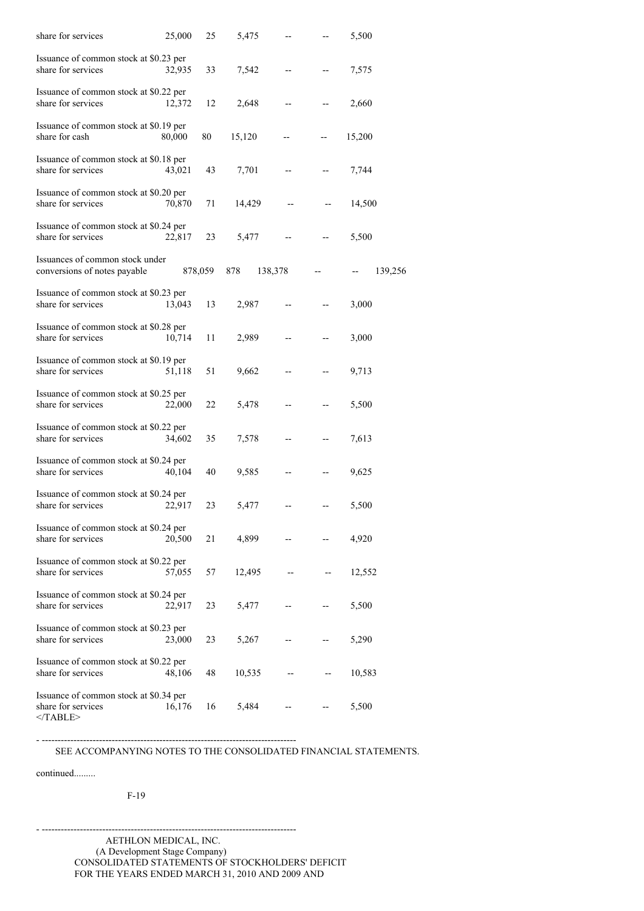| | | | | | | |
|---|---|---|---|---|---|---|
| share for services | 25,000 | 25 | 5,475 | -- | -- | 5,500 |
| Issuance of common stock at $0.23 per share for services | 32,935 | 33 | 7,542 | -- | -- | 7,575 |
| Issuance of common stock at $0.22 per share for services | 12,372 | 12 | 2,648 | -- | -- | 2,660 |
| Issuance of common stock at $0.19 per share for cash | 80,000 | 80 | 15,120 | -- | -- | 15,200 |
| Issuance of common stock at $0.18 per share for services | 43,021 | 43 | 7,701 | -- | -- | 7,744 |
| Issuance of common stock at $0.20 per share for services | 70,870 | 71 | 14,429 | -- | -- | 14,500 |
| Issuance of common stock at $0.24 per share for services | 22,817 | 23 | 5,477 | -- | -- | 5,500 |
| Issuances of common stock under conversions of notes payable | 878,059 | 878 | 138,378 | -- | -- | 139,256 |
| Issuance of common stock at $0.23 per share for services | 13,043 | 13 | 2,987 | -- | -- | 3,000 |
| Issuance of common stock at $0.28 per share for services | 10,714 | 11 | 2,989 | -- | -- | 3,000 |
| Issuance of common stock at $0.19 per share for services | 51,118 | 51 | 9,662 | -- | -- | 9,713 |
| Issuance of common stock at $0.25 per share for services | 22,000 | 22 | 5,478 | -- | -- | 5,500 |
| Issuance of common stock at $0.22 per share for services | 34,602 | 35 | 7,578 | -- | -- | 7,613 |
| Issuance of common stock at $0.24 per share for services | 40,104 | 40 | 9,585 | -- | -- | 9,625 |
| Issuance of common stock at $0.24 per share for services | 22,917 | 23 | 5,477 | -- | -- | 5,500 |
| Issuance of common stock at $0.24 per share for services | 20,500 | 21 | 4,899 | -- | -- | 4,920 |
| Issuance of common stock at $0.22 per share for services | 57,055 | 57 | 12,495 | -- | -- | 12,552 |
| Issuance of common stock at $0.24 per share for services | 22,917 | 23 | 5,477 | -- | -- | 5,500 |
| Issuance of common stock at $0.23 per share for services | 23,000 | 23 | 5,267 | -- | -- | 5,290 |
| Issuance of common stock at $0.22 per share for services | 48,106 | 48 | 10,535 | -- | -- | 10,583 |
| Issuance of common stock at $0.34 per share for services | 16,176 | 16 | 5,484 | -- | -- | 5,500 |

SEE ACCOMPANYING NOTES TO THE CONSOLIDATED FINANCIAL STATEMENTS.

continued.........

AETHLON MEDICAL, INC.
(A Development Stage Company)
CONSOLIDATED STATEMENTS OF STOCKHOLDERS' DEFICIT
FOR THE YEARS ENDED MARCH 31, 2010 AND 2009 AND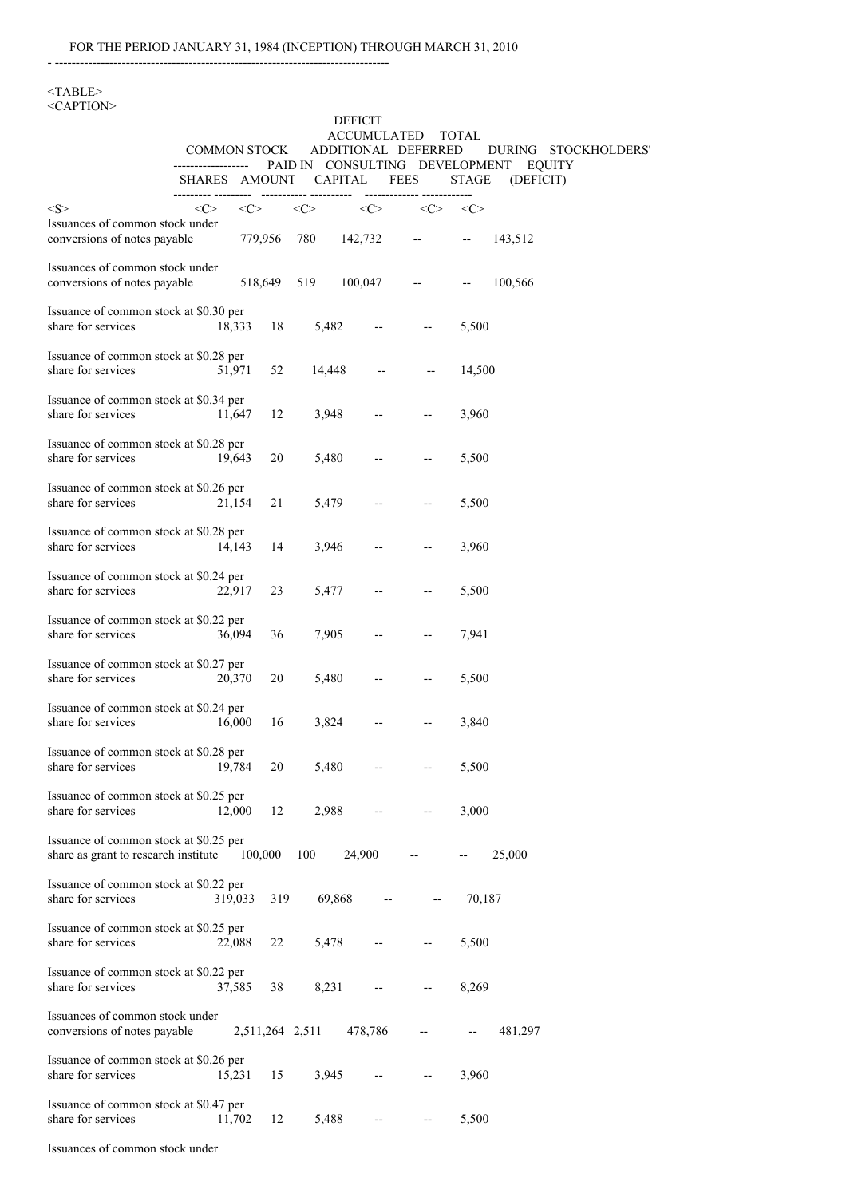FOR THE PERIOD JANUARY 31, 1984 (INCEPTION) THROUGH MARCH 31, 2010

| | COMMON STOCK SHARES | COMMON STOCK AMOUNT | ADDITIONAL PAID IN CAPITAL | DEFERRED CONSULTING FEES | DEFICIT ACCUMULATED DURING DEVELOPMENT STAGE | TOTAL STOCKHOLDERS' EQUITY (DEFICIT) |
|---|---|---|---|---|---|---|
| Issuances of common stock under conversions of notes payable | 779,956 | 780 | 142,732 | -- | -- | 143,512 |
| Issuances of common stock under conversions of notes payable | 518,649 | 519 | 100,047 | -- | -- | 100,566 |
| Issuance of common stock at $0.30 per share for services | 18,333 | 18 | 5,482 | -- | -- | 5,500 |
| Issuance of common stock at $0.28 per share for services | 51,971 | 52 | 14,448 | -- | -- | 14,500 |
| Issuance of common stock at $0.34 per share for services | 11,647 | 12 | 3,948 | -- | -- | 3,960 |
| Issuance of common stock at $0.28 per share for services | 19,643 | 20 | 5,480 | -- | -- | 5,500 |
| Issuance of common stock at $0.26 per share for services | 21,154 | 21 | 5,479 | -- | -- | 5,500 |
| Issuance of common stock at $0.28 per share for services | 14,143 | 14 | 3,946 | -- | -- | 3,960 |
| Issuance of common stock at $0.24 per share for services | 22,917 | 23 | 5,477 | -- | -- | 5,500 |
| Issuance of common stock at $0.22 per share for services | 36,094 | 36 | 7,905 | -- | -- | 7,941 |
| Issuance of common stock at $0.27 per share for services | 20,370 | 20 | 5,480 | -- | -- | 5,500 |
| Issuance of common stock at $0.24 per share for services | 16,000 | 16 | 3,824 | -- | -- | 3,840 |
| Issuance of common stock at $0.28 per share for services | 19,784 | 20 | 5,480 | -- | -- | 5,500 |
| Issuance of common stock at $0.25 per share for services | 12,000 | 12 | 2,988 | -- | -- | 3,000 |
| Issuance of common stock at $0.25 per share as grant to research institute | 100,000 | 100 | 24,900 | -- | -- | 25,000 |
| Issuance of common stock at $0.22 per share for services | 319,033 | 319 | 69,868 | -- | -- | 70,187 |
| Issuance of common stock at $0.25 per share for services | 22,088 | 22 | 5,478 | -- | -- | 5,500 |
| Issuance of common stock at $0.22 per share for services | 37,585 | 38 | 8,231 | -- | -- | 8,269 |
| Issuances of common stock under conversions of notes payable | 2,511,264 | 2,511 | 478,786 | -- | -- | 481,297 |
| Issuance of common stock at $0.26 per share for services | 15,231 | 15 | 3,945 | -- | -- | 3,960 |
| Issuance of common stock at $0.47 per share for services | 11,702 | 12 | 5,488 | -- | -- | 5,500 |
| Issuances of common stock under | | | | | | |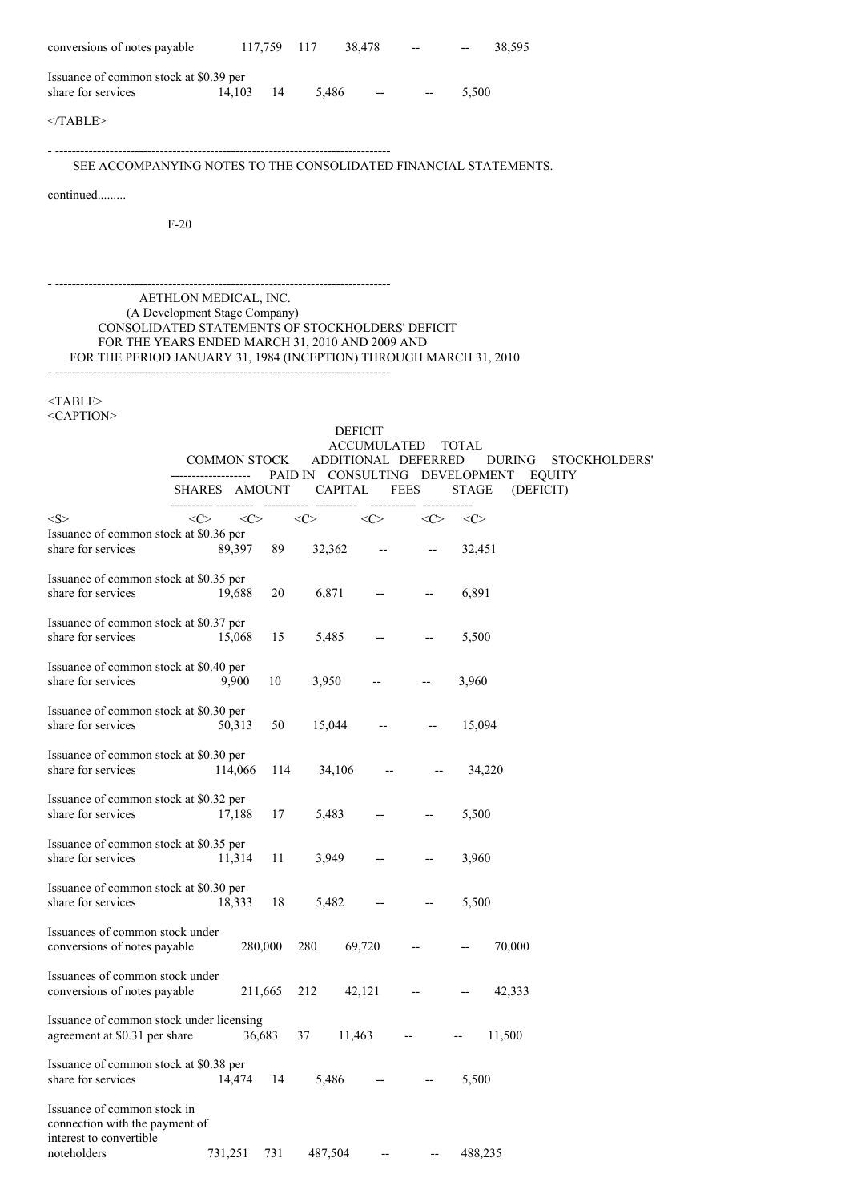| | | | | | | |
|---|---|---|---|---|---|---|
| conversions of notes payable | 117,759 | 117 | 38,478 | -- | -- | 38,595 |
| Issuance of common stock at $0.39 per share for services | 14,103 | 14 | 5,486 | -- | -- | 5,500 |

SEE ACCOMPANYING NOTES TO THE CONSOLIDATED FINANCIAL STATEMENTS.

continued.........

AETHLON MEDICAL, INC.
(A Development Stage Company)
CONSOLIDATED STATEMENTS OF STOCKHOLDERS' DEFICIT
FOR THE YEARS ENDED MARCH 31, 2010 AND 2009 AND
FOR THE PERIOD JANUARY 31, 1984 (INCEPTION) THROUGH MARCH 31, 2010

| | COMMON STOCK | | ADDITIONAL PAID IN CAPITAL | DEFERRED CONSULTING FEES | DEFICIT ACCUMULATED DURING DEVELOPMENT STAGE | TOTAL STOCKHOLDERS' EQUITY (DEFICIT) |
|---|---|---|---|---|---|---|
| | SHARES | AMOUNT | | | | |
| Issuance of common stock at $0.36 per share for services | 89,397 | 89 | 32,362 | -- | -- | 32,451 |
| Issuance of common stock at $0.35 per share for services | 19,688 | 20 | 6,871 | -- | -- | 6,891 |
| Issuance of common stock at $0.37 per share for services | 15,068 | 15 | 5,485 | -- | -- | 5,500 |
| Issuance of common stock at $0.40 per share for services | 9,900 | 10 | 3,950 | -- | -- | 3,960 |
| Issuance of common stock at $0.30 per share for services | 50,313 | 50 | 15,044 | -- | -- | 15,094 |
| Issuance of common stock at $0.30 per share for services | 114,066 | 114 | 34,106 | -- | -- | 34,220 |
| Issuance of common stock at $0.32 per share for services | 17,188 | 17 | 5,483 | -- | -- | 5,500 |
| Issuance of common stock at $0.35 per share for services | 11,314 | 11 | 3,949 | -- | -- | 3,960 |
| Issuance of common stock at $0.30 per share for services | 18,333 | 18 | 5,482 | -- | -- | 5,500 |
| Issuances of common stock under conversions of notes payable | 280,000 | 280 | 69,720 | -- | -- | 70,000 |
| Issuances of common stock under conversions of notes payable | 211,665 | 212 | 42,121 | -- | -- | 42,333 |
| Issuance of common stock under licensing agreement at $0.31 per share | 36,683 | 37 | 11,463 | -- | -- | 11,500 |
| Issuance of common stock at $0.38 per share for services | 14,474 | 14 | 5,486 | -- | -- | 5,500 |
| Issuance of common stock in connection with the payment of interest to convertible noteholders | 731,251 | 731 | 487,504 | -- | -- | 488,235 |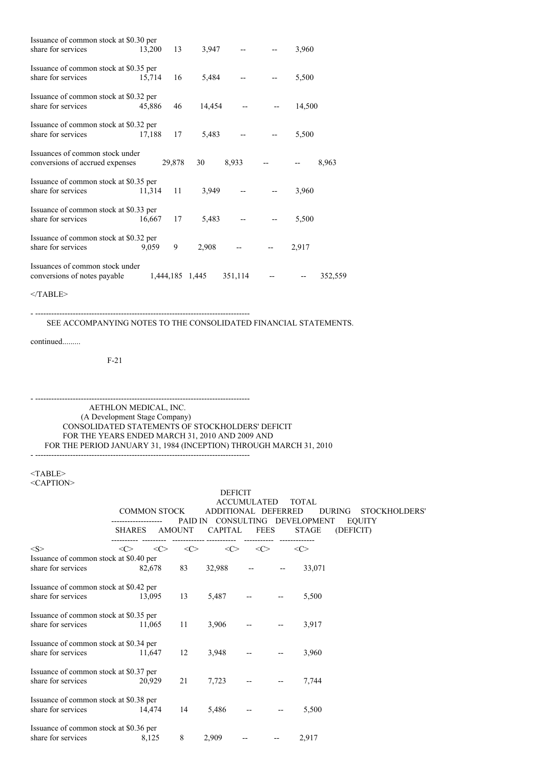| | | | | | | |
|---|---|---|---|---|---|---|
| Issuance of common stock at $0.30 per share for services | 13,200 | 13 | 3,947 | -- | -- | 3,960 |
| Issuance of common stock at $0.35 per share for services | 15,714 | 16 | 5,484 | -- | -- | 5,500 |
| Issuance of common stock at $0.32 per share for services | 45,886 | 46 | 14,454 | -- | -- | 14,500 |
| Issuance of common stock at $0.32 per share for services | 17,188 | 17 | 5,483 | -- | -- | 5,500 |
| Issuances of common stock under conversions of accrued expenses | 29,878 | 30 | 8,933 | -- | -- | 8,963 |
| Issuance of common stock at $0.35 per share for services | 11,314 | 11 | 3,949 | -- | -- | 3,960 |
| Issuance of common stock at $0.33 per share for services | 16,667 | 17 | 5,483 | -- | -- | 5,500 |
| Issuance of common stock at $0.32 per share for services | 9,059 | 9 | 2,908 | -- | -- | 2,917 |
| Issuances of common stock under conversions of notes payable | 1,444,185 | 1,445 | 351,114 | -- | -- | 352,559 |

SEE ACCOMPANYING NOTES TO THE CONSOLIDATED FINANCIAL STATEMENTS.

continued.........

AETHLON MEDICAL, INC.
(A Development Stage Company)
CONSOLIDATED STATEMENTS OF STOCKHOLDERS' DEFICIT
FOR THE YEARS ENDED MARCH 31, 2010 AND 2009 AND
FOR THE PERIOD JANUARY 31, 1984 (INCEPTION) THROUGH MARCH 31, 2010

| | COMMON STOCK | | | | DEFICIT ACCUMULATED DURING DEVELOPMENT STAGE | TOTAL STOCKHOLDERS' EQUITY (DEFICIT) |
|---|---|---|---|---|---|---|
| | SHARES | AMOUNT | ADDITIONAL PAID IN CAPITAL | DEFERRED CONSULTING FEES | | |
| Issuance of common stock at $0.40 per share for services | 82,678 | 83 | 32,988 | -- | -- | 33,071 |
| Issuance of common stock at $0.42 per share for services | 13,095 | 13 | 5,487 | -- | -- | 5,500 |
| Issuance of common stock at $0.35 per share for services | 11,065 | 11 | 3,906 | -- | -- | 3,917 |
| Issuance of common stock at $0.34 per share for services | 11,647 | 12 | 3,948 | -- | -- | 3,960 |
| Issuance of common stock at $0.37 per share for services | 20,929 | 21 | 7,723 | -- | -- | 7,744 |
| Issuance of common stock at $0.38 per share for services | 14,474 | 14 | 5,486 | -- | -- | 5,500 |
| Issuance of common stock at $0.36 per share for services | 8,125 | 8 | 2,909 | -- | -- | 2,917 |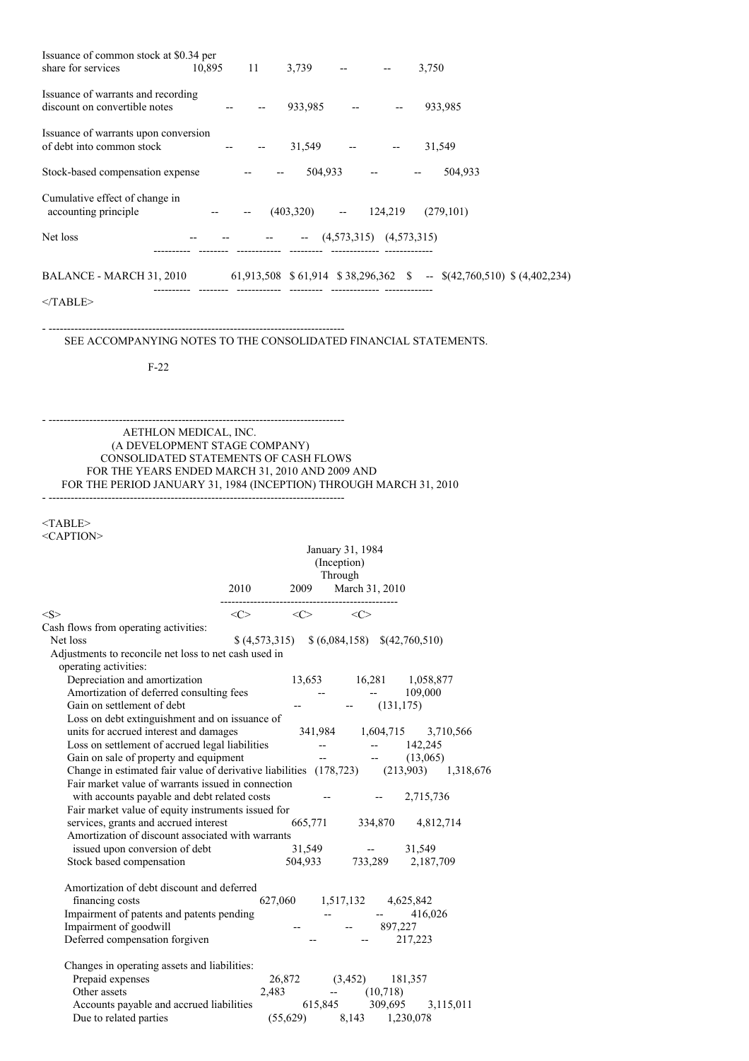| | | | | | | |
|---|---|---|---|---|---|---|
| Issuance of common stock at $0.34 per share for services | 10,895 | 11 | 3,739 | -- | -- | 3,750 |
| Issuance of warrants and recording discount on convertible notes | -- | -- | 933,985 | -- | -- | 933,985 |
| Issuance of warrants upon conversion of debt into common stock | -- | -- | 31,549 | -- | -- | 31,549 |
| Stock-based compensation expense | -- | -- | 504,933 | -- | -- | 504,933 |
| Cumulative effect of change in accounting principle | -- | -- | (403,320) | -- | 124,219 | (279,101) |
| Net loss | -- | -- | -- | -- | (4,573,315) | (4,573,315) |
| BALANCE - MARCH 31, 2010 | 61,913,508 | $ 61,914 | $ 38,296,362 | $ -- | $(42,760,510) | $ (4,402,234) |

SEE ACCOMPANYING NOTES TO THE CONSOLIDATED FINANCIAL STATEMENTS.

AETHLON MEDICAL, INC.
(A DEVELOPMENT STAGE COMPANY)
CONSOLIDATED STATEMENTS OF CASH FLOWS
FOR THE YEARS ENDED MARCH 31, 2010 AND 2009 AND
FOR THE PERIOD JANUARY 31, 1984 (INCEPTION) THROUGH MARCH 31, 2010

| | 2010 | 2009 | January 31, 1984 (Inception) Through March 31, 2010 |
|---|---|---|---|
| Cash flows from operating activities: | | | |
| Net loss | $ (4,573,315) | $ (6,084,158) | $(42,760,510) |
| Adjustments to reconcile net loss to net cash used in operating activities: | | | |
| Depreciation and amortization | 13,653 | 16,281 | 1,058,877 |
| Amortization of deferred consulting fees | -- | -- | 109,000 |
| Gain on settlement of debt | -- | -- | (131,175) |
| Loss on debt extinguishment and on issuance of units for accrued interest and damages | 341,984 | 1,604,715 | 3,710,566 |
| Loss on settlement of accrued legal liabilities | -- | -- | 142,245 |
| Gain on sale of property and equipment | -- | -- | (13,065) |
| Change in estimated fair value of derivative liabilities | (178,723) | (213,903) | 1,318,676 |
| Fair market value of warrants issued in connection with accounts payable and debt related costs | -- | -- | 2,715,736 |
| Fair market value of equity instruments issued for services, grants and accrued interest | 665,771 | 334,870 | 4,812,714 |
| Amortization of discount associated with warrants issued upon conversion of debt | 31,549 | -- | 31,549 |
| Stock based compensation | 504,933 | 733,289 | 2,187,709 |
| Amortization of debt discount and deferred financing costs | 627,060 | 1,517,132 | 4,625,842 |
| Impairment of patents and patents pending | -- | -- | 416,026 |
| Impairment of goodwill | -- | -- | 897,227 |
| Deferred compensation forgiven | -- | -- | 217,223 |
| Changes in operating assets and liabilities: | | | |
| Prepaid expenses | 26,872 | (3,452) | 181,357 |
| Other assets | 2,483 | -- | (10,718) |
| Accounts payable and accrued liabilities | 615,845 | 309,695 | 3,115,011 |
| Due to related parties | (55,629) | 8,143 | 1,230,078 |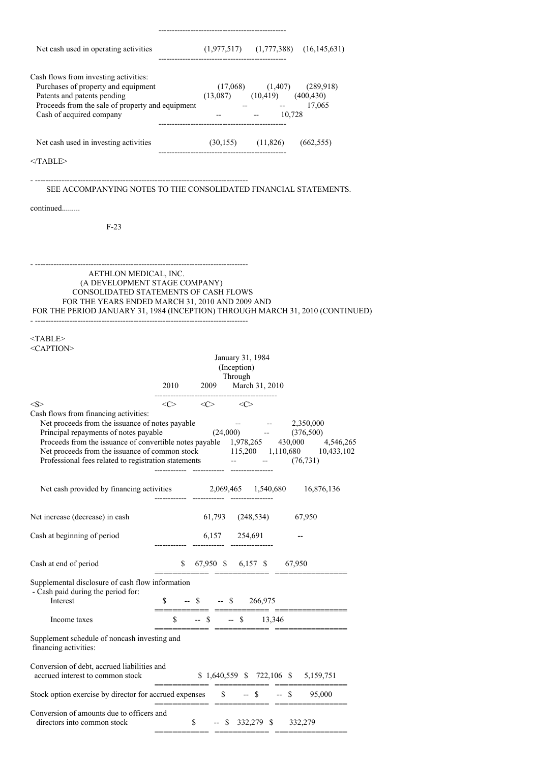| | 2010 | 2009 | January 31, 1984 (Inception) Through March 31, 2010 |
|---|---|---|---|
| Net cash used in operating activities | (1,977,517) | (1,777,388) | (16,145,631) |
| Cash flows from investing activities: | | | |
| Purchases of property and equipment | (17,068) | (1,407) | (289,918) |
| Patents and patents pending | (13,087) | (10,419) | (400,430) |
| Proceeds from the sale of property and equipment | -- | -- | 17,065 |
| Cash of acquired company | -- | -- | 10,728 |
| Net cash used in investing activities | (30,155) | (11,826) | (662,555) |

SEE ACCOMPANYING NOTES TO THE CONSOLIDATED FINANCIAL STATEMENTS.

continued.........

AETHLON MEDICAL, INC.
(A DEVELOPMENT STAGE COMPANY)
CONSOLIDATED STATEMENTS OF CASH FLOWS
FOR THE YEARS ENDED MARCH 31, 2010 AND 2009 AND
FOR THE PERIOD JANUARY 31, 1984 (INCEPTION) THROUGH MARCH 31, 2010 (CONTINUED)

| | 2010 | 2009 | January 31, 1984 (Inception) Through March 31, 2010 |
|---|---|---|---|
| Cash flows from financing activities: | | | |
| Net proceeds from the issuance of notes payable | -- | -- | 2,350,000 |
| Principal repayments of notes payable | (24,000) | -- | (376,500) |
| Proceeds from the issuance of convertible notes payable | 1,978,265 | 430,000 | 4,546,265 |
| Net proceeds from the issuance of common stock | 115,200 | 1,110,680 | 10,433,102 |
| Professional fees related to registration statements | -- | -- | (76,731) |
| Net cash provided by financing activities | 2,069,465 | 1,540,680 | 16,876,136 |
| Net increase (decrease) in cash | 61,793 | (248,534) | 67,950 |
| Cash at beginning of period | 6,157 | 254,691 | -- |
| Cash at end of period | $ 67,950 | $ 6,157 | $ 67,950 |
| Supplemental disclosure of cash flow information - Cash paid during the period for: | | | |
| Interest | $ -- | $ -- | $ 266,975 |
| Income taxes | $ -- | $ -- | $ 13,346 |
| Supplement schedule of noncash investing and financing activities: | | | |
| Conversion of debt, accrued liabilities and accrued interest to common stock | $ 1,640,559 | $ 722,106 | $ 5,159,751 |
| Stock option exercise by director for accrued expenses | $ -- | $ -- | $ 95,000 |
| Conversion of amounts due to officers and directors into common stock | $ -- | $ 332,279 | $ 332,279 |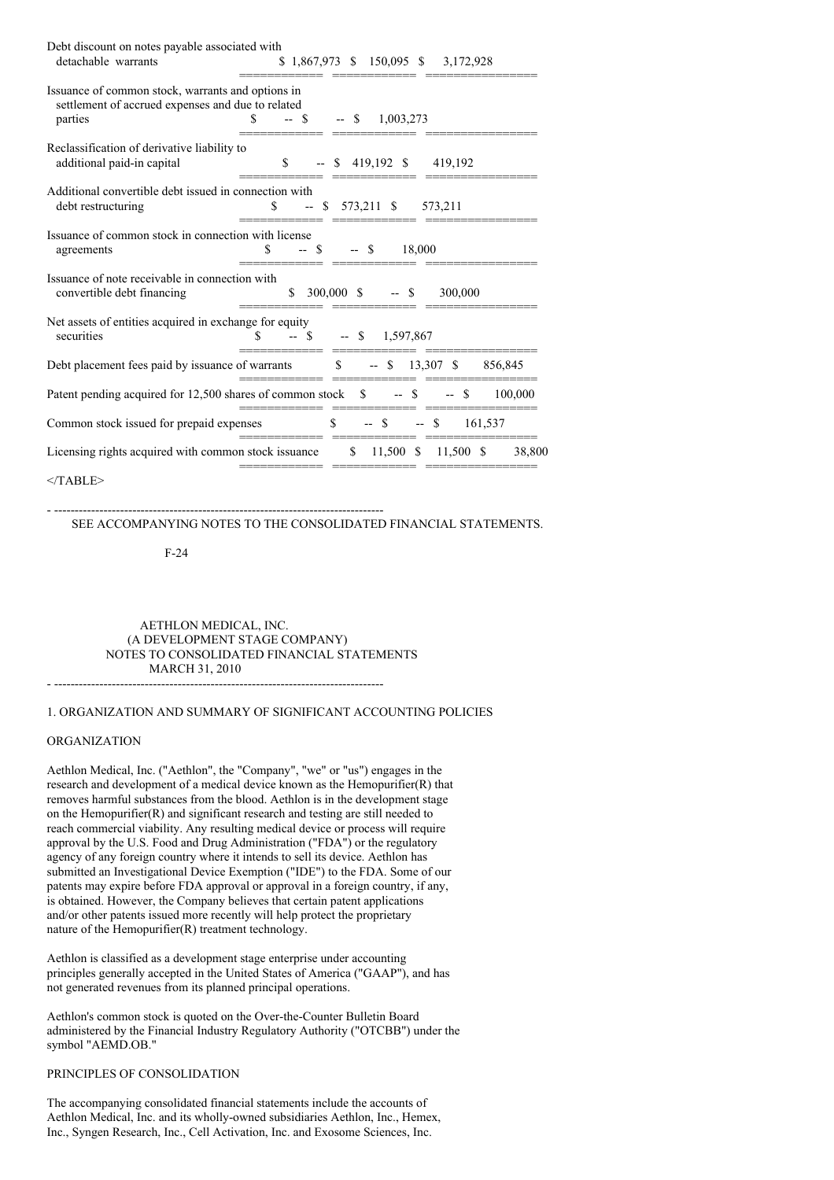| | | | |
|---|---|---|---|
| Debt discount on notes payable associated with detachable warrants | $ 1,867,973 | $ 150,095 | $ 3,172,928 |
| Issuance of common stock, warrants and options in settlement of accrued expenses and due to related parties | $ -- | $ -- | $ 1,003,273 |
| Reclassification of derivative liability to additional paid-in capital | $ -- | $ 419,192 | $ 419,192 |
| Additional convertible debt issued in connection with debt restructuring | $ -- | $ 573,211 | $ 573,211 |
| Issuance of common stock in connection with license agreements | $ -- | $ -- | $ 18,000 |
| Issuance of note receivable in connection with convertible debt financing | $ 300,000 | $ -- | $ 300,000 |
| Net assets of entities acquired in exchange for equity securities | $ -- | $ -- | $ 1,597,867 |
| Debt placement fees paid by issuance of warrants | $ -- | $ 13,307 | $ 856,845 |
| Patent pending acquired for 12,500 shares of common stock | $ -- | $ -- | $ 100,000 |
| Common stock issued for prepaid expenses | $ -- | $ -- | $ 161,537 |
| Licensing rights acquired with common stock issuance | $ 11,500 | $ 11,500 | $ 38,800 |

</TABLE>

SEE ACCOMPANYING NOTES TO THE CONSOLIDATED FINANCIAL STATEMENTS.

AETHLON MEDICAL, INC.
(A DEVELOPMENT STAGE COMPANY)
NOTES TO CONSOLIDATED FINANCIAL STATEMENTS
MARCH 31, 2010

## 1. ORGANIZATION AND SUMMARY OF SIGNIFICANT ACCOUNTING POLICIES

### ORGANIZATION

Aethlon Medical, Inc. ("Aethlon", the "Company", "we" or "us") engages in the research and development of a medical device known as the Hemopurifier(R) that removes harmful substances from the blood. Aethlon is in the development stage on the Hemopurifier(R) and significant research and testing are still needed to reach commercial viability. Any resulting medical device or process will require approval by the U.S. Food and Drug Administration ("FDA") or the regulatory agency of any foreign country where it intends to sell its device. Aethlon has submitted an Investigational Device Exemption ("IDE") to the FDA. Some of our patents may expire before FDA approval or approval in a foreign country, if any, is obtained. However, the Company believes that certain patent applications and/or other patents issued more recently will help protect the proprietary nature of the Hemopurifier(R) treatment technology.

Aethlon is classified as a development stage enterprise under accounting principles generally accepted in the United States of America ("GAAP"), and has not generated revenues from its planned principal operations.

Aethlon's common stock is quoted on the Over-the-Counter Bulletin Board administered by the Financial Industry Regulatory Authority ("OTCBB") under the symbol "AEMD.OB."

### PRINCIPLES OF CONSOLIDATION

The accompanying consolidated financial statements include the accounts of Aethlon Medical, Inc. and its wholly-owned subsidiaries Aethlon, Inc., Hemex, Inc., Syngen Research, Inc., Cell Activation, Inc. and Exosome Sciences, Inc.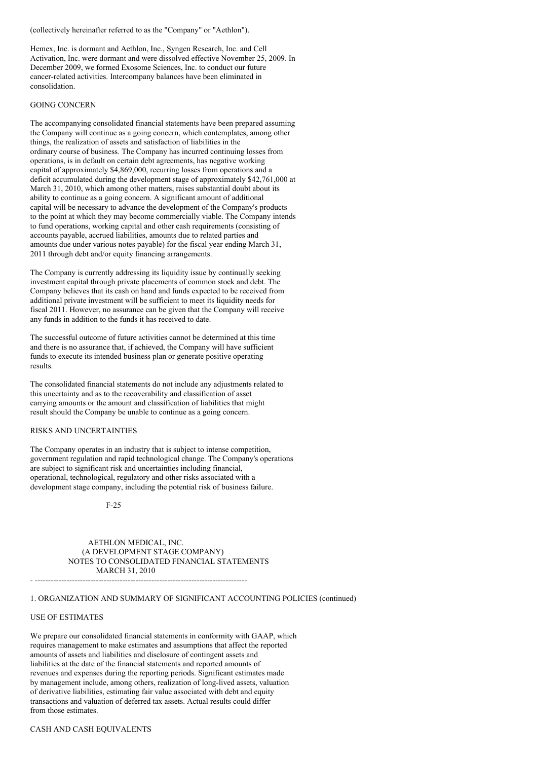(collectively hereinafter referred to as the "Company" or "Aethlon").

Hemex, Inc. is dormant and Aethlon, Inc., Syngen Research, Inc. and Cell Activation, Inc. were dormant and were dissolved effective November 25, 2009. In December 2009, we formed Exosome Sciences, Inc. to conduct our future cancer-related activities. Intercompany balances have been eliminated in consolidation.

### GOING CONCERN

The accompanying consolidated financial statements have been prepared assuming the Company will continue as a going concern, which contemplates, among other things, the realization of assets and satisfaction of liabilities in the ordinary course of business. The Company has incurred continuing losses from operations, is in default on certain debt agreements, has negative working capital of approximately $4,869,000, recurring losses from operations and a deficit accumulated during the development stage of approximately $42,761,000 at March 31, 2010, which among other matters, raises substantial doubt about its ability to continue as a going concern. A significant amount of additional capital will be necessary to advance the development of the Company's products to the point at which they may become commercially viable. The Company intends to fund operations, working capital and other cash requirements (consisting of accounts payable, accrued liabilities, amounts due to related parties and amounts due under various notes payable) for the fiscal year ending March 31, 2011 through debt and/or equity financing arrangements.

The Company is currently addressing its liquidity issue by continually seeking investment capital through private placements of common stock and debt. The Company believes that its cash on hand and funds expected to be received from additional private investment will be sufficient to meet its liquidity needs for fiscal 2011. However, no assurance can be given that the Company will receive any funds in addition to the funds it has received to date.

The successful outcome of future activities cannot be determined at this time and there is no assurance that, if achieved, the Company will have sufficient funds to execute its intended business plan or generate positive operating results.

The consolidated financial statements do not include any adjustments related to this uncertainty and as to the recoverability and classification of asset carrying amounts or the amount and classification of liabilities that might result should the Company be unable to continue as a going concern.

### RISKS AND UNCERTAINTIES

The Company operates in an industry that is subject to intense competition, government regulation and rapid technological change. The Company's operations are subject to significant risk and uncertainties including financial, operational, technological, regulatory and other risks associated with a development stage company, including the potential risk of business failure.

AETHLON MEDICAL, INC.
(A DEVELOPMENT STAGE COMPANY)
NOTES TO CONSOLIDATED FINANCIAL STATEMENTS
MARCH 31, 2010

## 1. ORGANIZATION AND SUMMARY OF SIGNIFICANT ACCOUNTING POLICIES (continued)

### USE OF ESTIMATES

We prepare our consolidated financial statements in conformity with GAAP, which requires management to make estimates and assumptions that affect the reported amounts of assets and liabilities and disclosure of contingent assets and liabilities at the date of the financial statements and reported amounts of revenues and expenses during the reporting periods. Significant estimates made by management include, among others, realization of long-lived assets, valuation of derivative liabilities, estimating fair value associated with debt and equity transactions and valuation of deferred tax assets. Actual results could differ from those estimates.

### CASH AND CASH EQUIVALENTS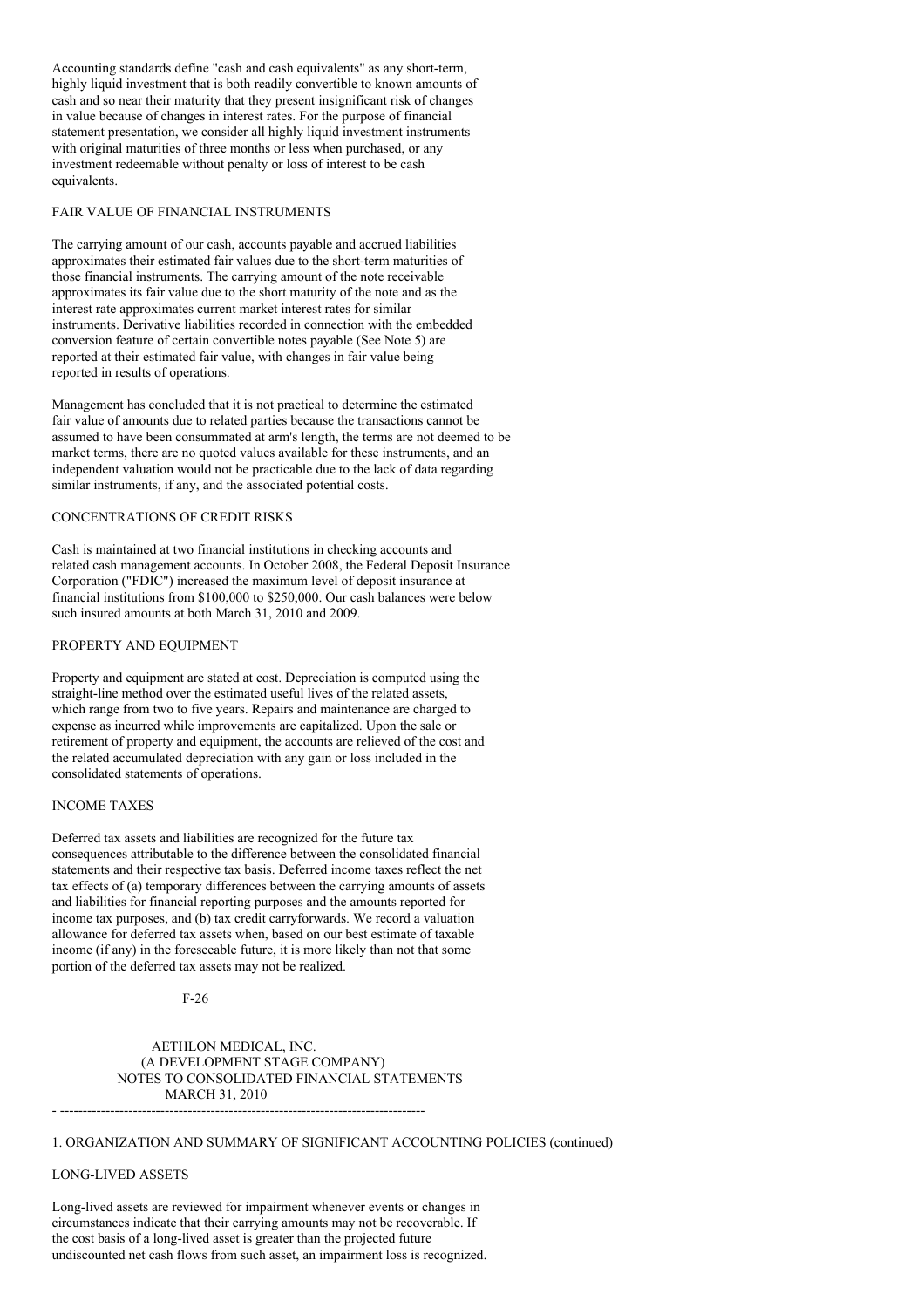Accounting standards define "cash and cash equivalents" as any short-term, highly liquid investment that is both readily convertible to known amounts of cash and so near their maturity that they present insignificant risk of changes in value because of changes in interest rates. For the purpose of financial statement presentation, we consider all highly liquid investment instruments with original maturities of three months or less when purchased, or any investment redeemable without penalty or loss of interest to be cash equivalents.

FAIR VALUE OF FINANCIAL INSTRUMENTS

The carrying amount of our cash, accounts payable and accrued liabilities approximates their estimated fair values due to the short-term maturities of those financial instruments. The carrying amount of the note receivable approximates its fair value due to the short maturity of the note and as the interest rate approximates current market interest rates for similar instruments. Derivative liabilities recorded in connection with the embedded conversion feature of certain convertible notes payable (See Note 5) are reported at their estimated fair value, with changes in fair value being reported in results of operations.

Management has concluded that it is not practical to determine the estimated fair value of amounts due to related parties because the transactions cannot be assumed to have been consummated at arm's length, the terms are not deemed to be market terms, there are no quoted values available for these instruments, and an independent valuation would not be practicable due to the lack of data regarding similar instruments, if any, and the associated potential costs.

CONCENTRATIONS OF CREDIT RISKS

Cash is maintained at two financial institutions in checking accounts and related cash management accounts. In October 2008, the Federal Deposit Insurance Corporation ("FDIC") increased the maximum level of deposit insurance at financial institutions from $100,000 to $250,000. Our cash balances were below such insured amounts at both March 31, 2010 and 2009.

PROPERTY AND EQUIPMENT

Property and equipment are stated at cost. Depreciation is computed using the straight-line method over the estimated useful lives of the related assets, which range from two to five years. Repairs and maintenance are charged to expense as incurred while improvements are capitalized. Upon the sale or retirement of property and equipment, the accounts are relieved of the cost and the related accumulated depreciation with any gain or loss included in the consolidated statements of operations.

INCOME TAXES

Deferred tax assets and liabilities are recognized for the future tax consequences attributable to the difference between the consolidated financial statements and their respective tax basis. Deferred income taxes reflect the net tax effects of (a) temporary differences between the carrying amounts of assets and liabilities for financial reporting purposes and the amounts reported for income tax purposes, and (b) tax credit carryforwards. We record a valuation allowance for deferred tax assets when, based on our best estimate of taxable income (if any) in the foreseeable future, it is more likely than not that some portion of the deferred tax assets may not be realized.

AETHLON MEDICAL, INC.
(A DEVELOPMENT STAGE COMPANY)
NOTES TO CONSOLIDATED FINANCIAL STATEMENTS
MARCH 31, 2010

1. ORGANIZATION AND SUMMARY OF SIGNIFICANT ACCOUNTING POLICIES (continued)

LONG-LIVED ASSETS

Long-lived assets are reviewed for impairment whenever events or changes in circumstances indicate that their carrying amounts may not be recoverable. If the cost basis of a long-lived asset is greater than the projected future undiscounted net cash flows from such asset, an impairment loss is recognized.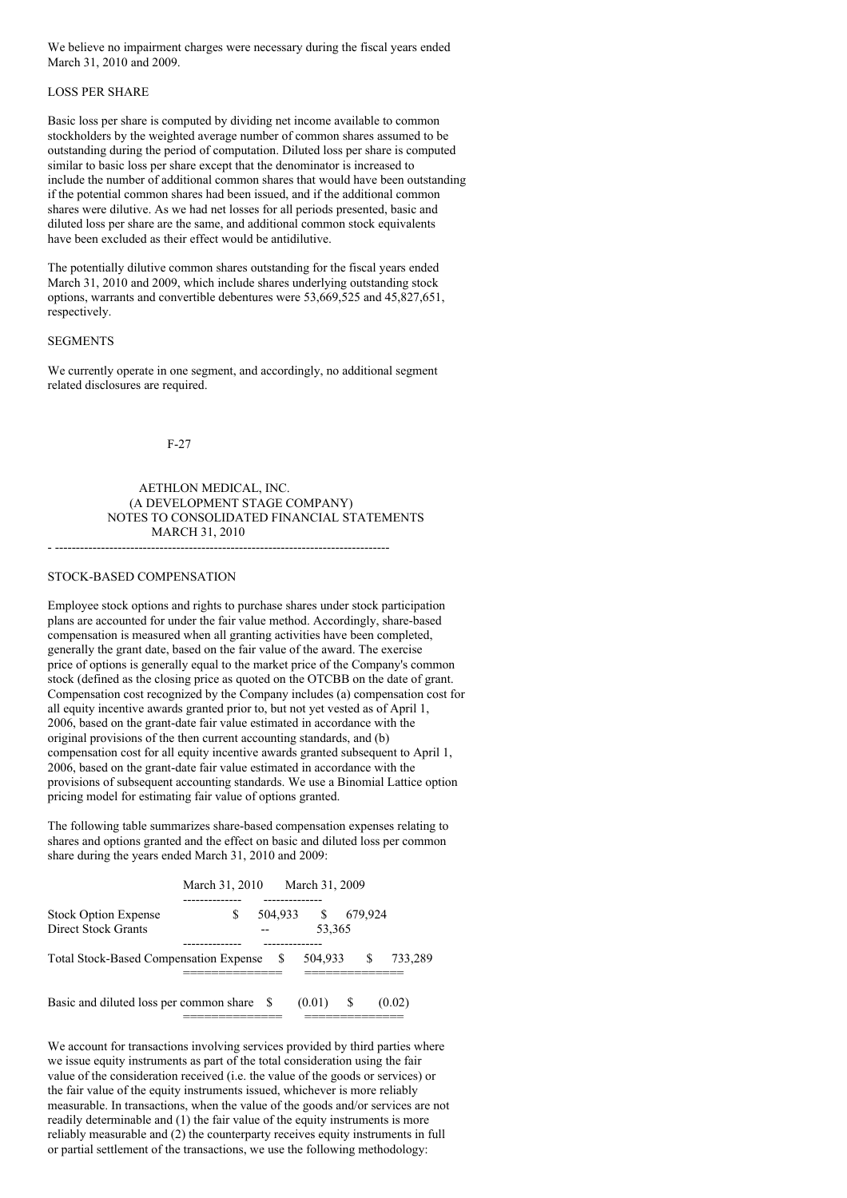We believe no impairment charges were necessary during the fiscal years ended March 31, 2010 and 2009.

## LOSS PER SHARE

Basic loss per share is computed by dividing net income available to common stockholders by the weighted average number of common shares assumed to be outstanding during the period of computation. Diluted loss per share is computed similar to basic loss per share except that the denominator is increased to include the number of additional common shares that would have been outstanding if the potential common shares had been issued, and if the additional common shares were dilutive. As we had net losses for all periods presented, basic and diluted loss per share are the same, and additional common stock equivalents have been excluded as their effect would be antidilutive.

The potentially dilutive common shares outstanding for the fiscal years ended March 31, 2010 and 2009, which include shares underlying outstanding stock options, warrants and convertible debentures were 53,669,525 and 45,827,651, respectively.

## SEGMENTS

We currently operate in one segment, and accordingly, no additional segment related disclosures are required.

AETHLON MEDICAL, INC.
(A DEVELOPMENT STAGE COMPANY)
NOTES TO CONSOLIDATED FINANCIAL STATEMENTS
MARCH 31, 2010

## STOCK-BASED COMPENSATION

Employee stock options and rights to purchase shares under stock participation plans are accounted for under the fair value method. Accordingly, share-based compensation is measured when all granting activities have been completed, generally the grant date, based on the fair value of the award. The exercise price of options is generally equal to the market price of the Company's common stock (defined as the closing price as quoted on the OTCBB on the date of grant. Compensation cost recognized by the Company includes (a) compensation cost for all equity incentive awards granted prior to, but not yet vested as of April 1, 2006, based on the grant-date fair value estimated in accordance with the original provisions of the then current accounting standards, and (b) compensation cost for all equity incentive awards granted subsequent to April 1, 2006, based on the grant-date fair value estimated in accordance with the provisions of subsequent accounting standards. We use a Binomial Lattice option pricing model for estimating fair value of options granted.

The following table summarizes share-based compensation expenses relating to shares and options granted and the effect on basic and diluted loss per common share during the years ended March 31, 2010 and 2009:

| | March 31, 2010 | March 31, 2009 |
|---|---|---|
| Stock Option Expense | $ 504,933 | $ 679,924 |
| Direct Stock Grants | -- | 53,365 |
| Total Stock-Based Compensation Expense | $ 504,933 | $ 733,289 |
| Basic and diluted loss per common share | $ (0.01) | $ (0.02) |

We account for transactions involving services provided by third parties where we issue equity instruments as part of the total consideration using the fair value of the consideration received (i.e. the value of the goods or services) or the fair value of the equity instruments issued, whichever is more reliably measurable. In transactions, when the value of the goods and/or services are not readily determinable and (1) the fair value of the equity instruments is more reliably measurable and (2) the counterparty receives equity instruments in full or partial settlement of the transactions, we use the following methodology: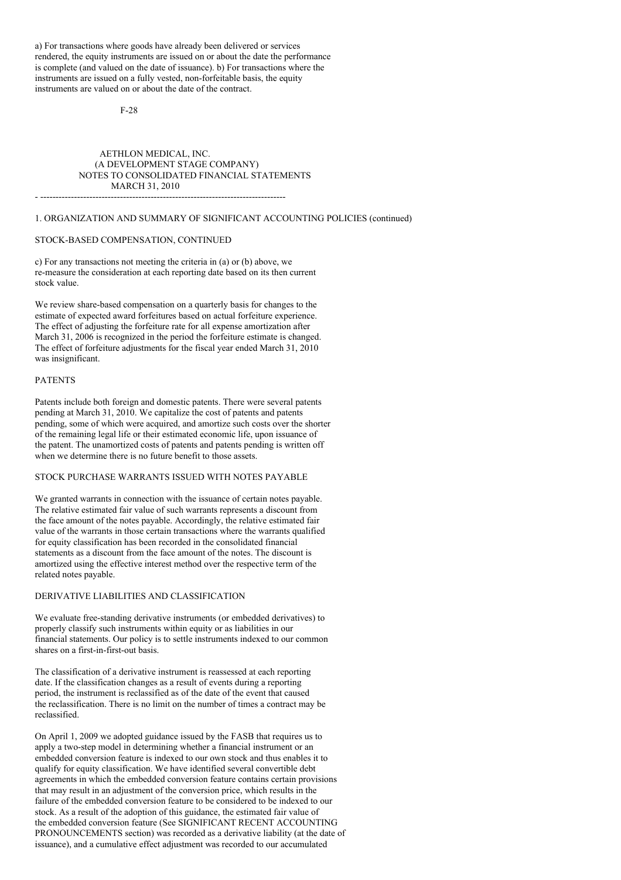a) For transactions where goods have already been delivered or services rendered, the equity instruments are issued on or about the date the performance is complete (and valued on the date of issuance). b) For transactions where the instruments are issued on a fully vested, non-forfeitable basis, the equity instruments are valued on or about the date of the contract.

AETHLON MEDICAL, INC.
(A DEVELOPMENT STAGE COMPANY)
NOTES TO CONSOLIDATED FINANCIAL STATEMENTS
MARCH 31, 2010

1. ORGANIZATION AND SUMMARY OF SIGNIFICANT ACCOUNTING POLICIES (continued)

STOCK-BASED COMPENSATION, CONTINUED

c) For any transactions not meeting the criteria in (a) or (b) above, we re-measure the consideration at each reporting date based on its then current stock value.

We review share-based compensation on a quarterly basis for changes to the estimate of expected award forfeitures based on actual forfeiture experience. The effect of adjusting the forfeiture rate for all expense amortization after March 31, 2006 is recognized in the period the forfeiture estimate is changed. The effect of forfeiture adjustments for the fiscal year ended March 31, 2010 was insignificant.

PATENTS

Patents include both foreign and domestic patents. There were several patents pending at March 31, 2010. We capitalize the cost of patents and patents pending, some of which were acquired, and amortize such costs over the shorter of the remaining legal life or their estimated economic life, upon issuance of the patent. The unamortized costs of patents and patents pending is written off when we determine there is no future benefit to those assets.

STOCK PURCHASE WARRANTS ISSUED WITH NOTES PAYABLE

We granted warrants in connection with the issuance of certain notes payable. The relative estimated fair value of such warrants represents a discount from the face amount of the notes payable. Accordingly, the relative estimated fair value of the warrants in those certain transactions where the warrants qualified for equity classification has been recorded in the consolidated financial statements as a discount from the face amount of the notes. The discount is amortized using the effective interest method over the respective term of the related notes payable.

DERIVATIVE LIABILITIES AND CLASSIFICATION

We evaluate free-standing derivative instruments (or embedded derivatives) to properly classify such instruments within equity or as liabilities in our financial statements. Our policy is to settle instruments indexed to our common shares on a first-in-first-out basis.

The classification of a derivative instrument is reassessed at each reporting date. If the classification changes as a result of events during a reporting period, the instrument is reclassified as of the date of the event that caused the reclassification. There is no limit on the number of times a contract may be reclassified.

On April 1, 2009 we adopted guidance issued by the FASB that requires us to apply a two-step model in determining whether a financial instrument or an embedded conversion feature is indexed to our own stock and thus enables it to qualify for equity classification. We have identified several convertible debt agreements in which the embedded conversion feature contains certain provisions that may result in an adjustment of the conversion price, which results in the failure of the embedded conversion feature to be considered to be indexed to our stock. As a result of the adoption of this guidance, the estimated fair value of the embedded conversion feature (See SIGNIFICANT RECENT ACCOUNTING PRONOUNCEMENTS section) was recorded as a derivative liability (at the date of issuance), and a cumulative effect adjustment was recorded to our accumulated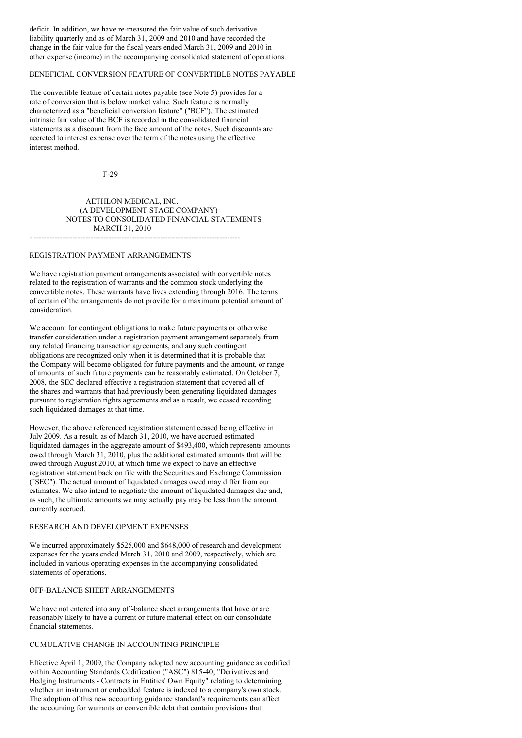deficit. In addition, we have re-measured the fair value of such derivative liability quarterly and as of March 31, 2009 and 2010 and have recorded the change in the fair value for the fiscal years ended March 31, 2009 and 2010 in other expense (income) in the accompanying consolidated statement of operations.

## BENEFICIAL CONVERSION FEATURE OF CONVERTIBLE NOTES PAYABLE

The convertible feature of certain notes payable (see Note 5) provides for a rate of conversion that is below market value. Such feature is normally characterized as a "beneficial conversion feature" ("BCF"). The estimated intrinsic fair value of the BCF is recorded in the consolidated financial statements as a discount from the face amount of the notes. Such discounts are accreted to interest expense over the term of the notes using the effective interest method.

AETHLON MEDICAL, INC.
(A DEVELOPMENT STAGE COMPANY)
NOTES TO CONSOLIDATED FINANCIAL STATEMENTS
MARCH 31, 2010

## REGISTRATION PAYMENT ARRANGEMENTS

We have registration payment arrangements associated with convertible notes related to the registration of warrants and the common stock underlying the convertible notes. These warrants have lives extending through 2016. The terms of certain of the arrangements do not provide for a maximum potential amount of consideration.

We account for contingent obligations to make future payments or otherwise transfer consideration under a registration payment arrangement separately from any related financing transaction agreements, and any such contingent obligations are recognized only when it is determined that it is probable that the Company will become obligated for future payments and the amount, or range of amounts, of such future payments can be reasonably estimated. On October 7, 2008, the SEC declared effective a registration statement that covered all of the shares and warrants that had previously been generating liquidated damages pursuant to registration rights agreements and as a result, we ceased recording such liquidated damages at that time.

However, the above referenced registration statement ceased being effective in July 2009. As a result, as of March 31, 2010, we have accrued estimated liquidated damages in the aggregate amount of $493,400, which represents amounts owed through March 31, 2010, plus the additional estimated amounts that will be owed through August 2010, at which time we expect to have an effective registration statement back on file with the Securities and Exchange Commission ("SEC"). The actual amount of liquidated damages owed may differ from our estimates. We also intend to negotiate the amount of liquidated damages due and, as such, the ultimate amounts we may actually pay may be less than the amount currently accrued.

## RESEARCH AND DEVELOPMENT EXPENSES

We incurred approximately $525,000 and $648,000 of research and development expenses for the years ended March 31, 2010 and 2009, respectively, which are included in various operating expenses in the accompanying consolidated statements of operations.

## OFF-BALANCE SHEET ARRANGEMENTS

We have not entered into any off-balance sheet arrangements that have or are reasonably likely to have a current or future material effect on our consolidate financial statements.

## CUMULATIVE CHANGE IN ACCOUNTING PRINCIPLE

Effective April 1, 2009, the Company adopted new accounting guidance as codified within Accounting Standards Codification ("ASC") 815-40, "Derivatives and Hedging Instruments - Contracts in Entities' Own Equity" relating to determining whether an instrument or embedded feature is indexed to a company's own stock. The adoption of this new accounting guidance standard's requirements can affect the accounting for warrants or convertible debt that contain provisions that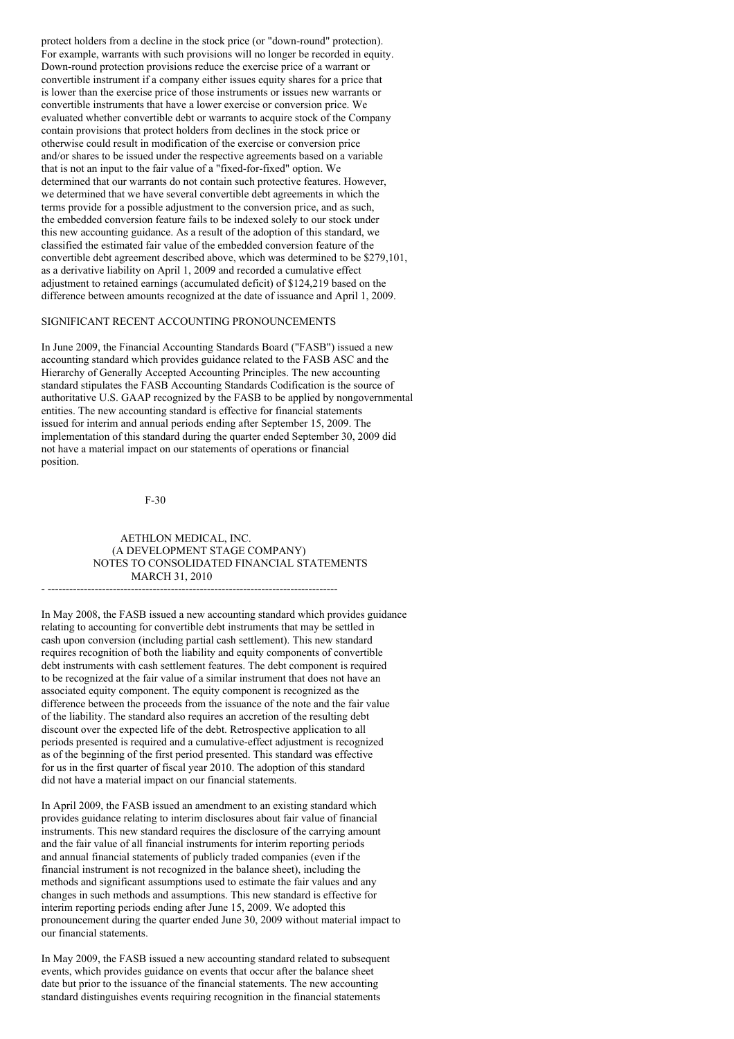protect holders from a decline in the stock price (or "down-round" protection). For example, warrants with such provisions will no longer be recorded in equity. Down-round protection provisions reduce the exercise price of a warrant or convertible instrument if a company either issues equity shares for a price that is lower than the exercise price of those instruments or issues new warrants or convertible instruments that have a lower exercise or conversion price. We evaluated whether convertible debt or warrants to acquire stock of the Company contain provisions that protect holders from declines in the stock price or otherwise could result in modification of the exercise or conversion price and/or shares to be issued under the respective agreements based on a variable that is not an input to the fair value of a "fixed-for-fixed" option. We determined that our warrants do not contain such protective features. However, we determined that we have several convertible debt agreements in which the terms provide for a possible adjustment to the conversion price, and as such, the embedded conversion feature fails to be indexed solely to our stock under this new accounting guidance. As a result of the adoption of this standard, we classified the estimated fair value of the embedded conversion feature of the convertible debt agreement described above, which was determined to be $279,101, as a derivative liability on April 1, 2009 and recorded a cumulative effect adjustment to retained earnings (accumulated deficit) of $124,219 based on the difference between amounts recognized at the date of issuance and April 1, 2009.

SIGNIFICANT RECENT ACCOUNTING PRONOUNCEMENTS

In June 2009, the Financial Accounting Standards Board ("FASB") issued a new accounting standard which provides guidance related to the FASB ASC and the Hierarchy of Generally Accepted Accounting Principles. The new accounting standard stipulates the FASB Accounting Standards Codification is the source of authoritative U.S. GAAP recognized by the FASB to be applied by nongovernmental entities. The new accounting standard is effective for financial statements issued for interim and annual periods ending after September 15, 2009. The implementation of this standard during the quarter ended September 30, 2009 did not have a material impact on our statements of operations or financial position.

AETHLON MEDICAL, INC.
(A DEVELOPMENT STAGE COMPANY)
NOTES TO CONSOLIDATED FINANCIAL STATEMENTS
MARCH 31, 2010

In May 2008, the FASB issued a new accounting standard which provides guidance relating to accounting for convertible debt instruments that may be settled in cash upon conversion (including partial cash settlement). This new standard requires recognition of both the liability and equity components of convertible debt instruments with cash settlement features. The debt component is required to be recognized at the fair value of a similar instrument that does not have an associated equity component. The equity component is recognized as the difference between the proceeds from the issuance of the note and the fair value of the liability. The standard also requires an accretion of the resulting debt discount over the expected life of the debt. Retrospective application to all periods presented is required and a cumulative-effect adjustment is recognized as of the beginning of the first period presented. This standard was effective for us in the first quarter of fiscal year 2010. The adoption of this standard did not have a material impact on our financial statements.

In April 2009, the FASB issued an amendment to an existing standard which provides guidance relating to interim disclosures about fair value of financial instruments. This new standard requires the disclosure of the carrying amount and the fair value of all financial instruments for interim reporting periods and annual financial statements of publicly traded companies (even if the financial instrument is not recognized in the balance sheet), including the methods and significant assumptions used to estimate the fair values and any changes in such methods and assumptions. This new standard is effective for interim reporting periods ending after June 15, 2009. We adopted this pronouncement during the quarter ended June 30, 2009 without material impact to our financial statements.

In May 2009, the FASB issued a new accounting standard related to subsequent events, which provides guidance on events that occur after the balance sheet date but prior to the issuance of the financial statements. The new accounting standard distinguishes events requiring recognition in the financial statements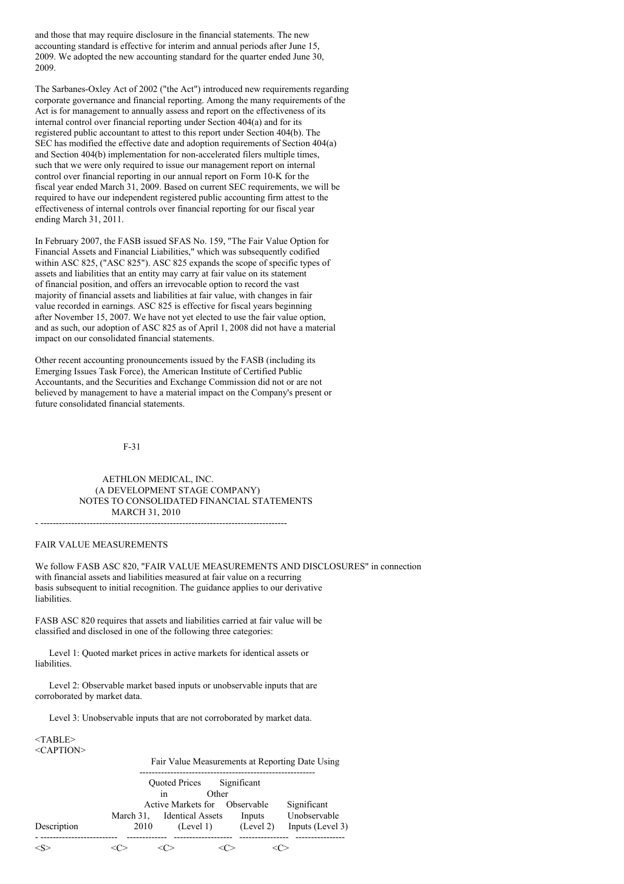and those that may require disclosure in the financial statements. The new accounting standard is effective for interim and annual periods after June 15, 2009. We adopted the new accounting standard for the quarter ended June 30, 2009.

The Sarbanes-Oxley Act of 2002 ("the Act") introduced new requirements regarding corporate governance and financial reporting. Among the many requirements of the Act is for management to annually assess and report on the effectiveness of its internal control over financial reporting under Section 404(a) and for its registered public accountant to attest to this report under Section 404(b). The SEC has modified the effective date and adoption requirements of Section 404(a) and Section 404(b) implementation for non-accelerated filers multiple times, such that we were only required to issue our management report on internal control over financial reporting in our annual report on Form 10-K for the fiscal year ended March 31, 2009. Based on current SEC requirements, we will be required to have our independent registered public accounting firm attest to the effectiveness of internal controls over financial reporting for our fiscal year ending March 31, 2011.

In February 2007, the FASB issued SFAS No. 159, "The Fair Value Option for Financial Assets and Financial Liabilities," which was subsequently codified within ASC 825, ("ASC 825"). ASC 825 expands the scope of specific types of assets and liabilities that an entity may carry at fair value on its statement of financial position, and offers an irrevocable option to record the vast majority of financial assets and liabilities at fair value, with changes in fair value recorded in earnings. ASC 825 is effective for fiscal years beginning after November 15, 2007. We have not yet elected to use the fair value option, and as such, our adoption of ASC 825 as of April 1, 2008 did not have a material impact on our consolidated financial statements.

Other recent accounting pronouncements issued by the FASB (including its Emerging Issues Task Force), the American Institute of Certified Public Accountants, and the Securities and Exchange Commission did not or are not believed by management to have a material impact on the Company's present or future consolidated financial statements.

AETHLON MEDICAL, INC.
(A DEVELOPMENT STAGE COMPANY)
NOTES TO CONSOLIDATED FINANCIAL STATEMENTS
MARCH 31, 2010

## FAIR VALUE MEASUREMENTS

We follow FASB ASC 820, "FAIR VALUE MEASUREMENTS AND DISCLOSURES" in connection with financial assets and liabilities measured at fair value on a recurring basis subsequent to initial recognition. The guidance applies to our derivative liabilities.

FASB ASC 820 requires that assets and liabilities carried at fair value will be classified and disclosed in one of the following three categories:

Level 1: Quoted market prices in active markets for identical assets or liabilities.

Level 2: Observable market based inputs or unobservable inputs that are corroborated by market data.

Level 3: Unobservable inputs that are not corroborated by market data.

| | | Fair Value Measurements at Reporting Date Using | | |
|---|---|---|---|---|
| Description | March 31, 2010 | Quoted Prices in Active Markets for Identical Assets (Level 1) | Significant Other Observable Inputs (Level 2) | Significant Unobservable Inputs (Level 3) |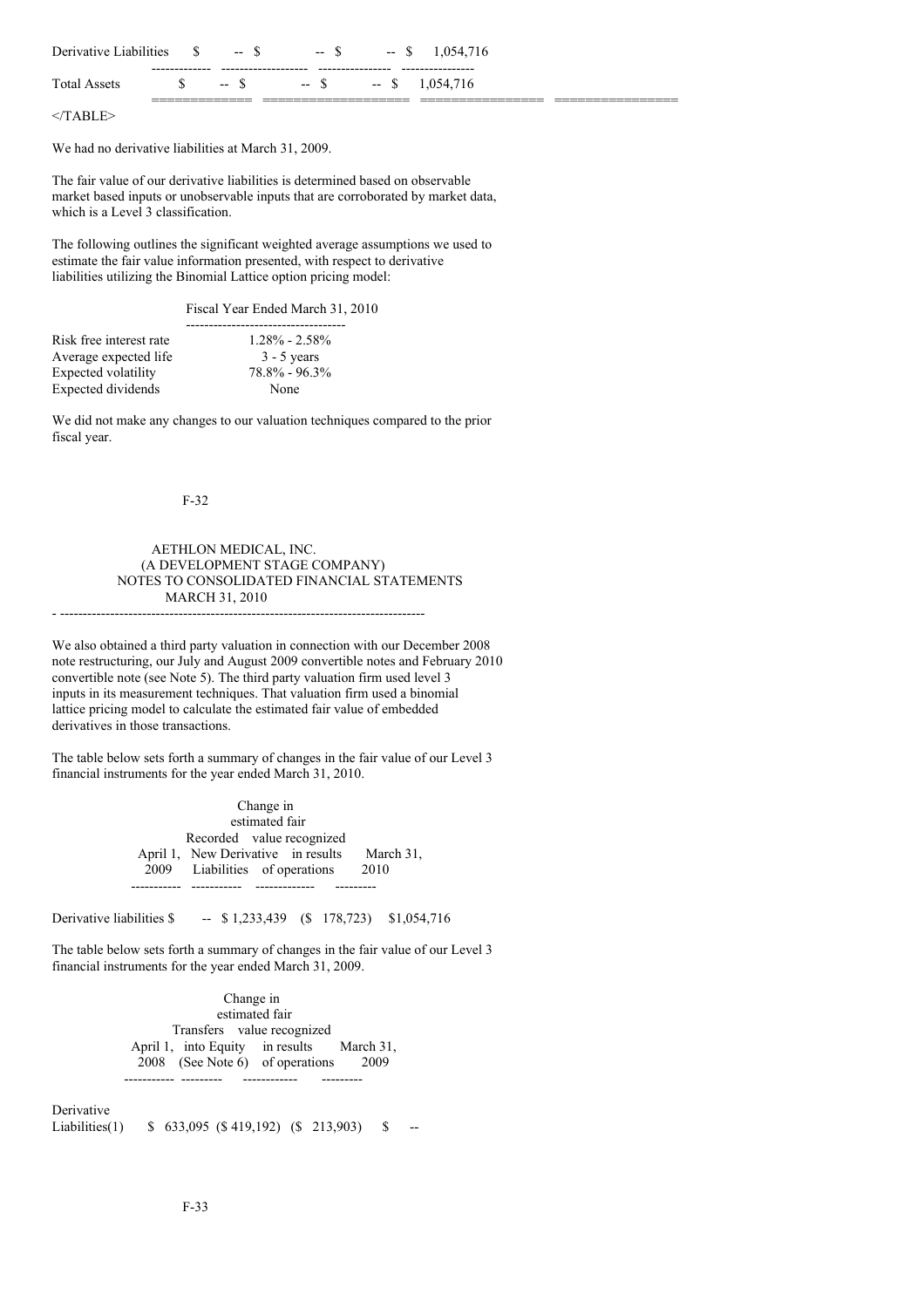| | | | | |
|---|---|---|---|---|
| Derivative Liabilities | $ -- | $ -- | $ -- | $ 1,054,716 |
| Total Assets | $ -- | $ -- | $ -- | $ 1,054,716 |

We had no derivative liabilities at March 31, 2009.

The fair value of our derivative liabilities is determined based on observable market based inputs or unobservable inputs that are corroborated by market data, which is a Level 3 classification.

The following outlines the significant weighted average assumptions we used to estimate the fair value information presented, with respect to derivative liabilities utilizing the Binomial Lattice option pricing model:

| | Fiscal Year Ended March 31, 2010 |
|---|---|
| Risk free interest rate | 1.28% - 2.58% |
| Average expected life | 3 - 5 years |
| Expected volatility | 78.8% - 96.3% |
| Expected dividends | None |

We did not make any changes to our valuation techniques compared to the prior fiscal year.

AETHLON MEDICAL, INC.
(A DEVELOPMENT STAGE COMPANY)
NOTES TO CONSOLIDATED FINANCIAL STATEMENTS
MARCH 31, 2010

We also obtained a third party valuation in connection with our December 2008 note restructuring, our July and August 2009 convertible notes and February 2010 convertible note (see Note 5). The third party valuation firm used level 3 inputs in its measurement techniques. That valuation firm used a binomial lattice pricing model to calculate the estimated fair value of embedded derivatives in those transactions.

The table below sets forth a summary of changes in the fair value of our Level 3 financial instruments for the year ended March 31, 2010.

| | April 1, 2009 | Recorded New Derivative Liabilities | Change in estimated fair value recognized in results of operations | March 31, 2010 |
|---|---|---|---|---|
| Derivative liabilities | $ -- | $ 1,233,439 | ($ 178,723) | $1,054,716 |

The table below sets forth a summary of changes in the fair value of our Level 3 financial instruments for the year ended March 31, 2009.

| | April 1, 2008 | Transfers into Equity (See Note 6) | Change in estimated fair value recognized in results of operations | March 31, 2009 |
|---|---|---|---|---|
| Derivative Liabilities(1) | $ 633,095 | ($ 419,192) | ($ 213,903) | $ -- |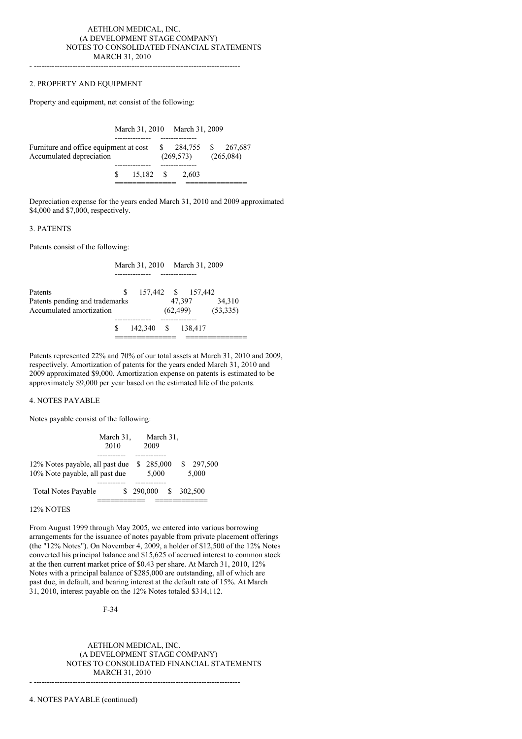AETHLON MEDICAL, INC.
(A DEVELOPMENT STAGE COMPANY)
NOTES TO CONSOLIDATED FINANCIAL STATEMENTS
MARCH 31, 2010

## 2. PROPERTY AND EQUIPMENT

Property and equipment, net consist of the following:

| | March 31, 2010 | March 31, 2009 |
|---|---|---|
| Furniture and office equipment at cost | $ 284,755 | $ 267,687 |
| Accumulated depreciation | (269,573) | (265,084) |
| | $ 15,182 | $ 2,603 |

Depreciation expense for the years ended March 31, 2010 and 2009 approximated $4,000 and $7,000, respectively.

## 3. PATENTS

Patents consist of the following:

| | March 31, 2010 | March 31, 2009 |
|---|---|---|
| Patents | $ 157,442 | $ 157,442 |
| Patents pending and trademarks | 47,397 | 34,310 |
| Accumulated amortization | (62,499) | (53,335) |
| | $ 142,340 | $ 138,417 |

Patents represented 22% and 70% of our total assets at March 31, 2010 and 2009, respectively. Amortization of patents for the years ended March 31, 2010 and 2009 approximated $9,000. Amortization expense on patents is estimated to be approximately $9,000 per year based on the estimated life of the patents.

## 4. NOTES PAYABLE

Notes payable consist of the following:

| | March 31, 2010 | March 31, 2009 |
|---|---|---|
| 12% Notes payable, all past due | $ 285,000 | $ 297,500 |
| 10% Note payable, all past due | 5,000 | 5,000 |
| Total Notes Payable | $ 290,000 | $ 302,500 |

12% NOTES

From August 1999 through May 2005, we entered into various borrowing arrangements for the issuance of notes payable from private placement offerings (the "12% Notes"). On November 4, 2009, a holder of $12,500 of the 12% Notes converted his principal balance and $15,625 of accrued interest to common stock at the then current market price of $0.43 per share. At March 31, 2010, 12% Notes with a principal balance of $285,000 are outstanding, all of which are past due, in default, and bearing interest at the default rate of 15%. At March 31, 2010, interest payable on the 12% Notes totaled $314,112.

AETHLON MEDICAL, INC.
(A DEVELOPMENT STAGE COMPANY)
NOTES TO CONSOLIDATED FINANCIAL STATEMENTS
MARCH 31, 2010

4. NOTES PAYABLE (continued)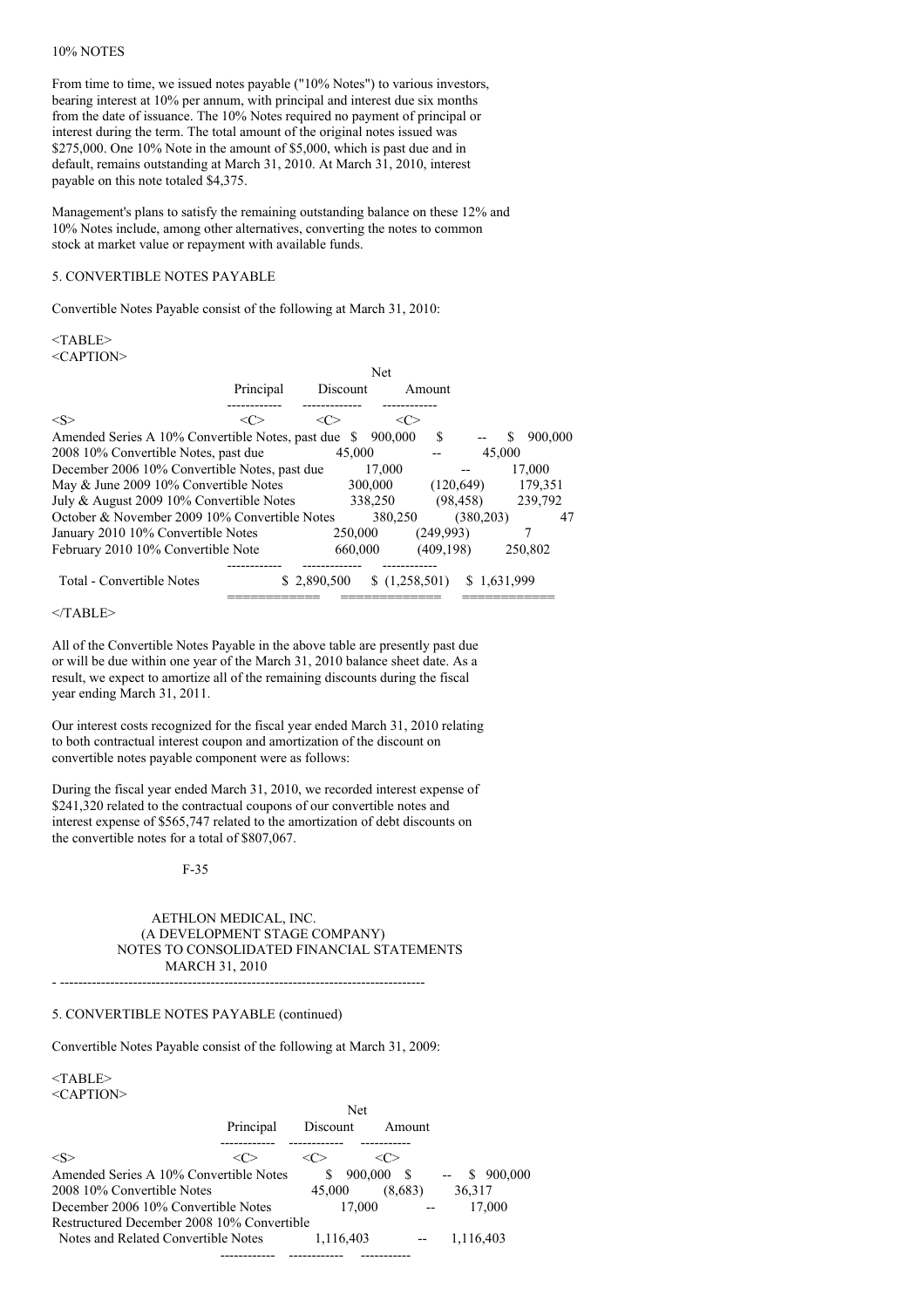10% NOTES

From time to time, we issued notes payable ("10% Notes") to various investors, bearing interest at 10% per annum, with principal and interest due six months from the date of issuance. The 10% Notes required no payment of principal or interest during the term. The total amount of the original notes issued was $275,000. One 10% Note in the amount of $5,000, which is past due and in default, remains outstanding at March 31, 2010. At March 31, 2010, interest payable on this note totaled $4,375.

Management's plans to satisfy the remaining outstanding balance on these 12% and 10% Notes include, among other alternatives, converting the notes to common stock at market value or repayment with available funds.

5. CONVERTIBLE NOTES PAYABLE

Convertible Notes Payable consist of the following at March 31, 2010:

| | Principal | Discount | Net Amount |
|---|---|---|---|
| Amended Series A 10% Convertible Notes, past due | $ 900,000 | $ -- | $ 900,000 |
| 2008 10% Convertible Notes, past due | 45,000 | -- | 45,000 |
| December 2006 10% Convertible Notes, past due | 17,000 | -- | 17,000 |
| May & June 2009 10% Convertible Notes | 300,000 | (120,649) | 179,351 |
| July & August 2009 10% Convertible Notes | 338,250 | (98,458) | 239,792 |
| October & November 2009 10% Convertible Notes | 380,250 | (380,203) | 47 |
| January 2010 10% Convertible Notes | 250,000 | (249,993) | 7 |
| February 2010 10% Convertible Note | 660,000 | (409,198) | 250,802 |
| Total - Convertible Notes | $ 2,890,500 | $ (1,258,501) | $ 1,631,999 |

All of the Convertible Notes Payable in the above table are presently past due or will be due within one year of the March 31, 2010 balance sheet date. As a result, we expect to amortize all of the remaining discounts during the fiscal year ending March 31, 2011.

Our interest costs recognized for the fiscal year ended March 31, 2010 relating to both contractual interest coupon and amortization of the discount on convertible notes payable component were as follows:

During the fiscal year ended March 31, 2010, we recorded interest expense of $241,320 related to the contractual coupons of our convertible notes and interest expense of $565,747 related to the amortization of debt discounts on the convertible notes for a total of $807,067.

AETHLON MEDICAL, INC.
(A DEVELOPMENT STAGE COMPANY)
NOTES TO CONSOLIDATED FINANCIAL STATEMENTS
MARCH 31, 2010

5. CONVERTIBLE NOTES PAYABLE (continued)

Convertible Notes Payable consist of the following at March 31, 2009:

| | Principal | Discount | Net Amount |
|---|---|---|---|
| Amended Series A 10% Convertible Notes | $ 900,000 | $ -- | $ 900,000 |
| 2008 10% Convertible Notes | 45,000 | (8,683) | 36,317 |
| December 2006 10% Convertible Notes | 17,000 | -- | 17,000 |
| Restructured December 2008 10% Convertible Notes and Related Convertible Notes | 1,116,403 | -- | 1,116,403 |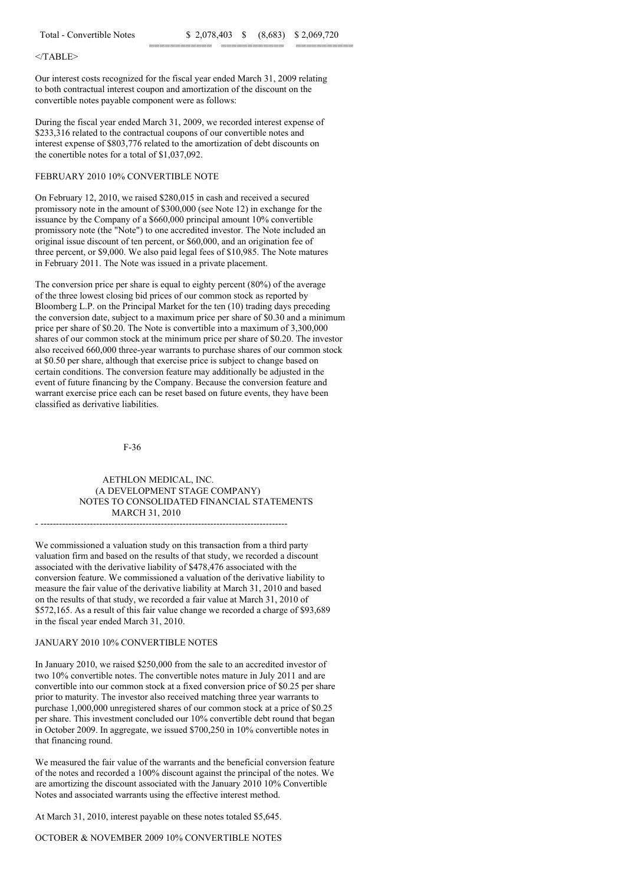| Total - Convertible Notes | $ 2,078,403 | $ (8,683) | $ 2,069,720 |
|---|---|---|---|

Our interest costs recognized for the fiscal year ended March 31, 2009 relating to both contractual interest coupon and amortization of the discount on the convertible notes payable component were as follows:

During the fiscal year ended March 31, 2009, we recorded interest expense of $233,316 related to the contractual coupons of our convertible notes and interest expense of $803,776 related to the amortization of debt discounts on the conertible notes for a total of $1,037,092.

FEBRUARY 2010 10% CONVERTIBLE NOTE

On February 12, 2010, we raised $280,015 in cash and received a secured promissory note in the amount of $300,000 (see Note 12) in exchange for the issuance by the Company of a $660,000 principal amount 10% convertible promissory note (the "Note") to one accredited investor. The Note included an original issue discount of ten percent, or $60,000, and an origination fee of three percent, or $9,000. We also paid legal fees of $10,985. The Note matures in February 2011. The Note was issued in a private placement.

The conversion price per share is equal to eighty percent (80%) of the average of the three lowest closing bid prices of our common stock as reported by Bloomberg L.P. on the Principal Market for the ten (10) trading days preceding the conversion date, subject to a maximum price per share of $0.30 and a minimum price per share of $0.20. The Note is convertible into a maximum of 3,300,000 shares of our common stock at the minimum price per share of $0.20. The investor also received 660,000 three-year warrants to purchase shares of our common stock at $0.50 per share, although that exercise price is subject to change based on certain conditions. The conversion feature may additionally be adjusted in the event of future financing by the Company. Because the conversion feature and warrant exercise price each can be reset based on future events, they have been classified as derivative liabilities.

We commissioned a valuation study on this transaction from a third party valuation firm and based on the results of that study, we recorded a discount associated with the derivative liability of $478,476 associated with the conversion feature. We commissioned a valuation of the derivative liability to measure the fair value of the derivative liability at March 31, 2010 and based on the results of that study, we recorded a fair value at March 31, 2010 of $572,165. As a result of this fair value change we recorded a charge of $93,689 in the fiscal year ended March 31, 2010.

JANUARY 2010 10% CONVERTIBLE NOTES

In January 2010, we raised $250,000 from the sale to an accredited investor of two 10% convertible notes. The convertible notes mature in July 2011 and are convertible into our common stock at a fixed conversion price of $0.25 per share prior to maturity. The investor also received matching three year warrants to purchase 1,000,000 unregistered shares of our common stock at a price of $0.25 per share. This investment concluded our 10% convertible debt round that began in October 2009. In aggregate, we issued $700,250 in 10% convertible notes in that financing round.

We measured the fair value of the warrants and the beneficial conversion feature of the notes and recorded a 100% discount against the principal of the notes. We are amortizing the discount associated with the January 2010 10% Convertible Notes and associated warrants using the effective interest method.

At March 31, 2010, interest payable on these notes totaled $5,645.

OCTOBER & NOVEMBER 2009 10% CONVERTIBLE NOTES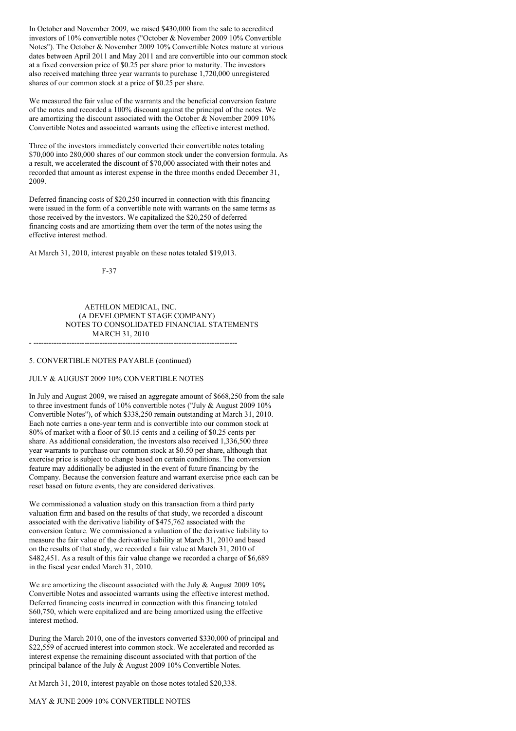In October and November 2009, we raised $430,000 from the sale to accredited investors of 10% convertible notes ("October & November 2009 10% Convertible Notes"). The October & November 2009 10% Convertible Notes mature at various dates between April 2011 and May 2011 and are convertible into our common stock at a fixed conversion price of $0.25 per share prior to maturity. The investors also received matching three year warrants to purchase 1,720,000 unregistered shares of our common stock at a price of $0.25 per share.

We measured the fair value of the warrants and the beneficial conversion feature of the notes and recorded a 100% discount against the principal of the notes. We are amortizing the discount associated with the October & November 2009 10% Convertible Notes and associated warrants using the effective interest method.

Three of the investors immediately converted their convertible notes totaling $70,000 into 280,000 shares of our common stock under the conversion formula. As a result, we accelerated the discount of $70,000 associated with their notes and recorded that amount as interest expense in the three months ended December 31, 2009.

Deferred financing costs of $20,250 incurred in connection with this financing were issued in the form of a convertible note with warrants on the same terms as those received by the investors. We capitalized the $20,250 of deferred financing costs and are amortizing them over the term of the notes using the effective interest method.

At March 31, 2010, interest payable on these notes totaled $19,013.

5. CONVERTIBLE NOTES PAYABLE (continued)

JULY & AUGUST 2009 10% CONVERTIBLE NOTES

In July and August 2009, we raised an aggregate amount of $668,250 from the sale to three investment funds of 10% convertible notes ("July & August 2009 10% Convertible Notes"), of which $338,250 remain outstanding at March 31, 2010. Each note carries a one-year term and is convertible into our common stock at 80% of market with a floor of $0.15 cents and a ceiling of $0.25 cents per share. As additional consideration, the investors also received 1,336,500 three year warrants to purchase our common stock at $0.50 per share, although that exercise price is subject to change based on certain conditions. The conversion feature may additionally be adjusted in the event of future financing by the Company. Because the conversion feature and warrant exercise price each can be reset based on future events, they are considered derivatives.

We commissioned a valuation study on this transaction from a third party valuation firm and based on the results of that study, we recorded a discount associated with the derivative liability of $475,762 associated with the conversion feature. We commissioned a valuation of the derivative liability to measure the fair value of the derivative liability at March 31, 2010 and based on the results of that study, we recorded a fair value at March 31, 2010 of $482,451. As a result of this fair value change we recorded a charge of $6,689 in the fiscal year ended March 31, 2010.

We are amortizing the discount associated with the July & August 2009 10% Convertible Notes and associated warrants using the effective interest method. Deferred financing costs incurred in connection with this financing totaled $60,750, which were capitalized and are being amortized using the effective interest method.

During the March 2010, one of the investors converted $330,000 of principal and $22,559 of accrued interest into common stock. We accelerated and recorded as interest expense the remaining discount associated with that portion of the principal balance of the July & August 2009 10% Convertible Notes.

At March 31, 2010, interest payable on those notes totaled $20,338.

MAY & JUNE 2009 10% CONVERTIBLE NOTES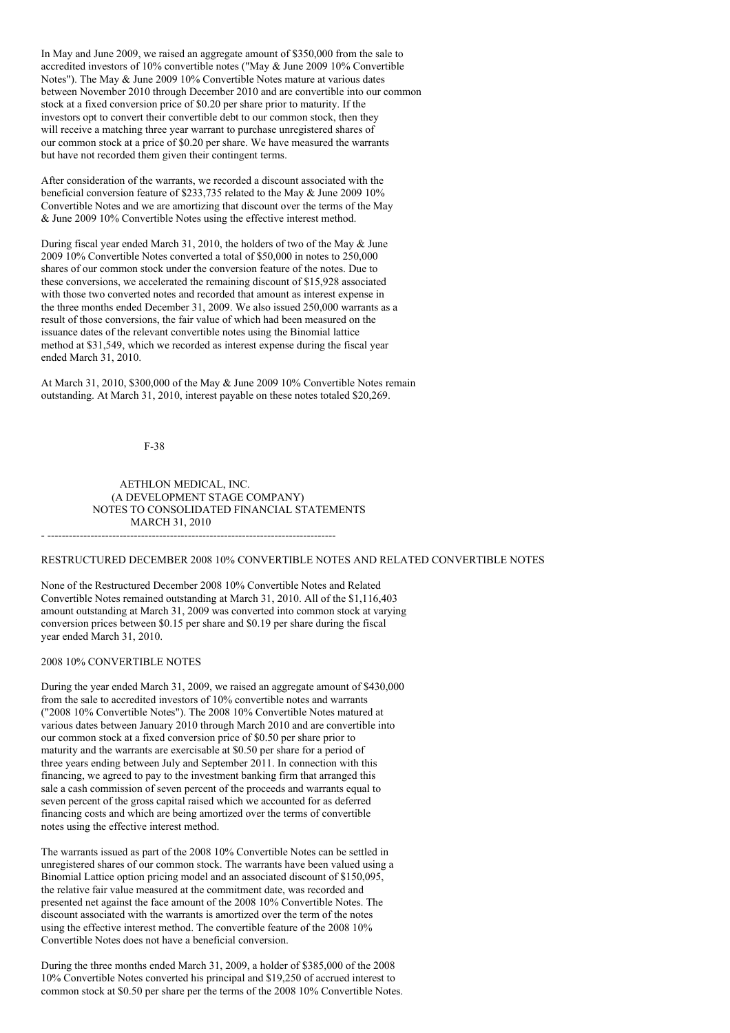In May and June 2009, we raised an aggregate amount of $350,000 from the sale to accredited investors of 10% convertible notes ("May & June 2009 10% Convertible Notes"). The May & June 2009 10% Convertible Notes mature at various dates between November 2010 through December 2010 and are convertible into our common stock at a fixed conversion price of $0.20 per share prior to maturity. If the investors opt to convert their convertible debt to our common stock, then they will receive a matching three year warrant to purchase unregistered shares of our common stock at a price of $0.20 per share. We have measured the warrants but have not recorded them given their contingent terms.

After consideration of the warrants, we recorded a discount associated with the beneficial conversion feature of $233,735 related to the May & June 2009 10% Convertible Notes and we are amortizing that discount over the terms of the May & June 2009 10% Convertible Notes using the effective interest method.

During fiscal year ended March 31, 2010, the holders of two of the May & June 2009 10% Convertible Notes converted a total of $50,000 in notes to 250,000 shares of our common stock under the conversion feature of the notes. Due to these conversions, we accelerated the remaining discount of $15,928 associated with those two converted notes and recorded that amount as interest expense in the three months ended December 31, 2009. We also issued 250,000 warrants as a result of those conversions, the fair value of which had been measured on the issuance dates of the relevant convertible notes using the Binomial lattice method at $31,549, which we recorded as interest expense during the fiscal year ended March 31, 2010.

At March 31, 2010, $300,000 of the May & June 2009 10% Convertible Notes remain outstanding. At March 31, 2010, interest payable on these notes totaled $20,269.

AETHLON MEDICAL, INC.
(A DEVELOPMENT STAGE COMPANY)
NOTES TO CONSOLIDATED FINANCIAL STATEMENTS
MARCH 31, 2010

RESTRUCTURED DECEMBER 2008 10% CONVERTIBLE NOTES AND RELATED CONVERTIBLE NOTES

None of the Restructured December 2008 10% Convertible Notes and Related Convertible Notes remained outstanding at March 31, 2010. All of the $1,116,403 amount outstanding at March 31, 2009 was converted into common stock at varying conversion prices between $0.15 per share and $0.19 per share during the fiscal year ended March 31, 2010.

2008 10% CONVERTIBLE NOTES

During the year ended March 31, 2009, we raised an aggregate amount of $430,000 from the sale to accredited investors of 10% convertible notes and warrants ("2008 10% Convertible Notes"). The 2008 10% Convertible Notes matured at various dates between January 2010 through March 2010 and are convertible into our common stock at a fixed conversion price of $0.50 per share prior to maturity and the warrants are exercisable at $0.50 per share for a period of three years ending between July and September 2011. In connection with this financing, we agreed to pay to the investment banking firm that arranged this sale a cash commission of seven percent of the proceeds and warrants equal to seven percent of the gross capital raised which we accounted for as deferred financing costs and which are being amortized over the terms of convertible notes using the effective interest method.

The warrants issued as part of the 2008 10% Convertible Notes can be settled in unregistered shares of our common stock. The warrants have been valued using a Binomial Lattice option pricing model and an associated discount of $150,095, the relative fair value measured at the commitment date, was recorded and presented net against the face amount of the 2008 10% Convertible Notes. The discount associated with the warrants is amortized over the term of the notes using the effective interest method. The convertible feature of the 2008 10% Convertible Notes does not have a beneficial conversion.

During the three months ended March 31, 2009, a holder of $385,000 of the 2008 10% Convertible Notes converted his principal and $19,250 of accrued interest to common stock at $0.50 per share per the terms of the 2008 10% Convertible Notes.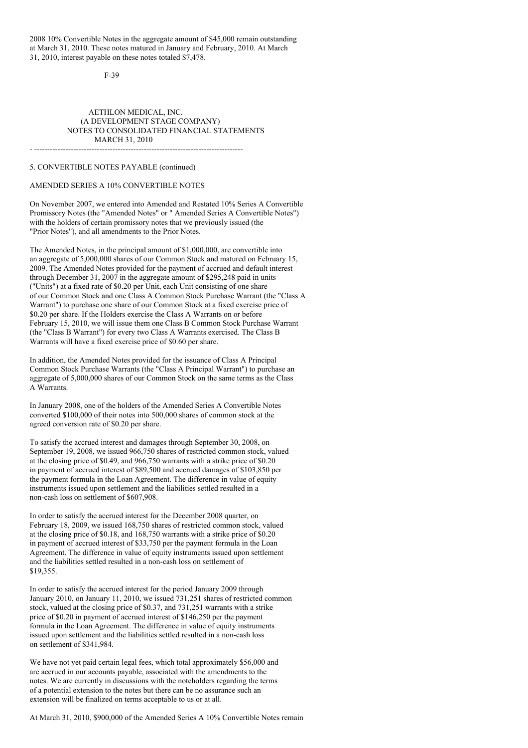2008 10% Convertible Notes in the aggregate amount of $45,000 remain outstanding at March 31, 2010. These notes matured in January and February, 2010. At March 31, 2010, interest payable on these notes totaled $7,478.

AETHLON MEDICAL, INC.
(A DEVELOPMENT STAGE COMPANY)
NOTES TO CONSOLIDATED FINANCIAL STATEMENTS
MARCH 31, 2010

5. CONVERTIBLE NOTES PAYABLE (continued)

AMENDED SERIES A 10% CONVERTIBLE NOTES

On November 2007, we entered into Amended and Restated 10% Series A Convertible Promissory Notes (the "Amended Notes" or " Amended Series A Convertible Notes") with the holders of certain promissory notes that we previously issued (the "Prior Notes"), and all amendments to the Prior Notes.

The Amended Notes, in the principal amount of $1,000,000, are convertible into an aggregate of 5,000,000 shares of our Common Stock and matured on February 15, 2009. The Amended Notes provided for the payment of accrued and default interest through December 31, 2007 in the aggregate amount of $295,248 paid in units ("Units") at a fixed rate of $0.20 per Unit, each Unit consisting of one share of our Common Stock and one Class A Common Stock Purchase Warrant (the "Class A Warrant") to purchase one share of our Common Stock at a fixed exercise price of $0.20 per share. If the Holders exercise the Class A Warrants on or before February 15, 2010, we will issue them one Class B Common Stock Purchase Warrant (the "Class B Warrant") for every two Class A Warrants exercised. The Class B Warrants will have a fixed exercise price of $0.60 per share.

In addition, the Amended Notes provided for the issuance of Class A Principal Common Stock Purchase Warrants (the "Class A Principal Warrant") to purchase an aggregate of 5,000,000 shares of our Common Stock on the same terms as the Class A Warrants.

In January 2008, one of the holders of the Amended Series A Convertible Notes converted $100,000 of their notes into 500,000 shares of common stock at the agreed conversion rate of $0.20 per share.

To satisfy the accrued interest and damages through September 30, 2008, on September 19, 2008, we issued 966,750 shares of restricted common stock, valued at the closing price of $0.49, and 966,750 warrants with a strike price of $0.20 in payment of accrued interest of $89,500 and accrued damages of $103,850 per the payment formula in the Loan Agreement. The difference in value of equity instruments issued upon settlement and the liabilities settled resulted in a non-cash loss on settlement of $607,908.

In order to satisfy the accrued interest for the December 2008 quarter, on February 18, 2009, we issued 168,750 shares of restricted common stock, valued at the closing price of $0.18, and 168,750 warrants with a strike price of $0.20 in payment of accrued interest of $33,750 per the payment formula in the Loan Agreement. The difference in value of equity instruments issued upon settlement and the liabilities settled resulted in a non-cash loss on settlement of $19,355.

In order to satisfy the accrued interest for the period January 2009 through January 2010, on January 11, 2010, we issued 731,251 shares of restricted common stock, valued at the closing price of $0.37, and 731,251 warrants with a strike price of $0.20 in payment of accrued interest of $146,250 per the payment formula in the Loan Agreement. The difference in value of equity instruments issued upon settlement and the liabilities settled resulted in a non-cash loss on settlement of $341,984.

We have not yet paid certain legal fees, which total approximately $56,000 and are accrued in our accounts payable, associated with the amendments to the notes. We are currently in discussions with the noteholders regarding the terms of a potential extension to the notes but there can be no assurance such an extension will be finalized on terms acceptable to us or at all.

At March 31, 2010, $900,000 of the Amended Series A 10% Convertible Notes remain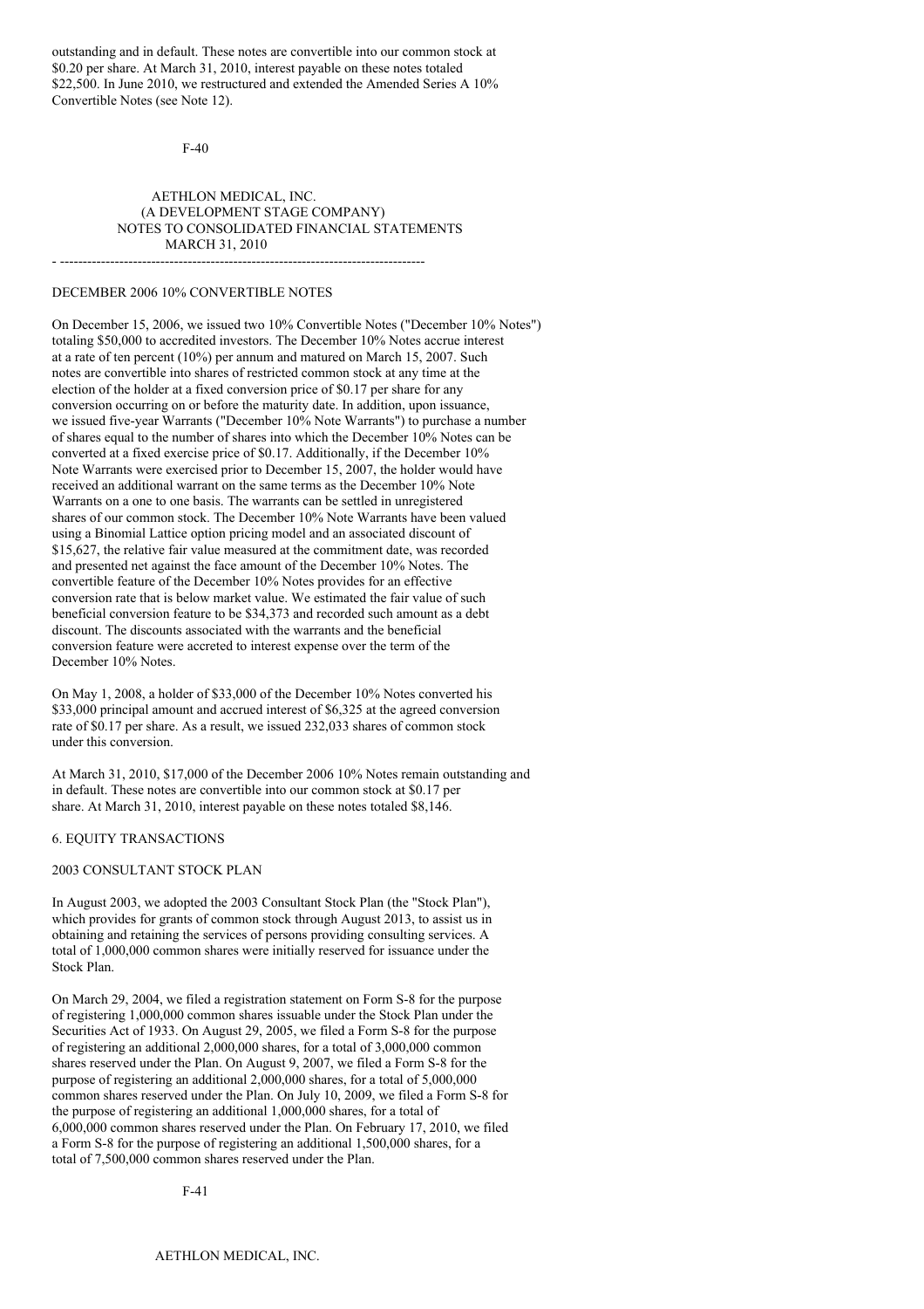outstanding and in default. These notes are convertible into our common stock at $0.20 per share. At March 31, 2010, interest payable on these notes totaled $22,500. In June 2010, we restructured and extended the Amended Series A 10% Convertible Notes (see Note 12).

DECEMBER 2006 10% CONVERTIBLE NOTES

On December 15, 2006, we issued two 10% Convertible Notes ("December 10% Notes") totaling $50,000 to accredited investors. The December 10% Notes accrue interest at a rate of ten percent (10%) per annum and matured on March 15, 2007. Such notes are convertible into shares of restricted common stock at any time at the election of the holder at a fixed conversion price of $0.17 per share for any conversion occurring on or before the maturity date. In addition, upon issuance, we issued five-year Warrants ("December 10% Note Warrants") to purchase a number of shares equal to the number of shares into which the December 10% Notes can be converted at a fixed exercise price of $0.17. Additionally, if the December 10% Note Warrants were exercised prior to December 15, 2007, the holder would have received an additional warrant on the same terms as the December 10% Note Warrants on a one to one basis. The warrants can be settled in unregistered shares of our common stock. The December 10% Note Warrants have been valued using a Binomial Lattice option pricing model and an associated discount of $15,627, the relative fair value measured at the commitment date, was recorded and presented net against the face amount of the December 10% Notes. The convertible feature of the December 10% Notes provides for an effective conversion rate that is below market value. We estimated the fair value of such beneficial conversion feature to be $34,373 and recorded such amount as a debt discount. The discounts associated with the warrants and the beneficial conversion feature were accreted to interest expense over the term of the December 10% Notes.

On May 1, 2008, a holder of $33,000 of the December 10% Notes converted his $33,000 principal amount and accrued interest of $6,325 at the agreed conversion rate of $0.17 per share. As a result, we issued 232,033 shares of common stock under this conversion.

At March 31, 2010, $17,000 of the December 2006 10% Notes remain outstanding and in default. These notes are convertible into our common stock at $0.17 per share. At March 31, 2010, interest payable on these notes totaled $8,146.

## 6. EQUITY TRANSACTIONS

### 2003 CONSULTANT STOCK PLAN

In August 2003, we adopted the 2003 Consultant Stock Plan (the "Stock Plan"), which provides for grants of common stock through August 2013, to assist us in obtaining and retaining the services of persons providing consulting services. A total of 1,000,000 common shares were initially reserved for issuance under the Stock Plan.

On March 29, 2004, we filed a registration statement on Form S-8 for the purpose of registering 1,000,000 common shares issuable under the Stock Plan under the Securities Act of 1933. On August 29, 2005, we filed a Form S-8 for the purpose of registering an additional 2,000,000 shares, for a total of 3,000,000 common shares reserved under the Plan. On August 9, 2007, we filed a Form S-8 for the purpose of registering an additional 2,000,000 shares, for a total of 5,000,000 common shares reserved under the Plan. On July 10, 2009, we filed a Form S-8 for the purpose of registering an additional 1,000,000 shares, for a total of 6,000,000 common shares reserved under the Plan. On February 17, 2010, we filed a Form S-8 for the purpose of registering an additional 1,500,000 shares, for a total of 7,500,000 common shares reserved under the Plan.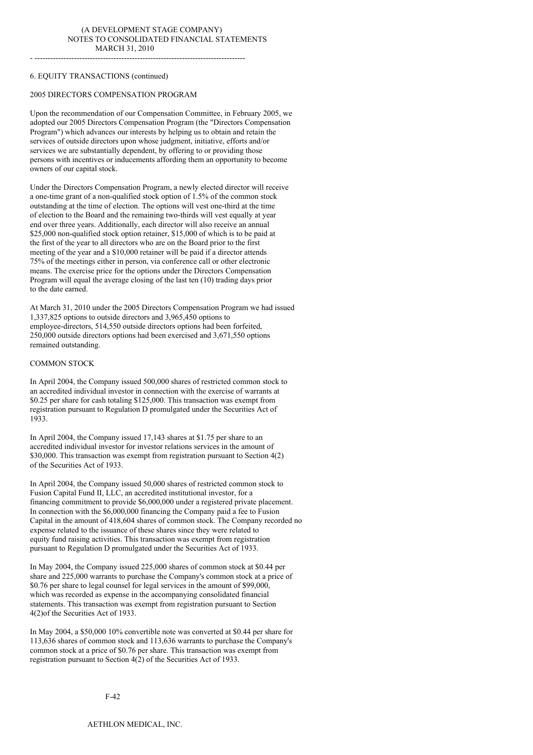## 6. EQUITY TRANSACTIONS (continued)

### 2005 DIRECTORS COMPENSATION PROGRAM

Upon the recommendation of our Compensation Committee, in February 2005, we adopted our 2005 Directors Compensation Program (the "Directors Compensation Program") which advances our interests by helping us to obtain and retain the services of outside directors upon whose judgment, initiative, efforts and/or services we are substantially dependent, by offering to or providing those persons with incentives or inducements affording them an opportunity to become owners of our capital stock.

Under the Directors Compensation Program, a newly elected director will receive a one-time grant of a non-qualified stock option of 1.5% of the common stock outstanding at the time of election. The options will vest one-third at the time of election to the Board and the remaining two-thirds will vest equally at year end over three years. Additionally, each director will also receive an annual $25,000 non-qualified stock option retainer, $15,000 of which is to be paid at the first of the year to all directors who are on the Board prior to the first meeting of the year and a $10,000 retainer will be paid if a director attends 75% of the meetings either in person, via conference call or other electronic means. The exercise price for the options under the Directors Compensation Program will equal the average closing of the last ten (10) trading days prior to the date earned.

At March 31, 2010 under the 2005 Directors Compensation Program we had issued 1,337,825 options to outside directors and 3,965,450 options to employee-directors, 514,550 outside directors options had been forfeited, 250,000 outside directors options had been exercised and 3,671,550 options remained outstanding.

### COMMON STOCK

In April 2004, the Company issued 500,000 shares of restricted common stock to an accredited individual investor in connection with the exercise of warrants at $0.25 per share for cash totaling $125,000. This transaction was exempt from registration pursuant to Regulation D promulgated under the Securities Act of 1933.

In April 2004, the Company issued 17,143 shares at $1.75 per share to an accredited individual investor for investor relations services in the amount of $30,000. This transaction was exempt from registration pursuant to Section 4(2) of the Securities Act of 1933.

In April 2004, the Company issued 50,000 shares of restricted common stock to Fusion Capital Fund II, LLC, an accredited institutional investor, for a financing commitment to provide $6,000,000 under a registered private placement. In connection with the $6,000,000 financing the Company paid a fee to Fusion Capital in the amount of 418,604 shares of common stock. The Company recorded no expense related to the issuance of these shares since they were related to equity fund raising activities. This transaction was exempt from registration pursuant to Regulation D promulgated under the Securities Act of 1933.

In May 2004, the Company issued 225,000 shares of common stock at $0.44 per share and 225,000 warrants to purchase the Company's common stock at a price of $0.76 per share to legal counsel for legal services in the amount of $99,000, which was recorded as expense in the accompanying consolidated financial statements. This transaction was exempt from registration pursuant to Section 4(2)of the Securities Act of 1933.

In May 2004, a $50,000 10% convertible note was converted at $0.44 per share for 113,636 shares of common stock and 113,636 warrants to purchase the Company's common stock at a price of $0.76 per share. This transaction was exempt from registration pursuant to Section 4(2) of the Securities Act of 1933.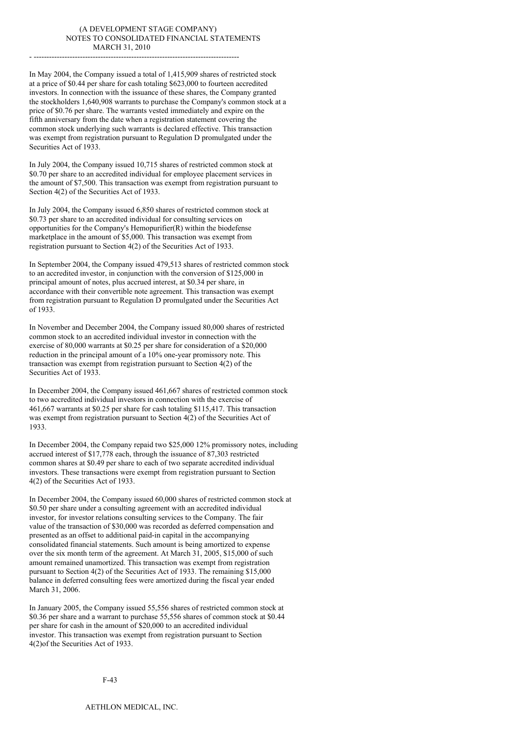In May 2004, the Company issued a total of 1,415,909 shares of restricted stock at a price of $0.44 per share for cash totaling $623,000 to fourteen accredited investors. In connection with the issuance of these shares, the Company granted the stockholders 1,640,908 warrants to purchase the Company's common stock at a price of $0.76 per share. The warrants vested immediately and expire on the fifth anniversary from the date when a registration statement covering the common stock underlying such warrants is declared effective. This transaction was exempt from registration pursuant to Regulation D promulgated under the Securities Act of 1933.

In July 2004, the Company issued 10,715 shares of restricted common stock at $0.70 per share to an accredited individual for employee placement services in the amount of $7,500. This transaction was exempt from registration pursuant to Section 4(2) of the Securities Act of 1933.

In July 2004, the Company issued 6,850 shares of restricted common stock at $0.73 per share to an accredited individual for consulting services on opportunities for the Company's Hemopurifier(R) within the biodefense marketplace in the amount of $5,000. This transaction was exempt from registration pursuant to Section 4(2) of the Securities Act of 1933.

In September 2004, the Company issued 479,513 shares of restricted common stock to an accredited investor, in conjunction with the conversion of $125,000 in principal amount of notes, plus accrued interest, at $0.34 per share, in accordance with their convertible note agreement. This transaction was exempt from registration pursuant to Regulation D promulgated under the Securities Act of 1933.

In November and December 2004, the Company issued 80,000 shares of restricted common stock to an accredited individual investor in connection with the exercise of 80,000 warrants at $0.25 per share for consideration of a $20,000 reduction in the principal amount of a 10% one-year promissory note. This transaction was exempt from registration pursuant to Section 4(2) of the Securities Act of 1933.

In December 2004, the Company issued 461,667 shares of restricted common stock to two accredited individual investors in connection with the exercise of 461,667 warrants at $0.25 per share for cash totaling $115,417. This transaction was exempt from registration pursuant to Section 4(2) of the Securities Act of 1933.

In December 2004, the Company repaid two $25,000 12% promissory notes, including accrued interest of $17,778 each, through the issuance of 87,303 restricted common shares at $0.49 per share to each of two separate accredited individual investors. These transactions were exempt from registration pursuant to Section 4(2) of the Securities Act of 1933.

In December 2004, the Company issued 60,000 shares of restricted common stock at $0.50 per share under a consulting agreement with an accredited individual investor, for investor relations consulting services to the Company. The fair value of the transaction of $30,000 was recorded as deferred compensation and presented as an offset to additional paid-in capital in the accompanying consolidated financial statements. Such amount is being amortized to expense over the six month term of the agreement. At March 31, 2005, $15,000 of such amount remained unamortized. This transaction was exempt from registration pursuant to Section 4(2) of the Securities Act of 1933. The remaining $15,000 balance in deferred consulting fees were amortized during the fiscal year ended March 31, 2006.

In January 2005, the Company issued 55,556 shares of restricted common stock at $0.36 per share and a warrant to purchase 55,556 shares of common stock at $0.44 per share for cash in the amount of $20,000 to an accredited individual investor. This transaction was exempt from registration pursuant to Section 4(2)of the Securities Act of 1933.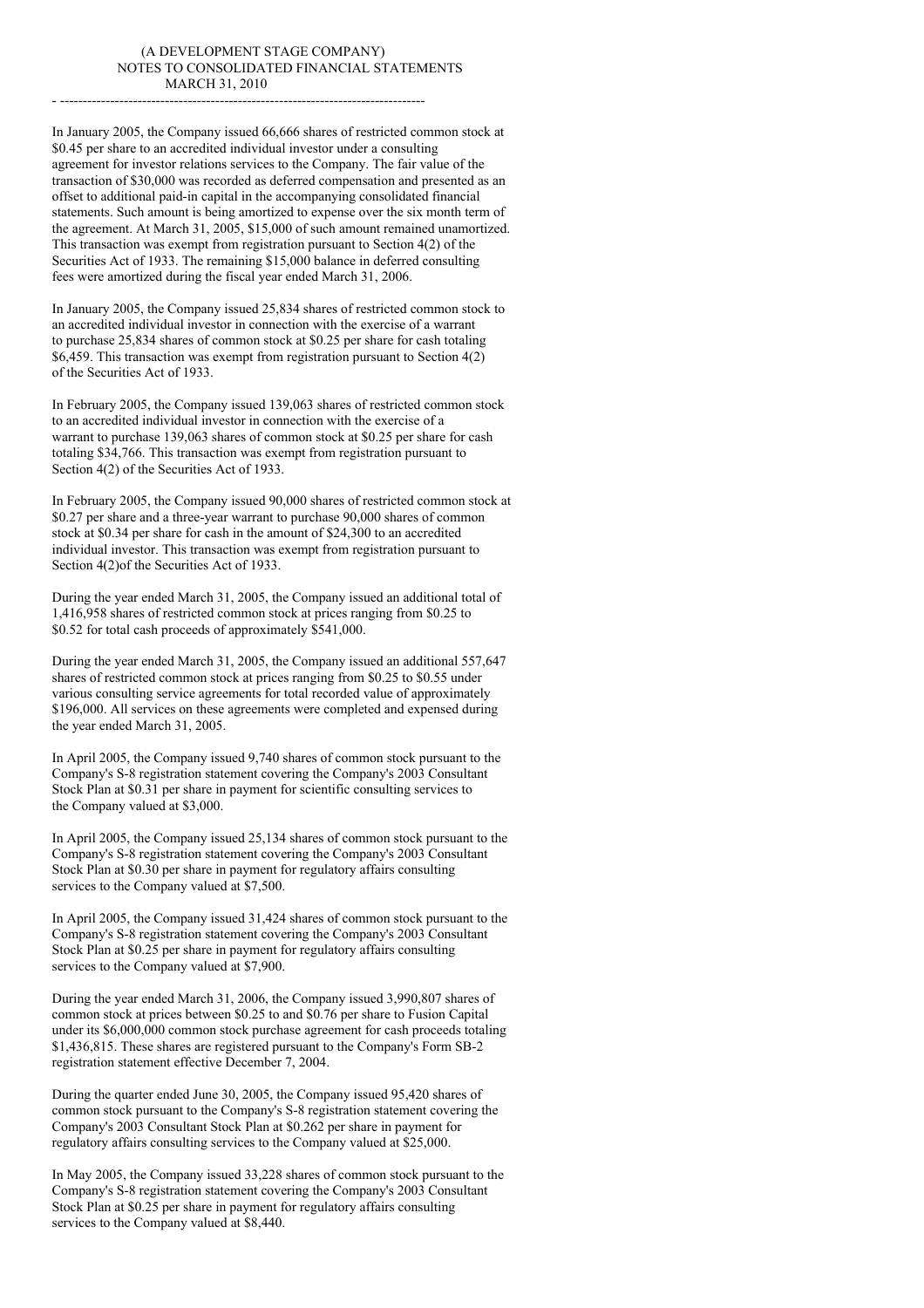(A DEVELOPMENT STAGE COMPANY)
NOTES TO CONSOLIDATED FINANCIAL STATEMENTS
MARCH 31, 2010

---

In January 2005, the Company issued 66,666 shares of restricted common stock at $0.45 per share to an accredited individual investor under a consulting agreement for investor relations services to the Company. The fair value of the transaction of $30,000 was recorded as deferred compensation and presented as an offset to additional paid-in capital in the accompanying consolidated financial statements. Such amount is being amortized to expense over the six month term of the agreement. At March 31, 2005, $15,000 of such amount remained unamortized. This transaction was exempt from registration pursuant to Section 4(2) of the Securities Act of 1933. The remaining $15,000 balance in deferred consulting fees were amortized during the fiscal year ended March 31, 2006.

In January 2005, the Company issued 25,834 shares of restricted common stock to an accredited individual investor in connection with the exercise of a warrant to purchase 25,834 shares of common stock at $0.25 per share for cash totaling $6,459. This transaction was exempt from registration pursuant to Section 4(2) of the Securities Act of 1933.

In February 2005, the Company issued 139,063 shares of restricted common stock to an accredited individual investor in connection with the exercise of a warrant to purchase 139,063 shares of common stock at $0.25 per share for cash totaling $34,766. This transaction was exempt from registration pursuant to Section 4(2) of the Securities Act of 1933.

In February 2005, the Company issued 90,000 shares of restricted common stock at $0.27 per share and a three-year warrant to purchase 90,000 shares of common stock at $0.34 per share for cash in the amount of $24,300 to an accredited individual investor. This transaction was exempt from registration pursuant to Section 4(2)of the Securities Act of 1933.

During the year ended March 31, 2005, the Company issued an additional total of 1,416,958 shares of restricted common stock at prices ranging from $0.25 to $0.52 for total cash proceeds of approximately $541,000.

During the year ended March 31, 2005, the Company issued an additional 557,647 shares of restricted common stock at prices ranging from $0.25 to $0.55 under various consulting service agreements for total recorded value of approximately $196,000. All services on these agreements were completed and expensed during the year ended March 31, 2005.

In April 2005, the Company issued 9,740 shares of common stock pursuant to the Company's S-8 registration statement covering the Company's 2003 Consultant Stock Plan at $0.31 per share in payment for scientific consulting services to the Company valued at $3,000.

In April 2005, the Company issued 25,134 shares of common stock pursuant to the Company's S-8 registration statement covering the Company's 2003 Consultant Stock Plan at $0.30 per share in payment for regulatory affairs consulting services to the Company valued at $7,500.

In April 2005, the Company issued 31,424 shares of common stock pursuant to the Company's S-8 registration statement covering the Company's 2003 Consultant Stock Plan at $0.25 per share in payment for regulatory affairs consulting services to the Company valued at $7,900.

During the year ended March 31, 2006, the Company issued 3,990,807 shares of common stock at prices between $0.25 to and $0.76 per share to Fusion Capital under its $6,000,000 common stock purchase agreement for cash proceeds totaling $1,436,815. These shares are registered pursuant to the Company's Form SB-2 registration statement effective December 7, 2004.

During the quarter ended June 30, 2005, the Company issued 95,420 shares of common stock pursuant to the Company's S-8 registration statement covering the Company's 2003 Consultant Stock Plan at $0.262 per share in payment for regulatory affairs consulting services to the Company valued at $25,000.

In May 2005, the Company issued 33,228 shares of common stock pursuant to the Company's S-8 registration statement covering the Company's 2003 Consultant Stock Plan at $0.25 per share in payment for regulatory affairs consulting services to the Company valued at $8,440.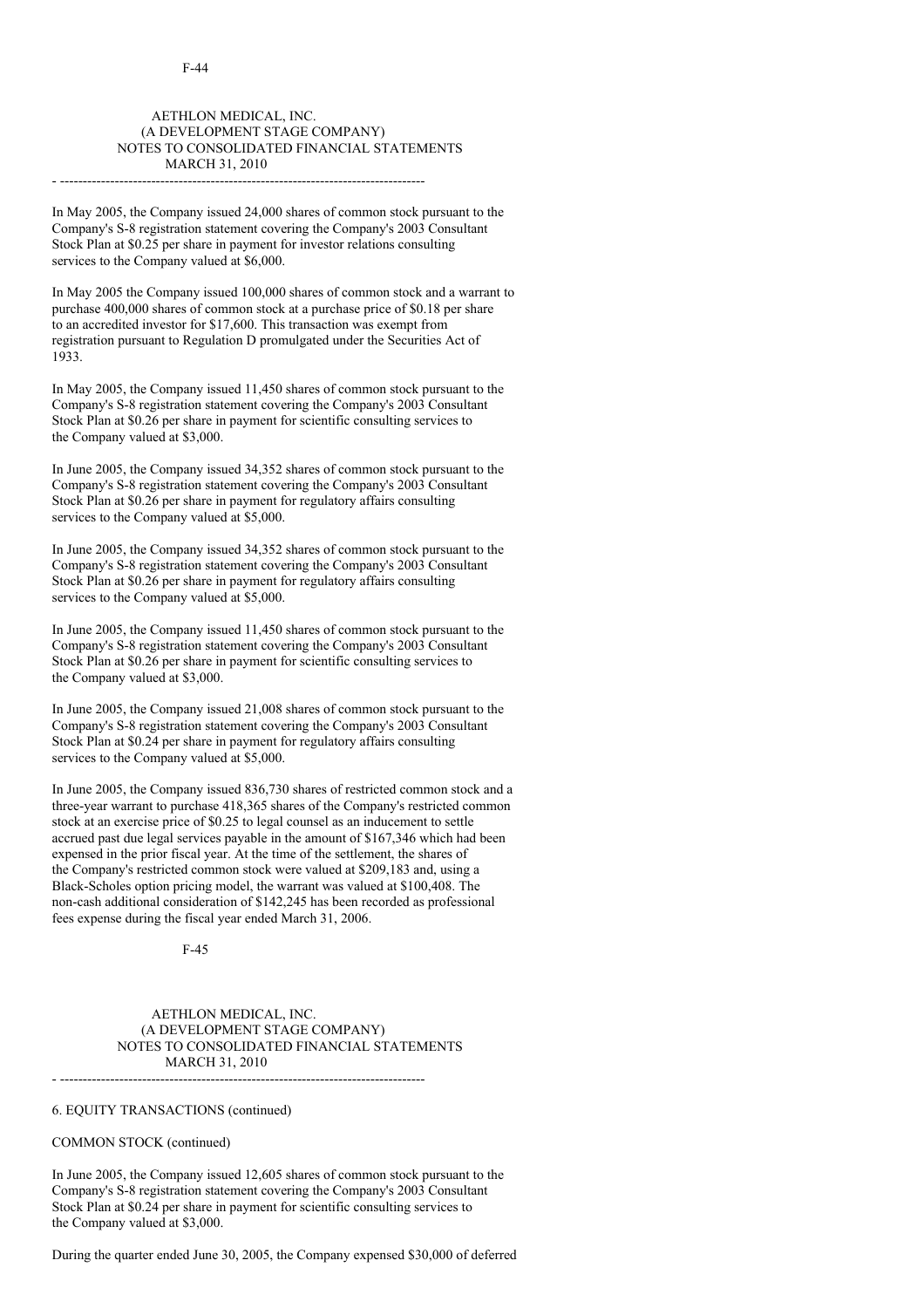In May 2005, the Company issued 24,000 shares of common stock pursuant to the Company's S-8 registration statement covering the Company's 2003 Consultant Stock Plan at $0.25 per share in payment for investor relations consulting services to the Company valued at $6,000.

In May 2005 the Company issued 100,000 shares of common stock and a warrant to purchase 400,000 shares of common stock at a purchase price of $0.18 per share to an accredited investor for $17,600. This transaction was exempt from registration pursuant to Regulation D promulgated under the Securities Act of 1933.

In May 2005, the Company issued 11,450 shares of common stock pursuant to the Company's S-8 registration statement covering the Company's 2003 Consultant Stock Plan at $0.26 per share in payment for scientific consulting services to the Company valued at $3,000.

In June 2005, the Company issued 34,352 shares of common stock pursuant to the Company's S-8 registration statement covering the Company's 2003 Consultant Stock Plan at $0.26 per share in payment for regulatory affairs consulting services to the Company valued at $5,000.

In June 2005, the Company issued 34,352 shares of common stock pursuant to the Company's S-8 registration statement covering the Company's 2003 Consultant Stock Plan at $0.26 per share in payment for regulatory affairs consulting services to the Company valued at $5,000.

In June 2005, the Company issued 11,450 shares of common stock pursuant to the Company's S-8 registration statement covering the Company's 2003 Consultant Stock Plan at $0.26 per share in payment for scientific consulting services to the Company valued at $3,000.

In June 2005, the Company issued 21,008 shares of common stock pursuant to the Company's S-8 registration statement covering the Company's 2003 Consultant Stock Plan at $0.24 per share in payment for regulatory affairs consulting services to the Company valued at $5,000.

In June 2005, the Company issued 836,730 shares of restricted common stock and a three-year warrant to purchase 418,365 shares of the Company's restricted common stock at an exercise price of $0.25 to legal counsel as an inducement to settle accrued past due legal services payable in the amount of $167,346 which had been expensed in the prior fiscal year. At the time of the settlement, the shares of the Company's restricted common stock were valued at $209,183 and, using a Black-Scholes option pricing model, the warrant was valued at $100,408. The non-cash additional consideration of $142,245 has been recorded as professional fees expense during the fiscal year ended March 31, 2006.

6. EQUITY TRANSACTIONS (continued)

COMMON STOCK (continued)

In June 2005, the Company issued 12,605 shares of common stock pursuant to the Company's S-8 registration statement covering the Company's 2003 Consultant Stock Plan at $0.24 per share in payment for scientific consulting services to the Company valued at $3,000.

During the quarter ended June 30, 2005, the Company expensed $30,000 of deferred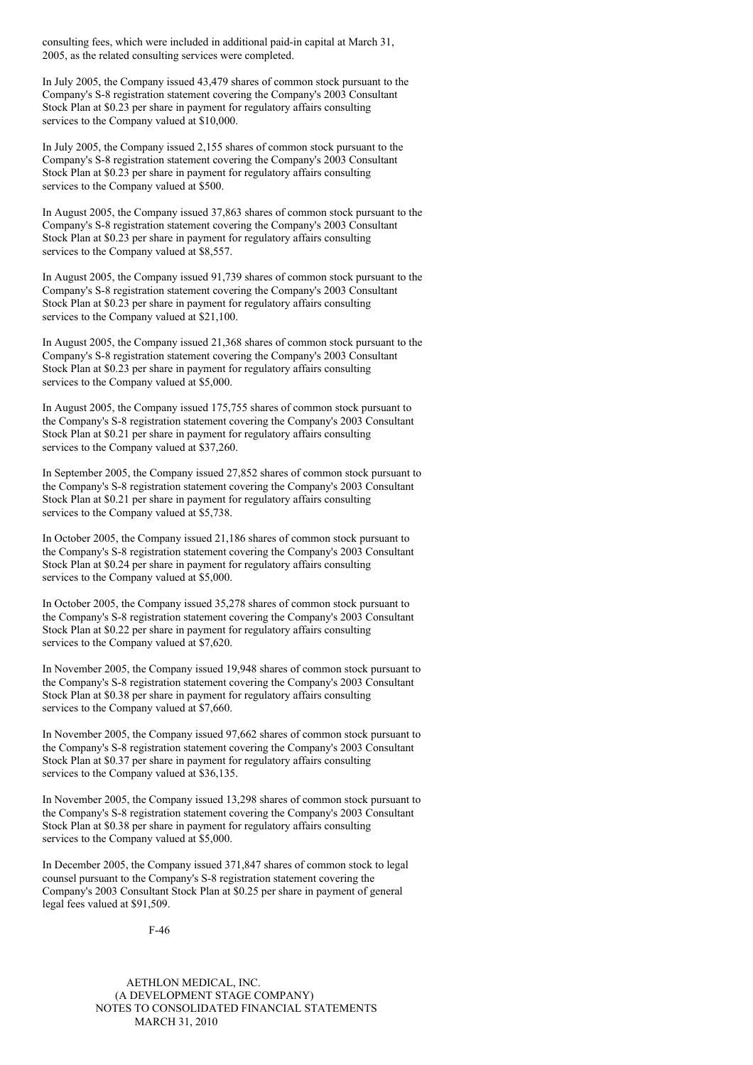consulting fees, which were included in additional paid-in capital at March 31, 2005, as the related consulting services were completed.

In July 2005, the Company issued 43,479 shares of common stock pursuant to the Company's S-8 registration statement covering the Company's 2003 Consultant Stock Plan at $0.23 per share in payment for regulatory affairs consulting services to the Company valued at $10,000.

In July 2005, the Company issued 2,155 shares of common stock pursuant to the Company's S-8 registration statement covering the Company's 2003 Consultant Stock Plan at $0.23 per share in payment for regulatory affairs consulting services to the Company valued at $500.

In August 2005, the Company issued 37,863 shares of common stock pursuant to the Company's S-8 registration statement covering the Company's 2003 Consultant Stock Plan at $0.23 per share in payment for regulatory affairs consulting services to the Company valued at $8,557.

In August 2005, the Company issued 91,739 shares of common stock pursuant to the Company's S-8 registration statement covering the Company's 2003 Consultant Stock Plan at $0.23 per share in payment for regulatory affairs consulting services to the Company valued at $21,100.

In August 2005, the Company issued 21,368 shares of common stock pursuant to the Company's S-8 registration statement covering the Company's 2003 Consultant Stock Plan at $0.23 per share in payment for regulatory affairs consulting services to the Company valued at $5,000.

In August 2005, the Company issued 175,755 shares of common stock pursuant to the Company's S-8 registration statement covering the Company's 2003 Consultant Stock Plan at $0.21 per share in payment for regulatory affairs consulting services to the Company valued at $37,260.

In September 2005, the Company issued 27,852 shares of common stock pursuant to the Company's S-8 registration statement covering the Company's 2003 Consultant Stock Plan at $0.21 per share in payment for regulatory affairs consulting services to the Company valued at $5,738.

In October 2005, the Company issued 21,186 shares of common stock pursuant to the Company's S-8 registration statement covering the Company's 2003 Consultant Stock Plan at $0.24 per share in payment for regulatory affairs consulting services to the Company valued at $5,000.

In October 2005, the Company issued 35,278 shares of common stock pursuant to the Company's S-8 registration statement covering the Company's 2003 Consultant Stock Plan at $0.22 per share in payment for regulatory affairs consulting services to the Company valued at $7,620.

In November 2005, the Company issued 19,948 shares of common stock pursuant to the Company's S-8 registration statement covering the Company's 2003 Consultant Stock Plan at $0.38 per share in payment for regulatory affairs consulting services to the Company valued at $7,660.

In November 2005, the Company issued 97,662 shares of common stock pursuant to the Company's S-8 registration statement covering the Company's 2003 Consultant Stock Plan at $0.37 per share in payment for regulatory affairs consulting services to the Company valued at $36,135.

In November 2005, the Company issued 13,298 shares of common stock pursuant to the Company's S-8 registration statement covering the Company's 2003 Consultant Stock Plan at $0.38 per share in payment for regulatory affairs consulting services to the Company valued at $5,000.

In December 2005, the Company issued 371,847 shares of common stock to legal counsel pursuant to the Company's S-8 registration statement covering the Company's 2003 Consultant Stock Plan at $0.25 per share in payment of general legal fees valued at $91,509.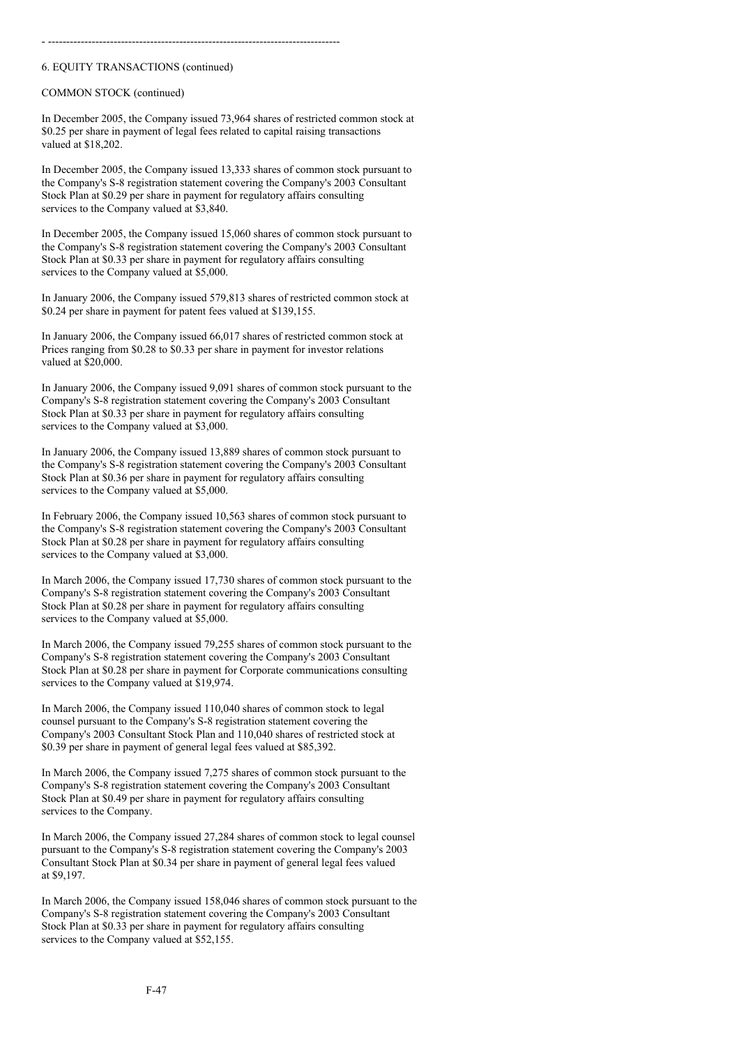6. EQUITY TRANSACTIONS (continued)

COMMON STOCK (continued)

In December 2005, the Company issued 73,964 shares of restricted common stock at $0.25 per share in payment of legal fees related to capital raising transactions valued at $18,202.

In December 2005, the Company issued 13,333 shares of common stock pursuant to the Company's S-8 registration statement covering the Company's 2003 Consultant Stock Plan at $0.29 per share in payment for regulatory affairs consulting services to the Company valued at $3,840.

In December 2005, the Company issued 15,060 shares of common stock pursuant to the Company's S-8 registration statement covering the Company's 2003 Consultant Stock Plan at $0.33 per share in payment for regulatory affairs consulting services to the Company valued at $5,000.

In January 2006, the Company issued 579,813 shares of restricted common stock at $0.24 per share in payment for patent fees valued at $139,155.

In January 2006, the Company issued 66,017 shares of restricted common stock at Prices ranging from $0.28 to $0.33 per share in payment for investor relations valued at $20,000.

In January 2006, the Company issued 9,091 shares of common stock pursuant to the Company's S-8 registration statement covering the Company's 2003 Consultant Stock Plan at $0.33 per share in payment for regulatory affairs consulting services to the Company valued at $3,000.

In January 2006, the Company issued 13,889 shares of common stock pursuant to the Company's S-8 registration statement covering the Company's 2003 Consultant Stock Plan at $0.36 per share in payment for regulatory affairs consulting services to the Company valued at $5,000.

In February 2006, the Company issued 10,563 shares of common stock pursuant to the Company's S-8 registration statement covering the Company's 2003 Consultant Stock Plan at $0.28 per share in payment for regulatory affairs consulting services to the Company valued at $3,000.

In March 2006, the Company issued 17,730 shares of common stock pursuant to the Company's S-8 registration statement covering the Company's 2003 Consultant Stock Plan at $0.28 per share in payment for regulatory affairs consulting services to the Company valued at $5,000.

In March 2006, the Company issued 79,255 shares of common stock pursuant to the Company's S-8 registration statement covering the Company's 2003 Consultant Stock Plan at $0.28 per share in payment for Corporate communications consulting services to the Company valued at $19,974.

In March 2006, the Company issued 110,040 shares of common stock to legal counsel pursuant to the Company's S-8 registration statement covering the Company's 2003 Consultant Stock Plan and 110,040 shares of restricted stock at $0.39 per share in payment of general legal fees valued at $85,392.

In March 2006, the Company issued 7,275 shares of common stock pursuant to the Company's S-8 registration statement covering the Company's 2003 Consultant Stock Plan at $0.49 per share in payment for regulatory affairs consulting services to the Company.

In March 2006, the Company issued 27,284 shares of common stock to legal counsel pursuant to the Company's S-8 registration statement covering the Company's 2003 Consultant Stock Plan at $0.34 per share in payment of general legal fees valued at $9,197.

In March 2006, the Company issued 158,046 shares of common stock pursuant to the Company's S-8 registration statement covering the Company's 2003 Consultant Stock Plan at $0.33 per share in payment for regulatory affairs consulting services to the Company valued at $52,155.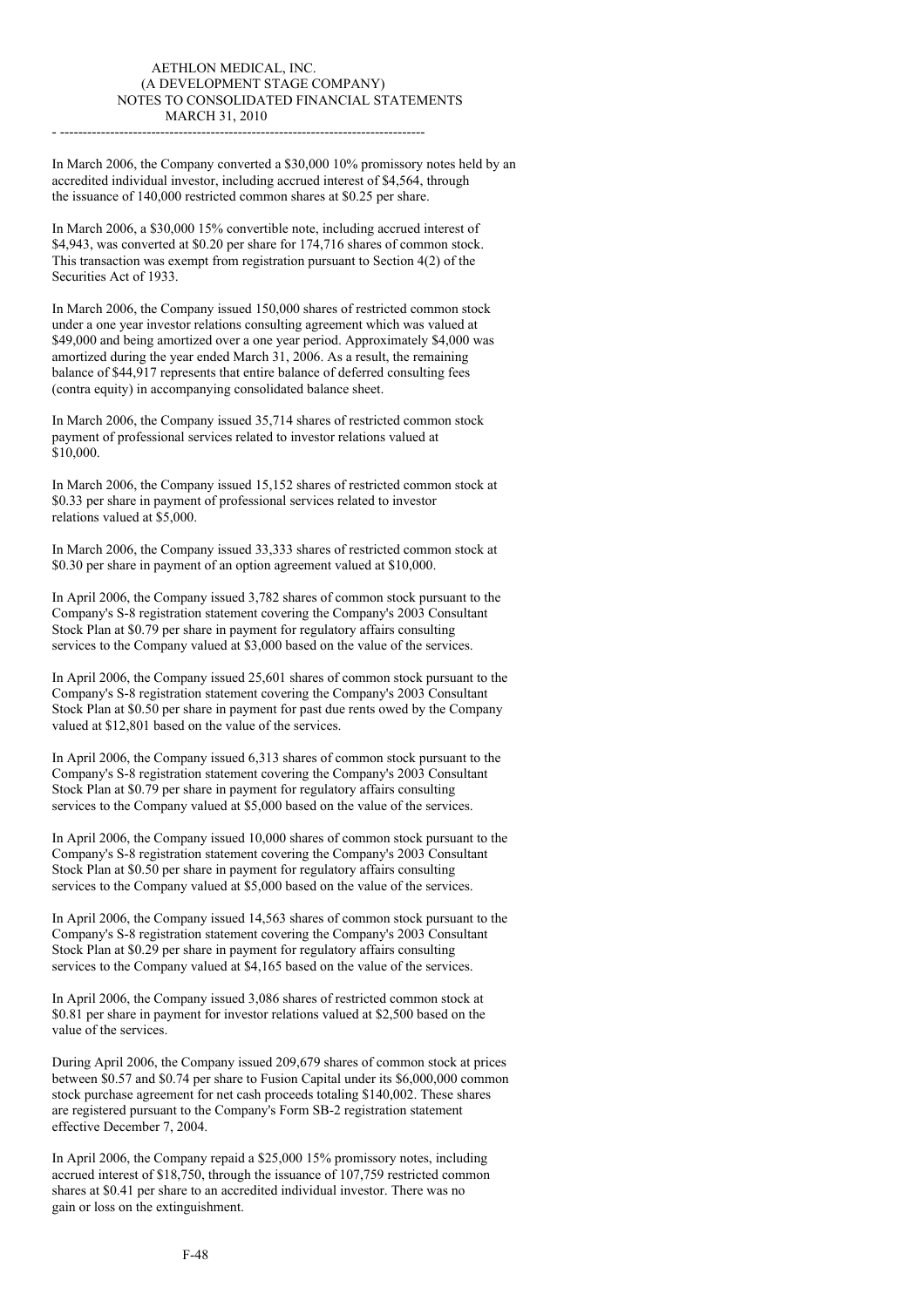In March 2006, the Company converted a $30,000 10% promissory notes held by an accredited individual investor, including accrued interest of $4,564, through the issuance of 140,000 restricted common shares at $0.25 per share.

In March 2006, a $30,000 15% convertible note, including accrued interest of $4,943, was converted at $0.20 per share for 174,716 shares of common stock. This transaction was exempt from registration pursuant to Section 4(2) of the Securities Act of 1933.

In March 2006, the Company issued 150,000 shares of restricted common stock under a one year investor relations consulting agreement which was valued at $49,000 and being amortized over a one year period. Approximately $4,000 was amortized during the year ended March 31, 2006. As a result, the remaining balance of $44,917 represents that entire balance of deferred consulting fees (contra equity) in accompanying consolidated balance sheet.

In March 2006, the Company issued 35,714 shares of restricted common stock payment of professional services related to investor relations valued at $10,000.

In March 2006, the Company issued 15,152 shares of restricted common stock at $0.33 per share in payment of professional services related to investor relations valued at $5,000.

In March 2006, the Company issued 33,333 shares of restricted common stock at $0.30 per share in payment of an option agreement valued at $10,000.

In April 2006, the Company issued 3,782 shares of common stock pursuant to the Company's S-8 registration statement covering the Company's 2003 Consultant Stock Plan at $0.79 per share in payment for regulatory affairs consulting services to the Company valued at $3,000 based on the value of the services.

In April 2006, the Company issued 25,601 shares of common stock pursuant to the Company's S-8 registration statement covering the Company's 2003 Consultant Stock Plan at $0.50 per share in payment for past due rents owed by the Company valued at $12,801 based on the value of the services.

In April 2006, the Company issued 6,313 shares of common stock pursuant to the Company's S-8 registration statement covering the Company's 2003 Consultant Stock Plan at $0.79 per share in payment for regulatory affairs consulting services to the Company valued at $5,000 based on the value of the services.

In April 2006, the Company issued 10,000 shares of common stock pursuant to the Company's S-8 registration statement covering the Company's 2003 Consultant Stock Plan at $0.50 per share in payment for regulatory affairs consulting services to the Company valued at $5,000 based on the value of the services.

In April 2006, the Company issued 14,563 shares of common stock pursuant to the Company's S-8 registration statement covering the Company's 2003 Consultant Stock Plan at $0.29 per share in payment for regulatory affairs consulting services to the Company valued at $4,165 based on the value of the services.

In April 2006, the Company issued 3,086 shares of restricted common stock at $0.81 per share in payment for investor relations valued at $2,500 based on the value of the services.

During April 2006, the Company issued 209,679 shares of common stock at prices between $0.57 and $0.74 per share to Fusion Capital under its $6,000,000 common stock purchase agreement for net cash proceeds totaling $140,002. These shares are registered pursuant to the Company's Form SB-2 registration statement effective December 7, 2004.

In April 2006, the Company repaid a $25,000 15% promissory notes, including accrued interest of $18,750, through the issuance of 107,759 restricted common shares at $0.41 per share to an accredited individual investor. There was no gain or loss on the extinguishment.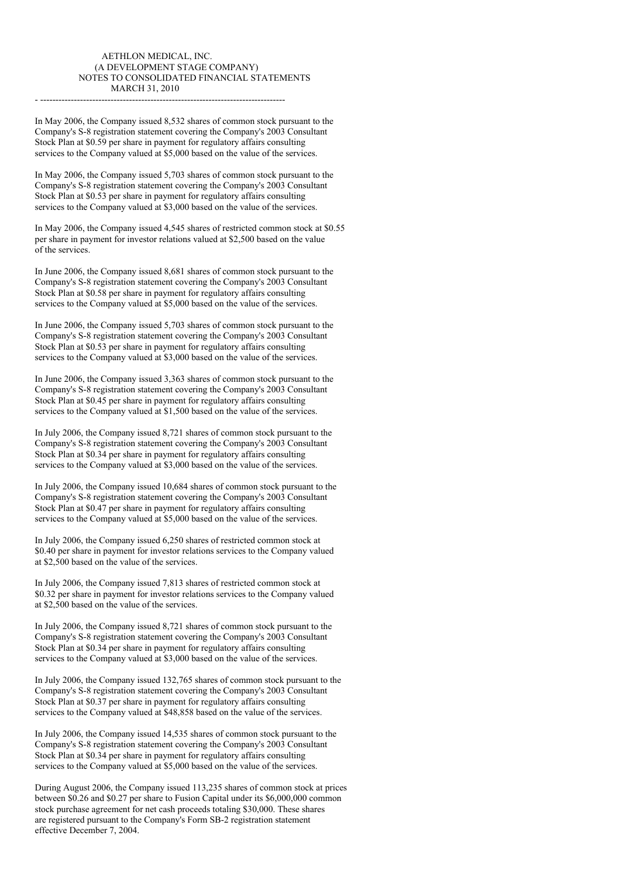In May 2006, the Company issued 8,532 shares of common stock pursuant to the Company's S-8 registration statement covering the Company's 2003 Consultant Stock Plan at $0.59 per share in payment for regulatory affairs consulting services to the Company valued at $5,000 based on the value of the services.

In May 2006, the Company issued 5,703 shares of common stock pursuant to the Company's S-8 registration statement covering the Company's 2003 Consultant Stock Plan at $0.53 per share in payment for regulatory affairs consulting services to the Company valued at $3,000 based on the value of the services.

In May 2006, the Company issued 4,545 shares of restricted common stock at $0.55 per share in payment for investor relations valued at $2,500 based on the value of the services.

In June 2006, the Company issued 8,681 shares of common stock pursuant to the Company's S-8 registration statement covering the Company's 2003 Consultant Stock Plan at $0.58 per share in payment for regulatory affairs consulting services to the Company valued at $5,000 based on the value of the services.

In June 2006, the Company issued 5,703 shares of common stock pursuant to the Company's S-8 registration statement covering the Company's 2003 Consultant Stock Plan at $0.53 per share in payment for regulatory affairs consulting services to the Company valued at $3,000 based on the value of the services.

In June 2006, the Company issued 3,363 shares of common stock pursuant to the Company's S-8 registration statement covering the Company's 2003 Consultant Stock Plan at $0.45 per share in payment for regulatory affairs consulting services to the Company valued at $1,500 based on the value of the services.

In July 2006, the Company issued 8,721 shares of common stock pursuant to the Company's S-8 registration statement covering the Company's 2003 Consultant Stock Plan at $0.34 per share in payment for regulatory affairs consulting services to the Company valued at $3,000 based on the value of the services.

In July 2006, the Company issued 10,684 shares of common stock pursuant to the Company's S-8 registration statement covering the Company's 2003 Consultant Stock Plan at $0.47 per share in payment for regulatory affairs consulting services to the Company valued at $5,000 based on the value of the services.

In July 2006, the Company issued 6,250 shares of restricted common stock at $0.40 per share in payment for investor relations services to the Company valued at $2,500 based on the value of the services.

In July 2006, the Company issued 7,813 shares of restricted common stock at $0.32 per share in payment for investor relations services to the Company valued at $2,500 based on the value of the services.

In July 2006, the Company issued 8,721 shares of common stock pursuant to the Company's S-8 registration statement covering the Company's 2003 Consultant Stock Plan at $0.34 per share in payment for regulatory affairs consulting services to the Company valued at $3,000 based on the value of the services.

In July 2006, the Company issued 132,765 shares of common stock pursuant to the Company's S-8 registration statement covering the Company's 2003 Consultant Stock Plan at $0.37 per share in payment for regulatory affairs consulting services to the Company valued at $48,858 based on the value of the services.

In July 2006, the Company issued 14,535 shares of common stock pursuant to the Company's S-8 registration statement covering the Company's 2003 Consultant Stock Plan at $0.34 per share in payment for regulatory affairs consulting services to the Company valued at $5,000 based on the value of the services.

During August 2006, the Company issued 113,235 shares of common stock at prices between $0.26 and $0.27 per share to Fusion Capital under its $6,000,000 common stock purchase agreement for net cash proceeds totaling $30,000. These shares are registered pursuant to the Company's Form SB-2 registration statement effective December 7, 2004.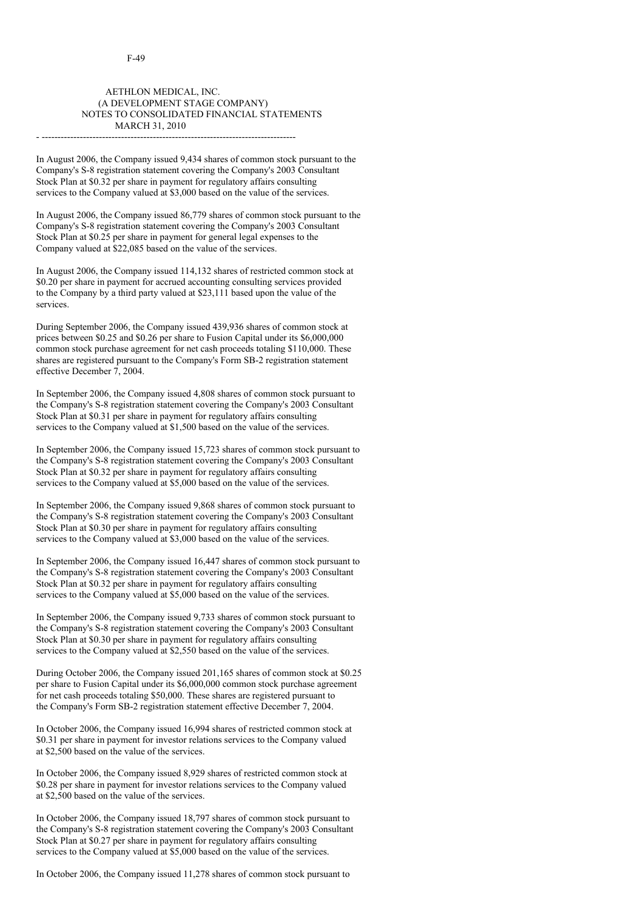AETHLON MEDICAL, INC.
(A DEVELOPMENT STAGE COMPANY)
NOTES TO CONSOLIDATED FINANCIAL STATEMENTS
MARCH 31, 2010

---

In August 2006, the Company issued 9,434 shares of common stock pursuant to the Company's S-8 registration statement covering the Company's 2003 Consultant Stock Plan at $0.32 per share in payment for regulatory affairs consulting services to the Company valued at $3,000 based on the value of the services.

In August 2006, the Company issued 86,779 shares of common stock pursuant to the Company's S-8 registration statement covering the Company's 2003 Consultant Stock Plan at $0.25 per share in payment for general legal expenses to the Company valued at $22,085 based on the value of the services.

In August 2006, the Company issued 114,132 shares of restricted common stock at $0.20 per share in payment for accrued accounting consulting services provided to the Company by a third party valued at $23,111 based upon the value of the services.

During September 2006, the Company issued 439,936 shares of common stock at prices between $0.25 and $0.26 per share to Fusion Capital under its $6,000,000 common stock purchase agreement for net cash proceeds totaling $110,000. These shares are registered pursuant to the Company's Form SB-2 registration statement effective December 7, 2004.

In September 2006, the Company issued 4,808 shares of common stock pursuant to the Company's S-8 registration statement covering the Company's 2003 Consultant Stock Plan at $0.31 per share in payment for regulatory affairs consulting services to the Company valued at $1,500 based on the value of the services.

In September 2006, the Company issued 15,723 shares of common stock pursuant to the Company's S-8 registration statement covering the Company's 2003 Consultant Stock Plan at $0.32 per share in payment for regulatory affairs consulting services to the Company valued at $5,000 based on the value of the services.

In September 2006, the Company issued 9,868 shares of common stock pursuant to the Company's S-8 registration statement covering the Company's 2003 Consultant Stock Plan at $0.30 per share in payment for regulatory affairs consulting services to the Company valued at $3,000 based on the value of the services.

In September 2006, the Company issued 16,447 shares of common stock pursuant to the Company's S-8 registration statement covering the Company's 2003 Consultant Stock Plan at $0.32 per share in payment for regulatory affairs consulting services to the Company valued at $5,000 based on the value of the services.

In September 2006, the Company issued 9,733 shares of common stock pursuant to the Company's S-8 registration statement covering the Company's 2003 Consultant Stock Plan at $0.30 per share in payment for regulatory affairs consulting services to the Company valued at $2,550 based on the value of the services.

During October 2006, the Company issued 201,165 shares of common stock at $0.25 per share to Fusion Capital under its $6,000,000 common stock purchase agreement for net cash proceeds totaling $50,000. These shares are registered pursuant to the Company's Form SB-2 registration statement effective December 7, 2004.

In October 2006, the Company issued 16,994 shares of restricted common stock at $0.31 per share in payment for investor relations services to the Company valued at $2,500 based on the value of the services.

In October 2006, the Company issued 8,929 shares of restricted common stock at $0.28 per share in payment for investor relations services to the Company valued at $2,500 based on the value of the services.

In October 2006, the Company issued 18,797 shares of common stock pursuant to the Company's S-8 registration statement covering the Company's 2003 Consultant Stock Plan at $0.27 per share in payment for regulatory affairs consulting services to the Company valued at $5,000 based on the value of the services.

In October 2006, the Company issued 11,278 shares of common stock pursuant to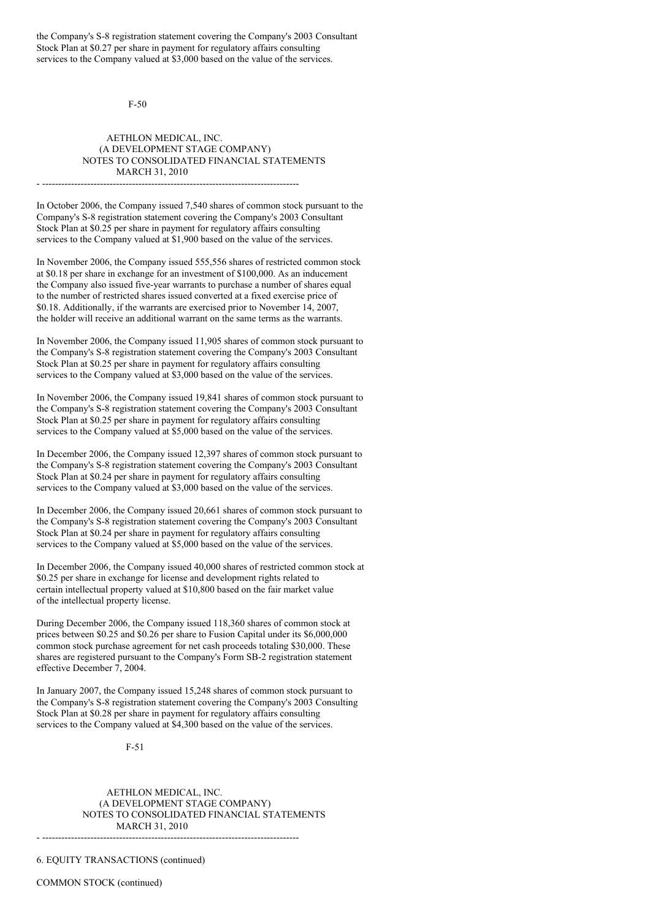the Company's S-8 registration statement covering the Company's 2003 Consultant Stock Plan at $0.27 per share in payment for regulatory affairs consulting services to the Company valued at $3,000 based on the value of the services.

In October 2006, the Company issued 7,540 shares of common stock pursuant to the Company's S-8 registration statement covering the Company's 2003 Consultant Stock Plan at $0.25 per share in payment for regulatory affairs consulting services to the Company valued at $1,900 based on the value of the services.

In November 2006, the Company issued 555,556 shares of restricted common stock at $0.18 per share in exchange for an investment of $100,000. As an inducement the Company also issued five-year warrants to purchase a number of shares equal to the number of restricted shares issued converted at a fixed exercise price of $0.18. Additionally, if the warrants are exercised prior to November 14, 2007, the holder will receive an additional warrant on the same terms as the warrants.

In November 2006, the Company issued 11,905 shares of common stock pursuant to the Company's S-8 registration statement covering the Company's 2003 Consultant Stock Plan at $0.25 per share in payment for regulatory affairs consulting services to the Company valued at $3,000 based on the value of the services.

In November 2006, the Company issued 19,841 shares of common stock pursuant to the Company's S-8 registration statement covering the Company's 2003 Consultant Stock Plan at $0.25 per share in payment for regulatory affairs consulting services to the Company valued at $5,000 based on the value of the services.

In December 2006, the Company issued 12,397 shares of common stock pursuant to the Company's S-8 registration statement covering the Company's 2003 Consultant Stock Plan at $0.24 per share in payment for regulatory affairs consulting services to the Company valued at $3,000 based on the value of the services.

In December 2006, the Company issued 20,661 shares of common stock pursuant to the Company's S-8 registration statement covering the Company's 2003 Consultant Stock Plan at $0.24 per share in payment for regulatory affairs consulting services to the Company valued at $5,000 based on the value of the services.

In December 2006, the Company issued 40,000 shares of restricted common stock at $0.25 per share in exchange for license and development rights related to certain intellectual property valued at $10,800 based on the fair market value of the intellectual property license.

During December 2006, the Company issued 118,360 shares of common stock at prices between $0.25 and $0.26 per share to Fusion Capital under its $6,000,000 common stock purchase agreement for net cash proceeds totaling $30,000. These shares are registered pursuant to the Company's Form SB-2 registration statement effective December 7, 2004.

In January 2007, the Company issued 15,248 shares of common stock pursuant to the Company's S-8 registration statement covering the Company's 2003 Consulting Stock Plan at $0.28 per share in payment for regulatory affairs consulting services to the Company valued at $4,300 based on the value of the services.

6. EQUITY TRANSACTIONS (continued)

COMMON STOCK (continued)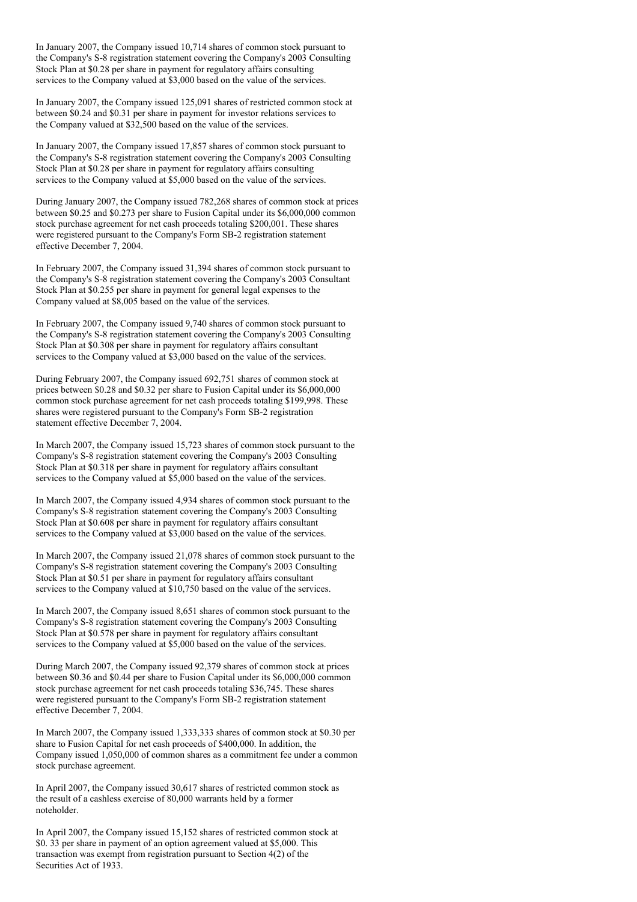In January 2007, the Company issued 10,714 shares of common stock pursuant to the Company's S-8 registration statement covering the Company's 2003 Consulting Stock Plan at $0.28 per share in payment for regulatory affairs consulting services to the Company valued at $3,000 based on the value of the services.

In January 2007, the Company issued 125,091 shares of restricted common stock at between $0.24 and $0.31 per share in payment for investor relations services to the Company valued at $32,500 based on the value of the services.

In January 2007, the Company issued 17,857 shares of common stock pursuant to the Company's S-8 registration statement covering the Company's 2003 Consulting Stock Plan at $0.28 per share in payment for regulatory affairs consulting services to the Company valued at $5,000 based on the value of the services.

During January 2007, the Company issued 782,268 shares of common stock at prices between $0.25 and $0.273 per share to Fusion Capital under its $6,000,000 common stock purchase agreement for net cash proceeds totaling $200,001. These shares were registered pursuant to the Company's Form SB-2 registration statement effective December 7, 2004.

In February 2007, the Company issued 31,394 shares of common stock pursuant to the Company's S-8 registration statement covering the Company's 2003 Consultant Stock Plan at $0.255 per share in payment for general legal expenses to the Company valued at $8,005 based on the value of the services.

In February 2007, the Company issued 9,740 shares of common stock pursuant to the Company's S-8 registration statement covering the Company's 2003 Consulting Stock Plan at $0.308 per share in payment for regulatory affairs consultant services to the Company valued at $3,000 based on the value of the services.

During February 2007, the Company issued 692,751 shares of common stock at prices between $0.28 and $0.32 per share to Fusion Capital under its $6,000,000 common stock purchase agreement for net cash proceeds totaling $199,998. These shares were registered pursuant to the Company's Form SB-2 registration statement effective December 7, 2004.

In March 2007, the Company issued 15,723 shares of common stock pursuant to the Company's S-8 registration statement covering the Company's 2003 Consulting Stock Plan at $0.318 per share in payment for regulatory affairs consultant services to the Company valued at $5,000 based on the value of the services.

In March 2007, the Company issued 4,934 shares of common stock pursuant to the Company's S-8 registration statement covering the Company's 2003 Consulting Stock Plan at $0.608 per share in payment for regulatory affairs consultant services to the Company valued at $3,000 based on the value of the services.

In March 2007, the Company issued 21,078 shares of common stock pursuant to the Company's S-8 registration statement covering the Company's 2003 Consulting Stock Plan at $0.51 per share in payment for regulatory affairs consultant services to the Company valued at $10,750 based on the value of the services.

In March 2007, the Company issued 8,651 shares of common stock pursuant to the Company's S-8 registration statement covering the Company's 2003 Consulting Stock Plan at $0.578 per share in payment for regulatory affairs consultant services to the Company valued at $5,000 based on the value of the services.

During March 2007, the Company issued 92,379 shares of common stock at prices between $0.36 and $0.44 per share to Fusion Capital under its $6,000,000 common stock purchase agreement for net cash proceeds totaling $36,745. These shares were registered pursuant to the Company's Form SB-2 registration statement effective December 7, 2004.

In March 2007, the Company issued 1,333,333 shares of common stock at $0.30 per share to Fusion Capital for net cash proceeds of $400,000. In addition, the Company issued 1,050,000 of common shares as a commitment fee under a common stock purchase agreement.

In April 2007, the Company issued 30,617 shares of restricted common stock as the result of a cashless exercise of 80,000 warrants held by a former noteholder.

In April 2007, the Company issued 15,152 shares of restricted common stock at $0. 33 per share in payment of an option agreement valued at $5,000. This transaction was exempt from registration pursuant to Section 4(2) of the Securities Act of 1933.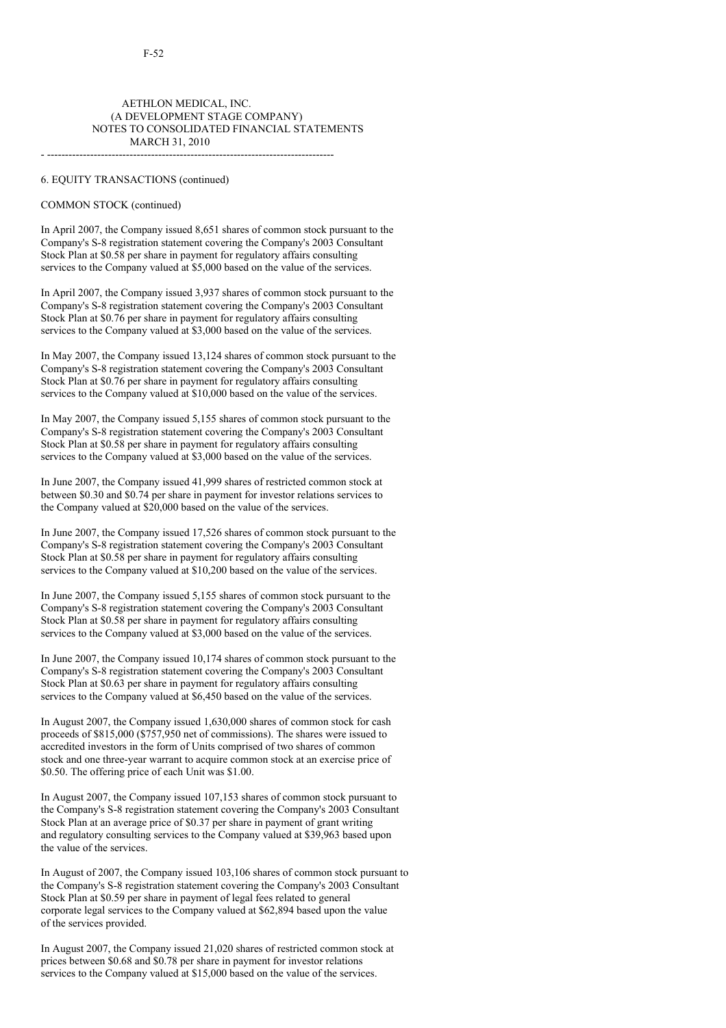AETHLON MEDICAL, INC.
(A DEVELOPMENT STAGE COMPANY)
NOTES TO CONSOLIDATED FINANCIAL STATEMENTS
MARCH 31, 2010

---

6. EQUITY TRANSACTIONS (continued)

COMMON STOCK (continued)

In April 2007, the Company issued 8,651 shares of common stock pursuant to the Company's S-8 registration statement covering the Company's 2003 Consultant Stock Plan at $0.58 per share in payment for regulatory affairs consulting services to the Company valued at $5,000 based on the value of the services.

In April 2007, the Company issued 3,937 shares of common stock pursuant to the Company's S-8 registration statement covering the Company's 2003 Consultant Stock Plan at $0.76 per share in payment for regulatory affairs consulting services to the Company valued at $3,000 based on the value of the services.

In May 2007, the Company issued 13,124 shares of common stock pursuant to the Company's S-8 registration statement covering the Company's 2003 Consultant Stock Plan at $0.76 per share in payment for regulatory affairs consulting services to the Company valued at $10,000 based on the value of the services.

In May 2007, the Company issued 5,155 shares of common stock pursuant to the Company's S-8 registration statement covering the Company's 2003 Consultant Stock Plan at $0.58 per share in payment for regulatory affairs consulting services to the Company valued at $3,000 based on the value of the services.

In June 2007, the Company issued 41,999 shares of restricted common stock at between $0.30 and $0.74 per share in payment for investor relations services to the Company valued at $20,000 based on the value of the services.

In June 2007, the Company issued 17,526 shares of common stock pursuant to the Company's S-8 registration statement covering the Company's 2003 Consultant Stock Plan at $0.58 per share in payment for regulatory affairs consulting services to the Company valued at $10,200 based on the value of the services.

In June 2007, the Company issued 5,155 shares of common stock pursuant to the Company's S-8 registration statement covering the Company's 2003 Consultant Stock Plan at $0.58 per share in payment for regulatory affairs consulting services to the Company valued at $3,000 based on the value of the services.

In June 2007, the Company issued 10,174 shares of common stock pursuant to the Company's S-8 registration statement covering the Company's 2003 Consultant Stock Plan at $0.63 per share in payment for regulatory affairs consulting services to the Company valued at $6,450 based on the value of the services.

In August 2007, the Company issued 1,630,000 shares of common stock for cash proceeds of $815,000 ($757,950 net of commissions). The shares were issued to accredited investors in the form of Units comprised of two shares of common stock and one three-year warrant to acquire common stock at an exercise price of $0.50. The offering price of each Unit was $1.00.

In August 2007, the Company issued 107,153 shares of common stock pursuant to the Company's S-8 registration statement covering the Company's 2003 Consultant Stock Plan at an average price of $0.37 per share in payment of grant writing and regulatory consulting services to the Company valued at $39,963 based upon the value of the services.

In August of 2007, the Company issued 103,106 shares of common stock pursuant to the Company's S-8 registration statement covering the Company's 2003 Consultant Stock Plan at $0.59 per share in payment of legal fees related to general corporate legal services to the Company valued at $62,894 based upon the value of the services provided.

In August 2007, the Company issued 21,020 shares of restricted common stock at prices between $0.68 and $0.78 per share in payment for investor relations services to the Company valued at $15,000 based on the value of the services.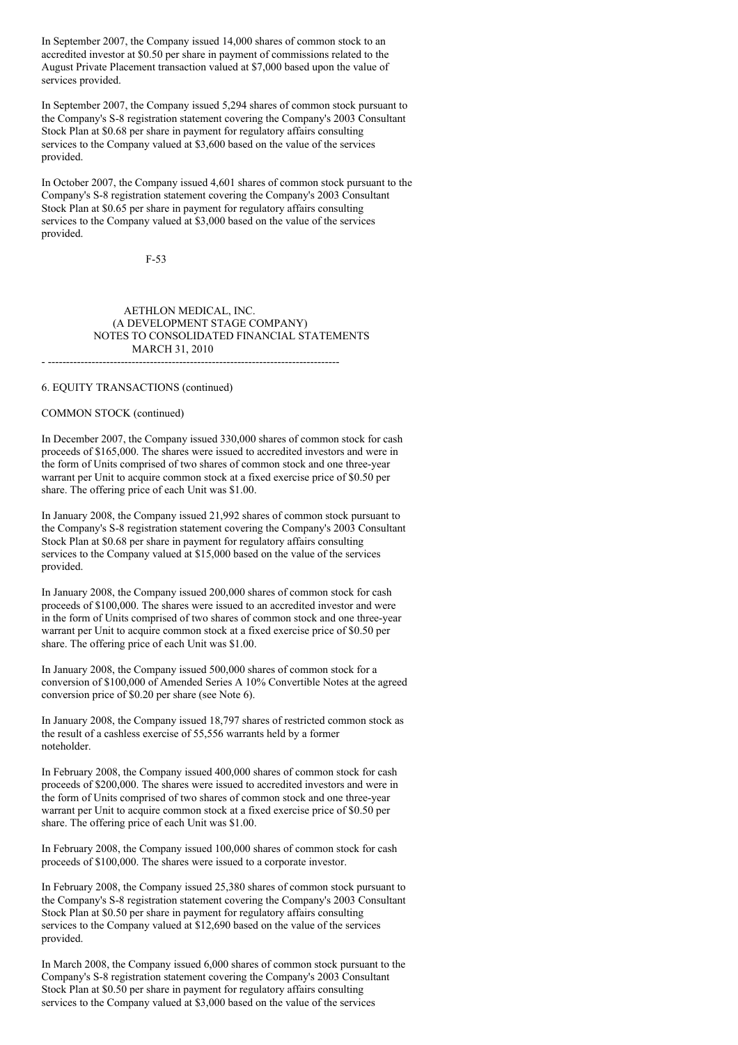In September 2007, the Company issued 14,000 shares of common stock to an accredited investor at $0.50 per share in payment of commissions related to the August Private Placement transaction valued at $7,000 based upon the value of services provided.

In September 2007, the Company issued 5,294 shares of common stock pursuant to the Company's S-8 registration statement covering the Company's 2003 Consultant Stock Plan at $0.68 per share in payment for regulatory affairs consulting services to the Company valued at $3,600 based on the value of the services provided.

In October 2007, the Company issued 4,601 shares of common stock pursuant to the Company's S-8 registration statement covering the Company's 2003 Consultant Stock Plan at $0.65 per share in payment for regulatory affairs consulting services to the Company valued at $3,000 based on the value of the services provided.

AETHLON MEDICAL, INC.
(A DEVELOPMENT STAGE COMPANY)
NOTES TO CONSOLIDATED FINANCIAL STATEMENTS
MARCH 31, 2010

6. EQUITY TRANSACTIONS (continued)

COMMON STOCK (continued)

In December 2007, the Company issued 330,000 shares of common stock for cash proceeds of $165,000. The shares were issued to accredited investors and were in the form of Units comprised of two shares of common stock and one three-year warrant per Unit to acquire common stock at a fixed exercise price of $0.50 per share. The offering price of each Unit was $1.00.

In January 2008, the Company issued 21,992 shares of common stock pursuant to the Company's S-8 registration statement covering the Company's 2003 Consultant Stock Plan at $0.68 per share in payment for regulatory affairs consulting services to the Company valued at $15,000 based on the value of the services provided.

In January 2008, the Company issued 200,000 shares of common stock for cash proceeds of $100,000. The shares were issued to an accredited investor and were in the form of Units comprised of two shares of common stock and one three-year warrant per Unit to acquire common stock at a fixed exercise price of $0.50 per share. The offering price of each Unit was $1.00.

In January 2008, the Company issued 500,000 shares of common stock for a conversion of $100,000 of Amended Series A 10% Convertible Notes at the agreed conversion price of $0.20 per share (see Note 6).

In January 2008, the Company issued 18,797 shares of restricted common stock as the result of a cashless exercise of 55,556 warrants held by a former noteholder.

In February 2008, the Company issued 400,000 shares of common stock for cash proceeds of $200,000. The shares were issued to accredited investors and were in the form of Units comprised of two shares of common stock and one three-year warrant per Unit to acquire common stock at a fixed exercise price of $0.50 per share. The offering price of each Unit was $1.00.

In February 2008, the Company issued 100,000 shares of common stock for cash proceeds of $100,000. The shares were issued to a corporate investor.

In February 2008, the Company issued 25,380 shares of common stock pursuant to the Company's S-8 registration statement covering the Company's 2003 Consultant Stock Plan at $0.50 per share in payment for regulatory affairs consulting services to the Company valued at $12,690 based on the value of the services provided.

In March 2008, the Company issued 6,000 shares of common stock pursuant to the Company's S-8 registration statement covering the Company's 2003 Consultant Stock Plan at $0.50 per share in payment for regulatory affairs consulting services to the Company valued at $3,000 based on the value of the services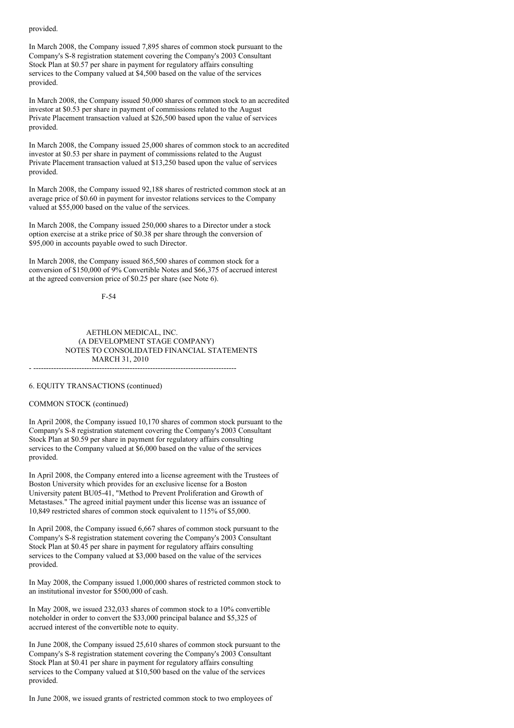provided.

In March 2008, the Company issued 7,895 shares of common stock pursuant to the Company's S-8 registration statement covering the Company's 2003 Consultant Stock Plan at $0.57 per share in payment for regulatory affairs consulting services to the Company valued at $4,500 based on the value of the services provided.

In March 2008, the Company issued 50,000 shares of common stock to an accredited investor at $0.53 per share in payment of commissions related to the August Private Placement transaction valued at $26,500 based upon the value of services provided.

In March 2008, the Company issued 25,000 shares of common stock to an accredited investor at $0.53 per share in payment of commissions related to the August Private Placement transaction valued at $13,250 based upon the value of services provided.

In March 2008, the Company issued 92,188 shares of restricted common stock at an average price of $0.60 in payment for investor relations services to the Company valued at $55,000 based on the value of the services.

In March 2008, the Company issued 250,000 shares to a Director under a stock option exercise at a strike price of $0.38 per share through the conversion of $95,000 in accounts payable owed to such Director.

In March 2008, the Company issued 865,500 shares of common stock for a conversion of $150,000 of 9% Convertible Notes and $66,375 of accrued interest at the agreed conversion price of $0.25 per share (see Note 6).

AETHLON MEDICAL, INC.
(A DEVELOPMENT STAGE COMPANY)
NOTES TO CONSOLIDATED FINANCIAL STATEMENTS
MARCH 31, 2010

6. EQUITY TRANSACTIONS (continued)

COMMON STOCK (continued)

In April 2008, the Company issued 10,170 shares of common stock pursuant to the Company's S-8 registration statement covering the Company's 2003 Consultant Stock Plan at $0.59 per share in payment for regulatory affairs consulting services to the Company valued at $6,000 based on the value of the services provided.

In April 2008, the Company entered into a license agreement with the Trustees of Boston University which provides for an exclusive license for a Boston University patent BU05-41, "Method to Prevent Proliferation and Growth of Metastases." The agreed initial payment under this license was an issuance of 10,849 restricted shares of common stock equivalent to 115% of $5,000.

In April 2008, the Company issued 6,667 shares of common stock pursuant to the Company's S-8 registration statement covering the Company's 2003 Consultant Stock Plan at $0.45 per share in payment for regulatory affairs consulting services to the Company valued at $3,000 based on the value of the services provided.

In May 2008, the Company issued 1,000,000 shares of restricted common stock to an institutional investor for $500,000 of cash.

In May 2008, we issued 232,033 shares of common stock to a 10% convertible noteholder in order to convert the $33,000 principal balance and $5,325 of accrued interest of the convertible note to equity.

In June 2008, the Company issued 25,610 shares of common stock pursuant to the Company's S-8 registration statement covering the Company's 2003 Consultant Stock Plan at $0.41 per share in payment for regulatory affairs consulting services to the Company valued at $10,500 based on the value of the services provided.

In June 2008, we issued grants of restricted common stock to two employees of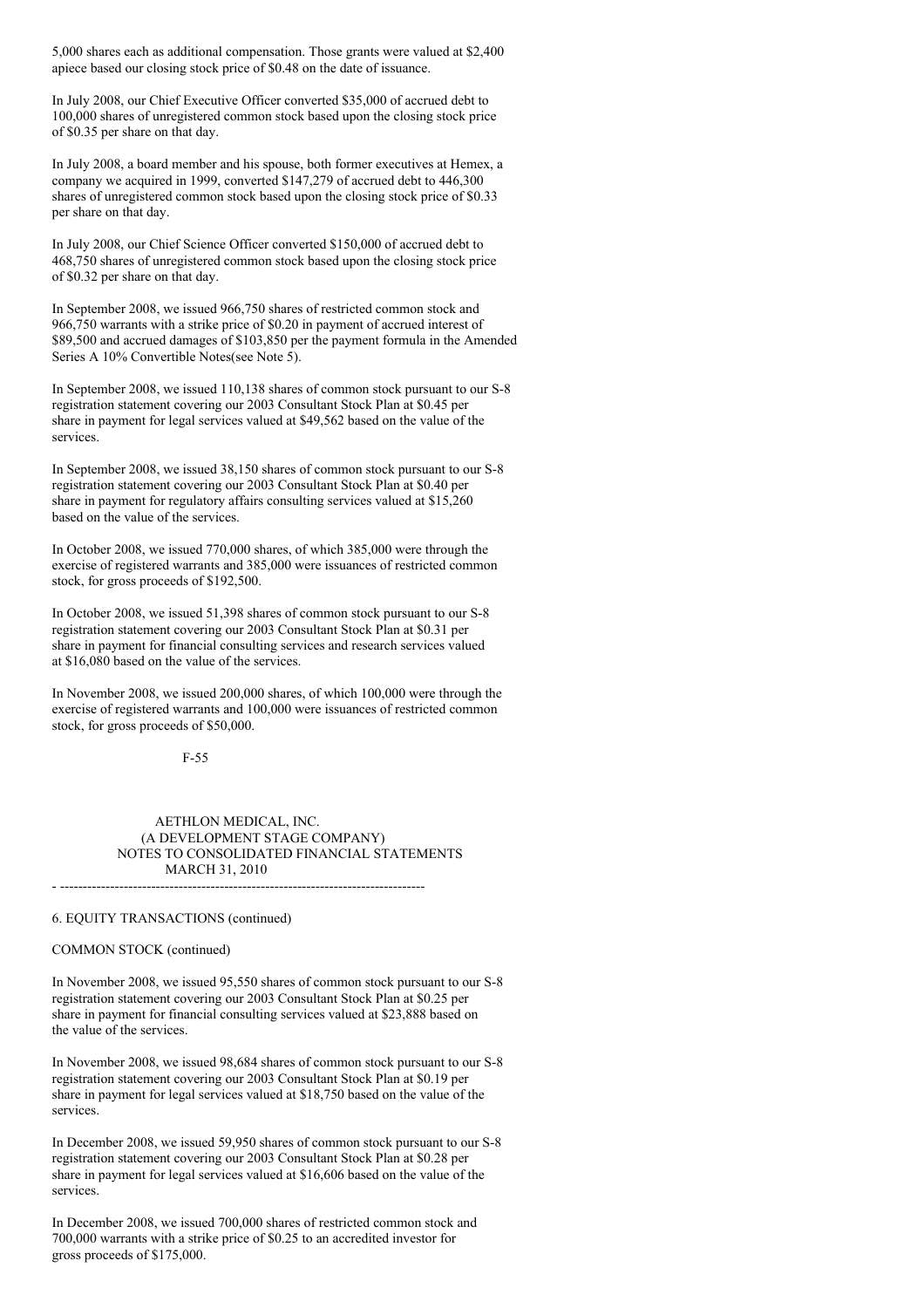5,000 shares each as additional compensation. Those grants were valued at $2,400 apiece based our closing stock price of $0.48 on the date of issuance.

In July 2008, our Chief Executive Officer converted $35,000 of accrued debt to 100,000 shares of unregistered common stock based upon the closing stock price of $0.35 per share on that day.

In July 2008, a board member and his spouse, both former executives at Hemex, a company we acquired in 1999, converted $147,279 of accrued debt to 446,300 shares of unregistered common stock based upon the closing stock price of $0.33 per share on that day.

In July 2008, our Chief Science Officer converted $150,000 of accrued debt to 468,750 shares of unregistered common stock based upon the closing stock price of $0.32 per share on that day.

In September 2008, we issued 966,750 shares of restricted common stock and 966,750 warrants with a strike price of $0.20 in payment of accrued interest of $89,500 and accrued damages of $103,850 per the payment formula in the Amended Series A 10% Convertible Notes(see Note 5).

In September 2008, we issued 110,138 shares of common stock pursuant to our S-8 registration statement covering our 2003 Consultant Stock Plan at $0.45 per share in payment for legal services valued at $49,562 based on the value of the services.

In September 2008, we issued 38,150 shares of common stock pursuant to our S-8 registration statement covering our 2003 Consultant Stock Plan at $0.40 per share in payment for regulatory affairs consulting services valued at $15,260 based on the value of the services.

In October 2008, we issued 770,000 shares, of which 385,000 were through the exercise of registered warrants and 385,000 were issuances of restricted common stock, for gross proceeds of $192,500.

In October 2008, we issued 51,398 shares of common stock pursuant to our S-8 registration statement covering our 2003 Consultant Stock Plan at $0.31 per share in payment for financial consulting services and research services valued at $16,080 based on the value of the services.

In November 2008, we issued 200,000 shares, of which 100,000 were through the exercise of registered warrants and 100,000 were issuances of restricted common stock, for gross proceeds of $50,000.

AETHLON MEDICAL, INC.
(A DEVELOPMENT STAGE COMPANY)
NOTES TO CONSOLIDATED FINANCIAL STATEMENTS
MARCH 31, 2010

6. EQUITY TRANSACTIONS (continued)

COMMON STOCK (continued)

In November 2008, we issued 95,550 shares of common stock pursuant to our S-8 registration statement covering our 2003 Consultant Stock Plan at $0.25 per share in payment for financial consulting services valued at $23,888 based on the value of the services.

In November 2008, we issued 98,684 shares of common stock pursuant to our S-8 registration statement covering our 2003 Consultant Stock Plan at $0.19 per share in payment for legal services valued at $18,750 based on the value of the services.

In December 2008, we issued 59,950 shares of common stock pursuant to our S-8 registration statement covering our 2003 Consultant Stock Plan at $0.28 per share in payment for legal services valued at $16,606 based on the value of the services.

In December 2008, we issued 700,000 shares of restricted common stock and 700,000 warrants with a strike price of $0.25 to an accredited investor for gross proceeds of $175,000.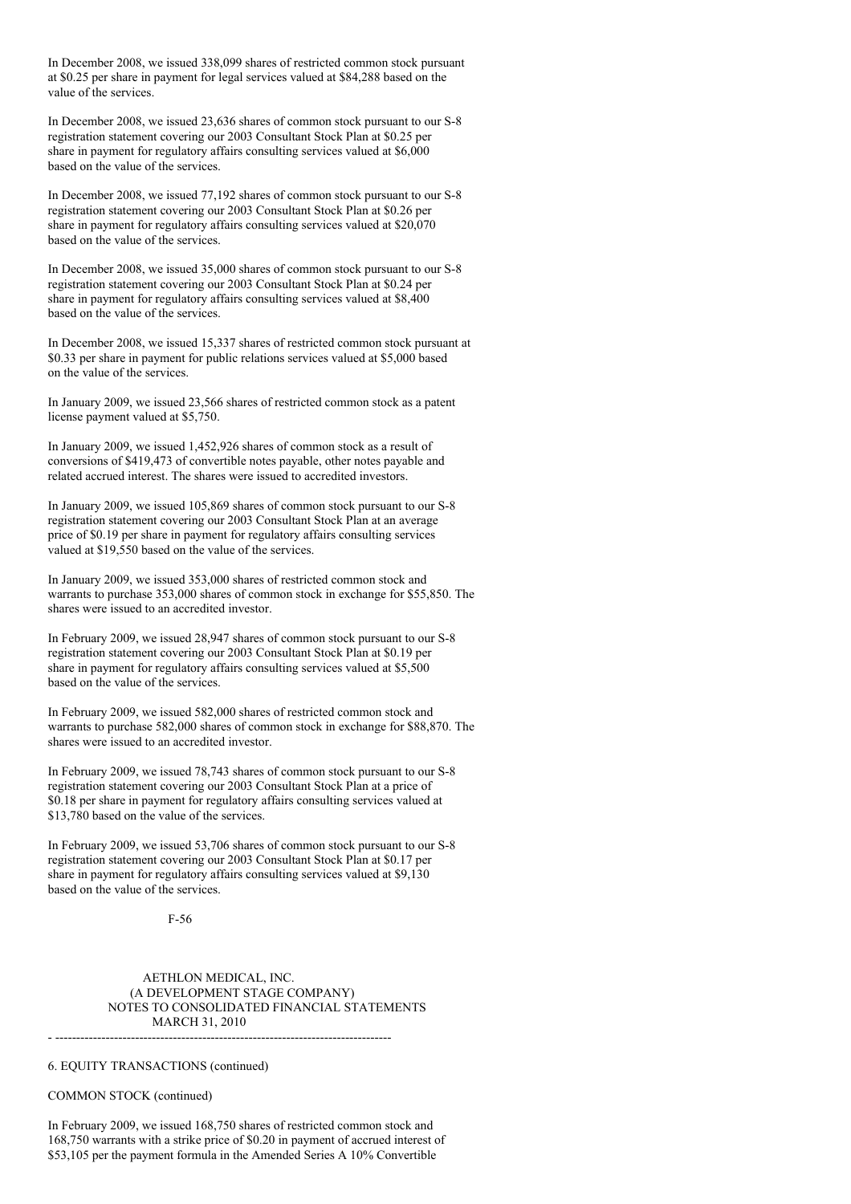In December 2008, we issued 338,099 shares of restricted common stock pursuant at $0.25 per share in payment for legal services valued at $84,288 based on the value of the services.

In December 2008, we issued 23,636 shares of common stock pursuant to our S-8 registration statement covering our 2003 Consultant Stock Plan at $0.25 per share in payment for regulatory affairs consulting services valued at $6,000 based on the value of the services.

In December 2008, we issued 77,192 shares of common stock pursuant to our S-8 registration statement covering our 2003 Consultant Stock Plan at $0.26 per share in payment for regulatory affairs consulting services valued at $20,070 based on the value of the services.

In December 2008, we issued 35,000 shares of common stock pursuant to our S-8 registration statement covering our 2003 Consultant Stock Plan at $0.24 per share in payment for regulatory affairs consulting services valued at $8,400 based on the value of the services.

In December 2008, we issued 15,337 shares of restricted common stock pursuant at $0.33 per share in payment for public relations services valued at $5,000 based on the value of the services.

In January 2009, we issued 23,566 shares of restricted common stock as a patent license payment valued at $5,750.

In January 2009, we issued 1,452,926 shares of common stock as a result of conversions of $419,473 of convertible notes payable, other notes payable and related accrued interest. The shares were issued to accredited investors.

In January 2009, we issued 105,869 shares of common stock pursuant to our S-8 registration statement covering our 2003 Consultant Stock Plan at an average price of $0.19 per share in payment for regulatory affairs consulting services valued at $19,550 based on the value of the services.

In January 2009, we issued 353,000 shares of restricted common stock and warrants to purchase 353,000 shares of common stock in exchange for $55,850. The shares were issued to an accredited investor.

In February 2009, we issued 28,947 shares of common stock pursuant to our S-8 registration statement covering our 2003 Consultant Stock Plan at $0.19 per share in payment for regulatory affairs consulting services valued at $5,500 based on the value of the services.

In February 2009, we issued 582,000 shares of restricted common stock and warrants to purchase 582,000 shares of common stock in exchange for $88,870. The shares were issued to an accredited investor.

In February 2009, we issued 78,743 shares of common stock pursuant to our S-8 registration statement covering our 2003 Consultant Stock Plan at a price of $0.18 per share in payment for regulatory affairs consulting services valued at $13,780 based on the value of the services.

In February 2009, we issued 53,706 shares of common stock pursuant to our S-8 registration statement covering our 2003 Consultant Stock Plan at $0.17 per share in payment for regulatory affairs consulting services valued at $9,130 based on the value of the services.

AETHLON MEDICAL, INC.
(A DEVELOPMENT STAGE COMPANY)
NOTES TO CONSOLIDATED FINANCIAL STATEMENTS
MARCH 31, 2010

6. EQUITY TRANSACTIONS (continued)

COMMON STOCK (continued)

In February 2009, we issued 168,750 shares of restricted common stock and 168,750 warrants with a strike price of $0.20 in payment of accrued interest of $53,105 per the payment formula in the Amended Series A 10% Convertible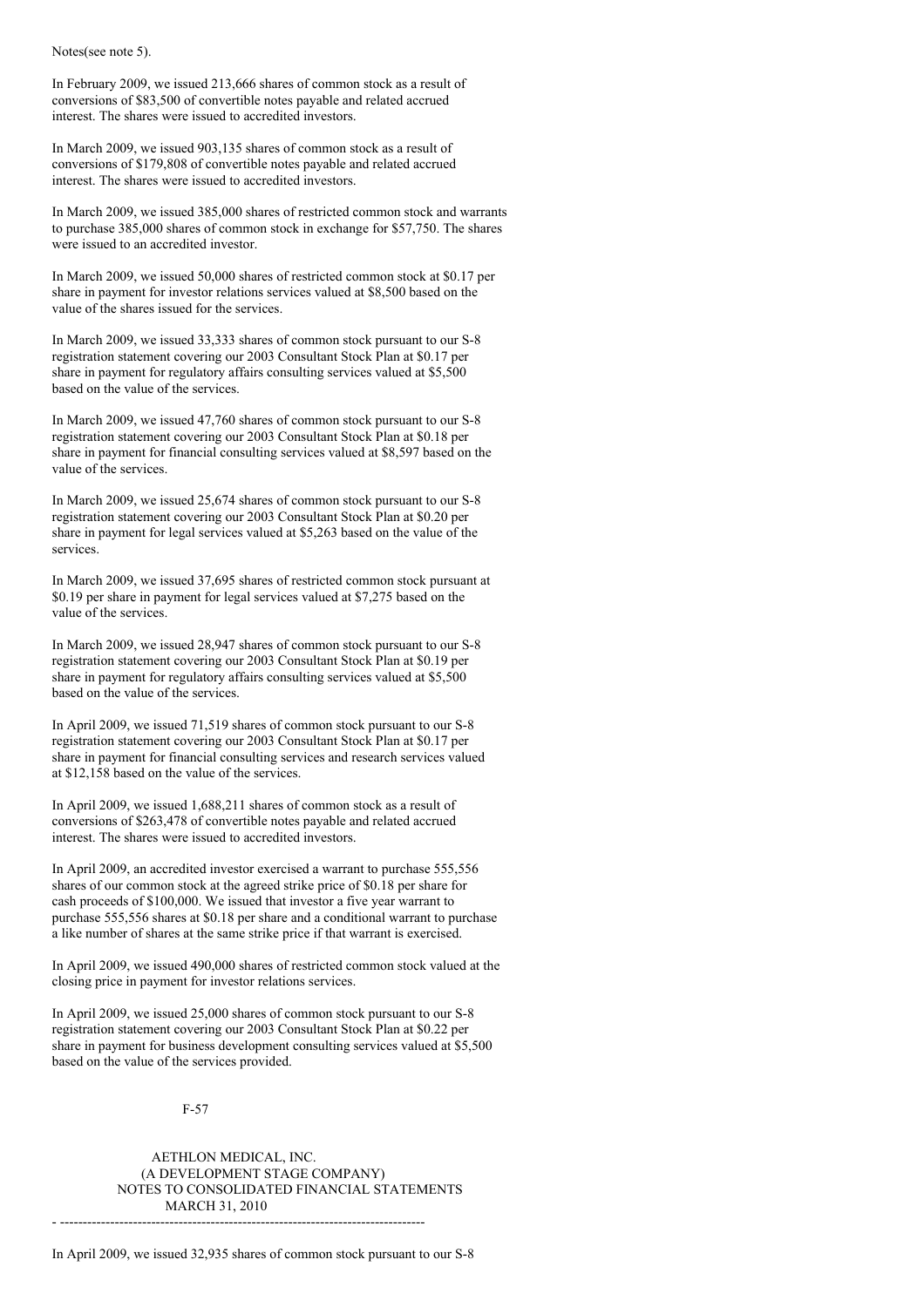Notes(see note 5).

In February 2009, we issued 213,666 shares of common stock as a result of conversions of $83,500 of convertible notes payable and related accrued interest. The shares were issued to accredited investors.

In March 2009, we issued 903,135 shares of common stock as a result of conversions of $179,808 of convertible notes payable and related accrued interest. The shares were issued to accredited investors.

In March 2009, we issued 385,000 shares of restricted common stock and warrants to purchase 385,000 shares of common stock in exchange for $57,750. The shares were issued to an accredited investor.

In March 2009, we issued 50,000 shares of restricted common stock at $0.17 per share in payment for investor relations services valued at $8,500 based on the value of the shares issued for the services.

In March 2009, we issued 33,333 shares of common stock pursuant to our S-8 registration statement covering our 2003 Consultant Stock Plan at $0.17 per share in payment for regulatory affairs consulting services valued at $5,500 based on the value of the services.

In March 2009, we issued 47,760 shares of common stock pursuant to our S-8 registration statement covering our 2003 Consultant Stock Plan at $0.18 per share in payment for financial consulting services valued at $8,597 based on the value of the services.

In March 2009, we issued 25,674 shares of common stock pursuant to our S-8 registration statement covering our 2003 Consultant Stock Plan at $0.20 per share in payment for legal services valued at $5,263 based on the value of the services.

In March 2009, we issued 37,695 shares of restricted common stock pursuant at $0.19 per share in payment for legal services valued at $7,275 based on the value of the services.

In March 2009, we issued 28,947 shares of common stock pursuant to our S-8 registration statement covering our 2003 Consultant Stock Plan at $0.19 per share in payment for regulatory affairs consulting services valued at $5,500 based on the value of the services.

In April 2009, we issued 71,519 shares of common stock pursuant to our S-8 registration statement covering our 2003 Consultant Stock Plan at $0.17 per share in payment for financial consulting services and research services valued at $12,158 based on the value of the services.

In April 2009, we issued 1,688,211 shares of common stock as a result of conversions of $263,478 of convertible notes payable and related accrued interest. The shares were issued to accredited investors.

In April 2009, an accredited investor exercised a warrant to purchase 555,556 shares of our common stock at the agreed strike price of $0.18 per share for cash proceeds of $100,000. We issued that investor a five year warrant to purchase 555,556 shares at $0.18 per share and a conditional warrant to purchase a like number of shares at the same strike price if that warrant is exercised.

In April 2009, we issued 490,000 shares of restricted common stock valued at the closing price in payment for investor relations services.

In April 2009, we issued 25,000 shares of common stock pursuant to our S-8 registration statement covering our 2003 Consultant Stock Plan at $0.22 per share in payment for business development consulting services valued at $5,500 based on the value of the services provided.

In April 2009, we issued 32,935 shares of common stock pursuant to our S-8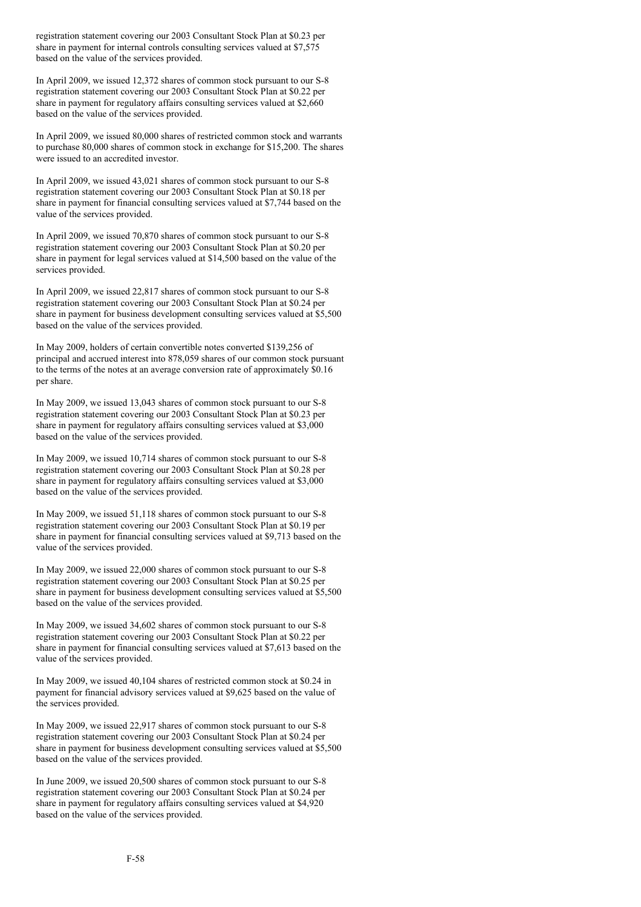registration statement covering our 2003 Consultant Stock Plan at $0.23 per share in payment for internal controls consulting services valued at $7,575 based on the value of the services provided.

In April 2009, we issued 12,372 shares of common stock pursuant to our S-8 registration statement covering our 2003 Consultant Stock Plan at $0.22 per share in payment for regulatory affairs consulting services valued at $2,660 based on the value of the services provided.

In April 2009, we issued 80,000 shares of restricted common stock and warrants to purchase 80,000 shares of common stock in exchange for $15,200. The shares were issued to an accredited investor.

In April 2009, we issued 43,021 shares of common stock pursuant to our S-8 registration statement covering our 2003 Consultant Stock Plan at $0.18 per share in payment for financial consulting services valued at $7,744 based on the value of the services provided.

In April 2009, we issued 70,870 shares of common stock pursuant to our S-8 registration statement covering our 2003 Consultant Stock Plan at $0.20 per share in payment for legal services valued at $14,500 based on the value of the services provided.

In April 2009, we issued 22,817 shares of common stock pursuant to our S-8 registration statement covering our 2003 Consultant Stock Plan at $0.24 per share in payment for business development consulting services valued at $5,500 based on the value of the services provided.

In May 2009, holders of certain convertible notes converted $139,256 of principal and accrued interest into 878,059 shares of our common stock pursuant to the terms of the notes at an average conversion rate of approximately $0.16 per share.

In May 2009, we issued 13,043 shares of common stock pursuant to our S-8 registration statement covering our 2003 Consultant Stock Plan at $0.23 per share in payment for regulatory affairs consulting services valued at $3,000 based on the value of the services provided.

In May 2009, we issued 10,714 shares of common stock pursuant to our S-8 registration statement covering our 2003 Consultant Stock Plan at $0.28 per share in payment for regulatory affairs consulting services valued at $3,000 based on the value of the services provided.

In May 2009, we issued 51,118 shares of common stock pursuant to our S-8 registration statement covering our 2003 Consultant Stock Plan at $0.19 per share in payment for financial consulting services valued at $9,713 based on the value of the services provided.

In May 2009, we issued 22,000 shares of common stock pursuant to our S-8 registration statement covering our 2003 Consultant Stock Plan at $0.25 per share in payment for business development consulting services valued at $5,500 based on the value of the services provided.

In May 2009, we issued 34,602 shares of common stock pursuant to our S-8 registration statement covering our 2003 Consultant Stock Plan at $0.22 per share in payment for financial consulting services valued at $7,613 based on the value of the services provided.

In May 2009, we issued 40,104 shares of restricted common stock at $0.24 in payment for financial advisory services valued at $9,625 based on the value of the services provided.

In May 2009, we issued 22,917 shares of common stock pursuant to our S-8 registration statement covering our 2003 Consultant Stock Plan at $0.24 per share in payment for business development consulting services valued at $5,500 based on the value of the services provided.

In June 2009, we issued 20,500 shares of common stock pursuant to our S-8 registration statement covering our 2003 Consultant Stock Plan at $0.24 per share in payment for regulatory affairs consulting services valued at $4,920 based on the value of the services provided.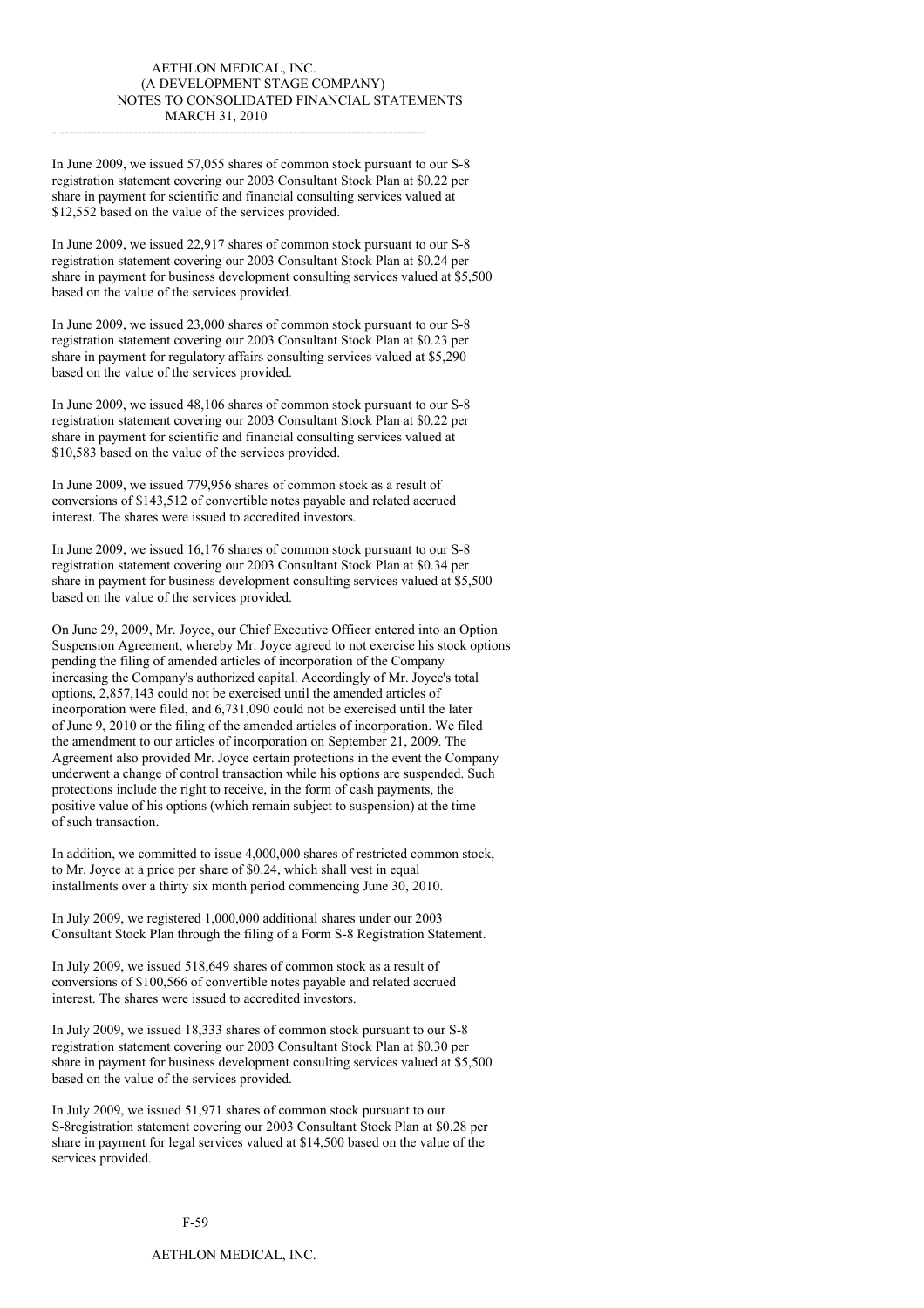In June 2009, we issued 57,055 shares of common stock pursuant to our S-8 registration statement covering our 2003 Consultant Stock Plan at $0.22 per share in payment for scientific and financial consulting services valued at $12,552 based on the value of the services provided.

In June 2009, we issued 22,917 shares of common stock pursuant to our S-8 registration statement covering our 2003 Consultant Stock Plan at $0.24 per share in payment for business development consulting services valued at $5,500 based on the value of the services provided.

In June 2009, we issued 23,000 shares of common stock pursuant to our S-8 registration statement covering our 2003 Consultant Stock Plan at $0.23 per share in payment for regulatory affairs consulting services valued at $5,290 based on the value of the services provided.

In June 2009, we issued 48,106 shares of common stock pursuant to our S-8 registration statement covering our 2003 Consultant Stock Plan at $0.22 per share in payment for scientific and financial consulting services valued at $10,583 based on the value of the services provided.

In June 2009, we issued 779,956 shares of common stock as a result of conversions of $143,512 of convertible notes payable and related accrued interest. The shares were issued to accredited investors.

In June 2009, we issued 16,176 shares of common stock pursuant to our S-8 registration statement covering our 2003 Consultant Stock Plan at $0.34 per share in payment for business development consulting services valued at $5,500 based on the value of the services provided.

On June 29, 2009, Mr. Joyce, our Chief Executive Officer entered into an Option Suspension Agreement, whereby Mr. Joyce agreed to not exercise his stock options pending the filing of amended articles of incorporation of the Company increasing the Company's authorized capital. Accordingly of Mr. Joyce's total options, 2,857,143 could not be exercised until the amended articles of incorporation were filed, and 6,731,090 could not be exercised until the later of June 9, 2010 or the filing of the amended articles of incorporation. We filed the amendment to our articles of incorporation on September 21, 2009. The Agreement also provided Mr. Joyce certain protections in the event the Company underwent a change of control transaction while his options are suspended. Such protections include the right to receive, in the form of cash payments, the positive value of his options (which remain subject to suspension) at the time of such transaction.

In addition, we committed to issue 4,000,000 shares of restricted common stock, to Mr. Joyce at a price per share of $0.24, which shall vest in equal installments over a thirty six month period commencing June 30, 2010.

In July 2009, we registered 1,000,000 additional shares under our 2003 Consultant Stock Plan through the filing of a Form S-8 Registration Statement.

In July 2009, we issued 518,649 shares of common stock as a result of conversions of $100,566 of convertible notes payable and related accrued interest. The shares were issued to accredited investors.

In July 2009, we issued 18,333 shares of common stock pursuant to our S-8 registration statement covering our 2003 Consultant Stock Plan at $0.30 per share in payment for business development consulting services valued at $5,500 based on the value of the services provided.

In July 2009, we issued 51,971 shares of common stock pursuant to our S-8registration statement covering our 2003 Consultant Stock Plan at $0.28 per share in payment for legal services valued at $14,500 based on the value of the services provided.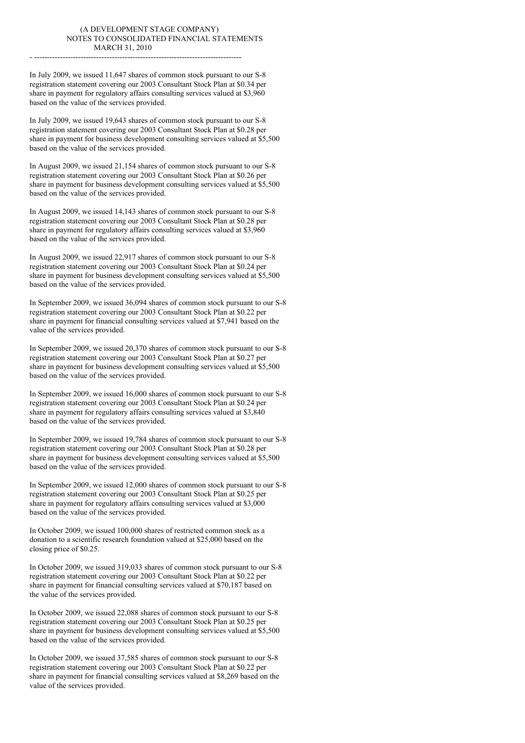In July 2009, we issued 11,647 shares of common stock pursuant to our S-8 registration statement covering our 2003 Consultant Stock Plan at $0.34 per share in payment for regulatory affairs consulting services valued at $3,960 based on the value of the services provided.

In July 2009, we issued 19,643 shares of common stock pursuant to our S-8 registration statement covering our 2003 Consultant Stock Plan at $0.28 per share in payment for business development consulting services valued at $5,500 based on the value of the services provided.

In August 2009, we issued 21,154 shares of common stock pursuant to our S-8 registration statement covering our 2003 Consultant Stock Plan at $0.26 per share in payment for business development consulting services valued at $5,500 based on the value of the services provided.

In August 2009, we issued 14,143 shares of common stock pursuant to our S-8 registration statement covering our 2003 Consultant Stock Plan at $0.28 per share in payment for regulatory affairs consulting services valued at $3,960 based on the value of the services provided.

In August 2009, we issued 22,917 shares of common stock pursuant to our S-8 registration statement covering our 2003 Consultant Stock Plan at $0.24 per share in payment for business development consulting services valued at $5,500 based on the value of the services provided.

In September 2009, we issued 36,094 shares of common stock pursuant to our S-8 registration statement covering our 2003 Consultant Stock Plan at $0.22 per share in payment for financial consulting services valued at $7,941 based on the value of the services provided.

In September 2009, we issued 20,370 shares of common stock pursuant to our S-8 registration statement covering our 2003 Consultant Stock Plan at $0.27 per share in payment for business development consulting services valued at $5,500 based on the value of the services provided.

In September 2009, we issued 16,000 shares of common stock pursuant to our S-8 registration statement covering our 2003 Consultant Stock Plan at $0.24 per share in payment for regulatory affairs consulting services valued at $3,840 based on the value of the services provided.

In September 2009, we issued 19,784 shares of common stock pursuant to our S-8 registration statement covering our 2003 Consultant Stock Plan at $0.28 per share in payment for business development consulting services valued at $5,500 based on the value of the services provided.

In September 2009, we issued 12,000 shares of common stock pursuant to our S-8 registration statement covering our 2003 Consultant Stock Plan at $0.25 per share in payment for regulatory affairs consulting services valued at $3,000 based on the value of the services provided.

In October 2009, we issued 100,000 shares of restricted common stock as a donation to a scientific research foundation valued at $25,000 based on the closing price of $0.25.

In October 2009, we issued 319,033 shares of common stock pursuant to our S-8 registration statement covering our 2003 Consultant Stock Plan at $0.22 per share in payment for financial consulting services valued at $70,187 based on the value of the services provided.

In October 2009, we issued 22,088 shares of common stock pursuant to our S-8 registration statement covering our 2003 Consultant Stock Plan at $0.25 per share in payment for business development consulting services valued at $5,500 based on the value of the services provided.

In October 2009, we issued 37,585 shares of common stock pursuant to our S-8 registration statement covering our 2003 Consultant Stock Plan at $0.22 per share in payment for financial consulting services valued at $8,269 based on the value of the services provided.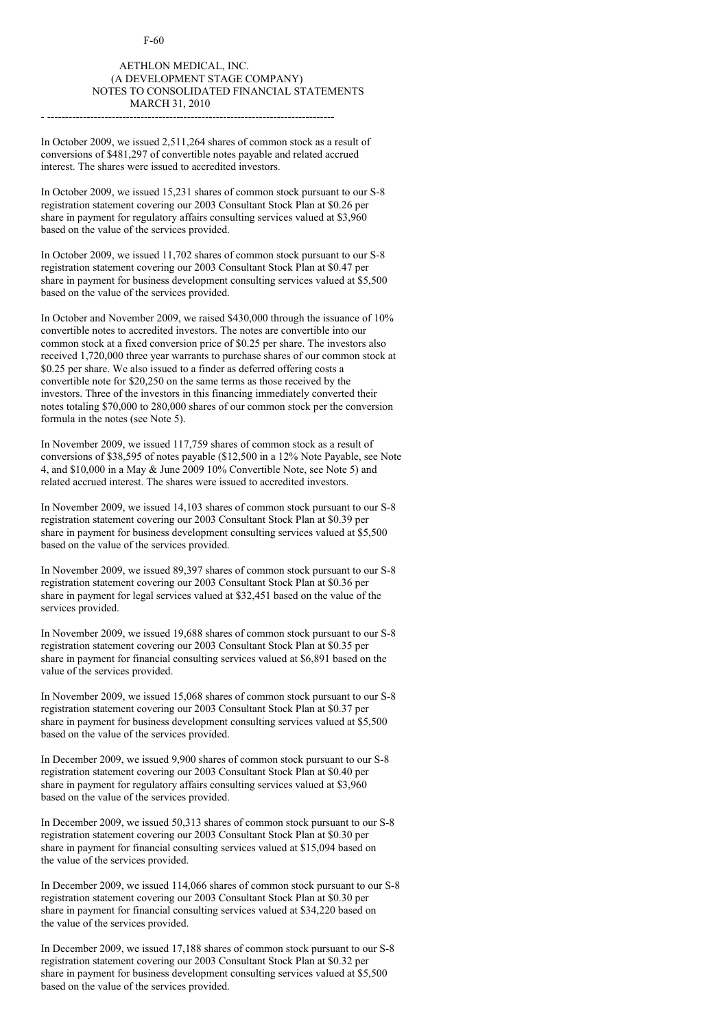AETHLON MEDICAL, INC.
(A DEVELOPMENT STAGE COMPANY)
NOTES TO CONSOLIDATED FINANCIAL STATEMENTS
MARCH 31, 2010

In October 2009, we issued 2,511,264 shares of common stock as a result of conversions of $481,297 of convertible notes payable and related accrued interest. The shares were issued to accredited investors.

In October 2009, we issued 15,231 shares of common stock pursuant to our S-8 registration statement covering our 2003 Consultant Stock Plan at $0.26 per share in payment for regulatory affairs consulting services valued at $3,960 based on the value of the services provided.

In October 2009, we issued 11,702 shares of common stock pursuant to our S-8 registration statement covering our 2003 Consultant Stock Plan at $0.47 per share in payment for business development consulting services valued at $5,500 based on the value of the services provided.

In October and November 2009, we raised $430,000 through the issuance of 10% convertible notes to accredited investors. The notes are convertible into our common stock at a fixed conversion price of $0.25 per share. The investors also received 1,720,000 three year warrants to purchase shares of our common stock at $0.25 per share. We also issued to a finder as deferred offering costs a convertible note for $20,250 on the same terms as those received by the investors. Three of the investors in this financing immediately converted their notes totaling $70,000 to 280,000 shares of our common stock per the conversion formula in the notes (see Note 5).

In November 2009, we issued 117,759 shares of common stock as a result of conversions of $38,595 of notes payable ($12,500 in a 12% Note Payable, see Note 4, and $10,000 in a May & June 2009 10% Convertible Note, see Note 5) and related accrued interest. The shares were issued to accredited investors.

In November 2009, we issued 14,103 shares of common stock pursuant to our S-8 registration statement covering our 2003 Consultant Stock Plan at $0.39 per share in payment for business development consulting services valued at $5,500 based on the value of the services provided.

In November 2009, we issued 89,397 shares of common stock pursuant to our S-8 registration statement covering our 2003 Consultant Stock Plan at $0.36 per share in payment for legal services valued at $32,451 based on the value of the services provided.

In November 2009, we issued 19,688 shares of common stock pursuant to our S-8 registration statement covering our 2003 Consultant Stock Plan at $0.35 per share in payment for financial consulting services valued at $6,891 based on the value of the services provided.

In November 2009, we issued 15,068 shares of common stock pursuant to our S-8 registration statement covering our 2003 Consultant Stock Plan at $0.37 per share in payment for business development consulting services valued at $5,500 based on the value of the services provided.

In December 2009, we issued 9,900 shares of common stock pursuant to our S-8 registration statement covering our 2003 Consultant Stock Plan at $0.40 per share in payment for regulatory affairs consulting services valued at $3,960 based on the value of the services provided.

In December 2009, we issued 50,313 shares of common stock pursuant to our S-8 registration statement covering our 2003 Consultant Stock Plan at $0.30 per share in payment for financial consulting services valued at $15,094 based on the value of the services provided.

In December 2009, we issued 114,066 shares of common stock pursuant to our S-8 registration statement covering our 2003 Consultant Stock Plan at $0.30 per share in payment for financial consulting services valued at $34,220 based on the value of the services provided.

In December 2009, we issued 17,188 shares of common stock pursuant to our S-8 registration statement covering our 2003 Consultant Stock Plan at $0.32 per share in payment for business development consulting services valued at $5,500 based on the value of the services provided.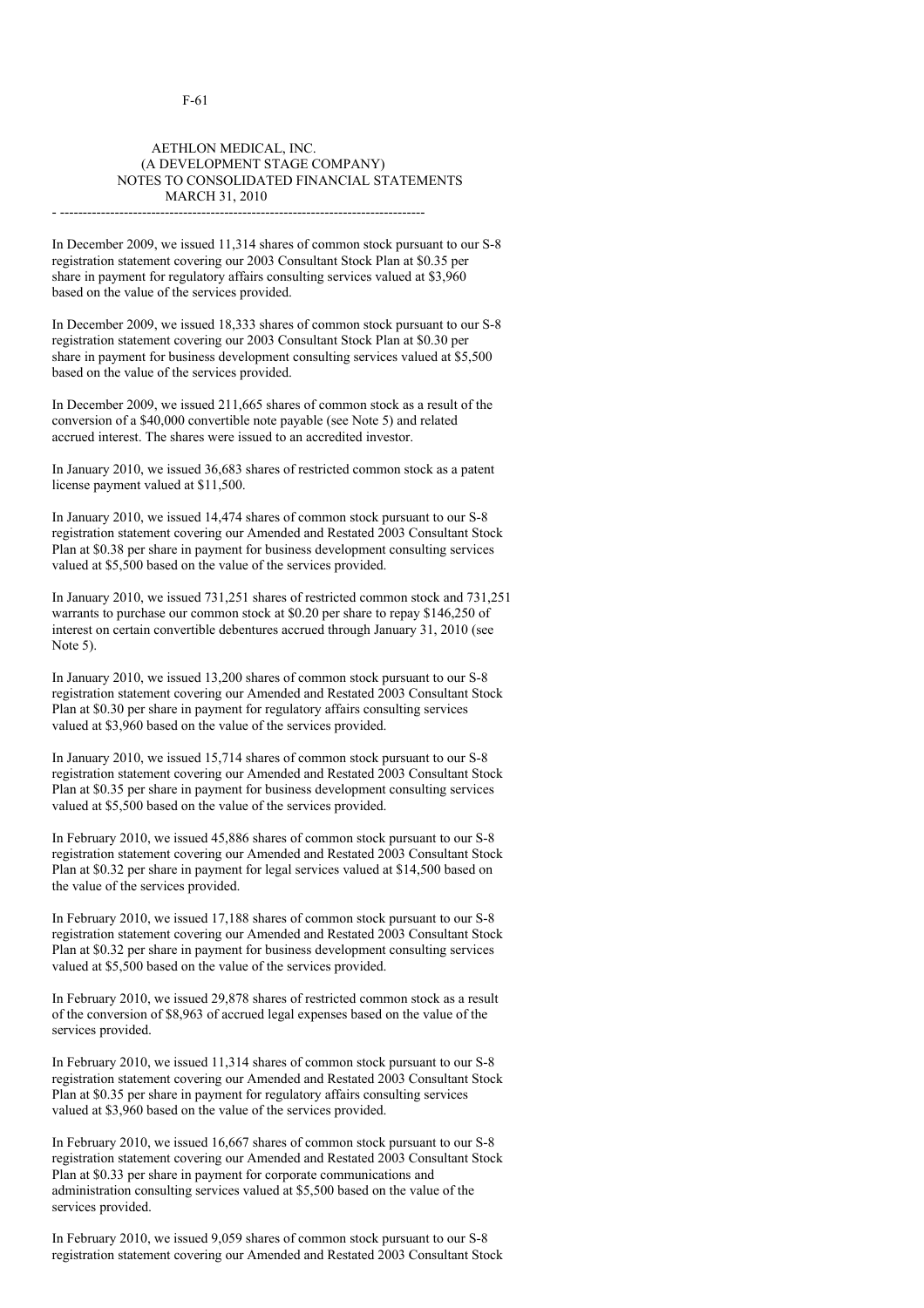In December 2009, we issued 11,314 shares of common stock pursuant to our S-8 registration statement covering our 2003 Consultant Stock Plan at $0.35 per share in payment for regulatory affairs consulting services valued at $3,960 based on the value of the services provided.

In December 2009, we issued 18,333 shares of common stock pursuant to our S-8 registration statement covering our 2003 Consultant Stock Plan at $0.30 per share in payment for business development consulting services valued at $5,500 based on the value of the services provided.

In December 2009, we issued 211,665 shares of common stock as a result of the conversion of a $40,000 convertible note payable (see Note 5) and related accrued interest. The shares were issued to an accredited investor.

In January 2010, we issued 36,683 shares of restricted common stock as a patent license payment valued at $11,500.

In January 2010, we issued 14,474 shares of common stock pursuant to our S-8 registration statement covering our Amended and Restated 2003 Consultant Stock Plan at $0.38 per share in payment for business development consulting services valued at $5,500 based on the value of the services provided.

In January 2010, we issued 731,251 shares of restricted common stock and 731,251 warrants to purchase our common stock at $0.20 per share to repay $146,250 of interest on certain convertible debentures accrued through January 31, 2010 (see Note 5).

In January 2010, we issued 13,200 shares of common stock pursuant to our S-8 registration statement covering our Amended and Restated 2003 Consultant Stock Plan at $0.30 per share in payment for regulatory affairs consulting services valued at $3,960 based on the value of the services provided.

In January 2010, we issued 15,714 shares of common stock pursuant to our S-8 registration statement covering our Amended and Restated 2003 Consultant Stock Plan at $0.35 per share in payment for business development consulting services valued at $5,500 based on the value of the services provided.

In February 2010, we issued 45,886 shares of common stock pursuant to our S-8 registration statement covering our Amended and Restated 2003 Consultant Stock Plan at $0.32 per share in payment for legal services valued at $14,500 based on the value of the services provided.

In February 2010, we issued 17,188 shares of common stock pursuant to our S-8 registration statement covering our Amended and Restated 2003 Consultant Stock Plan at $0.32 per share in payment for business development consulting services valued at $5,500 based on the value of the services provided.

In February 2010, we issued 29,878 shares of restricted common stock as a result of the conversion of $8,963 of accrued legal expenses based on the value of the services provided.

In February 2010, we issued 11,314 shares of common stock pursuant to our S-8 registration statement covering our Amended and Restated 2003 Consultant Stock Plan at $0.35 per share in payment for regulatory affairs consulting services valued at $3,960 based on the value of the services provided.

In February 2010, we issued 16,667 shares of common stock pursuant to our S-8 registration statement covering our Amended and Restated 2003 Consultant Stock Plan at $0.33 per share in payment for corporate communications and administration consulting services valued at $5,500 based on the value of the services provided.

In February 2010, we issued 9,059 shares of common stock pursuant to our S-8 registration statement covering our Amended and Restated 2003 Consultant Stock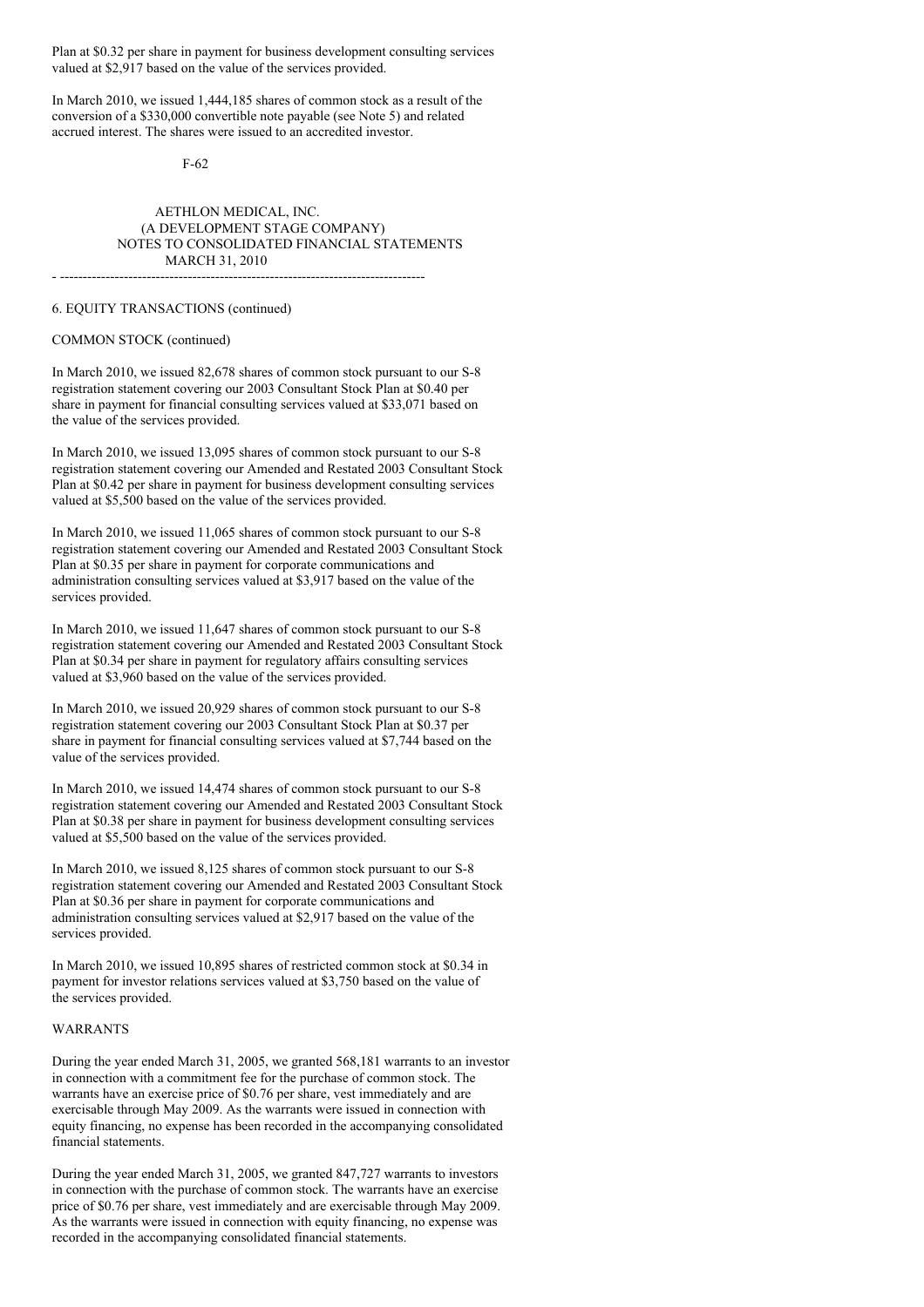Plan at $0.32 per share in payment for business development consulting services valued at $2,917 based on the value of the services provided.

In March 2010, we issued 1,444,185 shares of common stock as a result of the conversion of a $330,000 convertible note payable (see Note 5) and related accrued interest. The shares were issued to an accredited investor.

AETHLON MEDICAL, INC.
(A DEVELOPMENT STAGE COMPANY)
NOTES TO CONSOLIDATED FINANCIAL STATEMENTS
MARCH 31, 2010

6. EQUITY TRANSACTIONS (continued)

COMMON STOCK (continued)

In March 2010, we issued 82,678 shares of common stock pursuant to our S-8 registration statement covering our 2003 Consultant Stock Plan at $0.40 per share in payment for financial consulting services valued at $33,071 based on the value of the services provided.

In March 2010, we issued 13,095 shares of common stock pursuant to our S-8 registration statement covering our Amended and Restated 2003 Consultant Stock Plan at $0.42 per share in payment for business development consulting services valued at $5,500 based on the value of the services provided.

In March 2010, we issued 11,065 shares of common stock pursuant to our S-8 registration statement covering our Amended and Restated 2003 Consultant Stock Plan at $0.35 per share in payment for corporate communications and administration consulting services valued at $3,917 based on the value of the services provided.

In March 2010, we issued 11,647 shares of common stock pursuant to our S-8 registration statement covering our Amended and Restated 2003 Consultant Stock Plan at $0.34 per share in payment for regulatory affairs consulting services valued at $3,960 based on the value of the services provided.

In March 2010, we issued 20,929 shares of common stock pursuant to our S-8 registration statement covering our 2003 Consultant Stock Plan at $0.37 per share in payment for financial consulting services valued at $7,744 based on the value of the services provided.

In March 2010, we issued 14,474 shares of common stock pursuant to our S-8 registration statement covering our Amended and Restated 2003 Consultant Stock Plan at $0.38 per share in payment for business development consulting services valued at $5,500 based on the value of the services provided.

In March 2010, we issued 8,125 shares of common stock pursuant to our S-8 registration statement covering our Amended and Restated 2003 Consultant Stock Plan at $0.36 per share in payment for corporate communications and administration consulting services valued at $2,917 based on the value of the services provided.

In March 2010, we issued 10,895 shares of restricted common stock at $0.34 in payment for investor relations services valued at $3,750 based on the value of the services provided.

WARRANTS

During the year ended March 31, 2005, we granted 568,181 warrants to an investor in connection with a commitment fee for the purchase of common stock. The warrants have an exercise price of $0.76 per share, vest immediately and are exercisable through May 2009. As the warrants were issued in connection with equity financing, no expense has been recorded in the accompanying consolidated financial statements.

During the year ended March 31, 2005, we granted 847,727 warrants to investors in connection with the purchase of common stock. The warrants have an exercise price of $0.76 per share, vest immediately and are exercisable through May 2009. As the warrants were issued in connection with equity financing, no expense was recorded in the accompanying consolidated financial statements.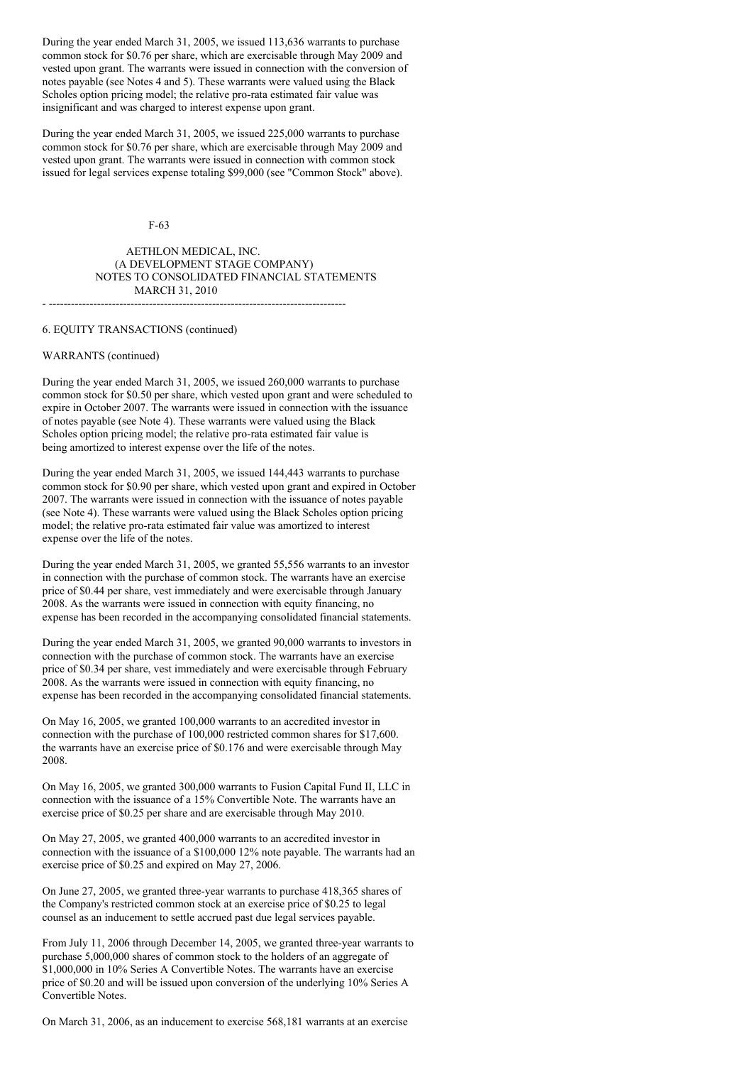During the year ended March 31, 2005, we issued 113,636 warrants to purchase common stock for $0.76 per share, which are exercisable through May 2009 and vested upon grant. The warrants were issued in connection with the conversion of notes payable (see Notes 4 and 5). These warrants were valued using the Black Scholes option pricing model; the relative pro-rata estimated fair value was insignificant and was charged to interest expense upon grant.

During the year ended March 31, 2005, we issued 225,000 warrants to purchase common stock for $0.76 per share, which are exercisable through May 2009 and vested upon grant. The warrants were issued in connection with common stock issued for legal services expense totaling $99,000 (see "Common Stock" above).

AETHLON MEDICAL, INC.
(A DEVELOPMENT STAGE COMPANY)
NOTES TO CONSOLIDATED FINANCIAL STATEMENTS
MARCH 31, 2010

6. EQUITY TRANSACTIONS (continued)

WARRANTS (continued)

During the year ended March 31, 2005, we issued 260,000 warrants to purchase common stock for $0.50 per share, which vested upon grant and were scheduled to expire in October 2007. The warrants were issued in connection with the issuance of notes payable (see Note 4). These warrants were valued using the Black Scholes option pricing model; the relative pro-rata estimated fair value is being amortized to interest expense over the life of the notes.

During the year ended March 31, 2005, we issued 144,443 warrants to purchase common stock for $0.90 per share, which vested upon grant and expired in October 2007. The warrants were issued in connection with the issuance of notes payable (see Note 4). These warrants were valued using the Black Scholes option pricing model; the relative pro-rata estimated fair value was amortized to interest expense over the life of the notes.

During the year ended March 31, 2005, we granted 55,556 warrants to an investor in connection with the purchase of common stock. The warrants have an exercise price of $0.44 per share, vest immediately and were exercisable through January 2008. As the warrants were issued in connection with equity financing, no expense has been recorded in the accompanying consolidated financial statements.

During the year ended March 31, 2005, we granted 90,000 warrants to investors in connection with the purchase of common stock. The warrants have an exercise price of $0.34 per share, vest immediately and were exercisable through February 2008. As the warrants were issued in connection with equity financing, no expense has been recorded in the accompanying consolidated financial statements.

On May 16, 2005, we granted 100,000 warrants to an accredited investor in connection with the purchase of 100,000 restricted common shares for $17,600. the warrants have an exercise price of $0.176 and were exercisable through May 2008.

On May 16, 2005, we granted 300,000 warrants to Fusion Capital Fund II, LLC in connection with the issuance of a 15% Convertible Note. The warrants have an exercise price of $0.25 per share and are exercisable through May 2010.

On May 27, 2005, we granted 400,000 warrants to an accredited investor in connection with the issuance of a $100,000 12% note payable. The warrants had an exercise price of $0.25 and expired on May 27, 2006.

On June 27, 2005, we granted three-year warrants to purchase 418,365 shares of the Company's restricted common stock at an exercise price of $0.25 to legal counsel as an inducement to settle accrued past due legal services payable.

From July 11, 2006 through December 14, 2005, we granted three-year warrants to purchase 5,000,000 shares of common stock to the holders of an aggregate of $1,000,000 in 10% Series A Convertible Notes. The warrants have an exercise price of $0.20 and will be issued upon conversion of the underlying 10% Series A Convertible Notes.

On March 31, 2006, as an inducement to exercise 568,181 warrants at an exercise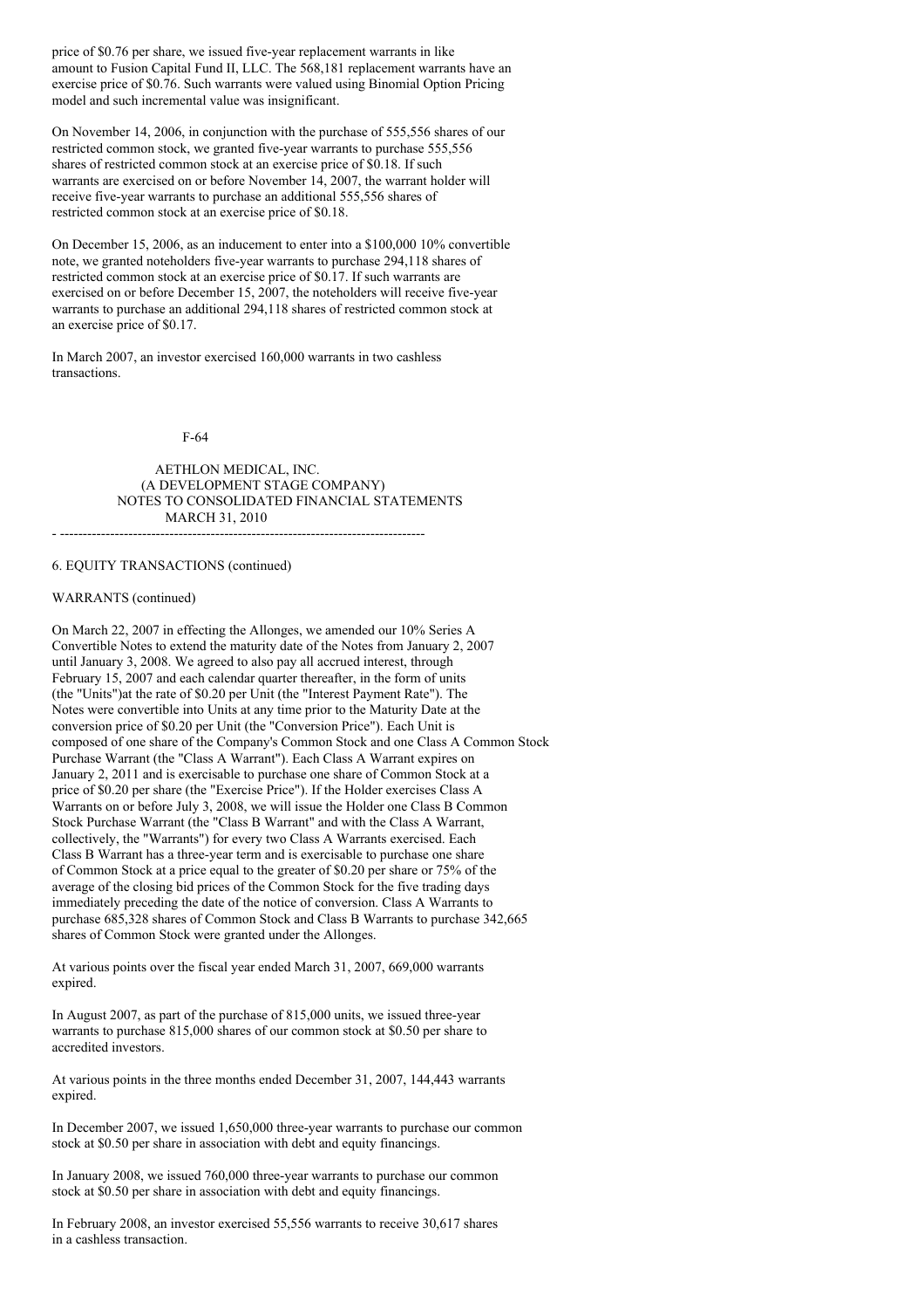price of $0.76 per share, we issued five-year replacement warrants in like amount to Fusion Capital Fund II, LLC. The 568,181 replacement warrants have an exercise price of $0.76. Such warrants were valued using Binomial Option Pricing model and such incremental value was insignificant.

On November 14, 2006, in conjunction with the purchase of 555,556 shares of our restricted common stock, we granted five-year warrants to purchase 555,556 shares of restricted common stock at an exercise price of $0.18. If such warrants are exercised on or before November 14, 2007, the warrant holder will receive five-year warrants to purchase an additional 555,556 shares of restricted common stock at an exercise price of $0.18.

On December 15, 2006, as an inducement to enter into a $100,000 10% convertible note, we granted noteholders five-year warrants to purchase 294,118 shares of restricted common stock at an exercise price of $0.17. If such warrants are exercised on or before December 15, 2007, the noteholders will receive five-year warrants to purchase an additional 294,118 shares of restricted common stock at an exercise price of $0.17.

In March 2007, an investor exercised 160,000 warrants in two cashless transactions.

AETHLON MEDICAL, INC.
(A DEVELOPMENT STAGE COMPANY)
NOTES TO CONSOLIDATED FINANCIAL STATEMENTS
MARCH 31, 2010

6. EQUITY TRANSACTIONS (continued)

WARRANTS (continued)

On March 22, 2007 in effecting the Allonges, we amended our 10% Series A Convertible Notes to extend the maturity date of the Notes from January 2, 2007 until January 3, 2008. We agreed to also pay all accrued interest, through February 15, 2007 and each calendar quarter thereafter, in the form of units (the "Units")at the rate of $0.20 per Unit (the "Interest Payment Rate"). The Notes were convertible into Units at any time prior to the Maturity Date at the conversion price of $0.20 per Unit (the "Conversion Price"). Each Unit is composed of one share of the Company's Common Stock and one Class A Common Stock Purchase Warrant (the "Class A Warrant"). Each Class A Warrant expires on January 2, 2011 and is exercisable to purchase one share of Common Stock at a price of $0.20 per share (the "Exercise Price"). If the Holder exercises Class A Warrants on or before July 3, 2008, we will issue the Holder one Class B Common Stock Purchase Warrant (the "Class B Warrant" and with the Class A Warrant, collectively, the "Warrants") for every two Class A Warrants exercised. Each Class B Warrant has a three-year term and is exercisable to purchase one share of Common Stock at a price equal to the greater of $0.20 per share or 75% of the average of the closing bid prices of the Common Stock for the five trading days immediately preceding the date of the notice of conversion. Class A Warrants to purchase 685,328 shares of Common Stock and Class B Warrants to purchase 342,665 shares of Common Stock were granted under the Allonges.

At various points over the fiscal year ended March 31, 2007, 669,000 warrants expired.

In August 2007, as part of the purchase of 815,000 units, we issued three-year warrants to purchase 815,000 shares of our common stock at $0.50 per share to accredited investors.

At various points in the three months ended December 31, 2007, 144,443 warrants expired.

In December 2007, we issued 1,650,000 three-year warrants to purchase our common stock at $0.50 per share in association with debt and equity financings.

In January 2008, we issued 760,000 three-year warrants to purchase our common stock at $0.50 per share in association with debt and equity financings.

In February 2008, an investor exercised 55,556 warrants to receive 30,617 shares in a cashless transaction.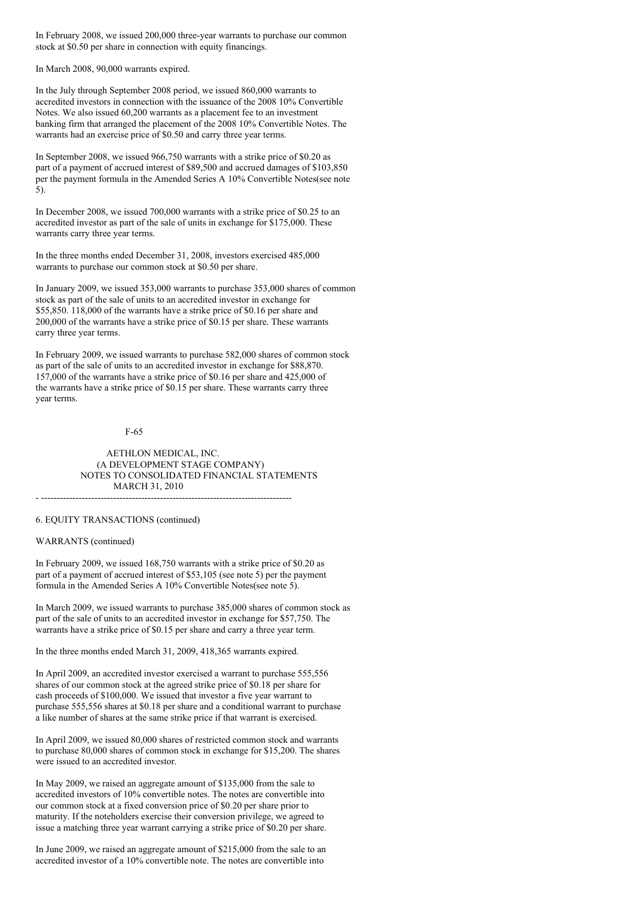In February 2008, we issued 200,000 three-year warrants to purchase our common stock at $0.50 per share in connection with equity financings.

In March 2008, 90,000 warrants expired.

In the July through September 2008 period, we issued 860,000 warrants to accredited investors in connection with the issuance of the 2008 10% Convertible Notes. We also issued 60,200 warrants as a placement fee to an investment banking firm that arranged the placement of the 2008 10% Convertible Notes. The warrants had an exercise price of $0.50 and carry three year terms.

In September 2008, we issued 966,750 warrants with a strike price of $0.20 as part of a payment of accrued interest of $89,500 and accrued damages of $103,850 per the payment formula in the Amended Series A 10% Convertible Notes(see note 5).

In December 2008, we issued 700,000 warrants with a strike price of $0.25 to an accredited investor as part of the sale of units in exchange for $175,000. These warrants carry three year terms.

In the three months ended December 31, 2008, investors exercised 485,000 warrants to purchase our common stock at $0.50 per share.

In January 2009, we issued 353,000 warrants to purchase 353,000 shares of common stock as part of the sale of units to an accredited investor in exchange for $55,850. 118,000 of the warrants have a strike price of $0.16 per share and 200,000 of the warrants have a strike price of $0.15 per share. These warrants carry three year terms.

In February 2009, we issued warrants to purchase 582,000 shares of common stock as part of the sale of units to an accredited investor in exchange for $88,870. 157,000 of the warrants have a strike price of $0.16 per share and 425,000 of the warrants have a strike price of $0.15 per share. These warrants carry three year terms.

AETHLON MEDICAL, INC.
(A DEVELOPMENT STAGE COMPANY)
NOTES TO CONSOLIDATED FINANCIAL STATEMENTS
MARCH 31, 2010

6. EQUITY TRANSACTIONS (continued)

WARRANTS (continued)

In February 2009, we issued 168,750 warrants with a strike price of $0.20 as part of a payment of accrued interest of $53,105 (see note 5) per the payment formula in the Amended Series A 10% Convertible Notes(see note 5).

In March 2009, we issued warrants to purchase 385,000 shares of common stock as part of the sale of units to an accredited investor in exchange for $57,750. The warrants have a strike price of $0.15 per share and carry a three year term.

In the three months ended March 31, 2009, 418,365 warrants expired.

In April 2009, an accredited investor exercised a warrant to purchase 555,556 shares of our common stock at the agreed strike price of $0.18 per share for cash proceeds of $100,000. We issued that investor a five year warrant to purchase 555,556 shares at $0.18 per share and a conditional warrant to purchase a like number of shares at the same strike price if that warrant is exercised.

In April 2009, we issued 80,000 shares of restricted common stock and warrants to purchase 80,000 shares of common stock in exchange for $15,200. The shares were issued to an accredited investor.

In May 2009, we raised an aggregate amount of $135,000 from the sale to accredited investors of 10% convertible notes. The notes are convertible into our common stock at a fixed conversion price of $0.20 per share prior to maturity. If the noteholders exercise their conversion privilege, we agreed to issue a matching three year warrant carrying a strike price of $0.20 per share.

In June 2009, we raised an aggregate amount of $215,000 from the sale to an accredited investor of a 10% convertible note. The notes are convertible into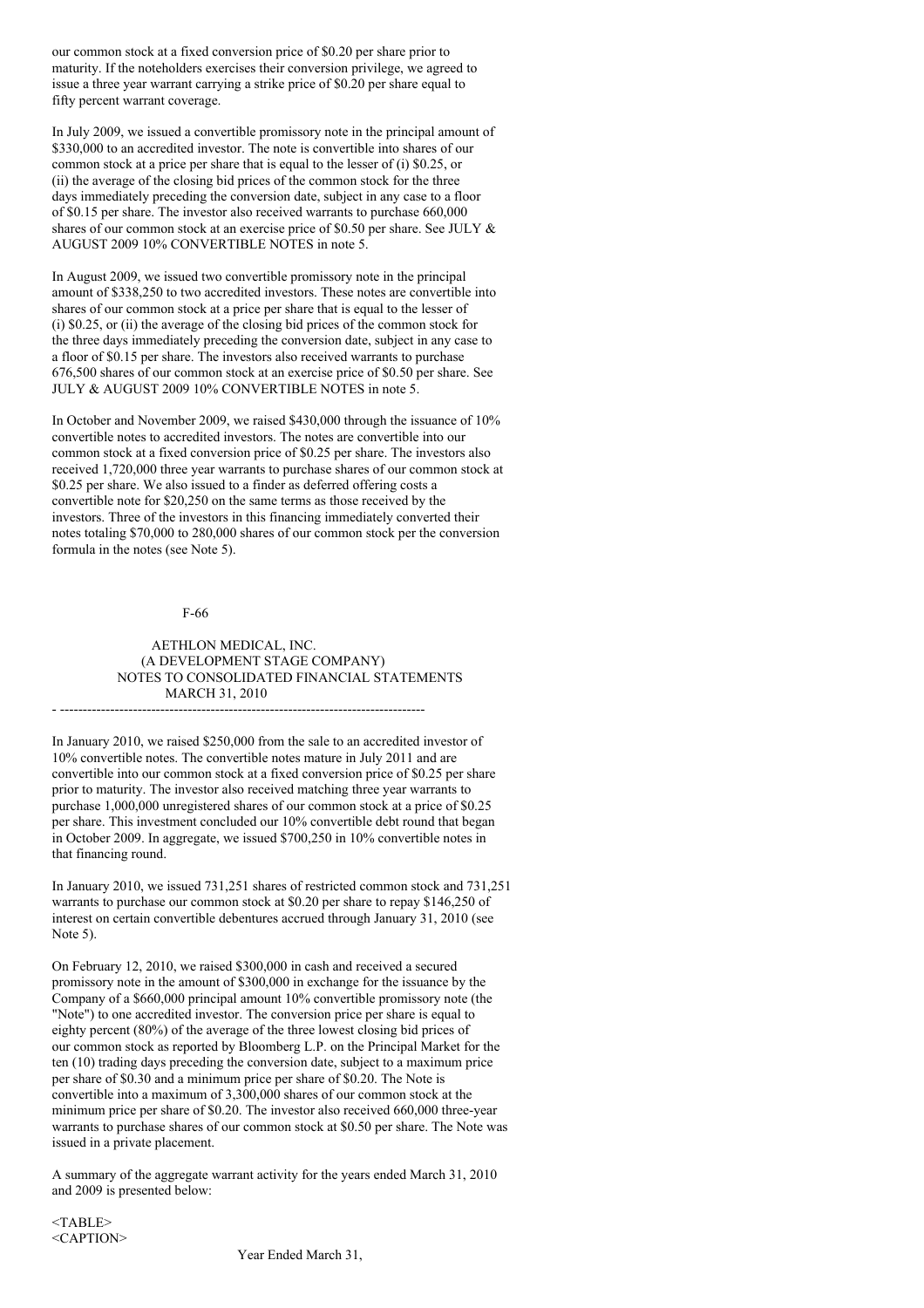our common stock at a fixed conversion price of $0.20 per share prior to maturity. If the noteholders exercises their conversion privilege, we agreed to issue a three year warrant carrying a strike price of $0.20 per share equal to fifty percent warrant coverage.

In July 2009, we issued a convertible promissory note in the principal amount of $330,000 to an accredited investor. The note is convertible into shares of our common stock at a price per share that is equal to the lesser of (i) $0.25, or (ii) the average of the closing bid prices of the common stock for the three days immediately preceding the conversion date, subject in any case to a floor of $0.15 per share. The investor also received warrants to purchase 660,000 shares of our common stock at an exercise price of $0.50 per share. See JULY & AUGUST 2009 10% CONVERTIBLE NOTES in note 5.

In August 2009, we issued two convertible promissory note in the principal amount of $338,250 to two accredited investors. These notes are convertible into shares of our common stock at a price per share that is equal to the lesser of (i) $0.25, or (ii) the average of the closing bid prices of the common stock for the three days immediately preceding the conversion date, subject in any case to a floor of $0.15 per share. The investors also received warrants to purchase 676,500 shares of our common stock at an exercise price of $0.50 per share. See JULY & AUGUST 2009 10% CONVERTIBLE NOTES in note 5.

In October and November 2009, we raised $430,000 through the issuance of 10% convertible notes to accredited investors. The notes are convertible into our common stock at a fixed conversion price of $0.25 per share. The investors also received 1,720,000 three year warrants to purchase shares of our common stock at $0.25 per share. We also issued to a finder as deferred offering costs a convertible note for $20,250 on the same terms as those received by the investors. Three of the investors in this financing immediately converted their notes totaling $70,000 to 280,000 shares of our common stock per the conversion formula in the notes (see Note 5).

AETHLON MEDICAL, INC.
(A DEVELOPMENT STAGE COMPANY)
NOTES TO CONSOLIDATED FINANCIAL STATEMENTS
MARCH 31, 2010

In January 2010, we raised $250,000 from the sale to an accredited investor of 10% convertible notes. The convertible notes mature in July 2011 and are convertible into our common stock at a fixed conversion price of $0.25 per share prior to maturity. The investor also received matching three year warrants to purchase 1,000,000 unregistered shares of our common stock at a price of $0.25 per share. This investment concluded our 10% convertible debt round that began in October 2009. In aggregate, we issued $700,250 in 10% convertible notes in that financing round.

In January 2010, we issued 731,251 shares of restricted common stock and 731,251 warrants to purchase our common stock at $0.20 per share to repay $146,250 of interest on certain convertible debentures accrued through January 31, 2010 (see Note 5).

On February 12, 2010, we raised $300,000 in cash and received a secured promissory note in the amount of $300,000 in exchange for the issuance by the Company of a $660,000 principal amount 10% convertible promissory note (the "Note") to one accredited investor. The conversion price per share is equal to eighty percent (80%) of the average of the three lowest closing bid prices of our common stock as reported by Bloomberg L.P. on the Principal Market for the ten (10) trading days preceding the conversion date, subject to a maximum price per share of $0.30 and a minimum price per share of $0.20. The Note is convertible into a maximum of 3,300,000 shares of our common stock at the minimum price per share of $0.20. The investor also received 660,000 three-year warrants to purchase shares of our common stock at $0.50 per share. The Note was issued in a private placement.

A summary of the aggregate warrant activity for the years ended March 31, 2010 and 2009 is presented below:

Year Ended March 31,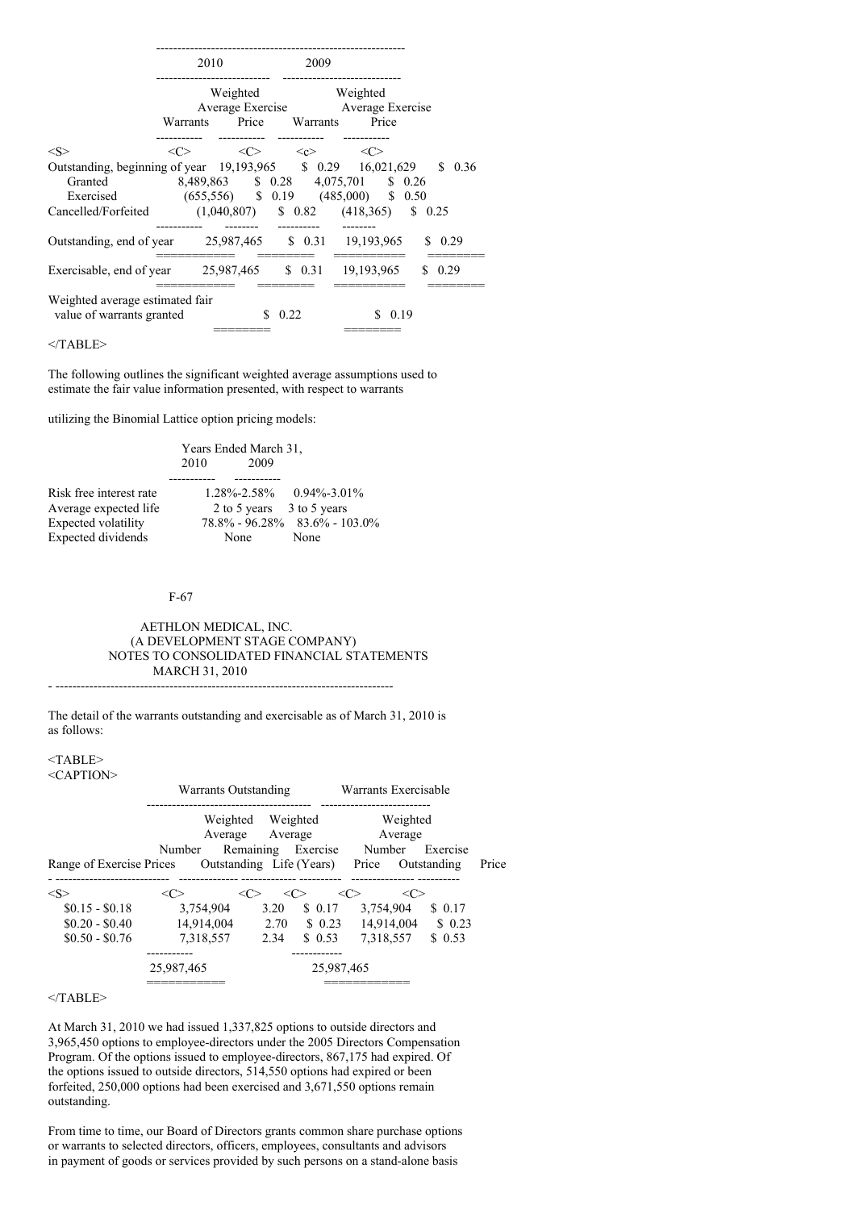| | 2010 | | 2009 | |
|---|---|---|---|---|
| | Warrants | Weighted Average Exercise Price | Warrants | Weighted Average Exercise Price |
| Outstanding, beginning of year | 19,193,965 | $ 0.29 | 16,021,629 | $ 0.36 |
| Granted | 8,489,863 | $ 0.28 | 4,075,701 | $ 0.26 |
| Exercised | (655,556) | $ 0.19 | (485,000) | $ 0.50 |
| Cancelled/Forfeited | (1,040,807) | $ 0.82 | (418,365) | $ 0.25 |
| Outstanding, end of year | 25,987,465 | $ 0.31 | 19,193,965 | $ 0.29 |
| Exercisable, end of year | 25,987,465 | $ 0.31 | 19,193,965 | $ 0.29 |
| Weighted average estimated fair value of warrants granted | | $ 0.22 | | $ 0.19 |

The following outlines the significant weighted average assumptions used to estimate the fair value information presented, with respect to warrants

utilizing the Binomial Lattice option pricing models:

| | Years Ended March 31, 2010 | 2009 |
|---|---|---|
| Risk free interest rate | 1.28%-2.58% | 0.94%-3.01% |
| Average expected life | 2 to 5 years | 3 to 5 years |
| Expected volatility | 78.8% - 96.28% | 83.6% - 103.0% |
| Expected dividends | None | None |

AETHLON MEDICAL, INC.
(A DEVELOPMENT STAGE COMPANY)
NOTES TO CONSOLIDATED FINANCIAL STATEMENTS
MARCH 31, 2010

The detail of the warrants outstanding and exercisable as of March 31, 2010 is as follows:

| | Warrants Outstanding | | | Warrants Exercisable | |
|---|---|---|---|---|---|
| Range of Exercise Prices | Number Outstanding | Weighted Average Remaining Life (Years) | Weighted Average Exercise Price | Number Outstanding | Weighted Average Exercise Price |
| $0.15 - $0.18 | 3,754,904 | 3.20 | $ 0.17 | 3,754,904 | $ 0.17 |
| $0.20 - $0.40 | 14,914,004 | 2.70 | $ 0.23 | 14,914,004 | $ 0.23 |
| $0.50 - $0.76 | 7,318,557 | 2.34 | $ 0.53 | 7,318,557 | $ 0.53 |
| | 25,987,465 | | | 25,987,465 | |

At March 31, 2010 we had issued 1,337,825 options to outside directors and 3,965,450 options to employee-directors under the 2005 Directors Compensation Program. Of the options issued to employee-directors, 867,175 had expired. Of the options issued to outside directors, 514,550 options had expired or been forfeited, 250,000 options had been exercised and 3,671,550 options remain outstanding.

From time to time, our Board of Directors grants common share purchase options or warrants to selected directors, officers, employees, consultants and advisors in payment of goods or services provided by such persons on a stand-alone basis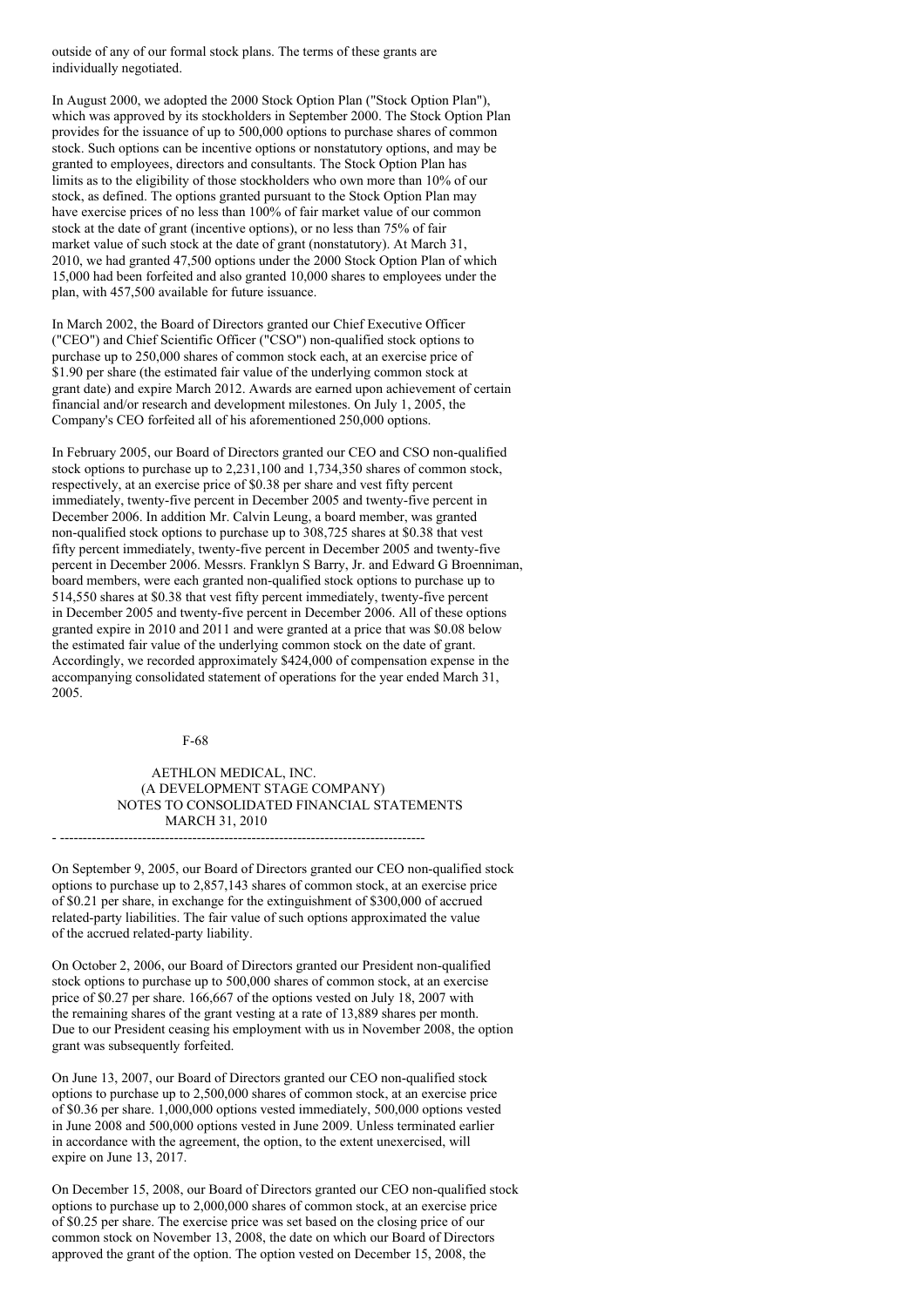outside of any of our formal stock plans. The terms of these grants are individually negotiated.

In August 2000, we adopted the 2000 Stock Option Plan ("Stock Option Plan"), which was approved by its stockholders in September 2000. The Stock Option Plan provides for the issuance of up to 500,000 options to purchase shares of common stock. Such options can be incentive options or nonstatutory options, and may be granted to employees, directors and consultants. The Stock Option Plan has limits as to the eligibility of those stockholders who own more than 10% of our stock, as defined. The options granted pursuant to the Stock Option Plan may have exercise prices of no less than 100% of fair market value of our common stock at the date of grant (incentive options), or no less than 75% of fair market value of such stock at the date of grant (nonstatutory). At March 31, 2010, we had granted 47,500 options under the 2000 Stock Option Plan of which 15,000 had been forfeited and also granted 10,000 shares to employees under the plan, with 457,500 available for future issuance.

In March 2002, the Board of Directors granted our Chief Executive Officer ("CEO") and Chief Scientific Officer ("CSO") non-qualified stock options to purchase up to 250,000 shares of common stock each, at an exercise price of $1.90 per share (the estimated fair value of the underlying common stock at grant date) and expire March 2012. Awards are earned upon achievement of certain financial and/or research and development milestones. On July 1, 2005, the Company's CEO forfeited all of his aforementioned 250,000 options.

In February 2005, our Board of Directors granted our CEO and CSO non-qualified stock options to purchase up to 2,231,100 and 1,734,350 shares of common stock, respectively, at an exercise price of $0.38 per share and vest fifty percent immediately, twenty-five percent in December 2005 and twenty-five percent in December 2006. In addition Mr. Calvin Leung, a board member, was granted non-qualified stock options to purchase up to 308,725 shares at $0.38 that vest fifty percent immediately, twenty-five percent in December 2005 and twenty-five percent in December 2006. Messrs. Franklyn S Barry, Jr. and Edward G Broenniman, board members, were each granted non-qualified stock options to purchase up to 514,550 shares at $0.38 that vest fifty percent immediately, twenty-five percent in December 2005 and twenty-five percent in December 2006. All of these options granted expire in 2010 and 2011 and were granted at a price that was $0.08 below the estimated fair value of the underlying common stock on the date of grant. Accordingly, we recorded approximately $424,000 of compensation expense in the accompanying consolidated statement of operations for the year ended March 31, 2005.

On September 9, 2005, our Board of Directors granted our CEO non-qualified stock options to purchase up to 2,857,143 shares of common stock, at an exercise price of $0.21 per share, in exchange for the extinguishment of $300,000 of accrued related-party liabilities. The fair value of such options approximated the value of the accrued related-party liability.

On October 2, 2006, our Board of Directors granted our President non-qualified stock options to purchase up to 500,000 shares of common stock, at an exercise price of $0.27 per share. 166,667 of the options vested on July 18, 2007 with the remaining shares of the grant vesting at a rate of 13,889 shares per month. Due to our President ceasing his employment with us in November 2008, the option grant was subsequently forfeited.

On June 13, 2007, our Board of Directors granted our CEO non-qualified stock options to purchase up to 2,500,000 shares of common stock, at an exercise price of $0.36 per share. 1,000,000 options vested immediately, 500,000 options vested in June 2008 and 500,000 options vested in June 2009. Unless terminated earlier in accordance with the agreement, the option, to the extent unexercised, will expire on June 13, 2017.

On December 15, 2008, our Board of Directors granted our CEO non-qualified stock options to purchase up to 2,000,000 shares of common stock, at an exercise price of $0.25 per share. The exercise price was set based on the closing price of our common stock on November 13, 2008, the date on which our Board of Directors approved the grant of the option. The option vested on December 15, 2008, the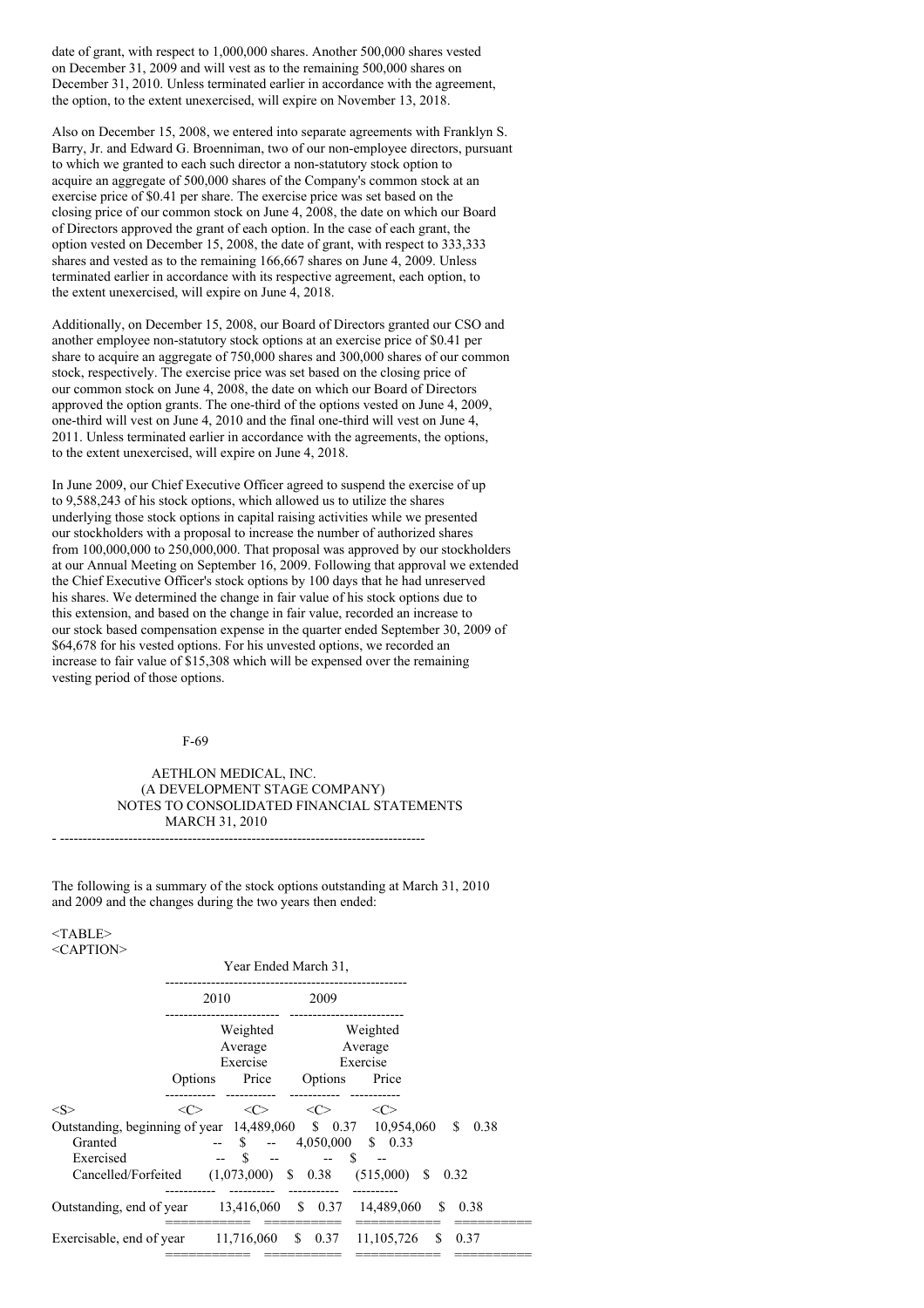date of grant, with respect to 1,000,000 shares. Another 500,000 shares vested on December 31, 2009 and will vest as to the remaining 500,000 shares on December 31, 2010. Unless terminated earlier in accordance with the agreement, the option, to the extent unexercised, will expire on November 13, 2018.

Also on December 15, 2008, we entered into separate agreements with Franklyn S. Barry, Jr. and Edward G. Broenniman, two of our non-employee directors, pursuant to which we granted to each such director a non-statutory stock option to acquire an aggregate of 500,000 shares of the Company's common stock at an exercise price of $0.41 per share. The exercise price was set based on the closing price of our common stock on June 4, 2008, the date on which our Board of Directors approved the grant of each option. In the case of each grant, the option vested on December 15, 2008, the date of grant, with respect to 333,333 shares and vested as to the remaining 166,667 shares on June 4, 2009. Unless terminated earlier in accordance with its respective agreement, each option, to the extent unexercised, will expire on June 4, 2018.

Additionally, on December 15, 2008, our Board of Directors granted our CSO and another employee non-statutory stock options at an exercise price of $0.41 per share to acquire an aggregate of 750,000 shares and 300,000 shares of our common stock, respectively. The exercise price was set based on the closing price of our common stock on June 4, 2008, the date on which our Board of Directors approved the option grants. The one-third of the options vested on June 4, 2009, one-third will vest on June 4, 2010 and the final one-third will vest on June 4, 2011. Unless terminated earlier in accordance with the agreements, the options, to the extent unexercised, will expire on June 4, 2018.

In June 2009, our Chief Executive Officer agreed to suspend the exercise of up to 9,588,243 of his stock options, which allowed us to utilize the shares underlying those stock options in capital raising activities while we presented our stockholders with a proposal to increase the number of authorized shares from 100,000,000 to 250,000,000. That proposal was approved by our stockholders at our Annual Meeting on September 16, 2009. Following that approval we extended the Chief Executive Officer's stock options by 100 days that he had unreserved his shares. We determined the change in fair value of his stock options due to this extension, and based on the change in fair value, recorded an increase to our stock based compensation expense in the quarter ended September 30, 2009 of $64,678 for his vested options. For his unvested options, we recorded an increase to fair value of $15,308 which will be expensed over the remaining vesting period of those options.

AETHLON MEDICAL, INC.
(A DEVELOPMENT STAGE COMPANY)
NOTES TO CONSOLIDATED FINANCIAL STATEMENTS
MARCH 31, 2010

The following is a summary of the stock options outstanding at March 31, 2010 and 2009 and the changes during the two years then ended:

| | Year Ended March 31, | | | |
|---|---|---|---|---|
| | 2010 | | 2009 | |
| | Options | Weighted Average Exercise Price | Options | Weighted Average Exercise Price |
| Outstanding, beginning of year | 14,489,060 | $ 0.37 | 10,954,060 | $ 0.38 |
| Granted | -- | $ -- | 4,050,000 | $ 0.33 |
| Exercised | -- | $ -- | -- | $ -- |
| Cancelled/Forfeited | (1,073,000) | $ 0.38 | (515,000) | $ 0.32 |
| Outstanding, end of year | 13,416,060 | $ 0.37 | 14,489,060 | $ 0.38 |
| Exercisable, end of year | 11,716,060 | $ 0.37 | 11,105,726 | $ 0.37 |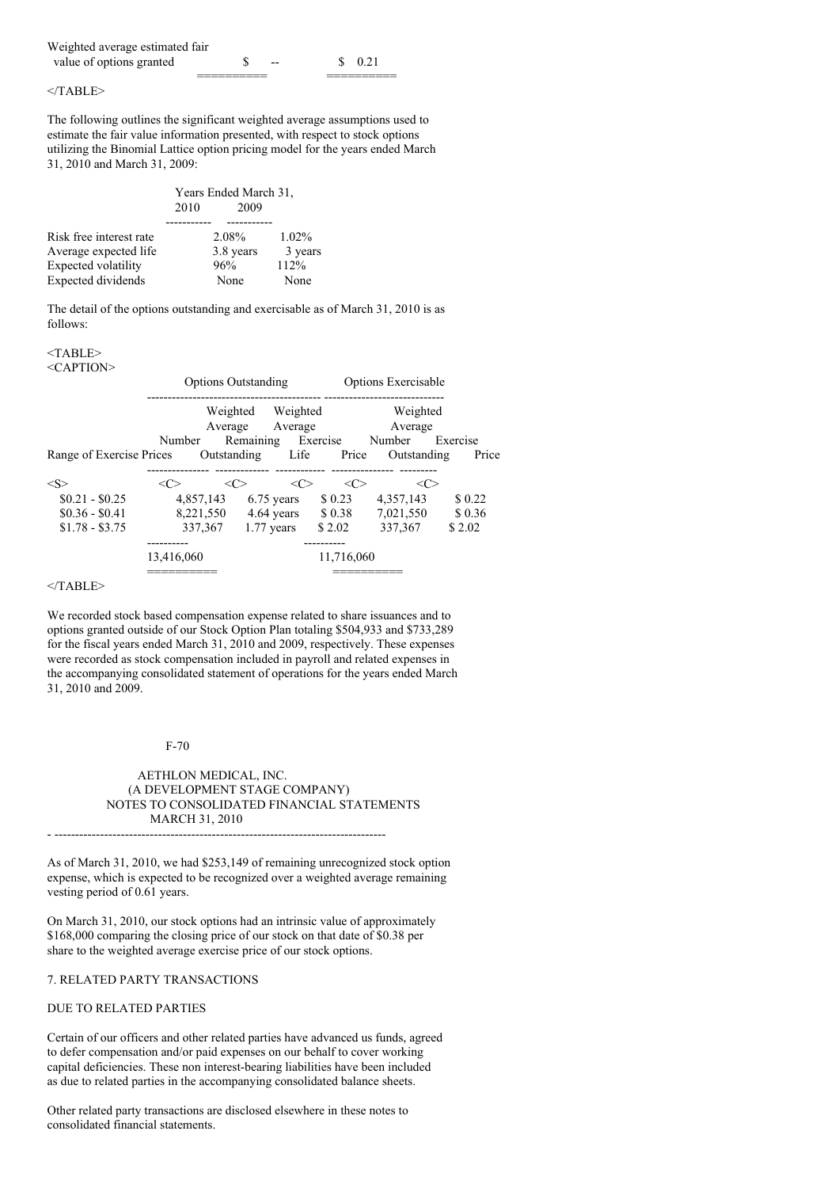| | | |
|---|---|---|
| Weighted average estimated fair value of options granted | $ -- | $ 0.21 |

The following outlines the significant weighted average assumptions used to estimate the fair value information presented, with respect to stock options utilizing the Binomial Lattice option pricing model for the years ended March 31, 2010 and March 31, 2009:

| | Years Ended March 31, 2010 | 2009 |
|---|---|---|
| Risk free interest rate | 2.08% | 1.02% |
| Average expected life | 3.8 years | 3 years |
| Expected volatility | 96% | 112% |
| Expected dividends | None | None |

The detail of the options outstanding and exercisable as of March 31, 2010 is as follows:

| | Options Outstanding | | | Options Exercisable | |
|---|---|---|---|---|---|
| Range of Exercise Prices | Number Outstanding | Weighted Average Remaining Life | Weighted Average Exercise Price | Number Outstanding | Weighted Average Exercise Price |
| $0.21 - $0.25 | 4,857,143 | 6.75 years | $ 0.23 | 4,357,143 | $ 0.22 |
| $0.36 - $0.41 | 8,221,550 | 4.64 years | $ 0.38 | 7,021,550 | $ 0.36 |
| $1.78 - $3.75 | 337,367 | 1.77 years | $ 2.02 | 337,367 | $ 2.02 |
| | 13,416,060 | | | 11,716,060 | |

We recorded stock based compensation expense related to share issuances and to options granted outside of our Stock Option Plan totaling $504,933 and $733,289 for the fiscal years ended March 31, 2010 and 2009, respectively. These expenses were recorded as stock compensation included in payroll and related expenses in the accompanying consolidated statement of operations for the years ended March 31, 2010 and 2009.

As of March 31, 2010, we had $253,149 of remaining unrecognized stock option expense, which is expected to be recognized over a weighted average remaining vesting period of 0.61 years.

On March 31, 2010, our stock options had an intrinsic value of approximately $168,000 comparing the closing price of our stock on that date of $0.38 per share to the weighted average exercise price of our stock options.

## 7. RELATED PARTY TRANSACTIONS

### DUE TO RELATED PARTIES

Certain of our officers and other related parties have advanced us funds, agreed to defer compensation and/or paid expenses on our behalf to cover working capital deficiencies. These non interest-bearing liabilities have been included as due to related parties in the accompanying consolidated balance sheets.

Other related party transactions are disclosed elsewhere in these notes to consolidated financial statements.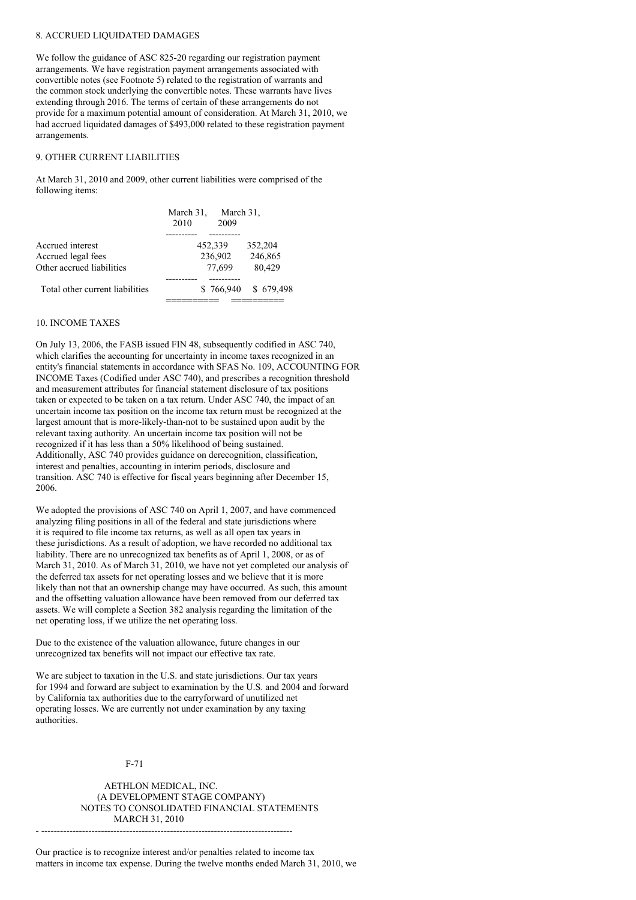## 8. ACCRUED LIQUIDATED DAMAGES

We follow the guidance of ASC 825-20 regarding our registration payment arrangements. We have registration payment arrangements associated with convertible notes (see Footnote 5) related to the registration of warrants and the common stock underlying the convertible notes. These warrants have lives extending through 2016. The terms of certain of these arrangements do not provide for a maximum potential amount of consideration. At March 31, 2010, we had accrued liquidated damages of $493,000 related to these registration payment arrangements.

## 9. OTHER CURRENT LIABILITIES

At March 31, 2010 and 2009, other current liabilities were comprised of the following items:

| | March 31, 2010 | March 31, 2009 |
|---|---|---|
| Accrued interest | 452,339 | 352,204 |
| Accrued legal fees | 236,902 | 246,865 |
| Other accrued liabilities | 77,699 | 80,429 |
| Total other current liabilities | $ 766,940 | $ 679,498 |

## 10. INCOME TAXES

On July 13, 2006, the FASB issued FIN 48, subsequently codified in ASC 740, which clarifies the accounting for uncertainty in income taxes recognized in an entity's financial statements in accordance with SFAS No. 109, ACCOUNTING FOR INCOME Taxes (Codified under ASC 740), and prescribes a recognition threshold and measurement attributes for financial statement disclosure of tax positions taken or expected to be taken on a tax return. Under ASC 740, the impact of an uncertain income tax position on the income tax return must be recognized at the largest amount that is more-likely-than-not to be sustained upon audit by the relevant taxing authority. An uncertain income tax position will not be recognized if it has less than a 50% likelihood of being sustained. Additionally, ASC 740 provides guidance on derecognition, classification, interest and penalties, accounting in interim periods, disclosure and transition. ASC 740 is effective for fiscal years beginning after December 15, 2006.

We adopted the provisions of ASC 740 on April 1, 2007, and have commenced analyzing filing positions in all of the federal and state jurisdictions where it is required to file income tax returns, as well as all open tax years in these jurisdictions. As a result of adoption, we have recorded no additional tax liability. There are no unrecognized tax benefits as of April 1, 2008, or as of March 31, 2010. As of March 31, 2010, we have not yet completed our analysis of the deferred tax assets for net operating losses and we believe that it is more likely than not that an ownership change may have occurred. As such, this amount and the offsetting valuation allowance have been removed from our deferred tax assets. We will complete a Section 382 analysis regarding the limitation of the net operating loss, if we utilize the net operating loss.

Due to the existence of the valuation allowance, future changes in our unrecognized tax benefits will not impact our effective tax rate.

We are subject to taxation in the U.S. and state jurisdictions. Our tax years for 1994 and forward are subject to examination by the U.S. and 2004 and forward by California tax authorities due to the carryforward of unutilized net operating losses. We are currently not under examination by any taxing authorities.

Our practice is to recognize interest and/or penalties related to income tax matters in income tax expense. During the twelve months ended March 31, 2010, we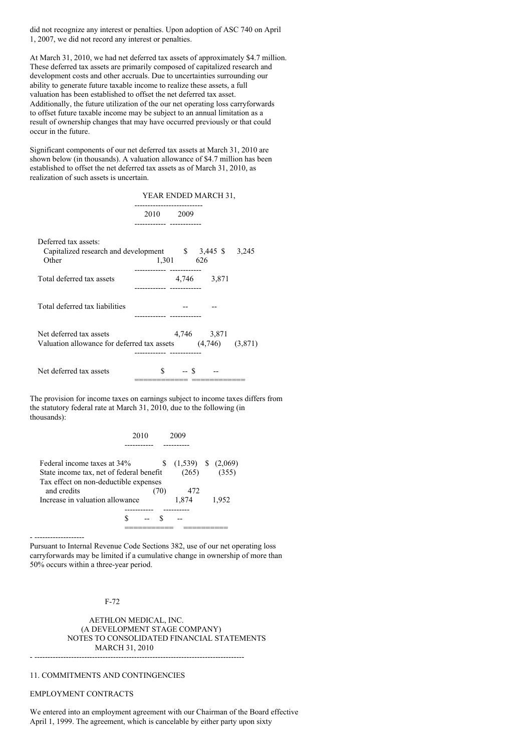did not recognize any interest or penalties. Upon adoption of ASC 740 on April 1, 2007, we did not record any interest or penalties.

At March 31, 2010, we had net deferred tax assets of approximately $4.7 million. These deferred tax assets are primarily composed of capitalized research and development costs and other accruals. Due to uncertainties surrounding our ability to generate future taxable income to realize these assets, a full valuation has been established to offset the net deferred tax asset. Additionally, the future utilization of the our net operating loss carryforwards to offset future taxable income may be subject to an annual limitation as a result of ownership changes that may have occurred previously or that could occur in the future.

Significant components of our net deferred tax assets at March 31, 2010 are shown below (in thousands). A valuation allowance of $4.7 million has been established to offset the net deferred tax assets as of March 31, 2010, as realization of such assets is uncertain.

| | YEAR ENDED MARCH 31, | |
|---|---|---|
| | 2010 | 2009 |
| Deferred tax assets: | | |
| Capitalized research and development | $ 3,445 | $ 3,245 |
| Other | 1,301 | 626 |
| Total deferred tax assets | 4,746 | 3,871 |
| Total deferred tax liabilities | -- | -- |
| Net deferred tax assets | 4,746 | 3,871 |
| Valuation allowance for deferred tax assets | (4,746) | (3,871) |
| Net deferred tax assets | $ -- | $ -- |

The provision for income taxes on earnings subject to income taxes differs from the statutory federal rate at March 31, 2010, due to the following (in thousands):

| | 2010 | 2009 |
|---|---|---|
| Federal income taxes at 34% | $ (1,539) | $ (2,069) |
| State income tax, net of federal benefit | (265) | (355) |
| Tax effect on non-deductible expenses and credits | (70) | 472 |
| Increase in valuation allowance | 1,874 | 1,952 |
| | $ -- | $ -- |

Pursuant to Internal Revenue Code Sections 382, use of our net operating loss carryforwards may be limited if a cumulative change in ownership of more than 50% occurs within a three-year period.

AETHLON MEDICAL, INC.
(A DEVELOPMENT STAGE COMPANY)
NOTES TO CONSOLIDATED FINANCIAL STATEMENTS
MARCH 31, 2010

## 11. COMMITMENTS AND CONTINGENCIES

### EMPLOYMENT CONTRACTS

We entered into an employment agreement with our Chairman of the Board effective April 1, 1999. The agreement, which is cancelable by either party upon sixty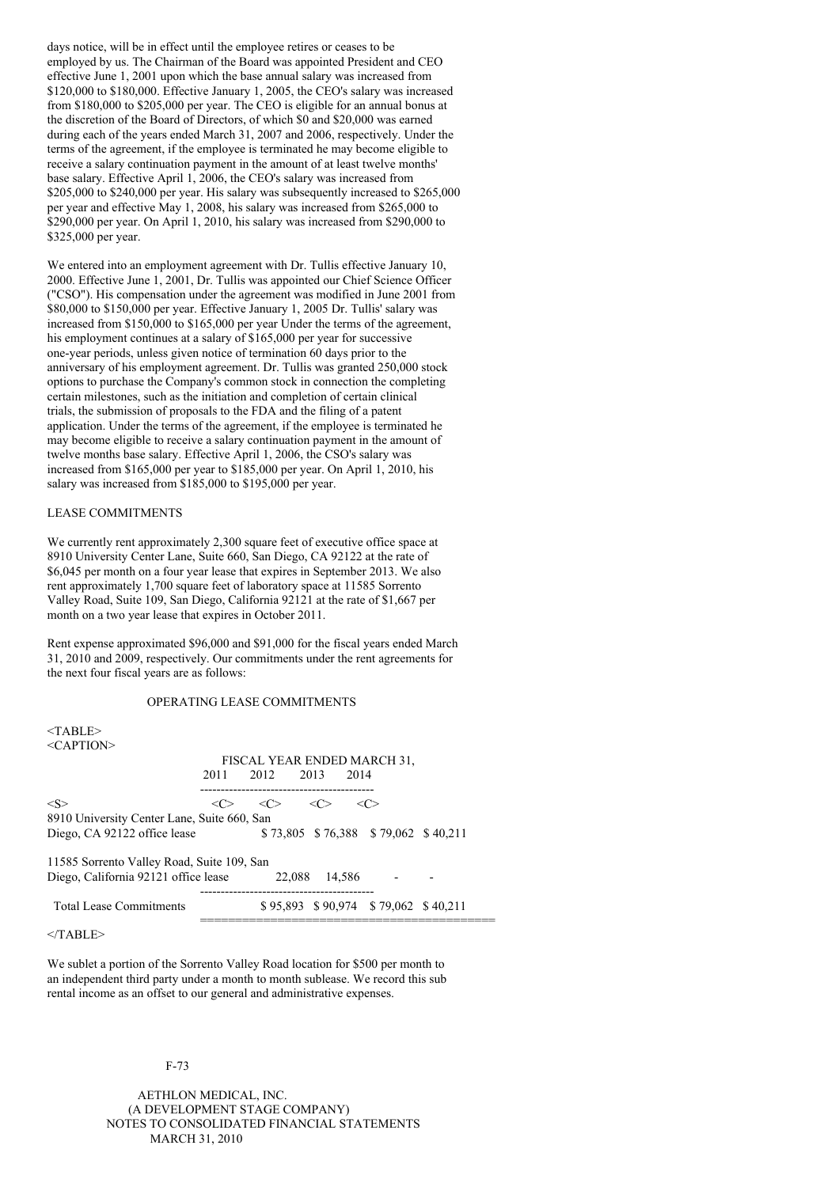days notice, will be in effect until the employee retires or ceases to be employed by us. The Chairman of the Board was appointed President and CEO effective June 1, 2001 upon which the base annual salary was increased from $120,000 to $180,000. Effective January 1, 2005, the CEO's salary was increased from $180,000 to $205,000 per year. The CEO is eligible for an annual bonus at the discretion of the Board of Directors, of which $0 and $20,000 was earned during each of the years ended March 31, 2007 and 2006, respectively. Under the terms of the agreement, if the employee is terminated he may become eligible to receive a salary continuation payment in the amount of at least twelve months' base salary. Effective April 1, 2006, the CEO's salary was increased from $205,000 to $240,000 per year. His salary was subsequently increased to $265,000 per year and effective May 1, 2008, his salary was increased from $265,000 to $290,000 per year. On April 1, 2010, his salary was increased from $290,000 to $325,000 per year.

We entered into an employment agreement with Dr. Tullis effective January 10, 2000. Effective June 1, 2001, Dr. Tullis was appointed our Chief Science Officer ("CSO"). His compensation under the agreement was modified in June 2001 from $80,000 to $150,000 per year. Effective January 1, 2005 Dr. Tullis' salary was increased from $150,000 to $165,000 per year Under the terms of the agreement, his employment continues at a salary of $165,000 per year for successive one-year periods, unless given notice of termination 60 days prior to the anniversary of his employment agreement. Dr. Tullis was granted 250,000 stock options to purchase the Company's common stock in connection the completing certain milestones, such as the initiation and completion of certain clinical trials, the submission of proposals to the FDA and the filing of a patent application. Under the terms of the agreement, if the employee is terminated he may become eligible to receive a salary continuation payment in the amount of twelve months base salary. Effective April 1, 2006, the CSO's salary was increased from $165,000 per year to $185,000 per year. On April 1, 2010, his salary was increased from $185,000 to $195,000 per year.

LEASE COMMITMENTS

We currently rent approximately 2,300 square feet of executive office space at 8910 University Center Lane, Suite 660, San Diego, CA 92122 at the rate of $6,045 per month on a four year lease that expires in September 2013. We also rent approximately 1,700 square feet of laboratory space at 11585 Sorrento Valley Road, Suite 109, San Diego, California 92121 at the rate of $1,667 per month on a two year lease that expires in October 2011.

Rent expense approximated $96,000 and $91,000 for the fiscal years ended March 31, 2010 and 2009, respectively. Our commitments under the rent agreements for the next four fiscal years are as follows:

OPERATING LEASE COMMITMENTS

| | FISCAL YEAR ENDED MARCH 31, | | | |
|---|---|---|---|---|
| | 2011 | 2012 | 2013 | 2014 |
| 8910 University Center Lane, Suite 660, San Diego, CA 92122 office lease | $ 73,805 | $ 76,388 | $ 79,062 | $ 40,211 |
| 11585 Sorrento Valley Road, Suite 109, San Diego, California 92121 office lease | 22,088 | 14,586 | - | - |
| Total Lease Commitments | $ 95,893 | $ 90,974 | $ 79,062 | $ 40,211 |

We sublet a portion of the Sorrento Valley Road location for $500 per month to an independent third party under a month to month sublease. We record this sub rental income as an offset to our general and administrative expenses.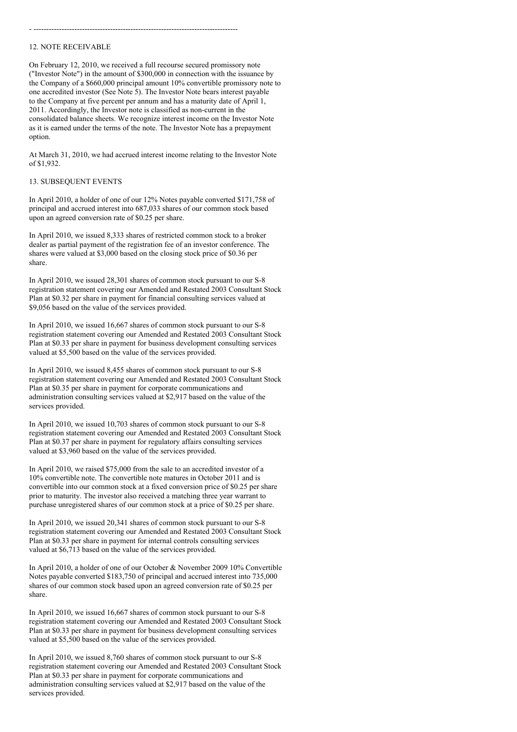## 12. NOTE RECEIVABLE

On February 12, 2010, we received a full recourse secured promissory note ("Investor Note") in the amount of $300,000 in connection with the issuance by the Company of a $660,000 principal amount 10% convertible promissory note to one accredited investor (See Note 5). The Investor Note bears interest payable to the Company at five percent per annum and has a maturity date of April 1, 2011. Accordingly, the Investor note is classified as non-current in the consolidated balance sheets. We recognize interest income on the Investor Note as it is earned under the terms of the note. The Investor Note has a prepayment option.

At March 31, 2010, we had accrued interest income relating to the Investor Note of $1,932.

## 13. SUBSEQUENT EVENTS

In April 2010, a holder of one of our 12% Notes payable converted $171,758 of principal and accrued interest into 687,033 shares of our common stock based upon an agreed conversion rate of $0.25 per share.

In April 2010, we issued 8,333 shares of restricted common stock to a broker dealer as partial payment of the registration fee of an investor conference. The shares were valued at $3,000 based on the closing stock price of $0.36 per share.

In April 2010, we issued 28,301 shares of common stock pursuant to our S-8 registration statement covering our Amended and Restated 2003 Consultant Stock Plan at $0.32 per share in payment for financial consulting services valued at $9,056 based on the value of the services provided.

In April 2010, we issued 16,667 shares of common stock pursuant to our S-8 registration statement covering our Amended and Restated 2003 Consultant Stock Plan at $0.33 per share in payment for business development consulting services valued at $5,500 based on the value of the services provided.

In April 2010, we issued 8,455 shares of common stock pursuant to our S-8 registration statement covering our Amended and Restated 2003 Consultant Stock Plan at $0.35 per share in payment for corporate communications and administration consulting services valued at $2,917 based on the value of the services provided.

In April 2010, we issued 10,703 shares of common stock pursuant to our S-8 registration statement covering our Amended and Restated 2003 Consultant Stock Plan at $0.37 per share in payment for regulatory affairs consulting services valued at $3,960 based on the value of the services provided.

In April 2010, we raised $75,000 from the sale to an accredited investor of a 10% convertible note. The convertible note matures in October 2011 and is convertible into our common stock at a fixed conversion price of $0.25 per share prior to maturity. The investor also received a matching three year warrant to purchase unregistered shares of our common stock at a price of $0.25 per share.

In April 2010, we issued 20,341 shares of common stock pursuant to our S-8 registration statement covering our Amended and Restated 2003 Consultant Stock Plan at $0.33 per share in payment for internal controls consulting services valued at $6,713 based on the value of the services provided.

In April 2010, a holder of one of our October & November 2009 10% Convertible Notes payable converted $183,750 of principal and accrued interest into 735,000 shares of our common stock based upon an agreed conversion rate of $0.25 per share.

In April 2010, we issued 16,667 shares of common stock pursuant to our S-8 registration statement covering our Amended and Restated 2003 Consultant Stock Plan at $0.33 per share in payment for business development consulting services valued at $5,500 based on the value of the services provided.

In April 2010, we issued 8,760 shares of common stock pursuant to our S-8 registration statement covering our Amended and Restated 2003 Consultant Stock Plan at $0.33 per share in payment for corporate communications and administration consulting services valued at $2,917 based on the value of the services provided.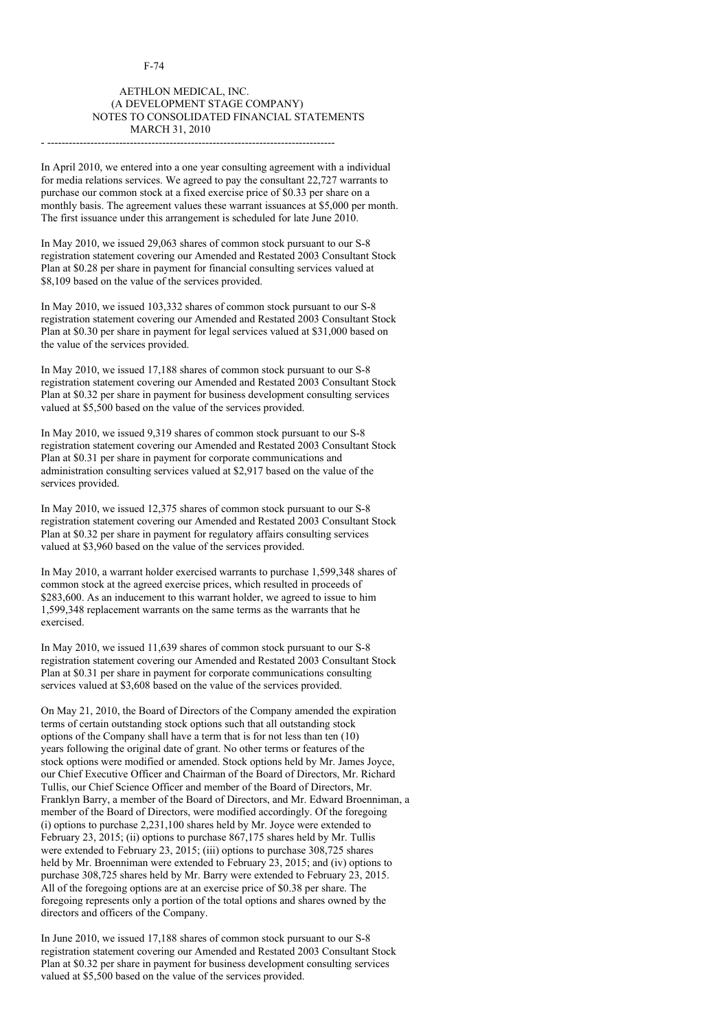AETHLON MEDICAL, INC.
(A DEVELOPMENT STAGE COMPANY)
NOTES TO CONSOLIDATED FINANCIAL STATEMENTS
MARCH 31, 2010

---

In April 2010, we entered into a one year consulting agreement with a individual for media relations services. We agreed to pay the consultant 22,727 warrants to purchase our common stock at a fixed exercise price of $0.33 per share on a monthly basis. The agreement values these warrant issuances at $5,000 per month. The first issuance under this arrangement is scheduled for late June 2010.

In May 2010, we issued 29,063 shares of common stock pursuant to our S-8 registration statement covering our Amended and Restated 2003 Consultant Stock Plan at $0.28 per share in payment for financial consulting services valued at $8,109 based on the value of the services provided.

In May 2010, we issued 103,332 shares of common stock pursuant to our S-8 registration statement covering our Amended and Restated 2003 Consultant Stock Plan at $0.30 per share in payment for legal services valued at $31,000 based on the value of the services provided.

In May 2010, we issued 17,188 shares of common stock pursuant to our S-8 registration statement covering our Amended and Restated 2003 Consultant Stock Plan at $0.32 per share in payment for business development consulting services valued at $5,500 based on the value of the services provided.

In May 2010, we issued 9,319 shares of common stock pursuant to our S-8 registration statement covering our Amended and Restated 2003 Consultant Stock Plan at $0.31 per share in payment for corporate communications and administration consulting services valued at $2,917 based on the value of the services provided.

In May 2010, we issued 12,375 shares of common stock pursuant to our S-8 registration statement covering our Amended and Restated 2003 Consultant Stock Plan at $0.32 per share in payment for regulatory affairs consulting services valued at $3,960 based on the value of the services provided.

In May 2010, a warrant holder exercised warrants to purchase 1,599,348 shares of common stock at the agreed exercise prices, which resulted in proceeds of $283,600. As an inducement to this warrant holder, we agreed to issue to him 1,599,348 replacement warrants on the same terms as the warrants that he exercised.

In May 2010, we issued 11,639 shares of common stock pursuant to our S-8 registration statement covering our Amended and Restated 2003 Consultant Stock Plan at $0.31 per share in payment for corporate communications consulting services valued at $3,608 based on the value of the services provided.

On May 21, 2010, the Board of Directors of the Company amended the expiration terms of certain outstanding stock options such that all outstanding stock options of the Company shall have a term that is for not less than ten (10) years following the original date of grant. No other terms or features of the stock options were modified or amended. Stock options held by Mr. James Joyce, our Chief Executive Officer and Chairman of the Board of Directors, Mr. Richard Tullis, our Chief Science Officer and member of the Board of Directors, Mr. Franklyn Barry, a member of the Board of Directors, and Mr. Edward Broenniman, a member of the Board of Directors, were modified accordingly. Of the foregoing (i) options to purchase 2,231,100 shares held by Mr. Joyce were extended to February 23, 2015; (ii) options to purchase 867,175 shares held by Mr. Tullis were extended to February 23, 2015; (iii) options to purchase 308,725 shares held by Mr. Broenniman were extended to February 23, 2015; and (iv) options to purchase 308,725 shares held by Mr. Barry were extended to February 23, 2015. All of the foregoing options are at an exercise price of $0.38 per share. The foregoing represents only a portion of the total options and shares owned by the directors and officers of the Company.

In June 2010, we issued 17,188 shares of common stock pursuant to our S-8 registration statement covering our Amended and Restated 2003 Consultant Stock Plan at $0.32 per share in payment for business development consulting services valued at $5,500 based on the value of the services provided.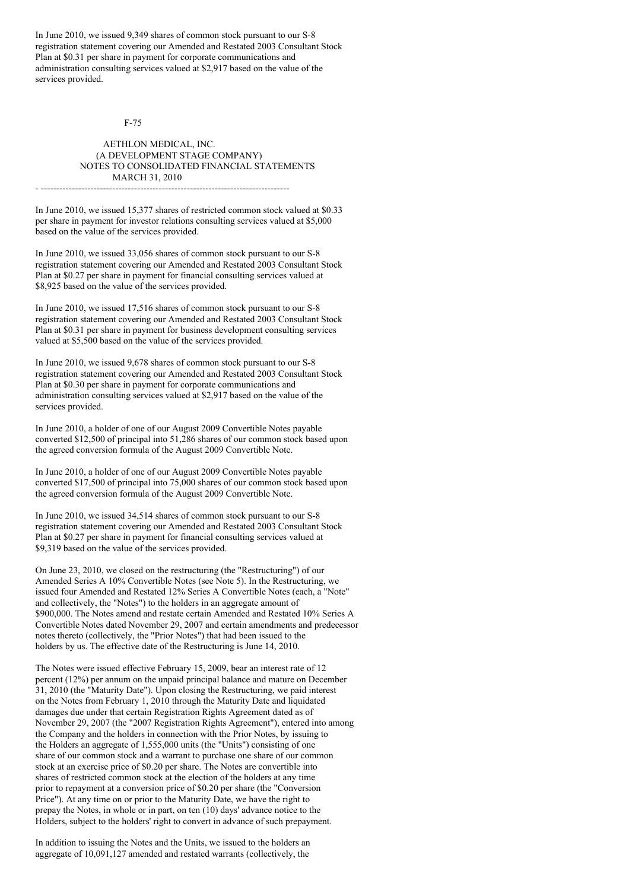In June 2010, we issued 9,349 shares of common stock pursuant to our S-8 registration statement covering our Amended and Restated 2003 Consultant Stock Plan at $0.31 per share in payment for corporate communications and administration consulting services valued at $2,917 based on the value of the services provided.

AETHLON MEDICAL, INC.
(A DEVELOPMENT STAGE COMPANY)
NOTES TO CONSOLIDATED FINANCIAL STATEMENTS
MARCH 31, 2010

In June 2010, we issued 15,377 shares of restricted common stock valued at $0.33 per share in payment for investor relations consulting services valued at $5,000 based on the value of the services provided.

In June 2010, we issued 33,056 shares of common stock pursuant to our S-8 registration statement covering our Amended and Restated 2003 Consultant Stock Plan at $0.27 per share in payment for financial consulting services valued at $8,925 based on the value of the services provided.

In June 2010, we issued 17,516 shares of common stock pursuant to our S-8 registration statement covering our Amended and Restated 2003 Consultant Stock Plan at $0.31 per share in payment for business development consulting services valued at $5,500 based on the value of the services provided.

In June 2010, we issued 9,678 shares of common stock pursuant to our S-8 registration statement covering our Amended and Restated 2003 Consultant Stock Plan at $0.30 per share in payment for corporate communications and administration consulting services valued at $2,917 based on the value of the services provided.

In June 2010, a holder of one of our August 2009 Convertible Notes payable converted $12,500 of principal into 51,286 shares of our common stock based upon the agreed conversion formula of the August 2009 Convertible Note.

In June 2010, a holder of one of our August 2009 Convertible Notes payable converted $17,500 of principal into 75,000 shares of our common stock based upon the agreed conversion formula of the August 2009 Convertible Note.

In June 2010, we issued 34,514 shares of common stock pursuant to our S-8 registration statement covering our Amended and Restated 2003 Consultant Stock Plan at $0.27 per share in payment for financial consulting services valued at $9,319 based on the value of the services provided.

On June 23, 2010, we closed on the restructuring (the "Restructuring") of our Amended Series A 10% Convertible Notes (see Note 5). In the Restructuring, we issued four Amended and Restated 12% Series A Convertible Notes (each, a "Note" and collectively, the "Notes") to the holders in an aggregate amount of $900,000. The Notes amend and restate certain Amended and Restated 10% Series A Convertible Notes dated November 29, 2007 and certain amendments and predecessor notes thereto (collectively, the "Prior Notes") that had been issued to the holders by us. The effective date of the Restructuring is June 14, 2010.

The Notes were issued effective February 15, 2009, bear an interest rate of 12 percent (12%) per annum on the unpaid principal balance and mature on December 31, 2010 (the "Maturity Date"). Upon closing the Restructuring, we paid interest on the Notes from February 1, 2010 through the Maturity Date and liquidated damages due under that certain Registration Rights Agreement dated as of November 29, 2007 (the "2007 Registration Rights Agreement"), entered into among the Company and the holders in connection with the Prior Notes, by issuing to the Holders an aggregate of 1,555,000 units (the "Units") consisting of one share of our common stock and a warrant to purchase one share of our common stock at an exercise price of $0.20 per share. The Notes are convertible into shares of restricted common stock at the election of the holders at any time prior to repayment at a conversion price of $0.20 per share (the "Conversion Price"). At any time on or prior to the Maturity Date, we have the right to prepay the Notes, in whole or in part, on ten (10) days' advance notice to the Holders, subject to the holders' right to convert in advance of such prepayment.

In addition to issuing the Notes and the Units, we issued to the holders an aggregate of 10,091,127 amended and restated warrants (collectively, the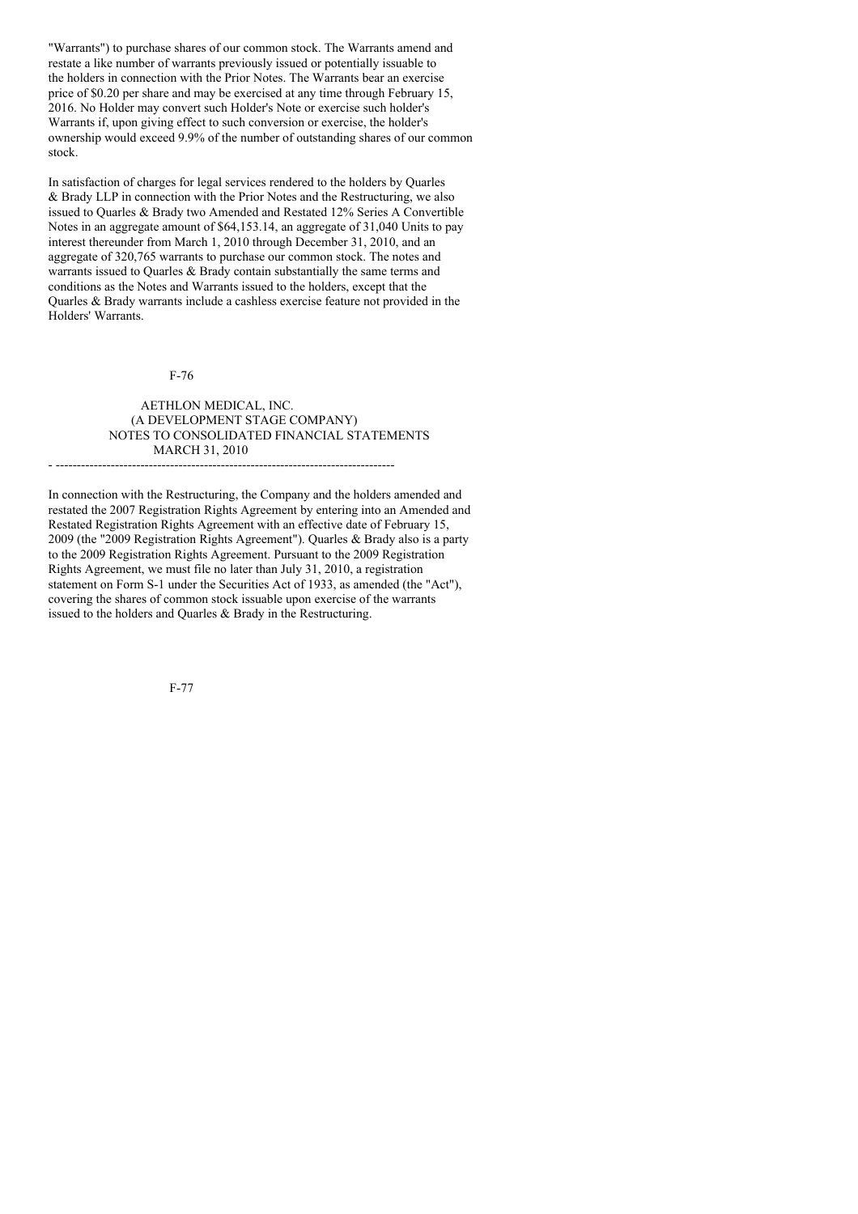"Warrants") to purchase shares of our common stock. The Warrants amend and restate a like number of warrants previously issued or potentially issuable to the holders in connection with the Prior Notes. The Warrants bear an exercise price of $0.20 per share and may be exercised at any time through February 15, 2016. No Holder may convert such Holder's Note or exercise such holder's Warrants if, upon giving effect to such conversion or exercise, the holder's ownership would exceed 9.9% of the number of outstanding shares of our common stock.

In satisfaction of charges for legal services rendered to the holders by Quarles & Brady LLP in connection with the Prior Notes and the Restructuring, we also issued to Quarles & Brady two Amended and Restated 12% Series A Convertible Notes in an aggregate amount of $64,153.14, an aggregate of 31,040 Units to pay interest thereunder from March 1, 2010 through December 31, 2010, and an aggregate of 320,765 warrants to purchase our common stock. The notes and warrants issued to Quarles & Brady contain substantially the same terms and conditions as the Notes and Warrants issued to the holders, except that the Quarles & Brady warrants include a cashless exercise feature not provided in the Holders' Warrants.

In connection with the Restructuring, the Company and the holders amended and restated the 2007 Registration Rights Agreement by entering into an Amended and Restated Registration Rights Agreement with an effective date of February 15, 2009 (the "2009 Registration Rights Agreement"). Quarles & Brady also is a party to the 2009 Registration Rights Agreement. Pursuant to the 2009 Registration Rights Agreement, we must file no later than July 31, 2010, a registration statement on Form S-1 under the Securities Act of 1933, as amended (the "Act"), covering the shares of common stock issuable upon exercise of the warrants issued to the holders and Quarles & Brady in the Restructuring.